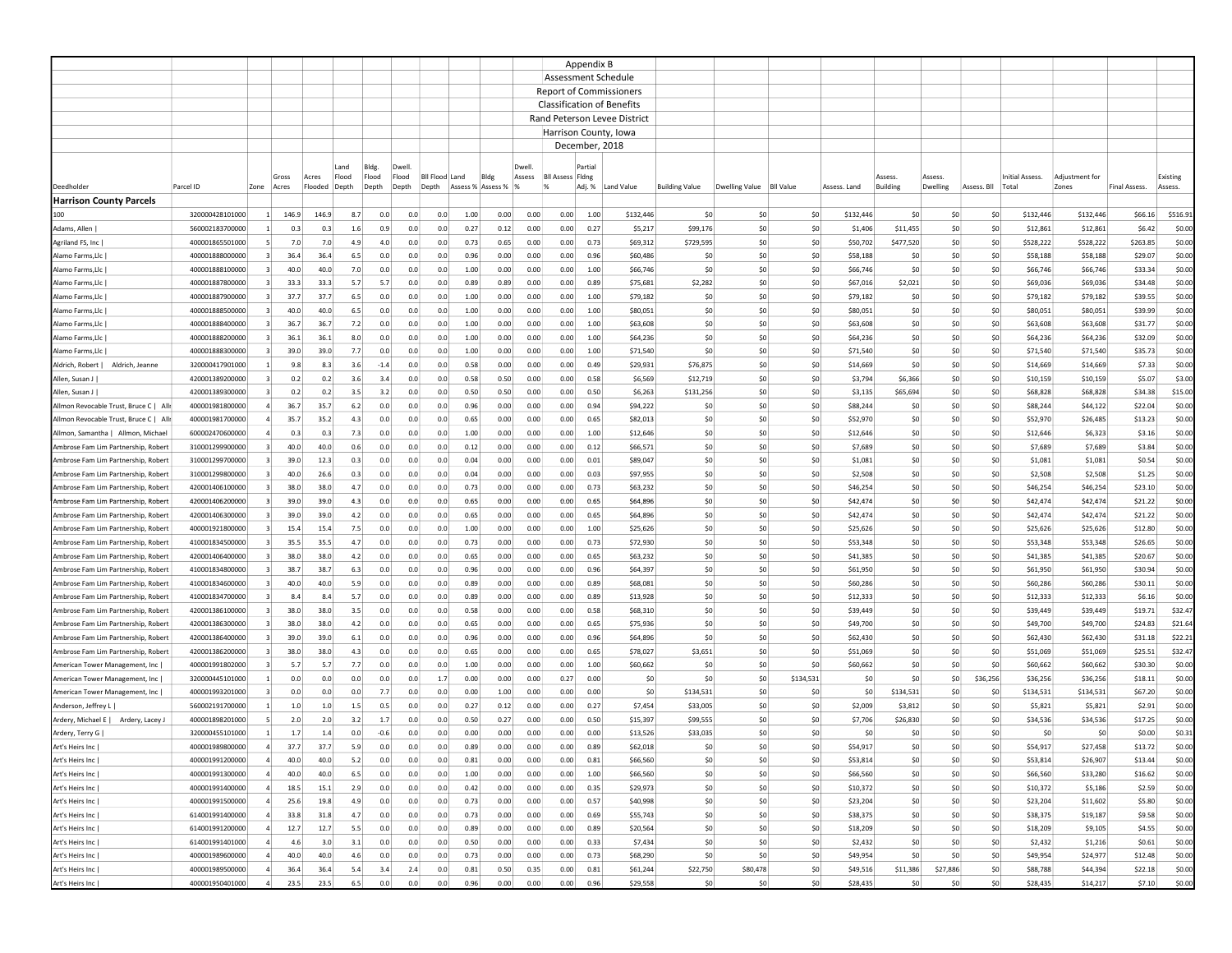Appendix B

Assessment Schedule

Report of Commissioners

Classification of Benefits

Rand Peterson Levee District

Harrison County, Iowa

December, 2018

| Deedholder | Parcel ID | Zone | Gross Acres | Acres Flooded | Land Flood Depth | Bldg. Flood Depth | Dwell. Flood Depth | Bll Flood Depth | Land Assess % | Bldg Assess % | Dwell. Assess % | Bll Assess % | Partial Fldng Adj. % | Land Value | Building Value | Dwelling Value | Bll Value | Assess. Land | Assess. Building | Assess. Dwelling | Assess. Bll | Initial Assess. Total | Adjustment for Zones | Final Assess. | Existing Assess. |
|---|---|---|---|---|---|---|---|---|---|---|---|---|---|---|---|---|---|---|---|---|---|---|---|---|---|
| **Harrison County Parcels** | | | | | | | | | | | | | | | | | | | | | | | | | |
| 100 | 320000428101000 | 1 | 146.9 | 146.9 | 8.7 | 0.0 | 0.0 | 0.0 | 1.00 | 0.00 | 0.00 | 0.00 | 1.00 | $132,446 | $0 | $0 | $0 | $132,446 | $0 | $0 | $0 | $132,446 | $132,446 | $66.16 | $516.91 |
| Adams, Allen \| | 560002183700000 | 1 | 0.3 | 0.3 | 1.6 | 0.9 | 0.0 | 0.0 | 0.27 | 0.12 | 0.00 | 0.00 | 0.27 | $5,217 | $99,176 | $0 | $0 | $1,406 | $11,455 | $0 | $0 | $12,861 | $12,861 | $6.42 | $0.00 |
| Agriland FS, Inc \| | 400001865501000 | 5 | 7.0 | 7.0 | 4.9 | 4.0 | 0.0 | 0.0 | 0.73 | 0.65 | 0.00 | 0.00 | 0.73 | $69,312 | $729,595 | $0 | $0 | $50,702 | $477,520 | $0 | $0 | $528,222 | $528,222 | $263.85 | $0.00 |
| Alamo Farms,Llc \| | 400001888000000 | 3 | 36.4 | 36.4 | 6.5 | 0.0 | 0.0 | 0.0 | 0.96 | 0.00 | 0.00 | 0.00 | 0.96 | $60,486 | $0 | $0 | $0 | $58,188 | $0 | $0 | $0 | $58,188 | $58,188 | $29.07 | $0.00 |
| Alamo Farms,Llc \| | 400001888100000 | 3 | 40.0 | 40.0 | 7.0 | 0.0 | 0.0 | 0.0 | 1.00 | 0.00 | 0.00 | 0.00 | 1.00 | $66,746 | $0 | $0 | $0 | $66,746 | $0 | $0 | $0 | $66,746 | $66,746 | $33.34 | $0.00 |
| Alamo Farms,Llc \| | 400001887800000 | 3 | 33.3 | 33.3 | 5.7 | 5.7 | 0.0 | 0.0 | 0.89 | 0.89 | 0.00 | 0.00 | 0.89 | $75,681 | $2,282 | $0 | $0 | $67,016 | $2,021 | $0 | $0 | $69,036 | $69,036 | $34.48 | $0.00 |
| Alamo Farms,Llc \| | 400001887900000 | 3 | 37.7 | 37.7 | 6.5 | 0.0 | 0.0 | 0.0 | 1.00 | 0.00 | 0.00 | 0.00 | 1.00 | $79,182 | $0 | $0 | $0 | $79,182 | $0 | $0 | $0 | $79,182 | $79,182 | $39.55 | $0.00 |
| Alamo Farms,Llc \| | 400001888500000 | 3 | 40.0 | 40.0 | 6.5 | 0.0 | 0.0 | 0.0 | 1.00 | 0.00 | 0.00 | 0.00 | 1.00 | $80,051 | $0 | $0 | $0 | $80,051 | $0 | $0 | $0 | $80,051 | $80,051 | $39.99 | $0.00 |
| Alamo Farms,Llc \| | 400001888400000 | 3 | 36.7 | 36.7 | 7.2 | 0.0 | 0.0 | 0.0 | 1.00 | 0.00 | 0.00 | 0.00 | 1.00 | $63,608 | $0 | $0 | $0 | $63,608 | $0 | $0 | $0 | $63,608 | $63,608 | $31.77 | $0.00 |
| Alamo Farms,Llc \| | 400001888200000 | 3 | 36.1 | 36.1 | 8.0 | 0.0 | 0.0 | 0.0 | 1.00 | 0.00 | 0.00 | 0.00 | 1.00 | $64,236 | $0 | $0 | $0 | $64,236 | $0 | $0 | $0 | $64,236 | $64,236 | $32.09 | $0.00 |
| Alamo Farms,Llc \| | 400001888300000 | 3 | 39.0 | 39.0 | 7.7 | 0.0 | 0.0 | 0.0 | 1.00 | 0.00 | 0.00 | 0.00 | 1.00 | $71,540 | $0 | $0 | $0 | $71,540 | $0 | $0 | $0 | $71,540 | $71,540 | $35.73 | $0.00 |
| Aldrich, Robert \| Aldrich, Jeanne | 320000417901000 | 1 | 9.8 | 8.3 | 3.6 | -1.4 | 0.0 | 0.0 | 0.58 | 0.00 | 0.00 | 0.00 | 0.49 | $29,931 | $76,875 | $0 | $0 | $14,669 | $0 | $0 | $0 | $14,669 | $14,669 | $7.33 | $0.00 |
| Allen, Susan J \| | 420001389200000 | 3 | 0.2 | 0.2 | 3.6 | 3.4 | 0.0 | 0.0 | 0.58 | 0.50 | 0.00 | 0.00 | 0.58 | $6,569 | $12,719 | $0 | $0 | $3,794 | $6,366 | $0 | $0 | $10,159 | $10,159 | $5.07 | $3.00 |
| Allen, Susan J \| | 420001389300000 | 3 | 0.2 | 0.2 | 3.5 | 3.2 | 0.0 | 0.0 | 0.50 | 0.50 | 0.00 | 0.00 | 0.50 | $6,263 | $131,256 | $0 | $0 | $3,135 | $65,694 | $0 | $0 | $68,828 | $68,828 | $34.38 | $15.00 |
| Allmon Revocable Trust, Bruce C \| Allr | 400001981800000 | 4 | 36.7 | 35.7 | 6.2 | 0.0 | 0.0 | 0.0 | 0.96 | 0.00 | 0.00 | 0.00 | 0.94 | $94,222 | $0 | $0 | $0 | $88,244 | $0 | $0 | $0 | $88,244 | $44,122 | $22.04 | $0.00 |
| Allmon Revocable Trust, Bruce C \| Allr | 400001981700000 | 4 | 35.7 | 35.2 | 4.3 | 0.0 | 0.0 | 0.0 | 0.65 | 0.00 | 0.00 | 0.00 | 0.65 | $82,013 | $0 | $0 | $0 | $52,970 | $0 | $0 | $0 | $52,970 | $26,485 | $13.23 | $0.00 |
| Allmon, Samantha \| Allmon, Michael | 600002470600000 | 4 | 0.3 | 0.3 | 7.3 | 0.0 | 0.0 | 0.0 | 1.00 | 0.00 | 0.00 | 0.00 | 1.00 | $12,646 | $0 | $0 | $0 | $12,646 | $0 | $0 | $0 | $12,646 | $6,323 | $3.16 | $0.00 |
| Ambrose Fam Lim Partnership, Robert | 310001299900000 | 3 | 40.0 | 40.0 | 0.6 | 0.0 | 0.0 | 0.0 | 0.12 | 0.00 | 0.00 | 0.00 | 0.12 | $66,571 | $0 | $0 | $0 | $7,689 | $0 | $0 | $0 | $7,689 | $7,689 | $3.84 | $0.00 |
| Ambrose Fam Lim Partnership, Robert | 310001299700000 | 3 | 39.0 | 12.3 | 0.3 | 0.0 | 0.0 | 0.0 | 0.04 | 0.00 | 0.00 | 0.00 | 0.01 | $89,047 | $0 | $0 | $0 | $1,081 | $0 | $0 | $0 | $1,081 | $1,081 | $0.54 | $0.00 |
| Ambrose Fam Lim Partnership, Robert | 310001299800000 | 3 | 40.0 | 26.6 | 0.3 | 0.0 | 0.0 | 0.0 | 0.04 | 0.00 | 0.00 | 0.00 | 0.03 | $97,955 | $0 | $0 | $0 | $2,508 | $0 | $0 | $0 | $2,508 | $2,508 | $1.25 | $0.00 |
| Ambrose Fam Lim Partnership, Robert | 420001406100000 | 3 | 38.0 | 38.0 | 4.7 | 0.0 | 0.0 | 0.0 | 0.73 | 0.00 | 0.00 | 0.00 | 0.73 | $63,232 | $0 | $0 | $0 | $46,254 | $0 | $0 | $0 | $46,254 | $46,254 | $23.10 | $0.00 |
| Ambrose Fam Lim Partnership, Robert | 420001406200000 | 3 | 39.0 | 39.0 | 4.3 | 0.0 | 0.0 | 0.0 | 0.65 | 0.00 | 0.00 | 0.00 | 0.65 | $64,896 | $0 | $0 | $0 | $42,474 | $0 | $0 | $0 | $42,474 | $42,474 | $21.22 | $0.00 |
| Ambrose Fam Lim Partnership, Robert | 420001406300000 | 3 | 39.0 | 39.0 | 4.2 | 0.0 | 0.0 | 0.0 | 0.65 | 0.00 | 0.00 | 0.00 | 0.65 | $64,896 | $0 | $0 | $0 | $42,474 | $0 | $0 | $0 | $42,474 | $42,474 | $21.22 | $0.00 |
| Ambrose Fam Lim Partnership, Robert | 400001921800000 | 3 | 15.4 | 15.4 | 7.5 | 0.0 | 0.0 | 0.0 | 1.00 | 0.00 | 0.00 | 0.00 | 1.00 | $25,626 | $0 | $0 | $0 | $25,626 | $0 | $0 | $0 | $25,626 | $25,626 | $12.80 | $0.00 |
| Ambrose Fam Lim Partnership, Robert | 410001834500000 | 3 | 35.5 | 35.5 | 4.7 | 0.0 | 0.0 | 0.0 | 0.73 | 0.00 | 0.00 | 0.00 | 0.73 | $72,930 | $0 | $0 | $0 | $53,348 | $0 | $0 | $0 | $53,348 | $53,348 | $26.65 | $0.00 |
| Ambrose Fam Lim Partnership, Robert | 420001406400000 | 3 | 38.0 | 38.0 | 4.2 | 0.0 | 0.0 | 0.0 | 0.65 | 0.00 | 0.00 | 0.00 | 0.65 | $63,232 | $0 | $0 | $0 | $41,385 | $0 | $0 | $0 | $41,385 | $41,385 | $20.67 | $0.00 |
| Ambrose Fam Lim Partnership, Robert | 410001834800000 | 3 | 38.7 | 38.7 | 6.3 | 0.0 | 0.0 | 0.0 | 0.96 | 0.00 | 0.00 | 0.00 | 0.96 | $64,397 | $0 | $0 | $0 | $61,950 | $0 | $0 | $0 | $61,950 | $61,950 | $30.94 | $0.00 |
| Ambrose Fam Lim Partnership, Robert | 410001834600000 | 3 | 40.0 | 40.0 | 5.9 | 0.0 | 0.0 | 0.0 | 0.89 | 0.00 | 0.00 | 0.00 | 0.89 | $68,081 | $0 | $0 | $0 | $60,286 | $0 | $0 | $0 | $60,286 | $60,286 | $30.11 | $0.00 |
| Ambrose Fam Lim Partnership, Robert | 410001834700000 | 3 | 8.4 | 8.4 | 5.7 | 0.0 | 0.0 | 0.0 | 0.89 | 0.00 | 0.00 | 0.00 | 0.89 | $13,928 | $0 | $0 | $0 | $12,333 | $0 | $0 | $0 | $12,333 | $12,333 | $6.16 | $0.00 |
| Ambrose Fam Lim Partnership, Robert | 420001386100000 | 3 | 38.0 | 38.0 | 3.5 | 0.0 | 0.0 | 0.0 | 0.58 | 0.00 | 0.00 | 0.00 | 0.58 | $68,310 | $0 | $0 | $0 | $39,449 | $0 | $0 | $0 | $39,449 | $39,449 | $19.71 | $32.47 |
| Ambrose Fam Lim Partnership, Robert | 420001386300000 | 3 | 38.0 | 38.0 | 4.2 | 0.0 | 0.0 | 0.0 | 0.65 | 0.00 | 0.00 | 0.00 | 0.65 | $75,936 | $0 | $0 | $0 | $49,700 | $0 | $0 | $0 | $49,700 | $49,700 | $24.83 | $21.64 |
| Ambrose Fam Lim Partnership, Robert | 420001386400000 | 3 | 39.0 | 39.0 | 6.1 | 0.0 | 0.0 | 0.0 | 0.96 | 0.00 | 0.00 | 0.00 | 0.96 | $64,896 | $0 | $0 | $0 | $62,430 | $0 | $0 | $0 | $62,430 | $62,430 | $31.18 | $22.21 |
| Ambrose Fam Lim Partnership, Robert | 420001386200000 | 3 | 38.0 | 38.0 | 4.3 | 0.0 | 0.0 | 0.0 | 0.65 | 0.00 | 0.00 | 0.00 | 0.65 | $78,027 | $3,651 | $0 | $0 | $51,069 | $0 | $0 | $0 | $51,069 | $51,069 | $25.51 | $32.47 |
| American Tower Management, Inc \| | 400001991802000 | 3 | 5.7 | 5.7 | 7.7 | 0.0 | 0.0 | 0.0 | 1.00 | 0.00 | 0.00 | 0.00 | 1.00 | $60,662 | $0 | $0 | $0 | $60,662 | $0 | $0 | $0 | $60,662 | $60,662 | $30.30 | $0.00 |
| American Tower Management, Inc \| | 320000445101000 | 1 | 0.0 | 0.0 | 0.0 | 0.0 | 0.0 | 1.7 | 0.00 | 0.00 | 0.00 | 0.27 | 0.00 | $0 | $0 | $0 | $134,531 | $0 | $0 | $0 | $36,256 | $36,256 | $36,256 | $18.11 | $0.00 |
| American Tower Management, Inc \| | 400001993201000 | 3 | 0.0 | 0.0 | 0.0 | 7.7 | 0.0 | 0.0 | 0.00 | 1.00 | 0.00 | 0.00 | 0.00 | $0 | $134,531 | $0 | $0 | $0 | $134,531 | $0 | $0 | $134,531 | $134,531 | $67.20 | $0.00 |
| Anderson, Jeffrey L \| | 560002191700000 | 1 | 1.0 | 1.0 | 1.5 | 0.5 | 0.0 | 0.0 | 0.27 | 0.12 | 0.00 | 0.00 | 0.27 | $7,454 | $33,005 | $0 | $0 | $2,009 | $3,812 | $0 | $0 | $5,821 | $5,821 | $2.91 | $0.00 |
| Ardery, Michael E \| Ardery, Lacey J | 400001898201000 | 5 | 2.0 | 2.0 | 3.2 | 1.7 | 0.0 | 0.0 | 0.50 | 0.27 | 0.00 | 0.00 | 0.50 | $15,397 | $99,555 | $0 | $0 | $7,706 | $26,830 | $0 | $0 | $34,536 | $34,536 | $17.25 | $0.00 |
| Ardery, Terry G \| | 320000455101000 | 1 | 1.7 | 1.4 | 0.0 | -0.6 | 0.0 | 0.0 | 0.00 | 0.00 | 0.00 | 0.00 | 0.00 | $13,526 | $33,035 | $0 | $0 | $0 | $0 | $0 | $0 | $0 | $0 | $0.00 | $0.31 |
| Art's Heirs Inc \| | 400001989800000 | 4 | 37.7 | 37.7 | 5.9 | 0.0 | 0.0 | 0.0 | 0.89 | 0.00 | 0.00 | 0.00 | 0.89 | $62,018 | $0 | $0 | $0 | $54,917 | $0 | $0 | $0 | $54,917 | $27,458 | $13.72 | $0.00 |
| Art's Heirs Inc \| | 400001991200000 | 4 | 40.0 | 40.0 | 5.2 | 0.0 | 0.0 | 0.0 | 0.81 | 0.00 | 0.00 | 0.00 | 0.81 | $66,560 | $0 | $0 | $0 | $53,814 | $0 | $0 | $0 | $53,814 | $26,907 | $13.44 | $0.00 |
| Art's Heirs Inc \| | 400001991300000 | 4 | 40.0 | 40.0 | 6.5 | 0.0 | 0.0 | 0.0 | 1.00 | 0.00 | 0.00 | 0.00 | 1.00 | $66,560 | $0 | $0 | $0 | $66,560 | $0 | $0 | $0 | $66,560 | $33,280 | $16.62 | $0.00 |
| Art's Heirs Inc \| | 400001991400000 | 4 | 18.5 | 15.1 | 2.9 | 0.0 | 0.0 | 0.0 | 0.42 | 0.00 | 0.00 | 0.00 | 0.35 | $29,973 | $0 | $0 | $0 | $10,372 | $0 | $0 | $0 | $10,372 | $5,186 | $2.59 | $0.00 |
| Art's Heirs Inc \| | 400001991500000 | 4 | 25.6 | 19.8 | 4.9 | 0.0 | 0.0 | 0.0 | 0.73 | 0.00 | 0.00 | 0.00 | 0.57 | $40,998 | $0 | $0 | $0 | $23,204 | $0 | $0 | $0 | $23,204 | $11,602 | $5.80 | $0.00 |
| Art's Heirs Inc \| | 614001991400000 | 4 | 33.8 | 31.8 | 4.7 | 0.0 | 0.0 | 0.0 | 0.73 | 0.00 | 0.00 | 0.00 | 0.69 | $55,743 | $0 | $0 | $0 | $38,375 | $0 | $0 | $0 | $38,375 | $19,187 | $9.58 | $0.00 |
| Art's Heirs Inc \| | 614001991200000 | 4 | 12.7 | 12.7 | 5.5 | 0.0 | 0.0 | 0.0 | 0.89 | 0.00 | 0.00 | 0.00 | 0.89 | $20,564 | $0 | $0 | $0 | $18,209 | $0 | $0 | $0 | $18,209 | $9,105 | $4.55 | $0.00 |
| Art's Heirs Inc \| | 614001991401000 | 4 | 4.6 | 3.0 | 3.1 | 0.0 | 0.0 | 0.0 | 0.50 | 0.00 | 0.00 | 0.00 | 0.33 | $7,434 | $0 | $0 | $0 | $2,432 | $0 | $0 | $0 | $2,432 | $1,216 | $0.61 | $0.00 |
| Art's Heirs Inc \| | 400001989600000 | 4 | 40.0 | 40.0 | 4.6 | 0.0 | 0.0 | 0.0 | 0.73 | 0.00 | 0.00 | 0.00 | 0.73 | $68,290 | $0 | $0 | $0 | $49,954 | $0 | $0 | $0 | $49,954 | $24,977 | $12.48 | $0.00 |
| Art's Heirs Inc \| | 400001989500000 | 4 | 36.4 | 36.4 | 5.4 | 3.4 | 2.4 | 0.0 | 0.81 | 0.50 | 0.35 | 0.00 | 0.81 | $61,244 | $22,750 | $80,478 | $0 | $49,516 | $11,386 | $27,886 | $0 | $88,788 | $44,394 | $22.18 | $0.00 |
| Art's Heirs Inc \| | 400001950401000 | 4 | 23.5 | 23.5 | 6.5 | 0.0 | 0.0 | 0.0 | 0.96 | 0.00 | 0.00 | 0.00 | 0.96 | $29,558 | $0 | $0 | $0 | $28,435 | $0 | $0 | $0 | $28,435 | $14,217 | $7.10 | $0.00 |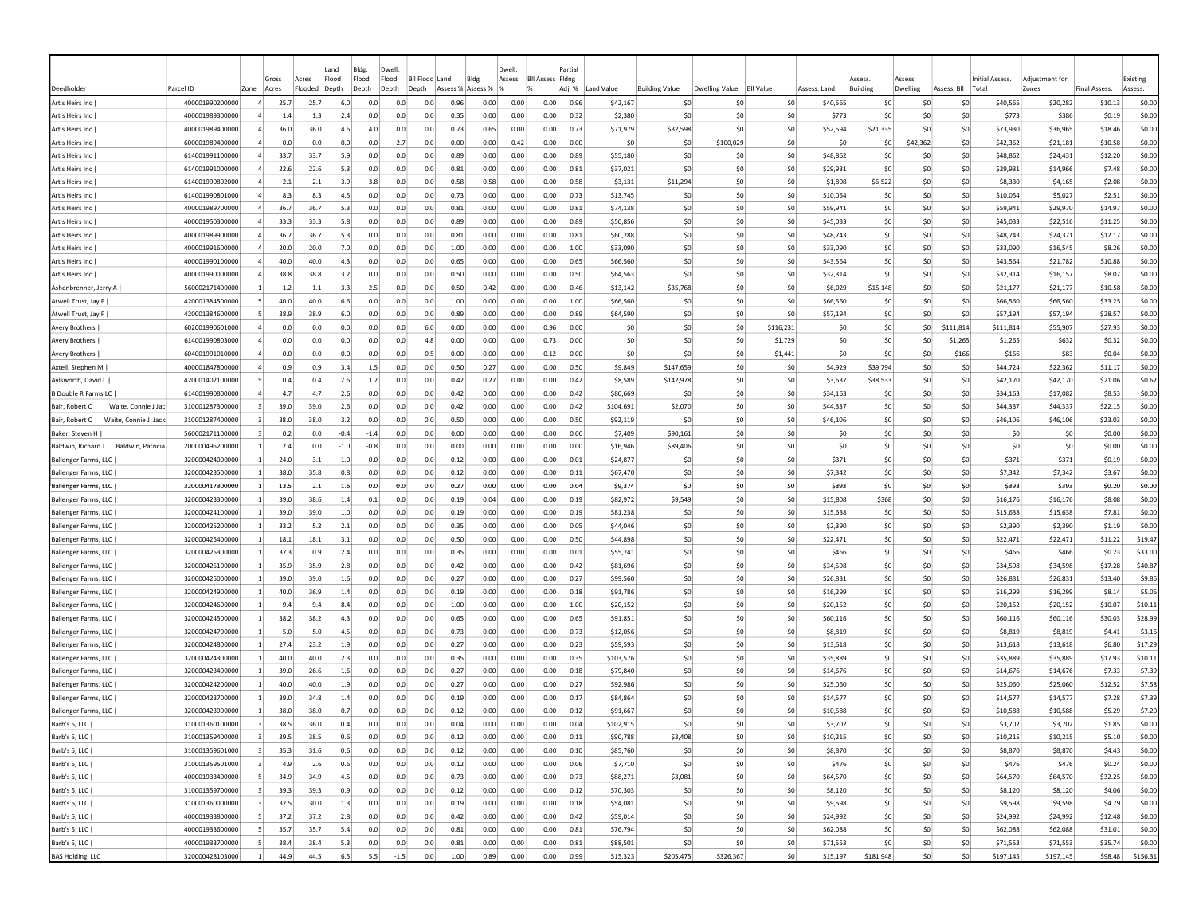| Deedholder | Parcel ID | Zone | Gross Acres | Acres Flooded | Land Flood Depth | Bldg. Flood Depth | Dwell. Flood Depth | Bll Flood Depth | Land Assess % | Bldg Assess % | Dwell. Assess % | Bll Assess % | Partial Fldng Adj. % | Land Value | Building Value | Dwelling Value | Bll Value | Assess. Land | Assess. Building | Assess. Dwelling | Assess. Bll | Initial Assess. Total | Adjustment for Zones | Final Assess. | Existing Assess. |
|---|---|---|---|---|---|---|---|---|---|---|---|---|---|---|---|---|---|---|---|---|---|---|---|---|---|
| Art's Heirs Inc \| | 400001990200000 | 4 | 25.7 | 25.7 | 6.0 | 0.0 | 0.0 | 0.0 | 0.96 | 0.00 | 0.00 | 0.00 | 0.96 | $42,167 | $0 | $0 | $0 | $40,565 | $0 | $0 | $0 | $40,565 | $20,282 | $10.13 | $0.00 |
| Art's Heirs Inc \| | 400001989300000 | 4 | 1.4 | 1.3 | 2.4 | 0.0 | 0.0 | 0.0 | 0.35 | 0.00 | 0.00 | 0.00 | 0.32 | $2,380 | $0 | $0 | $0 | $773 | $0 | $0 | $0 | $773 | $386 | $0.19 | $0.00 |
| Art's Heirs Inc \| | 400001989400000 | 4 | 36.0 | 36.0 | 4.6 | 4.0 | 0.0 | 0.0 | 0.73 | 0.65 | 0.00 | 0.00 | 0.73 | $71,979 | $32,598 | $0 | $0 | $52,594 | $21,335 | $0 | $0 | $73,930 | $36,965 | $18.46 | $0.00 |
| Art's Heirs Inc \| | 600001989400000 | 4 | 0.0 | 0.0 | 0.0 | 0.0 | 2.7 | 0.0 | 0.00 | 0.00 | 0.42 | 0.00 | 0.00 | $0 | $0 | $100,029 | $0 | $0 | $0 | $42,362 | $0 | $42,362 | $21,181 | $10.58 | $0.00 |
| Art's Heirs Inc \| | 614001991100000 | 4 | 33.7 | 33.7 | 5.9 | 0.0 | 0.0 | 0.0 | 0.89 | 0.00 | 0.00 | 0.00 | 0.89 | $55,180 | $0 | $0 | $0 | $48,862 | $0 | $0 | $0 | $48,862 | $24,431 | $12.20 | $0.00 |
| Art's Heirs Inc \| | 614001991000000 | 4 | 22.6 | 22.6 | 5.3 | 0.0 | 0.0 | 0.0 | 0.81 | 0.00 | 0.00 | 0.00 | 0.81 | $37,021 | $0 | $0 | $0 | $29,931 | $0 | $0 | $0 | $29,931 | $14,966 | $7.48 | $0.00 |
| Art's Heirs Inc \| | 614001990802000 | 4 | 2.1 | 2.1 | 3.9 | 3.8 | 0.0 | 0.0 | 0.58 | 0.58 | 0.00 | 0.00 | 0.58 | $3,131 | $11,294 | $0 | $0 | $1,808 | $6,522 | $0 | $0 | $8,330 | $4,165 | $2.08 | $0.00 |
| Art's Heirs Inc \| | 614001990801000 | 4 | 8.3 | 8.3 | 4.5 | 0.0 | 0.0 | 0.0 | 0.73 | 0.00 | 0.00 | 0.00 | 0.73 | $13,745 | $0 | $0 | $0 | $10,054 | $0 | $0 | $0 | $10,054 | $5,027 | $2.51 | $0.00 |
| Art's Heirs Inc \| | 400001989700000 | 4 | 36.7 | 36.7 | 5.3 | 0.0 | 0.0 | 0.0 | 0.81 | 0.00 | 0.00 | 0.00 | 0.81 | $74,138 | $0 | $0 | $0 | $59,941 | $0 | $0 | $0 | $59,941 | $29,970 | $14.97 | $0.00 |
| Art's Heirs Inc \| | 400001950300000 | 4 | 33.3 | 33.3 | 5.8 | 0.0 | 0.0 | 0.0 | 0.89 | 0.00 | 0.00 | 0.00 | 0.89 | $50,856 | $0 | $0 | $0 | $45,033 | $0 | $0 | $0 | $45,033 | $22,516 | $11.25 | $0.00 |
| Art's Heirs Inc \| | 400001989900000 | 4 | 36.7 | 36.7 | 5.3 | 0.0 | 0.0 | 0.0 | 0.81 | 0.00 | 0.00 | 0.00 | 0.81 | $60,288 | $0 | $0 | $0 | $48,743 | $0 | $0 | $0 | $48,743 | $24,371 | $12.17 | $0.00 |
| Art's Heirs Inc \| | 400001991600000 | 4 | 20.0 | 20.0 | 7.0 | 0.0 | 0.0 | 0.0 | 1.00 | 0.00 | 0.00 | 0.00 | 1.00 | $33,090 | $0 | $0 | $0 | $33,090 | $0 | $0 | $0 | $33,090 | $16,545 | $8.26 | $0.00 |
| Art's Heirs Inc \| | 400001990100000 | 4 | 40.0 | 40.0 | 4.3 | 0.0 | 0.0 | 0.0 | 0.65 | 0.00 | 0.00 | 0.00 | 0.65 | $66,560 | $0 | $0 | $0 | $43,564 | $0 | $0 | $0 | $43,564 | $21,782 | $10.88 | $0.00 |
| Art's Heirs Inc \| | 400001990000000 | 4 | 38.8 | 38.8 | 3.2 | 0.0 | 0.0 | 0.0 | 0.50 | 0.00 | 0.00 | 0.00 | 0.50 | $64,563 | $0 | $0 | $0 | $32,314 | $0 | $0 | $0 | $32,314 | $16,157 | $8.07 | $0.00 |
| Ashenbrenner, Jerry A \| | 560002171400000 | 1 | 1.2 | 1.1 | 3.3 | 2.5 | 0.0 | 0.0 | 0.50 | 0.42 | 0.00 | 0.00 | 0.46 | $13,142 | $35,768 | $0 | $0 | $6,029 | $15,148 | $0 | $0 | $21,177 | $21,177 | $10.58 | $0.00 |
| Atwell Trust, Jay F \| | 420001384500000 | 5 | 40.0 | 40.0 | 6.6 | 0.0 | 0.0 | 0.0 | 1.00 | 0.00 | 0.00 | 0.00 | 1.00 | $66,560 | $0 | $0 | $0 | $66,560 | $0 | $0 | $0 | $66,560 | $66,560 | $33.25 | $0.00 |
| Atwell Trust, Jay F \| | 420001384600000 | 5 | 38.9 | 38.9 | 6.0 | 0.0 | 0.0 | 0.0 | 0.89 | 0.00 | 0.00 | 0.00 | 0.89 | $64,590 | $0 | $0 | $0 | $57,194 | $0 | $0 | $0 | $57,194 | $57,194 | $28.57 | $0.00 |
| Avery Brothers \| | 602001990601000 | 4 | 0.0 | 0.0 | 0.0 | 0.0 | 0.0 | 6.0 | 0.00 | 0.00 | 0.00 | 0.96 | 0.00 | $0 | $0 | $0 | $116,231 | $0 | $0 | $0 | $111,814 | $111,814 | $55,907 | $27.93 | $0.00 |
| Avery Brothers \| | 614001990803000 | 4 | 0.0 | 0.0 | 0.0 | 0.0 | 0.0 | 4.8 | 0.00 | 0.00 | 0.00 | 0.73 | 0.00 | $0 | $0 | $0 | $1,729 | $0 | $0 | $0 | $1,265 | $1,265 | $632 | $0.32 | $0.00 |
| Avery Brothers \| | 604001991010000 | 4 | 0.0 | 0.0 | 0.0 | 0.0 | 0.0 | 0.5 | 0.00 | 0.00 | 0.00 | 0.12 | 0.00 | $0 | $0 | $0 | $1,441 | $0 | $0 | $0 | $166 | $166 | $83 | $0.04 | $0.00 |
| Axtell, Stephen M \| | 400001847800000 | 4 | 0.9 | 0.9 | 3.4 | 1.5 | 0.0 | 0.0 | 0.50 | 0.27 | 0.00 | 0.00 | 0.50 | $9,849 | $147,659 | $0 | $0 | $4,929 | $39,794 | $0 | $0 | $44,724 | $22,362 | $11.17 | $0.00 |
| Aylsworth, David L \| | 420001402100000 | 5 | 0.4 | 0.4 | 2.6 | 1.7 | 0.0 | 0.0 | 0.42 | 0.27 | 0.00 | 0.00 | 0.42 | $8,589 | $142,978 | $0 | $0 | $3,637 | $38,533 | $0 | $0 | $42,170 | $42,170 | $21.06 | $0.62 |
| B Double R Farms LC \| | 614001990800000 | 4 | 4.7 | 4.7 | 2.6 | 0.0 | 0.0 | 0.0 | 0.42 | 0.00 | 0.00 | 0.00 | 0.42 | $80,669 | $0 | $0 | $0 | $34,163 | $0 | $0 | $0 | $34,163 | $17,082 | $8.53 | $0.00 |
| Bair, Robert O \| Waite, Connie J Jac | 310001287300000 | 3 | 39.0 | 39.0 | 2.6 | 0.0 | 0.0 | 0.0 | 0.42 | 0.00 | 0.00 | 0.00 | 0.42 | $104,691 | $2,070 | $0 | $0 | $44,337 | $0 | $0 | $0 | $44,337 | $44,337 | $22.15 | $0.00 |
| Bair, Robert O \| Waite, Connie J Jack | 310001287400000 | 3 | 38.0 | 38.0 | 3.2 | 0.0 | 0.0 | 0.0 | 0.50 | 0.00 | 0.00 | 0.00 | 0.50 | $92,119 | $0 | $0 | $0 | $46,106 | $0 | $0 | $0 | $46,106 | $46,106 | $23.03 | $0.00 |
| Baker, Steven H \| | 560002171100000 | 3 | 0.2 | 0.0 | -0.4 | -1.4 | 0.0 | 0.0 | 0.00 | 0.00 | 0.00 | 0.00 | 0.00 | $7,409 | $90,161 | $0 | $0 | $0 | $0 | $0 | $0 | $0 | $0 | $0.00 | $0.00 |
| Baldwin, Richard J \| Baldwin, Patricia | 200000496200000 | 1 | 2.4 | 0.0 | -1.0 | -0.8 | 0.0 | 0.0 | 0.00 | 0.00 | 0.00 | 0.00 | 0.00 | $16,946 | $89,406 | $0 | $0 | $0 | $0 | $0 | $0 | $0 | $0 | $0.00 | $0.00 |
| Ballenger Farms, LLC \| | 320000424000000 | 1 | 24.0 | 3.1 | 1.0 | 0.0 | 0.0 | 0.0 | 0.12 | 0.00 | 0.00 | 0.00 | 0.01 | $24,877 | $0 | $0 | $0 | $371 | $0 | $0 | $0 | $371 | $371 | $0.19 | $0.00 |
| Ballenger Farms, LLC \| | 320000423500000 | 1 | 38.0 | 35.8 | 0.8 | 0.0 | 0.0 | 0.0 | 0.12 | 0.00 | 0.00 | 0.00 | 0.11 | $67,470 | $0 | $0 | $0 | $7,342 | $0 | $0 | $0 | $7,342 | $7,342 | $3.67 | $0.00 |
| Ballenger Farms, LLC \| | 320000417300000 | 1 | 13.5 | 2.1 | 1.6 | 0.0 | 0.0 | 0.0 | 0.27 | 0.00 | 0.00 | 0.00 | 0.04 | $9,374 | $0 | $0 | $0 | $393 | $0 | $0 | $0 | $393 | $393 | $0.20 | $0.00 |
| Ballenger Farms, LLC \| | 320000423300000 | 1 | 39.0 | 38.6 | 1.4 | 0.1 | 0.0 | 0.0 | 0.19 | 0.04 | 0.00 | 0.00 | 0.19 | $82,972 | $9,549 | $0 | $0 | $15,808 | $368 | $0 | $0 | $16,176 | $16,176 | $8.08 | $0.00 |
| Ballenger Farms, LLC \| | 320000424100000 | 1 | 39.0 | 39.0 | 1.0 | 0.0 | 0.0 | 0.0 | 0.19 | 0.00 | 0.00 | 0.00 | 0.19 | $81,238 | $0 | $0 | $0 | $15,638 | $0 | $0 | $0 | $15,638 | $15,638 | $7.81 | $0.00 |
| Ballenger Farms, LLC \| | 320000425200000 | 1 | 33.2 | 5.2 | 2.1 | 0.0 | 0.0 | 0.0 | 0.35 | 0.00 | 0.00 | 0.00 | 0.05 | $44,046 | $0 | $0 | $0 | $2,390 | $0 | $0 | $0 | $2,390 | $2,390 | $1.19 | $0.00 |
| Ballenger Farms, LLC \| | 320000425400000 | 1 | 18.1 | 18.1 | 3.1 | 0.0 | 0.0 | 0.0 | 0.50 | 0.00 | 0.00 | 0.00 | 0.50 | $44,898 | $0 | $0 | $0 | $22,471 | $0 | $0 | $0 | $22,471 | $22,471 | $11.22 | $19.47 |
| Ballenger Farms, LLC \| | 320000425300000 | 1 | 37.3 | 0.9 | 2.4 | 0.0 | 0.0 | 0.0 | 0.35 | 0.00 | 0.00 | 0.00 | 0.01 | $55,741 | $0 | $0 | $0 | $466 | $0 | $0 | $0 | $466 | $466 | $0.23 | $33.00 |
| Ballenger Farms, LLC \| | 320000425100000 | 1 | 35.9 | 35.9 | 2.8 | 0.0 | 0.0 | 0.0 | 0.42 | 0.00 | 0.00 | 0.00 | 0.42 | $81,696 | $0 | $0 | $0 | $34,598 | $0 | $0 | $0 | $34,598 | $34,598 | $17.28 | $40.87 |
| Ballenger Farms, LLC \| | 320000425000000 | 1 | 39.0 | 39.0 | 1.6 | 0.0 | 0.0 | 0.0 | 0.27 | 0.00 | 0.00 | 0.00 | 0.27 | $99,560 | $0 | $0 | $0 | $26,831 | $0 | $0 | $0 | $26,831 | $26,831 | $13.40 | $9.86 |
| Ballenger Farms, LLC \| | 320000424900000 | 1 | 40.0 | 36.9 | 1.4 | 0.0 | 0.0 | 0.0 | 0.19 | 0.00 | 0.00 | 0.00 | 0.18 | $91,786 | $0 | $0 | $0 | $16,299 | $0 | $0 | $0 | $16,299 | $16,299 | $8.14 | $5.06 |
| Ballenger Farms, LLC \| | 320000424600000 | 1 | 9.4 | 9.4 | 8.4 | 0.0 | 0.0 | 0.0 | 1.00 | 0.00 | 0.00 | 0.00 | 1.00 | $20,152 | $0 | $0 | $0 | $20,152 | $0 | $0 | $0 | $20,152 | $20,152 | $10.07 | $10.11 |
| Ballenger Farms, LLC \| | 320000424500000 | 1 | 38.2 | 38.2 | 4.3 | 0.0 | 0.0 | 0.0 | 0.65 | 0.00 | 0.00 | 0.00 | 0.65 | $91,851 | $0 | $0 | $0 | $60,116 | $0 | $0 | $0 | $60,116 | $60,116 | $30.03 | $28.99 |
| Ballenger Farms, LLC \| | 320000424700000 | 1 | 5.0 | 5.0 | 4.5 | 0.0 | 0.0 | 0.0 | 0.73 | 0.00 | 0.00 | 0.00 | 0.73 | $12,056 | $0 | $0 | $0 | $8,819 | $0 | $0 | $0 | $8,819 | $8,819 | $4.41 | $3.16 |
| Ballenger Farms, LLC \| | 320000424800000 | 1 | 27.4 | 23.2 | 1.9 | 0.0 | 0.0 | 0.0 | 0.27 | 0.00 | 0.00 | 0.00 | 0.23 | $59,593 | $0 | $0 | $0 | $13,618 | $0 | $0 | $0 | $13,618 | $13,618 | $6.80 | $17.29 |
| Ballenger Farms, LLC \| | 320000424300000 | 1 | 40.0 | 40.0 | 2.3 | 0.0 | 0.0 | 0.0 | 0.35 | 0.00 | 0.00 | 0.00 | 0.35 | $103,576 | $0 | $0 | $0 | $35,889 | $0 | $0 | $0 | $35,889 | $35,889 | $17.93 | $10.11 |
| Ballenger Farms, LLC \| | 320000423400000 | 1 | 39.0 | 26.6 | 1.6 | 0.0 | 0.0 | 0.0 | 0.27 | 0.00 | 0.00 | 0.00 | 0.18 | $79,840 | $0 | $0 | $0 | $14,676 | $0 | $0 | $0 | $14,676 | $14,676 | $7.33 | $7.39 |
| Ballenger Farms, LLC \| | 320000424200000 | 1 | 40.0 | 40.0 | 1.9 | 0.0 | 0.0 | 0.0 | 0.27 | 0.00 | 0.00 | 0.00 | 0.27 | $92,986 | $0 | $0 | $0 | $25,060 | $0 | $0 | $0 | $25,060 | $25,060 | $12.52 | $7.58 |
| Ballenger Farms, LLC \| | 320000423700000 | 1 | 39.0 | 34.8 | 1.4 | 0.0 | 0.0 | 0.0 | 0.19 | 0.00 | 0.00 | 0.00 | 0.17 | $84,864 | $0 | $0 | $0 | $14,577 | $0 | $0 | $0 | $14,577 | $14,577 | $7.28 | $7.39 |
| Ballenger Farms, LLC \| | 320000423900000 | 1 | 38.0 | 38.0 | 0.7 | 0.0 | 0.0 | 0.0 | 0.12 | 0.00 | 0.00 | 0.00 | 0.12 | $91,667 | $0 | $0 | $0 | $10,588 | $0 | $0 | $0 | $10,588 | $10,588 | $5.29 | $7.20 |
| Barb's 5, LLC \| | 310001360100000 | 3 | 38.5 | 36.0 | 0.4 | 0.0 | 0.0 | 0.0 | 0.04 | 0.00 | 0.00 | 0.00 | 0.04 | $102,915 | $0 | $0 | $0 | $3,702 | $0 | $0 | $0 | $3,702 | $3,702 | $1.85 | $0.00 |
| Barb's 5, LLC \| | 310001359400000 | 3 | 39.5 | 38.5 | 0.6 | 0.0 | 0.0 | 0.0 | 0.12 | 0.00 | 0.00 | 0.00 | 0.11 | $90,788 | $3,408 | $0 | $0 | $10,215 | $0 | $0 | $0 | $10,215 | $10,215 | $5.10 | $0.00 |
| Barb's 5, LLC \| | 310001359601000 | 3 | 35.3 | 31.6 | 0.6 | 0.0 | 0.0 | 0.0 | 0.12 | 0.00 | 0.00 | 0.00 | 0.10 | $85,760 | $0 | $0 | $0 | $8,870 | $0 | $0 | $0 | $8,870 | $8,870 | $4.43 | $0.00 |
| Barb's 5, LLC \| | 310001359501000 | 3 | 4.9 | 2.6 | 0.6 | 0.0 | 0.0 | 0.0 | 0.12 | 0.00 | 0.00 | 0.00 | 0.06 | $7,710 | $0 | $0 | $0 | $476 | $0 | $0 | $0 | $476 | $476 | $0.24 | $0.00 |
| Barb's 5, LLC \| | 400001933400000 | 5 | 34.9 | 34.9 | 4.5 | 0.0 | 0.0 | 0.0 | 0.73 | 0.00 | 0.00 | 0.00 | 0.73 | $88,271 | $3,081 | $0 | $0 | $64,570 | $0 | $0 | $0 | $64,570 | $64,570 | $32.25 | $0.00 |
| Barb's 5, LLC \| | 310001359700000 | 3 | 39.3 | 39.3 | 0.9 | 0.0 | 0.0 | 0.0 | 0.12 | 0.00 | 0.00 | 0.00 | 0.12 | $70,303 | $0 | $0 | $0 | $8,120 | $0 | $0 | $0 | $8,120 | $8,120 | $4.06 | $0.00 |
| Barb's 5, LLC \| | 310001360000000 | 3 | 32.5 | 30.0 | 1.3 | 0.0 | 0.0 | 0.0 | 0.19 | 0.00 | 0.00 | 0.00 | 0.18 | $54,081 | $0 | $0 | $0 | $9,598 | $0 | $0 | $0 | $9,598 | $9,598 | $4.79 | $0.00 |
| Barb's 5, LLC \| | 400001933800000 | 5 | 37.2 | 37.2 | 2.8 | 0.0 | 0.0 | 0.0 | 0.42 | 0.00 | 0.00 | 0.00 | 0.42 | $59,014 | $0 | $0 | $0 | $24,992 | $0 | $0 | $0 | $24,992 | $24,992 | $12.48 | $0.00 |
| Barb's 5, LLC \| | 400001933600000 | 5 | 35.7 | 35.7 | 5.4 | 0.0 | 0.0 | 0.0 | 0.81 | 0.00 | 0.00 | 0.00 | 0.81 | $76,794 | $0 | $0 | $0 | $62,088 | $0 | $0 | $0 | $62,088 | $62,088 | $31.01 | $0.00 |
| Barb's 5, LLC \| | 400001933700000 | 5 | 38.4 | 38.4 | 5.3 | 0.0 | 0.0 | 0.0 | 0.81 | 0.00 | 0.00 | 0.00 | 0.81 | $88,501 | $0 | $0 | $0 | $71,553 | $0 | $0 | $0 | $71,553 | $71,553 | $35.74 | $0.00 |
| BAS Holding, LLC \| | 320000428103000 | 1 | 44.9 | 44.5 | 6.5 | 5.5 | -1.5 | 0.0 | 1.00 | 0.89 | 0.00 | 0.00 | 0.99 | $15,323 | $205,475 | $326,367 | $0 | $15,197 | $181,948 | $0 | $0 | $197,145 | $197,145 | $98.48 | $156.31 |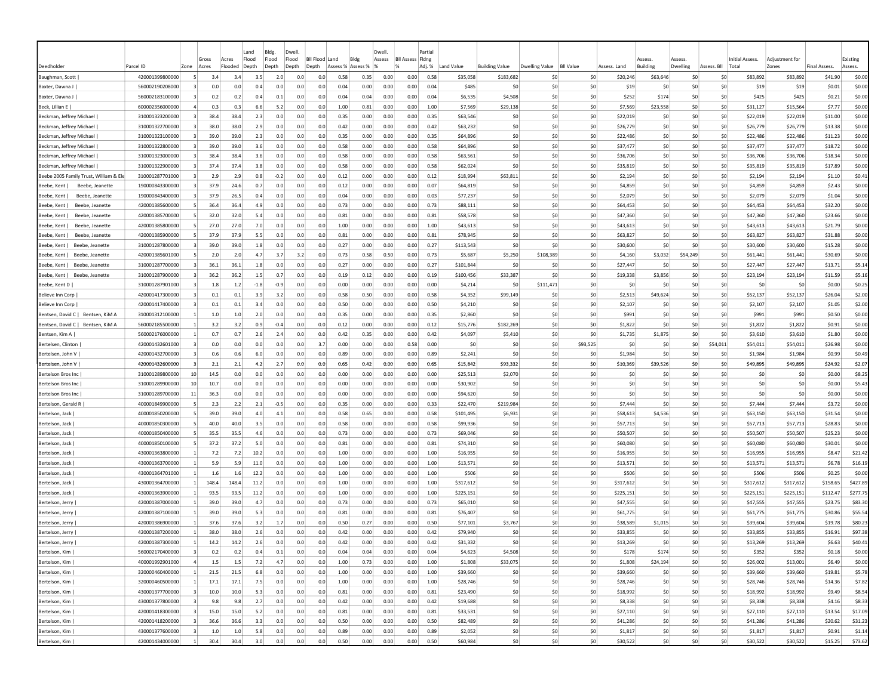| Deedholder | Parcel ID | Zone | Gross Acres | Acres Flooded | Land Flood Depth | Bldg. Flood Depth | Dwell. Flood Depth | BII Flood Depth | Land Assess % | Bldg Assess % | Dwell. Assess % | BII Assess % | Partial Fldng Adj. % | Land Value | Building Value | Dwelling Value | BII Value | Assess. Land | Assess. Building | Assess. Dwelling | Assess. BII | Initial Assess. Total | Adjustment for Zones | Final Assess. | Existing Assess. |
|---|---|---|---|---|---|---|---|---|---|---|---|---|---|---|---|---|---|---|---|---|---|---|---|---|---|
| Baughman, Scott \| | 420001399800000 | 5 | 3.4 | 3.4 | 3.5 | 2.0 | 0.0 | 0.0 | 0.58 | 0.35 | 0.00 | 0.00 | 0.58 | $35,058 | $183,682 | $0 | $0 | $20,246 | $63,646 | $0 | $0 | $83,892 | $83,892 | $41.90 | $0.00 |
| Baxter, Dawna J \| | 560002190208000 | 3 | 0.0 | 0.0 | 0.4 | 0.0 | 0.0 | 0.0 | 0.04 | 0.00 | 0.00 | 0.00 | 0.04 | $485 | $0 | $0 | $0 | $19 | $0 | $0 | $0 | $19 | $19 | $0.01 | $0.00 |
| Baxter, Dawna J \| | 560002183100000 | 3 | 0.2 | 0.2 | 0.4 | 0.1 | 0.0 | 0.0 | 0.04 | 0.04 | 0.00 | 0.00 | 0.04 | $6,535 | $4,508 | $0 | $0 | $252 | $174 | $0 | $0 | $425 | $425 | $0.21 | $0.00 |
| Beck, Lillian E \| | 600002356000000 | 4 | 0.3 | 0.3 | 6.6 | 5.2 | 0.0 | 0.0 | 1.00 | 0.81 | 0.00 | 0.00 | 1.00 | $7,569 | $29,138 | $0 | $0 | $7,569 | $23,558 | $0 | $0 | $31,127 | $15,564 | $7.77 | $0.00 |
| Beckman, Jeffrey Michael \| | 310001323200000 | 3 | 38.4 | 38.4 | 2.3 | 0.0 | 0.0 | 0.0 | 0.35 | 0.00 | 0.00 | 0.00 | 0.35 | $63,546 | $0 | $0 | $0 | $22,019 | $0 | $0 | $0 | $22,019 | $22,019 | $11.00 | $0.00 |
| Beckman, Jeffrey Michael \| | 310001322700000 | 3 | 38.0 | 38.0 | 2.9 | 0.0 | 0.0 | 0.0 | 0.42 | 0.00 | 0.00 | 0.00 | 0.42 | $63,232 | $0 | $0 | $0 | $26,779 | $0 | $0 | $0 | $26,779 | $26,779 | $13.38 | $0.00 |
| Beckman, Jeffrey Michael \| | 310001323100000 | 3 | 39.0 | 39.0 | 2.3 | 0.0 | 0.0 | 0.0 | 0.35 | 0.00 | 0.00 | 0.00 | 0.35 | $64,896 | $0 | $0 | $0 | $22,486 | $0 | $0 | $0 | $22,486 | $22,486 | $11.23 | $0.00 |
| Beckman, Jeffrey Michael \| | 310001322800000 | 3 | 39.0 | 39.0 | 3.6 | 0.0 | 0.0 | 0.0 | 0.58 | 0.00 | 0.00 | 0.00 | 0.58 | $64,896 | $0 | $0 | $0 | $37,477 | $0 | $0 | $0 | $37,477 | $37,477 | $18.72 | $0.00 |
| Beckman, Jeffrey Michael \| | 310001323000000 | 3 | 38.4 | 38.4 | 3.6 | 0.0 | 0.0 | 0.0 | 0.58 | 0.00 | 0.00 | 0.00 | 0.58 | $63,561 | $0 | $0 | $0 | $36,706 | $0 | $0 | $0 | $36,706 | $36,706 | $18.34 | $0.00 |
| Beckman, Jeffrey Michael \| | 310001322900000 | 3 | 37.4 | 37.4 | 3.8 | 0.0 | 0.0 | 0.0 | 0.58 | 0.00 | 0.00 | 0.00 | 0.58 | $62,024 | $0 | $0 | $0 | $35,819 | $0 | $0 | $0 | $35,819 | $35,819 | $17.89 | $0.00 |
| Beebe 2005 Family Trust, William & Ele | 310001287701000 | 3 | 2.9 | 2.9 | 0.8 | -0.2 | 0.0 | 0.0 | 0.12 | 0.00 | 0.00 | 0.00 | 0.12 | $18,994 | $63,811 | $0 | $0 | $2,194 | $0 | $0 | $0 | $2,194 | $2,194 | $1.10 | $0.41 |
| Beebe, Kent \| Beebe, Jeanette | 190000843300000 | 3 | 37.9 | 24.6 | 0.7 | 0.0 | 0.0 | 0.0 | 0.12 | 0.00 | 0.00 | 0.00 | 0.07 | $64,819 | $0 | $0 | $0 | $4,859 | $0 | $0 | $0 | $4,859 | $4,859 | $2.43 | $0.00 |
| Beebe, Kent \| Beebe, Jeanette | 190000843400000 | 3 | 37.9 | 26.5 | 0.4 | 0.0 | 0.0 | 0.0 | 0.04 | 0.00 | 0.00 | 0.00 | 0.03 | $77,237 | $0 | $0 | $0 | $2,079 | $0 | $0 | $0 | $2,079 | $2,079 | $1.04 | $0.00 |
| Beebe, Kent \| Beebe, Jeanette | 420001385600000 | 5 | 36.4 | 36.4 | 4.9 | 0.0 | 0.0 | 0.0 | 0.73 | 0.00 | 0.00 | 0.00 | 0.73 | $88,111 | $0 | $0 | $0 | $64,453 | $0 | $0 | $0 | $64,453 | $64,453 | $32.20 | $0.00 |
| Beebe, Kent \| Beebe, Jeanette | 420001385700000 | 5 | 32.0 | 32.0 | 5.4 | 0.0 | 0.0 | 0.0 | 0.81 | 0.00 | 0.00 | 0.00 | 0.81 | $58,578 | $0 | $0 | $0 | $47,360 | $0 | $0 | $0 | $47,360 | $47,360 | $23.66 | $0.00 |
| Beebe, Kent \| Beebe, Jeanette | 420001385800000 | 5 | 27.0 | 27.0 | 7.0 | 0.0 | 0.0 | 0.0 | 1.00 | 0.00 | 0.00 | 0.00 | 1.00 | $43,613 | $0 | $0 | $0 | $43,613 | $0 | $0 | $0 | $43,613 | $43,613 | $21.79 | $0.00 |
| Beebe, Kent \| Beebe, Jeanette | 420001385900000 | 5 | 37.9 | 37.9 | 5.5 | 0.0 | 0.0 | 0.0 | 0.81 | 0.00 | 0.00 | 0.00 | 0.81 | $78,945 | $0 | $0 | $0 | $63,827 | $0 | $0 | $0 | $63,827 | $63,827 | $31.88 | $0.00 |
| Beebe, Kent \| Beebe, Jeanette | 310001287800000 | 3 | 39.0 | 39.0 | 1.8 | 0.0 | 0.0 | 0.0 | 0.27 | 0.00 | 0.00 | 0.00 | 0.27 | $113,543 | $0 | $0 | $0 | $30,600 | $0 | $0 | $0 | $30,600 | $30,600 | $15.28 | $0.00 |
| Beebe, Kent \| Beebe, Jeanette | 420001385601000 | 5 | 2.0 | 2.0 | 4.7 | 3.7 | 3.2 | 0.0 | 0.73 | 0.58 | 0.50 | 0.00 | 0.73 | $5,687 | $5,250 | $108,389 | $0 | $4,160 | $3,032 | $54,249 | $0 | $61,441 | $61,441 | $30.69 | $0.00 |
| Beebe, Kent \| Beebe, Jeanette | 310001287700000 | 3 | 36.1 | 36.1 | 1.8 | 0.0 | 0.0 | 0.0 | 0.27 | 0.00 | 0.00 | 0.00 | 0.27 | $101,844 | $0 | $0 | $0 | $27,447 | $0 | $0 | $0 | $27,447 | $27,447 | $13.71 | $5.14 |
| Beebe, Kent \| Beebe, Jeanette | 310001287900000 | 3 | 36.2 | 36.2 | 1.5 | 0.7 | 0.0 | 0.0 | 0.19 | 0.12 | 0.00 | 0.00 | 0.19 | $100,456 | $33,387 | $0 | $0 | $19,338 | $3,856 | $0 | $0 | $23,194 | $23,194 | $11.59 | $5.16 |
| Beebe, Kent D \| | 310001287901000 | 3 | 1.8 | 1.2 | -1.8 | -0.9 | 0.0 | 0.0 | 0.00 | 0.00 | 0.00 | 0.00 | 0.00 | $4,214 | $0 | $111,471 | $0 | $0 | $0 | $0 | $0 | $0 | $0 | $0.00 | $0.25 |
| Believe Inn Corp \| | 420001417300000 | 3 | 0.1 | 0.1 | 3.9 | 3.2 | 0.0 | 0.0 | 0.58 | 0.50 | 0.00 | 0.00 | 0.58 | $4,352 | $99,149 | $0 | $0 | $2,513 | $49,624 | $0 | $0 | $52,137 | $52,137 | $26.04 | $2.00 |
| Believe Inn Corp \| | 420001417400000 | 3 | 0.1 | 0.1 | 3.4 | 0.0 | 0.0 | 0.0 | 0.50 | 0.00 | 0.00 | 0.00 | 0.50 | $4,210 | $0 | $0 | $0 | $2,107 | $0 | $0 | $0 | $2,107 | $2,107 | $1.05 | $2.00 |
| Bentsen, David C \| Bentsen, KiM A | 310001312100000 | 1 | 1.0 | 1.0 | 2.0 | 0.0 | 0.0 | 0.0 | 0.35 | 0.00 | 0.00 | 0.00 | 0.35 | $2,860 | $0 | $0 | $0 | $991 | $0 | $0 | $0 | $991 | $991 | $0.50 | $0.00 |
| Bentsen, David C \| Bentsen, KiM A | 560002185500000 | 1 | 3.2 | 3.2 | 0.9 | -0.4 | 0.0 | 0.0 | 0.12 | 0.00 | 0.00 | 0.00 | 0.12 | $15,776 | $182,269 | $0 | $0 | $1,822 | $0 | $0 | $0 | $1,822 | $1,822 | $0.91 | $0.00 |
| Bentsen, Kim A \| | 560002176000000 | 1 | 0.7 | 0.7 | 2.6 | 2.4 | 0.0 | 0.0 | 0.42 | 0.35 | 0.00 | 0.00 | 0.42 | $4,097 | $5,410 | $0 | $0 | $1,735 | $1,875 | $0 | $0 | $3,610 | $3,610 | $1.80 | $0.00 |
| Bertelsen, Clinton \| | 420001432601000 | 3 | 0.0 | 0.0 | 0.0 | 0.0 | 0.0 | 3.7 | 0.00 | 0.00 | 0.00 | 0.58 | 0.00 | $0 | $0 | $0 | $93,525 | $0 | $0 | $0 | $54,011 | $54,011 | $54,011 | $26.98 | $0.00 |
| Bertelsen, John V \| | 420001432700000 | 3 | 0.6 | 0.6 | 6.0 | 0.0 | 0.0 | 0.0 | 0.89 | 0.00 | 0.00 | 0.00 | 0.89 | $2,241 | $0 | $0 | $0 | $1,984 | $0 | $0 | $0 | $1,984 | $1,984 | $0.99 | $0.49 |
| Bertelsen, John V \| | 420001432600000 | 3 | 2.1 | 2.1 | 4.2 | 2.7 | 0.0 | 0.0 | 0.65 | 0.42 | 0.00 | 0.00 | 0.65 | $15,842 | $93,332 | $0 | $0 | $10,369 | $39,526 | $0 | $0 | $49,895 | $49,895 | $24.92 | $2.07 |
| Bertelson Bros Inc \| | 310001289800000 | 10 | 14.5 | 0.0 | 0.0 | 0.0 | 0.0 | 0.0 | 0.00 | 0.00 | 0.00 | 0.00 | 0.00 | $25,513 | $2,070 | $0 | $0 | $0 | $0 | $0 | $0 | $0 | $0 | $0.00 | $8.25 |
| Bertelson Bros Inc \| | 310001289900000 | 10 | 10.7 | 0.0 | 0.0 | 0.0 | 0.0 | 0.0 | 0.00 | 0.00 | 0.00 | 0.00 | 0.00 | $30,902 | $0 | $0 | $0 | $0 | $0 | $0 | $0 | $0 | $0 | $0.00 | $5.43 |
| Bertelson Bros Inc \| | 310001289700000 | 11 | 36.3 | 0.0 | 0.0 | 0.0 | 0.0 | 0.0 | 0.00 | 0.00 | 0.00 | 0.00 | 0.00 | $94,620 | $0 | $0 | $0 | $0 | $0 | $0 | $0 | $0 | $0 | $0.00 | $0.00 |
| Bertelson, Gerald R \| | 400001849900000 | 5 | 2.3 | 2.2 | 2.1 | -0.5 | 0.0 | 0.0 | 0.35 | 0.00 | 0.00 | 0.00 | 0.33 | $22,470 | $219,984 | $0 | $0 | $7,444 | $0 | $0 | $0 | $7,444 | $7,444 | $3.72 | $0.00 |
| Bertelson, Jack \| | 400001850200000 | 5 | 39.0 | 39.0 | 4.0 | 4.1 | 0.0 | 0.0 | 0.58 | 0.65 | 0.00 | 0.00 | 0.58 | $101,495 | $6,931 | $0 | $0 | $58,613 | $4,536 | $0 | $0 | $63,150 | $63,150 | $31.54 | $0.00 |
| Bertelson, Jack \| | 400001850300000 | 5 | 40.0 | 40.0 | 3.5 | 0.0 | 0.0 | 0.0 | 0.58 | 0.00 | 0.00 | 0.00 | 0.58 | $99,936 | $0 | $0 | $0 | $57,713 | $0 | $0 | $0 | $57,713 | $57,713 | $28.83 | $0.00 |
| Bertelson, Jack \| | 400001850400000 | 5 | 35.5 | 35.5 | 4.6 | 0.0 | 0.0 | 0.0 | 0.73 | 0.00 | 0.00 | 0.00 | 0.73 | $69,046 | $0 | $0 | $0 | $50,507 | $0 | $0 | $0 | $50,507 | $50,507 | $25.23 | $0.00 |
| Bertelson, Jack \| | 400001850100000 | 5 | 37.2 | 37.2 | 5.0 | 0.0 | 0.0 | 0.0 | 0.81 | 0.00 | 0.00 | 0.00 | 0.81 | $74,310 | $0 | $0 | $0 | $60,080 | $0 | $0 | $0 | $60,080 | $60,080 | $30.01 | $0.00 |
| Bertelson, Jack \| | 430001363800000 | 1 | 7.2 | 7.2 | 10.2 | 0.0 | 0.0 | 0.0 | 1.00 | 0.00 | 0.00 | 0.00 | 1.00 | $16,955 | $0 | $0 | $0 | $16,955 | $0 | $0 | $0 | $16,955 | $16,955 | $8.47 | $21.42 |
| Bertelson, Jack \| | 430001363700000 | 1 | 5.9 | 5.9 | 11.0 | 0.0 | 0.0 | 0.0 | 1.00 | 0.00 | 0.00 | 0.00 | 1.00 | $13,571 | $0 | $0 | $0 | $13,571 | $0 | $0 | $0 | $13,571 | $13,571 | $6.78 | $16.19 |
| Bertelson, Jack \| | 430001364701000 | 1 | 1.6 | 1.6 | 12.2 | 0.0 | 0.0 | 0.0 | 1.00 | 0.00 | 0.00 | 0.00 | 1.00 | $506 | $0 | $0 | $0 | $506 | $0 | $0 | $0 | $506 | $506 | $0.25 | $0.00 |
| Bertelson, Jack \| | 430001364700000 | 1 | 148.4 | 148.4 | 11.2 | 0.0 | 0.0 | 0.0 | 1.00 | 0.00 | 0.00 | 0.00 | 1.00 | $317,612 | $0 | $0 | $0 | $317,612 | $0 | $0 | $0 | $317,612 | $317,612 | $158.65 | $427.89 |
| Bertelson, Jack \| | 430001363900000 | 1 | 93.5 | 93.5 | 11.2 | 0.0 | 0.0 | 0.0 | 1.00 | 0.00 | 0.00 | 0.00 | 1.00 | $225,151 | $0 | $0 | $0 | $225,151 | $0 | $0 | $0 | $225,151 | $225,151 | $112.47 | $277.75 |
| Bertelson, Jerry \| | 420001387000000 | 1 | 39.0 | 39.0 | 4.7 | 0.0 | 0.0 | 0.0 | 0.73 | 0.00 | 0.00 | 0.00 | 0.73 | $65,010 | $0 | $0 | $0 | $47,555 | $0 | $0 | $0 | $47,555 | $47,555 | $23.75 | $83.30 |
| Bertelson, Jerry \| | 420001387100000 | 1 | 39.0 | 39.0 | 5.3 | 0.0 | 0.0 | 0.0 | 0.81 | 0.00 | 0.00 | 0.00 | 0.81 | $76,407 | $0 | $0 | $0 | $61,775 | $0 | $0 | $0 | $61,775 | $61,775 | $30.86 | $55.54 |
| Bertelson, Jerry \| | 420001386900000 | 1 | 37.6 | 37.6 | 3.2 | 1.7 | 0.0 | 0.0 | 0.50 | 0.27 | 0.00 | 0.00 | 0.50 | $77,101 | $3,767 | $0 | $0 | $38,589 | $1,015 | $0 | $0 | $39,604 | $39,604 | $19.78 | $80.23 |
| Bertelson, Jerry \| | 420001387200000 | 1 | 38.0 | 38.0 | 2.6 | 0.0 | 0.0 | 0.0 | 0.42 | 0.00 | 0.00 | 0.00 | 0.42 | $79,940 | $0 | $0 | $0 | $33,855 | $0 | $0 | $0 | $33,855 | $33,855 | $16.91 | $97.38 |
| Bertelson, Jerry \| | 420001387300000 | 1 | 14.2 | 14.2 | 2.6 | 0.0 | 0.0 | 0.0 | 0.42 | 0.00 | 0.00 | 0.00 | 0.42 | $31,332 | $0 | $0 | $0 | $13,269 | $0 | $0 | $0 | $13,269 | $13,269 | $6.63 | $40.41 |
| Bertelson, Kim \| | 560002170400000 | 3 | 0.2 | 0.2 | 0.4 | 0.1 | 0.0 | 0.0 | 0.04 | 0.04 | 0.00 | 0.00 | 0.04 | $4,623 | $4,508 | $0 | $0 | $178 | $174 | $0 | $0 | $352 | $352 | $0.18 | $0.00 |
| Bertelson, Kim \| | 400001992901000 | 4 | 1.5 | 1.5 | 7.2 | 4.7 | 0.0 | 0.0 | 1.00 | 0.73 | 0.00 | 0.00 | 1.00 | $1,808 | $33,075 | $0 | $0 | $1,808 | $24,194 | $0 | $0 | $26,002 | $13,001 | $6.49 | $0.00 |
| Bertelson, Kim \| | 320000460400000 | 1 | 21.5 | 21.5 | 6.8 | 0.0 | 0.0 | 0.0 | 1.00 | 0.00 | 0.00 | 0.00 | 1.00 | $39,660 | $0 | $0 | $0 | $39,660 | $0 | $0 | $0 | $39,660 | $39,660 | $19.81 | $5.78 |
| Bertelson, Kim \| | 320000460500000 | 1 | 17.1 | 17.1 | 7.5 | 0.0 | 0.0 | 0.0 | 1.00 | 0.00 | 0.00 | 0.00 | 1.00 | $28,746 | $0 | $0 | $0 | $28,746 | $0 | $0 | $0 | $28,746 | $28,746 | $14.36 | $7.82 |
| Bertelson, Kim \| | 430001377700000 | 3 | 10.0 | 10.0 | 5.3 | 0.0 | 0.0 | 0.0 | 0.81 | 0.00 | 0.00 | 0.00 | 0.81 | $23,490 | $0 | $0 | $0 | $18,992 | $0 | $0 | $0 | $18,992 | $18,992 | $9.49 | $8.54 |
| Bertelson, Kim \| | 430001377800000 | 3 | 9.8 | 9.8 | 2.7 | 0.0 | 0.0 | 0.0 | 0.42 | 0.00 | 0.00 | 0.00 | 0.42 | $19,688 | $0 | $0 | $0 | $8,338 | $0 | $0 | $0 | $8,338 | $8,338 | $4.16 | $8.33 |
| Bertelson, Kim \| | 420001418300000 | 3 | 15.0 | 15.0 | 5.2 | 0.0 | 0.0 | 0.0 | 0.81 | 0.00 | 0.00 | 0.00 | 0.81 | $33,531 | $0 | $0 | $0 | $27,110 | $0 | $0 | $0 | $27,110 | $27,110 | $13.54 | $17.09 |
| Bertelson, Kim \| | 420001418200000 | 3 | 36.6 | 36.6 | 3.3 | 0.0 | 0.0 | 0.0 | 0.50 | 0.00 | 0.00 | 0.00 | 0.50 | $82,489 | $0 | $0 | $0 | $41,286 | $0 | $0 | $0 | $41,286 | $41,286 | $20.62 | $31.23 |
| Bertelson, Kim \| | 430001377600000 | 3 | 1.0 | 1.0 | 5.8 | 0.0 | 0.0 | 0.0 | 0.89 | 0.00 | 0.00 | 0.00 | 0.89 | $2,052 | $0 | $0 | $0 | $1,817 | $0 | $0 | $0 | $1,817 | $1,817 | $0.91 | $1.14 |
| Bertelson, Kim \| | 420001434000000 | 1 | 30.4 | 30.4 | 3.0 | 0.0 | 0.0 | 0.0 | 0.50 | 0.00 | 0.00 | 0.00 | 0.50 | $60,984 | $0 | $0 | $0 | $30,522 | $0 | $0 | $0 | $30,522 | $30,522 | $15.25 | $73.62 |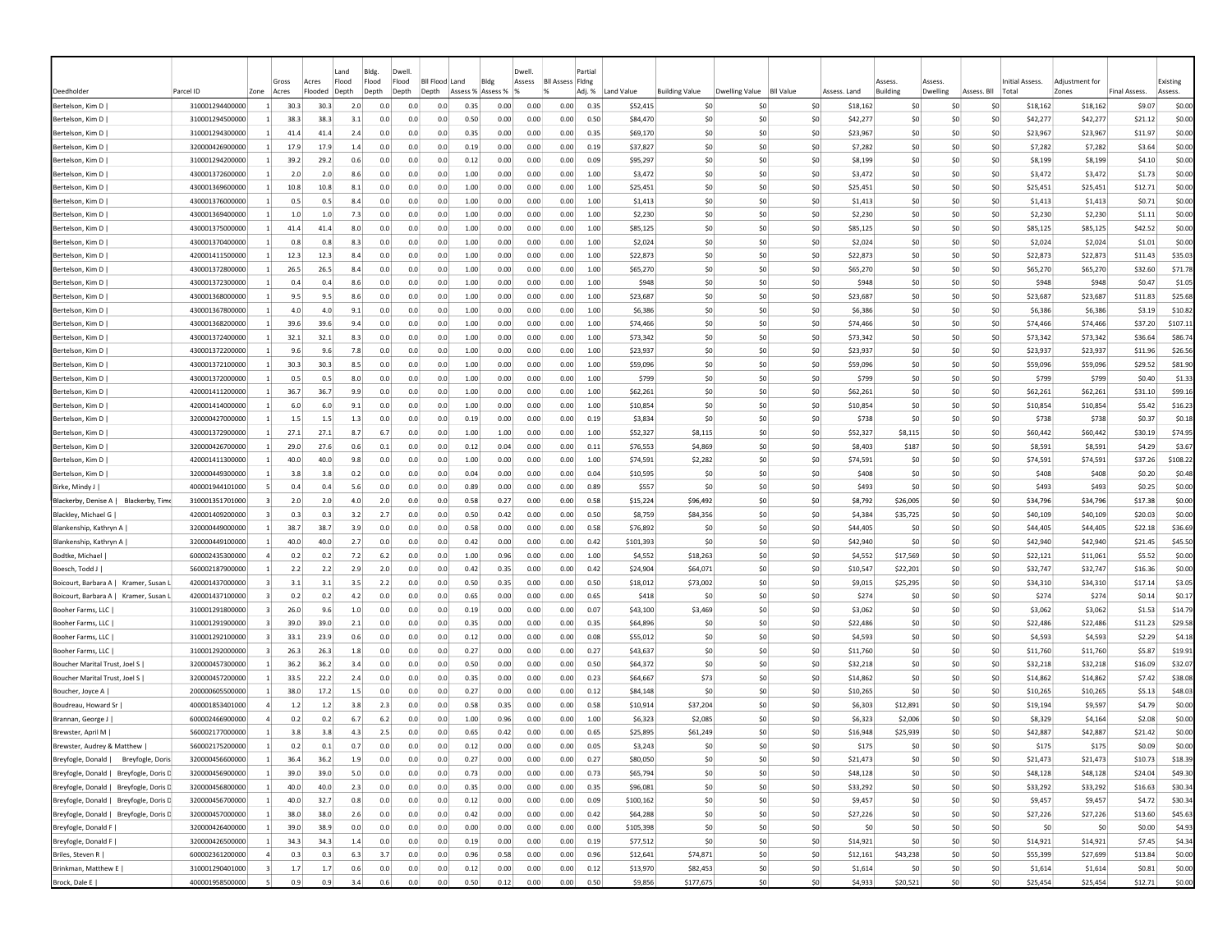| Deedholder | Parcel ID | Zone | Gross Acres | Acres Flooded | Land Flood Depth | Bldg. Flood Depth | Dwell. Flood Depth | Bll Flood Depth | Land Assess % | Bldg Assess % | Dwell. Assess % | Bll Assess % | Partial Flding Adj. % | Land Value | Building Value | Dwelling Value | Bll Value | Assess. Land | Assess. Building | Assess. Dwelling | Assess. Bll | Initial Assess. Total | Adjustment for Zones | Final Assess. | Existing Assess. |
|---|---|---|---|---|---|---|---|---|---|---|---|---|---|---|---|---|---|---|---|---|---|---|---|---|---|
| Bertelson, Kim D \| | 310001294400000 | 1 | 30.3 | 30.3 | 2.0 | 0.0 | 0.0 | 0.0 | 0.35 | 0.00 | 0.00 | 0.00 | 0.35 | $52,415 | $0 | $0 | $0 | $18,162 | $0 | $0 | $0 | $18,162 | $18,162 | $9.07 | $0.00 |
| Bertelson, Kim D \| | 310001294500000 | 1 | 38.3 | 38.3 | 3.1 | 0.0 | 0.0 | 0.0 | 0.50 | 0.00 | 0.00 | 0.00 | 0.50 | $84,470 | $0 | $0 | $0 | $42,277 | $0 | $0 | $0 | $42,277 | $42,277 | $21.12 | $0.00 |
| Bertelson, Kim D \| | 310001294300000 | 1 | 41.4 | 41.4 | 2.4 | 0.0 | 0.0 | 0.0 | 0.35 | 0.00 | 0.00 | 0.00 | 0.35 | $69,170 | $0 | $0 | $0 | $23,967 | $0 | $0 | $0 | $23,967 | $23,967 | $11.97 | $0.00 |
| Bertelson, Kim D \| | 320000426900000 | 1 | 17.9 | 17.9 | 1.4 | 0.0 | 0.0 | 0.0 | 0.19 | 0.00 | 0.00 | 0.00 | 0.19 | $37,827 | $0 | $0 | $0 | $7,282 | $0 | $0 | $0 | $7,282 | $7,282 | $3.64 | $0.00 |
| Bertelson, Kim D \| | 310001294200000 | 1 | 39.2 | 29.2 | 0.6 | 0.0 | 0.0 | 0.0 | 0.12 | 0.00 | 0.00 | 0.00 | 0.09 | $95,297 | $0 | $0 | $0 | $8,199 | $0 | $0 | $0 | $8,199 | $8,199 | $4.10 | $0.00 |
| Bertelson, Kim D \| | 430001372600000 | 1 | 2.0 | 2.0 | 8.6 | 0.0 | 0.0 | 0.0 | 1.00 | 0.00 | 0.00 | 0.00 | 1.00 | $3,472 | $0 | $0 | $0 | $3,472 | $0 | $0 | $0 | $3,472 | $3,472 | $1.73 | $0.00 |
| Bertelson, Kim D \| | 430001369600000 | 1 | 10.8 | 10.8 | 8.1 | 0.0 | 0.0 | 0.0 | 1.00 | 0.00 | 0.00 | 0.00 | 1.00 | $25,451 | $0 | $0 | $0 | $25,451 | $0 | $0 | $0 | $25,451 | $25,451 | $12.71 | $0.00 |
| Bertelson, Kim D \| | 430001376000000 | 1 | 0.5 | 0.5 | 8.4 | 0.0 | 0.0 | 0.0 | 1.00 | 0.00 | 0.00 | 0.00 | 1.00 | $1,413 | $0 | $0 | $0 | $1,413 | $0 | $0 | $0 | $1,413 | $1,413 | $0.71 | $0.00 |
| Bertelson, Kim D \| | 430001369400000 | 1 | 1.0 | 1.0 | 7.3 | 0.0 | 0.0 | 0.0 | 1.00 | 0.00 | 0.00 | 0.00 | 1.00 | $2,230 | $0 | $0 | $0 | $2,230 | $0 | $0 | $0 | $2,230 | $2,230 | $1.11 | $0.00 |
| Bertelson, Kim D \| | 430001375000000 | 1 | 41.4 | 41.4 | 8.0 | 0.0 | 0.0 | 0.0 | 1.00 | 0.00 | 0.00 | 0.00 | 1.00 | $85,125 | $0 | $0 | $0 | $85,125 | $0 | $0 | $0 | $85,125 | $85,125 | $42.52 | $0.00 |
| Bertelson, Kim D \| | 430001370400000 | 1 | 0.8 | 0.8 | 8.3 | 0.0 | 0.0 | 0.0 | 1.00 | 0.00 | 0.00 | 0.00 | 1.00 | $2,024 | $0 | $0 | $0 | $2,024 | $0 | $0 | $0 | $2,024 | $2,024 | $1.01 | $0.00 |
| Bertelson, Kim D \| | 420001411500000 | 1 | 12.3 | 12.3 | 8.4 | 0.0 | 0.0 | 0.0 | 1.00 | 0.00 | 0.00 | 0.00 | 1.00 | $22,873 | $0 | $0 | $0 | $22,873 | $0 | $0 | $0 | $22,873 | $22,873 | $11.43 | $35.03 |
| Bertelson, Kim D \| | 430001372800000 | 1 | 26.5 | 26.5 | 8.4 | 0.0 | 0.0 | 0.0 | 1.00 | 0.00 | 0.00 | 0.00 | 1.00 | $65,270 | $0 | $0 | $0 | $65,270 | $0 | $0 | $0 | $65,270 | $65,270 | $32.60 | $71.78 |
| Bertelson, Kim D \| | 430001372300000 | 1 | 0.4 | 0.4 | 8.6 | 0.0 | 0.0 | 0.0 | 1.00 | 0.00 | 0.00 | 0.00 | 1.00 | $948 | $0 | $0 | $0 | $948 | $0 | $0 | $0 | $948 | $948 | $0.47 | $1.05 |
| Bertelson, Kim D \| | 430001368000000 | 1 | 9.5 | 9.5 | 8.6 | 0.0 | 0.0 | 0.0 | 1.00 | 0.00 | 0.00 | 0.00 | 1.00 | $23,687 | $0 | $0 | $0 | $23,687 | $0 | $0 | $0 | $23,687 | $23,687 | $11.83 | $25.68 |
| Bertelson, Kim D \| | 430001367800000 | 1 | 4.0 | 4.0 | 9.1 | 0.0 | 0.0 | 0.0 | 1.00 | 0.00 | 0.00 | 0.00 | 1.00 | $6,386 | $0 | $0 | $0 | $6,386 | $0 | $0 | $0 | $6,386 | $6,386 | $3.19 | $10.82 |
| Bertelson, Kim D \| | 430001368200000 | 1 | 39.6 | 39.6 | 9.4 | 0.0 | 0.0 | 0.0 | 1.00 | 0.00 | 0.00 | 0.00 | 1.00 | $74,466 | $0 | $0 | $0 | $74,466 | $0 | $0 | $0 | $74,466 | $74,466 | $37.20 | $107.11 |
| Bertelson, Kim D \| | 430001372400000 | 1 | 32.1 | 32.1 | 8.3 | 0.0 | 0.0 | 0.0 | 1.00 | 0.00 | 0.00 | 0.00 | 1.00 | $73,342 | $0 | $0 | $0 | $73,342 | $0 | $0 | $0 | $73,342 | $73,342 | $36.64 | $86.74 |
| Bertelson, Kim D \| | 430001372200000 | 1 | 9.6 | 9.6 | 7.8 | 0.0 | 0.0 | 0.0 | 1.00 | 0.00 | 0.00 | 0.00 | 1.00 | $23,937 | $0 | $0 | $0 | $23,937 | $0 | $0 | $0 | $23,937 | $23,937 | $11.96 | $26.56 |
| Bertelson, Kim D \| | 430001372100000 | 1 | 30.3 | 30.3 | 8.5 | 0.0 | 0.0 | 0.0 | 1.00 | 0.00 | 0.00 | 0.00 | 1.00 | $59,096 | $0 | $0 | $0 | $59,096 | $0 | $0 | $0 | $59,096 | $59,096 | $29.52 | $81.90 |
| Bertelson, Kim D \| | 430001372000000 | 1 | 0.5 | 0.5 | 8.0 | 0.0 | 0.0 | 0.0 | 1.00 | 0.00 | 0.00 | 0.00 | 1.00 | $799 | $0 | $0 | $0 | $799 | $0 | $0 | $0 | $799 | $799 | $0.40 | $1.33 |
| Bertelson, Kim D \| | 420001411200000 | 1 | 36.7 | 36.7 | 9.9 | 0.0 | 0.0 | 0.0 | 1.00 | 0.00 | 0.00 | 0.00 | 1.00 | $62,261 | $0 | $0 | $0 | $62,261 | $0 | $0 | $0 | $62,261 | $62,261 | $31.10 | $99.16 |
| Bertelson, Kim D \| | 420001414000000 | 1 | 6.0 | 6.0 | 9.1 | 0.0 | 0.0 | 0.0 | 1.00 | 0.00 | 0.00 | 0.00 | 1.00 | $10,854 | $0 | $0 | $0 | $10,854 | $0 | $0 | $0 | $10,854 | $10,854 | $5.42 | $16.23 |
| Bertelson, Kim D \| | 320000427000000 | 1 | 1.5 | 1.5 | 1.3 | 0.0 | 0.0 | 0.0 | 0.19 | 0.00 | 0.00 | 0.00 | 0.19 | $3,834 | $0 | $0 | $0 | $738 | $0 | $0 | $0 | $738 | $738 | $0.37 | $0.18 |
| Bertelson, Kim D \| | 430001372900000 | 1 | 27.1 | 27.1 | 8.7 | 6.7 | 0.0 | 0.0 | 1.00 | 1.00 | 0.00 | 0.00 | 1.00 | $52,327 | $8,115 | $0 | $0 | $52,327 | $8,115 | $0 | $0 | $60,442 | $60,442 | $30.19 | $74.95 |
| Bertelson, Kim D \| | 320000426700000 | 1 | 29.0 | 27.6 | 0.6 | 0.1 | 0.0 | 0.0 | 0.12 | 0.04 | 0.00 | 0.00 | 0.11 | $76,553 | $4,869 | $0 | $0 | $8,403 | $187 | $0 | $0 | $8,591 | $8,591 | $4.29 | $3.67 |
| Bertelson, Kim D \| | 420001411300000 | 1 | 40.0 | 40.0 | 9.8 | 0.0 | 0.0 | 0.0 | 1.00 | 0.00 | 0.00 | 0.00 | 1.00 | $74,591 | $2,282 | $0 | $0 | $74,591 | $0 | $0 | $0 | $74,591 | $74,591 | $37.26 | $108.22 |
| Bertelson, Kim D \| | 320000449300000 | 1 | 3.8 | 3.8 | 0.2 | 0.0 | 0.0 | 0.0 | 0.04 | 0.00 | 0.00 | 0.00 | 0.04 | $10,595 | $0 | $0 | $0 | $408 | $0 | $0 | $0 | $408 | $408 | $0.20 | $0.48 |
| Birke, Mindy J \| | 400001944101000 | 5 | 0.4 | 0.4 | 5.6 | 0.0 | 0.0 | 0.0 | 0.89 | 0.00 | 0.00 | 0.00 | 0.89 | $557 | $0 | $0 | $0 | $493 | $0 | $0 | $0 | $493 | $493 | $0.25 | $0.00 |
| Blackerby, Denise A \| Blackerby, Timo | 310001351701000 | 3 | 2.0 | 2.0 | 4.0 | 2.0 | 0.0 | 0.0 | 0.58 | 0.27 | 0.00 | 0.00 | 0.58 | $15,224 | $96,492 | $0 | $0 | $8,792 | $26,005 | $0 | $0 | $34,796 | $34,796 | $17.38 | $0.00 |
| Blackley, Michael G \| | 420001409200000 | 3 | 0.3 | 0.3 | 3.2 | 2.7 | 0.0 | 0.0 | 0.50 | 0.42 | 0.00 | 0.00 | 0.50 | $8,759 | $84,356 | $0 | $0 | $4,384 | $35,725 | $0 | $0 | $40,109 | $40,109 | $20.03 | $0.00 |
| Blankenship, Kathryn A \| | 320000449000000 | 1 | 38.7 | 38.7 | 3.9 | 0.0 | 0.0 | 0.0 | 0.58 | 0.00 | 0.00 | 0.00 | 0.58 | $76,892 | $0 | $0 | $0 | $44,405 | $0 | $0 | $0 | $44,405 | $44,405 | $22.18 | $36.69 |
| Blankenship, Kathryn A \| | 320000449100000 | 1 | 40.0 | 40.0 | 2.7 | 0.0 | 0.0 | 0.0 | 0.42 | 0.00 | 0.00 | 0.00 | 0.42 | $101,393 | $0 | $0 | $0 | $42,940 | $0 | $0 | $0 | $42,940 | $42,940 | $21.45 | $45.50 |
| Bodtke, Michael \| | 600002435300000 | 4 | 0.2 | 0.2 | 7.2 | 6.2 | 0.0 | 0.0 | 1.00 | 0.96 | 0.00 | 0.00 | 1.00 | $4,552 | $18,263 | $0 | $0 | $4,552 | $17,569 | $0 | $0 | $22,121 | $11,061 | $5.52 | $0.00 |
| Boesch, Todd J \| | 560002187900000 | 1 | 2.2 | 2.2 | 2.9 | 2.0 | 0.0 | 0.0 | 0.42 | 0.35 | 0.00 | 0.00 | 0.42 | $24,904 | $64,071 | $0 | $0 | $10,547 | $22,201 | $0 | $0 | $32,747 | $32,747 | $16.36 | $0.00 |
| Boicourt, Barbara A \| Kramer, Susan L | 420001437000000 | 3 | 3.1 | 3.1 | 3.5 | 2.2 | 0.0 | 0.0 | 0.50 | 0.35 | 0.00 | 0.00 | 0.50 | $18,012 | $73,002 | $0 | $0 | $9,015 | $25,295 | $0 | $0 | $34,310 | $34,310 | $17.14 | $3.05 |
| Boicourt, Barbara A \| Kramer, Susan L | 420001437100000 | 3 | 0.2 | 0.2 | 4.2 | 0.0 | 0.0 | 0.0 | 0.65 | 0.00 | 0.00 | 0.00 | 0.65 | $418 | $0 | $0 | $0 | $274 | $0 | $0 | $0 | $274 | $274 | $0.14 | $0.17 |
| Booher Farms, LLC \| | 310001291800000 | 3 | 26.0 | 9.6 | 1.0 | 0.0 | 0.0 | 0.0 | 0.19 | 0.00 | 0.00 | 0.00 | 0.07 | $43,100 | $3,469 | $0 | $0 | $3,062 | $0 | $0 | $0 | $3,062 | $3,062 | $1.53 | $14.79 |
| Booher Farms, LLC \| | 310001291900000 | 3 | 39.0 | 39.0 | 2.1 | 0.0 | 0.0 | 0.0 | 0.35 | 0.00 | 0.00 | 0.00 | 0.35 | $64,896 | $0 | $0 | $0 | $22,486 | $0 | $0 | $0 | $22,486 | $22,486 | $11.23 | $29.58 |
| Booher Farms, LLC \| | 310001292100000 | 3 | 33.1 | 23.9 | 0.6 | 0.0 | 0.0 | 0.0 | 0.12 | 0.00 | 0.00 | 0.00 | 0.08 | $55,012 | $0 | $0 | $0 | $4,593 | $0 | $0 | $0 | $4,593 | $4,593 | $2.29 | $4.18 |
| Booher Farms, LLC \| | 310001292000000 | 3 | 26.3 | 26.3 | 1.8 | 0.0 | 0.0 | 0.0 | 0.27 | 0.00 | 0.00 | 0.00 | 0.27 | $43,637 | $0 | $0 | $0 | $11,760 | $0 | $0 | $0 | $11,760 | $11,760 | $5.87 | $19.91 |
| Boucher Marital Trust, Joel S \| | 320000457300000 | 1 | 36.2 | 36.2 | 3.4 | 0.0 | 0.0 | 0.0 | 0.50 | 0.00 | 0.00 | 0.00 | 0.50 | $64,372 | $0 | $0 | $0 | $32,218 | $0 | $0 | $0 | $32,218 | $32,218 | $16.09 | $32.07 |
| Boucher Marital Trust, Joel S \| | 320000457200000 | 1 | 33.5 | 22.2 | 2.4 | 0.0 | 0.0 | 0.0 | 0.35 | 0.00 | 0.00 | 0.00 | 0.23 | $64,667 | $73 | $0 | $0 | $14,862 | $0 | $0 | $0 | $14,862 | $14,862 | $7.42 | $38.08 |
| Boucher, Joyce A \| | 200000605500000 | 1 | 38.0 | 17.2 | 1.5 | 0.0 | 0.0 | 0.0 | 0.27 | 0.00 | 0.00 | 0.00 | 0.12 | $84,148 | $0 | $0 | $0 | $10,265 | $0 | $0 | $0 | $10,265 | $10,265 | $5.13 | $48.03 |
| Boudreau, Howard Sr \| | 400001853401000 | 4 | 1.2 | 1.2 | 3.8 | 2.3 | 0.0 | 0.0 | 0.58 | 0.35 | 0.00 | 0.00 | 0.58 | $10,914 | $37,204 | $0 | $0 | $6,303 | $12,891 | $0 | $0 | $19,194 | $9,597 | $4.79 | $0.00 |
| Brannan, George J \| | 600002466900000 | 4 | 0.2 | 0.2 | 6.7 | 6.2 | 0.0 | 0.0 | 1.00 | 0.96 | 0.00 | 0.00 | 1.00 | $6,323 | $2,085 | $0 | $0 | $6,323 | $2,006 | $0 | $0 | $8,329 | $4,164 | $2.08 | $0.00 |
| Brewster, April M \| | 560002177000000 | 1 | 3.8 | 3.8 | 4.3 | 2.5 | 0.0 | 0.0 | 0.65 | 0.42 | 0.00 | 0.00 | 0.65 | $25,895 | $61,249 | $0 | $0 | $16,948 | $25,939 | $0 | $0 | $42,887 | $42,887 | $21.42 | $0.00 |
| Brewster, Audrey & Matthew \| | 560002175200000 | 1 | 0.2 | 0.1 | 0.7 | 0.0 | 0.0 | 0.0 | 0.12 | 0.00 | 0.00 | 0.00 | 0.05 | $3,243 | $0 | $0 | $0 | $175 | $0 | $0 | $0 | $175 | $175 | $0.09 | $0.00 |
| Breyfogle, Donald \| Breyfogle, Doris | 320000456600000 | 1 | 36.4 | 36.2 | 1.9 | 0.0 | 0.0 | 0.0 | 0.27 | 0.00 | 0.00 | 0.00 | 0.27 | $80,050 | $0 | $0 | $0 | $21,473 | $0 | $0 | $0 | $21,473 | $21,473 | $10.73 | $18.39 |
| Breyfogle, Donald \| Breyfogle, Doris D | 320000456900000 | 1 | 39.0 | 39.0 | 5.0 | 0.0 | 0.0 | 0.0 | 0.73 | 0.00 | 0.00 | 0.00 | 0.73 | $65,794 | $0 | $0 | $0 | $48,128 | $0 | $0 | $0 | $48,128 | $48,128 | $24.04 | $49.30 |
| Breyfogle, Donald \| Breyfogle, Doris D | 320000456800000 | 1 | 40.0 | 40.0 | 2.3 | 0.0 | 0.0 | 0.0 | 0.35 | 0.00 | 0.00 | 0.00 | 0.35 | $96,081 | $0 | $0 | $0 | $33,292 | $0 | $0 | $0 | $33,292 | $33,292 | $16.63 | $30.34 |
| Breyfogle, Donald \| Breyfogle, Doris D | 320000456700000 | 1 | 40.0 | 32.7 | 0.8 | 0.0 | 0.0 | 0.0 | 0.12 | 0.00 | 0.00 | 0.00 | 0.09 | $100,162 | $0 | $0 | $0 | $9,457 | $0 | $0 | $0 | $9,457 | $9,457 | $4.72 | $30.34 |
| Breyfogle, Donald \| Breyfogle, Doris D | 320000457000000 | 1 | 38.0 | 38.0 | 2.6 | 0.0 | 0.0 | 0.0 | 0.42 | 0.00 | 0.00 | 0.00 | 0.42 | $64,288 | $0 | $0 | $0 | $27,226 | $0 | $0 | $0 | $27,226 | $27,226 | $13.60 | $45.63 |
| Breyfogle, Donald F \| | 320000426400000 | 1 | 39.0 | 38.9 | 0.0 | 0.0 | 0.0 | 0.0 | 0.00 | 0.00 | 0.00 | 0.00 | 0.00 | $105,398 | $0 | $0 | $0 | $0 | $0 | $0 | $0 | $0 | $0 | $0.00 | $4.93 |
| Breyfogle, Donald F \| | 320000426500000 | 1 | 34.3 | 34.3 | 1.4 | 0.0 | 0.0 | 0.0 | 0.19 | 0.00 | 0.00 | 0.00 | 0.19 | $77,512 | $0 | $0 | $0 | $14,921 | $0 | $0 | $0 | $14,921 | $14,921 | $7.45 | $4.34 |
| Briles, Steven R \| | 600002361200000 | 4 | 0.3 | 0.3 | 6.3 | 3.7 | 0.0 | 0.0 | 0.96 | 0.58 | 0.00 | 0.00 | 0.96 | $12,641 | $74,871 | $0 | $0 | $12,161 | $43,238 | $0 | $0 | $55,399 | $27,699 | $13.84 | $0.00 |
| Brinkman, Matthew E \| | 310001290401000 | 3 | 1.7 | 1.7 | 0.6 | 0.0 | 0.0 | 0.0 | 0.12 | 0.00 | 0.00 | 0.00 | 0.12 | $13,970 | $82,453 | $0 | $0 | $1,614 | $0 | $0 | $0 | $1,614 | $1,614 | $0.81 | $0.00 |
| Brock, Dale E \| | 400001958500000 | 5 | 0.9 | 0.9 | 3.4 | 0.6 | 0.0 | 0.0 | 0.50 | 0.12 | 0.00 | 0.00 | 0.50 | $9,856 | $177,675 | $0 | $0 | $4,933 | $20,521 | $0 | $0 | $25,454 | $25,454 | $12.71 | $0.00 |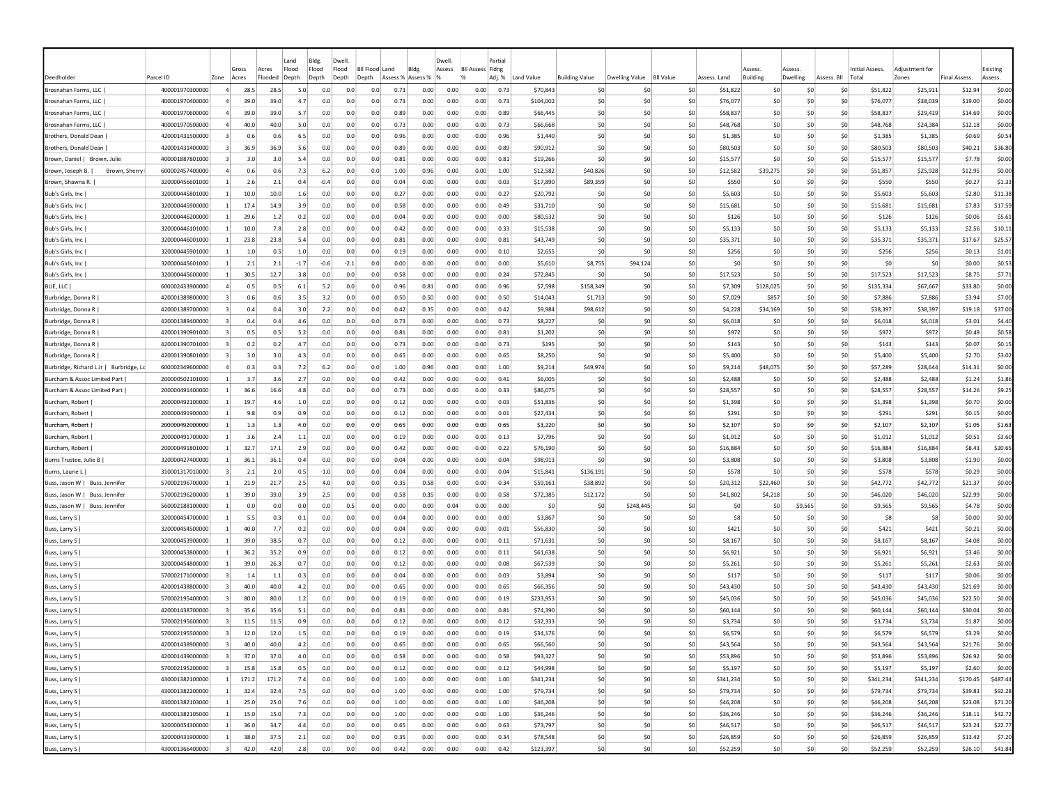| Deedholder | Parcel ID | Zone | Gross Acres | Acres Flooded | Land Flood Depth | Bldg. Flood Depth | Dwell. Flood Depth | Bll Flood Depth | Land Assess % | Bldg Assess % | Dwell. Assess % | Bll Assess % | Partial Fldng Adj. % | Land Value | Building Value | Dwelling Value | Bll Value | Assess. Land | Assess. Building | Assess. Dwelling | Assess. Bll | Initial Assess. Total | Adjustment for Zones | Final Assess. | Existing Assess. |
|---|---|---|---|---|---|---|---|---|---|---|---|---|---|---|---|---|---|---|---|---|---|---|---|---|---|
| Brosnahan Farms, LLC \| | 400001970300000 | 4 | 28.5 | 28.5 | 5.0 | 0.0 | 0.0 | 0.0 | 0.73 | 0.00 | 0.00 | 0.00 | 0.73 | $70,843 | $0 | $0 | $0 | $51,822 | $0 | $0 | $0 | $51,822 | $25,911 | $12.94 | $0.00 |
| Brosnahan Farms, LLC \| | 400001970400000 | 4 | 39.0 | 39.0 | 4.7 | 0.0 | 0.0 | 0.0 | 0.73 | 0.00 | 0.00 | 0.00 | 0.73 | $104,002 | $0 | $0 | $0 | $76,077 | $0 | $0 | $0 | $76,077 | $38,039 | $19.00 | $0.00 |
| Brosnahan Farms, LLC \| | 400001970600000 | 4 | 39.0 | 39.0 | 5.7 | 0.0 | 0.0 | 0.0 | 0.89 | 0.00 | 0.00 | 0.00 | 0.89 | $66,445 | $0 | $0 | $0 | $58,837 | $0 | $0 | $0 | $58,837 | $29,419 | $14.69 | $0.00 |
| Brosnahan Farms, LLC \| | 400001970500000 | 4 | 40.0 | 40.0 | 5.0 | 0.0 | 0.0 | 0.0 | 0.73 | 0.00 | 0.00 | 0.00 | 0.73 | $66,668 | $0 | $0 | $0 | $48,768 | $0 | $0 | $0 | $48,768 | $24,384 | $12.18 | $0.00 |
| Brothers, Donald Dean \| | 420001431500000 | 3 | 0.6 | 0.6 | 6.5 | 0.0 | 0.0 | 0.0 | 0.96 | 0.00 | 0.00 | 0.00 | 0.96 | $1,440 | $0 | $0 | $0 | $1,385 | $0 | $0 | $0 | $1,385 | $1,385 | $0.69 | $0.54 |
| Brothers, Donald Dean \| | 420001431400000 | 3 | 36.9 | 36.9 | 5.6 | 0.0 | 0.0 | 0.0 | 0.89 | 0.00 | 0.00 | 0.00 | 0.89 | $90,912 | $0 | $0 | $0 | $80,503 | $0 | $0 | $0 | $80,503 | $80,503 | $40.21 | $36.80 |
| Brown, Daniel \| Brown, Julie | 400001887801000 | 3 | 3.0 | 3.0 | 5.4 | 0.0 | 0.0 | 0.0 | 0.81 | 0.00 | 0.00 | 0.00 | 0.81 | $19,266 | $0 | $0 | $0 | $15,577 | $0 | $0 | $0 | $15,577 | $15,577 | $7.78 | $0.00 |
| Brown, Joseph B. \| Brown, Sherry | 600002457400000 | 4 | 0.6 | 0.6 | 7.3 | 6.2 | 0.0 | 0.0 | 1.00 | 0.96 | 0.00 | 0.00 | 1.00 | $12,582 | $40,826 | $0 | $0 | $12,582 | $39,275 | $0 | $0 | $51,857 | $25,928 | $12.95 | $0.00 |
| Brown, Shawna R. \| | 320000456601000 | 1 | 2.6 | 2.1 | 0.4 | -0.4 | 0.0 | 0.0 | 0.04 | 0.00 | 0.00 | 0.00 | 0.03 | $17,890 | $89,359 | $0 | $0 | $550 | $0 | $0 | $0 | $550 | $550 | $0.27 | $1.33 |
| Bub's Girls, Inc \| | 320000445801000 | 1 | 10.0 | 10.0 | 1.6 | 0.0 | 0.0 | 0.0 | 0.27 | 0.00 | 0.00 | 0.00 | 0.27 | $20,792 | $0 | $0 | $0 | $5,603 | $0 | $0 | $0 | $5,603 | $5,603 | $2.80 | $11.38 |
| Bub's Girls, Inc \| | 320000445900000 | 1 | 17.4 | 14.9 | 3.9 | 0.0 | 0.0 | 0.0 | 0.58 | 0.00 | 0.00 | 0.00 | 0.49 | $31,710 | $0 | $0 | $0 | $15,681 | $0 | $0 | $0 | $15,681 | $15,681 | $7.83 | $17.59 |
| Bub's Girls, Inc \| | 320000446200000 | 1 | 29.6 | 1.2 | 0.2 | 0.0 | 0.0 | 0.0 | 0.04 | 0.00 | 0.00 | 0.00 | 0.00 | $80,532 | $0 | $0 | $0 | $126 | $0 | $0 | $0 | $126 | $126 | $0.06 | $5.61 |
| Bub's Girls, Inc \| | 320000446101000 | 1 | 10.0 | 7.8 | 2.8 | 0.0 | 0.0 | 0.0 | 0.42 | 0.00 | 0.00 | 0.00 | 0.33 | $15,538 | $0 | $0 | $0 | $5,133 | $0 | $0 | $0 | $5,133 | $5,133 | $2.56 | $10.11 |
| Bub's Girls, Inc \| | 320000446001000 | 1 | 23.8 | 23.8 | 5.4 | 0.0 | 0.0 | 0.0 | 0.81 | 0.00 | 0.00 | 0.00 | 0.81 | $43,749 | $0 | $0 | $0 | $35,371 | $0 | $0 | $0 | $35,371 | $35,371 | $17.67 | $25.57 |
| Bub's Girls, Inc \| | 320000445901000 | 1 | 1.0 | 0.5 | 1.0 | 0.0 | 0.0 | 0.0 | 0.19 | 0.00 | 0.00 | 0.00 | 0.10 | $2,655 | $0 | $0 | $0 | $256 | $0 | $0 | $0 | $256 | $256 | $0.13 | $1.01 |
| Bub's Girls, Inc \| | 320000445601000 | 1 | 2.1 | 2.1 | -1.7 | -0.6 | -2.1 | 0.0 | 0.00 | 0.00 | 0.00 | 0.00 | 0.00 | $5,610 | $8,755 | $94,124 | $0 | $0 | $0 | $0 | $0 | $0 | $0 | $0.00 | $0.53 |
| Bub's Girls, Inc \| | 320000445600000 | 1 | 30.5 | 12.7 | 3.8 | 0.0 | 0.0 | 0.0 | 0.58 | 0.00 | 0.00 | 0.00 | 0.24 | $72,845 | $0 | $0 | $0 | $17,523 | $0 | $0 | $0 | $17,523 | $17,523 | $8.75 | $7.71 |
| BUE, LLC \| | 600002433900000 | 4 | 0.5 | 0.5 | 6.1 | 5.2 | 0.0 | 0.0 | 0.96 | 0.81 | 0.00 | 0.00 | 0.96 | $7,598 | $158,349 | $0 | $0 | $7,309 | $128,025 | $0 | $0 | $135,334 | $67,667 | $33.80 | $0.00 |
| Burbridge, Donna R \| | 420001389800000 | 3 | 0.6 | 0.6 | 3.5 | 3.2 | 0.0 | 0.0 | 0.50 | 0.50 | 0.00 | 0.00 | 0.50 | $14,043 | $1,713 | $0 | $0 | $7,029 | $857 | $0 | $0 | $7,886 | $7,886 | $3.94 | $7.00 |
| Burbridge, Donna R \| | 420001389700000 | 3 | 0.4 | 0.4 | 3.0 | 2.2 | 0.0 | 0.0 | 0.42 | 0.35 | 0.00 | 0.00 | 0.42 | $9,984 | $98,612 | $0 | $0 | $4,228 | $34,169 | $0 | $0 | $38,397 | $38,397 | $19.18 | $37.00 |
| Burbridge, Donna R \| | 420001389400000 | 3 | 0.4 | 0.4 | 4.6 | 0.0 | 0.0 | 0.0 | 0.73 | 0.00 | 0.00 | 0.00 | 0.73 | $8,227 | $0 | $0 | $0 | $6,018 | $0 | $0 | $0 | $6,018 | $6,018 | $3.01 | $4.40 |
| Burbridge, Donna R \| | 420001390901000 | 3 | 0.5 | 0.5 | 5.2 | 0.0 | 0.0 | 0.0 | 0.81 | 0.00 | 0.00 | 0.00 | 0.81 | $1,202 | $0 | $0 | $0 | $972 | $0 | $0 | $0 | $972 | $972 | $0.49 | $0.58 |
| Burbridge, Donna R \| | 420001390701000 | 3 | 0.2 | 0.2 | 4.7 | 0.0 | 0.0 | 0.0 | 0.73 | 0.00 | 0.00 | 0.00 | 0.73 | $195 | $0 | $0 | $0 | $143 | $0 | $0 | $0 | $143 | $143 | $0.07 | $0.15 |
| Burbridge, Donna R \| | 420001390801000 | 3 | 3.0 | 3.0 | 4.3 | 0.0 | 0.0 | 0.0 | 0.65 | 0.00 | 0.00 | 0.00 | 0.65 | $8,250 | $0 | $0 | $0 | $5,400 | $0 | $0 | $0 | $5,400 | $5,400 | $2.70 | $3.02 |
| Burbridge, Richard L Jr \| Burbridge, Lc | 600002349600000 | 4 | 0.3 | 0.3 | 7.2 | 6.2 | 0.0 | 0.0 | 1.00 | 0.96 | 0.00 | 0.00 | 1.00 | $9,214 | $49,974 | $0 | $0 | $9,214 | $48,075 | $0 | $0 | $57,289 | $28,644 | $14.31 | $0.00 |
| Burcham & Assoc Limited Part \| | 200000502101000 | 1 | 3.7 | 3.6 | 2.7 | 0.0 | 0.0 | 0.0 | 0.42 | 0.00 | 0.00 | 0.00 | 0.41 | $6,005 | $0 | $0 | $0 | $2,488 | $0 | $0 | $0 | $2,488 | $2,488 | $1.24 | $1.86 |
| Burcham & Assoc Limited Part \| | 200000491400000 | 1 | 36.6 | 16.6 | 4.8 | 0.0 | 0.0 | 0.0 | 0.73 | 0.00 | 0.00 | 0.00 | 0.33 | $86,075 | $0 | $0 | $0 | $28,557 | $0 | $0 | $0 | $28,557 | $28,557 | $14.26 | $9.25 |
| Burcham, Robert \| | 200000492100000 | 1 | 19.7 | 4.6 | 1.0 | 0.0 | 0.0 | 0.0 | 0.12 | 0.00 | 0.00 | 0.00 | 0.03 | $51,836 | $0 | $0 | $0 | $1,398 | $0 | $0 | $0 | $1,398 | $1,398 | $0.70 | $0.00 |
| Burcham, Robert \| | 200000491900000 | 1 | 9.8 | 0.9 | 0.9 | 0.0 | 0.0 | 0.0 | 0.12 | 0.00 | 0.00 | 0.00 | 0.01 | $27,434 | $0 | $0 | $0 | $291 | $0 | $0 | $0 | $291 | $291 | $0.15 | $0.00 |
| Burcham, Robert \| | 200000492000000 | 1 | 1.3 | 1.3 | 4.0 | 0.0 | 0.0 | 0.0 | 0.65 | 0.00 | 0.00 | 0.00 | 0.65 | $3,220 | $0 | $0 | $0 | $2,107 | $0 | $0 | $0 | $2,107 | $2,107 | $1.05 | $1.63 |
| Burcham, Robert \| | 200000491700000 | 1 | 3.6 | 2.4 | 1.1 | 0.0 | 0.0 | 0.0 | 0.19 | 0.00 | 0.00 | 0.00 | 0.13 | $7,796 | $0 | $0 | $0 | $1,012 | $0 | $0 | $0 | $1,012 | $1,012 | $0.51 | $3.60 |
| Burcham, Robert \| | 200000491801000 | 1 | 32.7 | 17.1 | 2.9 | 0.0 | 0.0 | 0.0 | 0.42 | 0.00 | 0.00 | 0.00 | 0.22 | $76,190 | $0 | $0 | $0 | $16,884 | $0 | $0 | $0 | $16,884 | $16,884 | $8.43 | $20.65 |
| Burns Trustee, Julie B \| | 320000427400000 | 1 | 36.1 | 36.1 | 0.4 | 0.0 | 0.0 | 0.0 | 0.04 | 0.00 | 0.00 | 0.00 | 0.04 | $98,913 | $0 | $0 | $0 | $3,808 | $0 | $0 | $0 | $3,808 | $3,808 | $1.90 | $0.00 |
| Burns, Laurie L \| | 310001317010000 | 3 | 2.1 | 2.0 | 0.5 | -1.0 | 0.0 | 0.0 | 0.04 | 0.00 | 0.00 | 0.00 | 0.04 | $15,841 | $136,191 | $0 | $0 | $578 | $0 | $0 | $0 | $578 | $578 | $0.29 | $0.00 |
| Buss, Jason W \| Buss, Jennifer | 570002196700000 | 1 | 21.9 | 21.7 | 2.5 | 4.0 | 0.0 | 0.0 | 0.35 | 0.58 | 0.00 | 0.00 | 0.34 | $59,161 | $38,892 | $0 | $0 | $20,312 | $22,460 | $0 | $0 | $42,772 | $42,772 | $21.37 | $0.00 |
| Buss, Jason W \| Buss, Jennifer | 570002196200000 | 1 | 39.0 | 39.0 | 3.9 | 2.5 | 0.0 | 0.0 | 0.58 | 0.35 | 0.00 | 0.00 | 0.58 | $72,385 | $12,172 | $0 | $0 | $41,802 | $4,218 | $0 | $0 | $46,020 | $46,020 | $22.99 | $0.00 |
| Buss, Jason W \| Buss, Jennifer | 560002188100000 | 1 | 0.0 | 0.0 | 0.0 | 0.0 | 0.5 | 0.0 | 0.00 | 0.00 | 0.04 | 0.00 | 0.00 | $0 | $0 | $248,445 | $0 | $0 | $0 | $9,565 | $0 | $9,565 | $9,565 | $4.78 | $0.00 |
| Buss, Larry S \| | 320000454700000 | 1 | 5.5 | 0.3 | 0.1 | 0.0 | 0.0 | 0.0 | 0.04 | 0.00 | 0.00 | 0.00 | 0.00 | $3,867 | $0 | $0 | $0 | $8 | $0 | $0 | $0 | $8 | $8 | $0.00 | $0.00 |
| Buss, Larry S \| | 320000454500000 | 1 | 40.0 | 7.7 | 0.2 | 0.0 | 0.0 | 0.0 | 0.04 | 0.00 | 0.00 | 0.00 | 0.01 | $56,830 | $0 | $0 | $0 | $421 | $0 | $0 | $0 | $421 | $421 | $0.21 | $0.00 |
| Buss, Larry S \| | 320000453900000 | 1 | 39.0 | 38.5 | 0.7 | 0.0 | 0.0 | 0.0 | 0.12 | 0.00 | 0.00 | 0.00 | 0.11 | $71,631 | $0 | $0 | $0 | $8,167 | $0 | $0 | $0 | $8,167 | $8,167 | $4.08 | $0.00 |
| Buss, Larry S \| | 320000453800000 | 1 | 36.2 | 35.2 | 0.9 | 0.0 | 0.0 | 0.0 | 0.12 | 0.00 | 0.00 | 0.00 | 0.11 | $61,638 | $0 | $0 | $0 | $6,921 | $0 | $0 | $0 | $6,921 | $6,921 | $3.46 | $0.00 |
| Buss, Larry S \| | 320000454800000 | 1 | 39.0 | 26.3 | 0.7 | 0.0 | 0.0 | 0.0 | 0.12 | 0.00 | 0.00 | 0.00 | 0.08 | $67,539 | $0 | $0 | $0 | $5,261 | $0 | $0 | $0 | $5,261 | $5,261 | $2.63 | $0.00 |
| Buss, Larry S \| | 570002171000000 | 3 | 1.4 | 1.1 | 0.3 | 0.0 | 0.0 | 0.0 | 0.04 | 0.00 | 0.00 | 0.00 | 0.03 | $3,894 | $0 | $0 | $0 | $117 | $0 | $0 | $0 | $117 | $117 | $0.06 | $0.00 |
| Buss, Larry S \| | 420001438800000 | 3 | 40.0 | 40.0 | 4.2 | 0.0 | 0.0 | 0.0 | 0.65 | 0.00 | 0.00 | 0.00 | 0.65 | $66,356 | $0 | $0 | $0 | $43,430 | $0 | $0 | $0 | $43,430 | $43,430 | $21.69 | $0.00 |
| Buss, Larry S \| | 570002195400000 | 3 | 80.0 | 80.0 | 1.2 | 0.0 | 0.0 | 0.0 | 0.19 | 0.00 | 0.00 | 0.00 | 0.19 | $233,953 | $0 | $0 | $0 | $45,036 | $0 | $0 | $0 | $45,036 | $45,036 | $22.50 | $0.00 |
| Buss, Larry S \| | 420001438700000 | 3 | 35.6 | 35.6 | 5.1 | 0.0 | 0.0 | 0.0 | 0.81 | 0.00 | 0.00 | 0.00 | 0.81 | $74,390 | $0 | $0 | $0 | $60,144 | $0 | $0 | $0 | $60,144 | $60,144 | $30.04 | $0.00 |
| Buss, Larry S \| | 570002195600000 | 3 | 11.5 | 11.5 | 0.9 | 0.0 | 0.0 | 0.0 | 0.12 | 0.00 | 0.00 | 0.00 | 0.12 | $32,333 | $0 | $0 | $0 | $3,734 | $0 | $0 | $0 | $3,734 | $3,734 | $1.87 | $0.00 |
| Buss, Larry S \| | 570002195500000 | 3 | 12.0 | 12.0 | 1.5 | 0.0 | 0.0 | 0.0 | 0.19 | 0.00 | 0.00 | 0.00 | 0.19 | $34,176 | $0 | $0 | $0 | $6,579 | $0 | $0 | $0 | $6,579 | $6,579 | $3.29 | $0.00 |
| Buss, Larry S \| | 420001438900000 | 3 | 40.0 | 40.0 | 4.2 | 0.0 | 0.0 | 0.0 | 0.65 | 0.00 | 0.00 | 0.00 | 0.65 | $66,560 | $0 | $0 | $0 | $43,564 | $0 | $0 | $0 | $43,564 | $43,564 | $21.76 | $0.00 |
| Buss, Larry S \| | 420001439000000 | 3 | 37.0 | 37.0 | 4.0 | 0.0 | 0.0 | 0.0 | 0.58 | 0.00 | 0.00 | 0.00 | 0.58 | $93,327 | $0 | $0 | $0 | $53,896 | $0 | $0 | $0 | $53,896 | $53,896 | $26.92 | $0.00 |
| Buss, Larry S \| | 570002195200000 | 3 | 15.8 | 15.8 | 0.5 | 0.0 | 0.0 | 0.0 | 0.12 | 0.00 | 0.00 | 0.00 | 0.12 | $44,998 | $0 | $0 | $0 | $5,197 | $0 | $0 | $0 | $5,197 | $5,197 | $2.60 | $0.00 |
| Buss, Larry S \| | 430001382100000 | 1 | 171.2 | 171.2 | 7.4 | 0.0 | 0.0 | 0.0 | 1.00 | 0.00 | 0.00 | 0.00 | 1.00 | $341,234 | $0 | $0 | $0 | $341,234 | $0 | $0 | $0 | $341,234 | $341,234 | $170.45 | $487.44 |
| Buss, Larry S \| | 430001382200000 | 1 | 32.4 | 32.4 | 7.5 | 0.0 | 0.0 | 0.0 | 1.00 | 0.00 | 0.00 | 0.00 | 1.00 | $79,734 | $0 | $0 | $0 | $79,734 | $0 | $0 | $0 | $79,734 | $79,734 | $39.83 | $92.28 |
| Buss, Larry S \| | 430001382103000 | 1 | 25.0 | 25.0 | 7.6 | 0.0 | 0.0 | 0.0 | 1.00 | 0.00 | 0.00 | 0.00 | 1.00 | $46,208 | $0 | $0 | $0 | $46,208 | $0 | $0 | $0 | $46,208 | $46,208 | $23.08 | $71.20 |
| Buss, Larry S \| | 430001382105000 | 1 | 15.0 | 15.0 | 7.3 | 0.0 | 0.0 | 0.0 | 1.00 | 0.00 | 0.00 | 0.00 | 1.00 | $36,246 | $0 | $0 | $0 | $36,246 | $0 | $0 | $0 | $36,246 | $36,246 | $18.11 | $42.72 |
| Buss, Larry S \| | 320000454300000 | 1 | 36.0 | 34.7 | 4.4 | 0.0 | 0.0 | 0.0 | 0.65 | 0.00 | 0.00 | 0.00 | 0.63 | $73,797 | $0 | $0 | $0 | $46,517 | $0 | $0 | $0 | $46,517 | $46,517 | $23.24 | $22.77 |
| Buss, Larry S \| | 320000431900000 | 1 | 38.0 | 37.5 | 2.1 | 0.0 | 0.0 | 0.0 | 0.35 | 0.00 | 0.00 | 0.00 | 0.34 | $78,548 | $0 | $0 | $0 | $26,859 | $0 | $0 | $0 | $26,859 | $26,859 | $13.42 | $7.20 |
| Buss, Larry S \| | 430001366400000 | 3 | 42.0 | 42.0 | 2.8 | 0.0 | 0.0 | 0.0 | 0.42 | 0.00 | 0.00 | 0.00 | 0.42 | $123,397 | $0 | $0 | $0 | $52,259 | $0 | $0 | $0 | $52,259 | $52,259 | $26.10 | $41.84 |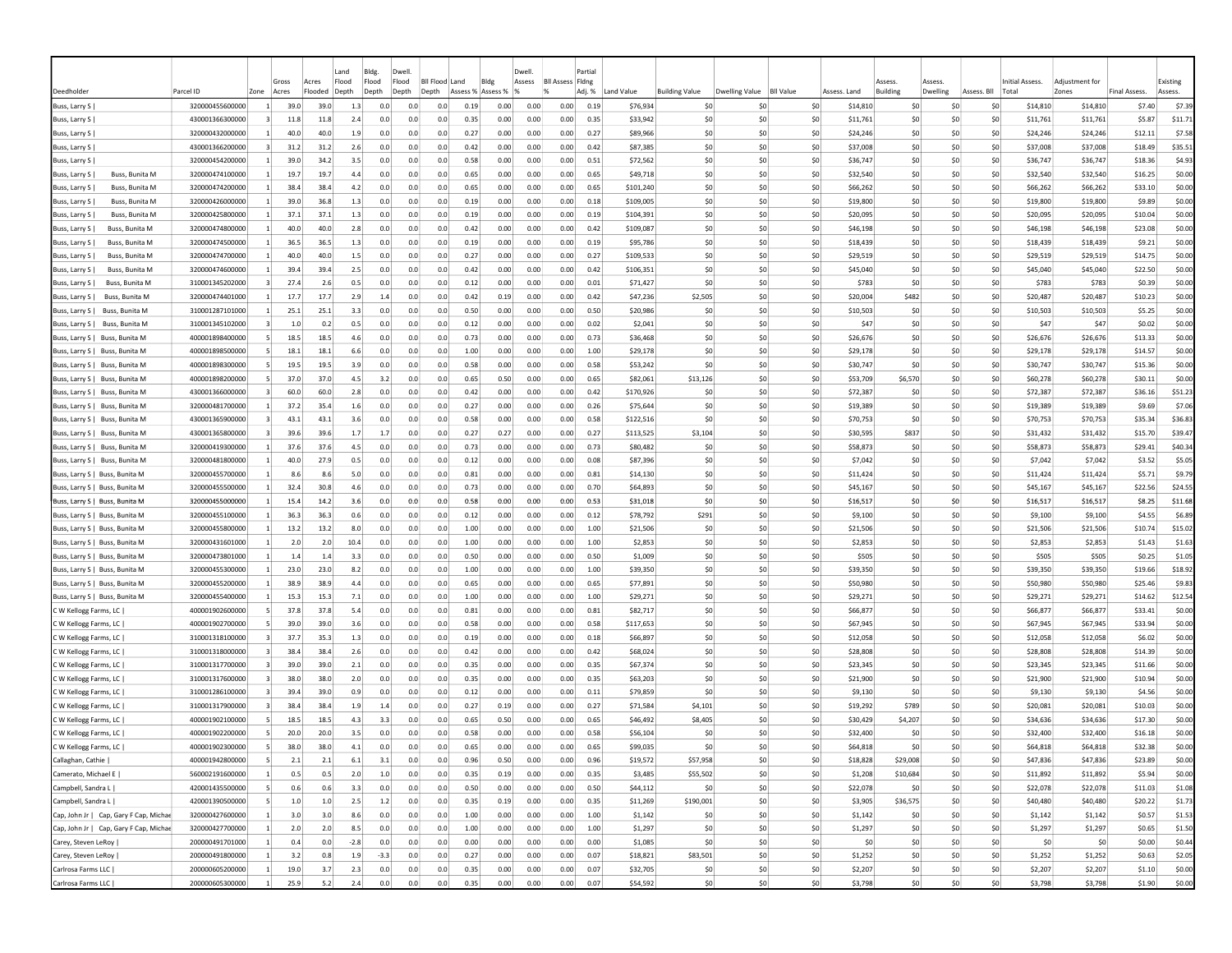| Deedholder | Parcel ID | Zone | Gross Acres | Acres Flooded | Land Flood Depth | Bldg. Flood Depth | Dwell. Flood Depth | Bll Flood Depth | Land Assess % | Bldg Assess % | Dwell. Assess % | Bll Assess % | Partial Flding Adj. % | Land Value | Building Value | Dwelling Value | Bll Value | Assess. Land | Assess. Building | Assess. Dwelling | Assess. Bll | Initial Assess. Total | Adjustment for Zones | Final Assess. | Existing Assess. |
|---|---|---|---|---|---|---|---|---|---|---|---|---|---|---|---|---|---|---|---|---|---|---|---|---|---|
| Buss, Larry S \| | 320000455600000 | 1 | 39.0 | 39.0 | 1.3 | 0.0 | 0.0 | 0.0 | 0.19 | 0.00 | 0.00 | 0.00 | 0.19 | $76,934 | $0 | $0 | $0 | $14,810 | $0 | $0 | $0 | $14,810 | $14,810 | $7.40 | $7.39 |
| Buss, Larry S \| | 430001366300000 | 3 | 11.8 | 11.8 | 2.4 | 0.0 | 0.0 | 0.0 | 0.35 | 0.00 | 0.00 | 0.00 | 0.35 | $33,942 | $0 | $0 | $0 | $11,761 | $0 | $0 | $0 | $11,761 | $11,761 | $5.87 | $11.71 |
| Buss, Larry S \| | 320000432000000 | 1 | 40.0 | 40.0 | 1.9 | 0.0 | 0.0 | 0.0 | 0.27 | 0.00 | 0.00 | 0.00 | 0.27 | $89,966 | $0 | $0 | $0 | $24,246 | $0 | $0 | $0 | $24,246 | $24,246 | $12.11 | $7.58 |
| Buss, Larry S \| | 430001366200000 | 3 | 31.2 | 31.2 | 2.6 | 0.0 | 0.0 | 0.0 | 0.42 | 0.00 | 0.00 | 0.00 | 0.42 | $87,385 | $0 | $0 | $0 | $37,008 | $0 | $0 | $0 | $37,008 | $37,008 | $18.49 | $35.51 |
| Buss, Larry S \| | 320000454200000 | 1 | 39.0 | 34.2 | 3.5 | 0.0 | 0.0 | 0.0 | 0.58 | 0.00 | 0.00 | 0.00 | 0.51 | $72,562 | $0 | $0 | $0 | $36,747 | $0 | $0 | $0 | $36,747 | $36,747 | $18.36 | $4.93 |
| Buss, Larry S \| Buss, Bunita M | 320000474100000 | 1 | 19.7 | 19.7 | 4.4 | 0.0 | 0.0 | 0.0 | 0.65 | 0.00 | 0.00 | 0.00 | 0.65 | $49,718 | $0 | $0 | $0 | $32,540 | $0 | $0 | $0 | $32,540 | $32,540 | $16.25 | $0.00 |
| Buss, Larry S \| Buss, Bunita M | 320000474200000 | 1 | 38.4 | 38.4 | 4.2 | 0.0 | 0.0 | 0.0 | 0.65 | 0.00 | 0.00 | 0.00 | 0.65 | $101,240 | $0 | $0 | $0 | $66,262 | $0 | $0 | $0 | $66,262 | $66,262 | $33.10 | $0.00 |
| Buss, Larry S \| Buss, Bunita M | 320000426000000 | 1 | 39.0 | 36.8 | 1.3 | 0.0 | 0.0 | 0.0 | 0.19 | 0.00 | 0.00 | 0.00 | 0.18 | $109,005 | $0 | $0 | $0 | $19,800 | $0 | $0 | $0 | $19,800 | $19,800 | $9.89 | $0.00 |
| Buss, Larry S \| Buss, Bunita M | 320000425800000 | 1 | 37.1 | 37.1 | 1.3 | 0.0 | 0.0 | 0.0 | 0.19 | 0.00 | 0.00 | 0.00 | 0.19 | $104,391 | $0 | $0 | $0 | $20,095 | $0 | $0 | $0 | $20,095 | $20,095 | $10.04 | $0.00 |
| Buss, Larry S \| Buss, Bunita M | 320000474800000 | 1 | 40.0 | 40.0 | 2.8 | 0.0 | 0.0 | 0.0 | 0.42 | 0.00 | 0.00 | 0.00 | 0.42 | $109,087 | $0 | $0 | $0 | $46,198 | $0 | $0 | $0 | $46,198 | $46,198 | $23.08 | $0.00 |
| Buss, Larry S \| Buss, Bunita M | 320000474500000 | 1 | 36.5 | 36.5 | 1.3 | 0.0 | 0.0 | 0.0 | 0.19 | 0.00 | 0.00 | 0.00 | 0.19 | $95,786 | $0 | $0 | $0 | $18,439 | $0 | $0 | $0 | $18,439 | $18,439 | $9.21 | $0.00 |
| Buss, Larry S \| Buss, Bunita M | 320000474700000 | 1 | 40.0 | 40.0 | 1.5 | 0.0 | 0.0 | 0.0 | 0.27 | 0.00 | 0.00 | 0.00 | 0.27 | $109,533 | $0 | $0 | $0 | $29,519 | $0 | $0 | $0 | $29,519 | $29,519 | $14.75 | $0.00 |
| Buss, Larry S \| Buss, Bunita M | 320000474600000 | 1 | 39.4 | 39.4 | 2.5 | 0.0 | 0.0 | 0.0 | 0.42 | 0.00 | 0.00 | 0.00 | 0.42 | $106,351 | $0 | $0 | $0 | $45,040 | $0 | $0 | $0 | $45,040 | $45,040 | $22.50 | $0.00 |
| Buss, Larry S \| Buss, Bunita M | 310001345202000 | 3 | 27.4 | 2.6 | 0.5 | 0.0 | 0.0 | 0.0 | 0.12 | 0.00 | 0.00 | 0.00 | 0.01 | $71,427 | $0 | $0 | $0 | $783 | $0 | $0 | $0 | $783 | $783 | $0.39 | $0.00 |
| Buss, Larry S \| Buss, Bunita M | 320000474401000 | 1 | 17.7 | 17.7 | 2.9 | 1.4 | 0.0 | 0.0 | 0.42 | 0.19 | 0.00 | 0.00 | 0.42 | $47,236 | $2,505 | $0 | $0 | $20,004 | $482 | $0 | $0 | $20,487 | $20,487 | $10.23 | $0.00 |
| Buss, Larry S \| Buss, Bunita M | 310001287101000 | 1 | 25.1 | 25.1 | 3.3 | 0.0 | 0.0 | 0.0 | 0.50 | 0.00 | 0.00 | 0.00 | 0.50 | $20,986 | $0 | $0 | $0 | $10,503 | $0 | $0 | $0 | $10,503 | $10,503 | $5.25 | $0.00 |
| Buss, Larry S \| Buss, Bunita M | 310001345102000 | 3 | 1.0 | 0.2 | 0.5 | 0.0 | 0.0 | 0.0 | 0.12 | 0.00 | 0.00 | 0.00 | 0.02 | $2,041 | $0 | $0 | $0 | $47 | $0 | $0 | $0 | $47 | $47 | $0.02 | $0.00 |
| Buss, Larry S \| Buss, Bunita M | 400001898400000 | 5 | 18.5 | 18.5 | 4.6 | 0.0 | 0.0 | 0.0 | 0.73 | 0.00 | 0.00 | 0.00 | 0.73 | $36,468 | $0 | $0 | $0 | $26,676 | $0 | $0 | $0 | $26,676 | $26,676 | $13.33 | $0.00 |
| Buss, Larry S \| Buss, Bunita M | 400001898500000 | 5 | 18.1 | 18.1 | 6.6 | 0.0 | 0.0 | 0.0 | 1.00 | 0.00 | 0.00 | 0.00 | 1.00 | $29,178 | $0 | $0 | $0 | $29,178 | $0 | $0 | $0 | $29,178 | $29,178 | $14.57 | $0.00 |
| Buss, Larry S \| Buss, Bunita M | 400001898300000 | 5 | 19.5 | 19.5 | 3.9 | 0.0 | 0.0 | 0.0 | 0.58 | 0.00 | 0.00 | 0.00 | 0.58 | $53,242 | $0 | $0 | $0 | $30,747 | $0 | $0 | $0 | $30,747 | $30,747 | $15.36 | $0.00 |
| Buss, Larry S \| Buss, Bunita M | 400001898200000 | 5 | 37.0 | 37.0 | 4.5 | 3.2 | 0.0 | 0.0 | 0.65 | 0.50 | 0.00 | 0.00 | 0.65 | $82,061 | $13,126 | $0 | $0 | $53,709 | $6,570 | $0 | $0 | $60,278 | $60,278 | $30.11 | $0.00 |
| Buss, Larry S \| Buss, Bunita M | 430001366000000 | 3 | 60.0 | 60.0 | 2.8 | 0.0 | 0.0 | 0.0 | 0.42 | 0.00 | 0.00 | 0.00 | 0.42 | $170,926 | $0 | $0 | $0 | $72,387 | $0 | $0 | $0 | $72,387 | $72,387 | $36.16 | $51.23 |
| Buss, Larry S \| Buss, Bunita M | 320000481700000 | 1 | 37.2 | 35.4 | 1.6 | 0.0 | 0.0 | 0.0 | 0.27 | 0.00 | 0.00 | 0.00 | 0.26 | $75,644 | $0 | $0 | $0 | $19,389 | $0 | $0 | $0 | $19,389 | $19,389 | $9.69 | $7.06 |
| Buss, Larry S \| Buss, Bunita M | 430001365900000 | 3 | 43.1 | 43.1 | 3.6 | 0.0 | 0.0 | 0.0 | 0.58 | 0.00 | 0.00 | 0.00 | 0.58 | $122,516 | $0 | $0 | $0 | $70,753 | $0 | $0 | $0 | $70,753 | $70,753 | $35.34 | $36.83 |
| Buss, Larry S \| Buss, Bunita M | 430001365800000 | 3 | 39.6 | 39.6 | 1.7 | 1.7 | 0.0 | 0.0 | 0.27 | 0.27 | 0.00 | 0.00 | 0.27 | $113,525 | $3,104 | $0 | $0 | $30,595 | $837 | $0 | $0 | $31,432 | $31,432 | $15.70 | $39.47 |
| Buss, Larry S \| Buss, Bunita M | 320000419300000 | 1 | 37.6 | 37.6 | 4.5 | 0.0 | 0.0 | 0.0 | 0.73 | 0.00 | 0.00 | 0.00 | 0.73 | $80,482 | $0 | $0 | $0 | $58,873 | $0 | $0 | $0 | $58,873 | $58,873 | $29.41 | $40.34 |
| Buss, Larry S \| Buss, Bunita M | 320000481800000 | 1 | 40.0 | 27.9 | 0.5 | 0.0 | 0.0 | 0.0 | 0.12 | 0.00 | 0.00 | 0.00 | 0.08 | $87,396 | $0 | $0 | $0 | $7,042 | $0 | $0 | $0 | $7,042 | $7,042 | $3.52 | $5.05 |
| Buss, Larry S \| Buss, Bunita M | 320000455700000 | 1 | 8.6 | 8.6 | 5.0 | 0.0 | 0.0 | 0.0 | 0.81 | 0.00 | 0.00 | 0.00 | 0.81 | $14,130 | $0 | $0 | $0 | $11,424 | $0 | $0 | $0 | $11,424 | $11,424 | $5.71 | $9.79 |
| Buss, Larry S \| Buss, Bunita M | 320000455500000 | 1 | 32.4 | 30.8 | 4.6 | 0.0 | 0.0 | 0.0 | 0.73 | 0.00 | 0.00 | 0.00 | 0.70 | $64,893 | $0 | $0 | $0 | $45,167 | $0 | $0 | $0 | $45,167 | $45,167 | $22.56 | $24.55 |
| Buss, Larry S \| Buss, Bunita M | 320000455000000 | 1 | 15.4 | 14.2 | 3.6 | 0.0 | 0.0 | 0.0 | 0.58 | 0.00 | 0.00 | 0.00 | 0.53 | $31,018 | $0 | $0 | $0 | $16,517 | $0 | $0 | $0 | $16,517 | $16,517 | $8.25 | $11.68 |
| Buss, Larry S \| Buss, Bunita M | 320000455100000 | 1 | 36.3 | 36.3 | 0.6 | 0.0 | 0.0 | 0.0 | 0.12 | 0.00 | 0.00 | 0.00 | 0.12 | $78,792 | $291 | $0 | $0 | $9,100 | $0 | $0 | $0 | $9,100 | $9,100 | $4.55 | $6.89 |
| Buss, Larry S \| Buss, Bunita M | 320000455800000 | 1 | 13.2 | 13.2 | 8.0 | 0.0 | 0.0 | 0.0 | 1.00 | 0.00 | 0.00 | 0.00 | 1.00 | $21,506 | $0 | $0 | $0 | $21,506 | $0 | $0 | $0 | $21,506 | $21,506 | $10.74 | $15.02 |
| Buss, Larry S \| Buss, Bunita M | 320000431601000 | 1 | 2.0 | 2.0 | 10.4 | 0.0 | 0.0 | 0.0 | 1.00 | 0.00 | 0.00 | 0.00 | 1.00 | $2,853 | $0 | $0 | $0 | $2,853 | $0 | $0 | $0 | $2,853 | $2,853 | $1.43 | $1.63 |
| Buss, Larry S \| Buss, Bunita M | 320000473801000 | 1 | 1.4 | 1.4 | 3.3 | 0.0 | 0.0 | 0.0 | 0.50 | 0.00 | 0.00 | 0.00 | 0.50 | $1,009 | $0 | $0 | $0 | $505 | $0 | $0 | $0 | $505 | $505 | $0.25 | $1.05 |
| Buss, Larry S \| Buss, Bunita M | 320000455300000 | 1 | 23.0 | 23.0 | 8.2 | 0.0 | 0.0 | 0.0 | 1.00 | 0.00 | 0.00 | 0.00 | 1.00 | $39,350 | $0 | $0 | $0 | $39,350 | $0 | $0 | $0 | $39,350 | $39,350 | $19.66 | $18.92 |
| Buss, Larry S \| Buss, Bunita M | 320000455200000 | 1 | 38.9 | 38.9 | 4.4 | 0.0 | 0.0 | 0.0 | 0.65 | 0.00 | 0.00 | 0.00 | 0.65 | $77,891 | $0 | $0 | $0 | $50,980 | $0 | $0 | $0 | $50,980 | $50,980 | $25.46 | $9.83 |
| Buss, Larry S \| Buss, Bunita M | 320000455400000 | 1 | 15.3 | 15.3 | 7.1 | 0.0 | 0.0 | 0.0 | 1.00 | 0.00 | 0.00 | 0.00 | 1.00 | $29,271 | $0 | $0 | $0 | $29,271 | $0 | $0 | $0 | $29,271 | $29,271 | $14.62 | $12.54 |
| C W Kellogg Farms, LC \| | 400001902600000 | 5 | 37.8 | 37.8 | 5.4 | 0.0 | 0.0 | 0.0 | 0.81 | 0.00 | 0.00 | 0.00 | 0.81 | $82,717 | $0 | $0 | $0 | $66,877 | $0 | $0 | $0 | $66,877 | $66,877 | $33.41 | $0.00 |
| C W Kellogg Farms, LC \| | 400001902700000 | 5 | 39.0 | 39.0 | 3.6 | 0.0 | 0.0 | 0.0 | 0.58 | 0.00 | 0.00 | 0.00 | 0.58 | $117,653 | $0 | $0 | $0 | $67,945 | $0 | $0 | $0 | $67,945 | $67,945 | $33.94 | $0.00 |
| C W Kellogg Farms, LC \| | 310001318100000 | 3 | 37.7 | 35.3 | 1.3 | 0.0 | 0.0 | 0.0 | 0.19 | 0.00 | 0.00 | 0.00 | 0.18 | $66,897 | $0 | $0 | $0 | $12,058 | $0 | $0 | $0 | $12,058 | $12,058 | $6.02 | $0.00 |
| C W Kellogg Farms, LC \| | 310001318000000 | 3 | 38.4 | 38.4 | 2.6 | 0.0 | 0.0 | 0.0 | 0.42 | 0.00 | 0.00 | 0.00 | 0.42 | $68,024 | $0 | $0 | $0 | $28,808 | $0 | $0 | $0 | $28,808 | $28,808 | $14.39 | $0.00 |
| C W Kellogg Farms, LC \| | 310001317700000 | 3 | 39.0 | 39.0 | 2.1 | 0.0 | 0.0 | 0.0 | 0.35 | 0.00 | 0.00 | 0.00 | 0.35 | $67,374 | $0 | $0 | $0 | $23,345 | $0 | $0 | $0 | $23,345 | $23,345 | $11.66 | $0.00 |
| C W Kellogg Farms, LC \| | 310001317600000 | 3 | 38.0 | 38.0 | 2.0 | 0.0 | 0.0 | 0.0 | 0.35 | 0.00 | 0.00 | 0.00 | 0.35 | $63,203 | $0 | $0 | $0 | $21,900 | $0 | $0 | $0 | $21,900 | $21,900 | $10.94 | $0.00 |
| C W Kellogg Farms, LC \| | 310001286100000 | 3 | 39.4 | 39.0 | 0.9 | 0.0 | 0.0 | 0.0 | 0.12 | 0.00 | 0.00 | 0.00 | 0.11 | $79,859 | $0 | $0 | $0 | $9,130 | $0 | $0 | $0 | $9,130 | $9,130 | $4.56 | $0.00 |
| C W Kellogg Farms, LC \| | 310001317900000 | 3 | 38.4 | 38.4 | 1.9 | 1.4 | 0.0 | 0.0 | 0.27 | 0.19 | 0.00 | 0.00 | 0.27 | $71,584 | $4,101 | $0 | $0 | $19,292 | $789 | $0 | $0 | $20,081 | $20,081 | $10.03 | $0.00 |
| C W Kellogg Farms, LC \| | 400001902100000 | 5 | 18.5 | 18.5 | 4.3 | 3.3 | 0.0 | 0.0 | 0.65 | 0.50 | 0.00 | 0.00 | 0.65 | $46,492 | $8,405 | $0 | $0 | $30,429 | $4,207 | $0 | $0 | $34,636 | $34,636 | $17.30 | $0.00 |
| C W Kellogg Farms, LC \| | 400001902200000 | 5 | 20.0 | 20.0 | 3.5 | 0.0 | 0.0 | 0.0 | 0.58 | 0.00 | 0.00 | 0.00 | 0.58 | $56,104 | $0 | $0 | $0 | $32,400 | $0 | $0 | $0 | $32,400 | $32,400 | $16.18 | $0.00 |
| C W Kellogg Farms, LC \| | 400001902300000 | 5 | 38.0 | 38.0 | 4.1 | 0.0 | 0.0 | 0.0 | 0.65 | 0.00 | 0.00 | 0.00 | 0.65 | $99,035 | $0 | $0 | $0 | $64,818 | $0 | $0 | $0 | $64,818 | $64,818 | $32.38 | $0.00 |
| Callaghan, Cathie \| | 400001942800000 | 5 | 2.1 | 2.1 | 6.1 | 3.1 | 0.0 | 0.0 | 0.96 | 0.50 | 0.00 | 0.00 | 0.96 | $19,572 | $57,958 | $0 | $0 | $18,828 | $29,008 | $0 | $0 | $47,836 | $47,836 | $23.89 | $0.00 |
| Camerato, Michael E \| | 560002191600000 | 1 | 0.5 | 0.5 | 2.0 | 1.0 | 0.0 | 0.0 | 0.35 | 0.19 | 0.00 | 0.00 | 0.35 | $3,485 | $55,502 | $0 | $0 | $1,208 | $10,684 | $0 | $0 | $11,892 | $11,892 | $5.94 | $0.00 |
| Campbell, Sandra L \| | 420001435500000 | 5 | 0.6 | 0.6 | 3.3 | 0.0 | 0.0 | 0.0 | 0.50 | 0.00 | 0.00 | 0.00 | 0.50 | $44,112 | $0 | $0 | $0 | $22,078 | $0 | $0 | $0 | $22,078 | $22,078 | $11.03 | $1.08 |
| Campbell, Sandra L \| | 420001390500000 | 5 | 1.0 | 1.0 | 2.5 | 1.2 | 0.0 | 0.0 | 0.35 | 0.19 | 0.00 | 0.00 | 0.35 | $11,269 | $190,001 | $0 | $0 | $3,905 | $36,575 | $0 | $0 | $40,480 | $40,480 | $20.22 | $1.73 |
| Cap, John Jr \| Cap, Gary F Cap, Michae | 320000427600000 | 1 | 3.0 | 3.0 | 8.6 | 0.0 | 0.0 | 0.0 | 1.00 | 0.00 | 0.00 | 0.00 | 1.00 | $1,142 | $0 | $0 | $0 | $1,142 | $0 | $0 | $0 | $1,142 | $1,142 | $0.57 | $1.53 |
| Cap, John Jr \| Cap, Gary F Cap, Michae | 320000427700000 | 1 | 2.0 | 2.0 | 8.5 | 0.0 | 0.0 | 0.0 | 1.00 | 0.00 | 0.00 | 0.00 | 1.00 | $1,297 | $0 | $0 | $0 | $1,297 | $0 | $0 | $0 | $1,297 | $1,297 | $0.65 | $1.50 |
| Carey, Steven LeRoy \| | 200000491701000 | 1 | 0.4 | 0.0 | -2.8 | 0.0 | 0.0 | 0.0 | 0.00 | 0.00 | 0.00 | 0.00 | 0.00 | $1,085 | $0 | $0 | $0 | $0 | $0 | $0 | $0 | $0 | $0 | $0.00 | $0.44 |
| Carey, Steven LeRoy \| | 200000491800000 | 1 | 3.2 | 0.8 | 1.9 | -3.3 | 0.0 | 0.0 | 0.27 | 0.00 | 0.00 | 0.00 | 0.07 | $18,821 | $83,501 | $0 | $0 | $1,252 | $0 | $0 | $0 | $1,252 | $1,252 | $0.63 | $2.05 |
| Carlrosa Farms LLC \| | 200000605200000 | 1 | 19.0 | 3.7 | 2.3 | 0.0 | 0.0 | 0.0 | 0.35 | 0.00 | 0.00 | 0.00 | 0.07 | $32,705 | $0 | $0 | $0 | $2,207 | $0 | $0 | $0 | $2,207 | $2,207 | $1.10 | $0.00 |
| Carlrosa Farms LLC \| | 200000605300000 | 1 | 25.9 | 5.2 | 2.4 | 0.0 | 0.0 | 0.0 | 0.35 | 0.00 | 0.00 | 0.00 | 0.07 | $54,592 | $0 | $0 | $0 | $3,798 | $0 | $0 | $0 | $3,798 | $3,798 | $1.90 | $0.00 |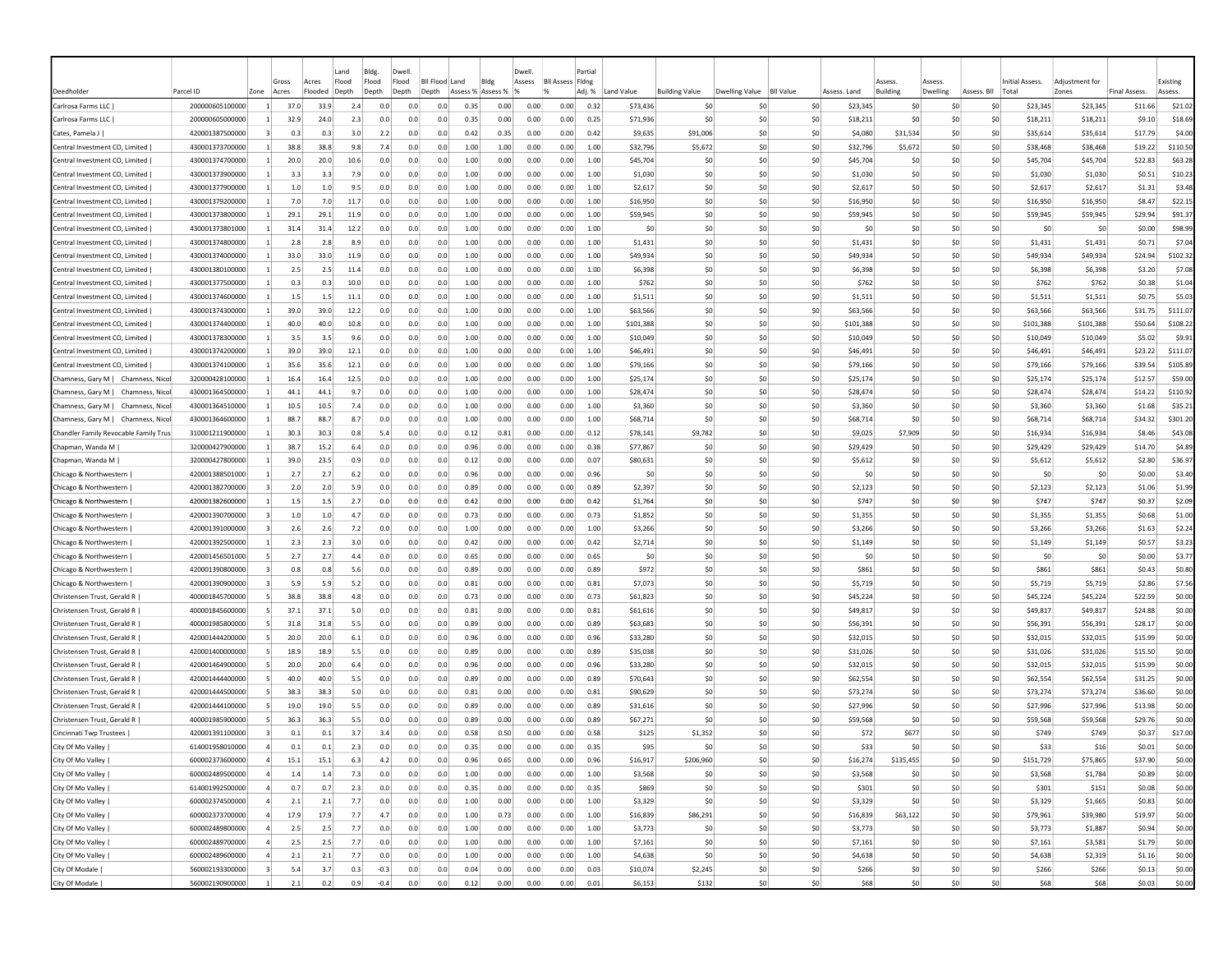| Deedholder | Parcel ID | Zone | Gross Acres | Acres Flooded | Land Flood Depth | Bldg. Flood Depth | Dwell. Flood Depth | Bll Flood Depth | Land Assess % | Bldg Assess % | Dwell. Assess % | Bll Assess % | Partial Flding Adj. % | Land Value | Building Value | Dwelling Value | Bll Value | Assess. Land | Assess. Building | Assess. Dwelling | Assess. Bll | Initial Assess. Total | Adjustment for Zones | Final Assess. | Existing Assess. |
|---|---|---|---|---|---|---|---|---|---|---|---|---|---|---|---|---|---|---|---|---|---|---|---|---|---|
| Carlrosa Farms LLC \| | 200000605100000 | 1 | 37.0 | 33.9 | 2.4 | 0.0 | 0.0 | 0.0 | 0.35 | 0.00 | 0.00 | 0.00 | 0.32 | $73,436 | $0 | $0 | $0 | $23,345 | $0 | $0 | $0 | $23,345 | $23,345 | $11.66 | $21.02 |
| Carlrosa Farms LLC \| | 200000605000000 | 1 | 32.9 | 24.0 | 2.3 | 0.0 | 0.0 | 0.0 | 0.35 | 0.00 | 0.00 | 0.00 | 0.25 | $71,936 | $0 | $0 | $0 | $18,211 | $0 | $0 | $0 | $18,211 | $18,211 | $9.10 | $18.69 |
| Cates, Pamela J \| | 420001387500000 | 3 | 0.3 | 0.3 | 3.0 | 2.2 | 0.0 | 0.0 | 0.42 | 0.35 | 0.00 | 0.00 | 0.42 | $9,635 | $91,006 | $0 | $0 | $4,080 | $31,534 | $0 | $0 | $35,614 | $35,614 | $17.79 | $4.00 |
| Central Investment CO, Limited \| | 430001373700000 | 1 | 38.8 | 38.8 | 9.8 | 7.4 | 0.0 | 0.0 | 1.00 | 1.00 | 0.00 | 0.00 | 1.00 | $32,796 | $5,672 | $0 | $0 | $32,796 | $5,672 | $0 | $0 | $38,468 | $38,468 | $19.22 | $110.50 |
| Central Investment CO, Limited \| | 430001374700000 | 1 | 20.0 | 20.0 | 10.6 | 0.0 | 0.0 | 0.0 | 1.00 | 0.00 | 0.00 | 0.00 | 1.00 | $45,704 | $0 | $0 | $0 | $45,704 | $0 | $0 | $0 | $45,704 | $45,704 | $22.83 | $63.28 |
| Central Investment CO, Limited \| | 430001373900000 | 1 | 3.3 | 3.3 | 7.9 | 0.0 | 0.0 | 0.0 | 1.00 | 0.00 | 0.00 | 0.00 | 1.00 | $1,030 | $0 | $0 | $0 | $1,030 | $0 | $0 | $0 | $1,030 | $1,030 | $0.51 | $10.23 |
| Central Investment CO, Limited \| | 430001377900000 | 1 | 1.0 | 1.0 | 9.5 | 0.0 | 0.0 | 0.0 | 1.00 | 0.00 | 0.00 | 0.00 | 1.00 | $2,617 | $0 | $0 | $0 | $2,617 | $0 | $0 | $0 | $2,617 | $2,617 | $1.31 | $3.48 |
| Central Investment CO, Limited \| | 430001379200000 | 1 | 7.0 | 7.0 | 11.7 | 0.0 | 0.0 | 0.0 | 1.00 | 0.00 | 0.00 | 0.00 | 1.00 | $16,950 | $0 | $0 | $0 | $16,950 | $0 | $0 | $0 | $16,950 | $16,950 | $8.47 | $22.15 |
| Central Investment CO, Limited \| | 430001373800000 | 1 | 29.1 | 29.1 | 11.9 | 0.0 | 0.0 | 0.0 | 1.00 | 0.00 | 0.00 | 0.00 | 1.00 | $59,945 | $0 | $0 | $0 | $59,945 | $0 | $0 | $0 | $59,945 | $59,945 | $29.94 | $91.37 |
| Central Investment CO, Limited \| | 430001373801000 | 1 | 31.4 | 31.4 | 12.2 | 0.0 | 0.0 | 0.0 | 1.00 | 0.00 | 0.00 | 0.00 | 1.00 | $0 | $0 | $0 | $0 | $0 | $0 | $0 | $0 | $0 | $0 | $0.00 | $98.99 |
| Central Investment CO, Limited \| | 430001374800000 | 1 | 2.8 | 2.8 | 8.9 | 0.0 | 0.0 | 0.0 | 1.00 | 0.00 | 0.00 | 0.00 | 1.00 | $1,431 | $0 | $0 | $0 | $1,431 | $0 | $0 | $0 | $1,431 | $1,431 | $0.71 | $7.04 |
| Central Investment CO, Limited \| | 430001374000000 | 1 | 33.0 | 33.0 | 11.9 | 0.0 | 0.0 | 0.0 | 1.00 | 0.00 | 0.00 | 0.00 | 1.00 | $49,934 | $0 | $0 | $0 | $49,934 | $0 | $0 | $0 | $49,934 | $49,934 | $24.94 | $102.32 |
| Central Investment CO, Limited \| | 430001380100000 | 1 | 2.5 | 2.5 | 11.4 | 0.0 | 0.0 | 0.0 | 1.00 | 0.00 | 0.00 | 0.00 | 1.00 | $6,398 | $0 | $0 | $0 | $6,398 | $0 | $0 | $0 | $6,398 | $6,398 | $3.20 | $7.08 |
| Central Investment CO, Limited \| | 430001377500000 | 1 | 0.3 | 0.3 | 10.0 | 0.0 | 0.0 | 0.0 | 1.00 | 0.00 | 0.00 | 0.00 | 1.00 | $762 | $0 | $0 | $0 | $762 | $0 | $0 | $0 | $762 | $762 | $0.38 | $1.04 |
| Central Investment CO, Limited \| | 430001374600000 | 1 | 1.5 | 1.5 | 11.1 | 0.0 | 0.0 | 0.0 | 1.00 | 0.00 | 0.00 | 0.00 | 1.00 | $1,511 | $0 | $0 | $0 | $1,511 | $0 | $0 | $0 | $1,511 | $1,511 | $0.75 | $5.03 |
| Central Investment CO, Limited \| | 430001374300000 | 1 | 39.0 | 39.0 | 12.2 | 0.0 | 0.0 | 0.0 | 1.00 | 0.00 | 0.00 | 0.00 | 1.00 | $63,566 | $0 | $0 | $0 | $63,566 | $0 | $0 | $0 | $63,566 | $63,566 | $31.75 | $111.07 |
| Central Investment CO, Limited \| | 430001374400000 | 1 | 40.0 | 40.0 | 10.8 | 0.0 | 0.0 | 0.0 | 1.00 | 0.00 | 0.00 | 0.00 | 1.00 | $101,388 | $0 | $0 | $0 | $101,388 | $0 | $0 | $0 | $101,388 | $101,388 | $50.64 | $108.22 |
| Central Investment CO, Limited \| | 430001378300000 | 1 | 3.5 | 3.5 | 9.6 | 0.0 | 0.0 | 0.0 | 1.00 | 0.00 | 0.00 | 0.00 | 1.00 | $10,049 | $0 | $0 | $0 | $10,049 | $0 | $0 | $0 | $10,049 | $10,049 | $5.02 | $9.91 |
| Central Investment CO, Limited \| | 430001374200000 | 1 | 39.0 | 39.0 | 12.1 | 0.0 | 0.0 | 0.0 | 1.00 | 0.00 | 0.00 | 0.00 | 1.00 | $46,491 | $0 | $0 | $0 | $46,491 | $0 | $0 | $0 | $46,491 | $46,491 | $23.22 | $111.07 |
| Central Investment CO, Limited \| | 430001374100000 | 1 | 35.6 | 35.6 | 12.1 | 0.0 | 0.0 | 0.0 | 1.00 | 0.00 | 0.00 | 0.00 | 1.00 | $79,166 | $0 | $0 | $0 | $79,166 | $0 | $0 | $0 | $79,166 | $79,166 | $39.54 | $105.89 |
| Chamness, Gary M \| Chamness, Nicol | 320000428100000 | 1 | 16.4 | 16.4 | 12.5 | 0.0 | 0.0 | 0.0 | 1.00 | 0.00 | 0.00 | 0.00 | 1.00 | $25,174 | $0 | $0 | $0 | $25,174 | $0 | $0 | $0 | $25,174 | $25,174 | $12.57 | $59.00 |
| Chamness, Gary M \| Chamness, Nicol | 430001364500000 | 1 | 44.1 | 44.1 | 9.7 | 0.0 | 0.0 | 0.0 | 1.00 | 0.00 | 0.00 | 0.00 | 1.00 | $28,474 | $0 | $0 | $0 | $28,474 | $0 | $0 | $0 | $28,474 | $28,474 | $14.22 | $110.92 |
| Chamness, Gary M \| Chamness, Nicol | 430001364510000 | 1 | 10.5 | 10.5 | 7.4 | 0.0 | 0.0 | 0.0 | 1.00 | 0.00 | 0.00 | 0.00 | 1.00 | $3,360 | $0 | $0 | $0 | $3,360 | $0 | $0 | $0 | $3,360 | $3,360 | $1.68 | $35.21 |
| Chamness, Gary M \| Chamness, Nicol | 430001364600000 | 1 | 88.7 | 88.7 | 8.7 | 0.0 | 0.0 | 0.0 | 1.00 | 0.00 | 0.00 | 0.00 | 1.00 | $68,714 | $0 | $0 | $0 | $68,714 | $0 | $0 | $0 | $68,714 | $68,714 | $34.32 | $301.20 |
| Chandler Family Revocable Family Trus | 310001211900000 | 1 | 30.3 | 30.3 | 0.8 | 5.4 | 0.0 | 0.0 | 0.12 | 0.81 | 0.00 | 0.00 | 0.12 | $78,141 | $9,782 | $0 | $0 | $9,025 | $7,909 | $0 | $0 | $16,934 | $16,934 | $8.46 | $43.08 |
| Chapman, Wanda M \| | 320000427900000 | 1 | 38.7 | 15.2 | 6.4 | 0.0 | 0.0 | 0.0 | 0.96 | 0.00 | 0.00 | 0.00 | 0.38 | $77,867 | $0 | $0 | $0 | $29,429 | $0 | $0 | $0 | $29,429 | $29,429 | $14.70 | $4.89 |
| Chapman, Wanda M \| | 320000427800000 | 1 | 39.0 | 23.5 | 0.9 | 0.0 | 0.0 | 0.0 | 0.12 | 0.00 | 0.00 | 0.00 | 0.07 | $80,631 | $0 | $0 | $0 | $5,612 | $0 | $0 | $0 | $5,612 | $5,612 | $2.80 | $36.97 |
| Chicago & Northwestern \| | 420001388501000 | 1 | 2.7 | 2.7 | 6.2 | 0.0 | 0.0 | 0.0 | 0.96 | 0.00 | 0.00 | 0.00 | 0.96 | $0 | $0 | $0 | $0 | $0 | $0 | $0 | $0 | $0 | $0 | $0.00 | $3.40 |
| Chicago & Northwestern \| | 420001382700000 | 3 | 2.0 | 2.0 | 5.9 | 0.0 | 0.0 | 0.0 | 0.89 | 0.00 | 0.00 | 0.00 | 0.89 | $2,397 | $0 | $0 | $0 | $2,123 | $0 | $0 | $0 | $2,123 | $2,123 | $1.06 | $1.99 |
| Chicago & Northwestern \| | 420001382600000 | 1 | 1.5 | 1.5 | 2.7 | 0.0 | 0.0 | 0.0 | 0.42 | 0.00 | 0.00 | 0.00 | 0.42 | $1,764 | $0 | $0 | $0 | $747 | $0 | $0 | $0 | $747 | $747 | $0.37 | $2.09 |
| Chicago & Northwestern \| | 420001390700000 | 3 | 1.0 | 1.0 | 4.7 | 0.0 | 0.0 | 0.0 | 0.73 | 0.00 | 0.00 | 0.00 | 0.73 | $1,852 | $0 | $0 | $0 | $1,355 | $0 | $0 | $0 | $1,355 | $1,355 | $0.68 | $1.00 |
| Chicago & Northwestern \| | 420001391000000 | 3 | 2.6 | 2.6 | 7.2 | 0.0 | 0.0 | 0.0 | 1.00 | 0.00 | 0.00 | 0.00 | 1.00 | $3,266 | $0 | $0 | $0 | $3,266 | $0 | $0 | $0 | $3,266 | $3,266 | $1.63 | $2.24 |
| Chicago & Northwestern \| | 420001392500000 | 1 | 2.3 | 2.3 | 3.0 | 0.0 | 0.0 | 0.0 | 0.42 | 0.00 | 0.00 | 0.00 | 0.42 | $2,714 | $0 | $0 | $0 | $1,149 | $0 | $0 | $0 | $1,149 | $1,149 | $0.57 | $3.23 |
| Chicago & Northwestern \| | 420001456501000 | 5 | 2.7 | 2.7 | 4.4 | 0.0 | 0.0 | 0.0 | 0.65 | 0.00 | 0.00 | 0.00 | 0.65 | $0 | $0 | $0 | $0 | $0 | $0 | $0 | $0 | $0 | $0 | $0.00 | $3.77 |
| Chicago & Northwestern \| | 420001390800000 | 3 | 0.8 | 0.8 | 5.6 | 0.0 | 0.0 | 0.0 | 0.89 | 0.00 | 0.00 | 0.00 | 0.89 | $972 | $0 | $0 | $0 | $861 | $0 | $0 | $0 | $861 | $861 | $0.43 | $0.80 |
| Chicago & Northwestern \| | 420001390900000 | 3 | 5.9 | 5.9 | 5.2 | 0.0 | 0.0 | 0.0 | 0.81 | 0.00 | 0.00 | 0.00 | 0.81 | $7,073 | $0 | $0 | $0 | $5,719 | $0 | $0 | $0 | $5,719 | $5,719 | $2.86 | $7.56 |
| Christensen Trust, Gerald R \| | 400001845700000 | 5 | 38.8 | 38.8 | 4.8 | 0.0 | 0.0 | 0.0 | 0.73 | 0.00 | 0.00 | 0.00 | 0.73 | $61,823 | $0 | $0 | $0 | $45,224 | $0 | $0 | $0 | $45,224 | $45,224 | $22.59 | $0.00 |
| Christensen Trust, Gerald R \| | 400001845600000 | 5 | 37.1 | 37.1 | 5.0 | 0.0 | 0.0 | 0.0 | 0.81 | 0.00 | 0.00 | 0.00 | 0.81 | $61,616 | $0 | $0 | $0 | $49,817 | $0 | $0 | $0 | $49,817 | $49,817 | $24.88 | $0.00 |
| Christensen Trust, Gerald R \| | 400001985800000 | 5 | 31.8 | 31.8 | 5.5 | 0.0 | 0.0 | 0.0 | 0.89 | 0.00 | 0.00 | 0.00 | 0.89 | $63,683 | $0 | $0 | $0 | $56,391 | $0 | $0 | $0 | $56,391 | $56,391 | $28.17 | $0.00 |
| Christensen Trust, Gerald R \| | 420001444200000 | 5 | 20.0 | 20.0 | 6.1 | 0.0 | 0.0 | 0.0 | 0.96 | 0.00 | 0.00 | 0.00 | 0.96 | $33,280 | $0 | $0 | $0 | $32,015 | $0 | $0 | $0 | $32,015 | $32,015 | $15.99 | $0.00 |
| Christensen Trust, Gerald R \| | 420001400000000 | 5 | 18.9 | 18.9 | 5.5 | 0.0 | 0.0 | 0.0 | 0.89 | 0.00 | 0.00 | 0.00 | 0.89 | $35,038 | $0 | $0 | $0 | $31,026 | $0 | $0 | $0 | $31,026 | $31,026 | $15.50 | $0.00 |
| Christensen Trust, Gerald R \| | 420001464900000 | 5 | 20.0 | 20.0 | 6.4 | 0.0 | 0.0 | 0.0 | 0.96 | 0.00 | 0.00 | 0.00 | 0.96 | $33,280 | $0 | $0 | $0 | $32,015 | $0 | $0 | $0 | $32,015 | $32,015 | $15.99 | $0.00 |
| Christensen Trust, Gerald R \| | 420001444400000 | 5 | 40.0 | 40.0 | 5.5 | 0.0 | 0.0 | 0.0 | 0.89 | 0.00 | 0.00 | 0.00 | 0.89 | $70,643 | $0 | $0 | $0 | $62,554 | $0 | $0 | $0 | $62,554 | $62,554 | $31.25 | $0.00 |
| Christensen Trust, Gerald R \| | 420001444500000 | 5 | 38.3 | 38.3 | 5.0 | 0.0 | 0.0 | 0.0 | 0.81 | 0.00 | 0.00 | 0.00 | 0.81 | $90,629 | $0 | $0 | $0 | $73,274 | $0 | $0 | $0 | $73,274 | $73,274 | $36.60 | $0.00 |
| Christensen Trust, Gerald R \| | 420001444100000 | 5 | 19.0 | 19.0 | 5.5 | 0.0 | 0.0 | 0.0 | 0.89 | 0.00 | 0.00 | 0.00 | 0.89 | $31,616 | $0 | $0 | $0 | $27,996 | $0 | $0 | $0 | $27,996 | $27,996 | $13.98 | $0.00 |
| Christensen Trust, Gerald R \| | 400001985900000 | 5 | 36.3 | 36.3 | 5.5 | 0.0 | 0.0 | 0.0 | 0.89 | 0.00 | 0.00 | 0.00 | 0.89 | $67,271 | $0 | $0 | $0 | $59,568 | $0 | $0 | $0 | $59,568 | $59,568 | $29.76 | $0.00 |
| Cincinnati Twp Trustees \| | 420001391100000 | 3 | 0.1 | 0.1 | 3.7 | 3.4 | 0.0 | 0.0 | 0.58 | 0.50 | 0.00 | 0.00 | 0.58 | $125 | $1,352 | $0 | $0 | $72 | $677 | $0 | $0 | $749 | $749 | $0.37 | $17.00 |
| City Of Mo Valley \| | 614001958010000 | 4 | 0.1 | 0.1 | 2.3 | 0.0 | 0.0 | 0.0 | 0.35 | 0.00 | 0.00 | 0.00 | 0.35 | $95 | $0 | $0 | $0 | $33 | $0 | $0 | $0 | $33 | $16 | $0.01 | $0.00 |
| City Of Mo Valley \| | 600002373600000 | 4 | 15.1 | 15.1 | 6.3 | 4.2 | 0.0 | 0.0 | 0.96 | 0.65 | 0.00 | 0.00 | 0.96 | $16,917 | $206,960 | $0 | $0 | $16,274 | $135,455 | $0 | $0 | $151,729 | $75,865 | $37.90 | $0.00 |
| City Of Mo Valley \| | 600002489500000 | 4 | 1.4 | 1.4 | 7.3 | 0.0 | 0.0 | 0.0 | 1.00 | 0.00 | 0.00 | 0.00 | 1.00 | $3,568 | $0 | $0 | $0 | $3,568 | $0 | $0 | $0 | $3,568 | $1,784 | $0.89 | $0.00 |
| City Of Mo Valley \| | 614001992500000 | 4 | 0.7 | 0.7 | 2.3 | 0.0 | 0.0 | 0.0 | 0.35 | 0.00 | 0.00 | 0.00 | 0.35 | $869 | $0 | $0 | $0 | $301 | $0 | $0 | $0 | $301 | $151 | $0.08 | $0.00 |
| City Of Mo Valley \| | 600002374500000 | 4 | 2.1 | 2.1 | 7.7 | 0.0 | 0.0 | 0.0 | 1.00 | 0.00 | 0.00 | 0.00 | 1.00 | $3,329 | $0 | $0 | $0 | $3,329 | $0 | $0 | $0 | $3,329 | $1,665 | $0.83 | $0.00 |
| City Of Mo Valley \| | 600002373700000 | 4 | 17.9 | 17.9 | 7.7 | 4.7 | 0.0 | 0.0 | 1.00 | 0.73 | 0.00 | 0.00 | 1.00 | $16,839 | $86,291 | $0 | $0 | $16,839 | $63,122 | $0 | $0 | $79,961 | $39,980 | $19.97 | $0.00 |
| City Of Mo Valley \| | 600002489800000 | 4 | 2.5 | 2.5 | 7.7 | 0.0 | 0.0 | 0.0 | 1.00 | 0.00 | 0.00 | 0.00 | 1.00 | $3,773 | $0 | $0 | $0 | $3,773 | $0 | $0 | $0 | $3,773 | $1,887 | $0.94 | $0.00 |
| City Of Mo Valley \| | 600002489700000 | 4 | 2.5 | 2.5 | 7.7 | 0.0 | 0.0 | 0.0 | 1.00 | 0.00 | 0.00 | 0.00 | 1.00 | $7,161 | $0 | $0 | $0 | $7,161 | $0 | $0 | $0 | $7,161 | $3,581 | $1.79 | $0.00 |
| City Of Mo Valley \| | 600002489600000 | 4 | 2.1 | 2.1 | 7.7 | 0.0 | 0.0 | 0.0 | 1.00 | 0.00 | 0.00 | 0.00 | 1.00 | $4,638 | $0 | $0 | $0 | $4,638 | $0 | $0 | $0 | $4,638 | $2,319 | $1.16 | $0.00 |
| City Of Modale \| | 560002193300000 | 3 | 5.4 | 3.7 | 0.3 | -0.3 | 0.0 | 0.0 | 0.04 | 0.00 | 0.00 | 0.00 | 0.03 | $10,074 | $2,245 | $0 | $0 | $266 | $0 | $0 | $0 | $266 | $266 | $0.13 | $0.00 |
| City Of Modale \| | 560002190900000 | 1 | 2.1 | 0.2 | 0.9 | -0.4 | 0.0 | 0.0 | 0.12 | 0.00 | 0.00 | 0.00 | 0.01 | $6,153 | $132 | $0 | $0 | $68 | $0 | $0 | $0 | $68 | $68 | $0.03 | $0.00 |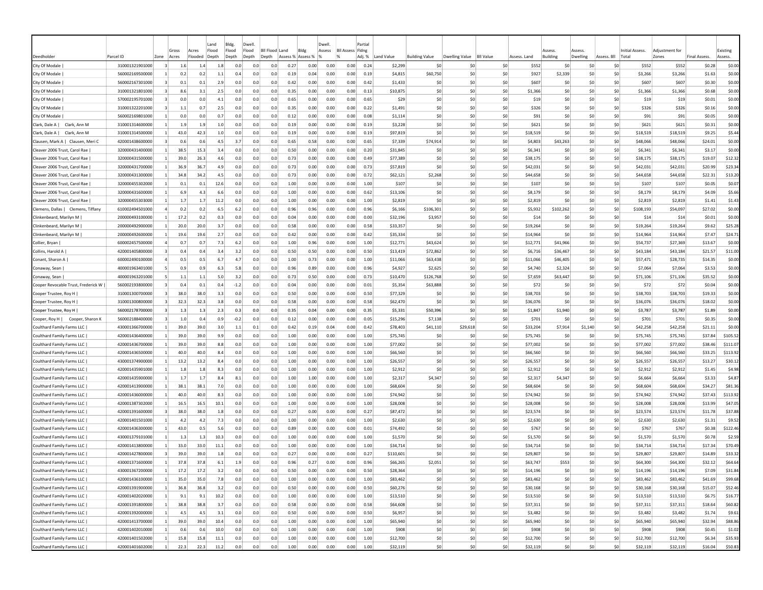| Deedholder | Parcel ID | Zone | Gross Acres | Acres Flooded | Land Flood Depth | Bldg. Flood Depth | Dwell. Flood Depth | Bll Flood Depth | Land Assess % | Bldg Assess % | Dwell. Assess % | Bll Assess % | Partial Flding Adj. % | Land Value | Building Value | Dwelling Value | Bll Value | Assess. Land | Assess. Building | Assess. Dwelling | Assess. Bll | Initial Assess. Total | Adjustment for Zones | Final Assess. | Existing Assess. |
|---|---|---|---|---|---|---|---|---|---|---|---|---|---|---|---|---|---|---|---|---|---|---|---|---|---|
| City Of Modale \| | 310001321901000 | 3 | 1.6 | 1.4 | 1.8 | 0.0 | 0.0 | 0.0 | 0.27 | 0.00 | 0.00 | 0.00 | 0.24 | $2,299 | $0 | $0 | $0 | $552 | $0 | $0 | $0 | $552 | $552 | $0.28 | $0.00 |
| City Of Modale \| | 560002169500000 | 1 | 0.2 | 0.2 | 1.1 | 0.4 | 0.0 | 0.0 | 0.19 | 0.04 | 0.00 | 0.00 | 0.19 | $4,815 | $60,750 | $0 | $0 | $927 | $2,339 | $0 | $0 | $3,266 | $3,266 | $1.63 | $0.00 |
| City Of Modale \| | 560002167301000 | 3 | 0.1 | 0.1 | 2.9 | 0.0 | 0.0 | 0.0 | 0.42 | 0.00 | 0.00 | 0.00 | 0.42 | $1,433 | $0 | $0 | $0 | $607 | $0 | $0 | $0 | $607 | $607 | $0.30 | $0.00 |
| City Of Modale \| | 310001321801000 | 3 | 8.6 | 3.1 | 2.5 | 0.0 | 0.0 | 0.0 | 0.35 | 0.00 | 0.00 | 0.00 | 0.13 | $10,875 | $0 | $0 | $0 | $1,366 | $0 | $0 | $0 | $1,366 | $1,366 | $0.68 | $0.00 |
| City Of Modale \| | 570002195701000 | 3 | 0.0 | 0.0 | 4.1 | 0.0 | 0.0 | 0.0 | 0.65 | 0.00 | 0.00 | 0.00 | 0.65 | $29 | $0 | $0 | $0 | $19 | $0 | $0 | $0 | $19 | $19 | $0.01 | $0.00 |
| City Of Modale \| | 310001322201000 | 3 | 1.1 | 0.7 | 2.5 | 0.0 | 0.0 | 0.0 | 0.35 | 0.00 | 0.00 | 0.00 | 0.22 | $1,491 | $0 | $0 | $0 | $326 | $0 | $0 | $0 | $326 | $326 | $0.16 | $0.00 |
| City Of Modale \| | 560002169801000 | 1 | 0.0 | 0.0 | 0.7 | 0.0 | 0.0 | 0.0 | 0.12 | 0.00 | 0.00 | 0.00 | 0.08 | $1,114 | $0 | $0 | $0 | $91 | $0 | $0 | $0 | $91 | $91 | $0.05 | $0.00 |
| Clark, Dale A \| Clark, Ann M | 310001314600000 | 1 | 1.9 | 1.9 | 1.0 | 0.0 | 0.0 | 0.0 | 0.19 | 0.00 | 0.00 | 0.00 | 0.19 | $3,228 | $0 | $0 | $0 | $621 | $0 | $0 | $0 | $621 | $621 | $0.31 | $0.00 |
| Clark, Dale A \| Clark, Ann M | 310001314500000 | 1 | 43.0 | 42.3 | 1.0 | 0.0 | 0.0 | 0.0 | 0.19 | 0.00 | 0.00 | 0.00 | 0.19 | $97,819 | $0 | $0 | $0 | $18,519 | $0 | $0 | $0 | $18,519 | $18,519 | $9.25 | $5.44 |
| Clausen, Mark A \| Clausen, Meri C | 420001438600000 | 3 | 0.6 | 0.6 | 4.5 | 3.7 | 0.0 | 0.0 | 0.65 | 0.58 | 0.00 | 0.00 | 0.65 | $7,339 | $74,914 | $0 | $0 | $4,803 | $43,263 | $0 | $0 | $48,066 | $48,066 | $24.01 | $0.00 |
| Cleaver 2006 Trust, Carol Rae \| | 320000431400000 | 1 | 38.5 | 15.3 | 3.4 | 0.0 | 0.0 | 0.0 | 0.50 | 0.00 | 0.00 | 0.00 | 0.20 | $31,845 | $0 | $0 | $0 | $6,341 | $0 | $0 | $0 | $6,341 | $6,341 | $3.17 | $0.00 |
| Cleaver 2006 Trust, Carol Rae \| | 320000431500000 | 1 | 39.0 | 26.3 | 4.6 | 0.0 | 0.0 | 0.0 | 0.73 | 0.00 | 0.00 | 0.00 | 0.49 | $77,389 | $0 | $0 | $0 | $38,175 | $0 | $0 | $0 | $38,175 | $38,175 | $19.07 | $12.32 |
| Cleaver 2006 Trust, Carol Rae \| | 320000431700000 | 1 | 36.9 | 36.7 | 4.9 | 0.0 | 0.0 | 0.0 | 0.73 | 0.00 | 0.00 | 0.00 | 0.73 | $57,819 | $0 | $0 | $0 | $42,031 | $0 | $0 | $0 | $42,031 | $42,031 | $20.99 | $23.34 |
| Cleaver 2006 Trust, Carol Rae \| | 320000431300000 | 1 | 34.8 | 34.2 | 4.5 | 0.0 | 0.0 | 0.0 | 0.73 | 0.00 | 0.00 | 0.00 | 0.72 | $62,121 | $2,268 | $0 | $0 | $44,658 | $0 | $0 | $0 | $44,658 | $44,658 | $22.31 | $13.20 |
| Cleaver 2006 Trust, Carol Rae \| | 320000455302000 | 1 | 0.1 | 0.1 | 12.6 | 0.0 | 0.0 | 0.0 | 1.00 | 0.00 | 0.00 | 0.00 | 1.00 | $107 | $0 | $0 | $0 | $107 | $0 | $0 | $0 | $107 | $107 | $0.05 | $0.07 |
| Cleaver 2006 Trust, Carol Rae \| | 320000431600000 | 1 | 6.9 | 4.3 | 6.6 | 0.0 | 0.0 | 0.0 | 1.00 | 0.00 | 0.00 | 0.00 | 0.62 | $13,106 | $0 | $0 | $0 | $8,179 | $0 | $0 | $0 | $8,179 | $8,179 | $4.09 | $5.66 |
| Cleaver 2006 Trust, Carol Rae \| | 320000455303000 | 1 | 1.7 | 1.7 | 11.2 | 0.0 | 0.0 | 0.0 | 1.00 | 0.00 | 0.00 | 0.00 | 1.00 | $2,819 | $0 | $0 | $0 | $2,819 | $0 | $0 | $0 | $2,819 | $2,819 | $1.41 | $1.43 |
| Clemens, Dallas \| Clemens, Tiffany | 610002494501000 | 4 | 0.2 | 0.2 | 6.5 | 6.2 | 0.0 | 0.0 | 0.96 | 0.96 | 0.00 | 0.00 | 0.96 | $6,166 | $106,301 | $0 | $0 | $5,932 | $102,262 | $0 | $0 | $108,193 | $54,097 | $27.02 | $0.00 |
| Clinkenbeard, Marilyn M \| | 200000493100000 | 1 | 17.2 | 0.2 | 0.3 | 0.0 | 0.0 | 0.0 | 0.04 | 0.00 | 0.00 | 0.00 | 0.00 | $32,196 | $3,957 | $0 | $0 | $14 | $0 | $0 | $0 | $14 | $14 | $0.01 | $0.00 |
| Clinkenbeard, Marilyn M \| | 200000492900000 | 1 | 20.0 | 20.0 | 3.7 | 0.0 | 0.0 | 0.0 | 0.58 | 0.00 | 0.00 | 0.00 | 0.58 | $33,357 | $0 | $0 | $0 | $19,264 | $0 | $0 | $0 | $19,264 | $19,264 | $9.62 | $25.28 |
| Clinkenbeard, Marilyn M \| | 200000492600000 | 1 | 19.6 | 19.6 | 2.7 | 0.0 | 0.0 | 0.0 | 0.42 | 0.00 | 0.00 | 0.00 | 0.42 | $35,334 | $0 | $0 | $0 | $14,964 | $0 | $0 | $0 | $14,964 | $14,964 | $7.47 | $24.71 |
| Collier, Bryan \| | 600002457500000 | 4 | 0.7 | 0.7 | 7.3 | 6.2 | 0.0 | 0.0 | 1.00 | 0.96 | 0.00 | 0.00 | 1.00 | $12,771 | $43,624 | $0 | $0 | $12,771 | $41,966 | $0 | $0 | $54,737 | $27,369 | $13.67 | $0.00 |
| Collins, Harold A \| | 420001405800000 | 3 | 0.4 | 0.4 | 3.4 | 3.2 | 0.0 | 0.0 | 0.50 | 0.50 | 0.00 | 0.00 | 0.50 | $13,419 | $72,862 | $0 | $0 | $6,716 | $36,467 | $0 | $0 | $43,184 | $43,184 | $21.57 | $11.00 |
| Conant, Sharon A \| | 600002490100000 | 4 | 0.5 | 0.5 | 6.7 | 4.7 | 0.0 | 0.0 | 1.00 | 0.73 | 0.00 | 0.00 | 1.00 | $11,066 | $63,438 | $0 | $0 | $11,066 | $46,405 | $0 | $0 | $57,471 | $28,735 | $14.35 | $0.00 |
| Conaway, Sean \| | 400001963401000 | 5 | 0.9 | 0.9 | 6.3 | 5.8 | 0.0 | 0.0 | 0.96 | 0.89 | 0.00 | 0.00 | 0.96 | $4,927 | $2,625 | $0 | $0 | $4,740 | $2,324 | $0 | $0 | $7,064 | $7,064 | $3.53 | $0.00 |
| Conaway, Sean \| | 400001963201000 | 5 | 1.1 | 1.1 | 5.0 | 3.2 | 0.0 | 0.0 | 0.73 | 0.50 | 0.00 | 0.00 | 0.73 | $10,470 | $126,768 | $0 | $0 | $7,659 | $63,447 | $0 | $0 | $71,106 | $71,106 | $35.52 | $0.00 |
| Cooper Revocable Trust, Frederick W \| | 560002193800000 | 3 | 0.4 | 0.1 | 0.4 | -1.2 | 0.0 | 0.0 | 0.04 | 0.00 | 0.00 | 0.00 | 0.01 | $5,354 | $63,888 | $0 | $0 | $72 | $0 | $0 | $0 | $72 | $72 | $0.04 | $0.00 |
| Cooper Trustee, Roy H \| | 310001300700000 | 3 | 38.0 | 38.0 | 3.3 | 0.0 | 0.0 | 0.0 | 0.50 | 0.00 | 0.00 | 0.00 | 0.50 | $77,329 | $0 | $0 | $0 | $38,703 | $0 | $0 | $0 | $38,703 | $38,703 | $19.33 | $0.00 |
| Cooper Trustee, Roy H \| | 310001300800000 | 3 | 32.3 | 32.3 | 3.8 | 0.0 | 0.0 | 0.0 | 0.58 | 0.00 | 0.00 | 0.00 | 0.58 | $62,470 | $0 | $0 | $0 | $36,076 | $0 | $0 | $0 | $36,076 | $36,076 | $18.02 | $0.00 |
| Cooper Trustee, Roy H \| | 560002178700000 | 3 | 1.3 | 1.3 | 2.3 | 0.3 | 0.0 | 0.0 | 0.35 | 0.04 | 0.00 | 0.00 | 0.35 | $5,331 | $50,396 | $0 | $0 | $1,847 | $1,940 | $0 | $0 | $3,787 | $3,787 | $1.89 | $0.00 |
| Cooper, Roy H \| Cooper, Sharon K | 560002188400000 | 3 | 1.0 | 0.4 | 0.9 | -0.2 | 0.0 | 0.0 | 0.12 | 0.00 | 0.00 | 0.00 | 0.05 | $15,296 | $7,138 | $0 | $0 | $701 | $0 | $0 | $0 | $701 | $701 | $0.35 | $0.00 |
| Coulthard Family Farms LLC \| | 430001366700000 | 1 | 39.0 | 39.0 | 3.0 | 1.1 | 0.1 | 0.0 | 0.42 | 0.19 | 0.04 | 0.00 | 0.42 | $78,403 | $41,110 | $29,618 | $0 | $33,204 | $7,914 | $1,140 | $0 | $42,258 | $42,258 | $21.11 | $0.00 |
| Coulthard Family Farms LLC \| | 420001436400000 | 1 | 39.0 | 39.0 | 9.9 | 0.0 | 0.0 | 0.0 | 1.00 | 0.00 | 0.00 | 0.00 | 1.00 | $75,745 | $0 | $0 | $0 | $75,745 | $0 | $0 | $0 | $75,745 | $75,745 | $37.84 | $105.52 |
| Coulthard Family Farms LLC \| | 420001436700000 | 1 | 39.0 | 39.0 | 8.8 | 0.0 | 0.0 | 0.0 | 1.00 | 0.00 | 0.00 | 0.00 | 1.00 | $77,002 | $0 | $0 | $0 | $77,002 | $0 | $0 | $0 | $77,002 | $77,002 | $38.46 | $111.07 |
| Coulthard Family Farms LLC \| | 420001436500000 | 1 | 40.0 | 40.0 | 8.4 | 0.0 | 0.0 | 0.0 | 1.00 | 0.00 | 0.00 | 0.00 | 1.00 | $66,560 | $0 | $0 | $0 | $66,560 | $0 | $0 | $0 | $66,560 | $66,560 | $33.25 | $113.92 |
| Coulthard Family Farms LLC \| | 430001374900000 | 1 | 13.2 | 13.2 | 8.4 | 0.0 | 0.0 | 0.0 | 1.00 | 0.00 | 0.00 | 0.00 | 1.00 | $26,557 | $0 | $0 | $0 | $26,557 | $0 | $0 | $0 | $26,557 | $26,557 | $13.27 | $30.12 |
| Coulthard Family Farms LLC \| | 420001435901000 | 1 | 1.8 | 1.8 | 8.3 | 0.0 | 0.0 | 0.0 | 1.00 | 0.00 | 0.00 | 0.00 | 1.00 | $2,912 | $0 | $0 | $0 | $2,912 | $0 | $0 | $0 | $2,912 | $2,912 | $1.45 | $4.98 |
| Coulthard Family Farms LLC \| | 420001435900000 | 1 | 1.7 | 1.7 | 8.4 | 8.1 | 0.0 | 0.0 | 1.00 | 1.00 | 0.00 | 0.00 | 1.00 | $2,317 | $4,347 | $0 | $0 | $2,317 | $4,347 | $0 | $0 | $6,664 | $6,664 | $3.33 | $4.87 |
| Coulthard Family Farms LLC \| | 420001413900000 | 1 | 38.1 | 38.1 | 7.0 | 0.0 | 0.0 | 0.0 | 1.00 | 0.00 | 0.00 | 0.00 | 1.00 | $68,604 | $0 | $0 | $0 | $68,604 | $0 | $0 | $0 | $68,604 | $68,604 | $34.27 | $81.36 |
| Coulthard Family Farms LLC \| | 420001436000000 | 1 | 40.0 | 40.0 | 8.3 | 0.0 | 0.0 | 0.0 | 1.00 | 0.00 | 0.00 | 0.00 | 1.00 | $74,942 | $0 | $0 | $0 | $74,942 | $0 | $0 | $0 | $74,942 | $74,942 | $37.43 | $113.92 |
| Coulthard Family Farms LLC \| | 420001387302000 | 1 | 16.5 | 16.5 | 10.1 | 0.0 | 0.0 | 0.0 | 1.00 | 0.00 | 0.00 | 0.00 | 1.00 | $28,008 | $0 | $0 | $0 | $28,008 | $0 | $0 | $0 | $28,008 | $28,008 | $13.99 | $47.05 |
| Coulthard Family Farms LLC \| | 420001391600000 | 3 | 38.0 | 38.0 | 1.8 | 0.0 | 0.0 | 0.0 | 0.27 | 0.00 | 0.00 | 0.00 | 0.27 | $87,472 | $0 | $0 | $0 | $23,574 | $0 | $0 | $0 | $23,574 | $23,574 | $11.78 | $37.88 |
| Coulthard Family Farms LLC \| | 420001401501000 | 1 | 4.2 | 4.2 | 7.3 | 0.0 | 0.0 | 0.0 | 1.00 | 0.00 | 0.00 | 0.00 | 1.00 | $2,630 | $0 | $0 | $0 | $2,630 | $0 | $0 | $0 | $2,630 | $2,630 | $1.31 | $9.52 |
| Coulthard Family Farms LLC \| | 420001436300000 | 1 | 43.0 | 0.5 | 5.6 | 0.0 | 0.0 | 0.0 | 0.89 | 0.00 | 0.00 | 0.00 | 0.01 | $74,492 | $0 | $0 | $0 | $767 | $0 | $0 | $0 | $767 | $767 | $0.38 | $122.46 |
| Coulthard Family Farms LLC \| | 430001379101000 | 1 | 1.3 | 1.3 | 10.3 | 0.0 | 0.0 | 0.0 | 1.00 | 0.00 | 0.00 | 0.00 | 1.00 | $1,570 | $0 | $0 | $0 | $1,570 | $0 | $0 | $0 | $1,570 | $1,570 | $0.78 | $2.59 |
| Coulthard Family Farms LLC \| | 420001413800000 | 1 | 33.0 | 33.0 | 11.1 | 0.0 | 0.0 | 0.0 | 1.00 | 0.00 | 0.00 | 0.00 | 1.00 | $34,714 | $0 | $0 | $0 | $34,714 | $0 | $0 | $0 | $34,714 | $34,714 | $17.34 | $70.49 |
| Coulthard Family Farms LLC \| | 420001427800000 | 3 | 39.0 | 39.0 | 1.8 | 0.0 | 0.0 | 0.0 | 0.27 | 0.00 | 0.00 | 0.00 | 0.27 | $110,601 | $0 | $0 | $0 | $29,807 | $0 | $0 | $0 | $29,807 | $29,807 | $14.89 | $33.32 |
| Coulthard Family Farms LLC \| | 430001371600000 | 1 | 37.8 | 37.8 | 6.1 | 1.9 | 0.0 | 0.0 | 0.96 | 0.27 | 0.00 | 0.00 | 0.96 | $66,265 | $2,051 | $0 | $0 | $63,747 | $553 | $0 | $0 | $64,300 | $64,300 | $32.12 | $64.64 |
| Coulthard Family Farms LLC \| | 430001367200000 | 1 | 17.2 | 17.2 | 3.2 | 0.0 | 0.0 | 0.0 | 0.50 | 0.00 | 0.00 | 0.00 | 0.50 | $28,364 | $0 | $0 | $0 | $14,196 | $0 | $0 | $0 | $14,196 | $14,196 | $7.09 | $31.84 |
| Coulthard Family Farms LLC \| | 420001436100000 | 1 | 35.0 | 35.0 | 7.8 | 0.0 | 0.0 | 0.0 | 1.00 | 0.00 | 0.00 | 0.00 | 1.00 | $83,462 | $0 | $0 | $0 | $83,462 | $0 | $0 | $0 | $83,462 | $83,462 | $41.69 | $99.68 |
| Coulthard Family Farms LLC \| | 420001391900000 | 1 | 36.8 | 36.8 | 3.2 | 0.0 | 0.0 | 0.0 | 0.50 | 0.00 | 0.00 | 0.00 | 0.50 | $60,276 | $0 | $0 | $0 | $30,168 | $0 | $0 | $0 | $30,168 | $30,168 | $15.07 | $52.46 |
| Coulthard Family Farms LLC \| | 420001402020000 | 1 | 9.1 | 9.1 | 10.2 | 0.0 | 0.0 | 0.0 | 1.00 | 0.00 | 0.00 | 0.00 | 1.00 | $13,510 | $0 | $0 | $0 | $13,510 | $0 | $0 | $0 | $13,510 | $13,510 | $6.75 | $16.77 |
| Coulthard Family Farms LLC \| | 420001391800000 | 1 | 38.8 | 38.8 | 3.7 | 0.0 | 0.0 | 0.0 | 0.58 | 0.00 | 0.00 | 0.00 | 0.58 | $64,608 | $0 | $0 | $0 | $37,311 | $0 | $0 | $0 | $37,311 | $37,311 | $18.64 | $60.82 |
| Coulthard Family Farms LLC \| | 420001392000000 | 1 | 4.5 | 4.5 | 3.1 | 0.0 | 0.0 | 0.0 | 0.50 | 0.00 | 0.00 | 0.00 | 0.50 | $6,957 | $0 | $0 | $0 | $3,482 | $0 | $0 | $0 | $3,482 | $3,482 | $1.74 | $9.61 |
| Coulthard Family Farms LLC \| | 420001413700000 | 1 | 39.0 | 39.0 | 10.4 | 0.0 | 0.0 | 0.0 | 1.00 | 0.00 | 0.00 | 0.00 | 1.00 | $65,940 | $0 | $0 | $0 | $65,940 | $0 | $0 | $0 | $65,940 | $65,940 | $32.94 | $88.86 |
| Coulthard Family Farms LLC \| | 420001402010000 | 1 | 0.6 | 0.6 | 10.0 | 0.0 | 0.0 | 0.0 | 1.00 | 0.00 | 0.00 | 0.00 | 1.00 | $908 | $0 | $0 | $0 | $908 | $0 | $0 | $0 | $908 | $908 | $0.45 | $1.02 |
| Coulthard Family Farms LLC \| | 420001401502000 | 1 | 15.8 | 15.8 | 11.1 | 0.0 | 0.0 | 0.0 | 1.00 | 0.00 | 0.00 | 0.00 | 1.00 | $12,700 | $0 | $0 | $0 | $12,700 | $0 | $0 | $0 | $12,700 | $12,700 | $6.34 | $35.93 |
| Coulthard Family Farms LLC \| | 420001401602000 | 1 | 22.3 | 22.3 | 11.2 | 0.0 | 0.0 | 0.0 | 1.00 | 0.00 | 0.00 | 0.00 | 1.00 | $32,119 | $0 | $0 | $0 | $32,119 | $0 | $0 | $0 | $32,119 | $32,119 | $16.04 | $50.83 |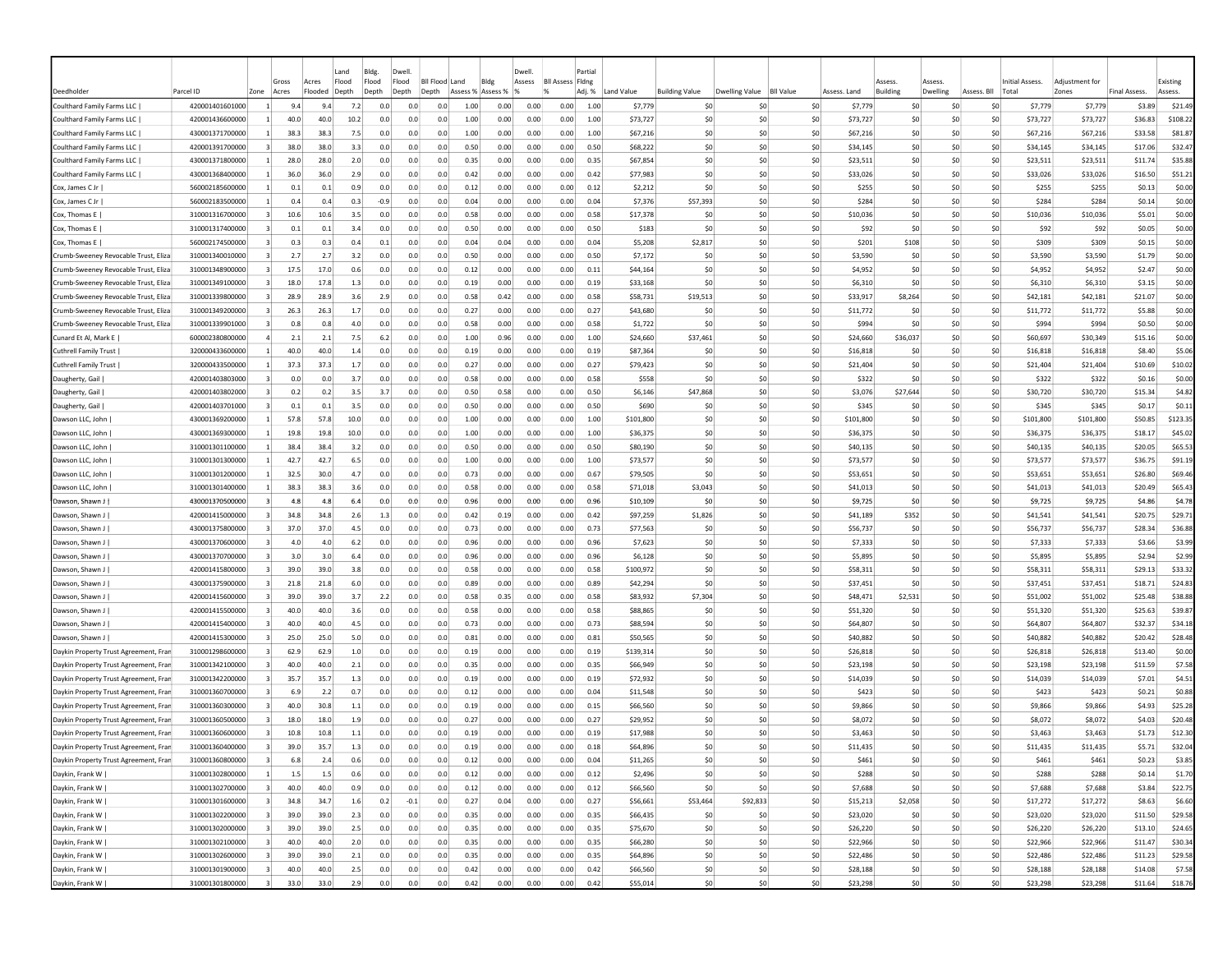| Deedholder | Parcel ID | Zone | Gross Acres | Acres Flooded | Land Flood Depth | Bldg. Flood Depth | Dwell. Flood Depth | Bll Flood Depth | Land Assess % | Bldg Assess % | Dwell. Assess % | Bll Assess % | Partial Flding Adj. % | Land Value | Building Value | Dwelling Value | Bll Value | Assess. Land | Assess. Building | Assess. Dwelling | Assess. Bll | Initial Assess. Total | Adjustment for Zones | Final Assess. | Existing Assess. |
|---|---|---|---|---|---|---|---|---|---|---|---|---|---|---|---|---|---|---|---|---|---|---|---|---|---|
| Coulthard Family Farms LLC \| | 420001401601000 | 1 | 9.4 | 9.4 | 7.2 | 0.0 | 0.0 | 0.0 | 1.00 | 0.00 | 0.00 | 0.00 | 1.00 | $7,779 | $0 | $0 | $0 | $7,779 | $0 | $0 | $0 | $7,779 | $7,779 | $3.89 | $21.49 |
| Coulthard Family Farms LLC \| | 420001436600000 | 1 | 40.0 | 40.0 | 10.2 | 0.0 | 0.0 | 0.0 | 1.00 | 0.00 | 0.00 | 0.00 | 1.00 | $73,727 | $0 | $0 | $0 | $73,727 | $0 | $0 | $0 | $73,727 | $73,727 | $36.83 | $108.22 |
| Coulthard Family Farms LLC \| | 430001371700000 | 1 | 38.3 | 38.3 | 7.5 | 0.0 | 0.0 | 0.0 | 1.00 | 0.00 | 0.00 | 0.00 | 1.00 | $67,216 | $0 | $0 | $0 | $67,216 | $0 | $0 | $0 | $67,216 | $67,216 | $33.58 | $81.87 |
| Coulthard Family Farms LLC \| | 420001391700000 | 3 | 38.0 | 38.0 | 3.3 | 0.0 | 0.0 | 0.0 | 0.50 | 0.00 | 0.00 | 0.00 | 0.50 | $68,222 | $0 | $0 | $0 | $34,145 | $0 | $0 | $0 | $34,145 | $34,145 | $17.06 | $32.47 |
| Coulthard Family Farms LLC \| | 430001371800000 | 1 | 28.0 | 28.0 | 2.0 | 0.0 | 0.0 | 0.0 | 0.35 | 0.00 | 0.00 | 0.00 | 0.35 | $67,854 | $0 | $0 | $0 | $23,511 | $0 | $0 | $0 | $23,511 | $23,511 | $11.74 | $35.88 |
| Coulthard Family Farms LLC \| | 430001368400000 | 1 | 36.0 | 36.0 | 2.9 | 0.0 | 0.0 | 0.0 | 0.42 | 0.00 | 0.00 | 0.00 | 0.42 | $77,983 | $0 | $0 | $0 | $33,026 | $0 | $0 | $0 | $33,026 | $33,026 | $16.50 | $51.21 |
| Cox, James C Jr \| | 560002185600000 | 1 | 0.1 | 0.1 | 0.9 | 0.0 | 0.0 | 0.0 | 0.12 | 0.00 | 0.00 | 0.00 | 0.12 | $2,212 | $0 | $0 | $0 | $255 | $0 | $0 | $0 | $255 | $255 | $0.13 | $0.00 |
| Cox, James C Jr \| | 560002183500000 | 1 | 0.4 | 0.4 | 0.3 | -0.9 | 0.0 | 0.0 | 0.04 | 0.00 | 0.00 | 0.00 | 0.04 | $7,376 | $57,393 | $0 | $0 | $284 | $0 | $0 | $0 | $284 | $284 | $0.14 | $0.00 |
| Cox, Thomas E \| | 310001316700000 | 3 | 10.6 | 10.6 | 3.5 | 0.0 | 0.0 | 0.0 | 0.58 | 0.00 | 0.00 | 0.00 | 0.58 | $17,378 | $0 | $0 | $0 | $10,036 | $0 | $0 | $0 | $10,036 | $10,036 | $5.01 | $0.00 |
| Cox, Thomas E \| | 310001317400000 | 3 | 0.1 | 0.1 | 3.4 | 0.0 | 0.0 | 0.0 | 0.50 | 0.00 | 0.00 | 0.00 | 0.50 | $183 | $0 | $0 | $0 | $92 | $0 | $0 | $0 | $92 | $92 | $0.05 | $0.00 |
| Cox, Thomas E \| | 560002174500000 | 3 | 0.3 | 0.3 | 0.4 | 0.1 | 0.0 | 0.0 | 0.04 | 0.04 | 0.00 | 0.00 | 0.04 | $5,208 | $2,817 | $0 | $0 | $201 | $108 | $0 | $0 | $309 | $309 | $0.15 | $0.00 |
| Crumb-Sweeney Revocable Trust, Eliza | 310001340010000 | 3 | 2.7 | 2.7 | 3.2 | 0.0 | 0.0 | 0.0 | 0.50 | 0.00 | 0.00 | 0.00 | 0.50 | $7,172 | $0 | $0 | $0 | $3,590 | $0 | $0 | $0 | $3,590 | $3,590 | $1.79 | $0.00 |
| Crumb-Sweeney Revocable Trust, Eliza | 310001348900000 | 3 | 17.5 | 17.0 | 0.6 | 0.0 | 0.0 | 0.0 | 0.12 | 0.00 | 0.00 | 0.00 | 0.11 | $44,164 | $0 | $0 | $0 | $4,952 | $0 | $0 | $0 | $4,952 | $4,952 | $2.47 | $0.00 |
| Crumb-Sweeney Revocable Trust, Eliza | 310001349100000 | 3 | 18.0 | 17.8 | 1.3 | 0.0 | 0.0 | 0.0 | 0.19 | 0.00 | 0.00 | 0.00 | 0.19 | $33,168 | $0 | $0 | $0 | $6,310 | $0 | $0 | $0 | $6,310 | $6,310 | $3.15 | $0.00 |
| Crumb-Sweeney Revocable Trust, Eliza | 310001339800000 | 3 | 28.9 | 28.9 | 3.6 | 2.9 | 0.0 | 0.0 | 0.58 | 0.42 | 0.00 | 0.00 | 0.58 | $58,731 | $19,513 | $0 | $0 | $33,917 | $8,264 | $0 | $0 | $42,181 | $42,181 | $21.07 | $0.00 |
| Crumb-Sweeney Revocable Trust, Eliza | 310001349200000 | 3 | 26.3 | 26.3 | 1.7 | 0.0 | 0.0 | 0.0 | 0.27 | 0.00 | 0.00 | 0.00 | 0.27 | $43,680 | $0 | $0 | $0 | $11,772 | $0 | $0 | $0 | $11,772 | $11,772 | $5.88 | $0.00 |
| Crumb-Sweeney Revocable Trust, Eliza | 310001339901000 | 3 | 0.8 | 0.8 | 4.0 | 0.0 | 0.0 | 0.0 | 0.58 | 0.00 | 0.00 | 0.00 | 0.58 | $1,722 | $0 | $0 | $0 | $994 | $0 | $0 | $0 | $994 | $994 | $0.50 | $0.00 |
| Cunard Et Al, Mark E \| | 600002380800000 | 4 | 2.1 | 2.1 | 7.5 | 6.2 | 0.0 | 0.0 | 1.00 | 0.96 | 0.00 | 0.00 | 1.00 | $24,660 | $37,461 | $0 | $0 | $24,660 | $36,037 | $0 | $0 | $60,697 | $30,349 | $15.16 | $0.00 |
| Cuthrell Family Trust \| | 320000433600000 | 1 | 40.0 | 40.0 | 1.4 | 0.0 | 0.0 | 0.0 | 0.19 | 0.00 | 0.00 | 0.00 | 0.19 | $87,364 | $0 | $0 | $0 | $16,818 | $0 | $0 | $0 | $16,818 | $16,818 | $8.40 | $5.06 |
| Cuthrell Family Trust \| | 320000433500000 | 1 | 37.3 | 37.3 | 1.7 | 0.0 | 0.0 | 0.0 | 0.27 | 0.00 | 0.00 | 0.00 | 0.27 | $79,423 | $0 | $0 | $0 | $21,404 | $0 | $0 | $0 | $21,404 | $21,404 | $10.69 | $10.02 |
| Daugherty, Gail \| | 420001403803000 | 3 | 0.0 | 0.0 | 3.7 | 0.0 | 0.0 | 0.0 | 0.58 | 0.00 | 0.00 | 0.00 | 0.58 | $558 | $0 | $0 | $0 | $322 | $0 | $0 | $0 | $322 | $322 | $0.16 | $0.00 |
| Daugherty, Gail \| | 420001403802000 | 3 | 0.2 | 0.2 | 3.5 | 3.7 | 0.0 | 0.0 | 0.50 | 0.58 | 0.00 | 0.00 | 0.50 | $6,146 | $47,868 | $0 | $0 | $3,076 | $27,644 | $0 | $0 | $30,720 | $30,720 | $15.34 | $4.82 |
| Daugherty, Gail \| | 420001403701000 | 3 | 0.1 | 0.1 | 3.5 | 0.0 | 0.0 | 0.0 | 0.50 | 0.00 | 0.00 | 0.00 | 0.50 | $690 | $0 | $0 | $0 | $345 | $0 | $0 | $0 | $345 | $345 | $0.17 | $0.11 |
| Dawson LLC, John \| | 430001369200000 | 1 | 57.8 | 57.8 | 10.0 | 0.0 | 0.0 | 0.0 | 1.00 | 0.00 | 0.00 | 0.00 | 1.00 | $101,800 | $0 | $0 | $0 | $101,800 | $0 | $0 | $0 | $101,800 | $101,800 | $50.85 | $123.35 |
| Dawson LLC, John \| | 430001369300000 | 1 | 19.8 | 19.8 | 10.0 | 0.0 | 0.0 | 0.0 | 1.00 | 0.00 | 0.00 | 0.00 | 1.00 | $36,375 | $0 | $0 | $0 | $36,375 | $0 | $0 | $0 | $36,375 | $36,375 | $18.17 | $45.02 |
| Dawson LLC, John \| | 310001301100000 | 1 | 38.4 | 38.4 | 3.2 | 0.0 | 0.0 | 0.0 | 0.50 | 0.00 | 0.00 | 0.00 | 0.50 | $80,190 | $0 | $0 | $0 | $40,135 | $0 | $0 | $0 | $40,135 | $40,135 | $20.05 | $65.53 |
| Dawson LLC, John \| | 310001301300000 | 1 | 42.7 | 42.7 | 6.5 | 0.0 | 0.0 | 0.0 | 1.00 | 0.00 | 0.00 | 0.00 | 1.00 | $73,577 | $0 | $0 | $0 | $73,577 | $0 | $0 | $0 | $73,577 | $73,577 | $36.75 | $91.19 |
| Dawson LLC, John \| | 310001301200000 | 1 | 32.5 | 30.0 | 4.7 | 0.0 | 0.0 | 0.0 | 0.73 | 0.00 | 0.00 | 0.00 | 0.67 | $79,505 | $0 | $0 | $0 | $53,651 | $0 | $0 | $0 | $53,651 | $53,651 | $26.80 | $69.46 |
| Dawson LLC, John \| | 310001301400000 | 1 | 38.3 | 38.3 | 3.6 | 0.0 | 0.0 | 0.0 | 0.58 | 0.00 | 0.00 | 0.00 | 0.58 | $71,018 | $3,043 | $0 | $0 | $41,013 | $0 | $0 | $0 | $41,013 | $41,013 | $20.49 | $65.43 |
| Dawson, Shawn J \| | 430001370500000 | 3 | 4.8 | 4.8 | 6.4 | 0.0 | 0.0 | 0.0 | 0.96 | 0.00 | 0.00 | 0.00 | 0.96 | $10,109 | $0 | $0 | $0 | $9,725 | $0 | $0 | $0 | $9,725 | $9,725 | $4.86 | $4.78 |
| Dawson, Shawn J \| | 420001415000000 | 3 | 34.8 | 34.8 | 2.6 | 1.3 | 0.0 | 0.0 | 0.42 | 0.19 | 0.00 | 0.00 | 0.42 | $97,259 | $1,826 | $0 | $0 | $41,189 | $352 | $0 | $0 | $41,541 | $41,541 | $20.75 | $29.71 |
| Dawson, Shawn J \| | 430001375800000 | 3 | 37.0 | 37.0 | 4.5 | 0.0 | 0.0 | 0.0 | 0.73 | 0.00 | 0.00 | 0.00 | 0.73 | $77,563 | $0 | $0 | $0 | $56,737 | $0 | $0 | $0 | $56,737 | $56,737 | $28.34 | $36.88 |
| Dawson, Shawn J \| | 430001370600000 | 3 | 4.0 | 4.0 | 6.2 | 0.0 | 0.0 | 0.0 | 0.96 | 0.00 | 0.00 | 0.00 | 0.96 | $7,623 | $0 | $0 | $0 | $7,333 | $0 | $0 | $0 | $7,333 | $7,333 | $3.66 | $3.99 |
| Dawson, Shawn J \| | 430001370700000 | 3 | 3.0 | 3.0 | 6.4 | 0.0 | 0.0 | 0.0 | 0.96 | 0.00 | 0.00 | 0.00 | 0.96 | $6,128 | $0 | $0 | $0 | $5,895 | $0 | $0 | $0 | $5,895 | $5,895 | $2.94 | $2.99 |
| Dawson, Shawn J \| | 420001415800000 | 3 | 39.0 | 39.0 | 3.8 | 0.0 | 0.0 | 0.0 | 0.58 | 0.00 | 0.00 | 0.00 | 0.58 | $100,972 | $0 | $0 | $0 | $58,311 | $0 | $0 | $0 | $58,311 | $58,311 | $29.13 | $33.32 |
| Dawson, Shawn J \| | 430001375900000 | 3 | 21.8 | 21.8 | 6.0 | 0.0 | 0.0 | 0.0 | 0.89 | 0.00 | 0.00 | 0.00 | 0.89 | $42,294 | $0 | $0 | $0 | $37,451 | $0 | $0 | $0 | $37,451 | $37,451 | $18.71 | $24.83 |
| Dawson, Shawn J \| | 420001415600000 | 3 | 39.0 | 39.0 | 3.7 | 2.2 | 0.0 | 0.0 | 0.58 | 0.35 | 0.00 | 0.00 | 0.58 | $83,932 | $7,304 | $0 | $0 | $48,471 | $2,531 | $0 | $0 | $51,002 | $51,002 | $25.48 | $38.88 |
| Dawson, Shawn J \| | 420001415500000 | 3 | 40.0 | 40.0 | 3.6 | 0.0 | 0.0 | 0.0 | 0.58 | 0.00 | 0.00 | 0.00 | 0.58 | $88,865 | $0 | $0 | $0 | $51,320 | $0 | $0 | $0 | $51,320 | $51,320 | $25.63 | $39.87 |
| Dawson, Shawn J \| | 420001415400000 | 3 | 40.0 | 40.0 | 4.5 | 0.0 | 0.0 | 0.0 | 0.73 | 0.00 | 0.00 | 0.00 | 0.73 | $88,594 | $0 | $0 | $0 | $64,807 | $0 | $0 | $0 | $64,807 | $64,807 | $32.37 | $34.18 |
| Dawson, Shawn J \| | 420001415300000 | 3 | 25.0 | 25.0 | 5.0 | 0.0 | 0.0 | 0.0 | 0.81 | 0.00 | 0.00 | 0.00 | 0.81 | $50,565 | $0 | $0 | $0 | $40,882 | $0 | $0 | $0 | $40,882 | $40,882 | $20.42 | $28.48 |
| Daykin Property Trust Agreement, Fran | 310001298600000 | 3 | 62.9 | 62.9 | 1.0 | 0.0 | 0.0 | 0.0 | 0.19 | 0.00 | 0.00 | 0.00 | 0.19 | $139,314 | $0 | $0 | $0 | $26,818 | $0 | $0 | $0 | $26,818 | $26,818 | $13.40 | $0.00 |
| Daykin Property Trust Agreement, Fran | 310001342100000 | 3 | 40.0 | 40.0 | 2.1 | 0.0 | 0.0 | 0.0 | 0.35 | 0.00 | 0.00 | 0.00 | 0.35 | $66,949 | $0 | $0 | $0 | $23,198 | $0 | $0 | $0 | $23,198 | $23,198 | $11.59 | $7.58 |
| Daykin Property Trust Agreement, Fran | 310001342200000 | 3 | 35.7 | 35.7 | 1.3 | 0.0 | 0.0 | 0.0 | 0.19 | 0.00 | 0.00 | 0.00 | 0.19 | $72,932 | $0 | $0 | $0 | $14,039 | $0 | $0 | $0 | $14,039 | $14,039 | $7.01 | $4.51 |
| Daykin Property Trust Agreement, Fran | 310001360700000 | 3 | 6.9 | 2.2 | 0.7 | 0.0 | 0.0 | 0.0 | 0.12 | 0.00 | 0.00 | 0.00 | 0.04 | $11,548 | $0 | $0 | $0 | $423 | $0 | $0 | $0 | $423 | $423 | $0.21 | $0.88 |
| Daykin Property Trust Agreement, Fran | 310001360300000 | 3 | 40.0 | 30.8 | 1.1 | 0.0 | 0.0 | 0.0 | 0.19 | 0.00 | 0.00 | 0.00 | 0.15 | $66,560 | $0 | $0 | $0 | $9,866 | $0 | $0 | $0 | $9,866 | $9,866 | $4.93 | $25.28 |
| Daykin Property Trust Agreement, Fran | 310001360500000 | 3 | 18.0 | 18.0 | 1.9 | 0.0 | 0.0 | 0.0 | 0.27 | 0.00 | 0.00 | 0.00 | 0.27 | $29,952 | $0 | $0 | $0 | $8,072 | $0 | $0 | $0 | $8,072 | $8,072 | $4.03 | $20.48 |
| Daykin Property Trust Agreement, Fran | 310001360600000 | 3 | 10.8 | 10.8 | 1.1 | 0.0 | 0.0 | 0.0 | 0.19 | 0.00 | 0.00 | 0.00 | 0.19 | $17,988 | $0 | $0 | $0 | $3,463 | $0 | $0 | $0 | $3,463 | $3,463 | $1.73 | $12.30 |
| Daykin Property Trust Agreement, Fran | 310001360400000 | 3 | 39.0 | 35.7 | 1.3 | 0.0 | 0.0 | 0.0 | 0.19 | 0.00 | 0.00 | 0.00 | 0.18 | $64,896 | $0 | $0 | $0 | $11,435 | $0 | $0 | $0 | $11,435 | $11,435 | $5.71 | $32.04 |
| Daykin Property Trust Agreement, Fran | 310001360800000 | 3 | 6.8 | 2.4 | 0.6 | 0.0 | 0.0 | 0.0 | 0.12 | 0.00 | 0.00 | 0.00 | 0.04 | $11,265 | $0 | $0 | $0 | $461 | $0 | $0 | $0 | $461 | $461 | $0.23 | $3.85 |
| Daykin, Frank W \| | 310001302800000 | 1 | 1.5 | 1.5 | 0.6 | 0.0 | 0.0 | 0.0 | 0.12 | 0.00 | 0.00 | 0.00 | 0.12 | $2,496 | $0 | $0 | $0 | $288 | $0 | $0 | $0 | $288 | $288 | $0.14 | $1.70 |
| Daykin, Frank W \| | 310001302700000 | 3 | 40.0 | 40.0 | 0.9 | 0.0 | 0.0 | 0.0 | 0.12 | 0.00 | 0.00 | 0.00 | 0.12 | $66,560 | $0 | $0 | $0 | $7,688 | $0 | $0 | $0 | $7,688 | $7,688 | $3.84 | $22.75 |
| Daykin, Frank W \| | 310001301600000 | 3 | 34.8 | 34.7 | 1.6 | 0.2 | -0.1 | 0.0 | 0.27 | 0.04 | 0.00 | 0.00 | 0.27 | $56,661 | $53,464 | $92,833 | $0 | $15,213 | $2,058 | $0 | $0 | $17,272 | $17,272 | $8.63 | $6.60 |
| Daykin, Frank W \| | 310001302200000 | 3 | 39.0 | 39.0 | 2.3 | 0.0 | 0.0 | 0.0 | 0.35 | 0.00 | 0.00 | 0.00 | 0.35 | $66,435 | $0 | $0 | $0 | $23,020 | $0 | $0 | $0 | $23,020 | $23,020 | $11.50 | $29.58 |
| Daykin, Frank W \| | 310001302000000 | 3 | 39.0 | 39.0 | 2.5 | 0.0 | 0.0 | 0.0 | 0.35 | 0.00 | 0.00 | 0.00 | 0.35 | $75,670 | $0 | $0 | $0 | $26,220 | $0 | $0 | $0 | $26,220 | $26,220 | $13.10 | $24.65 |
| Daykin, Frank W \| | 310001302100000 | 3 | 40.0 | 40.0 | 2.0 | 0.0 | 0.0 | 0.0 | 0.35 | 0.00 | 0.00 | 0.00 | 0.35 | $66,280 | $0 | $0 | $0 | $22,966 | $0 | $0 | $0 | $22,966 | $22,966 | $11.47 | $30.34 |
| Daykin, Frank W \| | 310001302600000 | 3 | 39.0 | 39.0 | 2.1 | 0.0 | 0.0 | 0.0 | 0.35 | 0.00 | 0.00 | 0.00 | 0.35 | $64,896 | $0 | $0 | $0 | $22,486 | $0 | $0 | $0 | $22,486 | $22,486 | $11.23 | $29.58 |
| Daykin, Frank W \| | 310001301900000 | 3 | 40.0 | 40.0 | 2.5 | 0.0 | 0.0 | 0.0 | 0.42 | 0.00 | 0.00 | 0.00 | 0.42 | $66,560 | $0 | $0 | $0 | $28,188 | $0 | $0 | $0 | $28,188 | $28,188 | $14.08 | $7.58 |
| Daykin, Frank W \| | 310001301800000 | 3 | 33.0 | 33.0 | 2.9 | 0.0 | 0.0 | 0.0 | 0.42 | 0.00 | 0.00 | 0.00 | 0.42 | $55,014 | $0 | $0 | $0 | $23,298 | $0 | $0 | $0 | $23,298 | $23,298 | $11.64 | $18.76 |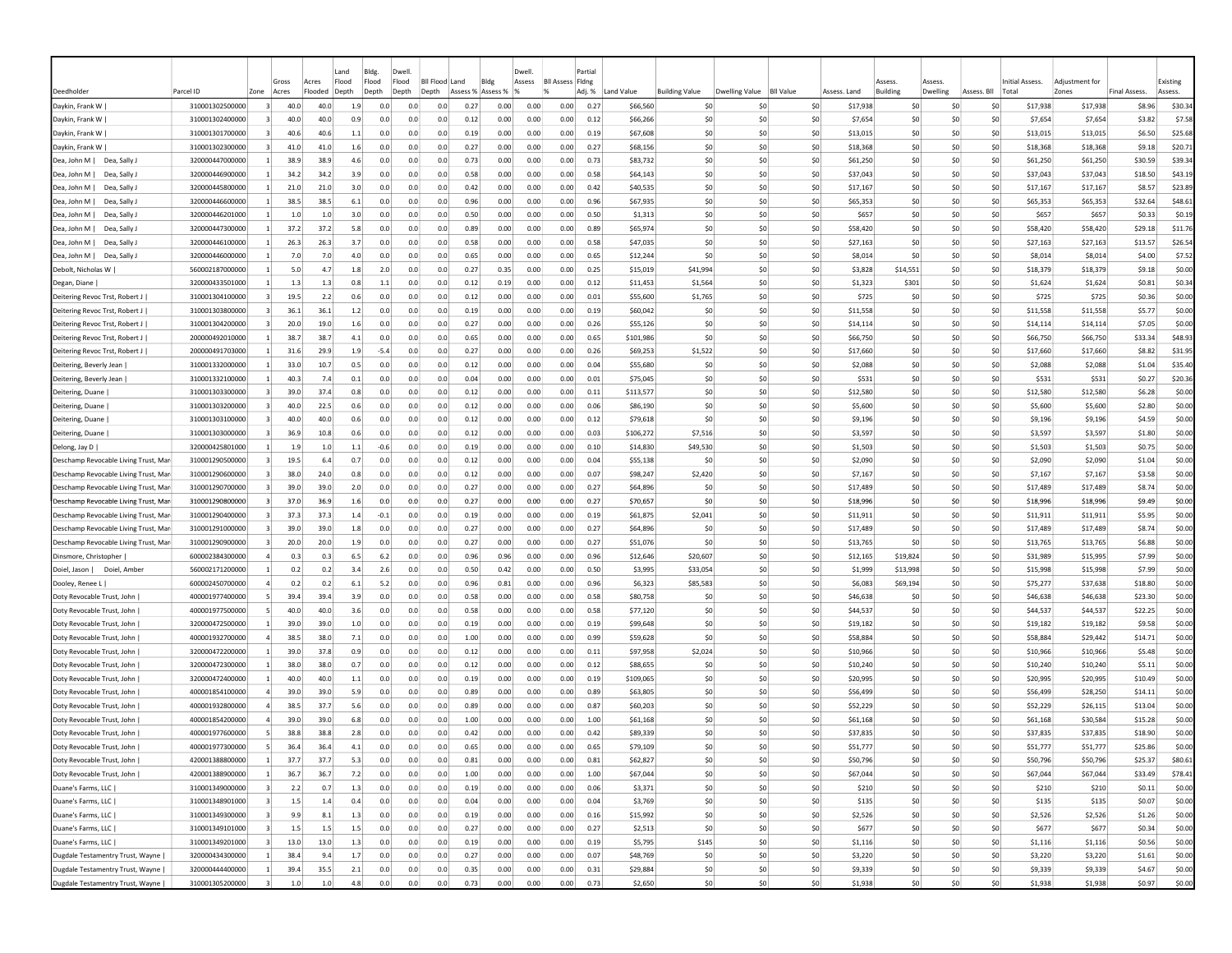| Deedholder | Parcel ID | Zone | Gross Acres | Acres Flooded | Land Flood Depth | Bldg. Flood Depth | Dwell. Flood Depth | BII Flood Depth | Land Assess % | Bldg Assess % | Dwell. Assess % | BII Assess % | Partial Fldng Adj. % | Land Value | Building Value | Dwelling Value | BII Value | Assess. Land | Assess. Building | Assess. Dwelling | Assess. BII | Initial Assess. Total | Adjustment for Zones | Final Assess. | Existing Assess. |
|---|---|---|---|---|---|---|---|---|---|---|---|---|---|---|---|---|---|---|---|---|---|---|---|---|---|
| Daykin, Frank W \| | 310001302500000 | 3 | 40.0 | 40.0 | 1.9 | 0.0 | 0.0 | 0.0 | 0.27 | 0.00 | 0.00 | 0.00 | 0.27 | $66,560 | $0 | $0 | $0 | $17,938 | $0 | $0 | $0 | $17,938 | $17,938 | $8.96 | $30.34 |
| Daykin, Frank W \| | 310001302400000 | 3 | 40.0 | 40.0 | 0.9 | 0.0 | 0.0 | 0.0 | 0.12 | 0.00 | 0.00 | 0.00 | 0.12 | $66,266 | $0 | $0 | $0 | $7,654 | $0 | $0 | $0 | $7,654 | $7,654 | $3.82 | $7.58 |
| Daykin, Frank W \| | 310001301700000 | 3 | 40.6 | 40.6 | 1.1 | 0.0 | 0.0 | 0.0 | 0.19 | 0.00 | 0.00 | 0.00 | 0.19 | $67,608 | $0 | $0 | $0 | $13,015 | $0 | $0 | $0 | $13,015 | $13,015 | $6.50 | $25.68 |
| Daykin, Frank W \| | 310001302300000 | 3 | 41.0 | 41.0 | 1.6 | 0.0 | 0.0 | 0.0 | 0.27 | 0.00 | 0.00 | 0.00 | 0.27 | $68,156 | $0 | $0 | $0 | $18,368 | $0 | $0 | $0 | $18,368 | $18,368 | $9.18 | $20.71 |
| Dea, John M \| Dea, Sally J | 320000447000000 | 1 | 38.9 | 38.9 | 4.6 | 0.0 | 0.0 | 0.0 | 0.73 | 0.00 | 0.00 | 0.00 | 0.73 | $83,732 | $0 | $0 | $0 | $61,250 | $0 | $0 | $0 | $61,250 | $61,250 | $30.59 | $39.34 |
| Dea, John M \| Dea, Sally J | 320000446900000 | 1 | 34.2 | 34.2 | 3.9 | 0.0 | 0.0 | 0.0 | 0.58 | 0.00 | 0.00 | 0.00 | 0.58 | $64,143 | $0 | $0 | $0 | $37,043 | $0 | $0 | $0 | $37,043 | $37,043 | $18.50 | $43.19 |
| Dea, John M \| Dea, Sally J | 320000445800000 | 1 | 21.0 | 21.0 | 3.0 | 0.0 | 0.0 | 0.0 | 0.42 | 0.00 | 0.00 | 0.00 | 0.42 | $40,535 | $0 | $0 | $0 | $17,167 | $0 | $0 | $0 | $17,167 | $17,167 | $8.57 | $23.89 |
| Dea, John M \| Dea, Sally J | 320000446600000 | 1 | 38.5 | 38.5 | 6.1 | 0.0 | 0.0 | 0.0 | 0.96 | 0.00 | 0.00 | 0.00 | 0.96 | $67,935 | $0 | $0 | $0 | $65,353 | $0 | $0 | $0 | $65,353 | $65,353 | $32.64 | $48.61 |
| Dea, John M \| Dea, Sally J | 320000446201000 | 1 | 1.0 | 1.0 | 3.0 | 0.0 | 0.0 | 0.0 | 0.50 | 0.00 | 0.00 | 0.00 | 0.50 | $1,313 | $0 | $0 | $0 | $657 | $0 | $0 | $0 | $657 | $657 | $0.33 | $0.19 |
| Dea, John M \| Dea, Sally J | 320000447300000 | 1 | 37.2 | 37.2 | 5.8 | 0.0 | 0.0 | 0.0 | 0.89 | 0.00 | 0.00 | 0.00 | 0.89 | $65,974 | $0 | $0 | $0 | $58,420 | $0 | $0 | $0 | $58,420 | $58,420 | $29.18 | $11.76 |
| Dea, John M \| Dea, Sally J | 320000446100000 | 1 | 26.3 | 26.3 | 3.7 | 0.0 | 0.0 | 0.0 | 0.58 | 0.00 | 0.00 | 0.00 | 0.58 | $47,035 | $0 | $0 | $0 | $27,163 | $0 | $0 | $0 | $27,163 | $27,163 | $13.57 | $26.54 |
| Dea, John M \| Dea, Sally J | 320000446000000 | 1 | 7.0 | 7.0 | 4.0 | 0.0 | 0.0 | 0.0 | 0.65 | 0.00 | 0.00 | 0.00 | 0.65 | $12,244 | $0 | $0 | $0 | $8,014 | $0 | $0 | $0 | $8,014 | $8,014 | $4.00 | $7.52 |
| Debolt, Nicholas W \| | 560002187000000 | 1 | 5.0 | 4.7 | 1.8 | 2.0 | 0.0 | 0.0 | 0.27 | 0.35 | 0.00 | 0.00 | 0.25 | $15,019 | $41,994 | $0 | $0 | $3,828 | $14,551 | $0 | $0 | $18,379 | $18,379 | $9.18 | $0.00 |
| Degan, Diane \| | 320000433501000 | 1 | 1.3 | 1.3 | 0.8 | 1.1 | 0.0 | 0.0 | 0.12 | 0.19 | 0.00 | 0.00 | 0.12 | $11,453 | $1,564 | $0 | $0 | $1,323 | $301 | $0 | $0 | $1,624 | $1,624 | $0.81 | $0.34 |
| Deitering Revoc Trst, Robert J \| | 310001304100000 | 3 | 19.5 | 2.2 | 0.6 | 0.0 | 0.0 | 0.0 | 0.12 | 0.00 | 0.00 | 0.00 | 0.01 | $55,600 | $1,765 | $0 | $0 | $725 | $0 | $0 | $0 | $725 | $725 | $0.36 | $0.00 |
| Deitering Revoc Trst, Robert J \| | 310001303800000 | 3 | 36.1 | 36.1 | 1.2 | 0.0 | 0.0 | 0.0 | 0.19 | 0.00 | 0.00 | 0.00 | 0.19 | $60,042 | $0 | $0 | $0 | $11,558 | $0 | $0 | $0 | $11,558 | $11,558 | $5.77 | $0.00 |
| Deitering Revoc Trst, Robert J \| | 310001304200000 | 3 | 20.0 | 19.0 | 1.6 | 0.0 | 0.0 | 0.0 | 0.27 | 0.00 | 0.00 | 0.00 | 0.26 | $55,126 | $0 | $0 | $0 | $14,114 | $0 | $0 | $0 | $14,114 | $14,114 | $7.05 | $0.00 |
| Deitering Revoc Trst, Robert J \| | 200000492010000 | 1 | 38.7 | 38.7 | 4.1 | 0.0 | 0.0 | 0.0 | 0.65 | 0.00 | 0.00 | 0.00 | 0.65 | $101,986 | $0 | $0 | $0 | $66,750 | $0 | $0 | $0 | $66,750 | $66,750 | $33.34 | $48.93 |
| Deitering Revoc Trst, Robert J \| | 200000491703000 | 1 | 31.6 | 29.9 | 1.9 | -5.4 | 0.0 | 0.0 | 0.27 | 0.00 | 0.00 | 0.00 | 0.26 | $69,253 | $1,522 | $0 | $0 | $17,660 | $0 | $0 | $0 | $17,660 | $17,660 | $8.82 | $31.95 |
| Deitering, Beverly Jean \| | 310001332000000 | 1 | 33.0 | 10.7 | 0.5 | 0.0 | 0.0 | 0.0 | 0.12 | 0.00 | 0.00 | 0.00 | 0.04 | $55,680 | $0 | $0 | $0 | $2,088 | $0 | $0 | $0 | $2,088 | $2,088 | $1.04 | $35.40 |
| Deitering, Beverly Jean \| | 310001332100000 | 1 | 40.3 | 7.4 | 0.1 | 0.0 | 0.0 | 0.0 | 0.04 | 0.00 | 0.00 | 0.00 | 0.01 | $75,045 | $0 | $0 | $0 | $531 | $0 | $0 | $0 | $531 | $531 | $0.27 | $20.36 |
| Deitering, Duane \| | 310001303300000 | 3 | 39.0 | 37.4 | 0.8 | 0.0 | 0.0 | 0.0 | 0.12 | 0.00 | 0.00 | 0.00 | 0.11 | $113,577 | $0 | $0 | $0 | $12,580 | $0 | $0 | $0 | $12,580 | $12,580 | $6.28 | $0.00 |
| Deitering, Duane \| | 310001303200000 | 3 | 40.0 | 22.5 | 0.6 | 0.0 | 0.0 | 0.0 | 0.12 | 0.00 | 0.00 | 0.00 | 0.06 | $86,190 | $0 | $0 | $0 | $5,600 | $0 | $0 | $0 | $5,600 | $5,600 | $2.80 | $0.00 |
| Deitering, Duane \| | 310001303100000 | 3 | 40.0 | 40.0 | 0.6 | 0.0 | 0.0 | 0.0 | 0.12 | 0.00 | 0.00 | 0.00 | 0.12 | $79,618 | $0 | $0 | $0 | $9,196 | $0 | $0 | $0 | $9,196 | $9,196 | $4.59 | $0.00 |
| Deitering, Duane \| | 310001303000000 | 3 | 36.9 | 10.8 | 0.6 | 0.0 | 0.0 | 0.0 | 0.12 | 0.00 | 0.00 | 0.00 | 0.03 | $106,272 | $7,516 | $0 | $0 | $3,597 | $0 | $0 | $0 | $3,597 | $3,597 | $1.80 | $0.00 |
| Delong, Jay D \| | 320000425801000 | 1 | 1.9 | 1.0 | 1.1 | -0.6 | 0.0 | 0.0 | 0.19 | 0.00 | 0.00 | 0.00 | 0.10 | $14,830 | $49,530 | $0 | $0 | $1,503 | $0 | $0 | $0 | $1,503 | $1,503 | $0.75 | $0.00 |
| Deschamp Revocable Living Trust, Mar | 310001290500000 | 3 | 19.5 | 6.4 | 0.7 | 0.0 | 0.0 | 0.0 | 0.12 | 0.00 | 0.00 | 0.00 | 0.04 | $55,138 | $0 | $0 | $0 | $2,090 | $0 | $0 | $0 | $2,090 | $2,090 | $1.04 | $0.00 |
| Deschamp Revocable Living Trust, Mar | 310001290600000 | 3 | 38.0 | 24.0 | 0.8 | 0.0 | 0.0 | 0.0 | 0.12 | 0.00 | 0.00 | 0.00 | 0.07 | $98,247 | $2,420 | $0 | $0 | $7,167 | $0 | $0 | $0 | $7,167 | $7,167 | $3.58 | $0.00 |
| Deschamp Revocable Living Trust, Mar | 310001290700000 | 3 | 39.0 | 39.0 | 2.0 | 0.0 | 0.0 | 0.0 | 0.27 | 0.00 | 0.00 | 0.00 | 0.27 | $64,896 | $0 | $0 | $0 | $17,489 | $0 | $0 | $0 | $17,489 | $17,489 | $8.74 | $0.00 |
| Deschamp Revocable Living Trust, Mar | 310001290800000 | 3 | 37.0 | 36.9 | 1.6 | 0.0 | 0.0 | 0.0 | 0.27 | 0.00 | 0.00 | 0.00 | 0.27 | $70,657 | $0 | $0 | $0 | $18,996 | $0 | $0 | $0 | $18,996 | $18,996 | $9.49 | $0.00 |
| Deschamp Revocable Living Trust, Mar | 310001290400000 | 3 | 37.3 | 37.3 | 1.4 | -0.1 | 0.0 | 0.0 | 0.19 | 0.00 | 0.00 | 0.00 | 0.19 | $61,875 | $2,041 | $0 | $0 | $11,911 | $0 | $0 | $0 | $11,911 | $11,911 | $5.95 | $0.00 |
| Deschamp Revocable Living Trust, Mar | 310001291000000 | 3 | 39.0 | 39.0 | 1.8 | 0.0 | 0.0 | 0.0 | 0.27 | 0.00 | 0.00 | 0.00 | 0.27 | $64,896 | $0 | $0 | $0 | $17,489 | $0 | $0 | $0 | $17,489 | $17,489 | $8.74 | $0.00 |
| Deschamp Revocable Living Trust, Mar | 310001290900000 | 3 | 20.0 | 20.0 | 1.9 | 0.0 | 0.0 | 0.0 | 0.27 | 0.00 | 0.00 | 0.00 | 0.27 | $51,076 | $0 | $0 | $0 | $13,765 | $0 | $0 | $0 | $13,765 | $13,765 | $6.88 | $0.00 |
| Dinsmore, Christopher \| | 600002384300000 | 4 | 0.3 | 0.3 | 6.5 | 6.2 | 0.0 | 0.0 | 0.96 | 0.96 | 0.00 | 0.00 | 0.96 | $12,646 | $20,607 | $0 | $0 | $12,165 | $19,824 | $0 | $0 | $31,989 | $15,995 | $7.99 | $0.00 |
| Doiel, Jason \| Doiel, Amber | 560002171200000 | 1 | 0.2 | 0.2 | 3.4 | 2.6 | 0.0 | 0.0 | 0.50 | 0.42 | 0.00 | 0.00 | 0.50 | $3,995 | $33,054 | $0 | $0 | $1,999 | $13,998 | $0 | $0 | $15,998 | $15,998 | $7.99 | $0.00 |
| Dooley, Renee L \| | 600002450700000 | 4 | 0.2 | 0.2 | 6.1 | 5.2 | 0.0 | 0.0 | 0.96 | 0.81 | 0.00 | 0.00 | 0.96 | $6,323 | $85,583 | $0 | $0 | $6,083 | $69,194 | $0 | $0 | $75,277 | $37,638 | $18.80 | $0.00 |
| Doty Revocable Trust, John \| | 400001977400000 | 5 | 39.4 | 39.4 | 3.9 | 0.0 | 0.0 | 0.0 | 0.58 | 0.00 | 0.00 | 0.00 | 0.58 | $80,758 | $0 | $0 | $0 | $46,638 | $0 | $0 | $0 | $46,638 | $46,638 | $23.30 | $0.00 |
| Doty Revocable Trust, John \| | 400001977500000 | 5 | 40.0 | 40.0 | 3.6 | 0.0 | 0.0 | 0.0 | 0.58 | 0.00 | 0.00 | 0.00 | 0.58 | $77,120 | $0 | $0 | $0 | $44,537 | $0 | $0 | $0 | $44,537 | $44,537 | $22.25 | $0.00 |
| Doty Revocable Trust, John \| | 320000472500000 | 1 | 39.0 | 39.0 | 1.0 | 0.0 | 0.0 | 0.0 | 0.19 | 0.00 | 0.00 | 0.00 | 0.19 | $99,648 | $0 | $0 | $0 | $19,182 | $0 | $0 | $0 | $19,182 | $19,182 | $9.58 | $0.00 |
| Doty Revocable Trust, John \| | 400001932700000 | 4 | 38.5 | 38.0 | 7.1 | 0.0 | 0.0 | 0.0 | 1.00 | 0.00 | 0.00 | 0.00 | 0.99 | $59,628 | $0 | $0 | $0 | $58,884 | $0 | $0 | $0 | $58,884 | $29,442 | $14.71 | $0.00 |
| Doty Revocable Trust, John \| | 320000472200000 | 1 | 39.0 | 37.8 | 0.9 | 0.0 | 0.0 | 0.0 | 0.12 | 0.00 | 0.00 | 0.00 | 0.11 | $97,958 | $2,024 | $0 | $0 | $10,966 | $0 | $0 | $0 | $10,966 | $10,966 | $5.48 | $0.00 |
| Doty Revocable Trust, John \| | 320000472300000 | 1 | 38.0 | 38.0 | 0.7 | 0.0 | 0.0 | 0.0 | 0.12 | 0.00 | 0.00 | 0.00 | 0.12 | $88,655 | $0 | $0 | $0 | $10,240 | $0 | $0 | $0 | $10,240 | $10,240 | $5.11 | $0.00 |
| Doty Revocable Trust, John \| | 320000472400000 | 1 | 40.0 | 40.0 | 1.1 | 0.0 | 0.0 | 0.0 | 0.19 | 0.00 | 0.00 | 0.00 | 0.19 | $109,065 | $0 | $0 | $0 | $20,995 | $0 | $0 | $0 | $20,995 | $20,995 | $10.49 | $0.00 |
| Doty Revocable Trust, John \| | 400001854100000 | 4 | 39.0 | 39.0 | 5.9 | 0.0 | 0.0 | 0.0 | 0.89 | 0.00 | 0.00 | 0.00 | 0.89 | $63,805 | $0 | $0 | $0 | $56,499 | $0 | $0 | $0 | $56,499 | $28,250 | $14.11 | $0.00 |
| Doty Revocable Trust, John \| | 400001932800000 | 4 | 38.5 | 37.7 | 5.6 | 0.0 | 0.0 | 0.0 | 0.89 | 0.00 | 0.00 | 0.00 | 0.87 | $60,203 | $0 | $0 | $0 | $52,229 | $0 | $0 | $0 | $52,229 | $26,115 | $13.04 | $0.00 |
| Doty Revocable Trust, John \| | 400001854200000 | 4 | 39.0 | 39.0 | 6.8 | 0.0 | 0.0 | 0.0 | 1.00 | 0.00 | 0.00 | 0.00 | 1.00 | $61,168 | $0 | $0 | $0 | $61,168 | $0 | $0 | $0 | $61,168 | $30,584 | $15.28 | $0.00 |
| Doty Revocable Trust, John \| | 400001977600000 | 5 | 38.8 | 38.8 | 2.8 | 0.0 | 0.0 | 0.0 | 0.42 | 0.00 | 0.00 | 0.00 | 0.42 | $89,339 | $0 | $0 | $0 | $37,835 | $0 | $0 | $0 | $37,835 | $37,835 | $18.90 | $0.00 |
| Doty Revocable Trust, John \| | 400001977300000 | 5 | 36.4 | 36.4 | 4.1 | 0.0 | 0.0 | 0.0 | 0.65 | 0.00 | 0.00 | 0.00 | 0.65 | $79,109 | $0 | $0 | $0 | $51,777 | $0 | $0 | $0 | $51,777 | $51,777 | $25.86 | $0.00 |
| Doty Revocable Trust, John \| | 420001388800000 | 1 | 37.7 | 37.7 | 5.3 | 0.0 | 0.0 | 0.0 | 0.81 | 0.00 | 0.00 | 0.00 | 0.81 | $62,827 | $0 | $0 | $0 | $50,796 | $0 | $0 | $0 | $50,796 | $50,796 | $25.37 | $80.61 |
| Doty Revocable Trust, John \| | 420001388900000 | 1 | 36.7 | 36.7 | 7.2 | 0.0 | 0.0 | 0.0 | 1.00 | 0.00 | 0.00 | 0.00 | 1.00 | $67,044 | $0 | $0 | $0 | $67,044 | $0 | $0 | $0 | $67,044 | $67,044 | $33.49 | $78.41 |
| Duane's Farms, LLC \| | 310001349000000 | 3 | 2.2 | 0.7 | 1.3 | 0.0 | 0.0 | 0.0 | 0.19 | 0.00 | 0.00 | 0.00 | 0.06 | $3,371 | $0 | $0 | $0 | $210 | $0 | $0 | $0 | $210 | $210 | $0.11 | $0.00 |
| Duane's Farms, LLC \| | 310001348901000 | 3 | 1.5 | 1.4 | 0.4 | 0.0 | 0.0 | 0.0 | 0.04 | 0.00 | 0.00 | 0.00 | 0.04 | $3,769 | $0 | $0 | $0 | $135 | $0 | $0 | $0 | $135 | $135 | $0.07 | $0.00 |
| Duane's Farms, LLC \| | 310001349300000 | 3 | 9.9 | 8.1 | 1.3 | 0.0 | 0.0 | 0.0 | 0.19 | 0.00 | 0.00 | 0.00 | 0.16 | $15,992 | $0 | $0 | $0 | $2,526 | $0 | $0 | $0 | $2,526 | $2,526 | $1.26 | $0.00 |
| Duane's Farms, LLC \| | 310001349101000 | 3 | 1.5 | 1.5 | 1.5 | 0.0 | 0.0 | 0.0 | 0.27 | 0.00 | 0.00 | 0.00 | 0.27 | $2,513 | $0 | $0 | $0 | $677 | $0 | $0 | $0 | $677 | $677 | $0.34 | $0.00 |
| Duane's Farms, LLC \| | 310001349201000 | 3 | 13.0 | 13.0 | 1.3 | 0.0 | 0.0 | 0.0 | 0.19 | 0.00 | 0.00 | 0.00 | 0.19 | $5,795 | $145 | $0 | $0 | $1,116 | $0 | $0 | $0 | $1,116 | $1,116 | $0.56 | $0.00 |
| Dugdale Testamentry Trust, Wayne \| | 320000434300000 | 1 | 38.4 | 9.4 | 1.7 | 0.0 | 0.0 | 0.0 | 0.27 | 0.00 | 0.00 | 0.00 | 0.07 | $48,769 | $0 | $0 | $0 | $3,220 | $0 | $0 | $0 | $3,220 | $3,220 | $1.61 | $0.00 |
| Dugdale Testamentry Trust, Wayne \| | 320000444400000 | 1 | 39.4 | 35.5 | 2.1 | 0.0 | 0.0 | 0.0 | 0.35 | 0.00 | 0.00 | 0.00 | 0.31 | $29,884 | $0 | $0 | $0 | $9,339 | $0 | $0 | $0 | $9,339 | $9,339 | $4.67 | $0.00 |
| Dugdale Testamentry Trust, Wayne \| | 310001305200000 | 3 | 1.0 | 1.0 | 4.8 | 0.0 | 0.0 | 0.0 | 0.73 | 0.00 | 0.00 | 0.00 | 0.73 | $2,650 | $0 | $0 | $0 | $1,938 | $0 | $0 | $0 | $1,938 | $1,938 | $0.97 | $0.00 |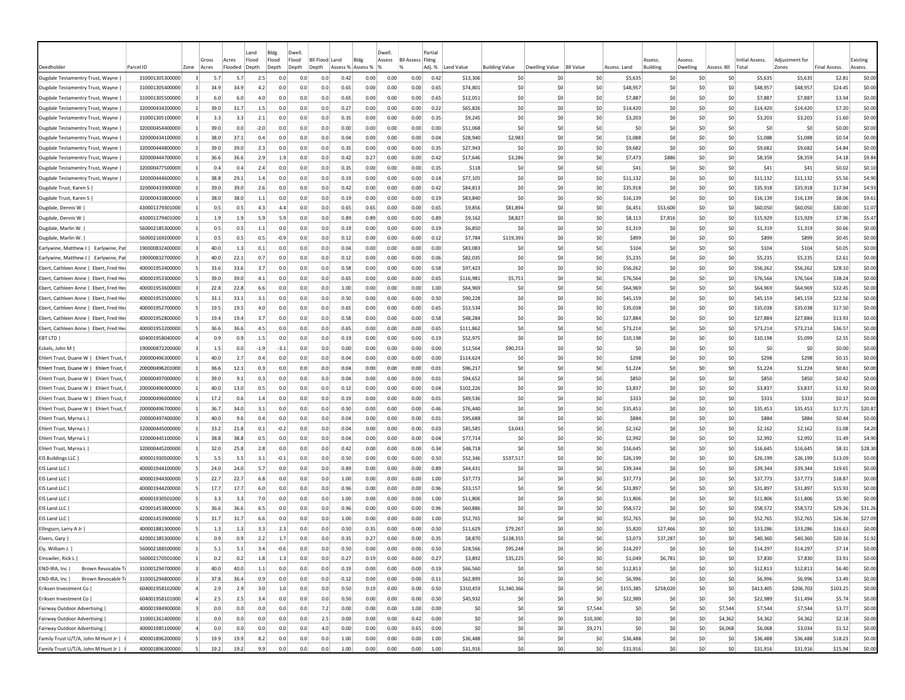| Deedholder | Parcel ID | Zone | Gross Acres | Acres Flooded | Land Flood Depth | Bldg. Flood Depth | Dwell. Flood Depth | Bll Flood Depth | Land Assess % | Bldg Assess % | Dwell. Assess % | Bll Assess % | Partial Flding Adj. % | Land Value | Building Value | Dwelling Value | Bll Value | Assess. Land | Assess. Building | Assess. Dwelling | Assess. Bll | Initial Assess. Total | Adjustment for Zones | Final Assess. | Existing Assess. |
|---|---|---|---|---|---|---|---|---|---|---|---|---|---|---|---|---|---|---|---|---|---|---|---|---|---|
| Dugdale Testamentry Trust, Wayne \| | 310001305300000 | 3 | 5.7 | 5.7 | 2.5 | 0.0 | 0.0 | 0.0 | 0.42 | 0.00 | 0.00 | 0.00 | 0.42 | $13,306 | $0 | $0 | $0 | $5,635 | $0 | $0 | $0 | $5,635 | $5,635 | $2.81 | $0.00 |
| Dugdale Testamentry Trust, Wayne \| | 310001305400000 | 3 | 34.9 | 34.9 | 4.2 | 0.0 | 0.0 | 0.0 | 0.65 | 0.00 | 0.00 | 0.00 | 0.65 | $74,801 | $0 | $0 | $0 | $48,957 | $0 | $0 | $0 | $48,957 | $48,957 | $24.45 | $0.00 |
| Dugdale Testamentry Trust, Wayne \| | 310001305500000 | 3 | 6.0 | 6.0 | 4.0 | 0.0 | 0.0 | 0.0 | 0.65 | 0.00 | 0.00 | 0.00 | 0.65 | $12,051 | $0 | $0 | $0 | $7,887 | $0 | $0 | $0 | $7,887 | $7,887 | $3.94 | $0.00 |
| Dugdale Testamentry Trust, Wayne \| | 320000434200000 | 1 | 39.0 | 31.7 | 1.5 | 0.0 | 0.0 | 0.0 | 0.27 | 0.00 | 0.00 | 0.00 | 0.22 | $65,826 | $0 | $0 | $0 | $14,420 | $0 | $0 | $0 | $14,420 | $14,420 | $7.20 | $0.00 |
| Dugdale Testamentry Trust, Wayne \| | 310001305100000 | 3 | 3.3 | 3.3 | 2.1 | 0.0 | 0.0 | 0.0 | 0.35 | 0.00 | 0.00 | 0.00 | 0.35 | $9,245 | $0 | $0 | $0 | $3,203 | $0 | $0 | $0 | $3,203 | $3,203 | $1.60 | $0.00 |
| Dugdale Testamentry Trust, Wayne \| | 320000454400000 | 1 | 39.0 | 0.0 | -2.0 | 0.0 | 0.0 | 0.0 | 0.00 | 0.00 | 0.00 | 0.00 | 0.00 | $51,068 | $0 | $0 | $0 | $0 | $0 | $0 | $0 | $0 | $0 | $0.00 | $0.00 |
| Dugdale Testamentry Trust, Wayne \| | 320000434100000 | 1 | 38.0 | 37.1 | 0.4 | 0.0 | 0.0 | 0.0 | 0.04 | 0.00 | 0.00 | 0.00 | 0.04 | $28,940 | $2,983 | $0 | $0 | $1,088 | $0 | $0 | $0 | $1,088 | $1,088 | $0.54 | $0.00 |
| Dugdale Testamentry Trust, Wayne \| | 320000444800000 | 1 | 39.0 | 39.0 | 2.3 | 0.0 | 0.0 | 0.0 | 0.35 | 0.00 | 0.00 | 0.00 | 0.35 | $27,943 | $0 | $0 | $0 | $9,682 | $0 | $0 | $0 | $9,682 | $9,682 | $4.84 | $0.00 |
| Dugdale Testamentry Trust, Wayne \| | 320000444700000 | 1 | 36.6 | 36.6 | 2.9 | 1.9 | 0.0 | 0.0 | 0.42 | 0.27 | 0.00 | 0.00 | 0.42 | $17,646 | $3,286 | $0 | $0 | $7,473 | $886 | $0 | $0 | $8,359 | $8,359 | $4.18 | $9.84 |
| Dugdale Testamentry Trust, Wayne \| | 320000477500000 | 1 | 0.4 | 0.4 | 2.4 | 0.0 | 0.0 | 0.0 | 0.35 | 0.00 | 0.00 | 0.00 | 0.35 | $118 | $0 | $0 | $0 | $41 | $0 | $0 | $0 | $41 | $41 | $0.02 | $0.10 |
| Dugdale Testamentry Trust, Wayne \| | 320000444600000 | 1 | 38.8 | 29.1 | 1.4 | 0.0 | 0.0 | 0.0 | 0.19 | 0.00 | 0.00 | 0.00 | 0.14 | $77,105 | $0 | $0 | $0 | $11,132 | $0 | $0 | $0 | $11,132 | $11,132 | $5.56 | $4.90 |
| Dugdale Trust, Karen S \| | 320000433900000 | 1 | 39.0 | 39.0 | 2.6 | 0.0 | 0.0 | 0.0 | 0.42 | 0.00 | 0.00 | 0.00 | 0.42 | $84,813 | $0 | $0 | $0 | $35,918 | $0 | $0 | $0 | $35,918 | $35,918 | $17.94 | $4.93 |
| Dugdale Trust, Karen S \| | 320000433800000 | 1 | 38.0 | 38.0 | 1.1 | 0.0 | 0.0 | 0.0 | 0.19 | 0.00 | 0.00 | 0.00 | 0.19 | $83,840 | $0 | $0 | $0 | $16,139 | $0 | $0 | $0 | $16,139 | $16,139 | $8.06 | $9.61 |
| Dugdale, Dennis W \| | 430001379301000 | 1 | 0.5 | 0.5 | 4.3 | 4.4 | 0.0 | 0.0 | 0.65 | 0.65 | 0.00 | 0.00 | 0.65 | $9,856 | $81,894 | $0 | $0 | $6,451 | $53,600 | $0 | $0 | $60,050 | $60,050 | $30.00 | $1.07 |
| Dugdale, Dennis W \| | 430001379401000 | 1 | 1.9 | 1.9 | 5.9 | 5.9 | 0.0 | 0.0 | 0.89 | 0.89 | 0.00 | 0.00 | 0.89 | $9,162 | $8,827 | $0 | $0 | $8,113 | $7,816 | $0 | $0 | $15,929 | $15,929 | $7.96 | $5.47 |
| Dugdale, Marlin W. \| | 560002185300000 | 1 | 0.5 | 0.5 | 1.1 | 0.0 | 0.0 | 0.0 | 0.19 | 0.00 | 0.00 | 0.00 | 0.19 | $6,850 | $0 | $0 | $0 | $1,319 | $0 | $0 | $0 | $1,319 | $1,319 | $0.66 | $0.00 |
| Dugdale, Marlin W. \| | 560002169200000 | 1 | 0.5 | 0.5 | 0.5 | -0.9 | 0.0 | 0.0 | 0.12 | 0.00 | 0.00 | 0.00 | 0.12 | $7,784 | $119,393 | $0 | $0 | $899 | $0 | $0 | $0 | $899 | $899 | $0.45 | $0.00 |
| Earlywine, Matthew J \| Earlywine, Pat | 190000832400000 | 3 | 40.0 | 1.3 | 0.1 | 0.0 | 0.0 | 0.0 | 0.04 | 0.00 | 0.00 | 0.00 | 0.00 | $83,083 | $0 | $0 | $0 | $104 | $0 | $0 | $0 | $104 | $104 | $0.05 | $0.00 |
| Earlywine, Matthew J \| Earlywine, Pat | 190000832700000 | 3 | 40.0 | 22.1 | 0.7 | 0.0 | 0.0 | 0.0 | 0.12 | 0.00 | 0.00 | 0.00 | 0.06 | $82,035 | $0 | $0 | $0 | $5,235 | $0 | $0 | $0 | $5,235 | $5,235 | $2.61 | $0.00 |
| Ebert, Cathleen Anne \| Ebert, Fred Her | 400001953400000 | 5 | 33.6 | 33.6 | 3.7 | 0.0 | 0.0 | 0.0 | 0.58 | 0.00 | 0.00 | 0.00 | 0.58 | $97,423 | $0 | $0 | $0 | $56,262 | $0 | $0 | $0 | $56,262 | $56,262 | $28.10 | $0.00 |
| Ebert, Cathleen Anne \| Ebert, Fred Her | 400001953300000 | 5 | 39.0 | 39.0 | 4.1 | 0.0 | 0.0 | 0.0 | 0.65 | 0.00 | 0.00 | 0.00 | 0.65 | $116,981 | $5,751 | $0 | $0 | $76,564 | $0 | $0 | $0 | $76,564 | $76,564 | $38.24 | $0.00 |
| Ebert, Cathleen Anne \| Ebert, Fred Her | 400001953600000 | 3 | 22.8 | 22.8 | 6.6 | 0.0 | 0.0 | 0.0 | 1.00 | 0.00 | 0.00 | 0.00 | 1.00 | $64,969 | $0 | $0 | $0 | $64,969 | $0 | $0 | $0 | $64,969 | $64,969 | $32.45 | $0.00 |
| Ebert, Cathleen Anne \| Ebert, Fred Her | 400001953500000 | 5 | 33.1 | 33.1 | 3.1 | 0.0 | 0.0 | 0.0 | 0.50 | 0.00 | 0.00 | 0.00 | 0.50 | $90,228 | $0 | $0 | $0 | $45,159 | $0 | $0 | $0 | $45,159 | $45,159 | $22.56 | $0.00 |
| Ebert, Cathleen Anne \| Ebert, Fred Her | 400001952700000 | 5 | 19.5 | 19.5 | 4.0 | 0.0 | 0.0 | 0.0 | 0.65 | 0.00 | 0.00 | 0.00 | 0.65 | $53,534 | $0 | $0 | $0 | $35,038 | $0 | $0 | $0 | $35,038 | $35,038 | $17.50 | $0.00 |
| Ebert, Cathleen Anne \| Ebert, Fred Her | 400001952800000 | 5 | 19.4 | 19.4 | 3.7 | 0.0 | 0.0 | 0.0 | 0.58 | 0.00 | 0.00 | 0.00 | 0.58 | $48,284 | $0 | $0 | $0 | $27,884 | $0 | $0 | $0 | $27,884 | $27,884 | $13.93 | $0.00 |
| Ebert, Cathleen Anne \| Ebert, Fred Her | 400001953200000 | 5 | 36.6 | 36.6 | 4.5 | 0.0 | 0.0 | 0.0 | 0.65 | 0.00 | 0.00 | 0.00 | 0.65 | $111,862 | $0 | $0 | $0 | $73,214 | $0 | $0 | $0 | $73,214 | $73,214 | $36.57 | $0.00 |
| EBT LTD \| | 604001958040000 | 4 | 0.9 | 0.9 | 1.5 | 0.0 | 0.0 | 0.0 | 0.19 | 0.00 | 0.00 | 0.00 | 0.19 | $52,975 | $0 | $0 | $0 | $10,198 | $0 | $0 | $0 | $10,198 | $5,099 | $2.55 | $0.00 |
| Eckels, John M \| | 190000872200000 | 3 | 1.5 | 0.0 | -1.9 | -3.1 | 0.0 | 0.0 | 0.00 | 0.00 | 0.00 | 0.00 | 0.00 | $12,564 | $90,253 | $0 | $0 | $0 | $0 | $0 | $0 | $0 | $0 | $0.00 | $0.00 |
| Ehlert Trust, Duane W \| Ehlert Trust, I | 200000496300000 | 1 | 40.0 | 2.7 | 0.4 | 0.0 | 0.0 | 0.0 | 0.04 | 0.00 | 0.00 | 0.00 | 0.00 | $114,624 | $0 | $0 | $0 | $298 | $0 | $0 | $0 | $298 | $298 | $0.15 | $0.00 |
| Ehlert Trust, Duane W \| Ehlert Trust, I | 200000496201000 | 1 | 36.6 | 12.1 | 0.3 | 0.0 | 0.0 | 0.0 | 0.04 | 0.00 | 0.00 | 0.00 | 0.01 | $96,217 | $0 | $0 | $0 | $1,224 | $0 | $0 | $0 | $1,224 | $1,224 | $0.61 | $0.00 |
| Ehlert Trust, Duane W \| Ehlert Trust, I | 200000497000000 | 1 | 39.0 | 9.1 | 0.3 | 0.0 | 0.0 | 0.0 | 0.04 | 0.00 | 0.00 | 0.00 | 0.01 | $94,652 | $0 | $0 | $0 | $850 | $0 | $0 | $0 | $850 | $850 | $0.42 | $0.00 |
| Ehlert Trust, Duane W \| Ehlert Trust, I | 200000496900000 | 1 | 40.0 | 13.0 | 0.5 | 0.0 | 0.0 | 0.0 | 0.12 | 0.00 | 0.00 | 0.00 | 0.04 | $102,226 | $0 | $0 | $0 | $3,837 | $0 | $0 | $0 | $3,837 | $3,837 | $1.92 | $0.00 |
| Ehlert Trust, Duane W \| Ehlert Trust, I | 200000496600000 | 1 | 17.2 | 0.6 | 1.4 | 0.0 | 0.0 | 0.0 | 0.19 | 0.00 | 0.00 | 0.00 | 0.01 | $49,536 | $0 | $0 | $0 | $333 | $0 | $0 | $0 | $333 | $333 | $0.17 | $0.00 |
| Ehlert Trust, Duane W \| Ehlert Trust, I | 200000496700000 | 1 | 36.7 | 34.0 | 3.1 | 0.0 | 0.0 | 0.0 | 0.50 | 0.00 | 0.00 | 0.00 | 0.46 | $76,440 | $0 | $0 | $0 | $35,453 | $0 | $0 | $0 | $35,453 | $35,453 | $17.71 | $20.87 |
| Ehlert Trust, Myrna L \| | 200000497400000 | 3 | 40.0 | 9.6 | 0.4 | 0.0 | 0.0 | 0.0 | 0.04 | 0.00 | 0.00 | 0.00 | 0.01 | $95,688 | $0 | $0 | $0 | $884 | $0 | $0 | $0 | $884 | $884 | $0.44 | $0.00 |
| Ehlert Trust, Myrna L \| | 320000445000000 | 1 | 33.2 | 21.8 | 0.1 | -0.2 | 0.0 | 0.0 | 0.04 | 0.00 | 0.00 | 0.00 | 0.03 | $85,585 | $3,043 | $0 | $0 | $2,162 | $0 | $0 | $0 | $2,162 | $2,162 | $1.08 | $4.20 |
| Ehlert Trust, Myrna L \| | 320000445100000 | 1 | 38.8 | 38.8 | 0.5 | 0.0 | 0.0 | 0.0 | 0.04 | 0.00 | 0.00 | 0.00 | 0.04 | $77,714 | $0 | $0 | $0 | $2,992 | $0 | $0 | $0 | $2,992 | $2,992 | $1.49 | $4.90 |
| Ehlert Trust, Myrna L \| | 320000445200000 | 1 | 32.0 | 25.8 | 2.8 | 0.0 | 0.0 | 0.0 | 0.42 | 0.00 | 0.00 | 0.00 | 0.34 | $48,718 | $0 | $0 | $0 | $16,645 | $0 | $0 | $0 | $16,645 | $16,645 | $8.31 | $28.30 |
| EIS Buildings LLC \| | 400001930500000 | 5 | 5.5 | 5.5 | 3.1 | -0.1 | 0.0 | 0.0 | 0.50 | 0.00 | 0.00 | 0.00 | 0.50 | $52,346 | $537,517 | $0 | $0 | $26,199 | $0 | $0 | $0 | $26,199 | $26,199 | $13.09 | $0.00 |
| EIS Land LLC \| | 400001944100000 | 5 | 24.0 | 24.0 | 5.7 | 0.0 | 0.0 | 0.0 | 0.89 | 0.00 | 0.00 | 0.00 | 0.89 | $44,431 | $0 | $0 | $0 | $39,344 | $0 | $0 | $0 | $39,344 | $39,344 | $19.65 | $0.00 |
| EIS Land LLC \| | 400001944300000 | 5 | 22.7 | 22.7 | 6.8 | 0.0 | 0.0 | 0.0 | 1.00 | 0.00 | 0.00 | 0.00 | 1.00 | $37,773 | $0 | $0 | $0 | $37,773 | $0 | $0 | $0 | $37,773 | $37,773 | $18.87 | $0.00 |
| EIS Land LLC \| | 400001944200000 | 5 | 17.7 | 17.7 | 6.0 | 0.0 | 0.0 | 0.0 | 0.96 | 0.00 | 0.00 | 0.00 | 0.96 | $33,157 | $0 | $0 | $0 | $31,897 | $0 | $0 | $0 | $31,897 | $31,897 | $15.93 | $0.00 |
| EIS Land LLC \| | 400001930501000 | 5 | 3.3 | 3.3 | 7.0 | 0.0 | 0.0 | 0.0 | 1.00 | 0.00 | 0.00 | 0.00 | 1.00 | $11,806 | $0 | $0 | $0 | $11,806 | $0 | $0 | $0 | $11,806 | $11,806 | $5.90 | $0.00 |
| EIS Land LLC \| | 420001453800000 | 5 | 36.6 | 36.6 | 6.5 | 0.0 | 0.0 | 0.0 | 0.96 | 0.00 | 0.00 | 0.00 | 0.96 | $60,886 | $0 | $0 | $0 | $58,572 | $0 | $0 | $0 | $58,572 | $58,572 | $29.26 | $31.26 |
| EIS Land LLC \| | 420001453900000 | 5 | 31.7 | 31.7 | 6.6 | 0.0 | 0.0 | 0.0 | 1.00 | 0.00 | 0.00 | 0.00 | 1.00 | $52,765 | $0 | $0 | $0 | $52,765 | $0 | $0 | $0 | $52,765 | $52,765 | $26.36 | $27.09 |
| Ellingson, Larry A Jr \| | 400001881300000 | 5 | 1.3 | 1.3 | 3.3 | 2.3 | 0.0 | 0.0 | 0.50 | 0.35 | 0.00 | 0.00 | 0.50 | $11,629 | $79,267 | $0 | $0 | $5,820 | $27,466 | $0 | $0 | $33,286 | $33,286 | $16.63 | $0.00 |
| Elvers, Gary \| | 420001385300000 | 1 | 0.9 | 0.9 | 2.2 | 1.7 | 0.0 | 0.0 | 0.35 | 0.27 | 0.00 | 0.00 | 0.35 | $8,870 | $138,355 | $0 | $0 | $3,073 | $37,287 | $0 | $0 | $40,360 | $40,360 | $20.16 | $1.92 |
| Ely, William J. \| | 560002188500000 | 1 | 5.1 | 5.1 | 3.4 | -0.6 | 0.0 | 0.0 | 0.50 | 0.00 | 0.00 | 0.00 | 0.50 | $28,566 | $95,248 | $0 | $0 | $14,297 | $0 | $0 | $0 | $14,297 | $14,297 | $7.14 | $0.00 |
| Emswiler, Rick L \| | 560002170501000 | 1 | 0.2 | 0.2 | 1.8 | 1.3 | 0.0 | 0.0 | 0.27 | 0.19 | 0.00 | 0.00 | 0.27 | $3,892 | $35,225 | $0 | $0 | $1,049 | $6,781 | $0 | $0 | $7,830 | $7,830 | $3.91 | $0.00 |
| END-IRA, Inc \| Brown Revocable Tr | 310001294700000 | 3 | 40.0 | 40.0 | 1.1 | 0.0 | 0.0 | 0.0 | 0.19 | 0.00 | 0.00 | 0.00 | 0.19 | $66,560 | $0 | $0 | $0 | $12,813 | $0 | $0 | $0 | $12,813 | $12,813 | $6.40 | $0.00 |
| END-IRA, Inc \| Brown Revocable Tr | 310001294800000 | 3 | 37.8 | 36.4 | 0.9 | 0.0 | 0.0 | 0.0 | 0.12 | 0.00 | 0.00 | 0.00 | 0.11 | $62,899 | $0 | $0 | $0 | $6,996 | $0 | $0 | $0 | $6,996 | $6,996 | $3.49 | $0.00 |
| Eriksen Investment Co \| | 604001958102000 | 4 | 2.9 | 2.9 | 3.0 | 1.0 | 0.0 | 0.0 | 0.50 | 0.19 | 0.00 | 0.00 | 0.50 | $310,459 | $1,340,366 | $0 | $0 | $155,385 | $258,020 | $0 | $0 | $413,405 | $206,703 | $103.25 | $0.00 |
| Eriksen Investment Co \| | 604001958101000 | 4 | 2.5 | 2.5 | 3.4 | 0.0 | 0.0 | 0.0 | 0.50 | 0.00 | 0.00 | 0.00 | 0.50 | $45,932 | $0 | $0 | $0 | $22,989 | $0 | $0 | $0 | $22,989 | $11,494 | $5.74 | $0.00 |
| Fairway Outdoor Advertising \| | 400001984900000 | 3 | 0.0 | 0.0 | 0.0 | 0.0 | 0.0 | 7.2 | 0.00 | 0.00 | 0.00 | 1.00 | 0.00 | $0 | $0 | $0 | $7,544 | $0 | $0 | $0 | $7,544 | $7,544 | $7,544 | $3.77 | $0.00 |
| Fairway Outdoor Advertising \| | 310001361400000 | 1 | 0.0 | 0.0 | 0.0 | 0.0 | 0.0 | 2.5 | 0.00 | 0.00 | 0.00 | 0.42 | 0.00 | $0 | $0 | $0 | $10,300 | $0 | $0 | $0 | $4,362 | $4,362 | $4,362 | $2.18 | $0.00 |
| Fairway Outdoor Advertising \| | 400001985100000 | 4 | 0.0 | 0.0 | 0.0 | 0.0 | 0.0 | 4.0 | 0.00 | 0.00 | 0.00 | 0.65 | 0.00 | $0 | $0 | $0 | $9,271 | $0 | $0 | $0 | $6,068 | $6,068 | $3,034 | $1.52 | $0.00 |
| Family Trust U/T/A, John M Hunt Jr \| I | 400001896200000 | 5 | 19.9 | 19.9 | 8.2 | 0.0 | 0.0 | 0.0 | 1.00 | 0.00 | 0.00 | 0.00 | 1.00 | $36,488 | $0 | $0 | $0 | $36,488 | $0 | $0 | $0 | $36,488 | $36,488 | $18.23 | $0.00 |
| Family Trust U/T/A, John M Hunt Jr \| I | 400001896300000 | 5 | 19.2 | 19.2 | 9.9 | 0.0 | 0.0 | 0.0 | 1.00 | 0.00 | 0.00 | 0.00 | 1.00 | $31,916 | $0 | $0 | $0 | $31,916 | $0 | $0 | $0 | $31,916 | $31,916 | $15.94 | $0.00 |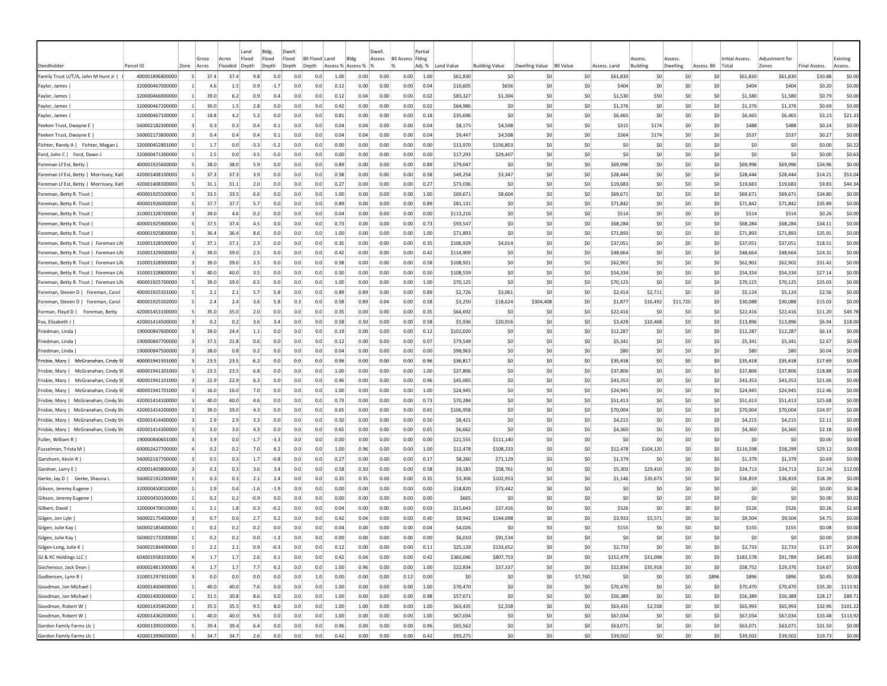| Deedholder | Parcel ID | Zone | Gross Acres | Acres Flooded | Land Flood Depth | Bldg. Flood Depth | Dwell. Flood Depth | Bll Flood Depth | Land Assess % | Bldg Assess % | Dwell. Assess % | Bll Assess % | Partial Flding Adj. % | Land Value | Building Value | Dwelling Value | Bll Value | Assess. Land | Assess. Building | Assess. Dwelling | Assess. Bll | Initial Assess. Total | Adjustment for Zones | Final Assess. | Existing Assess. |
|---|---|---|---|---|---|---|---|---|---|---|---|---|---|---|---|---|---|---|---|---|---|---|---|---|---|
| Family Trust U/T/A, John M Hunt Jr \| I | 400001896800000 | 5 | 37.4 | 37.4 | 9.8 | 0.0 | 0.0 | 0.0 | 1.00 | 0.00 | 0.00 | 0.00 | 1.00 | $61,830 | $0 | $0 | $0 | $61,830 | $0 | $0 | $0 | $61,830 | $61,830 | $30.88 | $0.00 |
| Faylor, James \| | 320000467000000 | 1 | 4.6 | 1.5 | 0.9 | -1.7 | 0.0 | 0.0 | 0.12 | 0.00 | 0.00 | 0.00 | 0.04 | $10,605 | $656 | $0 | $0 | $404 | $0 | $0 | $0 | $404 | $404 | $0.20 | $0.00 |
| Faylor, James \| | 320000466900000 | 1 | 39.0 | 6.2 | 0.9 | 0.4 | 0.0 | 0.0 | 0.12 | 0.04 | 0.00 | 0.00 | 0.02 | $83,327 | $1,304 | $0 | $0 | $1,530 | $50 | $0 | $0 | $1,580 | $1,580 | $0.79 | $0.00 |
| Faylor, James \| | 320000467200000 | 1 | 30.0 | 1.5 | 2.8 | 0.0 | 0.0 | 0.0 | 0.42 | 0.00 | 0.00 | 0.00 | 0.02 | $64,986 | $0 | $0 | $0 | $1,376 | $0 | $0 | $0 | $1,376 | $1,376 | $0.69 | $0.00 |
| Faylor, James \| | 320000467100000 | 1 | 18.8 | 4.2 | 5.2 | 0.0 | 0.0 | 0.0 | 0.81 | 0.00 | 0.00 | 0.00 | 0.18 | $35,696 | $0 | $0 | $0 | $6,465 | $0 | $0 | $0 | $6,465 | $6,465 | $3.23 | $21.33 |
| Feeken Trust, Dwayne E \| | 560002182300000 | 3 | 0.3 | 0.3 | 0.4 | 0.1 | 0.0 | 0.0 | 0.04 | 0.04 | 0.00 | 0.00 | 0.04 | $8,175 | $4,508 | $0 | $0 | $315 | $174 | $0 | $0 | $488 | $488 | $0.24 | $0.00 |
| Feeken Trust, Dwayne E \| | 560002173800000 | 3 | 0.4 | 0.4 | 0.4 | 0.1 | 0.0 | 0.0 | 0.04 | 0.04 | 0.00 | 0.00 | 0.04 | $9,447 | $4,508 | $0 | $0 | $364 | $174 | $0 | $0 | $537 | $537 | $0.27 | $0.00 |
| Fichter, Randy A \| Fichter, Megan L | 320000452801000 | 1 | 1.7 | 0.0 | -3.3 | -5.2 | 0.0 | 0.0 | 0.00 | 0.00 | 0.00 | 0.00 | 0.00 | $13,970 | $156,803 | $0 | $0 | $0 | $0 | $0 | $0 | $0 | $0 | $0.00 | $0.22 |
| Ford, John C \| Ford, Dawn J | 320000471300000 | 1 | 2.5 | 0.0 | -3.5 | -5.0 | 0.0 | 0.0 | 0.00 | 0.00 | 0.00 | 0.00 | 0.00 | $17,293 | $29,407 | $0 | $0 | $0 | $0 | $0 | $0 | $0 | $0 | $0.00 | $0.63 |
| Foreman Lf Est, Betty \| | 400001925600000 | 5 | 38.0 | 38.0 | 5.9 | 0.0 | 0.0 | 0.0 | 0.89 | 0.00 | 0.00 | 0.00 | 0.89 | $79,047 | $0 | $0 | $0 | $69,996 | $0 | $0 | $0 | $69,996 | $69,996 | $34.96 | $0.00 |
| Foreman Lf Est, Betty \| Morrissey, Katl | 420001408100000 | 5 | 37.3 | 37.3 | 3.9 | 0.0 | 0.0 | 0.0 | 0.58 | 0.00 | 0.00 | 0.00 | 0.58 | $49,254 | $3,347 | $0 | $0 | $28,444 | $0 | $0 | $0 | $28,444 | $28,444 | $14.21 | $53.04 |
| Foreman Lf Est, Betty \| Morrissey, Katl | 420001408300000 | 5 | 31.1 | 31.1 | 2.0 | 0.0 | 0.0 | 0.0 | 0.27 | 0.00 | 0.00 | 0.00 | 0.27 | $73,036 | $0 | $0 | $0 | $19,683 | $0 | $0 | $0 | $19,683 | $19,683 | $9.83 | $44.34 |
| Foreman, Betty R. Trust \| | 400001925500000 | 5 | 33.5 | 33.5 | 6.6 | 0.0 | 0.0 | 0.0 | 1.00 | 0.00 | 0.00 | 0.00 | 1.00 | $69,671 | $8,604 | $0 | $0 | $69,671 | $0 | $0 | $0 | $69,671 | $69,671 | $34.80 | $0.00 |
| Foreman, Betty R. Trust \| | 400001926000000 | 5 | 37.7 | 37.7 | 5.7 | 0.0 | 0.0 | 0.0 | 0.89 | 0.00 | 0.00 | 0.00 | 0.89 | $81,131 | $0 | $0 | $0 | $71,842 | $0 | $0 | $0 | $71,842 | $71,842 | $35.89 | $0.00 |
| Foreman, Betty R. Trust \| | 310001328700000 | 3 | 39.0 | 4.6 | 0.2 | 0.0 | 0.0 | 0.0 | 0.04 | 0.00 | 0.00 | 0.00 | 0.00 | $113,216 | $0 | $0 | $0 | $514 | $0 | $0 | $0 | $514 | $514 | $0.26 | $0.00 |
| Foreman, Betty R. Trust \| | 400001925900000 | 5 | 37.5 | 37.4 | 4.5 | 0.0 | 0.0 | 0.0 | 0.73 | 0.00 | 0.00 | 0.00 | 0.73 | $93,547 | $0 | $0 | $0 | $68,284 | $0 | $0 | $0 | $68,284 | $68,284 | $34.11 | $0.00 |
| Foreman, Betty R. Trust \| | 400001925800000 | 5 | 36.4 | 36.4 | 8.6 | 0.0 | 0.0 | 0.0 | 1.00 | 0.00 | 0.00 | 0.00 | 1.00 | $71,893 | $0 | $0 | $0 | $71,893 | $0 | $0 | $0 | $71,893 | $71,893 | $35.91 | $0.00 |
| Foreman, Betty R. Trust \| Foreman Life | 310001328500000 | 3 | 37.1 | 37.1 | 2.3 | 0.0 | 0.0 | 0.0 | 0.35 | 0.00 | 0.00 | 0.00 | 0.35 | $106,929 | $4,014 | $0 | $0 | $37,051 | $0 | $0 | $0 | $37,051 | $37,051 | $18.51 | $0.00 |
| Foreman, Betty R. Trust \| Foreman Life | 310001329000000 | 3 | 39.0 | 39.0 | 2.5 | 0.0 | 0.0 | 0.0 | 0.42 | 0.00 | 0.00 | 0.00 | 0.42 | $114,909 | $0 | $0 | $0 | $48,664 | $0 | $0 | $0 | $48,664 | $48,664 | $24.31 | $0.00 |
| Foreman, Betty R. Trust \| Foreman Life | 310001328900000 | 3 | 39.0 | 39.0 | 3.5 | 0.0 | 0.0 | 0.0 | 0.58 | 0.00 | 0.00 | 0.00 | 0.58 | $108,921 | $0 | $0 | $0 | $62,902 | $0 | $0 | $0 | $62,902 | $62,902 | $31.42 | $0.00 |
| Foreman, Betty R. Trust \| Foreman Life | 310001328800000 | 3 | 40.0 | 40.0 | 3.5 | 0.0 | 0.0 | 0.0 | 0.50 | 0.00 | 0.00 | 0.00 | 0.50 | $108,559 | $0 | $0 | $0 | $54,334 | $0 | $0 | $0 | $54,334 | $54,334 | $27.14 | $0.00 |
| Foreman, Betty R. Trust \| Foreman Life | 400001925700000 | 5 | 39.0 | 39.0 | 6.5 | 0.0 | 0.0 | 0.0 | 1.00 | 0.00 | 0.00 | 0.00 | 1.00 | $70,125 | $0 | $0 | $0 | $70,125 | $0 | $0 | $0 | $70,125 | $70,125 | $35.03 | $0.00 |
| Foreman, Steven D \| Foreman, Carol | 400001925501000 | 5 | 2.1 | 2.1 | 5.7 | 5.8 | 0.0 | 0.0 | 0.89 | 0.89 | 0.00 | 0.00 | 0.89 | $2,726 | $3,061 | $0 | $0 | $2,414 | $2,711 | $0 | $0 | $5,124 | $5,124 | $2.56 | $0.00 |
| Foreman, Steven D \| Foreman, Carol | 400001925502000 | 5 | 2.4 | 2.4 | 3.6 | 5.8 | 0.3 | 0.0 | 0.58 | 0.89 | 0.04 | 0.00 | 0.58 | $3,250 | $18,624 | $304,408 | $0 | $1,877 | $16,492 | $11,720 | $0 | $30,088 | $30,088 | $15.03 | $0.00 |
| Forman, Floyd D \| Foreman, Betty | 420001453100000 | 5 | 35.0 | 35.0 | 2.0 | 0.0 | 0.0 | 0.0 | 0.35 | 0.00 | 0.00 | 0.00 | 0.35 | $64,692 | $0 | $0 | $0 | $22,416 | $0 | $0 | $0 | $22,416 | $22,416 | $11.20 | $49.78 |
| Fox, Elizabeth J \| | 420001414500000 | 3 | 0.2 | 0.2 | 3.6 | 3.4 | 0.0 | 0.0 | 0.58 | 0.50 | 0.00 | 0.00 | 0.58 | $5,936 | $20,916 | $0 | $0 | $3,428 | $10,468 | $0 | $0 | $13,896 | $13,896 | $6.94 | $18.00 |
| Friedman, Linda \| | 190000847600000 | 3 | 39.0 | 24.4 | 1.1 | 0.0 | 0.0 | 0.0 | 0.19 | 0.00 | 0.00 | 0.00 | 0.12 | $102,020 | $0 | $0 | $0 | $12,287 | $0 | $0 | $0 | $12,287 | $12,287 | $6.14 | $0.00 |
| Friedman, Linda \| | 190000847700000 | 3 | 37.5 | 21.8 | 0.6 | 0.0 | 0.0 | 0.0 | 0.12 | 0.00 | 0.00 | 0.00 | 0.07 | $79,549 | $0 | $0 | $0 | $5,341 | $0 | $0 | $0 | $5,341 | $5,341 | $2.67 | $0.00 |
| Friedman, Linda \| | 190000847500000 | 3 | 38.0 | 0.8 | 0.2 | 0.0 | 0.0 | 0.0 | 0.04 | 0.00 | 0.00 | 0.00 | 0.00 | $98,963 | $0 | $0 | $0 | $80 | $0 | $0 | $0 | $80 | $80 | $0.04 | $0.00 |
| Frisbie, Mary \| McGranahan, Cindy Sh | 400001941501000 | 3 | 23.5 | 23.5 | 6.2 | 0.0 | 0.0 | 0.0 | 0.96 | 0.00 | 0.00 | 0.00 | 0.96 | $36,817 | $0 | $0 | $0 | $35,418 | $0 | $0 | $0 | $35,418 | $35,418 | $17.69 | $0.00 |
| Frisbie, Mary \| McGranahan, Cindy Sh | 400001941301000 | 3 | 23.5 | 23.5 | 6.8 | 0.0 | 0.0 | 0.0 | 1.00 | 0.00 | 0.00 | 0.00 | 1.00 | $37,806 | $0 | $0 | $0 | $37,806 | $0 | $0 | $0 | $37,806 | $37,806 | $18.88 | $0.00 |
| Frisbie, Mary \| McGranahan, Cindy Sh | 400001941101000 | 3 | 22.9 | 22.9 | 6.3 | 0.0 | 0.0 | 0.0 | 0.96 | 0.00 | 0.00 | 0.00 | 0.96 | $45,065 | $0 | $0 | $0 | $43,353 | $0 | $0 | $0 | $43,353 | $43,353 | $21.66 | $0.00 |
| Frisbie, Mary \| McGranahan, Cindy Sh | 400001941701000 | 3 | 16.0 | 16.0 | 7.0 | 0.0 | 0.0 | 0.0 | 1.00 | 0.00 | 0.00 | 0.00 | 1.00 | $24,945 | $0 | $0 | $0 | $24,945 | $0 | $0 | $0 | $24,945 | $24,945 | $12.46 | $0.00 |
| Frisbie, Mary \| McGranahan, Cindy Sh | 420001414100000 | 3 | 40.0 | 40.0 | 4.6 | 0.0 | 0.0 | 0.0 | 0.73 | 0.00 | 0.00 | 0.00 | 0.73 | $70,284 | $0 | $0 | $0 | $51,413 | $0 | $0 | $0 | $51,413 | $51,413 | $25.68 | $0.00 |
| Frisbie, Mary \| McGranahan, Cindy Sh | 420001414200000 | 3 | 39.0 | 39.0 | 4.3 | 0.0 | 0.0 | 0.0 | 0.65 | 0.00 | 0.00 | 0.00 | 0.65 | $106,958 | $0 | $0 | $0 | $70,004 | $0 | $0 | $0 | $70,004 | $70,004 | $34.97 | $0.00 |
| Frisbie, Mary \| McGranahan, Cindy Sh | 420001414400000 | 3 | 2.9 | 2.9 | 3.3 | 0.0 | 0.0 | 0.0 | 0.50 | 0.00 | 0.00 | 0.00 | 0.50 | $8,421 | $0 | $0 | $0 | $4,215 | $0 | $0 | $0 | $4,215 | $4,215 | $2.11 | $0.00 |
| Frisbie, Mary \| McGranahan, Cindy Sh | 420001414300000 | 3 | 3.0 | 3.0 | 4.3 | 0.0 | 0.0 | 0.0 | 0.65 | 0.00 | 0.00 | 0.00 | 0.65 | $6,662 | $0 | $0 | $0 | $4,360 | $0 | $0 | $0 | $4,360 | $4,360 | $2.18 | $0.00 |
| Fuller, William R \| | 190000840601000 | 3 | 3.9 | 0.0 | -1.7 | -3.3 | 0.0 | 0.0 | 0.00 | 0.00 | 0.00 | 0.00 | 0.00 | $21,555 | $111,140 | $0 | $0 | $0 | $0 | $0 | $0 | $0 | $0 | $0.00 | $0.00 |
| Fusselman, Trista M \| | 600002427700000 | 4 | 0.2 | 0.2 | 7.0 | 6.2 | 0.0 | 0.0 | 1.00 | 0.96 | 0.00 | 0.00 | 1.00 | $12,478 | $108,233 | $0 | $0 | $12,478 | $104,120 | $0 | $0 | $116,598 | $58,299 | $29.12 | $0.00 |
| Ganzhorn, Kevin R \| | 560002167700000 | 3 | 0.5 | 0.3 | 1.7 | -0.8 | 0.0 | 0.0 | 0.27 | 0.00 | 0.00 | 0.00 | 0.17 | $8,260 | $71,129 | $0 | $0 | $1,379 | $0 | $0 | $0 | $1,379 | $1,379 | $0.69 | $0.00 |
| Gardner, Larry E \| | 420001403800000 | 3 | 0.3 | 0.3 | 3.6 | 3.4 | 0.0 | 0.0 | 0.58 | 0.50 | 0.00 | 0.00 | 0.58 | $9,183 | $58,761 | $0 | $0 | $5,303 | $29,410 | $0 | $0 | $34,713 | $34,713 | $17.34 | $12.00 |
| Gerke, Jay D \| Gerke, Shauna L | 560002192200000 | 1 | 0.3 | 0.3 | 2.1 | 2.4 | 0.0 | 0.0 | 0.35 | 0.35 | 0.00 | 0.00 | 0.35 | $3,306 | $102,953 | $0 | $0 | $1,146 | $35,673 | $0 | $0 | $36,819 | $36,819 | $18.39 | $0.00 |
| Gibson, Jeremy Eugene \| | 320000450010000 | 1 | 2.9 | 0.4 | -1.6 | -1.9 | 0.0 | 0.0 | 0.00 | 0.00 | 0.00 | 0.00 | 0.00 | $18,820 | $73,442 | $0 | $0 | $0 | $0 | $0 | $0 | $0 | $0 | $0.00 | $0.36 |
| Gibson, Jeremy Eugene \| | 320000450100000 | 1 | 0.2 | 0.2 | -0.9 | 0.0 | 0.0 | 0.0 | 0.00 | 0.00 | 0.00 | 0.00 | 0.00 | $665 | $0 | $0 | $0 | $0 | $0 | $0 | $0 | $0 | $0 | $0.00 | $0.02 |
| Gilbert, David \| | 320000470010000 | 1 | 2.1 | 1.8 | 0.3 | -0.2 | 0.0 | 0.0 | 0.04 | 0.00 | 0.00 | 0.00 | 0.03 | $15,643 | $37,416 | $0 | $0 | $526 | $0 | $0 | $0 | $526 | $526 | $0.26 | $2.60 |
| Gilgen, Jon Lyle \| | 560002175400000 | 3 | 0.7 | 0.6 | 2.7 | 0.2 | 0.0 | 0.0 | 0.42 | 0.04 | 0.00 | 0.00 | 0.40 | $9,942 | $144,698 | $0 | $0 | $3,933 | $5,571 | $0 | $0 | $9,504 | $9,504 | $4.75 | $0.00 |
| Gilgen, Julie Kay \| | 560002185400000 | 1 | 0.2 | 0.2 | 0.2 | 0.0 | 0.0 | 0.0 | 0.04 | 0.00 | 0.00 | 0.00 | 0.04 | $4,026 | $0 | $0 | $0 | $155 | $0 | $0 | $0 | $155 | $155 | $0.08 | $0.00 |
| Gilgen, Julie Kay \| | 560002173200000 | 1 | 0.2 | 0.2 | 0.0 | -1.3 | 0.0 | 0.0 | 0.00 | 0.00 | 0.00 | 0.00 | 0.00 | $6,010 | $91,534 | $0 | $0 | $0 | $0 | $0 | $0 | $0 | $0 | $0.00 | $0.00 |
| Gilgen-Long, Julie K \| | 560002184400000 | 1 | 2.2 | 2.1 | 0.9 | -0.3 | 0.0 | 0.0 | 0.12 | 0.00 | 0.00 | 0.00 | 0.11 | $25,129 | $133,652 | $0 | $0 | $2,733 | $0 | $0 | $0 | $2,733 | $2,733 | $1.37 | $0.00 |
| GJ & KC Holdings LLC \| | 604001958103000 | 4 | 1.7 | 1.7 | 2.6 | 0.1 | 0.0 | 0.0 | 0.42 | 0.04 | 0.00 | 0.00 | 0.42 | $360,046 | $807,753 | $0 | $0 | $152,479 | $31,098 | $0 | $0 | $183,578 | $91,789 | $45.85 | $0.00 |
| Gochenour, Jack Dean \| | 600002481300000 | 4 | 1.7 | 1.7 | 7.7 | 6.2 | 0.0 | 0.0 | 1.00 | 0.96 | 0.00 | 0.00 | 1.00 | $22,834 | $37,337 | $0 | $0 | $22,834 | $35,918 | $0 | $0 | $58,752 | $29,376 | $14.67 | $0.00 |
| Godbersen, Lynn R \| | 310001297301000 | 3 | 0.0 | 0.0 | 0.0 | 0.0 | 0.0 | 1.0 | 0.00 | 0.00 | 0.00 | 0.12 | 0.00 | $0 | $0 | $0 | $7,760 | $0 | $0 | $0 | $896 | $896 | $896 | $0.45 | $0.00 |
| Goodman, Jon Michael \| | 420001400400000 | 1 | 40.0 | 40.0 | 7.6 | 0.0 | 0.0 | 0.0 | 1.00 | 0.00 | 0.00 | 0.00 | 1.00 | $70,470 | $0 | $0 | $0 | $70,470 | $0 | $0 | $0 | $70,470 | $70,470 | $35.20 | $113.92 |
| Goodman, Jon Michael \| | 420001400300000 | 1 | 31.5 | 30.8 | 8.6 | 0.0 | 0.0 | 0.0 | 1.00 | 0.00 | 0.00 | 0.00 | 0.98 | $57,671 | $0 | $0 | $0 | $56,389 | $0 | $0 | $0 | $56,389 | $56,389 | $28.17 | $89.71 |
| Goodman, Robert W \| | 420001435902000 | 1 | 35.5 | 35.5 | 9.5 | 8.0 | 0.0 | 0.0 | 1.00 | 1.00 | 0.00 | 0.00 | 1.00 | $63,435 | $2,558 | $0 | $0 | $63,435 | $2,558 | $0 | $0 | $65,993 | $65,993 | $32.96 | $101.22 |
| Goodman, Robert W \| | 420001436200000 | 1 | 40.0 | 40.0 | 9.6 | 0.0 | 0.0 | 0.0 | 1.00 | 0.00 | 0.00 | 0.00 | 1.00 | $67,034 | $0 | $0 | $0 | $67,034 | $0 | $0 | $0 | $67,034 | $67,034 | $33.48 | $113.92 |
| Gordon Family Farms Llc \| | 420001399200000 | 5 | 39.4 | 39.4 | 6.4 | 0.0 | 0.0 | 0.0 | 0.96 | 0.00 | 0.00 | 0.00 | 0.96 | $65,562 | $0 | $0 | $0 | $63,071 | $0 | $0 | $0 | $63,071 | $63,071 | $31.50 | $0.00 |
| Gordon Family Farms Llc \| | 420001399600000 | 5 | 34.7 | 34.7 | 2.6 | 0.0 | 0.0 | 0.0 | 0.42 | 0.00 | 0.00 | 0.00 | 0.42 | $93,275 | $0 | $0 | $0 | $39,502 | $0 | $0 | $0 | $39,502 | $39,502 | $19.73 | $0.00 |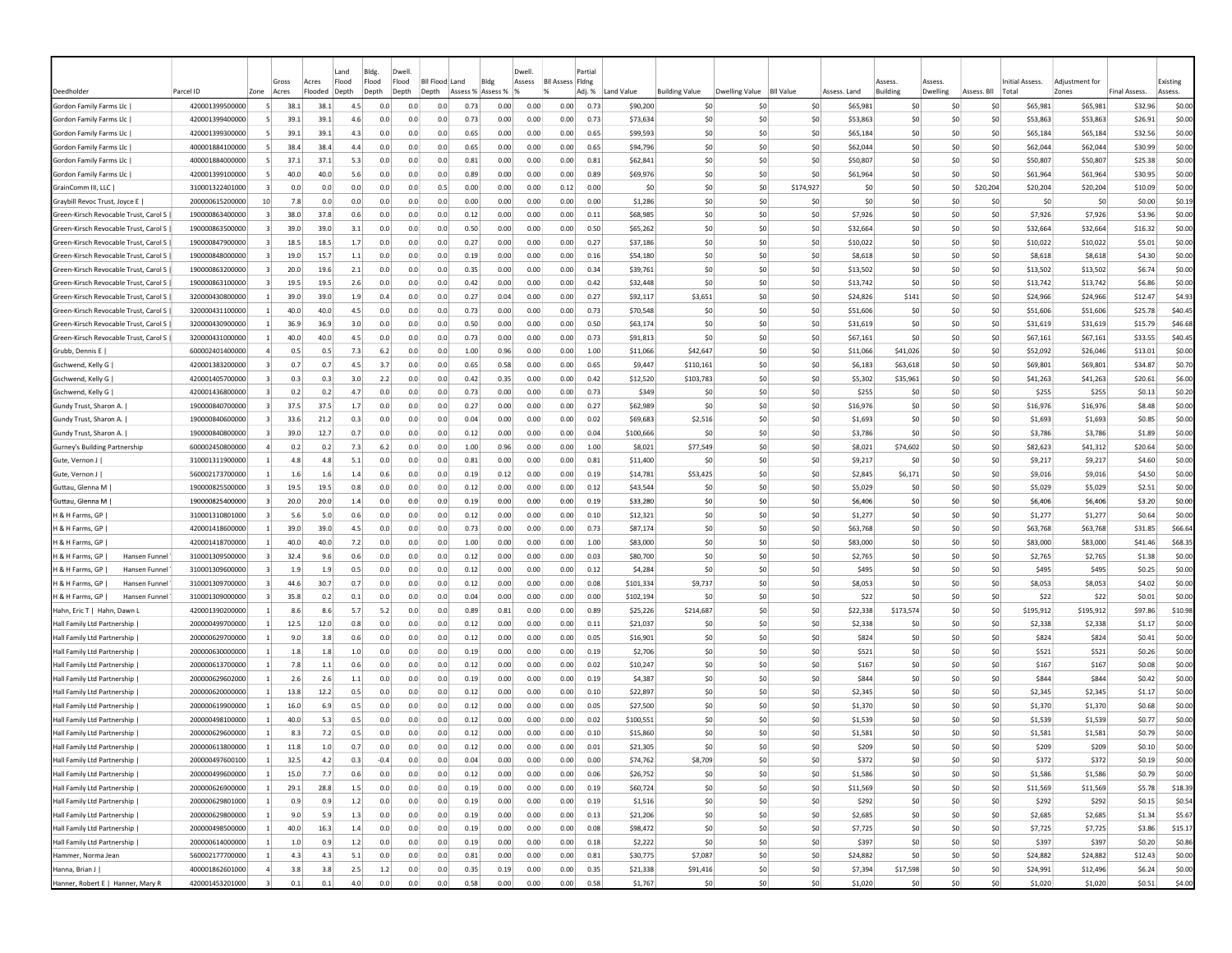| Deedholder | Parcel ID | Zone | Gross Acres | Acres Flooded | Land Flood Depth | Bldg. Flood Depth | Dwell. Flood Depth | BII Flood Depth | Land Assess % | Bldg Assess % | Dwell. Assess % | BII Assess % | Partial Flding Adj. % | Land Value | Building Value | Dwelling Value | BII Value | Assess. Land | Assess. Building | Assess. Dwelling | Assess. BII | Initial Assess. Total | Adjustment for Zones | Final Assess. | Existing Assess. |
|---|---|---|---|---|---|---|---|---|---|---|---|---|---|---|---|---|---|---|---|---|---|---|---|---|---|
| Gordon Family Farms Llc \| | 420001399500000 | 5 | 38.1 | 38.1 | 4.5 | 0.0 | 0.0 | 0.0 | 0.73 | 0.00 | 0.00 | 0.00 | 0.73 | $90,200 | $0 | $0 | $0 | $65,981 | $0 | $0 | $0 | $65,981 | $65,981 | $32.96 | $0.00 |
| Gordon Family Farms Llc \| | 420001399400000 | 5 | 39.1 | 39.1 | 4.6 | 0.0 | 0.0 | 0.0 | 0.73 | 0.00 | 0.00 | 0.00 | 0.73 | $73,634 | $0 | $0 | $0 | $53,863 | $0 | $0 | $0 | $53,863 | $53,863 | $26.91 | $0.00 |
| Gordon Family Farms Llc \| | 420001399300000 | 5 | 39.1 | 39.1 | 4.3 | 0.0 | 0.0 | 0.0 | 0.65 | 0.00 | 0.00 | 0.00 | 0.65 | $99,593 | $0 | $0 | $0 | $65,184 | $0 | $0 | $0 | $65,184 | $65,184 | $32.56 | $0.00 |
| Gordon Family Farms Llc \| | 400001884100000 | 5 | 38.4 | 38.4 | 4.4 | 0.0 | 0.0 | 0.0 | 0.65 | 0.00 | 0.00 | 0.00 | 0.65 | $94,796 | $0 | $0 | $0 | $62,044 | $0 | $0 | $0 | $62,044 | $62,044 | $30.99 | $0.00 |
| Gordon Family Farms Llc \| | 400001884000000 | 5 | 37.1 | 37.1 | 5.3 | 0.0 | 0.0 | 0.0 | 0.81 | 0.00 | 0.00 | 0.00 | 0.81 | $62,841 | $0 | $0 | $0 | $50,807 | $0 | $0 | $0 | $50,807 | $50,807 | $25.38 | $0.00 |
| Gordon Family Farms Llc \| | 420001399100000 | 5 | 40.0 | 40.0 | 5.6 | 0.0 | 0.0 | 0.0 | 0.89 | 0.00 | 0.00 | 0.00 | 0.89 | $69,976 | $0 | $0 | $0 | $61,964 | $0 | $0 | $0 | $61,964 | $61,964 | $30.95 | $0.00 |
| GrainComm III, LLC \| | 310001322401000 | 3 | 0.0 | 0.0 | 0.0 | 0.0 | 0.0 | 0.5 | 0.00 | 0.00 | 0.00 | 0.12 | 0.00 | $0 | $0 | $0 | $174,927 | $0 | $0 | $0 | $20,204 | $20,204 | $20,204 | $10.09 | $0.00 |
| Graybill Revoc Trust, Joyce E \| | 200000615200000 | 10 | 7.8 | 0.0 | 0.0 | 0.0 | 0.0 | 0.0 | 0.00 | 0.00 | 0.00 | 0.00 | 0.00 | $1,286 | $0 | $0 | $0 | $0 | $0 | $0 | $0 | $0 | $0 | $0.00 | $0.19 |
| Green-Kirsch Revocable Trust, Carol S \| | 190000863400000 | 3 | 38.0 | 37.8 | 0.6 | 0.0 | 0.0 | 0.0 | 0.12 | 0.00 | 0.00 | 0.00 | 0.11 | $68,985 | $0 | $0 | $0 | $7,926 | $0 | $0 | $0 | $7,926 | $7,926 | $3.96 | $0.00 |
| Green-Kirsch Revocable Trust, Carol S \| | 190000863500000 | 3 | 39.0 | 39.0 | 3.1 | 0.0 | 0.0 | 0.0 | 0.50 | 0.00 | 0.00 | 0.00 | 0.50 | $65,262 | $0 | $0 | $0 | $32,664 | $0 | $0 | $0 | $32,664 | $32,664 | $16.32 | $0.00 |
| Green-Kirsch Revocable Trust, Carol S \| | 190000847900000 | 3 | 18.5 | 18.5 | 1.7 | 0.0 | 0.0 | 0.0 | 0.27 | 0.00 | 0.00 | 0.00 | 0.27 | $37,186 | $0 | $0 | $0 | $10,022 | $0 | $0 | $0 | $10,022 | $10,022 | $5.01 | $0.00 |
| Green-Kirsch Revocable Trust, Carol S \| | 190000848000000 | 3 | 19.0 | 15.7 | 1.1 | 0.0 | 0.0 | 0.0 | 0.19 | 0.00 | 0.00 | 0.00 | 0.16 | $54,180 | $0 | $0 | $0 | $8,618 | $0 | $0 | $0 | $8,618 | $8,618 | $4.30 | $0.00 |
| Green-Kirsch Revocable Trust, Carol S \| | 190000863200000 | 3 | 20.0 | 19.6 | 2.1 | 0.0 | 0.0 | 0.0 | 0.35 | 0.00 | 0.00 | 0.00 | 0.34 | $39,761 | $0 | $0 | $0 | $13,502 | $0 | $0 | $0 | $13,502 | $13,502 | $6.74 | $0.00 |
| Green-Kirsch Revocable Trust, Carol S \| | 190000863100000 | 3 | 19.5 | 19.5 | 2.6 | 0.0 | 0.0 | 0.0 | 0.42 | 0.00 | 0.00 | 0.00 | 0.42 | $32,448 | $0 | $0 | $0 | $13,742 | $0 | $0 | $0 | $13,742 | $13,742 | $6.86 | $0.00 |
| Green-Kirsch Revocable Trust, Carol S \| | 320000430800000 | 1 | 39.0 | 39.0 | 1.9 | 0.4 | 0.0 | 0.0 | 0.27 | 0.04 | 0.00 | 0.00 | 0.27 | $92,117 | $3,651 | $0 | $0 | $24,826 | $141 | $0 | $0 | $24,966 | $24,966 | $12.47 | $4.93 |
| Green-Kirsch Revocable Trust, Carol S \| | 320000431100000 | 1 | 40.0 | 40.0 | 4.5 | 0.0 | 0.0 | 0.0 | 0.73 | 0.00 | 0.00 | 0.00 | 0.73 | $70,548 | $0 | $0 | $0 | $51,606 | $0 | $0 | $0 | $51,606 | $51,606 | $25.78 | $40.45 |
| Green-Kirsch Revocable Trust, Carol S \| | 320000430900000 | 1 | 36.9 | 36.9 | 3.0 | 0.0 | 0.0 | 0.0 | 0.50 | 0.00 | 0.00 | 0.00 | 0.50 | $63,174 | $0 | $0 | $0 | $31,619 | $0 | $0 | $0 | $31,619 | $31,619 | $15.79 | $46.68 |
| Green-Kirsch Revocable Trust, Carol S \| | 320000431000000 | 1 | 40.0 | 40.0 | 4.5 | 0.0 | 0.0 | 0.0 | 0.73 | 0.00 | 0.00 | 0.00 | 0.73 | $91,813 | $0 | $0 | $0 | $67,161 | $0 | $0 | $0 | $67,161 | $67,161 | $33.55 | $40.45 |
| Grubb, Dennis E \| | 600002401400000 | 4 | 0.5 | 0.5 | 7.3 | 6.2 | 0.0 | 0.0 | 1.00 | 0.96 | 0.00 | 0.00 | 1.00 | $11,066 | $42,647 | $0 | $0 | $11,066 | $41,026 | $0 | $0 | $52,092 | $26,046 | $13.01 | $0.00 |
| Gschwend, Kelly G \| | 420001383200000 | 3 | 0.7 | 0.7 | 4.5 | 3.7 | 0.0 | 0.0 | 0.65 | 0.58 | 0.00 | 0.00 | 0.65 | $9,447 | $110,161 | $0 | $0 | $6,183 | $63,618 | $0 | $0 | $69,801 | $69,801 | $34.87 | $0.70 |
| Gschwend, Kelly G \| | 420001405700000 | 3 | 0.3 | 0.3 | 3.0 | 2.2 | 0.0 | 0.0 | 0.42 | 0.35 | 0.00 | 0.00 | 0.42 | $12,520 | $103,783 | $0 | $0 | $5,302 | $35,961 | $0 | $0 | $41,263 | $41,263 | $20.61 | $6.00 |
| Gschwend, Kelly G \| | 420001436800000 | 3 | 0.2 | 0.2 | 4.7 | 0.0 | 0.0 | 0.0 | 0.73 | 0.00 | 0.00 | 0.00 | 0.73 | $349 | $0 | $0 | $0 | $255 | $0 | $0 | $0 | $255 | $255 | $0.13 | $0.20 |
| Gundy Trust, Sharon A. \| | 190000840700000 | 3 | 37.5 | 37.5 | 1.7 | 0.0 | 0.0 | 0.0 | 0.27 | 0.00 | 0.00 | 0.00 | 0.27 | $62,989 | $0 | $0 | $0 | $16,976 | $0 | $0 | $0 | $16,976 | $16,976 | $8.48 | $0.00 |
| Gundy Trust, Sharon A. \| | 190000840600000 | 3 | 33.6 | 21.2 | 0.3 | 0.0 | 0.0 | 0.0 | 0.04 | 0.00 | 0.00 | 0.00 | 0.02 | $69,683 | $2,516 | $0 | $0 | $1,693 | $0 | $0 | $0 | $1,693 | $1,693 | $0.85 | $0.00 |
| Gundy Trust, Sharon A. \| | 190000840800000 | 3 | 39.0 | 12.7 | 0.7 | 0.0 | 0.0 | 0.0 | 0.12 | 0.00 | 0.00 | 0.00 | 0.04 | $100,666 | $0 | $0 | $0 | $3,786 | $0 | $0 | $0 | $3,786 | $3,786 | $1.89 | $0.00 |
| Gurney's Building Partnership | 600002450800000 | 4 | 0.2 | 0.2 | 7.3 | 6.2 | 0.0 | 0.0 | 1.00 | 0.96 | 0.00 | 0.00 | 1.00 | $8,021 | $77,549 | $0 | $0 | $8,021 | $74,602 | $0 | $0 | $82,623 | $41,312 | $20.64 | $0.00 |
| Gute, Vernon J \| | 310001311900000 | 1 | 4.8 | 4.8 | 5.1 | 0.0 | 0.0 | 0.0 | 0.81 | 0.00 | 0.00 | 0.00 | 0.81 | $11,400 | $0 | $0 | $0 | $9,217 | $0 | $0 | $0 | $9,217 | $9,217 | $4.60 | $0.00 |
| Gute, Vernon J \| | 560002173700000 | 1 | 1.6 | 1.6 | 1.4 | 0.6 | 0.0 | 0.0 | 0.19 | 0.12 | 0.00 | 0.00 | 0.19 | $14,781 | $53,425 | $0 | $0 | $2,845 | $6,171 | $0 | $0 | $9,016 | $9,016 | $4.50 | $0.00 |
| Guttau, Glenna M \| | 190000825500000 | 3 | 19.5 | 19.5 | 0.8 | 0.0 | 0.0 | 0.0 | 0.12 | 0.00 | 0.00 | 0.00 | 0.12 | $43,544 | $0 | $0 | $0 | $5,029 | $0 | $0 | $0 | $5,029 | $5,029 | $2.51 | $0.00 |
| Guttau, Glenna M \| | 190000825400000 | 3 | 20.0 | 20.0 | 1.4 | 0.0 | 0.0 | 0.0 | 0.19 | 0.00 | 0.00 | 0.00 | 0.19 | $33,280 | $0 | $0 | $0 | $6,406 | $0 | $0 | $0 | $6,406 | $6,406 | $3.20 | $0.00 |
| H & H Farms, GP \| | 310001310801000 | 3 | 5.6 | 5.0 | 0.6 | 0.0 | 0.0 | 0.0 | 0.12 | 0.00 | 0.00 | 0.00 | 0.10 | $12,321 | $0 | $0 | $0 | $1,277 | $0 | $0 | $0 | $1,277 | $1,277 | $0.64 | $0.00 |
| H & H Farms, GP \| | 420001418600000 | 1 | 39.0 | 39.0 | 4.5 | 0.0 | 0.0 | 0.0 | 0.73 | 0.00 | 0.00 | 0.00 | 0.73 | $87,174 | $0 | $0 | $0 | $63,768 | $0 | $0 | $0 | $63,768 | $63,768 | $31.85 | $66.64 |
| H & H Farms, GP \| | 420001418700000 | 1 | 40.0 | 40.0 | 7.2 | 0.0 | 0.0 | 0.0 | 1.00 | 0.00 | 0.00 | 0.00 | 1.00 | $83,000 | $0 | $0 | $0 | $83,000 | $0 | $0 | $0 | $83,000 | $83,000 | $41.46 | $68.35 |
| H & H Farms, GP \| Hansen Funnel | 310001309500000 | 3 | 32.4 | 9.6 | 0.6 | 0.0 | 0.0 | 0.0 | 0.12 | 0.00 | 0.00 | 0.00 | 0.03 | $80,700 | $0 | $0 | $0 | $2,765 | $0 | $0 | $0 | $2,765 | $2,765 | $1.38 | $0.00 |
| H & H Farms, GP \| Hansen Funnel | 310001309600000 | 3 | 1.9 | 1.9 | 0.5 | 0.0 | 0.0 | 0.0 | 0.12 | 0.00 | 0.00 | 0.00 | 0.12 | $4,284 | $0 | $0 | $0 | $495 | $0 | $0 | $0 | $495 | $495 | $0.25 | $0.00 |
| H & H Farms, GP \| Hansen Funnel | 310001309700000 | 3 | 44.6 | 30.7 | 0.7 | 0.0 | 0.0 | 0.0 | 0.12 | 0.00 | 0.00 | 0.00 | 0.08 | $101,334 | $9,737 | $0 | $0 | $8,053 | $0 | $0 | $0 | $8,053 | $8,053 | $4.02 | $0.00 |
| H & H Farms, GP \| Hansen Funnel | 310001309000000 | 3 | 35.8 | 0.2 | 0.1 | 0.0 | 0.0 | 0.0 | 0.04 | 0.00 | 0.00 | 0.00 | 0.00 | $102,194 | $0 | $0 | $0 | $22 | $0 | $0 | $0 | $22 | $22 | $0.01 | $0.00 |
| Hahn, Eric T \| Hahn, Dawn L | 420001390200000 | 1 | 8.6 | 8.6 | 5.7 | 5.2 | 0.0 | 0.0 | 0.89 | 0.81 | 0.00 | 0.00 | 0.89 | $25,226 | $214,687 | $0 | $0 | $22,338 | $173,574 | $0 | $0 | $195,912 | $195,912 | $97.86 | $10.98 |
| Hall Family Ltd Partnership \| | 200000499700000 | 1 | 12.5 | 12.0 | 0.8 | 0.0 | 0.0 | 0.0 | 0.12 | 0.00 | 0.00 | 0.00 | 0.11 | $21,037 | $0 | $0 | $0 | $2,338 | $0 | $0 | $0 | $2,338 | $2,338 | $1.17 | $0.00 |
| Hall Family Ltd Partnership \| | 200000629700000 | 1 | 9.0 | 3.8 | 0.6 | 0.0 | 0.0 | 0.0 | 0.12 | 0.00 | 0.00 | 0.00 | 0.05 | $16,901 | $0 | $0 | $0 | $824 | $0 | $0 | $0 | $824 | $824 | $0.41 | $0.00 |
| Hall Family Ltd Partnership \| | 200000630000000 | 1 | 1.8 | 1.8 | 1.0 | 0.0 | 0.0 | 0.0 | 0.19 | 0.00 | 0.00 | 0.00 | 0.19 | $2,706 | $0 | $0 | $0 | $521 | $0 | $0 | $0 | $521 | $521 | $0.26 | $0.00 |
| Hall Family Ltd Partnership \| | 200000613700000 | 1 | 7.8 | 1.1 | 0.6 | 0.0 | 0.0 | 0.0 | 0.12 | 0.00 | 0.00 | 0.00 | 0.02 | $10,247 | $0 | $0 | $0 | $167 | $0 | $0 | $0 | $167 | $167 | $0.08 | $0.00 |
| Hall Family Ltd Partnership \| | 200000629602000 | 1 | 2.6 | 2.6 | 1.1 | 0.0 | 0.0 | 0.0 | 0.19 | 0.00 | 0.00 | 0.00 | 0.19 | $4,387 | $0 | $0 | $0 | $844 | $0 | $0 | $0 | $844 | $844 | $0.42 | $0.00 |
| Hall Family Ltd Partnership \| | 200000620000000 | 1 | 13.8 | 12.2 | 0.5 | 0.0 | 0.0 | 0.0 | 0.12 | 0.00 | 0.00 | 0.00 | 0.10 | $22,897 | $0 | $0 | $0 | $2,345 | $0 | $0 | $0 | $2,345 | $2,345 | $1.17 | $0.00 |
| Hall Family Ltd Partnership \| | 200000619900000 | 1 | 16.0 | 6.9 | 0.5 | 0.0 | 0.0 | 0.0 | 0.12 | 0.00 | 0.00 | 0.00 | 0.05 | $27,500 | $0 | $0 | $0 | $1,370 | $0 | $0 | $0 | $1,370 | $1,370 | $0.68 | $0.00 |
| Hall Family Ltd Partnership \| | 200000498100000 | 1 | 40.0 | 5.3 | 0.5 | 0.0 | 0.0 | 0.0 | 0.12 | 0.00 | 0.00 | 0.00 | 0.02 | $100,551 | $0 | $0 | $0 | $1,539 | $0 | $0 | $0 | $1,539 | $1,539 | $0.77 | $0.00 |
| Hall Family Ltd Partnership \| | 200000629600000 | 1 | 8.3 | 7.2 | 0.5 | 0.0 | 0.0 | 0.0 | 0.12 | 0.00 | 0.00 | 0.00 | 0.10 | $15,860 | $0 | $0 | $0 | $1,581 | $0 | $0 | $0 | $1,581 | $1,581 | $0.79 | $0.00 |
| Hall Family Ltd Partnership \| | 200000613800000 | 1 | 11.8 | 1.0 | 0.7 | 0.0 | 0.0 | 0.0 | 0.12 | 0.00 | 0.00 | 0.00 | 0.01 | $21,305 | $0 | $0 | $0 | $209 | $0 | $0 | $0 | $209 | $209 | $0.10 | $0.00 |
| Hall Family Ltd Partnership \| | 200000497600100 | 1 | 32.5 | 4.2 | 0.3 | -0.4 | 0.0 | 0.0 | 0.04 | 0.00 | 0.00 | 0.00 | 0.00 | $74,762 | $8,709 | $0 | $0 | $372 | $0 | $0 | $0 | $372 | $372 | $0.19 | $0.00 |
| Hall Family Ltd Partnership \| | 200000499600000 | 1 | 15.0 | 7.7 | 0.6 | 0.0 | 0.0 | 0.0 | 0.12 | 0.00 | 0.00 | 0.00 | 0.06 | $26,752 | $0 | $0 | $0 | $1,586 | $0 | $0 | $0 | $1,586 | $1,586 | $0.79 | $0.00 |
| Hall Family Ltd Partnership \| | 200000626900000 | 1 | 29.1 | 28.8 | 1.5 | 0.0 | 0.0 | 0.0 | 0.19 | 0.00 | 0.00 | 0.00 | 0.19 | $60,724 | $0 | $0 | $0 | $11,569 | $0 | $0 | $0 | $11,569 | $11,569 | $5.78 | $18.39 |
| Hall Family Ltd Partnership \| | 200000629801000 | 1 | 0.9 | 0.9 | 1.2 | 0.0 | 0.0 | 0.0 | 0.19 | 0.00 | 0.00 | 0.00 | 0.19 | $1,516 | $0 | $0 | $0 | $292 | $0 | $0 | $0 | $292 | $292 | $0.15 | $0.54 |
| Hall Family Ltd Partnership \| | 200000629800000 | 1 | 9.0 | 5.9 | 1.3 | 0.0 | 0.0 | 0.0 | 0.19 | 0.00 | 0.00 | 0.00 | 0.13 | $21,206 | $0 | $0 | $0 | $2,685 | $0 | $0 | $0 | $2,685 | $2,685 | $1.34 | $5.67 |
| Hall Family Ltd Partnership \| | 200000498500000 | 1 | 40.0 | 16.3 | 1.4 | 0.0 | 0.0 | 0.0 | 0.19 | 0.00 | 0.00 | 0.00 | 0.08 | $98,472 | $0 | $0 | $0 | $7,725 | $0 | $0 | $0 | $7,725 | $7,725 | $3.86 | $15.17 |
| Hall Family Ltd Partnership \| | 200000614000000 | 1 | 1.0 | 0.9 | 1.2 | 0.0 | 0.0 | 0.0 | 0.19 | 0.00 | 0.00 | 0.00 | 0.18 | $2,222 | $0 | $0 | $0 | $397 | $0 | $0 | $0 | $397 | $397 | $0.20 | $0.86 |
| Hammer, Norma Jean | 560002177700000 | 1 | 4.3 | 4.3 | 5.1 | 0.0 | 0.0 | 0.0 | 0.81 | 0.00 | 0.00 | 0.00 | 0.81 | $30,775 | $7,087 | $0 | $0 | $24,882 | $0 | $0 | $0 | $24,882 | $24,882 | $12.43 | $0.00 |
| Hanna, Brian J \| | 400001862601000 | 4 | 3.8 | 3.8 | 2.5 | 1.2 | 0.0 | 0.0 | 0.35 | 0.19 | 0.00 | 0.00 | 0.35 | $21,338 | $91,416 | $0 | $0 | $7,394 | $17,598 | $0 | $0 | $24,991 | $12,496 | $6.24 | $0.00 |
| Hanner, Robert E \| Hanner, Mary R | 420001453201000 | 3 | 0.1 | 0.1 | 4.0 | 0.0 | 0.0 | 0.0 | 0.58 | 0.00 | 0.00 | 0.00 | 0.58 | $1,767 | $0 | $0 | $0 | $1,020 | $0 | $0 | $0 | $1,020 | $1,020 | $0.51 | $4.00 |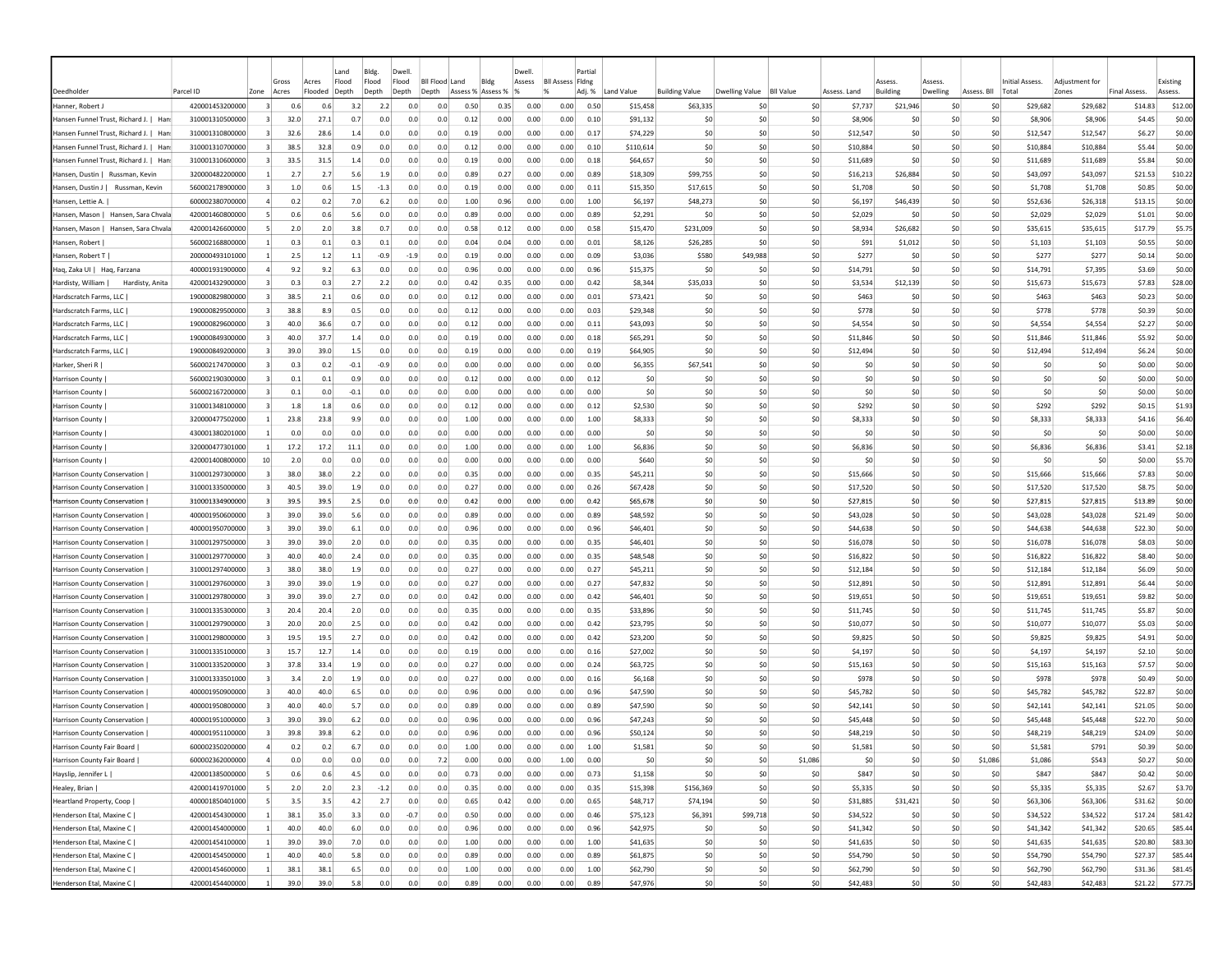| Deedholder | Parcel ID | Zone | Gross Acres | Acres Flooded | Land Flood Depth | Bldg. Flood Depth | Dwell. Flood Depth | BII Flood Depth | Land Assess % | Bldg Assess % | Dwell. Assess % | BII Assess % | Partial Fldng Adj. % | Land Value | Building Value | Dwelling Value | BII Value | Assess. Land | Assess. Building | Assess. Dwelling | Assess. BII | Initial Assess. Total | Adjustment for Zones | Final Assess. | Existing Assess. |
|---|---|---|---|---|---|---|---|---|---|---|---|---|---|---|---|---|---|---|---|---|---|---|---|---|---|
| Hanner, Robert J | 420001453200000 | 3 | 0.6 | 0.6 | 3.2 | 2.2 | 0.0 | 0.0 | 0.50 | 0.35 | 0.00 | 0.00 | 0.50 | $15,458 | $63,335 | $0 | $0 | $7,737 | $21,946 | $0 | $0 | $29,682 | $29,682 | $14.83 | $12.00 |
| Hansen Funnel Trust, Richard J. \| Han: | 310001310500000 | 3 | 32.0 | 27.1 | 0.7 | 0.0 | 0.0 | 0.0 | 0.12 | 0.00 | 0.00 | 0.00 | 0.10 | $91,132 | $0 | $0 | $0 | $8,906 | $0 | $0 | $0 | $8,906 | $8,906 | $4.45 | $0.00 |
| Hansen Funnel Trust, Richard J. \| Han: | 310001310800000 | 3 | 32.6 | 28.6 | 1.4 | 0.0 | 0.0 | 0.0 | 0.19 | 0.00 | 0.00 | 0.00 | 0.17 | $74,229 | $0 | $0 | $0 | $12,547 | $0 | $0 | $0 | $12,547 | $12,547 | $6.27 | $0.00 |
| Hansen Funnel Trust, Richard J. \| Han: | 310001310700000 | 3 | 38.5 | 32.8 | 0.9 | 0.0 | 0.0 | 0.0 | 0.12 | 0.00 | 0.00 | 0.00 | 0.10 | $110,614 | $0 | $0 | $0 | $10,884 | $0 | $0 | $0 | $10,884 | $10,884 | $5.44 | $0.00 |
| Hansen Funnel Trust, Richard J. \| Han: | 310001310600000 | 3 | 33.5 | 31.5 | 1.4 | 0.0 | 0.0 | 0.0 | 0.19 | 0.00 | 0.00 | 0.00 | 0.18 | $64,657 | $0 | $0 | $0 | $11,689 | $0 | $0 | $0 | $11,689 | $11,689 | $5.84 | $0.00 |
| Hansen, Dustin \| Russman, Kevin | 320000482200000 | 1 | 2.7 | 2.7 | 5.6 | 1.9 | 0.0 | 0.0 | 0.89 | 0.27 | 0.00 | 0.00 | 0.89 | $18,309 | $99,755 | $0 | $0 | $16,213 | $26,884 | $0 | $0 | $43,097 | $43,097 | $21.53 | $10.22 |
| Hansen, Dustin J \| Russman, Kevin | 560002178900000 | 3 | 1.0 | 0.6 | 1.5 | -1.3 | 0.0 | 0.0 | 0.19 | 0.00 | 0.00 | 0.00 | 0.11 | $15,350 | $17,615 | $0 | $0 | $1,708 | $0 | $0 | $0 | $1,708 | $1,708 | $0.85 | $0.00 |
| Hansen, Lettie A. \| | 600002380700000 | 4 | 0.2 | 0.2 | 7.0 | 6.2 | 0.0 | 0.0 | 1.00 | 0.96 | 0.00 | 0.00 | 1.00 | $6,197 | $48,273 | $0 | $0 | $6,197 | $46,439 | $0 | $0 | $52,636 | $26,318 | $13.15 | $0.00 |
| Hansen, Mason \| Hansen, Sara Chvala | 420001460800000 | 5 | 0.6 | 0.6 | 5.6 | 0.0 | 0.0 | 0.0 | 0.89 | 0.00 | 0.00 | 0.00 | 0.89 | $2,291 | $0 | $0 | $0 | $2,029 | $0 | $0 | $0 | $2,029 | $2,029 | $1.01 | $0.00 |
| Hansen, Mason \| Hansen, Sara Chvala | 420001426600000 | 5 | 2.0 | 2.0 | 3.8 | 0.7 | 0.0 | 0.0 | 0.58 | 0.12 | 0.00 | 0.00 | 0.58 | $15,470 | $231,009 | $0 | $0 | $8,934 | $26,682 | $0 | $0 | $35,615 | $35,615 | $17.79 | $5.75 |
| Hansen, Robert \| | 560002168800000 | 1 | 0.3 | 0.1 | 0.3 | 0.1 | 0.0 | 0.0 | 0.04 | 0.04 | 0.00 | 0.00 | 0.01 | $8,126 | $26,285 | $0 | $0 | $91 | $1,012 | $0 | $0 | $1,103 | $1,103 | $0.55 | $0.00 |
| Hansen, Robert T \| | 200000493100000 | 1 | 2.5 | 1.2 | 1.1 | -0.9 | -1.9 | 0.0 | 0.19 | 0.00 | 0.00 | 0.00 | 0.09 | $3,036 | $580 | $49,988 | $0 | $277 | $0 | $0 | $0 | $277 | $277 | $0.14 | $0.00 |
| Haq, Zaka Ul \| Haq, Farzana | 400001931900000 | 4 | 9.2 | 9.2 | 6.3 | 0.0 | 0.0 | 0.0 | 0.96 | 0.00 | 0.00 | 0.00 | 0.96 | $15,375 | $0 | $0 | $0 | $14,791 | $0 | $0 | $0 | $14,791 | $7,395 | $3.69 | $0.00 |
| Hardisty, William \| Hardisty, Anita | 420001432900000 | 3 | 0.3 | 0.3 | 2.7 | 2.2 | 0.0 | 0.0 | 0.42 | 0.35 | 0.00 | 0.00 | 0.42 | $8,344 | $35,033 | $0 | $0 | $3,534 | $12,139 | $0 | $0 | $15,673 | $15,673 | $7.83 | $28.00 |
| Hardscratch Farms, LLC \| | 190000829800000 | 3 | 38.5 | 2.1 | 0.6 | 0.0 | 0.0 | 0.0 | 0.12 | 0.00 | 0.00 | 0.00 | 0.01 | $73,421 | $0 | $0 | $0 | $463 | $0 | $0 | $0 | $463 | $463 | $0.23 | $0.00 |
| Hardscratch Farms, LLC \| | 190000829500000 | 3 | 38.8 | 8.9 | 0.5 | 0.0 | 0.0 | 0.0 | 0.12 | 0.00 | 0.00 | 0.00 | 0.03 | $29,348 | $0 | $0 | $0 | $778 | $0 | $0 | $0 | $778 | $778 | $0.39 | $0.00 |
| Hardscratch Farms, LLC \| | 190000829600000 | 3 | 40.0 | 36.6 | 0.7 | 0.0 | 0.0 | 0.0 | 0.12 | 0.00 | 0.00 | 0.00 | 0.11 | $43,093 | $0 | $0 | $0 | $4,554 | $0 | $0 | $0 | $4,554 | $4,554 | $2.27 | $0.00 |
| Hardscratch Farms, LLC \| | 190000849300000 | 3 | 40.0 | 37.7 | 1.4 | 0.0 | 0.0 | 0.0 | 0.19 | 0.00 | 0.00 | 0.00 | 0.18 | $65,291 | $0 | $0 | $0 | $11,846 | $0 | $0 | $0 | $11,846 | $11,846 | $5.92 | $0.00 |
| Hardscratch Farms, LLC \| | 190000849200000 | 3 | 39.0 | 39.0 | 1.5 | 0.0 | 0.0 | 0.0 | 0.19 | 0.00 | 0.00 | 0.00 | 0.19 | $64,905 | $0 | $0 | $0 | $12,494 | $0 | $0 | $0 | $12,494 | $12,494 | $6.24 | $0.00 |
| Harker, Sheri R \| | 560002174700000 | 3 | 0.3 | 0.2 | -0.1 | -0.9 | 0.0 | 0.0 | 0.00 | 0.00 | 0.00 | 0.00 | 0.00 | $6,355 | $67,541 | $0 | $0 | $0 | $0 | $0 | $0 | $0 | $0 | $0.00 | $0.00 |
| Harrison County \| | 560002190300000 | 3 | 0.1 | 0.1 | 0.9 | 0.0 | 0.0 | 0.0 | 0.12 | 0.00 | 0.00 | 0.00 | 0.12 | $0 | $0 | $0 | $0 | $0 | $0 | $0 | $0 | $0 | $0 | $0.00 | $0.00 |
| Harrison County \| | 560002167200000 | 3 | 0.1 | 0.0 | -0.1 | 0.0 | 0.0 | 0.0 | 0.00 | 0.00 | 0.00 | 0.00 | 0.00 | $0 | $0 | $0 | $0 | $0 | $0 | $0 | $0 | $0 | $0 | $0.00 | $0.00 |
| Harrison County \| | 310001348100000 | 3 | 1.8 | 1.8 | 0.6 | 0.0 | 0.0 | 0.0 | 0.12 | 0.00 | 0.00 | 0.00 | 0.12 | $2,530 | $0 | $0 | $0 | $292 | $0 | $0 | $0 | $292 | $292 | $0.15 | $1.93 |
| Harrison County \| | 320000477502000 | 1 | 23.8 | 23.8 | 9.9 | 0.0 | 0.0 | 0.0 | 1.00 | 0.00 | 0.00 | 0.00 | 1.00 | $8,333 | $0 | $0 | $0 | $8,333 | $0 | $0 | $0 | $8,333 | $8,333 | $4.16 | $6.40 |
| Harrison County \| | 430001380201000 | 1 | 0.0 | 0.0 | 0.0 | 0.0 | 0.0 | 0.0 | 0.00 | 0.00 | 0.00 | 0.00 | 0.00 | $0 | $0 | $0 | $0 | $0 | $0 | $0 | $0 | $0 | $0 | $0.00 | $0.00 |
| Harrison County \| | 320000477301000 | 1 | 17.2 | 17.2 | 11.1 | 0.0 | 0.0 | 0.0 | 1.00 | 0.00 | 0.00 | 0.00 | 1.00 | $6,836 | $0 | $0 | $0 | $6,836 | $0 | $0 | $0 | $6,836 | $6,836 | $3.41 | $2.18 |
| Harrison County \| | 420001400800000 | 10 | 2.0 | 0.0 | 0.0 | 0.0 | 0.0 | 0.0 | 0.00 | 0.00 | 0.00 | 0.00 | 0.00 | $640 | $0 | $0 | $0 | $0 | $0 | $0 | $0 | $0 | $0 | $0.00 | $5.70 |
| Harrison County Conservation \| | 310001297300000 | 3 | 38.0 | 38.0 | 2.2 | 0.0 | 0.0 | 0.0 | 0.35 | 0.00 | 0.00 | 0.00 | 0.35 | $45,211 | $0 | $0 | $0 | $15,666 | $0 | $0 | $0 | $15,666 | $15,666 | $7.83 | $0.00 |
| Harrison County Conservation \| | 310001335000000 | 3 | 40.5 | 39.0 | 1.9 | 0.0 | 0.0 | 0.0 | 0.27 | 0.00 | 0.00 | 0.00 | 0.26 | $67,428 | $0 | $0 | $0 | $17,520 | $0 | $0 | $0 | $17,520 | $17,520 | $8.75 | $0.00 |
| Harrison County Conservation \| | 310001334900000 | 3 | 39.5 | 39.5 | 2.5 | 0.0 | 0.0 | 0.0 | 0.42 | 0.00 | 0.00 | 0.00 | 0.42 | $65,678 | $0 | $0 | $0 | $27,815 | $0 | $0 | $0 | $27,815 | $27,815 | $13.89 | $0.00 |
| Harrison County Conservation \| | 400001950600000 | 3 | 39.0 | 39.0 | 5.6 | 0.0 | 0.0 | 0.0 | 0.89 | 0.00 | 0.00 | 0.00 | 0.89 | $48,592 | $0 | $0 | $0 | $43,028 | $0 | $0 | $0 | $43,028 | $43,028 | $21.49 | $0.00 |
| Harrison County Conservation \| | 400001950700000 | 3 | 39.0 | 39.0 | 6.1 | 0.0 | 0.0 | 0.0 | 0.96 | 0.00 | 0.00 | 0.00 | 0.96 | $46,401 | $0 | $0 | $0 | $44,638 | $0 | $0 | $0 | $44,638 | $44,638 | $22.30 | $0.00 |
| Harrison County Conservation \| | 310001297500000 | 3 | 39.0 | 39.0 | 2.0 | 0.0 | 0.0 | 0.0 | 0.35 | 0.00 | 0.00 | 0.00 | 0.35 | $46,401 | $0 | $0 | $0 | $16,078 | $0 | $0 | $0 | $16,078 | $16,078 | $8.03 | $0.00 |
| Harrison County Conservation \| | 310001297700000 | 3 | 40.0 | 40.0 | 2.4 | 0.0 | 0.0 | 0.0 | 0.35 | 0.00 | 0.00 | 0.00 | 0.35 | $48,548 | $0 | $0 | $0 | $16,822 | $0 | $0 | $0 | $16,822 | $16,822 | $8.40 | $0.00 |
| Harrison County Conservation \| | 310001297400000 | 3 | 38.0 | 38.0 | 1.9 | 0.0 | 0.0 | 0.0 | 0.27 | 0.00 | 0.00 | 0.00 | 0.27 | $45,211 | $0 | $0 | $0 | $12,184 | $0 | $0 | $0 | $12,184 | $12,184 | $6.09 | $0.00 |
| Harrison County Conservation \| | 310001297600000 | 3 | 39.0 | 39.0 | 1.9 | 0.0 | 0.0 | 0.0 | 0.27 | 0.00 | 0.00 | 0.00 | 0.27 | $47,832 | $0 | $0 | $0 | $12,891 | $0 | $0 | $0 | $12,891 | $12,891 | $6.44 | $0.00 |
| Harrison County Conservation \| | 310001297800000 | 3 | 39.0 | 39.0 | 2.7 | 0.0 | 0.0 | 0.0 | 0.42 | 0.00 | 0.00 | 0.00 | 0.42 | $46,401 | $0 | $0 | $0 | $19,651 | $0 | $0 | $0 | $19,651 | $19,651 | $9.82 | $0.00 |
| Harrison County Conservation \| | 310001335300000 | 3 | 20.4 | 20.4 | 2.0 | 0.0 | 0.0 | 0.0 | 0.35 | 0.00 | 0.00 | 0.00 | 0.35 | $33,896 | $0 | $0 | $0 | $11,745 | $0 | $0 | $0 | $11,745 | $11,745 | $5.87 | $0.00 |
| Harrison County Conservation \| | 310001297900000 | 3 | 20.0 | 20.0 | 2.5 | 0.0 | 0.0 | 0.0 | 0.42 | 0.00 | 0.00 | 0.00 | 0.42 | $23,795 | $0 | $0 | $0 | $10,077 | $0 | $0 | $0 | $10,077 | $10,077 | $5.03 | $0.00 |
| Harrison County Conservation \| | 310001298000000 | 3 | 19.5 | 19.5 | 2.7 | 0.0 | 0.0 | 0.0 | 0.42 | 0.00 | 0.00 | 0.00 | 0.42 | $23,200 | $0 | $0 | $0 | $9,825 | $0 | $0 | $0 | $9,825 | $9,825 | $4.91 | $0.00 |
| Harrison County Conservation \| | 310001335100000 | 3 | 15.7 | 12.7 | 1.4 | 0.0 | 0.0 | 0.0 | 0.19 | 0.00 | 0.00 | 0.00 | 0.16 | $27,002 | $0 | $0 | $0 | $4,197 | $0 | $0 | $0 | $4,197 | $4,197 | $2.10 | $0.00 |
| Harrison County Conservation \| | 310001335200000 | 3 | 37.8 | 33.4 | 1.9 | 0.0 | 0.0 | 0.0 | 0.27 | 0.00 | 0.00 | 0.00 | 0.24 | $63,725 | $0 | $0 | $0 | $15,163 | $0 | $0 | $0 | $15,163 | $15,163 | $7.57 | $0.00 |
| Harrison County Conservation \| | 310001333501000 | 3 | 3.4 | 2.0 | 1.9 | 0.0 | 0.0 | 0.0 | 0.27 | 0.00 | 0.00 | 0.00 | 0.16 | $6,168 | $0 | $0 | $0 | $978 | $0 | $0 | $0 | $978 | $978 | $0.49 | $0.00 |
| Harrison County Conservation \| | 400001950900000 | 3 | 40.0 | 40.0 | 6.5 | 0.0 | 0.0 | 0.0 | 0.96 | 0.00 | 0.00 | 0.00 | 0.96 | $47,590 | $0 | $0 | $0 | $45,782 | $0 | $0 | $0 | $45,782 | $45,782 | $22.87 | $0.00 |
| Harrison County Conservation \| | 400001950800000 | 3 | 40.0 | 40.0 | 5.7 | 0.0 | 0.0 | 0.0 | 0.89 | 0.00 | 0.00 | 0.00 | 0.89 | $47,590 | $0 | $0 | $0 | $42,141 | $0 | $0 | $0 | $42,141 | $42,141 | $21.05 | $0.00 |
| Harrison County Conservation \| | 400001951000000 | 3 | 39.0 | 39.0 | 6.2 | 0.0 | 0.0 | 0.0 | 0.96 | 0.00 | 0.00 | 0.00 | 0.96 | $47,243 | $0 | $0 | $0 | $45,448 | $0 | $0 | $0 | $45,448 | $45,448 | $22.70 | $0.00 |
| Harrison County Conservation \| | 400001951100000 | 3 | 39.8 | 39.8 | 6.2 | 0.0 | 0.0 | 0.0 | 0.96 | 0.00 | 0.00 | 0.00 | 0.96 | $50,124 | $0 | $0 | $0 | $48,219 | $0 | $0 | $0 | $48,219 | $48,219 | $24.09 | $0.00 |
| Harrison County Fair Board \| | 600002350200000 | 4 | 0.2 | 0.2 | 6.7 | 0.0 | 0.0 | 0.0 | 1.00 | 0.00 | 0.00 | 0.00 | 1.00 | $1,581 | $0 | $0 | $0 | $1,581 | $0 | $0 | $0 | $1,581 | $791 | $0.39 | $0.00 |
| Harrison County Fair Board \| | 600002362000000 | 4 | 0.0 | 0.0 | 0.0 | 0.0 | 0.0 | 7.2 | 0.00 | 0.00 | 0.00 | 1.00 | 0.00 | $0 | $0 | $0 | $1,086 | $0 | $0 | $0 | $1,086 | $1,086 | $543 | $0.27 | $0.00 |
| Hayslip, Jennifer L \| | 420001385000000 | 5 | 0.6 | 0.6 | 4.5 | 0.0 | 0.0 | 0.0 | 0.73 | 0.00 | 0.00 | 0.00 | 0.73 | $1,158 | $0 | $0 | $0 | $847 | $0 | $0 | $0 | $847 | $847 | $0.42 | $0.00 |
| Healey, Brian \| | 420001419701000 | 5 | 2.0 | 2.0 | 2.3 | -1.2 | 0.0 | 0.0 | 0.35 | 0.00 | 0.00 | 0.00 | 0.35 | $15,398 | $156,369 | $0 | $0 | $5,335 | $0 | $0 | $0 | $5,335 | $5,335 | $2.67 | $3.70 |
| Heartland Property, Coop \| | 400001850401000 | 5 | 3.5 | 3.5 | 4.2 | 2.7 | 0.0 | 0.0 | 0.65 | 0.42 | 0.00 | 0.00 | 0.65 | $48,717 | $74,194 | $0 | $0 | $31,885 | $31,421 | $0 | $0 | $63,306 | $63,306 | $31.62 | $0.00 |
| Henderson Etal, Maxine C \| | 420001454300000 | 1 | 38.1 | 35.0 | 3.3 | 0.0 | -0.7 | 0.0 | 0.50 | 0.00 | 0.00 | 0.00 | 0.46 | $75,123 | $6,391 | $99,718 | $0 | $34,522 | $0 | $0 | $0 | $34,522 | $34,522 | $17.24 | $81.42 |
| Henderson Etal, Maxine C \| | 420001454000000 | 1 | 40.0 | 40.0 | 6.0 | 0.0 | 0.0 | 0.0 | 0.96 | 0.00 | 0.00 | 0.00 | 0.96 | $42,975 | $0 | $0 | $0 | $41,342 | $0 | $0 | $0 | $41,342 | $41,342 | $20.65 | $85.44 |
| Henderson Etal, Maxine C \| | 420001454100000 | 1 | 39.0 | 39.0 | 7.0 | 0.0 | 0.0 | 0.0 | 1.00 | 0.00 | 0.00 | 0.00 | 1.00 | $41,635 | $0 | $0 | $0 | $41,635 | $0 | $0 | $0 | $41,635 | $41,635 | $20.80 | $83.30 |
| Henderson Etal, Maxine C \| | 420001454500000 | 1 | 40.0 | 40.0 | 5.8 | 0.0 | 0.0 | 0.0 | 0.89 | 0.00 | 0.00 | 0.00 | 0.89 | $61,875 | $0 | $0 | $0 | $54,790 | $0 | $0 | $0 | $54,790 | $54,790 | $27.37 | $85.44 |
| Henderson Etal, Maxine C \| | 420001454600000 | 1 | 38.1 | 38.1 | 6.5 | 0.0 | 0.0 | 0.0 | 1.00 | 0.00 | 0.00 | 0.00 | 1.00 | $62,790 | $0 | $0 | $0 | $62,790 | $0 | $0 | $0 | $62,790 | $62,790 | $31.36 | $81.45 |
| Henderson Etal, Maxine C \| | 420001454400000 | 1 | 39.0 | 39.0 | 5.8 | 0.0 | 0.0 | 0.0 | 0.89 | 0.00 | 0.00 | 0.00 | 0.89 | $47,976 | $0 | $0 | $0 | $42,483 | $0 | $0 | $0 | $42,483 | $42,483 | $21.22 | $77.75 |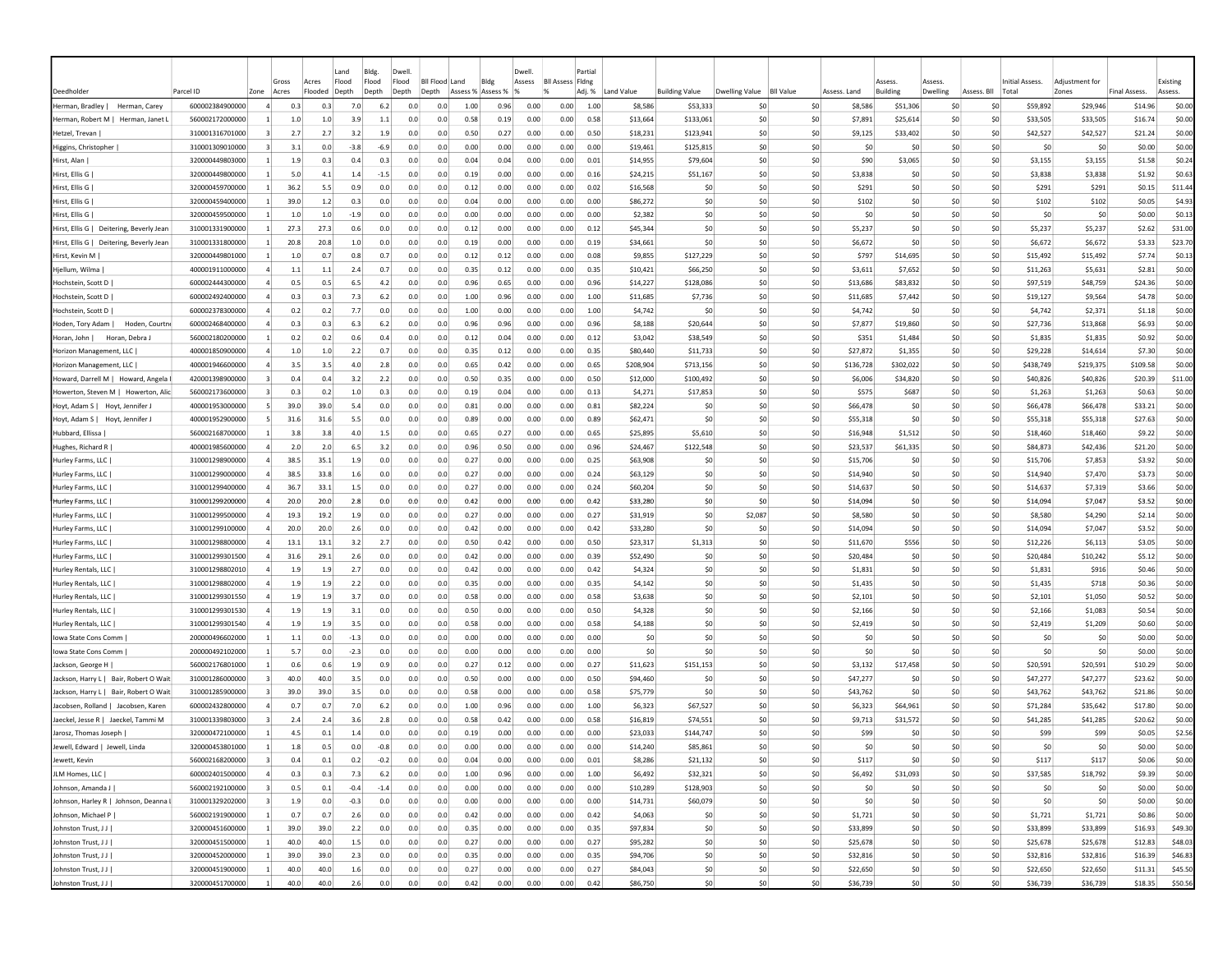| Deedholder | Parcel ID | Zone | Gross Acres | Acres Flooded | Land Flood Depth | Bldg. Flood Depth | Dwell. Flood Depth | Bll Flood Depth | Land Assess % | Bldg Assess % | Dwell. Assess % | Bll Assess % | Partial Flding Adj. % | Land Value | Building Value | Dwelling Value | Bll Value | Assess. Land | Assess. Building | Assess. Dwelling | Assess. Bll | Initial Assess. Total | Adjustment for Zones | Final Assess. | Existing Assess. |
|---|---|---|---|---|---|---|---|---|---|---|---|---|---|---|---|---|---|---|---|---|---|---|---|---|---|
| Herman, Bradley \| Herman, Carey | 600002384900000 | 4 | 0.3 | 0.3 | 7.0 | 6.2 | 0.0 | 0.0 | 1.00 | 0.96 | 0.00 | 0.00 | 1.00 | $8,586 | $53,333 | $0 | $0 | $8,586 | $51,306 | $0 | $0 | $59,892 | $29,946 | $14.96 | $0.00 |
| Herman, Robert M \| Herman, Janet L | 560002172000000 | 1 | 1.0 | 1.0 | 3.9 | 1.1 | 0.0 | 0.0 | 0.58 | 0.19 | 0.00 | 0.00 | 0.58 | $13,664 | $133,061 | $0 | $0 | $7,891 | $25,614 | $0 | $0 | $33,505 | $33,505 | $16.74 | $0.00 |
| Hetzel, Trevan \| | 310001316701000 | 3 | 2.7 | 2.7 | 3.2 | 1.9 | 0.0 | 0.0 | 0.50 | 0.27 | 0.00 | 0.00 | 0.50 | $18,231 | $123,941 | $0 | $0 | $9,125 | $33,402 | $0 | $0 | $42,527 | $42,527 | $21.24 | $0.00 |
| Higgins, Christopher \| | 310001309010000 | 3 | 3.1 | 0.0 | -3.8 | -6.9 | 0.0 | 0.0 | 0.00 | 0.00 | 0.00 | 0.00 | 0.00 | $19,461 | $125,815 | $0 | $0 | $0 | $0 | $0 | $0 | $0 | $0 | $0.00 | $0.00 |
| Hirst, Alan \| | 320000449803000 | 1 | 1.9 | 0.3 | 0.4 | 0.3 | 0.0 | 0.0 | 0.04 | 0.04 | 0.00 | 0.00 | 0.01 | $14,955 | $79,604 | $0 | $0 | $90 | $3,065 | $0 | $0 | $3,155 | $3,155 | $1.58 | $0.24 |
| Hirst, Ellis G \| | 320000449800000 | 1 | 5.0 | 4.1 | 1.4 | -1.5 | 0.0 | 0.0 | 0.19 | 0.00 | 0.00 | 0.00 | 0.16 | $24,215 | $51,167 | $0 | $0 | $3,838 | $0 | $0 | $0 | $3,838 | $3,838 | $1.92 | $0.63 |
| Hirst, Ellis G \| | 320000459700000 | 1 | 36.2 | 5.5 | 0.9 | 0.0 | 0.0 | 0.0 | 0.12 | 0.00 | 0.00 | 0.00 | 0.02 | $16,568 | $0 | $0 | $0 | $291 | $0 | $0 | $0 | $291 | $291 | $0.15 | $11.44 |
| Hirst, Ellis G \| | 320000459400000 | 1 | 39.0 | 1.2 | 0.3 | 0.0 | 0.0 | 0.0 | 0.04 | 0.00 | 0.00 | 0.00 | 0.00 | $86,272 | $0 | $0 | $0 | $102 | $0 | $0 | $0 | $102 | $102 | $0.05 | $4.93 |
| Hirst, Ellis G \| | 320000459500000 | 1 | 1.0 | 1.0 | -1.9 | 0.0 | 0.0 | 0.0 | 0.00 | 0.00 | 0.00 | 0.00 | 0.00 | $2,382 | $0 | $0 | $0 | $0 | $0 | $0 | $0 | $0 | $0 | $0.00 | $0.13 |
| Hirst, Ellis G \| Deitering, Beverly Jean | 310001331900000 | 1 | 27.3 | 27.3 | 0.6 | 0.0 | 0.0 | 0.0 | 0.12 | 0.00 | 0.00 | 0.00 | 0.12 | $45,344 | $0 | $0 | $0 | $5,237 | $0 | $0 | $0 | $5,237 | $5,237 | $2.62 | $31.00 |
| Hirst, Ellis G \| Deitering, Beverly Jean | 310001331800000 | 1 | 20.8 | 20.8 | 1.0 | 0.0 | 0.0 | 0.0 | 0.19 | 0.00 | 0.00 | 0.00 | 0.19 | $34,661 | $0 | $0 | $0 | $6,672 | $0 | $0 | $0 | $6,672 | $6,672 | $3.33 | $23.70 |
| Hirst, Kevin M \| | 320000449801000 | 1 | 1.0 | 0.7 | 0.8 | 0.7 | 0.0 | 0.0 | 0.12 | 0.12 | 0.00 | 0.00 | 0.08 | $9,855 | $127,229 | $0 | $0 | $797 | $14,695 | $0 | $0 | $15,492 | $15,492 | $7.74 | $0.13 |
| Hjellum, Wilma \| | 400001911000000 | 4 | 1.1 | 1.1 | 2.4 | 0.7 | 0.0 | 0.0 | 0.35 | 0.12 | 0.00 | 0.00 | 0.35 | $10,421 | $66,250 | $0 | $0 | $3,611 | $7,652 | $0 | $0 | $11,263 | $5,631 | $2.81 | $0.00 |
| Hochstein, Scott D \| | 600002444300000 | 4 | 0.5 | 0.5 | 6.5 | 4.2 | 0.0 | 0.0 | 0.96 | 0.65 | 0.00 | 0.00 | 0.96 | $14,227 | $128,086 | $0 | $0 | $13,686 | $83,832 | $0 | $0 | $97,519 | $48,759 | $24.36 | $0.00 |
| Hochstein, Scott D \| | 600002492400000 | 4 | 0.3 | 0.3 | 7.3 | 6.2 | 0.0 | 0.0 | 1.00 | 0.96 | 0.00 | 0.00 | 1.00 | $11,685 | $7,736 | $0 | $0 | $11,685 | $7,442 | $0 | $0 | $19,127 | $9,564 | $4.78 | $0.00 |
| Hochstein, Scott D \| | 600002378300000 | 4 | 0.2 | 0.2 | 7.7 | 0.0 | 0.0 | 0.0 | 1.00 | 0.00 | 0.00 | 0.00 | 1.00 | $4,742 | $0 | $0 | $0 | $4,742 | $0 | $0 | $0 | $4,742 | $2,371 | $1.18 | $0.00 |
| Hoden, Tory Adam \| Hoden, Courtne | 600002468400000 | 4 | 0.3 | 0.3 | 6.3 | 6.2 | 0.0 | 0.0 | 0.96 | 0.96 | 0.00 | 0.00 | 0.96 | $8,188 | $20,644 | $0 | $0 | $7,877 | $19,860 | $0 | $0 | $27,736 | $13,868 | $6.93 | $0.00 |
| Horan, John \| Horan, Debra J | 560002180200000 | 1 | 0.2 | 0.2 | 0.6 | 0.4 | 0.0 | 0.0 | 0.12 | 0.04 | 0.00 | 0.00 | 0.12 | $3,042 | $38,549 | $0 | $0 | $351 | $1,484 | $0 | $0 | $1,835 | $1,835 | $0.92 | $0.00 |
| Horizon Management, LLC \| | 400001850900000 | 4 | 1.0 | 1.0 | 2.2 | 0.7 | 0.0 | 0.0 | 0.35 | 0.12 | 0.00 | 0.00 | 0.35 | $80,440 | $11,733 | $0 | $0 | $27,872 | $1,355 | $0 | $0 | $29,228 | $14,614 | $7.30 | $0.00 |
| Horizon Management, LLC \| | 400001946600000 | 4 | 3.5 | 3.5 | 4.0 | 2.8 | 0.0 | 0.0 | 0.65 | 0.42 | 0.00 | 0.00 | 0.65 | $208,904 | $713,156 | $0 | $0 | $136,728 | $302,022 | $0 | $0 | $438,749 | $219,375 | $109.58 | $0.00 |
| Howard, Darrell M \| Howard, Angela I | 420001398900000 | 3 | 0.4 | 0.4 | 3.2 | 2.2 | 0.0 | 0.0 | 0.50 | 0.35 | 0.00 | 0.00 | 0.50 | $12,000 | $100,492 | $0 | $0 | $6,006 | $34,820 | $0 | $0 | $40,826 | $40,826 | $20.39 | $11.00 |
| Howerton, Steven M \| Howerton, Alic | 560002173600000 | 3 | 0.3 | 0.2 | 1.0 | 0.3 | 0.0 | 0.0 | 0.19 | 0.04 | 0.00 | 0.00 | 0.13 | $4,271 | $17,853 | $0 | $0 | $575 | $687 | $0 | $0 | $1,263 | $1,263 | $0.63 | $0.00 |
| Hoyt, Adam S \| Hoyt, Jennifer J | 400001953000000 | 5 | 39.0 | 39.0 | 5.4 | 0.0 | 0.0 | 0.0 | 0.81 | 0.00 | 0.00 | 0.00 | 0.81 | $82,224 | $0 | $0 | $0 | $66,478 | $0 | $0 | $0 | $66,478 | $66,478 | $33.21 | $0.00 |
| Hoyt, Adam S \| Hoyt, Jennifer J | 400001952900000 | 5 | 31.6 | 31.6 | 5.5 | 0.0 | 0.0 | 0.0 | 0.89 | 0.00 | 0.00 | 0.00 | 0.89 | $62,471 | $0 | $0 | $0 | $55,318 | $0 | $0 | $0 | $55,318 | $55,318 | $27.63 | $0.00 |
| Hubbard, Ellissa \| | 560002168700000 | 1 | 3.8 | 3.8 | 4.0 | 1.5 | 0.0 | 0.0 | 0.65 | 0.27 | 0.00 | 0.00 | 0.65 | $25,895 | $5,610 | $0 | $0 | $16,948 | $1,512 | $0 | $0 | $18,460 | $18,460 | $9.22 | $0.00 |
| Hughes, Richard R \| | 400001985600000 | 4 | 2.0 | 2.0 | 6.5 | 3.2 | 0.0 | 0.0 | 0.96 | 0.50 | 0.00 | 0.00 | 0.96 | $24,467 | $122,548 | $0 | $0 | $23,537 | $61,335 | $0 | $0 | $84,873 | $42,436 | $21.20 | $0.00 |
| Hurley Farms, LLC \| | 310001298900000 | 4 | 38.5 | 35.1 | 1.9 | 0.0 | 0.0 | 0.0 | 0.27 | 0.00 | 0.00 | 0.00 | 0.25 | $63,908 | $0 | $0 | $0 | $15,706 | $0 | $0 | $0 | $15,706 | $7,853 | $3.92 | $0.00 |
| Hurley Farms, LLC \| | 310001299000000 | 4 | 38.5 | 33.8 | 1.6 | 0.0 | 0.0 | 0.0 | 0.27 | 0.00 | 0.00 | 0.00 | 0.24 | $63,129 | $0 | $0 | $0 | $14,940 | $0 | $0 | $0 | $14,940 | $7,470 | $3.73 | $0.00 |
| Hurley Farms, LLC \| | 310001299400000 | 4 | 36.7 | 33.1 | 1.5 | 0.0 | 0.0 | 0.0 | 0.27 | 0.00 | 0.00 | 0.00 | 0.24 | $60,204 | $0 | $0 | $0 | $14,637 | $0 | $0 | $0 | $14,637 | $7,319 | $3.66 | $0.00 |
| Hurley Farms, LLC \| | 310001299200000 | 4 | 20.0 | 20.0 | 2.8 | 0.0 | 0.0 | 0.0 | 0.42 | 0.00 | 0.00 | 0.00 | 0.42 | $33,280 | $0 | $0 | $0 | $14,094 | $0 | $0 | $0 | $14,094 | $7,047 | $3.52 | $0.00 |
| Hurley Farms, LLC \| | 310001299500000 | 4 | 19.3 | 19.2 | 1.9 | 0.0 | 0.0 | 0.0 | 0.27 | 0.00 | 0.00 | 0.00 | 0.27 | $31,919 | $0 | $2,087 | $0 | $8,580 | $0 | $0 | $0 | $8,580 | $4,290 | $2.14 | $0.00 |
| Hurley Farms, LLC \| | 310001299100000 | 4 | 20.0 | 20.0 | 2.6 | 0.0 | 0.0 | 0.0 | 0.42 | 0.00 | 0.00 | 0.00 | 0.42 | $33,280 | $0 | $0 | $0 | $14,094 | $0 | $0 | $0 | $14,094 | $7,047 | $3.52 | $0.00 |
| Hurley Farms, LLC \| | 310001298800000 | 4 | 13.1 | 13.1 | 3.2 | 2.7 | 0.0 | 0.0 | 0.50 | 0.42 | 0.00 | 0.00 | 0.50 | $23,317 | $1,313 | $0 | $0 | $11,670 | $556 | $0 | $0 | $12,226 | $6,113 | $3.05 | $0.00 |
| Hurley Farms, LLC \| | 310001299301500 | 4 | 31.6 | 29.1 | 2.6 | 0.0 | 0.0 | 0.0 | 0.42 | 0.00 | 0.00 | 0.00 | 0.39 | $52,490 | $0 | $0 | $0 | $20,484 | $0 | $0 | $0 | $20,484 | $10,242 | $5.12 | $0.00 |
| Hurley Rentals, LLC \| | 310001298802010 | 4 | 1.9 | 1.9 | 2.7 | 0.0 | 0.0 | 0.0 | 0.42 | 0.00 | 0.00 | 0.00 | 0.42 | $4,324 | $0 | $0 | $0 | $1,831 | $0 | $0 | $0 | $1,831 | $916 | $0.46 | $0.00 |
| Hurley Rentals, LLC \| | 310001298802000 | 4 | 1.9 | 1.9 | 2.2 | 0.0 | 0.0 | 0.0 | 0.35 | 0.00 | 0.00 | 0.00 | 0.35 | $4,142 | $0 | $0 | $0 | $1,435 | $0 | $0 | $0 | $1,435 | $718 | $0.36 | $0.00 |
| Hurley Rentals, LLC \| | 310001299301550 | 4 | 1.9 | 1.9 | 3.7 | 0.0 | 0.0 | 0.0 | 0.58 | 0.00 | 0.00 | 0.00 | 0.58 | $3,638 | $0 | $0 | $0 | $2,101 | $0 | $0 | $0 | $2,101 | $1,050 | $0.52 | $0.00 |
| Hurley Rentals, LLC \| | 310001299301530 | 4 | 1.9 | 1.9 | 3.1 | 0.0 | 0.0 | 0.0 | 0.50 | 0.00 | 0.00 | 0.00 | 0.50 | $4,328 | $0 | $0 | $0 | $2,166 | $0 | $0 | $0 | $2,166 | $1,083 | $0.54 | $0.00 |
| Hurley Rentals, LLC \| | 310001299301540 | 4 | 1.9 | 1.9 | 3.5 | 0.0 | 0.0 | 0.0 | 0.58 | 0.00 | 0.00 | 0.00 | 0.58 | $4,188 | $0 | $0 | $0 | $2,419 | $0 | $0 | $0 | $2,419 | $1,209 | $0.60 | $0.00 |
| Iowa State Cons Comm \| | 200000496602000 | 1 | 1.1 | 0.0 | -1.3 | 0.0 | 0.0 | 0.0 | 0.00 | 0.00 | 0.00 | 0.00 | 0.00 | $0 | $0 | $0 | $0 | $0 | $0 | $0 | $0 | $0 | $0 | $0.00 | $0.00 |
| Iowa State Cons Comm \| | 200000492102000 | 1 | 5.7 | 0.0 | -2.3 | 0.0 | 0.0 | 0.0 | 0.00 | 0.00 | 0.00 | 0.00 | 0.00 | $0 | $0 | $0 | $0 | $0 | $0 | $0 | $0 | $0 | $0 | $0.00 | $0.00 |
| Jackson, George H \| | 560002176801000 | 1 | 0.6 | 0.6 | 1.9 | 0.9 | 0.0 | 0.0 | 0.27 | 0.12 | 0.00 | 0.00 | 0.27 | $11,623 | $151,153 | $0 | $0 | $3,132 | $17,458 | $0 | $0 | $20,591 | $20,591 | $10.29 | $0.00 |
| Jackson, Harry L \| Bair, Robert O Wait | 310001286000000 | 3 | 40.0 | 40.0 | 3.5 | 0.0 | 0.0 | 0.0 | 0.50 | 0.00 | 0.00 | 0.00 | 0.50 | $94,460 | $0 | $0 | $0 | $47,277 | $0 | $0 | $0 | $47,277 | $47,277 | $23.62 | $0.00 |
| Jackson, Harry L \| Bair, Robert O Wait | 310001285900000 | 3 | 39.0 | 39.0 | 3.5 | 0.0 | 0.0 | 0.0 | 0.58 | 0.00 | 0.00 | 0.00 | 0.58 | $75,779 | $0 | $0 | $0 | $43,762 | $0 | $0 | $0 | $43,762 | $43,762 | $21.86 | $0.00 |
| Jacobsen, Rolland \| Jacobsen, Karen | 600002432800000 | 4 | 0.7 | 0.7 | 7.0 | 6.2 | 0.0 | 0.0 | 1.00 | 0.96 | 0.00 | 0.00 | 1.00 | $6,323 | $67,527 | $0 | $0 | $6,323 | $64,961 | $0 | $0 | $71,284 | $35,642 | $17.80 | $0.00 |
| Jaeckel, Jesse R \| Jaeckel, Tammi M | 310001339803000 | 3 | 2.4 | 2.4 | 3.6 | 2.8 | 0.0 | 0.0 | 0.58 | 0.42 | 0.00 | 0.00 | 0.58 | $16,819 | $74,551 | $0 | $0 | $9,713 | $31,572 | $0 | $0 | $41,285 | $41,285 | $20.62 | $0.00 |
| Jarosz, Thomas Joseph \| | 320000472100000 | 1 | 4.5 | 0.1 | 1.4 | 0.0 | 0.0 | 0.0 | 0.19 | 0.00 | 0.00 | 0.00 | 0.00 | $23,033 | $144,747 | $0 | $0 | $99 | $0 | $0 | $0 | $99 | $99 | $0.05 | $2.56 |
| Jewell, Edward \| Jewell, Linda | 320000453801000 | 1 | 1.8 | 0.5 | 0.0 | -0.8 | 0.0 | 0.0 | 0.00 | 0.00 | 0.00 | 0.00 | 0.00 | $14,240 | $85,861 | $0 | $0 | $0 | $0 | $0 | $0 | $0 | $0 | $0.00 | $0.00 |
| Jewett, Kevin | 560002168200000 | 3 | 0.4 | 0.1 | 0.2 | -0.2 | 0.0 | 0.0 | 0.04 | 0.00 | 0.00 | 0.00 | 0.01 | $8,286 | $21,132 | $0 | $0 | $117 | $0 | $0 | $0 | $117 | $117 | $0.06 | $0.00 |
| JLM Homes, LLC \| | 600002401500000 | 4 | 0.3 | 0.3 | 7.3 | 6.2 | 0.0 | 0.0 | 1.00 | 0.96 | 0.00 | 0.00 | 1.00 | $6,492 | $32,321 | $0 | $0 | $6,492 | $31,093 | $0 | $0 | $37,585 | $18,792 | $9.39 | $0.00 |
| Johnson, Amanda J \| | 560002192100000 | 3 | 0.5 | 0.1 | -0.4 | -1.4 | 0.0 | 0.0 | 0.00 | 0.00 | 0.00 | 0.00 | 0.00 | $10,289 | $128,903 | $0 | $0 | $0 | $0 | $0 | $0 | $0 | $0 | $0.00 | $0.00 |
| Johnson, Harley R \| Johnson, Deanna L | 310001329202000 | 3 | 1.9 | 0.0 | -0.3 | 0.0 | 0.0 | 0.0 | 0.00 | 0.00 | 0.00 | 0.00 | 0.00 | $14,731 | $60,079 | $0 | $0 | $0 | $0 | $0 | $0 | $0 | $0 | $0.00 | $0.00 |
| Johnson, Michael P \| | 560002191900000 | 1 | 0.7 | 0.7 | 2.6 | 0.0 | 0.0 | 0.0 | 0.42 | 0.00 | 0.00 | 0.00 | 0.42 | $4,063 | $0 | $0 | $0 | $1,721 | $0 | $0 | $0 | $1,721 | $1,721 | $0.86 | $0.00 |
| Johnston Trust, J J \| | 320000451600000 | 1 | 39.0 | 39.0 | 2.2 | 0.0 | 0.0 | 0.0 | 0.35 | 0.00 | 0.00 | 0.00 | 0.35 | $97,834 | $0 | $0 | $0 | $33,899 | $0 | $0 | $0 | $33,899 | $33,899 | $16.93 | $49.30 |
| Johnston Trust, J J \| | 320000451500000 | 1 | 40.0 | 40.0 | 1.5 | 0.0 | 0.0 | 0.0 | 0.27 | 0.00 | 0.00 | 0.00 | 0.27 | $95,282 | $0 | $0 | $0 | $25,678 | $0 | $0 | $0 | $25,678 | $25,678 | $12.83 | $48.03 |
| Johnston Trust, J J \| | 320000452000000 | 1 | 39.0 | 39.0 | 2.3 | 0.0 | 0.0 | 0.0 | 0.35 | 0.00 | 0.00 | 0.00 | 0.35 | $94,706 | $0 | $0 | $0 | $32,816 | $0 | $0 | $0 | $32,816 | $32,816 | $16.39 | $46.83 |
| Johnston Trust, J J \| | 320000451900000 | 1 | 40.0 | 40.0 | 1.6 | 0.0 | 0.0 | 0.0 | 0.27 | 0.00 | 0.00 | 0.00 | 0.27 | $84,043 | $0 | $0 | $0 | $22,650 | $0 | $0 | $0 | $22,650 | $22,650 | $11.31 | $45.50 |
| Johnston Trust, J J \| | 320000451700000 | 1 | 40.0 | 40.0 | 2.6 | 0.0 | 0.0 | 0.0 | 0.42 | 0.00 | 0.00 | 0.00 | 0.42 | $86,750 | $0 | $0 | $0 | $36,739 | $0 | $0 | $0 | $36,739 | $36,739 | $18.35 | $50.56 |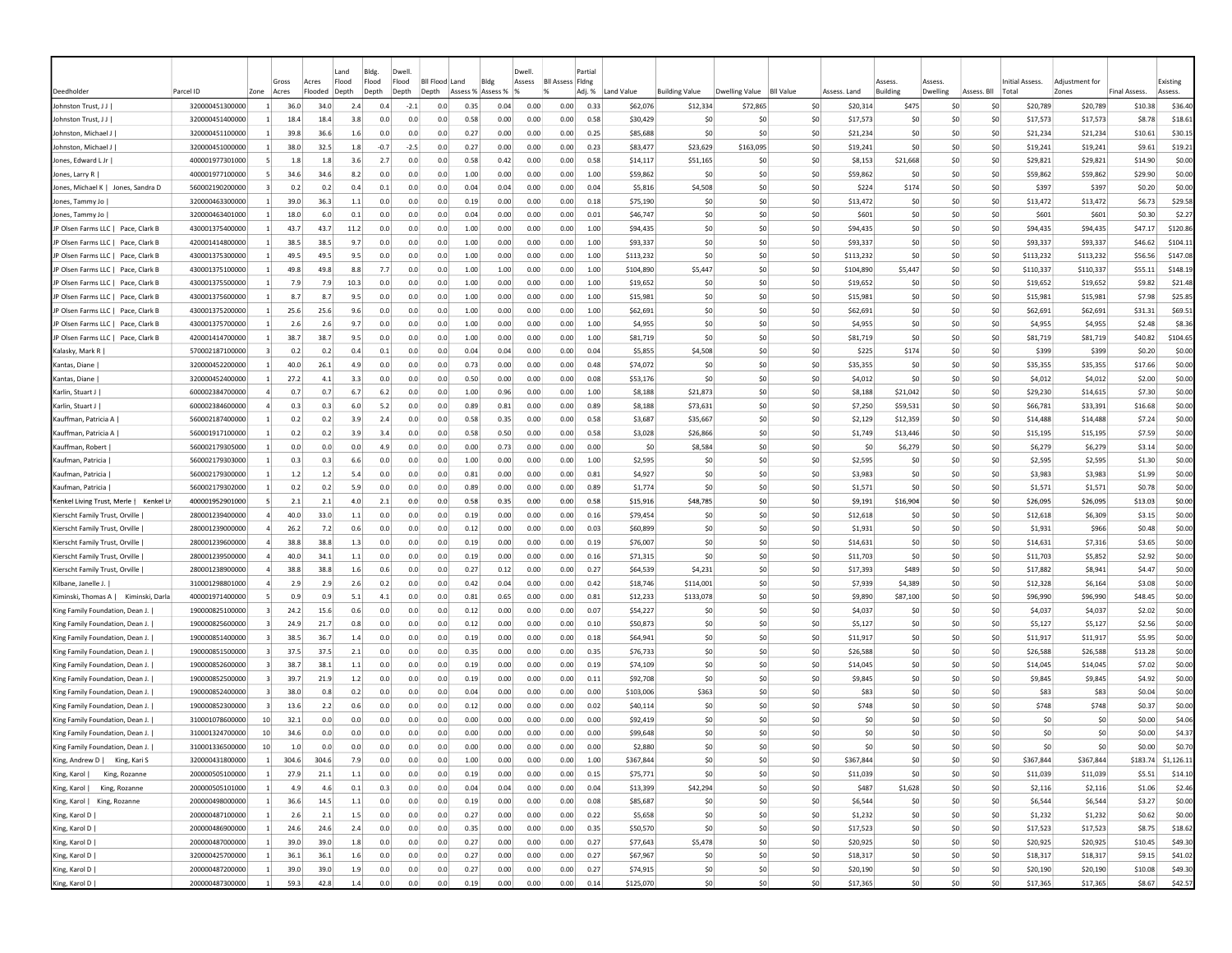| Deedholder | Parcel ID | Zone | Gross Acres | Acres Flooded | Land Flood Depth | Bldg. Flood Depth | Dwell. Flood Depth | Bll Flood Depth | Land Assess % | Bldg Assess % | Dwell. Assess % | Bll Assess % | Partial Fldng Adj. % | Land Value | Building Value | Dwelling Value | Bll Value | Assess. Land | Assess. Building | Assess. Dwelling | Assess. Bll | Initial Assess. Total | Adjustment for Zones | Final Assess. | Existing Assess. |
|---|---|---|---|---|---|---|---|---|---|---|---|---|---|---|---|---|---|---|---|---|---|---|---|---|---|
| Johnston Trust, J J \| | 320000451300000 | 1 | 36.0 | 34.0 | 2.4 | 0.4 | -2.1 | 0.0 | 0.35 | 0.04 | 0.00 | 0.00 | 0.33 | $62,076 | $12,334 | $72,865 | $0 | $20,314 | $475 | $0 | $0 | $20,789 | $20,789 | $10.38 | $36.40 |
| Johnston Trust, J J \| | 320000451400000 | 1 | 18.4 | 18.4 | 3.8 | 0.0 | 0.0 | 0.0 | 0.58 | 0.00 | 0.00 | 0.00 | 0.58 | $30,429 | $0 | $0 | $0 | $17,573 | $0 | $0 | $0 | $17,573 | $17,573 | $8.78 | $18.61 |
| Johnston, Michael J \| | 320000451100000 | 1 | 39.8 | 36.6 | 1.6 | 0.0 | 0.0 | 0.0 | 0.27 | 0.00 | 0.00 | 0.00 | 0.25 | $85,688 | $0 | $0 | $0 | $21,234 | $0 | $0 | $0 | $21,234 | $21,234 | $10.61 | $30.15 |
| Johnston, Michael J \| | 320000451000000 | 1 | 38.0 | 32.5 | 1.8 | -0.7 | -2.5 | 0.0 | 0.27 | 0.00 | 0.00 | 0.00 | 0.23 | $83,477 | $23,629 | $163,095 | $0 | $19,241 | $0 | $0 | $0 | $19,241 | $19,241 | $9.61 | $19.21 |
| Jones, Edward L Jr \| | 400001977301000 | 5 | 1.8 | 1.8 | 3.6 | 2.7 | 0.0 | 0.0 | 0.58 | 0.42 | 0.00 | 0.00 | 0.58 | $14,117 | $51,165 | $0 | $0 | $8,153 | $21,668 | $0 | $0 | $29,821 | $29,821 | $14.90 | $0.00 |
| Jones, Larry R \| | 400001977100000 | 5 | 34.6 | 34.6 | 8.2 | 0.0 | 0.0 | 0.0 | 1.00 | 0.00 | 0.00 | 0.00 | 1.00 | $59,862 | $0 | $0 | $0 | $59,862 | $0 | $0 | $0 | $59,862 | $59,862 | $29.90 | $0.00 |
| Jones, Michael K \| Jones, Sandra D | 560002190200000 | 3 | 0.2 | 0.2 | 0.4 | 0.1 | 0.0 | 0.0 | 0.04 | 0.04 | 0.00 | 0.00 | 0.04 | $5,816 | $4,508 | $0 | $0 | $224 | $174 | $0 | $0 | $397 | $397 | $0.20 | $0.00 |
| Jones, Tammy Jo \| | 320000463300000 | 1 | 39.0 | 36.3 | 1.1 | 0.0 | 0.0 | 0.0 | 0.19 | 0.00 | 0.00 | 0.00 | 0.18 | $75,190 | $0 | $0 | $0 | $13,472 | $0 | $0 | $0 | $13,472 | $13,472 | $6.73 | $29.58 |
| Jones, Tammy Jo \| | 320000463401000 | 1 | 18.0 | 6.0 | 0.1 | 0.0 | 0.0 | 0.0 | 0.04 | 0.00 | 0.00 | 0.00 | 0.01 | $46,747 | $0 | $0 | $0 | $601 | $0 | $0 | $0 | $601 | $601 | $0.30 | $2.27 |
| JP Olsen Farms LLC \| Pace, Clark B | 430001375400000 | 1 | 43.7 | 43.7 | 11.2 | 0.0 | 0.0 | 0.0 | 1.00 | 0.00 | 0.00 | 0.00 | 1.00 | $94,435 | $0 | $0 | $0 | $94,435 | $0 | $0 | $0 | $94,435 | $94,435 | $47.17 | $120.86 |
| JP Olsen Farms LLC \| Pace, Clark B | 420001414800000 | 1 | 38.5 | 38.5 | 9.7 | 0.0 | 0.0 | 0.0 | 1.00 | 0.00 | 0.00 | 0.00 | 1.00 | $93,337 | $0 | $0 | $0 | $93,337 | $0 | $0 | $0 | $93,337 | $93,337 | $46.62 | $104.11 |
| JP Olsen Farms LLC \| Pace, Clark B | 430001375300000 | 1 | 49.5 | 49.5 | 9.5 | 0.0 | 0.0 | 0.0 | 1.00 | 0.00 | 0.00 | 0.00 | 1.00 | $113,232 | $0 | $0 | $0 | $113,232 | $0 | $0 | $0 | $113,232 | $113,232 | $56.56 | $147.08 |
| JP Olsen Farms LLC \| Pace, Clark B | 430001375100000 | 1 | 49.8 | 49.8 | 8.8 | 7.7 | 0.0 | 0.0 | 1.00 | 1.00 | 0.00 | 0.00 | 1.00 | $104,890 | $5,447 | $0 | $0 | $104,890 | $5,447 | $0 | $0 | $110,337 | $110,337 | $55.11 | $148.19 |
| JP Olsen Farms LLC \| Pace, Clark B | 430001375500000 | 1 | 7.9 | 7.9 | 10.3 | 0.0 | 0.0 | 0.0 | 1.00 | 0.00 | 0.00 | 0.00 | 1.00 | $19,652 | $0 | $0 | $0 | $19,652 | $0 | $0 | $0 | $19,652 | $19,652 | $9.82 | $21.48 |
| JP Olsen Farms LLC \| Pace, Clark B | 430001375600000 | 1 | 8.7 | 8.7 | 9.5 | 0.0 | 0.0 | 0.0 | 1.00 | 0.00 | 0.00 | 0.00 | 1.00 | $15,981 | $0 | $0 | $0 | $15,981 | $0 | $0 | $0 | $15,981 | $15,981 | $7.98 | $25.85 |
| JP Olsen Farms LLC \| Pace, Clark B | 430001375200000 | 1 | 25.6 | 25.6 | 9.6 | 0.0 | 0.0 | 0.0 | 1.00 | 0.00 | 0.00 | 0.00 | 1.00 | $62,691 | $0 | $0 | $0 | $62,691 | $0 | $0 | $0 | $62,691 | $62,691 | $31.31 | $69.51 |
| JP Olsen Farms LLC \| Pace, Clark B | 430001375700000 | 1 | 2.6 | 2.6 | 9.7 | 0.0 | 0.0 | 0.0 | 1.00 | 0.00 | 0.00 | 0.00 | 1.00 | $4,955 | $0 | $0 | $0 | $4,955 | $0 | $0 | $0 | $4,955 | $4,955 | $2.48 | $8.36 |
| JP Olsen Farms LLC \| Pace, Clark B | 420001414700000 | 1 | 38.7 | 38.7 | 9.5 | 0.0 | 0.0 | 0.0 | 1.00 | 0.00 | 0.00 | 0.00 | 1.00 | $81,719 | $0 | $0 | $0 | $81,719 | $0 | $0 | $0 | $81,719 | $81,719 | $40.82 | $104.65 |
| Kalasky, Mark R \| | 570002187100000 | 3 | 0.2 | 0.2 | 0.4 | 0.1 | 0.0 | 0.0 | 0.04 | 0.04 | 0.00 | 0.00 | 0.04 | $5,855 | $4,508 | $0 | $0 | $225 | $174 | $0 | $0 | $399 | $399 | $0.20 | $0.00 |
| Kantas, Diane \| | 320000452200000 | 1 | 40.0 | 26.1 | 4.9 | 0.0 | 0.0 | 0.0 | 0.73 | 0.00 | 0.00 | 0.00 | 0.48 | $74,072 | $0 | $0 | $0 | $35,355 | $0 | $0 | $0 | $35,355 | $35,355 | $17.66 | $0.00 |
| Kantas, Diane \| | 320000452400000 | 1 | 27.2 | 4.1 | 3.3 | 0.0 | 0.0 | 0.0 | 0.50 | 0.00 | 0.00 | 0.00 | 0.08 | $53,176 | $0 | $0 | $0 | $4,012 | $0 | $0 | $0 | $4,012 | $4,012 | $2.00 | $0.00 |
| Karlin, Stuart J \| | 600002384700000 | 4 | 0.7 | 0.7 | 6.7 | 6.2 | 0.0 | 0.0 | 1.00 | 0.96 | 0.00 | 0.00 | 1.00 | $8,188 | $21,873 | $0 | $0 | $8,188 | $21,042 | $0 | $0 | $29,230 | $14,615 | $7.30 | $0.00 |
| Karlin, Stuart J \| | 600002384600000 | 4 | 0.3 | 0.3 | 6.0 | 5.2 | 0.0 | 0.0 | 0.89 | 0.81 | 0.00 | 0.00 | 0.89 | $8,188 | $73,631 | $0 | $0 | $7,250 | $59,531 | $0 | $0 | $66,781 | $33,391 | $16.68 | $0.00 |
| Kauffman, Patricia A \| | 560002187400000 | 1 | 0.2 | 0.2 | 3.9 | 2.4 | 0.0 | 0.0 | 0.58 | 0.35 | 0.00 | 0.00 | 0.58 | $3,687 | $35,667 | $0 | $0 | $2,129 | $12,359 | $0 | $0 | $14,488 | $14,488 | $7.24 | $0.00 |
| Kauffman, Patricia A \| | 560001917100000 | 1 | 0.2 | 0.2 | 3.9 | 3.4 | 0.0 | 0.0 | 0.58 | 0.50 | 0.00 | 0.00 | 0.58 | $3,028 | $26,866 | $0 | $0 | $1,749 | $13,446 | $0 | $0 | $15,195 | $15,195 | $7.59 | $0.00 |
| Kauffman, Robert \| | 560002179305000 | 1 | 0.0 | 0.0 | 0.0 | 4.9 | 0.0 | 0.0 | 0.00 | 0.73 | 0.00 | 0.00 | 0.00 | $0 | $8,584 | $0 | $0 | $0 | $6,279 | $0 | $0 | $6,279 | $6,279 | $3.14 | $0.00 |
| Kaufman, Patricia \| | 560002179303000 | 1 | 0.3 | 0.3 | 6.6 | 0.0 | 0.0 | 0.0 | 1.00 | 0.00 | 0.00 | 0.00 | 1.00 | $2,595 | $0 | $0 | $0 | $2,595 | $0 | $0 | $0 | $2,595 | $2,595 | $1.30 | $0.00 |
| Kaufman, Patricia \| | 560002179300000 | 1 | 1.2 | 1.2 | 5.4 | 0.0 | 0.0 | 0.0 | 0.81 | 0.00 | 0.00 | 0.00 | 0.81 | $4,927 | $0 | $0 | $0 | $3,983 | $0 | $0 | $0 | $3,983 | $3,983 | $1.99 | $0.00 |
| Kaufman, Patricia \| | 560002179302000 | 1 | 0.2 | 0.2 | 5.9 | 0.0 | 0.0 | 0.0 | 0.89 | 0.00 | 0.00 | 0.00 | 0.89 | $1,774 | $0 | $0 | $0 | $1,571 | $0 | $0 | $0 | $1,571 | $1,571 | $0.78 | $0.00 |
| Kenkel Living Trust, Merle \| Kenkel Li | 400001952901000 | 5 | 2.1 | 2.1 | 4.0 | 2.1 | 0.0 | 0.0 | 0.58 | 0.35 | 0.00 | 0.00 | 0.58 | $15,916 | $48,785 | $0 | $0 | $9,191 | $16,904 | $0 | $0 | $26,095 | $26,095 | $13.03 | $0.00 |
| Kierscht Family Trust, Orville \| | 280001239400000 | 4 | 40.0 | 33.0 | 1.1 | 0.0 | 0.0 | 0.0 | 0.19 | 0.00 | 0.00 | 0.00 | 0.16 | $79,454 | $0 | $0 | $0 | $12,618 | $0 | $0 | $0 | $12,618 | $6,309 | $3.15 | $0.00 |
| Kierscht Family Trust, Orville \| | 280001239000000 | 4 | 26.2 | 7.2 | 0.6 | 0.0 | 0.0 | 0.0 | 0.12 | 0.00 | 0.00 | 0.00 | 0.03 | $60,899 | $0 | $0 | $0 | $1,931 | $0 | $0 | $0 | $1,931 | $966 | $0.48 | $0.00 |
| Kierscht Family Trust, Orville \| | 280001239600000 | 4 | 38.8 | 38.8 | 1.3 | 0.0 | 0.0 | 0.0 | 0.19 | 0.00 | 0.00 | 0.00 | 0.19 | $76,007 | $0 | $0 | $0 | $14,631 | $0 | $0 | $0 | $14,631 | $7,316 | $3.65 | $0.00 |
| Kierscht Family Trust, Orville \| | 280001239500000 | 4 | 40.0 | 34.1 | 1.1 | 0.0 | 0.0 | 0.0 | 0.19 | 0.00 | 0.00 | 0.00 | 0.16 | $71,315 | $0 | $0 | $0 | $11,703 | $0 | $0 | $0 | $11,703 | $5,852 | $2.92 | $0.00 |
| Kierscht Family Trust, Orville \| | 280001238900000 | 4 | 38.8 | 38.8 | 1.6 | 0.6 | 0.0 | 0.0 | 0.27 | 0.12 | 0.00 | 0.00 | 0.27 | $64,539 | $4,231 | $0 | $0 | $17,393 | $489 | $0 | $0 | $17,882 | $8,941 | $4.47 | $0.00 |
| Kilbane, Janelle J. \| | 310001298801000 | 4 | 2.9 | 2.9 | 2.6 | 0.2 | 0.0 | 0.0 | 0.42 | 0.04 | 0.00 | 0.00 | 0.42 | $18,746 | $114,001 | $0 | $0 | $7,939 | $4,389 | $0 | $0 | $12,328 | $6,164 | $3.08 | $0.00 |
| Kiminski, Thomas A \| Kiminski, Darla | 400001971400000 | 5 | 0.9 | 0.9 | 5.1 | 4.1 | 0.0 | 0.0 | 0.81 | 0.65 | 0.00 | 0.00 | 0.81 | $12,233 | $133,078 | $0 | $0 | $9,890 | $87,100 | $0 | $0 | $96,990 | $96,990 | $48.45 | $0.00 |
| King Family Foundation, Dean J. \| | 190000825100000 | 3 | 24.2 | 15.6 | 0.6 | 0.0 | 0.0 | 0.0 | 0.12 | 0.00 | 0.00 | 0.00 | 0.07 | $54,227 | $0 | $0 | $0 | $4,037 | $0 | $0 | $0 | $4,037 | $4,037 | $2.02 | $0.00 |
| King Family Foundation, Dean J. \| | 190000825600000 | 3 | 24.9 | 21.7 | 0.8 | 0.0 | 0.0 | 0.0 | 0.12 | 0.00 | 0.00 | 0.00 | 0.10 | $50,873 | $0 | $0 | $0 | $5,127 | $0 | $0 | $0 | $5,127 | $5,127 | $2.56 | $0.00 |
| King Family Foundation, Dean J. \| | 190000851400000 | 3 | 38.5 | 36.7 | 1.4 | 0.0 | 0.0 | 0.0 | 0.19 | 0.00 | 0.00 | 0.00 | 0.18 | $64,941 | $0 | $0 | $0 | $11,917 | $0 | $0 | $0 | $11,917 | $11,917 | $5.95 | $0.00 |
| King Family Foundation, Dean J. \| | 190000851500000 | 3 | 37.5 | 37.5 | 2.1 | 0.0 | 0.0 | 0.0 | 0.35 | 0.00 | 0.00 | 0.00 | 0.35 | $76,733 | $0 | $0 | $0 | $26,588 | $0 | $0 | $0 | $26,588 | $26,588 | $13.28 | $0.00 |
| King Family Foundation, Dean J. \| | 190000852600000 | 3 | 38.7 | 38.1 | 1.1 | 0.0 | 0.0 | 0.0 | 0.19 | 0.00 | 0.00 | 0.00 | 0.19 | $74,109 | $0 | $0 | $0 | $14,045 | $0 | $0 | $0 | $14,045 | $14,045 | $7.02 | $0.00 |
| King Family Foundation, Dean J. \| | 190000852500000 | 3 | 39.7 | 21.9 | 1.2 | 0.0 | 0.0 | 0.0 | 0.19 | 0.00 | 0.00 | 0.00 | 0.11 | $92,708 | $0 | $0 | $0 | $9,845 | $0 | $0 | $0 | $9,845 | $9,845 | $4.92 | $0.00 |
| King Family Foundation, Dean J. \| | 190000852400000 | 3 | 38.0 | 0.8 | 0.2 | 0.0 | 0.0 | 0.0 | 0.04 | 0.00 | 0.00 | 0.00 | 0.00 | $103,006 | $363 | $0 | $0 | $83 | $0 | $0 | $0 | $83 | $83 | $0.04 | $0.00 |
| King Family Foundation, Dean J. \| | 190000852300000 | 3 | 13.6 | 2.2 | 0.6 | 0.0 | 0.0 | 0.0 | 0.12 | 0.00 | 0.00 | 0.00 | 0.02 | $40,114 | $0 | $0 | $0 | $748 | $0 | $0 | $0 | $748 | $748 | $0.37 | $0.00 |
| King Family Foundation, Dean J. \| | 310001078600000 | 10 | 32.1 | 0.0 | 0.0 | 0.0 | 0.0 | 0.0 | 0.00 | 0.00 | 0.00 | 0.00 | 0.00 | $92,419 | $0 | $0 | $0 | $0 | $0 | $0 | $0 | $0 | $0 | $0.00 | $4.06 |
| King Family Foundation, Dean J. \| | 310001324700000 | 10 | 34.6 | 0.0 | 0.0 | 0.0 | 0.0 | 0.0 | 0.00 | 0.00 | 0.00 | 0.00 | 0.00 | $99,648 | $0 | $0 | $0 | $0 | $0 | $0 | $0 | $0 | $0 | $0.00 | $4.37 |
| King Family Foundation, Dean J. \| | 310001336500000 | 10 | 1.0 | 0.0 | 0.0 | 0.0 | 0.0 | 0.0 | 0.00 | 0.00 | 0.00 | 0.00 | 0.00 | $2,880 | $0 | $0 | $0 | $0 | $0 | $0 | $0 | $0 | $0 | $0.00 | $0.70 |
| King, Andrew D \| King, Kari S | 320000431800000 | 1 | 304.6 | 304.6 | 7.9 | 0.0 | 0.0 | 0.0 | 1.00 | 0.00 | 0.00 | 0.00 | 1.00 | $367,844 | $0 | $0 | $0 | $367,844 | $0 | $0 | $0 | $367,844 | $367,844 | $183.74 | $1,126.11 |
| King, Karol \| King, Rozanne | 200000505100000 | 1 | 27.9 | 21.1 | 1.1 | 0.0 | 0.0 | 0.0 | 0.19 | 0.00 | 0.00 | 0.00 | 0.15 | $75,771 | $0 | $0 | $0 | $11,039 | $0 | $0 | $0 | $11,039 | $11,039 | $5.51 | $14.10 |
| King, Karol \| King, Rozanne | 200000505101000 | 1 | 4.9 | 4.6 | 0.1 | 0.3 | 0.0 | 0.0 | 0.04 | 0.04 | 0.00 | 0.00 | 0.04 | $13,399 | $42,294 | $0 | $0 | $487 | $1,628 | $0 | $0 | $2,116 | $2,116 | $1.06 | $2.46 |
| King, Karol \| King, Rozanne | 200000498000000 | 1 | 36.6 | 14.5 | 1.1 | 0.0 | 0.0 | 0.0 | 0.19 | 0.00 | 0.00 | 0.00 | 0.08 | $85,687 | $0 | $0 | $0 | $6,544 | $0 | $0 | $0 | $6,544 | $6,544 | $3.27 | $0.00 |
| King, Karol D \| | 200000487100000 | 1 | 2.6 | 2.1 | 1.5 | 0.0 | 0.0 | 0.0 | 0.27 | 0.00 | 0.00 | 0.00 | 0.22 | $5,658 | $0 | $0 | $0 | $1,232 | $0 | $0 | $0 | $1,232 | $1,232 | $0.62 | $0.00 |
| King, Karol D \| | 200000486900000 | 1 | 24.6 | 24.6 | 2.4 | 0.0 | 0.0 | 0.0 | 0.35 | 0.00 | 0.00 | 0.00 | 0.35 | $50,570 | $0 | $0 | $0 | $17,523 | $0 | $0 | $0 | $17,523 | $17,523 | $8.75 | $18.62 |
| King, Karol D \| | 200000487000000 | 1 | 39.0 | 39.0 | 1.8 | 0.0 | 0.0 | 0.0 | 0.27 | 0.00 | 0.00 | 0.00 | 0.27 | $77,643 | $5,478 | $0 | $0 | $20,925 | $0 | $0 | $0 | $20,925 | $20,925 | $10.45 | $49.30 |
| King, Karol D \| | 320000425700000 | 1 | 36.1 | 36.1 | 1.6 | 0.0 | 0.0 | 0.0 | 0.27 | 0.00 | 0.00 | 0.00 | 0.27 | $67,967 | $0 | $0 | $0 | $18,317 | $0 | $0 | $0 | $18,317 | $18,317 | $9.15 | $41.02 |
| King, Karol D \| | 200000487200000 | 1 | 39.0 | 39.0 | 1.9 | 0.0 | 0.0 | 0.0 | 0.27 | 0.00 | 0.00 | 0.00 | 0.27 | $74,915 | $0 | $0 | $0 | $20,190 | $0 | $0 | $0 | $20,190 | $20,190 | $10.08 | $49.30 |
| King, Karol D \| | 200000487300000 | 1 | 59.3 | 42.8 | 1.4 | 0.0 | 0.0 | 0.0 | 0.19 | 0.00 | 0.00 | 0.00 | 0.14 | $125,070 | $0 | $0 | $0 | $17,365 | $0 | $0 | $0 | $17,365 | $17,365 | $8.67 | $42.57 |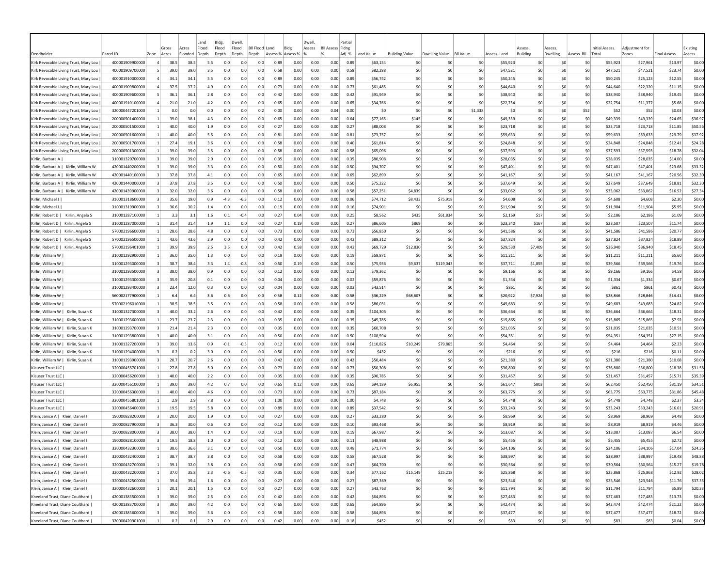| Deedholder | Parcel ID | Zone | Gross Acres | Acres Flooded | Land Flood Depth | Bldg. Flood Depth | Dwell. Flood Depth | BII Flood Depth | Land Assess % | Bldg Assess % | Dwell. Assess % | BII Assess % | Partial Flding Adj. % | Land Value | Building Value | Dwelling Value | BII Value | Assess. Land | Assess. Building | Assess. Dwelling | Assess. BII | Initial Assess. Total | Adjustment for Zones | Final Assess. | Existing Assess. |
|---|---|---|---|---|---|---|---|---|---|---|---|---|---|---|---|---|---|---|---|---|---|---|---|---|---|
| Kirk Revocable Living Trust, Mary Lou \| | 400001909900000 | 4 | 38.5 | 38.5 | 5.5 | 0.0 | 0.0 | 0.0 | 0.89 | 0.00 | 0.00 | 0.00 | 0.89 | $63,154 | $0 | $0 | $0 | $55,923 | $0 | $0 | $0 | $55,923 | $27,961 | $13.97 | $0.00 |
| Kirk Revocable Living Trust, Mary Lou \| | 400001909700000 | 5 | 39.0 | 39.0 | 3.5 | 0.0 | 0.0 | 0.0 | 0.58 | 0.00 | 0.00 | 0.00 | 0.58 | $82,288 | $0 | $0 | $0 | $47,521 | $0 | $0 | $0 | $47,521 | $23.74 | $23.74 | $0.00 |
| Kirk Revocable Living Trust, Mary Lou \| | 400001910000000 | 4 | 34.1 | 34.1 | 5.5 | 0.0 | 0.0 | 0.0 | 0.89 | 0.00 | 0.00 | 0.00 | 0.89 | $56,742 | $0 | $0 | $0 | $50,245 | $0 | $0 | $0 | $50,245 | $25,123 | $12.55 | $0.00 |
| Kirk Revocable Living Trust, Mary Lou \| | 400001909800000 | 4 | 37.5 | 37.2 | 4.9 | 0.0 | 0.0 | 0.0 | 0.73 | 0.00 | 0.00 | 0.00 | 0.73 | $61,485 | $0 | $0 | $0 | $44,640 | $0 | $0 | $0 | $44,640 | $22,320 | $11.15 | $0.00 |
| Kirk Revocable Living Trust, Mary Lou \| | 400001909600000 | 5 | 36.1 | 36.1 | 2.8 | 0.0 | 0.0 | 0.0 | 0.42 | 0.00 | 0.00 | 0.00 | 0.42 | $91,949 | $0 | $0 | $0 | $38,940 | $0 | $0 | $0 | $38,940 | $38,940 | $19.45 | $0.00 |
| Kirk Revocable Living Trust, Mary Lou \| | 400001910100000 | 4 | 21.0 | 21.0 | 4.2 | 0.0 | 0.0 | 0.0 | 0.65 | 0.00 | 0.00 | 0.00 | 0.65 | $34,766 | $0 | $0 | $0 | $22,754 | $0 | $0 | $0 | $22,754 | $11,377 | $5.68 | $0.00 |
| Kirk Revocable Living Trust, Mary Lou \| | 320000447201000 | 1 | 0.0 | 0.0 | 0.0 | 0.0 | 0.0 | 0.2 | 0.00 | 0.00 | 0.00 | 0.04 | 0.00 | $0 | $0 | $0 | $1,338 | $0 | $0 | $0 | $52 | $52 | $52 | $0.03 | $0.00 |
| Kirk Revocable Living Trust, Mary Lou \| | 200000501400000 | 1 | 39.0 | 38.1 | 4.3 | 0.0 | 0.0 | 0.0 | 0.65 | 0.00 | 0.00 | 0.00 | 0.64 | $77,165 | $145 | $0 | $0 | $49,339 | $0 | $0 | $0 | $49,339 | $49,339 | $24.65 | $36.97 |
| Kirk Revocable Living Trust, Mary Lou \| | 200000501500000 | 1 | 40.0 | 40.0 | 1.9 | 0.0 | 0.0 | 0.0 | 0.27 | 0.00 | 0.00 | 0.00 | 0.27 | $88,008 | $0 | $0 | $0 | $23,718 | $0 | $0 | $0 | $23,718 | $23,718 | $11.85 | $50.56 |
| Kirk Revocable Living Trust, Mary Lou \| | 200000501600000 | 1 | 40.0 | 40.0 | 5.5 | 0.0 | 0.0 | 0.0 | 0.81 | 0.00 | 0.00 | 0.00 | 0.81 | $73,757 | $0 | $0 | $0 | $59,633 | $0 | $0 | $0 | $59,633 | $59,633 | $29.79 | $37.92 |
| Kirk Revocable Living Trust, Mary Lou \| | 200000501700000 | 1 | 27.4 | 19.1 | 3.6 | 0.0 | 0.0 | 0.0 | 0.58 | 0.00 | 0.00 | 0.00 | 0.40 | $61,814 | $0 | $0 | $0 | $24,848 | $0 | $0 | $0 | $24,848 | $24,848 | $12.41 | $24.28 |
| Kirk Revocable Living Trust, Mary Lou \| | 200000501300000 | 1 | 39.0 | 39.0 | 3.5 | 0.0 | 0.0 | 0.0 | 0.58 | 0.00 | 0.00 | 0.00 | 0.58 | $65,096 | $0 | $0 | $0 | $37,593 | $0 | $0 | $0 | $37,593 | $37,593 | $18.78 | $32.04 |
| Kirlin, Barbara A \| | 310001320700000 | 3 | 39.0 | 39.0 | 2.0 | 0.0 | 0.0 | 0.0 | 0.35 | 0.00 | 0.00 | 0.00 | 0.35 | $80,908 | $0 | $0 | $0 | $28,035 | $0 | $0 | $0 | $28,035 | $28,035 | $14.00 | $0.00 |
| Kirlin, Barbara A \| Kirlin, William W | 420001440200000 | 3 | 39.0 | 39.0 | 3.3 | 0.0 | 0.0 | 0.0 | 0.50 | 0.00 | 0.00 | 0.00 | 0.50 | $94,707 | $0 | $0 | $0 | $47,401 | $0 | $0 | $0 | $47,401 | $47,401 | $23.68 | $33.32 |
| Kirlin, Barbara A \| Kirlin, William W | 420001440100000 | 3 | 37.8 | 37.8 | 4.1 | 0.0 | 0.0 | 0.0 | 0.65 | 0.00 | 0.00 | 0.00 | 0.65 | $62,899 | $0 | $0 | $0 | $41,167 | $0 | $0 | $0 | $41,167 | $41,167 | $20.56 | $32.30 |
| Kirlin, Barbara A \| Kirlin, William W | 420001440000000 | 3 | 37.8 | 37.8 | 3.5 | 0.0 | 0.0 | 0.0 | 0.50 | 0.00 | 0.00 | 0.00 | 0.50 | $75,222 | $0 | $0 | $0 | $37,649 | $0 | $0 | $0 | $37,649 | $37,649 | $18.81 | $32.30 |
| Kirlin, Barbara A \| Kirlin, William W | 420001439900000 | 3 | 32.0 | 32.0 | 3.6 | 0.0 | 0.0 | 0.0 | 0.58 | 0.00 | 0.00 | 0.00 | 0.58 | $57,251 | $4,839 | $0 | $0 | $33,062 | $0 | $0 | $0 | $33,062 | $33,062 | $16.52 | $27.34 |
| Kirlin, Michael J \| | 310001318600000 | 3 | 35.6 | 19.0 | 0.9 | -4.3 | -6.3 | 0.0 | 0.12 | 0.00 | 0.00 | 0.00 | 0.06 | $74,712 | $8,433 | $75,918 | $0 | $4,608 | $0 | $0 | $0 | $4,608 | $4,608 | $2.30 | $0.00 |
| Kirlin, Michael J \| | 310001319900000 | 3 | 36.6 | 30.2 | 1.4 | 0.0 | 0.0 | 0.0 | 0.19 | 0.00 | 0.00 | 0.00 | 0.16 | $74,901 | $0 | $0 | $0 | $11,904 | $0 | $0 | $0 | $11,904 | $11,904 | $5.95 | $0.00 |
| Kirlin, Robert D \| Kirlin, Angela S | 310001287100000 | 1 | 3.3 | 3.1 | 1.6 | 0.1 | -0.4 | 0.0 | 0.27 | 0.04 | 0.00 | 0.00 | 0.25 | $8,562 | $435 | $61,834 | $0 | $2,169 | $17 | $0 | $0 | $2,186 | $2,186 | $1.09 | $0.00 |
| Kirlin, Robert D \| Kirlin, Angela S | 310001287000000 | 1 | 31.4 | 31.4 | 1.9 | 1.1 | 0.0 | 0.0 | 0.27 | 0.19 | 0.00 | 0.00 | 0.27 | $86,605 | $869 | $0 | $0 | $23,340 | $167 | $0 | $0 | $23,507 | $23,507 | $11.74 | $0.00 |
| Kirlin, Robert D \| Kirlin, Angela S | 570002196600000 | 1 | 28.6 | 28.6 | 4.8 | 0.0 | 0.0 | 0.0 | 0.73 | 0.00 | 0.00 | 0.00 | 0.73 | $56,850 | $0 | $0 | $0 | $41,586 | $0 | $0 | $0 | $41,586 | $41,586 | $20.77 | $0.00 |
| Kirlin, Robert D \| Kirlin, Angela S | 570002196500000 | 1 | 43.6 | 43.6 | 2.9 | 0.0 | 0.0 | 0.0 | 0.42 | 0.00 | 0.00 | 0.00 | 0.42 | $89,312 | $0 | $0 | $0 | $37,824 | $0 | $0 | $0 | $37,824 | $37,824 | $18.89 | $0.00 |
| Kirlin, Robert D \| Kirlin, Angela S | 570002196401000 | 1 | 39.9 | 39.9 | 2.5 | 3.5 | 0.0 | 0.0 | 0.42 | 0.58 | 0.00 | 0.00 | 0.42 | $69,729 | $12,830 | $0 | $0 | $29,530 | $7,409 | $0 | $0 | $36,940 | $36,940 | $18.45 | $0.00 |
| Kirlin, William W \| | 310001292900000 | 1 | 36.0 | 35.0 | 1.3 | 0.0 | 0.0 | 0.0 | 0.19 | 0.00 | 0.00 | 0.00 | 0.19 | $59,871 | $0 | $0 | $0 | $11,211 | $0 | $0 | $0 | $11,211 | $11,211 | $5.60 | $0.00 |
| Kirlin, William W \| | 310001293000000 | 3 | 38.7 | 38.4 | 3.3 | 1.4 | -0.8 | 0.0 | 0.50 | 0.19 | 0.00 | 0.00 | 0.50 | $75,936 | $9,637 | $119,043 | $0 | $37,711 | $1,855 | $0 | $0 | $39,566 | $39,566 | $19.76 | $0.00 |
| Kirlin, William W \| | 310001293500000 | 3 | 38.0 | 38.0 | 0.9 | 0.0 | 0.0 | 0.0 | 0.12 | 0.00 | 0.00 | 0.00 | 0.12 | $79,362 | $0 | $0 | $0 | $9,166 | $0 | $0 | $0 | $9,166 | $9,166 | $4.58 | $0.00 |
| Kirlin, William W \| | 310001293300000 | 3 | 35.9 | 20.8 | 0.1 | 0.0 | 0.0 | 0.0 | 0.04 | 0.00 | 0.00 | 0.00 | 0.02 | $59,876 | $0 | $0 | $0 | $1,334 | $0 | $0 | $0 | $1,334 | $1,334 | $0.67 | $0.00 |
| Kirlin, William W \| | 310001293400000 | 3 | 23.4 | 12.0 | 0.3 | 0.0 | 0.0 | 0.0 | 0.04 | 0.00 | 0.00 | 0.00 | 0.02 | $43,514 | $0 | $0 | $0 | $861 | $0 | $0 | $0 | $861 | $861 | $0.43 | $0.00 |
| Kirlin, William W \| | 560002177900000 | 1 | 6.4 | 6.4 | 3.6 | 0.6 | 0.0 | 0.0 | 0.58 | 0.12 | 0.00 | 0.00 | 0.58 | $36,229 | $68,607 | $0 | $0 | $20,922 | $7,924 | $0 | $0 | $28,846 | $28,846 | $14.41 | $0.00 |
| Kirlin, William W \| | 570002196010000 | 1 | 38.5 | 38.5 | 3.5 | 0.0 | 0.0 | 0.0 | 0.58 | 0.00 | 0.00 | 0.00 | 0.58 | $86,031 | $0 | $0 | $0 | $49,683 | $0 | $0 | $0 | $49,683 | $49,683 | $24.82 | $0.00 |
| Kirlin, William W \| Kirlin, Susan K | 310001327300000 | 3 | 40.0 | 33.2 | 2.6 | 0.0 | 0.0 | 0.0 | 0.42 | 0.00 | 0.00 | 0.00 | 0.35 | $104,305 | $0 | $0 | $0 | $36,664 | $0 | $0 | $0 | $36,664 | $36,664 | $18.31 | $0.00 |
| Kirlin, William W \| Kirlin, Susan K | 310001293600000 | 1 | 23.7 | 23.7 | 2.3 | 0.0 | 0.0 | 0.0 | 0.35 | 0.00 | 0.00 | 0.00 | 0.35 | $45,785 | $0 | $0 | $0 | $15,865 | $0 | $0 | $0 | $15,865 | $15,865 | $7.92 | $0.00 |
| Kirlin, William W \| Kirlin, Susan K | 310001293700000 | 3 | 21.4 | 21.4 | 2.3 | 0.0 | 0.0 | 0.0 | 0.35 | 0.00 | 0.00 | 0.00 | 0.35 | $60,708 | $0 | $0 | $0 | $21,035 | $0 | $0 | $0 | $21,035 | $21,035 | $10.51 | $0.00 |
| Kirlin, William W \| Kirlin, Susan K | 310001293800000 | 3 | 40.0 | 40.0 | 3.1 | 0.0 | 0.0 | 0.0 | 0.50 | 0.00 | 0.00 | 0.00 | 0.50 | $108,594 | $0 | $0 | $0 | $54,351 | $0 | $0 | $0 | $54,351 | $54,351 | $27.15 | $0.00 |
| Kirlin, William W \| Kirlin, Susan K | 310001327200000 | 3 | 39.0 | 13.6 | 0.9 | -0.1 | -0.5 | 0.0 | 0.12 | 0.00 | 0.00 | 0.00 | 0.04 | $110,826 | $10,249 | $79,865 | $0 | $4,464 | $0 | $0 | $0 | $4,464 | $4,464 | $2.23 | $0.00 |
| Kirlin, William W \| Kirlin, Susan K | 310001294000000 | 3 | 0.2 | 0.2 | 3.0 | 0.0 | 0.0 | 0.0 | 0.50 | 0.00 | 0.00 | 0.00 | 0.50 | $432 | $0 | $0 | $0 | $216 | $0 | $0 | $0 | $216 | $216 | $0.11 | $0.00 |
| Kirlin, William W \| Kirlin, Susan K | 310001293900000 | 3 | 20.7 | 20.7 | 2.6 | 0.0 | 0.0 | 0.0 | 0.42 | 0.00 | 0.00 | 0.00 | 0.42 | $50,484 | $0 | $0 | $0 | $21,380 | $0 | $0 | $0 | $21,380 | $21,380 | $10.68 | $0.00 |
| Klauser Trust LLC \| | 320000455701000 | 1 | 27.8 | 27.8 | 5.0 | 0.0 | 0.0 | 0.0 | 0.73 | 0.00 | 0.00 | 0.00 | 0.73 | $50,308 | $0 | $0 | $0 | $36,800 | $0 | $0 | $0 | $36,800 | $36,800 | $18.38 | $31.58 |
| Klauser Trust LLC \| | 320000456200000 | 1 | 40.0 | 40.0 | 2.2 | 0.0 | 0.0 | 0.0 | 0.35 | 0.00 | 0.00 | 0.00 | 0.35 | $90,785 | $0 | $0 | $0 | $31,457 | $0 | $0 | $0 | $31,457 | $31,457 | $15.71 | $35.39 |
| Klauser Trust LLC \| | 320000456100000 | 1 | 39.0 | 39.0 | 4.2 | 0.7 | 0.0 | 0.0 | 0.65 | 0.12 | 0.00 | 0.00 | 0.65 | $94,189 | $6,955 | $0 | $0 | $61,647 | $803 | $0 | $0 | $62,450 | $62,450 | $31.19 | $34.51 |
| Klauser Trust LLC \| | 320000456300000 | 1 | 40.0 | 40.0 | 4.6 | 0.0 | 0.0 | 0.0 | 0.73 | 0.00 | 0.00 | 0.00 | 0.73 | $87,184 | $0 | $0 | $0 | $63,775 | $0 | $0 | $0 | $63,775 | $63,775 | $31.86 | $45.48 |
| Klauser Trust LLC \| | 320000455801000 | 1 | 2.9 | 2.9 | 7.8 | 0.0 | 0.0 | 0.0 | 1.00 | 0.00 | 0.00 | 0.00 | 1.00 | $4,748 | $0 | $0 | $0 | $4,748 | $0 | $0 | $0 | $4,748 | $4,748 | $2.37 | $3.34 |
| Klauser Trust LLC \| | 320000456400000 | 1 | 19.5 | 19.5 | 5.8 | 0.0 | 0.0 | 0.0 | 0.89 | 0.00 | 0.00 | 0.00 | 0.89 | $37,542 | $0 | $0 | $0 | $33,243 | $0 | $0 | $0 | $33,243 | $33,243 | $16.61 | $20.91 |
| Klein, Janice A \| Klein, Daniel I | 190000828200000 | 3 | 20.0 | 20.0 | 1.9 | 0.0 | 0.0 | 0.0 | 0.27 | 0.00 | 0.00 | 0.00 | 0.27 | $33,280 | $0 | $0 | $0 | $8,969 | $0 | $0 | $0 | $8,969 | $8,969 | $4.48 | $0.00 |
| Klein, Janice A \| Klein, Daniel I | 190000827900000 | 3 | 36.3 | 30.0 | 0.6 | 0.0 | 0.0 | 0.0 | 0.12 | 0.00 | 0.00 | 0.00 | 0.10 | $93,468 | $0 | $0 | $0 | $8,919 | $0 | $0 | $0 | $8,919 | $8,919 | $4.46 | $0.00 |
| Klein, Janice A \| Klein, Daniel I | 190000828000000 | 3 | 38.0 | 38.0 | 1.4 | 0.0 | 0.0 | 0.0 | 0.19 | 0.00 | 0.00 | 0.00 | 0.19 | $67,987 | $0 | $0 | $0 | $13,087 | $0 | $0 | $0 | $13,087 | $13,087 | $6.54 | $0.00 |
| Klein, Janice A \| Klein, Daniel I | 190000828100000 | 3 | 19.5 | 18.8 | 1.0 | 0.0 | 0.0 | 0.0 | 0.12 | 0.00 | 0.00 | 0.00 | 0.11 | $48,988 | $0 | $0 | $0 | $5,455 | $0 | $0 | $0 | $5,455 | $5,455 | $2.72 | $0.00 |
| Klein, Janice A \| Klein, Daniel I | 320000432300000 | 1 | 38.6 | 36.6 | 3.1 | 0.0 | 0.0 | 0.0 | 0.50 | 0.00 | 0.00 | 0.00 | 0.48 | $71,774 | $0 | $0 | $0 | $34,106 | $0 | $0 | $0 | $34,106 | $34,106 | $17.04 | $24.36 |
| Klein, Janice A \| Klein, Daniel I | 320000432400000 | 1 | 38.7 | 38.7 | 3.8 | 0.0 | 0.0 | 0.0 | 0.58 | 0.00 | 0.00 | 0.00 | 0.58 | $67,528 | $0 | $0 | $0 | $38,997 | $0 | $0 | $0 | $38,997 | $38,997 | $19.48 | $48.88 |
| Klein, Janice A \| Klein, Daniel I | 320000432700000 | 1 | 39.1 | 32.0 | 3.8 | 0.0 | 0.0 | 0.0 | 0.58 | 0.00 | 0.00 | 0.00 | 0.47 | $64,700 | $0 | $0 | $0 | $30,564 | $0 | $0 | $0 | $30,564 | $30,564 | $15.27 | $19.78 |
| Klein, Janice A \| Klein, Daniel I | 320000432200000 | 1 | 37.0 | 35.8 | 2.3 | -0.5 | -0.5 | 0.0 | 0.35 | 0.00 | 0.00 | 0.00 | 0.34 | $77,162 | $15,149 | $25,218 | $0 | $25,868 | $0 | $0 | $0 | $25,868 | $25,868 | $12.92 | $28.02 |
| Klein, Janice A \| Klein, Daniel I | 320000432500000 | 1 | 39.4 | 39.4 | 1.6 | 0.0 | 0.0 | 0.0 | 0.27 | 0.00 | 0.00 | 0.00 | 0.27 | $87,369 | $0 | $0 | $0 | $23,546 | $0 | $0 | $0 | $23,546 | $23,546 | $11.76 | $37.35 |
| Klein, Janice A \| Klein, Daniel I | 320000432600000 | 1 | 20.1 | 20.1 | 1.5 | 0.0 | 0.0 | 0.0 | 0.27 | 0.00 | 0.00 | 0.00 | 0.27 | $43,763 | $0 | $0 | $0 | $11,794 | $0 | $0 | $0 | $11,794 | $11,794 | $5.89 | $20.33 |
| Kneeland Trust, Diane Coulthard \| | 420001383500000 | 3 | 39.0 | 39.0 | 2.5 | 0.0 | 0.0 | 0.0 | 0.42 | 0.00 | 0.00 | 0.00 | 0.42 | $64,896 | $0 | $0 | $0 | $27,483 | $0 | $0 | $0 | $27,483 | $27,483 | $13.73 | $0.00 |
| Kneeland Trust, Diane Coulthard \| | 420001383700000 | 3 | 39.0 | 39.0 | 4.2 | 0.0 | 0.0 | 0.0 | 0.65 | 0.00 | 0.00 | 0.00 | 0.65 | $64,896 | $0 | $0 | $0 | $42,474 | $0 | $0 | $0 | $42,474 | $42,474 | $21.22 | $0.00 |
| Kneeland Trust, Diane Coulthard \| | 420001383600000 | 3 | 39.0 | 39.0 | 3.6 | 0.0 | 0.0 | 0.0 | 0.58 | 0.00 | 0.00 | 0.00 | 0.58 | $64,896 | $0 | $0 | $0 | $37,477 | $0 | $0 | $0 | $37,477 | $37,477 | $18.72 | $0.00 |
| Kneeland Trust, Diane Coulthard \| | 320000420901000 | 1 | 0.2 | 0.1 | 2.9 | 0.0 | 0.0 | 0.0 | 0.42 | 0.00 | 0.00 | 0.00 | 0.18 | $452 | $0 | $0 | $0 | $83 | $0 | $0 | $0 | $83 | $83 | $0.04 | $0.00 |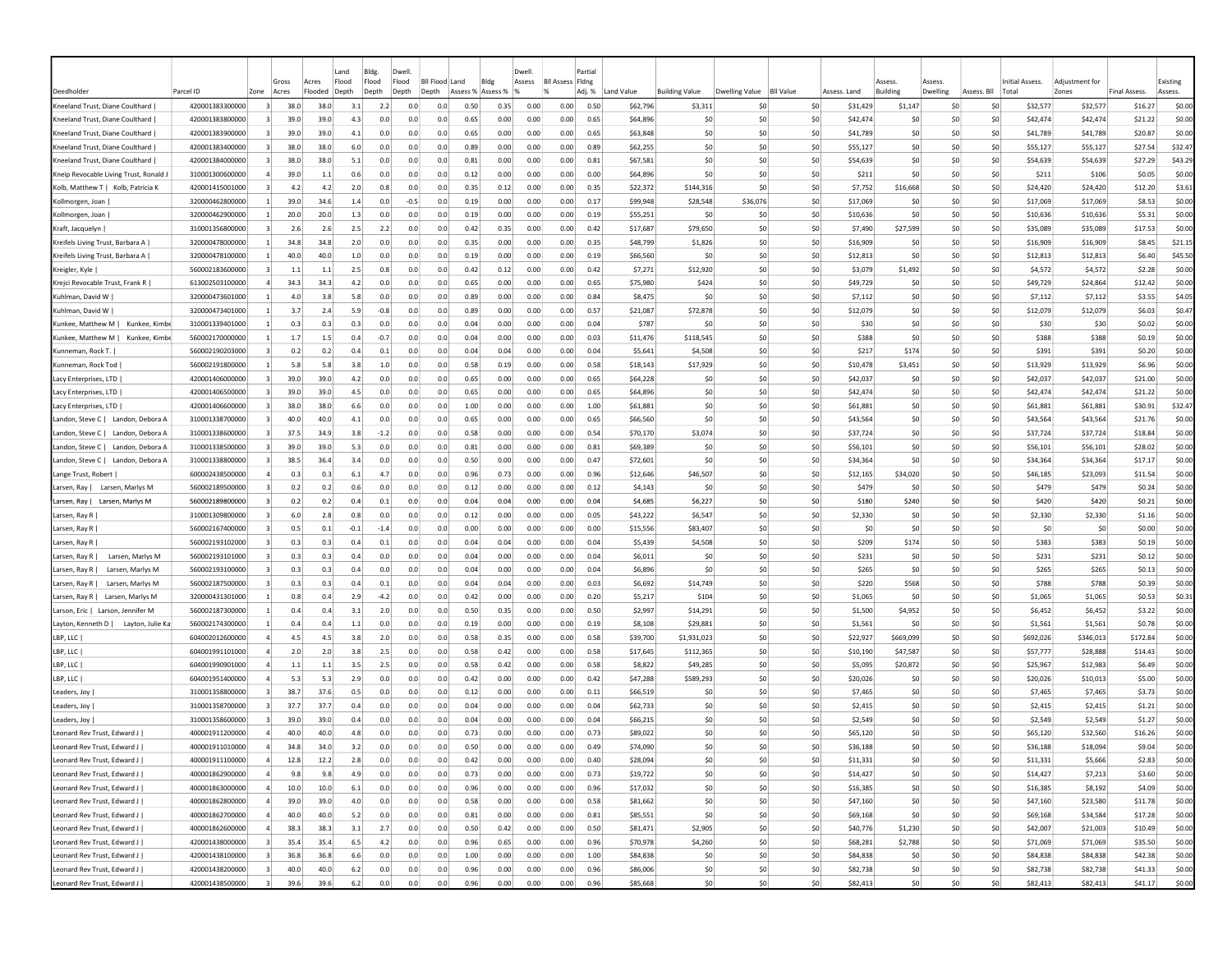| Deedholder | Parcel ID | Zone | Gross Acres | Acres Flooded | Land Flood Depth | Bldg. Flood Depth | Dwell. Flood Depth | Bll Flood Depth | Land Assess % | Bldg Assess % | Dwell. Assess % | Bll Assess % | Partial Flding Adj. % | Land Value | Building Value | Dwelling Value | Bll Value | Assess. Land | Assess. Building | Assess. Dwelling | Assess. Bll | Initial Assess. Total | Adjustment for Zones | Final Assess. | Existing Assess. |
|---|---|---|---|---|---|---|---|---|---|---|---|---|---|---|---|---|---|---|---|---|---|---|---|---|---|
| Kneeland Trust, Diane Coulthard \| | 420001383300000 | 3 | 38.0 | 38.0 | 3.1 | 2.2 | 0.0 | 0.0 | 0.50 | 0.35 | 0.00 | 0.00 | 0.50 | $62,796 | $3,311 | $0 | $0 | $31,429 | $1,147 | $0 | $0 | $32,577 | $32,577 | $16.27 | $0.00 |
| Kneeland Trust, Diane Coulthard \| | 420001383800000 | 3 | 39.0 | 39.0 | 4.3 | 0.0 | 0.0 | 0.0 | 0.65 | 0.00 | 0.00 | 0.00 | 0.65 | $64,896 | $0 | $0 | $0 | $42,474 | $0 | $0 | $0 | $42,474 | $42,474 | $21.22 | $0.00 |
| Kneeland Trust, Diane Coulthard \| | 420001383900000 | 3 | 39.0 | 39.0 | 4.1 | 0.0 | 0.0 | 0.0 | 0.65 | 0.00 | 0.00 | 0.00 | 0.65 | $63,848 | $0 | $0 | $0 | $41,789 | $0 | $0 | $0 | $41,789 | $41,789 | $20.87 | $0.00 |
| Kneeland Trust, Diane Coulthard \| | 420001383400000 | 3 | 38.0 | 38.0 | 6.0 | 0.0 | 0.0 | 0.0 | 0.89 | 0.00 | 0.00 | 0.00 | 0.89 | $62,255 | $0 | $0 | $0 | $55,127 | $0 | $0 | $0 | $55,127 | $55,127 | $27.54 | $32.47 |
| Kneeland Trust, Diane Coulthard \| | 420001384000000 | 3 | 38.0 | 38.0 | 5.1 | 0.0 | 0.0 | 0.0 | 0.81 | 0.00 | 0.00 | 0.00 | 0.81 | $67,581 | $0 | $0 | $0 | $54,639 | $0 | $0 | $0 | $54,639 | $54,639 | $27.29 | $43.29 |
| Kneip Revocable Living Trust, Ronald J | 310001300600000 | 4 | 39.0 | 1.1 | 0.6 | 0.0 | 0.0 | 0.0 | 0.12 | 0.00 | 0.00 | 0.00 | 0.00 | $64,896 | $0 | $0 | $0 | $211 | $0 | $0 | $0 | $211 | $106 | $0.05 | $0.00 |
| Kolb, Matthew T \| Kolb, Patricia K | 420001415001000 | 3 | 4.2 | 4.2 | 2.0 | 0.8 | 0.0 | 0.0 | 0.35 | 0.12 | 0.00 | 0.00 | 0.35 | $22,372 | $144,316 | $0 | $0 | $7,752 | $16,668 | $0 | $0 | $24,420 | $24,420 | $12.20 | $3.61 |
| Kollmorgen, Joan \| | 320000462800000 | 1 | 39.0 | 34.6 | 1.4 | 0.0 | -0.5 | 0.0 | 0.19 | 0.00 | 0.00 | 0.00 | 0.17 | $99,948 | $28,548 | $36,076 | $0 | $17,069 | $0 | $0 | $0 | $17,069 | $17,069 | $8.53 | $0.00 |
| Kollmorgen, Joan \| | 320000462900000 | 1 | 20.0 | 20.0 | 1.3 | 0.0 | 0.0 | 0.0 | 0.19 | 0.00 | 0.00 | 0.00 | 0.19 | $55,251 | $0 | $0 | $0 | $10,636 | $0 | $0 | $0 | $10,636 | $10,636 | $5.31 | $0.00 |
| Kraft, Jacquelyn \| | 310001356800000 | 3 | 2.6 | 2.6 | 2.5 | 2.2 | 0.0 | 0.0 | 0.42 | 0.35 | 0.00 | 0.00 | 0.42 | $17,687 | $79,650 | $0 | $0 | $7,490 | $27,599 | $0 | $0 | $35,089 | $35,089 | $17.53 | $0.00 |
| Kreifels Living Trust, Barbara A \| | 320000478000000 | 1 | 34.8 | 34.8 | 2.0 | 0.0 | 0.0 | 0.0 | 0.35 | 0.00 | 0.00 | 0.00 | 0.35 | $48,799 | $1,826 | $0 | $0 | $16,909 | $0 | $0 | $0 | $16,909 | $16,909 | $8.45 | $21.15 |
| Kreifels Living Trust, Barbara A \| | 320000478100000 | 1 | 40.0 | 40.0 | 1.0 | 0.0 | 0.0 | 0.0 | 0.19 | 0.00 | 0.00 | 0.00 | 0.19 | $66,560 | $0 | $0 | $0 | $12,813 | $0 | $0 | $0 | $12,813 | $12,813 | $6.40 | $45.50 |
| Kreigler, Kyle \| | 560002183600000 | 3 | 1.1 | 1.1 | 2.5 | 0.8 | 0.0 | 0.0 | 0.42 | 0.12 | 0.00 | 0.00 | 0.42 | $7,271 | $12,920 | $0 | $0 | $3,079 | $1,492 | $0 | $0 | $4,572 | $4,572 | $2.28 | $0.00 |
| Krejci Revocable Trust, Frank R \| | 613002503100000 | 4 | 34.3 | 34.3 | 4.2 | 0.0 | 0.0 | 0.0 | 0.65 | 0.00 | 0.00 | 0.00 | 0.65 | $75,980 | $424 | $0 | $0 | $49,729 | $0 | $0 | $0 | $49,729 | $24,864 | $12.42 | $0.00 |
| Kuhlman, David W \| | 320000473601000 | 1 | 4.0 | 3.8 | 5.8 | 0.0 | 0.0 | 0.0 | 0.89 | 0.00 | 0.00 | 0.00 | 0.84 | $8,475 | $0 | $0 | $0 | $7,112 | $0 | $0 | $0 | $7,112 | $7,112 | $3.55 | $4.05 |
| Kuhlman, David W \| | 320000473401000 | 1 | 3.7 | 2.4 | 5.9 | -0.8 | 0.0 | 0.0 | 0.89 | 0.00 | 0.00 | 0.00 | 0.57 | $21,087 | $72,878 | $0 | $0 | $12,079 | $0 | $0 | $0 | $12,079 | $12,079 | $6.03 | $0.47 |
| Kunkee, Matthew M \| Kunkee, Kimbe | 310001339401000 | 1 | 0.3 | 0.3 | 0.3 | 0.0 | 0.0 | 0.0 | 0.04 | 0.00 | 0.00 | 0.00 | 0.04 | $787 | $0 | $0 | $0 | $30 | $0 | $0 | $0 | $30 | $30 | $0.02 | $0.00 |
| Kunkee, Matthew M \| Kunkee, Kimbe | 560002170000000 | 1 | 1.7 | 1.5 | 0.4 | -0.7 | 0.0 | 0.0 | 0.04 | 0.00 | 0.00 | 0.00 | 0.03 | $11,476 | $118,545 | $0 | $0 | $388 | $0 | $0 | $0 | $388 | $388 | $0.19 | $0.00 |
| Kunneman, Rock T. \| | 560002190203000 | 3 | 0.2 | 0.2 | 0.4 | 0.1 | 0.0 | 0.0 | 0.04 | 0.04 | 0.00 | 0.00 | 0.04 | $5,641 | $4,508 | $0 | $0 | $217 | $174 | $0 | $0 | $391 | $391 | $0.20 | $0.00 |
| Kunneman, Rock Tod \| | 560002191800000 | 1 | 5.8 | 5.8 | 3.8 | 1.0 | 0.0 | 0.0 | 0.58 | 0.19 | 0.00 | 0.00 | 0.58 | $18,143 | $17,929 | $0 | $0 | $10,478 | $3,451 | $0 | $0 | $13,929 | $13,929 | $6.96 | $0.00 |
| Lacy Enterprises, LTD \| | 420001406000000 | 3 | 39.0 | 39.0 | 4.2 | 0.0 | 0.0 | 0.0 | 0.65 | 0.00 | 0.00 | 0.00 | 0.65 | $64,228 | $0 | $0 | $0 | $42,037 | $0 | $0 | $0 | $42,037 | $42,037 | $21.00 | $0.00 |
| Lacy Enterprises, LTD \| | 420001406500000 | 3 | 39.0 | 39.0 | 4.5 | 0.0 | 0.0 | 0.0 | 0.65 | 0.00 | 0.00 | 0.00 | 0.65 | $64,896 | $0 | $0 | $0 | $42,474 | $0 | $0 | $0 | $42,474 | $42,474 | $21.22 | $0.00 |
| Lacy Enterprises, LTD \| | 420001406600000 | 3 | 38.0 | 38.0 | 6.6 | 0.0 | 0.0 | 0.0 | 1.00 | 0.00 | 0.00 | 0.00 | 1.00 | $61,881 | $0 | $0 | $0 | $61,881 | $0 | $0 | $0 | $61,881 | $61,881 | $30.91 | $32.47 |
| Landon, Steve C \| Landon, Debora A | 310001338700000 | 3 | 40.0 | 40.0 | 4.1 | 0.0 | 0.0 | 0.0 | 0.65 | 0.00 | 0.00 | 0.00 | 0.65 | $66,560 | $0 | $0 | $0 | $43,564 | $0 | $0 | $0 | $43,564 | $43,564 | $21.76 | $0.00 |
| Landon, Steve C \| Landon, Debora A | 310001338600000 | 3 | 37.5 | 34.9 | 3.8 | -1.2 | 0.0 | 0.0 | 0.58 | 0.00 | 0.00 | 0.00 | 0.54 | $70,170 | $3,074 | $0 | $0 | $37,724 | $0 | $0 | $0 | $37,724 | $37,724 | $18.84 | $0.00 |
| Landon, Steve C \| Landon, Debora A | 310001338500000 | 3 | 39.0 | 39.0 | 5.3 | 0.0 | 0.0 | 0.0 | 0.81 | 0.00 | 0.00 | 0.00 | 0.81 | $69,389 | $0 | $0 | $0 | $56,101 | $0 | $0 | $0 | $56,101 | $56,101 | $28.02 | $0.00 |
| Landon, Steve C \| Landon, Debora A | 310001338800000 | 3 | 38.5 | 36.4 | 3.4 | 0.0 | 0.0 | 0.0 | 0.50 | 0.00 | 0.00 | 0.00 | 0.47 | $72,601 | $0 | $0 | $0 | $34,364 | $0 | $0 | $0 | $34,364 | $34,364 | $17.17 | $0.00 |
| Lange Trust, Robert \| | 600002438500000 | 4 | 0.3 | 0.3 | 6.1 | 4.7 | 0.0 | 0.0 | 0.96 | 0.73 | 0.00 | 0.00 | 0.96 | $12,646 | $46,507 | $0 | $0 | $12,165 | $34,020 | $0 | $0 | $46,185 | $23,093 | $11.54 | $0.00 |
| Larsen, Ray \| Larsen, Marlys M | 560002189500000 | 3 | 0.2 | 0.2 | 0.6 | 0.0 | 0.0 | 0.0 | 0.12 | 0.00 | 0.00 | 0.00 | 0.12 | $4,143 | $0 | $0 | $0 | $479 | $0 | $0 | $0 | $479 | $479 | $0.24 | $0.00 |
| Larsen, Ray \| Larsen, Marlys M | 560002189800000 | 3 | 0.2 | 0.2 | 0.4 | 0.1 | 0.0 | 0.0 | 0.04 | 0.04 | 0.00 | 0.00 | 0.04 | $4,685 | $6,227 | $0 | $0 | $180 | $240 | $0 | $0 | $420 | $420 | $0.21 | $0.00 |
| Larsen, Ray R \| | 310001309800000 | 3 | 6.0 | 2.8 | 0.8 | 0.0 | 0.0 | 0.0 | 0.12 | 0.00 | 0.00 | 0.00 | 0.05 | $43,222 | $6,547 | $0 | $0 | $2,330 | $0 | $0 | $0 | $2,330 | $2,330 | $1.16 | $0.00 |
| Larsen, Ray R \| | 560002167400000 | 3 | 0.5 | 0.1 | -0.1 | -1.4 | 0.0 | 0.0 | 0.00 | 0.00 | 0.00 | 0.00 | 0.00 | $15,556 | $83,407 | $0 | $0 | $0 | $0 | $0 | $0 | $0 | $0 | $0.00 | $0.00 |
| Larsen, Ray R \| | 560002193102000 | 3 | 0.3 | 0.3 | 0.4 | 0.1 | 0.0 | 0.0 | 0.04 | 0.04 | 0.00 | 0.00 | 0.04 | $5,439 | $4,508 | $0 | $0 | $209 | $174 | $0 | $0 | $383 | $383 | $0.19 | $0.00 |
| Larsen, Ray R \| Larsen, Marlys M | 560002193101000 | 3 | 0.3 | 0.3 | 0.4 | 0.0 | 0.0 | 0.0 | 0.04 | 0.00 | 0.00 | 0.00 | 0.04 | $6,011 | $0 | $0 | $0 | $231 | $0 | $0 | $0 | $231 | $231 | $0.12 | $0.00 |
| Larsen, Ray R \| Larsen, Marlys M | 560002193100000 | 3 | 0.3 | 0.3 | 0.4 | 0.0 | 0.0 | 0.0 | 0.04 | 0.00 | 0.00 | 0.00 | 0.04 | $6,896 | $0 | $0 | $0 | $265 | $0 | $0 | $0 | $265 | $265 | $0.13 | $0.00 |
| Larsen, Ray R \| Larsen, Marlys M | 560002187500000 | 3 | 0.3 | 0.3 | 0.4 | 0.1 | 0.0 | 0.0 | 0.04 | 0.04 | 0.00 | 0.00 | 0.03 | $6,692 | $14,749 | $0 | $0 | $220 | $568 | $0 | $0 | $788 | $788 | $0.39 | $0.00 |
| Larsen, Ray R \| Larsen, Marlys M | 320000431301000 | 1 | 0.8 | 0.4 | 2.9 | -4.2 | 0.0 | 0.0 | 0.42 | 0.00 | 0.00 | 0.00 | 0.20 | $5,217 | $104 | $0 | $0 | $1,065 | $0 | $0 | $0 | $1,065 | $1,065 | $0.53 | $0.31 |
| Larson, Eric \| Larson, Jennifer M | 560002187300000 | 1 | 0.4 | 0.4 | 3.1 | 2.0 | 0.0 | 0.0 | 0.50 | 0.35 | 0.00 | 0.00 | 0.50 | $2,997 | $14,291 | $0 | $0 | $1,500 | $4,952 | $0 | $0 | $6,452 | $6,452 | $3.22 | $0.00 |
| Layton, Kenneth D \| Layton, Julie Ka | 560002174300000 | 1 | 0.4 | 0.4 | 1.1 | 0.0 | 0.0 | 0.0 | 0.19 | 0.00 | 0.00 | 0.00 | 0.19 | $8,108 | $29,881 | $0 | $0 | $1,561 | $0 | $0 | $0 | $1,561 | $1,561 | $0.78 | $0.00 |
| LBP, LLC \| | 604002012600000 | 4 | 4.5 | 4.5 | 3.8 | 2.0 | 0.0 | 0.0 | 0.58 | 0.35 | 0.00 | 0.00 | 0.58 | $39,700 | $1,931,023 | $0 | $0 | $22,927 | $669,099 | $0 | $0 | $692,026 | $346,013 | $172.84 | $0.00 |
| LBP, LLC \| | 604001991101000 | 4 | 2.0 | 2.0 | 3.8 | 2.5 | 0.0 | 0.0 | 0.58 | 0.42 | 0.00 | 0.00 | 0.58 | $17,645 | $112,365 | $0 | $0 | $10,190 | $47,587 | $0 | $0 | $57,777 | $28,888 | $14.43 | $0.00 |
| LBP, LLC \| | 604001990901000 | 4 | 1.1 | 1.1 | 3.5 | 2.5 | 0.0 | 0.0 | 0.58 | 0.42 | 0.00 | 0.00 | 0.58 | $8,822 | $49,285 | $0 | $0 | $5,095 | $20,872 | $0 | $0 | $25,967 | $12,983 | $6.49 | $0.00 |
| LBP, LLC \| | 604001951400000 | 4 | 5.3 | 5.3 | 2.9 | 0.0 | 0.0 | 0.0 | 0.42 | 0.00 | 0.00 | 0.00 | 0.42 | $47,288 | $589,293 | $0 | $0 | $20,026 | $0 | $0 | $0 | $20,026 | $10,013 | $5.00 | $0.00 |
| Leaders, Joy \| | 310001358800000 | 3 | 38.7 | 37.6 | 0.5 | 0.0 | 0.0 | 0.0 | 0.12 | 0.00 | 0.00 | 0.00 | 0.11 | $66,519 | $0 | $0 | $0 | $7,465 | $0 | $0 | $0 | $7,465 | $7,465 | $3.73 | $0.00 |
| Leaders, Joy \| | 310001358700000 | 3 | 37.7 | 37.7 | 0.4 | 0.0 | 0.0 | 0.0 | 0.04 | 0.00 | 0.00 | 0.00 | 0.04 | $62,733 | $0 | $0 | $0 | $2,415 | $0 | $0 | $0 | $2,415 | $2,415 | $1.21 | $0.00 |
| Leaders, Joy \| | 310001358600000 | 3 | 39.0 | 39.0 | 0.4 | 0.0 | 0.0 | 0.0 | 0.04 | 0.00 | 0.00 | 0.00 | 0.04 | $66,215 | $0 | $0 | $0 | $2,549 | $0 | $0 | $0 | $2,549 | $2,549 | $1.27 | $0.00 |
| Leonard Rev Trust, Edward J \| | 400001911200000 | 4 | 40.0 | 40.0 | 4.8 | 0.0 | 0.0 | 0.0 | 0.73 | 0.00 | 0.00 | 0.00 | 0.73 | $89,022 | $0 | $0 | $0 | $65,120 | $0 | $0 | $0 | $65,120 | $32,560 | $16.26 | $0.00 |
| Leonard Rev Trust, Edward J \| | 400001911010000 | 4 | 34.8 | 34.0 | 3.2 | 0.0 | 0.0 | 0.0 | 0.50 | 0.00 | 0.00 | 0.00 | 0.49 | $74,090 | $0 | $0 | $0 | $36,188 | $0 | $0 | $0 | $36,188 | $18,094 | $9.04 | $0.00 |
| Leonard Rev Trust, Edward J \| | 400001911100000 | 4 | 12.8 | 12.2 | 2.8 | 0.0 | 0.0 | 0.0 | 0.42 | 0.00 | 0.00 | 0.00 | 0.40 | $28,094 | $0 | $0 | $0 | $11,331 | $0 | $0 | $0 | $11,331 | $5,666 | $2.83 | $0.00 |
| Leonard Rev Trust, Edward J \| | 400001862900000 | 4 | 9.8 | 9.8 | 4.9 | 0.0 | 0.0 | 0.0 | 0.73 | 0.00 | 0.00 | 0.00 | 0.73 | $19,722 | $0 | $0 | $0 | $14,427 | $0 | $0 | $0 | $14,427 | $7,213 | $3.60 | $0.00 |
| Leonard Rev Trust, Edward J \| | 400001863000000 | 4 | 10.0 | 10.0 | 6.1 | 0.0 | 0.0 | 0.0 | 0.96 | 0.00 | 0.00 | 0.00 | 0.96 | $17,032 | $0 | $0 | $0 | $16,385 | $0 | $0 | $0 | $16,385 | $8,192 | $4.09 | $0.00 |
| Leonard Rev Trust, Edward J \| | 400001862800000 | 4 | 39.0 | 39.0 | 4.0 | 0.0 | 0.0 | 0.0 | 0.58 | 0.00 | 0.00 | 0.00 | 0.58 | $81,662 | $0 | $0 | $0 | $47,160 | $0 | $0 | $0 | $47,160 | $23,580 | $11.78 | $0.00 |
| Leonard Rev Trust, Edward J \| | 400001862700000 | 4 | 40.0 | 40.0 | 5.2 | 0.0 | 0.0 | 0.0 | 0.81 | 0.00 | 0.00 | 0.00 | 0.81 | $85,551 | $0 | $0 | $0 | $69,168 | $0 | $0 | $0 | $69,168 | $34,584 | $17.28 | $0.00 |
| Leonard Rev Trust, Edward J \| | 400001862600000 | 4 | 38.3 | 38.3 | 3.1 | 2.7 | 0.0 | 0.0 | 0.50 | 0.42 | 0.00 | 0.00 | 0.50 | $81,471 | $2,905 | $0 | $0 | $40,776 | $1,230 | $0 | $0 | $42,007 | $21,003 | $10.49 | $0.00 |
| Leonard Rev Trust, Edward J \| | 420001438000000 | 3 | 35.4 | 35.4 | 6.5 | 4.2 | 0.0 | 0.0 | 0.96 | 0.65 | 0.00 | 0.00 | 0.96 | $70,978 | $4,260 | $0 | $0 | $68,281 | $2,788 | $0 | $0 | $71,069 | $71,069 | $35.50 | $0.00 |
| Leonard Rev Trust, Edward J \| | 420001438100000 | 3 | 36.8 | 36.8 | 6.6 | 0.0 | 0.0 | 0.0 | 1.00 | 0.00 | 0.00 | 0.00 | 1.00 | $84,838 | $0 | $0 | $0 | $84,838 | $0 | $0 | $0 | $84,838 | $84,838 | $42.38 | $0.00 |
| Leonard Rev Trust, Edward J \| | 420001438200000 | 3 | 40.0 | 40.0 | 6.2 | 0.0 | 0.0 | 0.0 | 0.96 | 0.00 | 0.00 | 0.00 | 0.96 | $86,006 | $0 | $0 | $0 | $82,738 | $0 | $0 | $0 | $82,738 | $82,738 | $41.33 | $0.00 |
| Leonard Rev Trust, Edward J \| | 420001438500000 | 3 | 39.6 | 39.6 | 6.2 | 0.0 | 0.0 | 0.0 | 0.96 | 0.00 | 0.00 | 0.00 | 0.96 | $85,668 | $0 | $0 | $0 | $82,413 | $0 | $0 | $0 | $82,413 | $82,413 | $41.17 | $0.00 |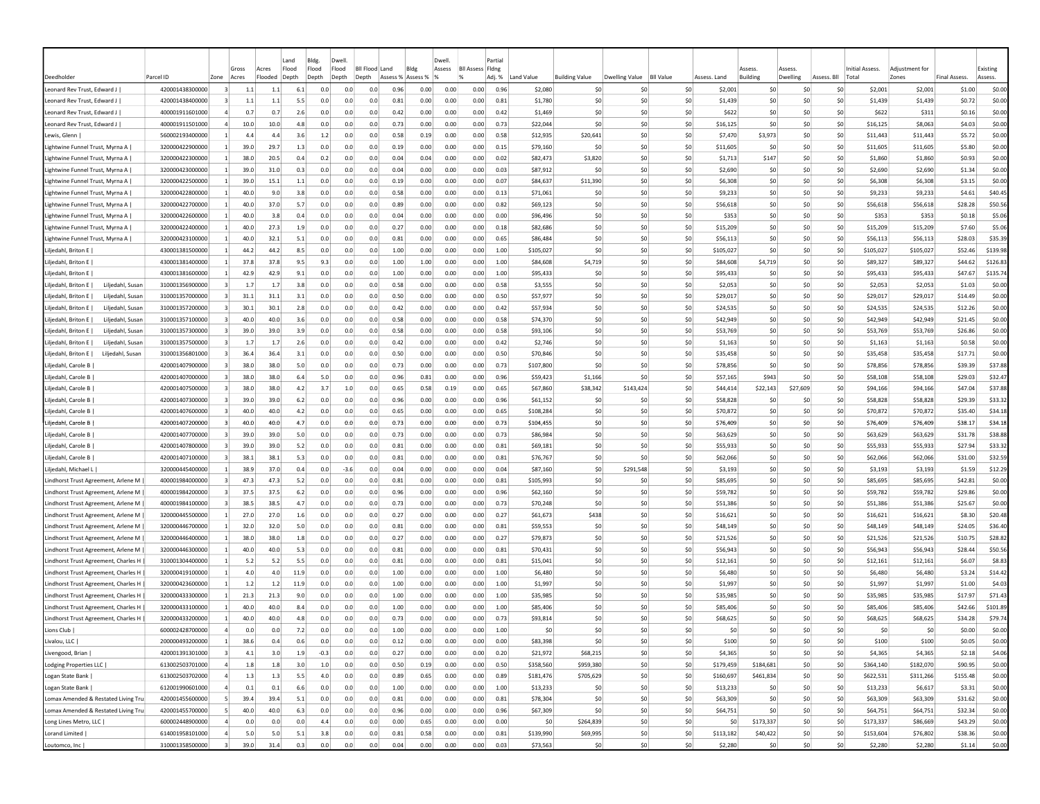| Deedholder | Parcel ID | Zone | Gross Acres | Acres Flooded | Land Flood Depth | Bldg. Flood Depth | Dwell. Flood Depth | Bll Flood Depth | Land Assess % | Bldg Assess % | Dwell. Assess % | Bll Assess % | Partial Flding Adj. % | Land Value | Building Value | Dwelling Value | Bll Value | Assess. Land | Assess. Building | Assess. Dwelling | Assess. Bll | Initial Assess. Total | Adjustment for Zones | Final Assess. | Existing Assess. |
|---|---|---|---|---|---|---|---|---|---|---|---|---|---|---|---|---|---|---|---|---|---|---|---|---|---|
| Leonard Rev Trust, Edward J \| | 420001438300000 | 3 | 1.1 | 1.1 | 6.1 | 0.0 | 0.0 | 0.0 | 0.96 | 0.00 | 0.00 | 0.00 | 0.96 | $2,080 | $0 | $0 | $0 | $2,001 | $0 | $0 | $0 | $2,001 | $2,001 | $1.00 | $0.00 |
| Leonard Rev Trust, Edward J \| | 420001438400000 | 3 | 1.1 | 1.1 | 5.5 | 0.0 | 0.0 | 0.0 | 0.81 | 0.00 | 0.00 | 0.00 | 0.81 | $1,780 | $0 | $0 | $0 | $1,439 | $0 | $0 | $0 | $1,439 | $1,439 | $0.72 | $0.00 |
| Leonard Rev Trust, Edward J \| | 400001911601000 | 4 | 0.7 | 0.7 | 2.6 | 0.0 | 0.0 | 0.0 | 0.42 | 0.00 | 0.00 | 0.00 | 0.42 | $1,469 | $0 | $0 | $0 | $622 | $0 | $0 | $0 | $622 | $311 | $0.16 | $0.00 |
| Leonard Rev Trust, Edward J \| | 400001911501000 | 4 | 10.0 | 10.0 | 4.8 | 0.0 | 0.0 | 0.0 | 0.73 | 0.00 | 0.00 | 0.00 | 0.73 | $22,044 | $0 | $0 | $0 | $16,125 | $0 | $0 | $0 | $16,125 | $8,063 | $4.03 | $0.00 |
| Lewis, Glenn \| | 560002193400000 | 1 | 4.4 | 4.4 | 3.6 | 1.2 | 0.0 | 0.0 | 0.58 | 0.19 | 0.00 | 0.00 | 0.58 | $12,935 | $20,641 | $0 | $0 | $7,470 | $3,973 | $0 | $0 | $11,443 | $11,443 | $5.72 | $0.00 |
| Lightwine Funnel Trust, Myrna A \| | 320000422900000 | 1 | 39.0 | 29.7 | 1.3 | 0.0 | 0.0 | 0.0 | 0.19 | 0.00 | 0.00 | 0.00 | 0.15 | $79,160 | $0 | $0 | $0 | $11,605 | $0 | $0 | $0 | $11,605 | $11,605 | $5.80 | $0.00 |
| Lightwine Funnel Trust, Myrna A \| | 320000422300000 | 1 | 38.0 | 20.5 | 0.4 | 0.2 | 0.0 | 0.0 | 0.04 | 0.04 | 0.00 | 0.00 | 0.02 | $82,473 | $3,820 | $0 | $0 | $1,713 | $147 | $0 | $0 | $1,860 | $1,860 | $0.93 | $0.00 |
| Lightwine Funnel Trust, Myrna A \| | 320000423000000 | 1 | 39.0 | 31.0 | 0.3 | 0.0 | 0.0 | 0.0 | 0.04 | 0.00 | 0.00 | 0.00 | 0.03 | $87,912 | $0 | $0 | $0 | $2,690 | $0 | $0 | $0 | $2,690 | $2,690 | $1.34 | $0.00 |
| Lightwine Funnel Trust, Myrna A \| | 320000422500000 | 1 | 39.0 | 15.1 | 1.1 | 0.0 | 0.0 | 0.0 | 0.19 | 0.00 | 0.00 | 0.00 | 0.07 | $84,637 | $11,390 | $0 | $0 | $6,308 | $0 | $0 | $0 | $6,308 | $6,308 | $3.15 | $0.00 |
| Lightwine Funnel Trust, Myrna A \| | 320000422800000 | 1 | 40.0 | 9.0 | 3.8 | 0.0 | 0.0 | 0.0 | 0.58 | 0.00 | 0.00 | 0.00 | 0.13 | $71,061 | $0 | $0 | $0 | $9,233 | $0 | $0 | $0 | $9,233 | $9,233 | $4.61 | $40.45 |
| Lightwine Funnel Trust, Myrna A \| | 320000422700000 | 1 | 40.0 | 37.0 | 5.7 | 0.0 | 0.0 | 0.0 | 0.89 | 0.00 | 0.00 | 0.00 | 0.82 | $69,123 | $0 | $0 | $0 | $56,618 | $0 | $0 | $0 | $56,618 | $56,618 | $28.28 | $50.56 |
| Lightwine Funnel Trust, Myrna A \| | 320000422600000 | 1 | 40.0 | 3.8 | 0.4 | 0.0 | 0.0 | 0.0 | 0.04 | 0.00 | 0.00 | 0.00 | 0.00 | $96,496 | $0 | $0 | $0 | $353 | $0 | $0 | $0 | $353 | $353 | $0.18 | $5.06 |
| Lightwine Funnel Trust, Myrna A \| | 320000422400000 | 1 | 40.0 | 27.3 | 1.9 | 0.0 | 0.0 | 0.0 | 0.27 | 0.00 | 0.00 | 0.00 | 0.18 | $82,686 | $0 | $0 | $0 | $15,209 | $0 | $0 | $0 | $15,209 | $15,209 | $7.60 | $5.06 |
| Lightwine Funnel Trust, Myrna A \| | 320000423100000 | 1 | 40.0 | 32.1 | 5.1 | 0.0 | 0.0 | 0.0 | 0.81 | 0.00 | 0.00 | 0.00 | 0.65 | $86,484 | $0 | $0 | $0 | $56,113 | $0 | $0 | $0 | $56,113 | $56,113 | $28.03 | $35.39 |
| Liljedahl, Briton E \| | 430001381500000 | 1 | 44.2 | 44.2 | 8.5 | 0.0 | 0.0 | 0.0 | 1.00 | 0.00 | 0.00 | 0.00 | 1.00 | $105,027 | $0 | $0 | $0 | $105,027 | $0 | $0 | $0 | $105,027 | $105,027 | $52.46 | $139.98 |
| Liljedahl, Briton E \| | 430001381400000 | 1 | 37.8 | 37.8 | 9.5 | 9.3 | 0.0 | 0.0 | 1.00 | 1.00 | 0.00 | 0.00 | 1.00 | $84,608 | $4,719 | $0 | $0 | $84,608 | $4,719 | $0 | $0 | $89,327 | $89,327 | $44.62 | $126.83 |
| Liljedahl, Briton E \| | 430001381600000 | 1 | 42.9 | 42.9 | 9.1 | 0.0 | 0.0 | 0.0 | 1.00 | 0.00 | 0.00 | 0.00 | 1.00 | $95,433 | $0 | $0 | $0 | $95,433 | $0 | $0 | $0 | $95,433 | $95,433 | $47.67 | $135.74 |
| Liljedahl, Briton E \| Liljedahl, Susan | 310001356900000 | 3 | 1.7 | 1.7 | 3.8 | 0.0 | 0.0 | 0.0 | 0.58 | 0.00 | 0.00 | 0.00 | 0.58 | $3,555 | $0 | $0 | $0 | $2,053 | $0 | $0 | $0 | $2,053 | $2,053 | $1.03 | $0.00 |
| Liljedahl, Briton E \| Liljedahl, Susan | 310001357000000 | 3 | 31.1 | 31.1 | 3.1 | 0.0 | 0.0 | 0.0 | 0.50 | 0.00 | 0.00 | 0.00 | 0.50 | $57,977 | $0 | $0 | $0 | $29,017 | $0 | $0 | $0 | $29,017 | $29,017 | $14.49 | $0.00 |
| Liljedahl, Briton E \| Liljedahl, Susan | 310001357200000 | 3 | 30.1 | 30.1 | 2.8 | 0.0 | 0.0 | 0.0 | 0.42 | 0.00 | 0.00 | 0.00 | 0.42 | $57,934 | $0 | $0 | $0 | $24,535 | $0 | $0 | $0 | $24,535 | $24,535 | $12.26 | $0.00 |
| Liljedahl, Briton E \| Liljedahl, Susan | 310001357100000 | 3 | 40.0 | 40.0 | 3.6 | 0.0 | 0.0 | 0.0 | 0.58 | 0.00 | 0.00 | 0.00 | 0.58 | $74,370 | $0 | $0 | $0 | $42,949 | $0 | $0 | $0 | $42,949 | $42,949 | $21.45 | $0.00 |
| Liljedahl, Briton E \| Liljedahl, Susan | 310001357300000 | 3 | 39.0 | 39.0 | 3.9 | 0.0 | 0.0 | 0.0 | 0.58 | 0.00 | 0.00 | 0.00 | 0.58 | $93,106 | $0 | $0 | $0 | $53,769 | $0 | $0 | $0 | $53,769 | $53,769 | $26.86 | $0.00 |
| Liljedahl, Briton E \| Liljedahl, Susan | 310001357500000 | 3 | 1.7 | 1.7 | 2.6 | 0.0 | 0.0 | 0.0 | 0.42 | 0.00 | 0.00 | 0.00 | 0.42 | $2,746 | $0 | $0 | $0 | $1,163 | $0 | $0 | $0 | $1,163 | $1,163 | $0.58 | $0.00 |
| Liljedahl, Briton E \| Liljedahl, Susan | 310001356801000 | 3 | 36.4 | 36.4 | 3.1 | 0.0 | 0.0 | 0.0 | 0.50 | 0.00 | 0.00 | 0.00 | 0.50 | $70,846 | $0 | $0 | $0 | $35,458 | $0 | $0 | $0 | $35,458 | $35,458 | $17.71 | $0.00 |
| Liljedahl, Carole B \| | 420001407900000 | 3 | 38.0 | 38.0 | 5.0 | 0.0 | 0.0 | 0.0 | 0.73 | 0.00 | 0.00 | 0.00 | 0.73 | $107,800 | $0 | $0 | $0 | $78,856 | $0 | $0 | $0 | $78,856 | $78,856 | $39.39 | $37.88 |
| Liljedahl, Carole B \| | 420001407000000 | 3 | 38.0 | 38.0 | 6.4 | 5.0 | 0.0 | 0.0 | 0.96 | 0.81 | 0.00 | 0.00 | 0.96 | $59,423 | $1,166 | $0 | $0 | $57,165 | $943 | $0 | $0 | $58,108 | $58,108 | $29.03 | $32.47 |
| Liljedahl, Carole B \| | 420001407500000 | 3 | 38.0 | 38.0 | 4.2 | 3.7 | 1.0 | 0.0 | 0.65 | 0.58 | 0.19 | 0.00 | 0.65 | $67,860 | $38,342 | $143,424 | $0 | $44,414 | $22,143 | $27,609 | $0 | $94,166 | $94,166 | $47.04 | $37.88 |
| Liljedahl, Carole B \| | 420001407300000 | 3 | 39.0 | 39.0 | 6.2 | 0.0 | 0.0 | 0.0 | 0.96 | 0.00 | 0.00 | 0.00 | 0.96 | $61,152 | $0 | $0 | $0 | $58,828 | $0 | $0 | $0 | $58,828 | $58,828 | $29.39 | $33.32 |
| Liljedahl, Carole B \| | 420001407600000 | 3 | 40.0 | 40.0 | 4.2 | 0.0 | 0.0 | 0.0 | 0.65 | 0.00 | 0.00 | 0.00 | 0.65 | $108,284 | $0 | $0 | $0 | $70,872 | $0 | $0 | $0 | $70,872 | $70,872 | $35.40 | $34.18 |
| Liljedahl, Carole B \| | 420001407200000 | 3 | 40.0 | 40.0 | 4.7 | 0.0 | 0.0 | 0.0 | 0.73 | 0.00 | 0.00 | 0.00 | 0.73 | $104,455 | $0 | $0 | $0 | $76,409 | $0 | $0 | $0 | $76,409 | $76,409 | $38.17 | $34.18 |
| Liljedahl, Carole B \| | 420001407700000 | 3 | 39.0 | 39.0 | 5.0 | 0.0 | 0.0 | 0.0 | 0.73 | 0.00 | 0.00 | 0.00 | 0.73 | $86,984 | $0 | $0 | $0 | $63,629 | $0 | $0 | $0 | $63,629 | $63,629 | $31.78 | $38.88 |
| Liljedahl, Carole B \| | 420001407800000 | 3 | 39.0 | 39.0 | 5.2 | 0.0 | 0.0 | 0.0 | 0.81 | 0.00 | 0.00 | 0.00 | 0.81 | $69,181 | $0 | $0 | $0 | $55,933 | $0 | $0 | $0 | $55,933 | $55,933 | $27.94 | $33.32 |
| Liljedahl, Carole B \| | 420001407100000 | 3 | 38.1 | 38.1 | 5.3 | 0.0 | 0.0 | 0.0 | 0.81 | 0.00 | 0.00 | 0.00 | 0.81 | $76,767 | $0 | $0 | $0 | $62,066 | $0 | $0 | $0 | $62,066 | $62,066 | $31.00 | $32.59 |
| Liljedahl, Michael L \| | 320000445400000 | 1 | 38.9 | 37.0 | 0.4 | 0.0 | -3.6 | 0.0 | 0.04 | 0.00 | 0.00 | 0.00 | 0.04 | $87,160 | $0 | $291,548 | $0 | $3,193 | $0 | $0 | $0 | $3,193 | $3,193 | $1.59 | $12.29 |
| Lindhorst Trust Agreement, Arlene M \| | 400001984000000 | 3 | 47.3 | 47.3 | 5.2 | 0.0 | 0.0 | 0.0 | 0.81 | 0.00 | 0.00 | 0.00 | 0.81 | $105,993 | $0 | $0 | $0 | $85,695 | $0 | $0 | $0 | $85,695 | $85,695 | $42.81 | $0.00 |
| Lindhorst Trust Agreement, Arlene M \| | 400001984200000 | 3 | 37.5 | 37.5 | 6.2 | 0.0 | 0.0 | 0.0 | 0.96 | 0.00 | 0.00 | 0.00 | 0.96 | $62,160 | $0 | $0 | $0 | $59,782 | $0 | $0 | $0 | $59,782 | $59,782 | $29.86 | $0.00 |
| Lindhorst Trust Agreement, Arlene M \| | 400001984100000 | 3 | 38.5 | 38.5 | 4.7 | 0.0 | 0.0 | 0.0 | 0.73 | 0.00 | 0.00 | 0.00 | 0.73 | $70,248 | $0 | $0 | $0 | $51,386 | $0 | $0 | $0 | $51,386 | $51,386 | $25.67 | $0.00 |
| Lindhorst Trust Agreement, Arlene M \| | 320000445500000 | 1 | 27.0 | 27.0 | 1.6 | 0.0 | 0.0 | 0.0 | 0.27 | 0.00 | 0.00 | 0.00 | 0.27 | $61,673 | $438 | $0 | $0 | $16,621 | $0 | $0 | $0 | $16,621 | $16,621 | $8.30 | $20.48 |
| Lindhorst Trust Agreement, Arlene M \| | 320000446700000 | 1 | 32.0 | 32.0 | 5.0 | 0.0 | 0.0 | 0.0 | 0.81 | 0.00 | 0.00 | 0.00 | 0.81 | $59,553 | $0 | $0 | $0 | $48,149 | $0 | $0 | $0 | $48,149 | $48,149 | $24.05 | $36.40 |
| Lindhorst Trust Agreement, Arlene M \| | 320000446400000 | 1 | 38.0 | 38.0 | 1.8 | 0.0 | 0.0 | 0.0 | 0.27 | 0.00 | 0.00 | 0.00 | 0.27 | $79,873 | $0 | $0 | $0 | $21,526 | $0 | $0 | $0 | $21,526 | $21,526 | $10.75 | $28.82 |
| Lindhorst Trust Agreement, Arlene M \| | 320000446300000 | 1 | 40.0 | 40.0 | 5.3 | 0.0 | 0.0 | 0.0 | 0.81 | 0.00 | 0.00 | 0.00 | 0.81 | $70,431 | $0 | $0 | $0 | $56,943 | $0 | $0 | $0 | $56,943 | $56,943 | $28.44 | $50.56 |
| Lindhorst Trust Agreement, Charles H \| | 310001304400000 | 1 | 5.2 | 5.2 | 5.5 | 0.0 | 0.0 | 0.0 | 0.81 | 0.00 | 0.00 | 0.00 | 0.81 | $15,041 | $0 | $0 | $0 | $12,161 | $0 | $0 | $0 | $12,161 | $12,161 | $6.07 | $8.83 |
| Lindhorst Trust Agreement, Charles H \| | 320000419100000 | 1 | 4.0 | 4.0 | 11.9 | 0.0 | 0.0 | 0.0 | 1.00 | 0.00 | 0.00 | 0.00 | 1.00 | $6,480 | $0 | $0 | $0 | $6,480 | $0 | $0 | $0 | $6,480 | $6,480 | $3.24 | $14.42 |
| Lindhorst Trust Agreement, Charles H \| | 320000423600000 | 1 | 1.2 | 1.2 | 11.9 | 0.0 | 0.0 | 0.0 | 1.00 | 0.00 | 0.00 | 0.00 | 1.00 | $1,997 | $0 | $0 | $0 | $1,997 | $0 | $0 | $0 | $1,997 | $1,997 | $1.00 | $4.03 |
| Lindhorst Trust Agreement, Charles H \| | 320000433300000 | 1 | 21.3 | 21.3 | 9.0 | 0.0 | 0.0 | 0.0 | 1.00 | 0.00 | 0.00 | 0.00 | 1.00 | $35,985 | $0 | $0 | $0 | $35,985 | $0 | $0 | $0 | $35,985 | $35,985 | $17.97 | $71.43 |
| Lindhorst Trust Agreement, Charles H \| | 320000433100000 | 1 | 40.0 | 40.0 | 8.4 | 0.0 | 0.0 | 0.0 | 1.00 | 0.00 | 0.00 | 0.00 | 1.00 | $85,406 | $0 | $0 | $0 | $85,406 | $0 | $0 | $0 | $85,406 | $85,406 | $42.66 | $101.89 |
| Lindhorst Trust Agreement, Charles H \| | 320000433200000 | 1 | 40.0 | 40.0 | 4.8 | 0.0 | 0.0 | 0.0 | 0.73 | 0.00 | 0.00 | 0.00 | 0.73 | $93,814 | $0 | $0 | $0 | $68,625 | $0 | $0 | $0 | $68,625 | $68,625 | $34.28 | $79.74 |
| Lions Club \| | 600002428700000 | 4 | 0.0 | 0.0 | 7.2 | 0.0 | 0.0 | 0.0 | 1.00 | 0.00 | 0.00 | 0.00 | 1.00 | $0 | $0 | $0 | $0 | $0 | $0 | $0 | $0 | $0 | $0 | $0.00 | $0.00 |
| Livalou, LLC \| | 200000493200000 | 1 | 38.6 | 0.4 | 0.6 | 0.0 | 0.0 | 0.0 | 0.12 | 0.00 | 0.00 | 0.00 | 0.00 | $83,398 | $0 | $0 | $0 | $100 | $0 | $0 | $0 | $100 | $100 | $0.05 | $0.00 |
| Livengood, Brian \| | 420001391301000 | 3 | 4.1 | 3.0 | 1.9 | -0.3 | 0.0 | 0.0 | 0.27 | 0.00 | 0.00 | 0.00 | 0.20 | $21,972 | $68,215 | $0 | $0 | $4,365 | $0 | $0 | $0 | $4,365 | $4,365 | $2.18 | $4.06 |
| Lodging Properties LLC \| | 613002503701000 | 4 | 1.8 | 1.8 | 3.0 | 1.0 | 0.0 | 0.0 | 0.50 | 0.19 | 0.00 | 0.00 | 0.50 | $358,560 | $959,380 | $0 | $0 | $179,459 | $184,681 | $0 | $0 | $364,140 | $182,070 | $90.95 | $0.00 |
| Logan State Bank \| | 613002503702000 | 4 | 1.3 | 1.3 | 5.5 | 4.0 | 0.0 | 0.0 | 0.89 | 0.65 | 0.00 | 0.00 | 0.89 | $181,476 | $705,629 | $0 | $0 | $160,697 | $461,834 | $0 | $0 | $622,531 | $311,266 | $155.48 | $0.00 |
| Logan State Bank \| | 612001990601000 | 4 | 0.1 | 0.1 | 6.6 | 0.0 | 0.0 | 0.0 | 1.00 | 0.00 | 0.00 | 0.00 | 1.00 | $13,233 | $0 | $0 | $0 | $13,233 | $0 | $0 | $0 | $13,233 | $6,617 | $3.31 | $0.00 |
| Lomax Amended & Restated Living Tru | 420001455600000 | 5 | 39.4 | 39.4 | 5.1 | 0.0 | 0.0 | 0.0 | 0.81 | 0.00 | 0.00 | 0.00 | 0.81 | $78,304 | $0 | $0 | $0 | $63,309 | $0 | $0 | $0 | $63,309 | $63,309 | $31.62 | $0.00 |
| Lomax Amended & Restated Living Tru | 420001455700000 | 5 | 40.0 | 40.0 | 6.3 | 0.0 | 0.0 | 0.0 | 0.96 | 0.00 | 0.00 | 0.00 | 0.96 | $67,309 | $0 | $0 | $0 | $64,751 | $0 | $0 | $0 | $64,751 | $64,751 | $32.34 | $0.00 |
| Long Lines Metro, LLC \| | 600002448900000 | 4 | 0.0 | 0.0 | 0.0 | 4.4 | 0.0 | 0.0 | 0.00 | 0.65 | 0.00 | 0.00 | 0.00 | $0 | $264,839 | $0 | $0 | $0 | $173,337 | $0 | $0 | $173,337 | $86,669 | $43.29 | $0.00 |
| Lorand Limited \| | 614001958101000 | 4 | 5.0 | 5.0 | 5.1 | 3.8 | 0.0 | 0.0 | 0.81 | 0.58 | 0.00 | 0.00 | 0.81 | $139,990 | $69,995 | $0 | $0 | $113,182 | $40,422 | $0 | $0 | $153,604 | $76,802 | $38.36 | $0.00 |
| Loutomco, Inc \| | 310001358500000 | 3 | 39.0 | 31.4 | 0.3 | 0.0 | 0.0 | 0.0 | 0.04 | 0.00 | 0.00 | 0.00 | 0.03 | $73,563 | $0 | $0 | $0 | $2,280 | $0 | $0 | $0 | $2,280 | $2,280 | $1.14 | $0.00 |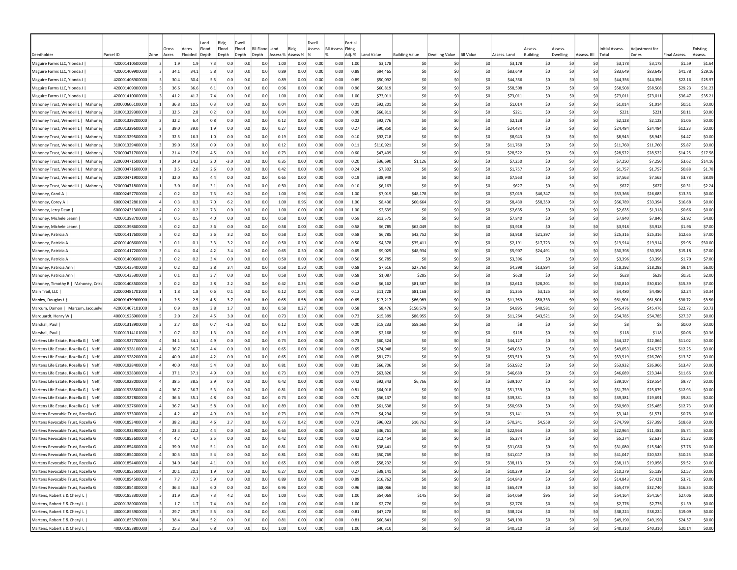| Deedholder | Parcel ID | Zone | Gross Acres | Acres Flooded | Land Flood Depth | Bldg. Flood Depth | Dwell. Flood Depth | Bll Flood Depth | Land Assess % | Bldg Assess % | Dwell. Assess % | Bll Assess % | Partial Flding Adj. % | Land Value | Building Value | Dwelling Value | Bll Value | Assess. Land | Assess. Building | Assess. Dwelling | Assess. Bll | Initial Assess. Total | Adjustment for Zones | Final Assess. | Existing Assess. |
|---|---|---|---|---|---|---|---|---|---|---|---|---|---|---|---|---|---|---|---|---|---|---|---|---|---|
| Maguire Farms LLC, Ylonda J \| | 420001410500000 | 3 | 1.9 | 1.9 | 7.3 | 0.0 | 0.0 | 0.0 | 1.00 | 0.00 | 0.00 | 0.00 | 1.00 | $3,178 | $0 | $0 | $0 | $3,178 | $0 | $0 | $0 | $3,178 | $3,178 | $1.59 | $1.64 |
| Maguire Farms LLC, Ylonda J \| | 420001409900000 | 3 | 34.1 | 34.1 | 5.8 | 0.0 | 0.0 | 0.0 | 0.89 | 0.00 | 0.00 | 0.00 | 0.89 | $94,465 | $0 | $0 | $0 | $83,649 | $0 | $0 | $0 | $83,649 | $83,649 | $41.78 | $29.16 |
| Maguire Farms LLC, Ylonda J \| | 420001408900000 | 5 | 30.4 | 30.4 | 5.5 | 0.0 | 0.0 | 0.0 | 0.89 | 0.00 | 0.00 | 0.00 | 0.89 | $50,092 | $0 | $0 | $0 | $44,356 | $0 | $0 | $0 | $44,356 | $44,356 | $22.16 | $25.97 |
| Maguire Farms LLC, Ylonda J \| | 420001409000000 | 5 | 36.6 | 36.6 | 6.1 | 0.0 | 0.0 | 0.0 | 0.96 | 0.00 | 0.00 | 0.00 | 0.96 | $60,819 | $0 | $0 | $0 | $58,508 | $0 | $0 | $0 | $58,508 | $58,508 | $29.23 | $31.23 |
| Maguire Farms LLC, Ylonda J \| | 420001410000000 | 3 | 41.2 | 41.2 | 7.4 | 0.0 | 0.0 | 0.0 | 1.00 | 0.00 | 0.00 | 0.00 | 1.00 | $73,011 | $0 | $0 | $0 | $73,011 | $0 | $0 | $0 | $73,011 | $73,011 | $36.47 | $35.21 |
| Mahoney Trust, Wendell L \| Mahoney | 200000606100000 | 1 | 36.8 | 10.5 | 0.3 | 0.0 | 0.0 | 0.0 | 0.04 | 0.00 | 0.00 | 0.00 | 0.01 | $92,201 | $0 | $0 | $0 | $1,014 | $0 | $0 | $0 | $1,014 | $1,014 | $0.51 | $0.00 |
| Mahoney Trust, Wendell L \| Mahoney | 310001329300000 | 3 | 32.5 | 2.8 | 0.2 | 0.0 | 0.0 | 0.0 | 0.04 | 0.00 | 0.00 | 0.00 | 0.00 | $66,811 | $0 | $0 | $0 | $221 | $0 | $0 | $0 | $221 | $221 | $0.11 | $0.00 |
| Mahoney Trust, Wendell L \| Mahoney | 310001329200000 | 3 | 32.2 | 6.4 | 0.8 | 0.0 | 0.0 | 0.0 | 0.12 | 0.00 | 0.00 | 0.00 | 0.02 | $92,776 | $0 | $0 | $0 | $2,128 | $0 | $0 | $0 | $2,128 | $2,128 | $1.06 | $0.00 |
| Mahoney Trust, Wendell L \| Mahoney | 310001329600000 | 3 | 39.0 | 39.0 | 1.9 | 0.0 | 0.0 | 0.0 | 0.27 | 0.00 | 0.00 | 0.00 | 0.27 | $90,850 | $0 | $0 | $0 | $24,484 | $0 | $0 | $0 | $24,484 | $24,484 | $12.23 | $0.00 |
| Mahoney Trust, Wendell L \| Mahoney | 310001329500000 | 3 | 32.5 | 16.3 | 1.0 | 0.0 | 0.0 | 0.0 | 0.19 | 0.00 | 0.00 | 0.00 | 0.10 | $92,718 | $0 | $0 | $0 | $8,943 | $0 | $0 | $0 | $8,943 | $8,943 | $4.47 | $0.00 |
| Mahoney Trust, Wendell L \| Mahoney | 310001329400000 | 3 | 39.0 | 35.8 | 0.9 | 0.0 | 0.0 | 0.0 | 0.12 | 0.00 | 0.00 | 0.00 | 0.11 | $110,921 | $0 | $0 | $0 | $11,760 | $0 | $0 | $0 | $11,760 | $11,760 | $5.87 | $0.00 |
| Mahoney Trust, Wendell L \| Mahoney | 320000471700000 | 1 | 21.4 | 17.6 | 4.5 | 0.0 | 0.0 | 0.0 | 0.73 | 0.00 | 0.00 | 0.00 | 0.60 | $47,409 | $0 | $0 | $0 | $28,522 | $0 | $0 | $0 | $28,522 | $28,522 | $14.25 | $17.58 |
| Mahoney Trust, Wendell L \| Mahoney | 320000471500000 | 1 | 24.9 | 14.2 | 2.0 | -3.0 | 0.0 | 0.0 | 0.35 | 0.00 | 0.00 | 0.00 | 0.20 | $36,690 | $1,126 | $0 | $0 | $7,250 | $0 | $0 | $0 | $7,250 | $7,250 | $3.62 | $14.16 |
| Mahoney Trust, Wendell L \| Mahoney | 320000471600000 | 1 | 3.5 | 2.0 | 2.6 | 0.0 | 0.0 | 0.0 | 0.42 | 0.00 | 0.00 | 0.00 | 0.24 | $7,302 | $0 | $0 | $0 | $1,757 | $0 | $0 | $0 | $1,757 | $1,757 | $0.88 | $1.78 |
| Mahoney Trust, Wendell L \| Mahoney | 320000471900000 | 1 | 32.0 | 9.5 | 4.4 | 0.0 | 0.0 | 0.0 | 0.65 | 0.00 | 0.00 | 0.00 | 0.19 | $38,949 | $0 | $0 | $0 | $7,563 | $0 | $0 | $0 | $7,563 | $7,563 | $3.78 | $8.09 |
| Mahoney Trust, Wendell L \| Mahoney | 320000471800000 | 1 | 3.0 | 0.6 | 3.1 | 0.0 | 0.0 | 0.0 | 0.50 | 0.00 | 0.00 | 0.00 | 0.10 | $6,163 | $0 | $0 | $0 | $627 | $0 | $0 | $0 | $627 | $627 | $0.31 | $2.24 |
| Mahoney, Carol A \| | 600002457700000 | 4 | 0.2 | 0.2 | 7.3 | 6.2 | 0.0 | 0.0 | 1.00 | 0.96 | 0.00 | 0.00 | 1.00 | $7,019 | $48,178 | $0 | $0 | $7,019 | $46,347 | $0 | $0 | $53,366 | $26,683 | $13.33 | $0.00 |
| Mahoney, Corey A \| | 600002432801000 | 4 | 0.3 | 0.3 | 7.0 | 6.2 | 0.0 | 0.0 | 1.00 | 0.96 | 0.00 | 0.00 | 1.00 | $8,430 | $60,664 | $0 | $0 | $8,430 | $58,359 | $0 | $0 | $66,789 | $33,394 | $16.68 | $0.00 |
| Mahoney, Jerry Dean \| | 600002431300000 | 4 | 0.2 | 0.2 | 7.3 | 0.0 | 0.0 | 0.0 | 1.00 | 0.00 | 0.00 | 0.00 | 1.00 | $2,635 | $0 | $0 | $0 | $2,635 | $0 | $0 | $0 | $2,635 | $1,318 | $0.66 | $0.00 |
| Mahoney, Michele Leann \| | 420001398700000 | 3 | 0.5 | 0.5 | 4.0 | 0.0 | 0.0 | 0.0 | 0.58 | 0.00 | 0.00 | 0.00 | 0.58 | $13,575 | $0 | $0 | $0 | $7,840 | $0 | $0 | $0 | $7,840 | $7,840 | $3.92 | $4.00 |
| Mahoney, Michele Leann \| | 420001398600000 | 3 | 0.2 | 0.2 | 3.6 | 0.0 | 0.0 | 0.0 | 0.58 | 0.00 | 0.00 | 0.00 | 0.58 | $6,785 | $62,049 | $0 | $0 | $3,918 | $0 | $0 | $0 | $3,918 | $3,918 | $1.96 | $7.00 |
| Mahoney, Patricia A \| | 420001417600000 | 3 | 0.2 | 0.2 | 3.6 | 3.2 | 0.0 | 0.0 | 0.58 | 0.50 | 0.00 | 0.00 | 0.58 | $6,785 | $42,752 | $0 | $0 | $3,918 | $21,397 | $0 | $0 | $25,316 | $25,316 | $12.65 | $7.00 |
| Mahoney, Patricia A \| | 420001408600000 | 3 | 0.1 | 0.1 | 3.3 | 3.2 | 0.0 | 0.0 | 0.50 | 0.50 | 0.00 | 0.00 | 0.50 | $4,378 | $35,411 | $0 | $0 | $2,191 | $17,723 | $0 | $0 | $19,914 | $19,914 | $9.95 | $50.00 |
| Mahoney, Patricia A \| | 420001417200000 | 3 | 0.4 | 0.4 | 4.2 | 3.4 | 0.0 | 0.0 | 0.65 | 0.50 | 0.00 | 0.00 | 0.65 | $9,025 | $48,934 | $0 | $0 | $5,907 | $24,491 | $0 | $0 | $30,398 | $30,398 | $15.18 | $7.00 |
| Mahoney, Patricia A \| | 420001400600000 | 3 | 0.2 | 0.2 | 3.4 | 0.0 | 0.0 | 0.0 | 0.50 | 0.00 | 0.00 | 0.00 | 0.50 | $6,785 | $0 | $0 | $0 | $3,396 | $0 | $0 | $0 | $3,396 | $3,396 | $1.70 | $7.00 |
| Mahoney, Patricia Ann \| | 420001435400000 | 3 | 0.2 | 0.2 | 3.8 | 3.4 | 0.0 | 0.0 | 0.58 | 0.50 | 0.00 | 0.00 | 0.58 | $7,616 | $27,760 | $0 | $0 | $4,398 | $13,894 | $0 | $0 | $18,292 | $18,292 | $9.14 | $6.00 |
| Mahoney, Patricia Ann \| | 420001435300000 | 3 | 0.1 | 0.1 | 3.7 | 0.0 | 0.0 | 0.0 | 0.58 | 0.00 | 0.00 | 0.00 | 0.58 | $1,087 | $285 | $0 | $0 | $628 | $0 | $0 | $0 | $628 | $628 | $0.31 | $2.00 |
| Mahoney, Timothy R \| Mahoney, Crist | 420001408500000 | 3 | 0.2 | 0.2 | 2.8 | 2.2 | 0.0 | 0.0 | 0.42 | 0.35 | 0.00 | 0.00 | 0.42 | $6,162 | $81,387 | $0 | $0 | $2,610 | $28,201 | $0 | $0 | $30,810 | $30,810 | $15.39 | $7.00 |
| Main Trail, LLC \| | 320000481701000 | 1 | 1.8 | 1.8 | 0.6 | 0.1 | 0.0 | 0.0 | 0.12 | 0.04 | 0.00 | 0.00 | 0.12 | $11,728 | $81,168 | $0 | $0 | $1,355 | $3,125 | $0 | $0 | $4,480 | $4,480 | $2.24 | $0.34 |
| Manley, Douglas L \| | 420001479900000 | 1 | 2.5 | 2.5 | 4.5 | 3.7 | 0.0 | 0.0 | 0.65 | 0.58 | 0.00 | 0.00 | 0.65 | $17,217 | $86,983 | $0 | $0 | $11,269 | $50,233 | $0 | $0 | $61,501 | $61,501 | $30.72 | $3.50 |
| Marcum, Damon \| Marcum, Jacquelyn | 420001407101000 | 3 | 0.9 | 0.9 | 3.8 | 1.7 | 0.0 | 0.0 | 0.58 | 0.27 | 0.00 | 0.00 | 0.58 | $8,476 | $150,579 | $0 | $0 | $4,895 | $40,581 | $0 | $0 | $45,476 | $45,476 | $22.72 | $0.73 |
| Marquardt, Henry W \| | 400001926900000 | 5 | 2.0 | 2.0 | 4.5 | 3.0 | 0.0 | 0.0 | 0.73 | 0.50 | 0.00 | 0.00 | 0.73 | $15,399 | $86,955 | $0 | $0 | $11,264 | $43,521 | $0 | $0 | $54,785 | $54,785 | $27.37 | $0.00 |
| Marshall, Paul \| | 310001313900000 | 3 | 2.7 | 0.0 | 0.7 | -1.6 | 0.0 | 0.0 | 0.12 | 0.00 | 0.00 | 0.00 | 0.00 | $18,233 | $59,560 | $0 | $0 | $8 | $0 | $0 | $0 | $8 | $8 | $0.00 | $0.00 |
| Marshall, Paul \| | 310001314101000 | 3 | 0.7 | 0.2 | 1.3 | 0.0 | 0.0 | 0.0 | 0.19 | 0.00 | 0.00 | 0.00 | 0.05 | $2,168 | $0 | $0 | $0 | $118 | $0 | $0 | $0 | $118 | $118 | $0.06 | $0.36 |
| Martens Life Estate, Rozella G \| Neff, | 400001927700000 | 4 | 34.1 | 34.1 | 4.9 | 0.0 | 0.0 | 0.0 | 0.73 | 0.00 | 0.00 | 0.00 | 0.73 | $60,324 | $0 | $0 | $0 | $44,127 | $0 | $0 | $0 | $44,127 | $22,064 | $11.02 | $0.00 |
| Martens Life Estate, Rozella G \| Neff, | 400001928100000 | 4 | 36.7 | 36.7 | 4.4 | 0.0 | 0.0 | 0.0 | 0.65 | 0.00 | 0.00 | 0.00 | 0.65 | $74,948 | $0 | $0 | $0 | $49,053 | $0 | $0 | $0 | $49,053 | $24,527 | $12.25 | $0.00 |
| Martens Life Estate, Rozella G \| Neff, | 400001928200000 | 4 | 40.0 | 40.0 | 4.2 | 0.0 | 0.0 | 0.0 | 0.65 | 0.00 | 0.00 | 0.00 | 0.65 | $81,771 | $0 | $0 | $0 | $53,519 | $0 | $0 | $0 | $53,519 | $26,760 | $13.37 | $0.00 |
| Martens Life Estate, Rozella G \| Neff, | 400001928400000 | 4 | 40.0 | 40.0 | 5.4 | 0.0 | 0.0 | 0.0 | 0.81 | 0.00 | 0.00 | 0.00 | 0.81 | $66,706 | $0 | $0 | $0 | $53,932 | $0 | $0 | $0 | $53,932 | $26,966 | $13.47 | $0.00 |
| Martens Life Estate, Rozella G \| Neff, | 400001928300000 | 4 | 37.1 | 37.1 | 4.9 | 0.0 | 0.0 | 0.0 | 0.73 | 0.00 | 0.00 | 0.00 | 0.73 | $63,826 | $0 | $0 | $0 | $46,689 | $0 | $0 | $0 | $46,689 | $23,344 | $11.66 | $0.00 |
| Martens Life Estate, Rozella G \| Neff, | 400001928000000 | 4 | 38.5 | 38.5 | 2.9 | 0.0 | 0.0 | 0.0 | 0.42 | 0.00 | 0.00 | 0.00 | 0.42 | $92,343 | $6,766 | $0 | $0 | $39,107 | $0 | $0 | $0 | $39,107 | $19,554 | $9.77 | $0.00 |
| Martens Life Estate, Rozella G \| Neff, | 400001928500000 | 4 | 36.7 | 36.7 | 5.3 | 0.0 | 0.0 | 0.0 | 0.81 | 0.00 | 0.00 | 0.00 | 0.81 | $64,018 | $0 | $0 | $0 | $51,759 | $0 | $0 | $0 | $51,759 | $25,879 | $12.93 | $0.00 |
| Martens Life Estate, Rozella G \| Neff, | 400001927800000 | 4 | 36.6 | 35.1 | 4.8 | 0.0 | 0.0 | 0.0 | 0.73 | 0.00 | 0.00 | 0.00 | 0.70 | $56,137 | $0 | $0 | $0 | $39,381 | $0 | $0 | $0 | $39,381 | $19,691 | $9.84 | $0.00 |
| Martens Life Estate, Rozella G \| Neff, | 400001927600000 | 4 | 36.7 | 34.3 | 5.8 | 0.0 | 0.0 | 0.0 | 0.89 | 0.00 | 0.00 | 0.00 | 0.83 | $61,638 | $0 | $0 | $0 | $50,969 | $0 | $0 | $0 | $50,969 | $25,485 | $12.73 | $0.00 |
| Martens Revocable Trust, Rozella G \| | 400001933000000 | 4 | 4.2 | 4.2 | 4.9 | 0.0 | 0.0 | 0.0 | 0.73 | 0.00 | 0.00 | 0.00 | 0.73 | $4,294 | $0 | $0 | $0 | $3,141 | $0 | $0 | $0 | $3,141 | $1,571 | $0.78 | $0.00 |
| Martens Revocable Trust, Rozella G \| | 400001853400000 | 4 | 38.2 | 38.2 | 4.6 | 2.7 | 0.0 | 0.0 | 0.73 | 0.42 | 0.00 | 0.00 | 0.73 | $96,023 | $10,762 | $0 | $0 | $70,241 | $4,558 | $0 | $0 | $74,799 | $37,399 | $18.68 | $0.00 |
| Martens Revocable Trust, Rozella G \| | 400001932900000 | 4 | 23.3 | 22.2 | 4.4 | 0.0 | 0.0 | 0.0 | 0.65 | 0.00 | 0.00 | 0.00 | 0.62 | $36,761 | $0 | $0 | $0 | $22,964 | $0 | $0 | $0 | $22,964 | $11,482 | $5.74 | $0.00 |
| Martens Revocable Trust, Rozella G \| | 400001853600000 | 4 | 4.7 | 4.7 | 2.5 | 0.0 | 0.0 | 0.0 | 0.42 | 0.00 | 0.00 | 0.00 | 0.42 | $12,454 | $0 | $0 | $0 | $5,274 | $0 | $0 | $0 | $5,274 | $2,637 | $1.32 | $0.00 |
| Martens Revocable Trust, Rozella G \| | 400001854600000 | 4 | 39.0 | 39.0 | 5.1 | 0.0 | 0.0 | 0.0 | 0.81 | 0.00 | 0.00 | 0.00 | 0.81 | $38,441 | $0 | $0 | $0 | $31,080 | $0 | $0 | $0 | $31,080 | $15,540 | $7.76 | $0.00 |
| Martens Revocable Trust, Rozella G \| | 400001854000000 | 4 | 30.5 | 30.5 | 5.4 | 0.0 | 0.0 | 0.0 | 0.81 | 0.00 | 0.00 | 0.00 | 0.81 | $50,769 | $0 | $0 | $0 | $41,047 | $0 | $0 | $0 | $41,047 | $20,523 | $10.25 | $0.00 |
| Martens Revocable Trust, Rozella G \| | 400001854400000 | 4 | 34.0 | 34.0 | 4.1 | 0.0 | 0.0 | 0.0 | 0.65 | 0.00 | 0.00 | 0.00 | 0.65 | $58,232 | $0 | $0 | $0 | $38,113 | $0 | $0 | $0 | $38,113 | $19,056 | $9.52 | $0.00 |
| Martens Revocable Trust, Rozella G \| | 400001853500000 | 4 | 20.1 | 20.1 | 1.9 | 0.0 | 0.0 | 0.0 | 0.27 | 0.00 | 0.00 | 0.00 | 0.27 | $38,141 | $0 | $0 | $0 | $10,279 | $0 | $0 | $0 | $10,279 | $5,139 | $2.57 | $0.00 |
| Martens Revocable Trust, Rozella G \| | 400001854500000 | 4 | 7.7 | 7.7 | 5.9 | 0.0 | 0.0 | 0.0 | 0.89 | 0.00 | 0.00 | 0.00 | 0.89 | $16,762 | $0 | $0 | $0 | $14,843 | $0 | $0 | $0 | $14,843 | $7,421 | $3.71 | $0.00 |
| Martens Revocable Trust, Rozella G \| | 400001854300000 | 4 | 36.3 | 36.3 | 6.0 | 0.0 | 0.0 | 0.0 | 0.96 | 0.00 | 0.00 | 0.00 | 0.96 | $68,066 | $0 | $0 | $0 | $65,479 | $0 | $0 | $0 | $65,479 | $32,740 | $16.35 | $0.00 |
| Martens, Robert E & Cheryl L \| | 400001853300000 | 5 | 31.9 | 31.9 | 7.3 | 4.2 | 0.0 | 0.0 | 1.00 | 0.65 | 0.00 | 0.00 | 1.00 | $54,069 | $145 | $0 | $0 | $54,069 | $95 | $0 | $0 | $54,164 | $54,164 | $27.06 | $0.00 |
| Martens, Robert E & Cheryl L \| | 420001389000000 | 5 | 1.7 | 1.7 | 7.4 | 0.0 | 0.0 | 0.0 | 1.00 | 0.00 | 0.00 | 0.00 | 1.00 | $2,776 | $0 | $0 | $0 | $2,776 | $0 | $0 | $0 | $2,776 | $2,776 | $1.39 | $0.00 |
| Martens, Robert E & Cheryl L \| | 400001853900000 | 5 | 29.7 | 29.7 | 5.5 | 0.0 | 0.0 | 0.0 | 0.81 | 0.00 | 0.00 | 0.00 | 0.81 | $47,278 | $0 | $0 | $0 | $38,224 | $0 | $0 | $0 | $38,224 | $38,224 | $19.09 | $0.00 |
| Martens, Robert E & Cheryl L \| | 400001853700000 | 5 | 38.4 | 38.4 | 5.2 | 0.0 | 0.0 | 0.0 | 0.81 | 0.00 | 0.00 | 0.00 | 0.81 | $60,841 | $0 | $0 | $0 | $49,190 | $0 | $0 | $0 | $49,190 | $49,190 | $24.57 | $0.00 |
| Martens, Robert E & Cheryl L \| | 400001853800000 | 5 | 25.3 | 25.3 | 6.8 | 0.0 | 0.0 | 0.0 | 1.00 | 0.00 | 0.00 | 0.00 | 1.00 | $40,310 | $0 | $0 | $0 | $40,310 | $0 | $0 | $0 | $40,310 | $40,310 | $20.14 | $0.00 |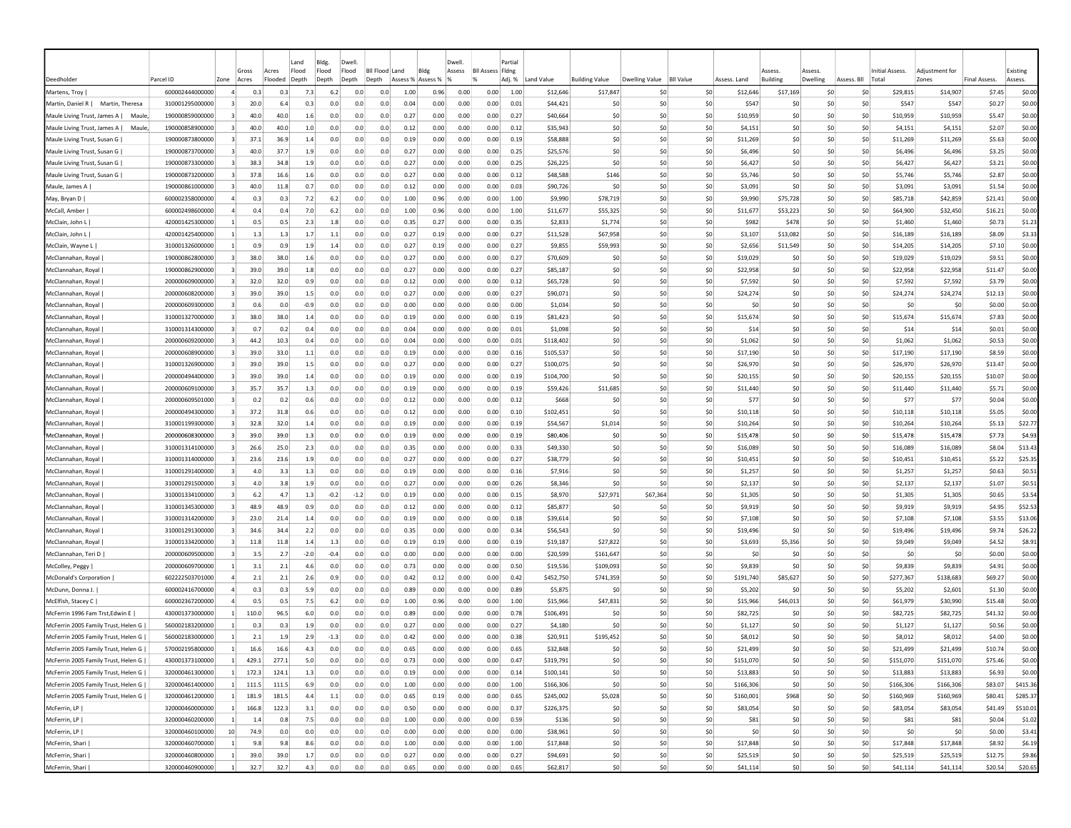| Deedholder | Parcel ID | Zone | Gross Acres | Acres Flooded | Land Flood Depth | Bldg. Flood Depth | Dwell. Flood Depth | BII Flood Depth | Land Assess % | Bldg Assess % | Dwell. Assess % | BII Assess % | Partial Flding Adj. % | Land Value | Building Value | Dwelling Value | BII Value | Assess. Land | Assess. Building | Assess. Dwelling | Assess. BII | Initial Assess. Total | Adjustment for Zones | Final Assess. | Existing Assess. |
|---|---|---|---|---|---|---|---|---|---|---|---|---|---|---|---|---|---|---|---|---|---|---|---|---|---|
| Martens, Troy \| | 600002444000000 | 4 | 0.3 | 0.3 | 7.3 | 6.2 | 0.0 | 0.0 | 1.00 | 0.96 | 0.00 | 0.00 | 1.00 | $12,646 | $17,847 | $0 | $0 | $12,646 | $17,169 | $0 | $0 | $29,815 | $14,907 | $7.45 | $0.00 |
| Martin, Daniel R \| Martin, Theresa | 310001295000000 | 3 | 20.0 | 6.4 | 0.3 | 0.0 | 0.0 | 0.0 | 0.04 | 0.00 | 0.00 | 0.00 | 0.01 | $44,421 | $0 | $0 | $0 | $547 | $0 | $0 | $0 | $547 | $547 | $0.27 | $0.00 |
| Maule Living Trust, James A \| Maule, | 190000859000000 | 3 | 40.0 | 40.0 | 1.6 | 0.0 | 0.0 | 0.0 | 0.27 | 0.00 | 0.00 | 0.00 | 0.27 | $40,664 | $0 | $0 | $0 | $10,959 | $0 | $0 | $0 | $10,959 | $10,959 | $5.47 | $0.00 |
| Maule Living Trust, James A \| Maule, | 190000858900000 | 3 | 40.0 | 40.0 | 1.0 | 0.0 | 0.0 | 0.0 | 0.12 | 0.00 | 0.00 | 0.00 | 0.12 | $35,943 | $0 | $0 | $0 | $4,151 | $0 | $0 | $0 | $4,151 | $4,151 | $2.07 | $0.00 |
| Maule Living Trust, Susan G \| | 190000873800000 | 3 | 37.1 | 36.9 | 1.4 | 0.0 | 0.0 | 0.0 | 0.19 | 0.00 | 0.00 | 0.00 | 0.19 | $58,888 | $0 | $0 | $0 | $11,269 | $0 | $0 | $0 | $11,269 | $11,269 | $5.63 | $0.00 |
| Maule Living Trust, Susan G \| | 190000873700000 | 3 | 40.0 | 37.7 | 1.9 | 0.0 | 0.0 | 0.0 | 0.27 | 0.00 | 0.00 | 0.00 | 0.25 | $25,576 | $0 | $0 | $0 | $6,496 | $0 | $0 | $0 | $6,496 | $6,496 | $3.25 | $0.00 |
| Maule Living Trust, Susan G \| | 190000873300000 | 3 | 38.3 | 34.8 | 1.9 | 0.0 | 0.0 | 0.0 | 0.27 | 0.00 | 0.00 | 0.00 | 0.25 | $26,225 | $0 | $0 | $0 | $6,427 | $0 | $0 | $0 | $6,427 | $6,427 | $3.21 | $0.00 |
| Maule Living Trust, Susan G \| | 190000873200000 | 3 | 37.8 | 16.6 | 1.6 | 0.0 | 0.0 | 0.0 | 0.27 | 0.00 | 0.00 | 0.00 | 0.12 | $48,588 | $146 | $0 | $0 | $5,746 | $0 | $0 | $0 | $5,746 | $5,746 | $2.87 | $0.00 |
| Maule, James A \| | 190000861000000 | 3 | 40.0 | 11.8 | 0.7 | 0.0 | 0.0 | 0.0 | 0.12 | 0.00 | 0.00 | 0.00 | 0.03 | $90,726 | $0 | $0 | $0 | $3,091 | $0 | $0 | $0 | $3,091 | $3,091 | $1.54 | $0.00 |
| May, Bryan D \| | 600002358000000 | 4 | 0.3 | 0.3 | 7.2 | 6.2 | 0.0 | 0.0 | 1.00 | 0.96 | 0.00 | 0.00 | 1.00 | $9,990 | $78,719 | $0 | $0 | $9,990 | $75,728 | $0 | $0 | $85,718 | $42,859 | $21.41 | $0.00 |
| McCall, Amber \| | 600002498600000 | 4 | 0.4 | 0.4 | 7.0 | 6.2 | 0.0 | 0.0 | 1.00 | 0.96 | 0.00 | 0.00 | 1.00 | $11,677 | $55,325 | $0 | $0 | $11,677 | $53,223 | $0 | $0 | $64,900 | $32,450 | $16.21 | $0.00 |
| McClain, John L \| | 420001425300000 | 1 | 0.5 | 0.5 | 2.3 | 1.8 | 0.0 | 0.0 | 0.35 | 0.27 | 0.00 | 0.00 | 0.35 | $2,833 | $1,774 | $0 | $0 | $982 | $478 | $0 | $0 | $1,460 | $1,460 | $0.73 | $1.23 |
| McClain, John L \| | 420001425400000 | 1 | 1.3 | 1.3 | 1.7 | 1.1 | 0.0 | 0.0 | 0.27 | 0.19 | 0.00 | 0.00 | 0.27 | $11,528 | $67,958 | $0 | $0 | $3,107 | $13,082 | $0 | $0 | $16,189 | $16,189 | $8.09 | $3.33 |
| McClain, Wayne L \| | 310001326000000 | 1 | 0.9 | 0.9 | 1.9 | 1.4 | 0.0 | 0.0 | 0.27 | 0.19 | 0.00 | 0.00 | 0.27 | $9,855 | $59,993 | $0 | $0 | $2,656 | $11,549 | $0 | $0 | $14,205 | $14,205 | $7.10 | $0.00 |
| McClannahan, Royal \| | 190000862800000 | 3 | 38.0 | 38.0 | 1.6 | 0.0 | 0.0 | 0.0 | 0.27 | 0.00 | 0.00 | 0.00 | 0.27 | $70,609 | $0 | $0 | $0 | $19,029 | $0 | $0 | $0 | $19,029 | $19,029 | $9.51 | $0.00 |
| McClannahan, Royal \| | 190000862900000 | 3 | 39.0 | 39.0 | 1.8 | 0.0 | 0.0 | 0.0 | 0.27 | 0.00 | 0.00 | 0.00 | 0.27 | $85,187 | $0 | $0 | $0 | $22,958 | $0 | $0 | $0 | $22,958 | $22,958 | $11.47 | $0.00 |
| McClannahan, Royal \| | 200000609000000 | 3 | 32.0 | 32.0 | 0.9 | 0.0 | 0.0 | 0.0 | 0.12 | 0.00 | 0.00 | 0.00 | 0.12 | $65,728 | $0 | $0 | $0 | $7,592 | $0 | $0 | $0 | $7,592 | $7,592 | $3.79 | $0.00 |
| McClannahan, Royal \| | 200000608200000 | 3 | 39.0 | 39.0 | 1.5 | 0.0 | 0.0 | 0.0 | 0.27 | 0.00 | 0.00 | 0.00 | 0.27 | $90,071 | $0 | $0 | $0 | $24,274 | $0 | $0 | $0 | $24,274 | $24,274 | $12.13 | $0.00 |
| McClannahan, Royal \| | 200000609300000 | 3 | 0.6 | 0.0 | -0.9 | 0.0 | 0.0 | 0.0 | 0.00 | 0.00 | 0.00 | 0.00 | 0.00 | $1,034 | $0 | $0 | $0 | $0 | $0 | $0 | $0 | $0 | $0 | $0.00 | $0.00 |
| McClannahan, Royal \| | 310001327000000 | 3 | 38.0 | 38.0 | 1.4 | 0.0 | 0.0 | 0.0 | 0.19 | 0.00 | 0.00 | 0.00 | 0.19 | $81,423 | $0 | $0 | $0 | $15,674 | $0 | $0 | $0 | $15,674 | $15,674 | $7.83 | $0.00 |
| McClannahan, Royal \| | 310001314300000 | 3 | 0.7 | 0.2 | 0.4 | 0.0 | 0.0 | 0.0 | 0.04 | 0.00 | 0.00 | 0.00 | 0.01 | $1,098 | $0 | $0 | $0 | $14 | $0 | $0 | $0 | $14 | $14 | $0.01 | $0.00 |
| McClannahan, Royal \| | 200000609200000 | 3 | 44.2 | 10.3 | 0.4 | 0.0 | 0.0 | 0.0 | 0.04 | 0.00 | 0.00 | 0.00 | 0.01 | $118,402 | $0 | $0 | $0 | $1,062 | $0 | $0 | $0 | $1,062 | $1,062 | $0.53 | $0.00 |
| McClannahan, Royal \| | 200000608900000 | 3 | 39.0 | 33.0 | 1.1 | 0.0 | 0.0 | 0.0 | 0.19 | 0.00 | 0.00 | 0.00 | 0.16 | $105,537 | $0 | $0 | $0 | $17,190 | $0 | $0 | $0 | $17,190 | $17,190 | $8.59 | $0.00 |
| McClannahan, Royal \| | 310001326900000 | 3 | 39.0 | 39.0 | 1.5 | 0.0 | 0.0 | 0.0 | 0.27 | 0.00 | 0.00 | 0.00 | 0.27 | $100,075 | $0 | $0 | $0 | $26,970 | $0 | $0 | $0 | $26,970 | $26,970 | $13.47 | $0.00 |
| McClannahan, Royal \| | 200000494400000 | 3 | 39.0 | 39.0 | 1.4 | 0.0 | 0.0 | 0.0 | 0.19 | 0.00 | 0.00 | 0.00 | 0.19 | $104,700 | $0 | $0 | $0 | $20,155 | $0 | $0 | $0 | $20,155 | $20,155 | $10.07 | $0.00 |
| McClannahan, Royal \| | 200000609100000 | 3 | 35.7 | 35.7 | 1.3 | 0.0 | 0.0 | 0.0 | 0.19 | 0.00 | 0.00 | 0.00 | 0.19 | $59,426 | $11,685 | $0 | $0 | $11,440 | $0 | $0 | $0 | $11,440 | $11,440 | $5.71 | $0.00 |
| McClannahan, Royal \| | 200000609501000 | 3 | 0.2 | 0.2 | 0.6 | 0.0 | 0.0 | 0.0 | 0.12 | 0.00 | 0.00 | 0.00 | 0.12 | $668 | $0 | $0 | $0 | $77 | $0 | $0 | $0 | $77 | $77 | $0.04 | $0.00 |
| McClannahan, Royal \| | 200000494300000 | 3 | 37.2 | 31.8 | 0.6 | 0.0 | 0.0 | 0.0 | 0.12 | 0.00 | 0.00 | 0.00 | 0.10 | $102,451 | $0 | $0 | $0 | $10,118 | $0 | $0 | $0 | $10,118 | $10,118 | $5.05 | $0.00 |
| McClannahan, Royal \| | 310001199300000 | 3 | 32.8 | 32.0 | 1.4 | 0.0 | 0.0 | 0.0 | 0.19 | 0.00 | 0.00 | 0.00 | 0.19 | $54,567 | $1,014 | $0 | $0 | $10,264 | $0 | $0 | $0 | $10,264 | $10,264 | $5.13 | $22.77 |
| McClannahan, Royal \| | 200000608300000 | 3 | 39.0 | 39.0 | 1.3 | 0.0 | 0.0 | 0.0 | 0.19 | 0.00 | 0.00 | 0.00 | 0.19 | $80,406 | $0 | $0 | $0 | $15,478 | $0 | $0 | $0 | $15,478 | $15,478 | $7.73 | $4.93 |
| McClannahan, Royal \| | 310001314100000 | 3 | 26.6 | 25.0 | 2.3 | 0.0 | 0.0 | 0.0 | 0.35 | 0.00 | 0.00 | 0.00 | 0.33 | $49,330 | $0 | $0 | $0 | $16,089 | $0 | $0 | $0 | $16,089 | $16,089 | $8.04 | $13.43 |
| McClannahan, Royal \| | 310001314000000 | 3 | 23.6 | 23.6 | 1.9 | 0.0 | 0.0 | 0.0 | 0.27 | 0.00 | 0.00 | 0.00 | 0.27 | $38,779 | $0 | $0 | $0 | $10,451 | $0 | $0 | $0 | $10,451 | $10,451 | $5.22 | $25.35 |
| McClannahan, Royal \| | 310001291400000 | 3 | 4.0 | 3.3 | 1.3 | 0.0 | 0.0 | 0.0 | 0.19 | 0.00 | 0.00 | 0.00 | 0.16 | $7,916 | $0 | $0 | $0 | $1,257 | $0 | $0 | $0 | $1,257 | $1,257 | $0.63 | $0.51 |
| McClannahan, Royal \| | 310001291500000 | 3 | 4.0 | 3.8 | 1.9 | 0.0 | 0.0 | 0.0 | 0.27 | 0.00 | 0.00 | 0.00 | 0.26 | $8,346 | $0 | $0 | $0 | $2,137 | $0 | $0 | $0 | $2,137 | $2,137 | $1.07 | $0.51 |
| McClannahan, Royal \| | 310001334100000 | 3 | 6.2 | 4.7 | 1.3 | -0.2 | -1.2 | 0.0 | 0.19 | 0.00 | 0.00 | 0.00 | 0.15 | $8,970 | $27,971 | $67,364 | $0 | $1,305 | $0 | $0 | $0 | $1,305 | $1,305 | $0.65 | $3.54 |
| McClannahan, Royal \| | 310001345300000 | 3 | 48.9 | 48.9 | 0.9 | 0.0 | 0.0 | 0.0 | 0.12 | 0.00 | 0.00 | 0.00 | 0.12 | $85,877 | $0 | $0 | $0 | $9,919 | $0 | $0 | $0 | $9,919 | $9,919 | $4.95 | $52.53 |
| McClannahan, Royal \| | 310001314200000 | 3 | 23.0 | 21.4 | 1.4 | 0.0 | 0.0 | 0.0 | 0.19 | 0.00 | 0.00 | 0.00 | 0.18 | $39,614 | $0 | $0 | $0 | $7,108 | $0 | $0 | $0 | $7,108 | $7,108 | $3.55 | $13.06 |
| McClannahan, Royal \| | 310001291300000 | 3 | 34.6 | 34.4 | 2.2 | 0.0 | 0.0 | 0.0 | 0.35 | 0.00 | 0.00 | 0.00 | 0.34 | $56,543 | $0 | $0 | $0 | $19,496 | $0 | $0 | $0 | $19,496 | $19,496 | $9.74 | $26.22 |
| McClannahan, Royal \| | 310001334200000 | 3 | 11.8 | 11.8 | 1.4 | 1.3 | 0.0 | 0.0 | 0.19 | 0.19 | 0.00 | 0.00 | 0.19 | $19,187 | $27,822 | $0 | $0 | $3,693 | $5,356 | $0 | $0 | $9,049 | $9,049 | $4.52 | $8.91 |
| McClannahan, Teri D \| | 200000609500000 | 3 | 3.5 | 2.7 | -2.0 | -0.4 | 0.0 | 0.0 | 0.00 | 0.00 | 0.00 | 0.00 | 0.00 | $20,599 | $161,647 | $0 | $0 | $0 | $0 | $0 | $0 | $0 | $0 | $0.00 | $0.00 |
| McColley, Peggy \| | 200000609700000 | 1 | 3.1 | 2.1 | 4.6 | 0.0 | 0.0 | 0.0 | 0.73 | 0.00 | 0.00 | 0.00 | 0.50 | $19,536 | $109,093 | $0 | $0 | $9,839 | $0 | $0 | $0 | $9,839 | $9,839 | $4.91 | $0.00 |
| McDonald's Corporation \| | 602222503701000 | 4 | 2.1 | 2.1 | 2.6 | 0.9 | 0.0 | 0.0 | 0.42 | 0.12 | 0.00 | 0.00 | 0.42 | $452,750 | $741,359 | $0 | $0 | $191,740 | $85,627 | $0 | $0 | $277,367 | $138,683 | $69.27 | $0.00 |
| McDunn, Donna J. \| | 600002416700000 | 4 | 0.3 | 0.3 | 5.9 | 0.0 | 0.0 | 0.0 | 0.89 | 0.00 | 0.00 | 0.00 | 0.89 | $5,875 | $0 | $0 | $0 | $5,202 | $0 | $0 | $0 | $5,202 | $2,601 | $1.30 | $0.00 |
| McElfish, Stacey C \| | 600002367200000 | 4 | 0.5 | 0.5 | 7.5 | 6.2 | 0.0 | 0.0 | 1.00 | 0.96 | 0.00 | 0.00 | 1.00 | $15,966 | $47,831 | $0 | $0 | $15,966 | $46,013 | $0 | $0 | $61,979 | $30,990 | $15.48 | $0.00 |
| McFerrin 1996 Fam Trst,Edwin E \| | 430001373000000 | 1 | 110.0 | 96.5 | 6.0 | 0.0 | 0.0 | 0.0 | 0.89 | 0.00 | 0.00 | 0.00 | 0.78 | $106,491 | $0 | $0 | $0 | $82,725 | $0 | $0 | $0 | $82,725 | $82,725 | $41.32 | $0.00 |
| McFerrin 2005 Family Trust, Helen G \| | 560002183200000 | 1 | 0.3 | 0.3 | 1.9 | 0.0 | 0.0 | 0.0 | 0.27 | 0.00 | 0.00 | 0.00 | 0.27 | $4,180 | $0 | $0 | $0 | $1,127 | $0 | $0 | $0 | $1,127 | $1,127 | $0.56 | $0.00 |
| McFerrin 2005 Family Trust, Helen G \| | 560002183000000 | 1 | 2.1 | 1.9 | 2.9 | -1.3 | 0.0 | 0.0 | 0.42 | 0.00 | 0.00 | 0.00 | 0.38 | $20,911 | $195,452 | $0 | $0 | $8,012 | $0 | $0 | $0 | $8,012 | $8,012 | $4.00 | $0.00 |
| McFerrin 2005 Family Trust, Helen G \| | 570002195800000 | 1 | 16.6 | 16.6 | 4.3 | 0.0 | 0.0 | 0.0 | 0.65 | 0.00 | 0.00 | 0.00 | 0.65 | $32,848 | $0 | $0 | $0 | $21,499 | $0 | $0 | $0 | $21,499 | $21,499 | $10.74 | $0.00 |
| McFerrin 2005 Family Trust, Helen G \| | 430001373100000 | 1 | 429.1 | 277.1 | 5.0 | 0.0 | 0.0 | 0.0 | 0.73 | 0.00 | 0.00 | 0.00 | 0.47 | $319,791 | $0 | $0 | $0 | $151,070 | $0 | $0 | $0 | $151,070 | $151,070 | $75.46 | $0.00 |
| McFerrin 2005 Family Trust, Helen G \| | 320000461300000 | 1 | 172.3 | 124.1 | 1.3 | 0.0 | 0.0 | 0.0 | 0.19 | 0.00 | 0.00 | 0.00 | 0.14 | $100,141 | $0 | $0 | $0 | $13,883 | $0 | $0 | $0 | $13,883 | $13,883 | $6.93 | $0.00 |
| McFerrin 2005 Family Trust, Helen G \| | 320000461400000 | 1 | 111.5 | 111.5 | 6.9 | 0.0 | 0.0 | 0.0 | 1.00 | 0.00 | 0.00 | 0.00 | 1.00 | $166,306 | $0 | $0 | $0 | $166,306 | $0 | $0 | $0 | $166,306 | $166,306 | $83.07 | $415.36 |
| McFerrin 2005 Family Trust, Helen G \| | 320000461200000 | 1 | 181.9 | 181.5 | 4.4 | 1.1 | 0.0 | 0.0 | 0.65 | 0.19 | 0.00 | 0.00 | 0.65 | $245,002 | $5,028 | $0 | $0 | $160,001 | $968 | $0 | $0 | $160,969 | $160,969 | $80.41 | $285.37 |
| McFerrin, LP \| | 320000460000000 | 1 | 166.8 | 122.3 | 3.1 | 0.0 | 0.0 | 0.0 | 0.50 | 0.00 | 0.00 | 0.00 | 0.37 | $226,375 | $0 | $0 | $0 | $83,054 | $0 | $0 | $0 | $83,054 | $83,054 | $41.49 | $510.01 |
| McFerrin, LP \| | 320000460200000 | 1 | 1.4 | 0.8 | 7.5 | 0.0 | 0.0 | 0.0 | 1.00 | 0.00 | 0.00 | 0.00 | 0.59 | $136 | $0 | $0 | $0 | $81 | $0 | $0 | $0 | $81 | $81 | $0.04 | $1.02 |
| McFerrin, LP \| | 320000460100000 | 10 | 74.9 | 0.0 | 0.0 | 0.0 | 0.0 | 0.0 | 0.00 | 0.00 | 0.00 | 0.00 | 0.00 | $38,961 | $0 | $0 | $0 | $0 | $0 | $0 | $0 | $0 | $0 | $0.00 | $3.41 |
| McFerrin, Shari \| | 320000460700000 | 1 | 9.8 | 9.8 | 8.6 | 0.0 | 0.0 | 0.0 | 1.00 | 0.00 | 0.00 | 0.00 | 1.00 | $17,848 | $0 | $0 | $0 | $17,848 | $0 | $0 | $0 | $17,848 | $17,848 | $8.92 | $6.19 |
| McFerrin, Shari \| | 320000460800000 | 1 | 39.0 | 39.0 | 1.7 | 0.0 | 0.0 | 0.0 | 0.27 | 0.00 | 0.00 | 0.00 | 0.27 | $94,691 | $0 | $0 | $0 | $25,519 | $0 | $0 | $0 | $25,519 | $25,519 | $12.75 | $9.86 |
| McFerrin, Shari \| | 320000460900000 | 1 | 32.7 | 32.7 | 4.3 | 0.0 | 0.0 | 0.0 | 0.65 | 0.00 | 0.00 | 0.00 | 0.65 | $62,817 | $0 | $0 | $0 | $41,114 | $0 | $0 | $0 | $41,114 | $41,114 | $20.54 | $20.65 |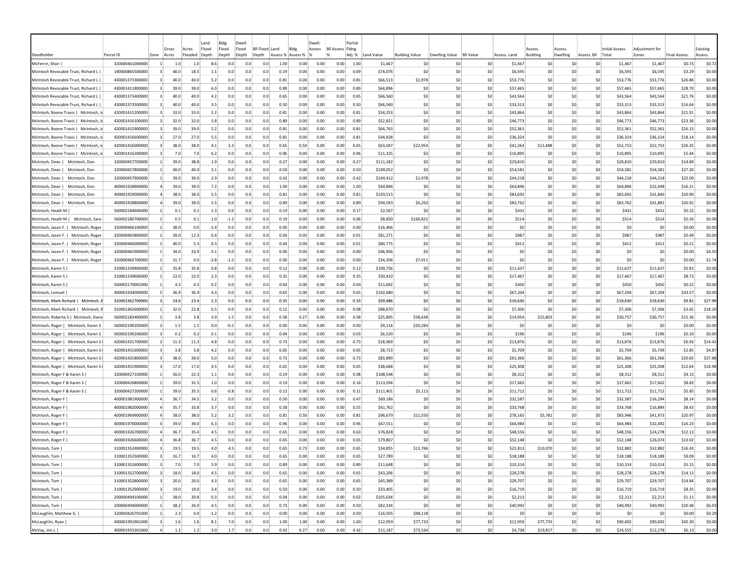| Deedholder | Parcel ID | Zone | Gross Acres | Acres Flooded | Land Flood Depth | Bldg. Flood Depth | Dwell. Flood Depth | Bll Flood Depth | Land Assess % | Bldg Assess % | Dwell. Assess % | Bll Assess % | Partial Flding Adj. % | Land Value | Building Value | Dwelling Value | Bll Value | Assess. Land | Assess. Building | Assess. Dwelling | Assess. Bll | Initial Assess. Total | Adjustment for Zones | Final Assess. | Existing Assess. |
|---|---|---|---|---|---|---|---|---|---|---|---|---|---|---|---|---|---|---|---|---|---|---|---|---|---|
| McFerrin, Shari \| | 320000461000000 | 1 | 1.0 | 1.0 | 8.6 | 0.0 | 0.0 | 0.0 | 1.00 | 0.00 | 0.00 | 0.00 | 1.00 | $1,467 | $0 | $0 | $0 | $1,467 | $0 | $0 | $0 | $1,467 | $1,467 | $0.73 | $0.72 |
| McIntosh Revocable Trust, Richard L \| | 190000865500000 | 3 | 40.0 | 18.5 | 1.1 | 0.0 | 0.0 | 0.0 | 0.19 | 0.00 | 0.00 | 0.00 | 0.09 | $74,076 | $0 | $0 | $0 | $6,595 | $0 | $0 | $0 | $6,595 | $6,595 | $3.29 | $0.00 |
| McIntosh Revocable Trust, Richard L \| | 430001373300000 | 3 | 40.0 | 40.0 | 5.2 | 0.0 | 0.0 | 0.0 | 0.81 | 0.00 | 0.00 | 0.00 | 0.81 | $66,513 | $1,978 | $0 | $0 | $53,776 | $0 | $0 | $0 | $53,776 | $53,776 | $26.86 | $0.00 |
| McIntosh Revocable Trust, Richard L \| | 430001411800000 | 3 | 39.0 | 39.0 | 6.0 | 0.0 | 0.0 | 0.0 | 0.89 | 0.00 | 0.00 | 0.00 | 0.89 | $64,896 | $0 | $0 | $0 | $57,465 | $0 | $0 | $0 | $57,465 | $57,465 | $28.70 | $0.00 |
| McIntosh Revocable Trust, Richard L \| | 430001373400000 | 3 | 40.0 | 40.0 | 4.2 | 0.0 | 0.0 | 0.0 | 0.65 | 0.00 | 0.00 | 0.00 | 0.65 | $66,560 | $0 | $0 | $0 | $43,564 | $0 | $0 | $0 | $43,564 | $43,564 | $21.76 | $0.00 |
| McIntosh Revocable Trust, Richard L \| | 430001373500000 | 3 | 40.0 | 40.0 | 3.5 | 0.0 | 0.0 | 0.0 | 0.50 | 0.00 | 0.00 | 0.00 | 0.50 | $66,560 | $0 | $0 | $0 | $33,313 | $0 | $0 | $0 | $33,313 | $33,313 | $16.64 | $0.00 |
| McIntosh, Boone Travis \| McIntosh, Je | 420001415200000 | 3 | 33.0 | 33.0 | 5.2 | 0.0 | 0.0 | 0.0 | 0.81 | 0.00 | 0.00 | 0.00 | 0.81 | $54,253 | $0 | $0 | $0 | $43,864 | $0 | $0 | $0 | $43,864 | $43,864 | $21.91 | $0.00 |
| McIntosh, Boone Travis \| McIntosh, Je | 420001416100000 | 3 | 32.0 | 32.0 | 5.8 | 0.0 | 0.0 | 0.0 | 0.89 | 0.00 | 0.00 | 0.00 | 0.89 | $52,821 | $0 | $0 | $0 | $46,773 | $0 | $0 | $0 | $46,773 | $46,773 | $23.36 | $0.00 |
| McIntosh, Boone Travis \| McIntosh, Je | 420001415900000 | 3 | 39.0 | 39.0 | 5.2 | 0.0 | 0.0 | 0.0 | 0.81 | 0.00 | 0.00 | 0.00 | 0.81 | $64,763 | $0 | $0 | $0 | $52,361 | $0 | $0 | $0 | $52,361 | $52,361 | $26.15 | $0.00 |
| McIntosh, Boone Travis \| McIntosh, Je | 420001416600000 | 3 | 27.0 | 27.0 | 5.5 | 0.0 | 0.0 | 0.0 | 0.81 | 0.00 | 0.00 | 0.00 | 0.81 | $44,928 | $0 | $0 | $0 | $36,324 | $0 | $0 | $0 | $36,324 | $36,324 | $18.14 | $0.00 |
| McIntosh, Boone Travis \| McIntosh, Je | 420001416000000 | 3 | 38.0 | 38.0 | 4.1 | 3.3 | 0.0 | 0.0 | 0.65 | 0.50 | 0.00 | 0.00 | 0.65 | $63,047 | $22,954 | $0 | $0 | $41,264 | $11,488 | $0 | $0 | $52,753 | $52,753 | $26.35 | $0.00 |
| McIntosh, Boone Travis \| McIntosh, Je | 420001416200000 | 3 | 7.0 | 7.0 | 6.2 | 0.0 | 0.0 | 0.0 | 0.96 | 0.00 | 0.00 | 0.00 | 0.96 | $11,325 | $0 | $0 | $0 | $10,895 | $0 | $0 | $0 | $10,895 | $10,895 | $5.44 | $0.00 |
| McIntosh, Dean \| McIntosh, Don | 320000457700000 | 1 | 39.0 | 38.8 | 1.9 | 0.0 | 0.0 | 0.0 | 0.27 | 0.00 | 0.00 | 0.00 | 0.27 | $111,182 | $0 | $0 | $0 | $29,810 | $0 | $0 | $0 | $29,810 | $29,810 | $14.89 | $0.00 |
| McIntosh, Dean \| McIntosh, Don | 320000457800000 | 1 | 40.0 | 40.0 | 3.1 | 0.0 | 0.0 | 0.0 | 0.50 | 0.00 | 0.00 | 0.00 | 0.50 | $109,052 | $0 | $0 | $0 | $54,581 | $0 | $0 | $0 | $54,581 | $54,581 | $27.26 | $0.00 |
| McIntosh, Dean \| McIntosh, Don | 320000457900000 | 1 | 39.0 | 39.0 | 2.9 | 0.0 | 0.0 | 0.0 | 0.42 | 0.00 | 0.00 | 0.00 | 0.42 | $104,412 | $1,978 | $0 | $0 | $44,218 | $0 | $0 | $0 | $44,218 | $44,218 | $22.09 | $0.00 |
| McIntosh, Dean \| McIntosh, Don | 400001928900000 | 4 | 39.0 | 39.0 | 7.2 | 0.0 | 0.0 | 0.0 | 1.00 | 0.00 | 0.00 | 0.00 | 1.00 | $64,896 | $0 | $0 | $0 | $64,896 | $0 | $0 | $0 | $64,896 | $32,448 | $16.21 | $0.00 |
| McIntosh, Dean \| McIntosh, Don | 400001929000000 | 4 | 38.0 | 38.0 | 5.5 | 0.0 | 0.0 | 0.0 | 0.81 | 0.00 | 0.00 | 0.00 | 0.81 | $103,515 | $0 | $0 | $0 | $83,692 | $0 | $0 | $0 | $83,692 | $41,846 | $20.90 | $0.00 |
| McIntosh, Dean \| McIntosh, Don | 400001928800000 | 4 | 39.0 | 39.0 | 5.5 | 0.0 | 0.0 | 0.0 | 0.89 | 0.00 | 0.00 | 0.00 | 0.89 | $94,593 | $6,263 | $0 | $0 | $83,762 | $0 | $0 | $0 | $83,762 | $41,881 | $20.92 | $0.00 |
| McIntosh, Heath M \| | 560002184600000 | 1 | 0.1 | 0.1 | 1.3 | 0.0 | 0.0 | 0.0 | 0.19 | 0.00 | 0.00 | 0.00 | 0.17 | $2,567 | $0 | $0 | $0 | $431 | $0 | $0 | $0 | $431 | $431 | $0.22 | $0.00 |
| McIntosh, Heath M \| McIntosh, Sara | 560002180700000 | 1 | 0.5 | 0.1 | 1.0 | -1.2 | 0.0 | 0.0 | 0.19 | 0.00 | 0.00 | 0.00 | 0.06 | $8,850 | $160,822 | $0 | $0 | $514 | $0 | $0 | $0 | $514 | $514 | $0.26 | $0.00 |
| McIntosh, Jason F. \| McIntosh, Roger | 320000466100000 | 1 | 38.0 | 0.0 | -2.4 | 0.0 | 0.0 | 0.0 | 0.00 | 0.00 | 0.00 | 0.00 | 0.00 | $16,466 | $0 | $0 | $0 | $0 | $0 | $0 | $0 | $0 | $0 | $0.00 | $0.00 |
| McIntosh, Jason F. \| McIntosh, Roger | 320000465800000 | 1 | 39.0 | 12.3 | 0.4 | 0.0 | 0.0 | 0.0 | 0.04 | 0.00 | 0.00 | 0.00 | 0.01 | $81,271 | $0 | $0 | $0 | $987 | $0 | $0 | $0 | $987 | $987 | $0.49 | $0.00 |
| McIntosh, Jason F. \| McIntosh, Roger | 320000466000000 | 1 | 40.0 | 5.3 | 0.3 | 0.0 | 0.0 | 0.0 | 0.04 | 0.00 | 0.00 | 0.00 | 0.01 | $80,775 | $0 | $0 | $0 | $412 | $0 | $0 | $0 | $412 | $412 | $0.21 | $0.00 |
| McIntosh, Jason F. \| McIntosh, Roger | 320000465900000 | 1 | 34.0 | 33.9 | -3.1 | 0.0 | 0.0 | 0.0 | 0.00 | 0.00 | 0.00 | 0.00 | 0.00 | $46,956 | $0 | $0 | $0 | $0 | $0 | $0 | $0 | $0 | $0 | $0.00 | $4.30 |
| McIntosh, Jason F. \| McIntosh, Roger | 320000465700000 | 1 | 21.7 | 0.0 | -2.8 | -1.5 | 0.0 | 0.0 | 0.00 | 0.00 | 0.00 | 0.00 | 0.00 | $34,206 | $7,911 | $0 | $0 | $0 | $0 | $0 | $0 | $0 | $0 | $0.00 | $2.74 |
| McIntosh, Karen S \| | 310001339400000 | 1 | 35.8 | 35.8 | 0.8 | 0.0 | 0.0 | 0.0 | 0.12 | 0.00 | 0.00 | 0.00 | 0.12 | $100,756 | $0 | $0 | $0 | $11,637 | $0 | $0 | $0 | $11,637 | $11,637 | $5.81 | $0.00 |
| McIntosh, Karen S \| | 310001339600000 | 1 | 22.0 | 22.0 | 2.3 | 0.0 | 0.0 | 0.0 | 0.35 | 0.00 | 0.00 | 0.00 | 0.35 | $50,410 | $0 | $0 | $0 | $17,467 | $0 | $0 | $0 | $17,467 | $17,467 | $8.72 | $0.00 |
| McIntosh, Karen S \| | 560002170001000 | 1 | 4.3 | 4.3 | 0.2 | 0.0 | 0.0 | 0.0 | 0.04 | 0.00 | 0.00 | 0.00 | 0.04 | $11,692 | $0 | $0 | $0 | $450 | $0 | $0 | $0 | $450 | $450 | $0.22 | $0.00 |
| McIntosh, Lemuel \| | 400001934000000 | 5 | 36.9 | 36.9 | 4.3 | 0.0 | 0.0 | 0.0 | 0.65 | 0.00 | 0.00 | 0.00 | 0.65 | $102,680 | $0 | $0 | $0 | $67,204 | $0 | $0 | $0 | $67,204 | $67,204 | $33.57 | $0.00 |
| McIntosh, Mark Richard \| McIntosh, E | 310001362700000 | 3 | 24.6 | 23.4 | 2.3 | 0.0 | 0.0 | 0.0 | 0.35 | 0.00 | 0.00 | 0.00 | 0.33 | $59,486 | $0 | $0 | $0 | $19,630 | $0 | $0 | $0 | $19,630 | $19,630 | $9.81 | $27.99 |
| McIntosh, Mark Richard \| McIntosh, E | 310001362600000 | 1 | 32.0 | 22.8 | 0.5 | 0.0 | 0.0 | 0.0 | 0.12 | 0.00 | 0.00 | 0.00 | 0.08 | $88,670 | $0 | $0 | $0 | $7,306 | $0 | $0 | $0 | $7,306 | $7,306 | $3.65 | $18.20 |
| McIntosh, Roberta S \| McIntosh, Dane | 560002183400000 | 1 | 3.8 | 3.8 | 3.9 | 1.5 | 0.0 | 0.0 | 0.58 | 0.27 | 0.00 | 0.00 | 0.58 | $25,895 | $58,638 | $0 | $0 | $14,954 | $15,803 | $0 | $0 | $30,757 | $30,757 | $15.36 | $0.00 |
| McIntosh, Roger \| McIntosh, Karen S | 560002190205000 | 3 | 1.5 | 1.5 | 0.0 | -0.2 | 0.0 | 0.0 | 0.00 | 0.00 | 0.00 | 0.00 | 0.00 | $9,116 | $20,284 | $0 | $0 | $0 | $0 | $0 | $0 | $0 | $0 | $0.00 | $0.00 |
| McIntosh, Roger \| McIntosh, Karen S | 560002190206000 | 3 | 0.2 | 0.2 | 0.1 | 0.0 | 0.0 | 0.0 | 0.04 | 0.00 | 0.00 | 0.00 | 0.03 | $6,520 | $0 | $0 | $0 | $196 | $0 | $0 | $0 | $196 | $196 | $0.10 | $0.00 |
| McIntosh, Roger \| McIntosh, Karen S I | 420001431700000 | 3 | 11.3 | 11.3 | 4.8 | 0.0 | 0.0 | 0.0 | 0.73 | 0.00 | 0.00 | 0.00 | 0.73 | $18,969 | $0 | $0 | $0 | $13,876 | $0 | $0 | $0 | $13,876 | $13,876 | $6.93 | $14.42 |
| McIntosh, Roger \| McIntosh, Karen S I | 420001431600000 | 3 | 3.8 | 3.8 | 4.2 | 0.0 | 0.0 | 0.0 | 0.65 | 0.00 | 0.00 | 0.00 | 0.65 | $8,723 | $0 | $0 | $0 | $5,709 | $0 | $0 | $0 | $5,709 | $5,709 | $2.85 | $4.87 |
| McIntosh, Roger \| McIntosh, Karen S I | 420001431800000 | 3 | 38.0 | 38.0 | 5.0 | 0.0 | 0.0 | 0.0 | 0.73 | 0.00 | 0.00 | 0.00 | 0.73 | $83,890 | $0 | $0 | $0 | $61,366 | $0 | $0 | $0 | $61,366 | $61,366 | $30.65 | $37.88 |
| McIntosh, Roger \| McIntosh, Karen S I | 420001431900000 | 3 | 17.0 | 17.0 | 4.5 | 0.0 | 0.0 | 0.0 | 0.65 | 0.00 | 0.00 | 0.00 | 0.65 | $38,668 | $0 | $0 | $0 | $25,308 | $0 | $0 | $0 | $25,308 | $25,308 | $12.64 | $16.98 |
| McIntosh, Roger F & Karen S \| | 320000427100000 | 1 | 56.0 | 22.3 | 1.1 | 0.0 | 0.0 | 0.0 | 0.19 | 0.00 | 0.00 | 0.00 | 0.08 | $108,548 | $0 | $0 | $0 | $8,312 | $0 | $0 | $0 | $8,312 | $8,312 | $4.15 | $0.00 |
| McIntosh, Roger F & Karen S \| | 320000426800000 | 1 | 39.0 | 31.5 | 1.0 | 0.0 | 0.0 | 0.0 | 0.19 | 0.00 | 0.00 | 0.00 | 0.16 | $113,594 | $0 | $0 | $0 | $17,662 | $0 | $0 | $0 | $17,662 | $17,662 | $8.82 | $0.00 |
| McIntosh, Roger F & Karen S \| | 320000427200000 | 1 | 39.0 | 35.5 | 0.6 | -0.8 | 0.0 | 0.0 | 0.12 | 0.00 | 0.00 | 0.00 | 0.11 | $111,401 | $5,113 | $0 | $0 | $11,712 | $0 | $0 | $0 | $11,712 | $11,712 | $5.85 | $0.00 |
| McIntosh, Roger F \| | 400001981900000 | 4 | 36.7 | 34.5 | 3.2 | 0.0 | 0.0 | 0.0 | 0.50 | 0.00 | 0.00 | 0.00 | 0.47 | $69,186 | $0 | $0 | $0 | $32,587 | $0 | $0 | $0 | $32,587 | $16,294 | $8.14 | $0.00 |
| McIntosh, Roger F \| | 400001982000000 | 4 | 35.7 | 33.8 | 3.7 | 0.0 | 0.0 | 0.0 | 0.58 | 0.00 | 0.00 | 0.00 | 0.55 | $61,762 | $0 | $0 | $0 | $33,768 | $0 | $0 | $0 | $33,768 | $16,884 | $8.43 | $0.00 |
| McIntosh, Roger F \| | 400001969900000 | 4 | 38.0 | 38.0 | 5.2 | 3.2 | 0.0 | 0.0 | 0.81 | 0.50 | 0.00 | 0.00 | 0.81 | $96,679 | $11,550 | $0 | $0 | $78,165 | $5,781 | $0 | $0 | $83,946 | $41,973 | $20.97 | $0.00 |
| McIntosh, Roger F \| | 400001970000000 | 4 | 39.0 | 39.0 | 6.3 | 0.0 | 0.0 | 0.0 | 0.96 | 0.00 | 0.00 | 0.00 | 0.96 | $67,551 | $0 | $0 | $0 | $64,984 | $0 | $0 | $0 | $64,984 | $32,492 | $16.23 | $0.00 |
| McIntosh, Roger F \| | 400001926700000 | 4 | 36.7 | 35.4 | 4.5 | 0.0 | 0.0 | 0.0 | 0.65 | 0.00 | 0.00 | 0.00 | 0.63 | $76,828 | $0 | $0 | $0 | $48,556 | $0 | $0 | $0 | $48,556 | $24,278 | $12.13 | $0.00 |
| McIntosh, Roger F \| | 400001926600000 | 4 | 36.8 | 36.7 | 4.5 | 0.0 | 0.0 | 0.0 | 0.65 | 0.00 | 0.00 | 0.00 | 0.65 | $79,807 | $0 | $0 | $0 | $52,148 | $0 | $0 | $0 | $52,148 | $26,074 | $13.02 | $0.00 |
| McIntosh, Tom \| | 310001352400000 | 3 | 19.5 | 19.5 | 4.0 | 4.5 | 0.0 | 0.0 | 0.65 | 0.73 | 0.00 | 0.00 | 0.65 | $34,855 | $13,766 | $0 | $0 | $22,813 | $10,070 | $0 | $0 | $32,882 | $32,882 | $16.43 | $0.00 |
| McIntosh, Tom \| | 310001352500000 | 3 | 16.7 | 16.7 | 4.0 | 0.0 | 0.0 | 0.0 | 0.65 | 0.00 | 0.00 | 0.00 | 0.65 | $27,789 | $0 | $0 | $0 | $18,188 | $0 | $0 | $0 | $18,188 | $18,188 | $9.09 | $0.00 |
| McIntosh, Tom \| | 310001352600000 | 3 | 7.0 | 7.0 | 5.9 | 0.0 | 0.0 | 0.0 | 0.89 | 0.00 | 0.00 | 0.00 | 0.89 | $11,648 | $0 | $0 | $0 | $10,314 | $0 | $0 | $0 | $10,314 | $10,314 | $5.15 | $0.00 |
| McIntosh, Tom \| | 310001352700000 | 3 | 18.0 | 18.0 | 4.5 | 0.0 | 0.0 | 0.0 | 0.65 | 0.00 | 0.00 | 0.00 | 0.65 | $43,206 | $0 | $0 | $0 | $28,278 | $0 | $0 | $0 | $28,278 | $28,278 | $14.13 | $0.00 |
| McIntosh, Tom \| | 310001352800000 | 3 | 20.0 | 20.0 | 4.3 | 0.0 | 0.0 | 0.0 | 0.65 | 0.00 | 0.00 | 0.00 | 0.65 | $45,389 | $0 | $0 | $0 | $29,707 | $0 | $0 | $0 | $29,707 | $29,707 | $14.84 | $0.00 |
| McIntosh, Tom \| | 310001352900000 | 3 | 19.0 | 19.0 | 3.4 | 0.0 | 0.0 | 0.0 | 0.50 | 0.00 | 0.00 | 0.00 | 0.50 | $33,405 | $0 | $0 | $0 | $16,719 | $0 | $0 | $0 | $16,719 | $16,719 | $8.35 | $0.00 |
| McIntosh, Tom \| | 200000494100000 | 1 | 38.0 | 20.8 | 0.3 | 0.0 | 0.0 | 0.0 | 0.04 | 0.00 | 0.00 | 0.00 | 0.02 | $105,034 | $0 | $0 | $0 | $2,213 | $0 | $0 | $0 | $2,213 | $2,213 | $1.11 | $0.00 |
| McIntosh, Tom \| | 200000494000000 | 1 | 38.2 | 26.0 | 4.5 | 0.0 | 0.0 | 0.0 | 0.73 | 0.00 | 0.00 | 0.00 | 0.50 | $82,334 | $0 | $0 | $0 | $40,992 | $0 | $0 | $0 | $40,992 | $40,992 | $20.48 | $6.03 |
| McLaughlin, Matthew G. \| | 320000426701000 | 1 | 2.3 | 0.0 | -1.2 | 0.0 | 0.0 | 0.0 | 0.00 | 0.00 | 0.00 | 0.00 | 0.00 | $16,505 | $98,118 | $0 | $0 | $0 | $0 | $0 | $0 | $0 | $0 | $0.00 | $0.29 |
| McLaughlin, Ryan \| | 400001991901000 | 3 | 1.6 | 1.6 | 8.1 | 7.0 | 0.0 | 0.0 | 1.00 | 1.00 | 0.00 | 0.00 | 1.00 | $12,959 | $77,733 | $0 | $0 | $12,959 | $77,733 | $0 | $0 | $90,692 | $90,692 | $45.30 | $0.00 |
| McVay, Jim L \| | 400001955301000 | 4 | 1.2 | 1.2 | 3.0 | 1.7 | 0.0 | 0.0 | 0.42 | 0.27 | 0.00 | 0.00 | 0.42 | $11,187 | $73,534 | $0 | $0 | $4,738 | $19,817 | $0 | $0 | $24,555 | $12,278 | $6.13 | $0.00 |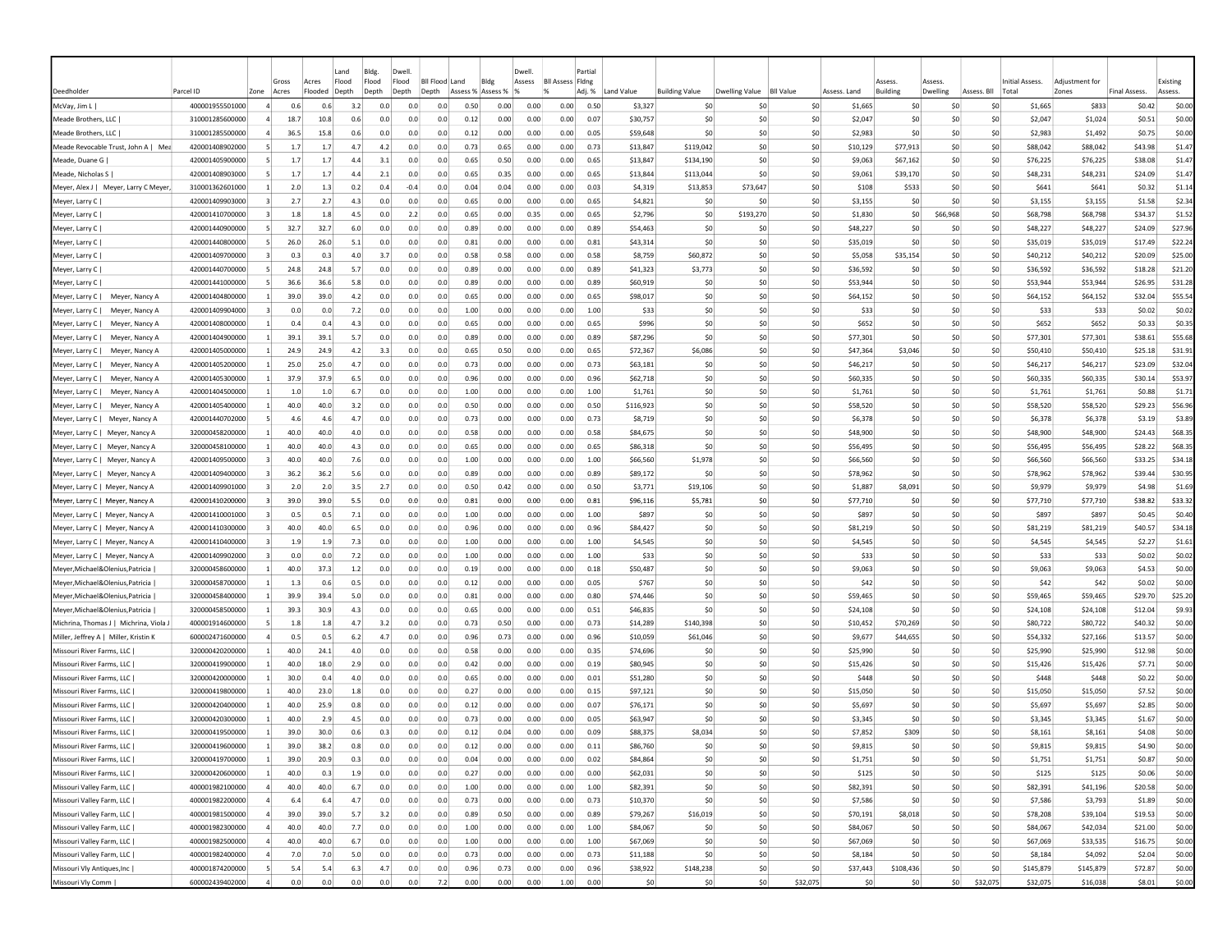| Deedholder | Parcel ID | Zone | Gross Acres | Acres Flooded | Land Flood Depth | Bldg. Flood Depth | Dwell. Flood Depth | BII Flood Depth | Land Assess % | Bldg Assess % | Dwell. Assess % | BII Assess % | Partial Flding Adj. % | Land Value | Building Value | Dwelling Value | BII Value | Assess. Land | Assess. Building | Assess. Dwelling | Assess. BII | Initial Assess. Total | Adjustment for Zones | Final Assess. | Existing Assess. |
|---|---|---|---|---|---|---|---|---|---|---|---|---|---|---|---|---|---|---|---|---|---|---|---|---|---|
| McVay, Jim L \| | 400001955501000 | 4 | 0.6 | 0.6 | 3.2 | 0.0 | 0.0 | 0.0 | 0.50 | 0.00 | 0.00 | 0.00 | 0.50 | $3,327 | $0 | $0 | $0 | $1,665 | $0 | $0 | $0 | $1,665 | $833 | $0.42 | $0.00 |
| Meade Brothers, LLC \| | 310001285600000 | 4 | 18.7 | 10.8 | 0.6 | 0.0 | 0.0 | 0.0 | 0.12 | 0.00 | 0.00 | 0.00 | 0.07 | $30,757 | $0 | $0 | $0 | $2,047 | $0 | $0 | $0 | $2,047 | $1,024 | $0.51 | $0.00 |
| Meade Brothers, LLC \| | 310001285500000 | 4 | 36.5 | 15.8 | 0.6 | 0.0 | 0.0 | 0.0 | 0.12 | 0.00 | 0.00 | 0.00 | 0.05 | $59,648 | $0 | $0 | $0 | $2,983 | $0 | $0 | $0 | $2,983 | $1,492 | $0.75 | $0.00 |
| Meade Revocable Trust, John A \| Mea | 420001408902000 | 5 | 1.7 | 1.7 | 4.7 | 4.2 | 0.0 | 0.0 | 0.73 | 0.65 | 0.00 | 0.00 | 0.73 | $13,847 | $119,042 | $0 | $0 | $10,129 | $77,913 | $0 | $0 | $88,042 | $88,042 | $43.98 | $1.47 |
| Meade, Duane G \| | 420001405900000 | 5 | 1.7 | 1.7 | 4.4 | 3.1 | 0.0 | 0.0 | 0.65 | 0.50 | 0.00 | 0.00 | 0.65 | $13,847 | $134,190 | $0 | $0 | $9,063 | $67,162 | $0 | $0 | $76,225 | $76,225 | $38.08 | $1.47 |
| Meade, Nicholas S \| | 420001408903000 | 5 | 1.7 | 1.7 | 4.4 | 2.1 | 0.0 | 0.0 | 0.65 | 0.35 | 0.00 | 0.00 | 0.65 | $13,844 | $113,044 | $0 | $0 | $9,061 | $39,170 | $0 | $0 | $48,231 | $48,231 | $24.09 | $1.47 |
| Meyer, Alex J \| Meyer, Larry C Meyer, | 310001362601000 | 1 | 2.0 | 1.3 | 0.2 | 0.4 | -0.4 | 0.0 | 0.04 | 0.04 | 0.00 | 0.00 | 0.03 | $4,319 | $13,853 | $73,647 | $0 | $108 | $533 | $0 | $0 | $641 | $641 | $0.32 | $1.14 |
| Meyer, Larry C \| | 420001409903000 | 3 | 2.7 | 2.7 | 4.3 | 0.0 | 0.0 | 0.0 | 0.65 | 0.00 | 0.00 | 0.00 | 0.65 | $4,821 | $0 | $0 | $0 | $3,155 | $0 | $0 | $0 | $3,155 | $3,155 | $1.58 | $2.34 |
| Meyer, Larry C \| | 420001410700000 | 3 | 1.8 | 1.8 | 4.5 | 0.0 | 2.2 | 0.0 | 0.65 | 0.00 | 0.35 | 0.00 | 0.65 | $2,796 | $0 | $193,270 | $0 | $1,830 | $0 | $66,968 | $0 | $68,798 | $68,798 | $34.37 | $1.52 |
| Meyer, Larry C \| | 420001440900000 | 5 | 32.7 | 32.7 | 6.0 | 0.0 | 0.0 | 0.0 | 0.89 | 0.00 | 0.00 | 0.00 | 0.89 | $54,463 | $0 | $0 | $0 | $48,227 | $0 | $0 | $0 | $48,227 | $48,227 | $24.09 | $27.96 |
| Meyer, Larry C \| | 420001440800000 | 5 | 26.0 | 26.0 | 5.1 | 0.0 | 0.0 | 0.0 | 0.81 | 0.00 | 0.00 | 0.00 | 0.81 | $43,314 | $0 | $0 | $0 | $35,019 | $0 | $0 | $0 | $35,019 | $35,019 | $17.49 | $22.24 |
| Meyer, Larry C \| | 420001409700000 | 3 | 0.3 | 0.3 | 4.0 | 3.7 | 0.0 | 0.0 | 0.58 | 0.58 | 0.00 | 0.00 | 0.58 | $8,759 | $60,872 | $0 | $0 | $5,058 | $35,154 | $0 | $0 | $40,212 | $40,212 | $20.09 | $25.00 |
| Meyer, Larry C \| | 420001440700000 | 5 | 24.8 | 24.8 | 5.7 | 0.0 | 0.0 | 0.0 | 0.89 | 0.00 | 0.00 | 0.00 | 0.89 | $41,323 | $3,773 | $0 | $0 | $36,592 | $0 | $0 | $0 | $36,592 | $36,592 | $18.28 | $21.20 |
| Meyer, Larry C \| | 420001441000000 | 5 | 36.6 | 36.6 | 5.8 | 0.0 | 0.0 | 0.0 | 0.89 | 0.00 | 0.00 | 0.00 | 0.89 | $60,919 | $0 | $0 | $0 | $53,944 | $0 | $0 | $0 | $53,944 | $53,944 | $26.95 | $31.28 |
| Meyer, Larry C \| Meyer, Nancy A | 420001404800000 | 1 | 39.0 | 39.0 | 4.2 | 0.0 | 0.0 | 0.0 | 0.65 | 0.00 | 0.00 | 0.00 | 0.65 | $98,017 | $0 | $0 | $0 | $64,152 | $0 | $0 | $0 | $64,152 | $64,152 | $32.04 | $55.54 |
| Meyer, Larry C \| Meyer, Nancy A | 420001409904000 | 3 | 0.0 | 0.0 | 7.2 | 0.0 | 0.0 | 0.0 | 1.00 | 0.00 | 0.00 | 0.00 | 1.00 | $33 | $0 | $0 | $0 | $33 | $0 | $0 | $0 | $33 | $33 | $0.02 | $0.02 |
| Meyer, Larry C \| Meyer, Nancy A | 420001408000000 | 1 | 0.4 | 0.4 | 4.3 | 0.0 | 0.0 | 0.0 | 0.65 | 0.00 | 0.00 | 0.00 | 0.65 | $996 | $0 | $0 | $0 | $652 | $0 | $0 | $0 | $652 | $652 | $0.33 | $0.35 |
| Meyer, Larry C \| Meyer, Nancy A | 420001404900000 | 1 | 39.1 | 39.1 | 5.7 | 0.0 | 0.0 | 0.0 | 0.89 | 0.00 | 0.00 | 0.00 | 0.89 | $87,296 | $0 | $0 | $0 | $77,301 | $0 | $0 | $0 | $77,301 | $77,301 | $38.61 | $55.68 |
| Meyer, Larry C \| Meyer, Nancy A | 420001405000000 | 1 | 24.9 | 24.9 | 4.2 | 3.3 | 0.0 | 0.0 | 0.65 | 0.50 | 0.00 | 0.00 | 0.65 | $72,367 | $6,086 | $0 | $0 | $47,364 | $3,046 | $0 | $0 | $50,410 | $50,410 | $25.18 | $31.91 |
| Meyer, Larry C \| Meyer, Nancy A | 420001405200000 | 1 | 25.0 | 25.0 | 4.7 | 0.0 | 0.0 | 0.0 | 0.73 | 0.00 | 0.00 | 0.00 | 0.73 | $63,181 | $0 | $0 | $0 | $46,217 | $0 | $0 | $0 | $46,217 | $46,217 | $23.09 | $32.04 |
| Meyer, Larry C \| Meyer, Nancy A | 420001405300000 | 1 | 37.9 | 37.9 | 6.5 | 0.0 | 0.0 | 0.0 | 0.96 | 0.00 | 0.00 | 0.00 | 0.96 | $62,718 | $0 | $0 | $0 | $60,335 | $0 | $0 | $0 | $60,335 | $60,335 | $30.14 | $53.97 |
| Meyer, Larry C \| Meyer, Nancy A | 420001404500000 | 1 | 1.0 | 1.0 | 6.7 | 0.0 | 0.0 | 0.0 | 1.00 | 0.00 | 0.00 | 0.00 | 1.00 | $1,761 | $0 | $0 | $0 | $1,761 | $0 | $0 | $0 | $1,761 | $1,761 | $0.88 | $1.71 |
| Meyer, Larry C \| Meyer, Nancy A | 420001405400000 | 1 | 40.0 | 40.0 | 3.2 | 0.0 | 0.0 | 0.0 | 0.50 | 0.00 | 0.00 | 0.00 | 0.50 | $116,923 | $0 | $0 | $0 | $58,520 | $0 | $0 | $0 | $58,520 | $58,520 | $29.23 | $56.96 |
| Meyer, Larry C \| Meyer, Nancy A | 420001440702000 | 5 | 4.6 | 4.6 | 4.7 | 0.0 | 0.0 | 0.0 | 0.73 | 0.00 | 0.00 | 0.00 | 0.73 | $8,719 | $0 | $0 | $0 | $6,378 | $0 | $0 | $0 | $6,378 | $6,378 | $3.19 | $3.89 |
| Meyer, Larry C \| Meyer, Nancy A | 320000458200000 | 1 | 40.0 | 40.0 | 4.0 | 0.0 | 0.0 | 0.0 | 0.58 | 0.00 | 0.00 | 0.00 | 0.58 | $84,675 | $0 | $0 | $0 | $48,900 | $0 | $0 | $0 | $48,900 | $48,900 | $24.43 | $68.35 |
| Meyer, Larry C \| Meyer, Nancy A | 320000458100000 | 1 | 40.0 | 40.0 | 4.3 | 0.0 | 0.0 | 0.0 | 0.65 | 0.00 | 0.00 | 0.00 | 0.65 | $86,318 | $0 | $0 | $0 | $56,495 | $0 | $0 | $0 | $56,495 | $56,495 | $28.22 | $68.35 |
| Meyer, Larry C \| Meyer, Nancy A | 420001409500000 | 3 | 40.0 | 40.0 | 7.6 | 0.0 | 0.0 | 0.0 | 1.00 | 0.00 | 0.00 | 0.00 | 1.00 | $66,560 | $1,978 | $0 | $0 | $66,560 | $0 | $0 | $0 | $66,560 | $66,560 | $33.25 | $34.18 |
| Meyer, Larry C \| Meyer, Nancy A | 420001409400000 | 3 | 36.2 | 36.2 | 5.6 | 0.0 | 0.0 | 0.0 | 0.89 | 0.00 | 0.00 | 0.00 | 0.89 | $89,172 | $0 | $0 | $0 | $78,962 | $0 | $0 | $0 | $78,962 | $78,962 | $39.44 | $30.95 |
| Meyer, Larry C \| Meyer, Nancy A | 420001409901000 | 3 | 2.0 | 2.0 | 3.5 | 2.7 | 0.0 | 0.0 | 0.50 | 0.42 | 0.00 | 0.00 | 0.50 | $3,771 | $19,106 | $0 | $0 | $1,887 | $8,091 | $0 | $0 | $9,979 | $9,979 | $4.98 | $1.69 |
| Meyer, Larry C \| Meyer, Nancy A | 420001410200000 | 3 | 39.0 | 39.0 | 5.5 | 0.0 | 0.0 | 0.0 | 0.81 | 0.00 | 0.00 | 0.00 | 0.81 | $96,116 | $5,781 | $0 | $0 | $77,710 | $0 | $0 | $0 | $77,710 | $77,710 | $38.82 | $33.32 |
| Meyer, Larry C \| Meyer, Nancy A | 420001410001000 | 3 | 0.5 | 0.5 | 7.1 | 0.0 | 0.0 | 0.0 | 1.00 | 0.00 | 0.00 | 0.00 | 1.00 | $897 | $0 | $0 | $0 | $897 | $0 | $0 | $0 | $897 | $897 | $0.45 | $0.40 |
| Meyer, Larry C \| Meyer, Nancy A | 420001410300000 | 3 | 40.0 | 40.0 | 6.5 | 0.0 | 0.0 | 0.0 | 0.96 | 0.00 | 0.00 | 0.00 | 0.96 | $84,427 | $0 | $0 | $0 | $81,219 | $0 | $0 | $0 | $81,219 | $81,219 | $40.57 | $34.18 |
| Meyer, Larry C \| Meyer, Nancy A | 420001410400000 | 3 | 1.9 | 1.9 | 7.3 | 0.0 | 0.0 | 0.0 | 1.00 | 0.00 | 0.00 | 0.00 | 1.00 | $4,545 | $0 | $0 | $0 | $4,545 | $0 | $0 | $0 | $4,545 | $4,545 | $2.27 | $1.61 |
| Meyer, Larry C \| Meyer, Nancy A | 420001409902000 | 3 | 0.0 | 0.0 | 7.2 | 0.0 | 0.0 | 0.0 | 1.00 | 0.00 | 0.00 | 0.00 | 1.00 | $33 | $0 | $0 | $0 | $33 | $0 | $0 | $0 | $33 | $33 | $0.02 | $0.02 |
| Meyer,Michael&Olenius,Patricia \| | 320000458600000 | 1 | 40.0 | 37.3 | 1.2 | 0.0 | 0.0 | 0.0 | 0.19 | 0.00 | 0.00 | 0.00 | 0.18 | $50,487 | $0 | $0 | $0 | $9,063 | $0 | $0 | $0 | $9,063 | $9,063 | $4.53 | $0.00 |
| Meyer,Michael&Olenius,Patricia \| | 320000458700000 | 1 | 1.3 | 0.6 | 0.5 | 0.0 | 0.0 | 0.0 | 0.12 | 0.00 | 0.00 | 0.00 | 0.05 | $767 | $0 | $0 | $0 | $42 | $0 | $0 | $0 | $42 | $42 | $0.02 | $0.00 |
| Meyer,Michael&Olenius,Patricia \| | 320000458400000 | 1 | 39.9 | 39.4 | 5.0 | 0.0 | 0.0 | 0.0 | 0.81 | 0.00 | 0.00 | 0.00 | 0.80 | $74,446 | $0 | $0 | $0 | $59,465 | $0 | $0 | $0 | $59,465 | $59,465 | $29.70 | $25.20 |
| Meyer,Michael&Olenius,Patricia \| | 320000458500000 | 1 | 39.3 | 30.9 | 4.3 | 0.0 | 0.0 | 0.0 | 0.65 | 0.00 | 0.00 | 0.00 | 0.51 | $46,835 | $0 | $0 | $0 | $24,108 | $0 | $0 | $0 | $24,108 | $24,108 | $12.04 | $9.93 |
| Michrina, Thomas J \| Michrina, Viola J | 400001914600000 | 5 | 1.8 | 1.8 | 4.7 | 3.2 | 0.0 | 0.0 | 0.73 | 0.50 | 0.00 | 0.00 | 0.73 | $14,289 | $140,398 | $0 | $0 | $10,452 | $70,269 | $0 | $0 | $80,722 | $80,722 | $40.32 | $0.00 |
| Miller, Jeffrey A \| Miller, Kristin K | 600002471600000 | 4 | 0.5 | 0.5 | 6.2 | 4.7 | 0.0 | 0.0 | 0.96 | 0.73 | 0.00 | 0.00 | 0.96 | $10,059 | $61,046 | $0 | $0 | $9,677 | $44,655 | $0 | $0 | $54,332 | $27,166 | $13.57 | $0.00 |
| Missouri River Farms, LLC \| | 320000420200000 | 1 | 40.0 | 24.1 | 4.0 | 0.0 | 0.0 | 0.0 | 0.58 | 0.00 | 0.00 | 0.00 | 0.35 | $74,696 | $0 | $0 | $0 | $25,990 | $0 | $0 | $0 | $25,990 | $25,990 | $12.98 | $0.00 |
| Missouri River Farms, LLC \| | 320000419900000 | 1 | 40.0 | 18.0 | 2.9 | 0.0 | 0.0 | 0.0 | 0.42 | 0.00 | 0.00 | 0.00 | 0.19 | $80,945 | $0 | $0 | $0 | $15,426 | $0 | $0 | $0 | $15,426 | $15,426 | $7.71 | $0.00 |
| Missouri River Farms, LLC \| | 320000420000000 | 1 | 30.0 | 0.4 | 4.0 | 0.0 | 0.0 | 0.0 | 0.65 | 0.00 | 0.00 | 0.00 | 0.01 | $51,280 | $0 | $0 | $0 | $448 | $0 | $0 | $0 | $448 | $448 | $0.22 | $0.00 |
| Missouri River Farms, LLC \| | 320000419800000 | 1 | 40.0 | 23.0 | 1.8 | 0.0 | 0.0 | 0.0 | 0.27 | 0.00 | 0.00 | 0.00 | 0.15 | $97,121 | $0 | $0 | $0 | $15,050 | $0 | $0 | $0 | $15,050 | $15,050 | $7.52 | $0.00 |
| Missouri River Farms, LLC \| | 320000420400000 | 1 | 40.0 | 25.9 | 0.8 | 0.0 | 0.0 | 0.0 | 0.12 | 0.00 | 0.00 | 0.00 | 0.07 | $76,171 | $0 | $0 | $0 | $5,697 | $0 | $0 | $0 | $5,697 | $5,697 | $2.85 | $0.00 |
| Missouri River Farms, LLC \| | 320000420300000 | 1 | 40.0 | 2.9 | 4.5 | 0.0 | 0.0 | 0.0 | 0.73 | 0.00 | 0.00 | 0.00 | 0.05 | $63,947 | $0 | $0 | $0 | $3,345 | $0 | $0 | $0 | $3,345 | $3,345 | $1.67 | $0.00 |
| Missouri River Farms, LLC \| | 320000419500000 | 1 | 39.0 | 30.0 | 0.6 | 0.3 | 0.0 | 0.0 | 0.12 | 0.04 | 0.00 | 0.00 | 0.09 | $88,375 | $8,034 | $0 | $0 | $7,852 | $309 | $0 | $0 | $8,161 | $8,161 | $4.08 | $0.00 |
| Missouri River Farms, LLC \| | 320000419600000 | 1 | 39.0 | 38.2 | 0.8 | 0.0 | 0.0 | 0.0 | 0.12 | 0.00 | 0.00 | 0.00 | 0.11 | $86,760 | $0 | $0 | $0 | $9,815 | $0 | $0 | $0 | $9,815 | $9,815 | $4.90 | $0.00 |
| Missouri River Farms, LLC \| | 320000419700000 | 1 | 39.0 | 20.9 | 0.3 | 0.0 | 0.0 | 0.0 | 0.04 | 0.00 | 0.00 | 0.00 | 0.02 | $84,864 | $0 | $0 | $0 | $1,751 | $0 | $0 | $0 | $1,751 | $1,751 | $0.87 | $0.00 |
| Missouri River Farms, LLC \| | 320000420600000 | 1 | 40.0 | 0.3 | 1.9 | 0.0 | 0.0 | 0.0 | 0.27 | 0.00 | 0.00 | 0.00 | 0.00 | $62,031 | $0 | $0 | $0 | $125 | $0 | $0 | $0 | $125 | $125 | $0.06 | $0.00 |
| Missouri Valley Farm, LLC \| | 400001982100000 | 4 | 40.0 | 40.0 | 6.7 | 0.0 | 0.0 | 0.0 | 1.00 | 0.00 | 0.00 | 0.00 | 1.00 | $82,391 | $0 | $0 | $0 | $82,391 | $0 | $0 | $0 | $82,391 | $41,196 | $20.58 | $0.00 |
| Missouri Valley Farm, LLC \| | 400001982200000 | 4 | 6.4 | 6.4 | 4.7 | 0.0 | 0.0 | 0.0 | 0.73 | 0.00 | 0.00 | 0.00 | 0.73 | $10,370 | $0 | $0 | $0 | $7,586 | $0 | $0 | $0 | $7,586 | $3,793 | $1.89 | $0.00 |
| Missouri Valley Farm, LLC \| | 400001981500000 | 4 | 39.0 | 39.0 | 5.7 | 3.2 | 0.0 | 0.0 | 0.89 | 0.50 | 0.00 | 0.00 | 0.89 | $79,267 | $16,019 | $0 | $0 | $70,191 | $8,018 | $0 | $0 | $78,208 | $39,104 | $19.53 | $0.00 |
| Missouri Valley Farm, LLC \| | 400001982300000 | 4 | 40.0 | 40.0 | 7.7 | 0.0 | 0.0 | 0.0 | 1.00 | 0.00 | 0.00 | 0.00 | 1.00 | $84,067 | $0 | $0 | $0 | $84,067 | $0 | $0 | $0 | $84,067 | $42,034 | $21.00 | $0.00 |
| Missouri Valley Farm, LLC \| | 400001982500000 | 4 | 40.0 | 40.0 | 6.7 | 0.0 | 0.0 | 0.0 | 1.00 | 0.00 | 0.00 | 0.00 | 1.00 | $67,069 | $0 | $0 | $0 | $67,069 | $0 | $0 | $0 | $67,069 | $33,535 | $16.75 | $0.00 |
| Missouri Valley Farm, LLC \| | 400001982400000 | 4 | 7.0 | 7.0 | 5.0 | 0.0 | 0.0 | 0.0 | 0.73 | 0.00 | 0.00 | 0.00 | 0.73 | $11,188 | $0 | $0 | $0 | $8,184 | $0 | $0 | $0 | $8,184 | $4,092 | $2.04 | $0.00 |
| Missouri Vly Antiques,Inc \| | 400001874200000 | 5 | 5.4 | 5.4 | 6.3 | 4.7 | 0.0 | 0.0 | 0.96 | 0.73 | 0.00 | 0.00 | 0.96 | $38,922 | $148,238 | $0 | $0 | $37,443 | $108,436 | $0 | $0 | $145,879 | $145,879 | $72.87 | $0.00 |
| Missouri Vly Comm \| | 600002439402000 | 4 | 0.0 | 0.0 | 0.0 | 0.0 | 0.0 | 7.2 | 0.00 | 0.00 | 0.00 | 1.00 | 0.00 | $0 | $0 | $0 | $32,075 | $0 | $0 | $0 | $32,075 | $32,075 | $16,038 | $8.01 | $0.00 |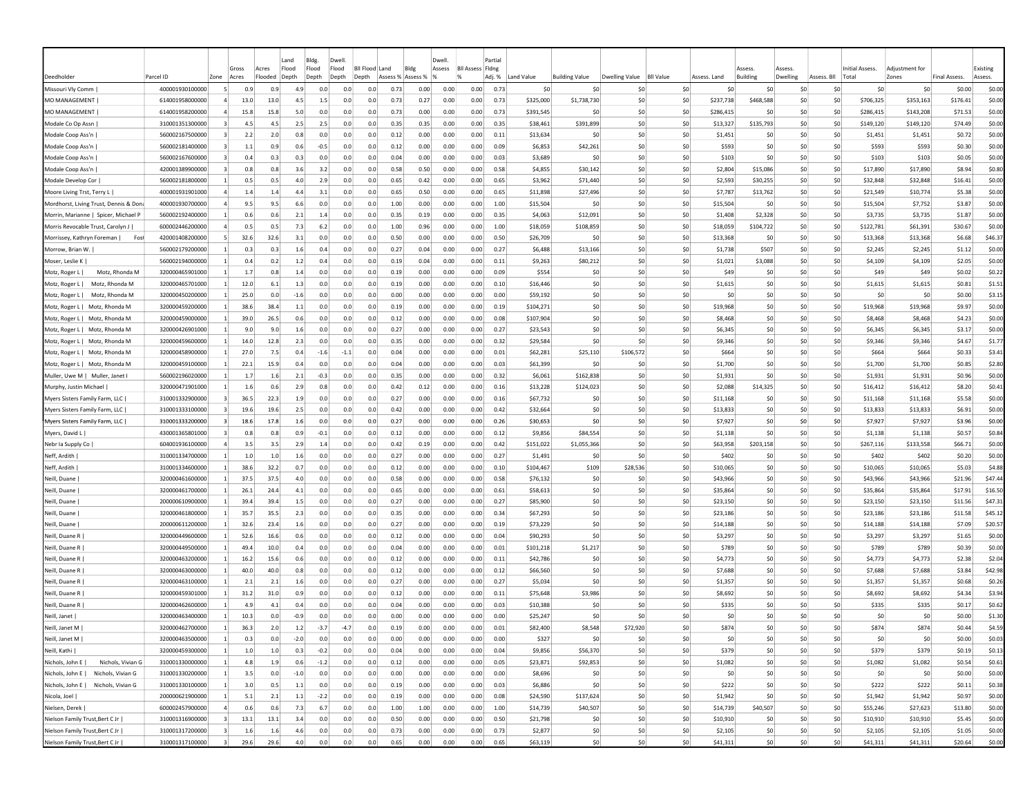| Deedholder | Parcel ID | Zone | Gross Acres | Acres Flooded | Land Flood Depth | Bldg. Flood Depth | Dwell. Flood Depth | BII Flood Depth | Land Assess % | Bldg Assess % | Dwell. Assess % | BII Assess % | Partial Flding Adj. % | Land Value | Building Value | Dwelling Value | BII Value | Assess. Land | Assess. Building | Assess. Dwelling | Assess. BII | Initial Assess. Total | Adjustment for Zones | Final Assess. | Existing Assess. |
|---|---|---|---|---|---|---|---|---|---|---|---|---|---|---|---|---|---|---|---|---|---|---|---|---|---|
| Missouri Vly Comm \| | 400001930100000 | 5 | 0.9 | 0.9 | 4.9 | 0.0 | 0.0 | 0.0 | 0.73 | 0.00 | 0.00 | 0.00 | 0.73 | $0 | $0 | $0 | $0 | $0 | $0 | $0 | $0 | $0 | $0 | $0.00 | $0.00 |
| MO MANAGEMENT \| | 614001958100000 | 4 | 13.0 | 13.0 | 4.5 | 1.5 | 0.0 | 0.0 | 0.73 | 0.27 | 0.00 | 0.00 | 0.73 | $325,000 | $1,738,730 | $0 | $0 | $237,738 | $468,588 | $0 | $0 | $706,325 | $353,163 | $176.41 | $0.00 |
| MO MANAGEMENT \| | 614001958200000 | 4 | 15.8 | 15.8 | 5.0 | 0.0 | 0.0 | 0.0 | 0.73 | 0.00 | 0.00 | 0.00 | 0.73 | $391,545 | $0 | $0 | $0 | $286,415 | $0 | $0 | $0 | $286,415 | $143,208 | $71.53 | $0.00 |
| Modale Co Op Assn \| | 310001351300000 | 3 | 4.5 | 4.5 | 2.5 | 2.5 | 0.0 | 0.0 | 0.35 | 0.35 | 0.00 | 0.00 | 0.35 | $38,461 | $391,899 | $0 | $0 | $13,327 | $135,793 | $0 | $0 | $149,120 | $149,120 | $74.49 | $0.00 |
| Modale Coop Ass'n \| | 560002167500000 | 3 | 2.2 | 2.0 | 0.8 | 0.0 | 0.0 | 0.0 | 0.12 | 0.00 | 0.00 | 0.00 | 0.11 | $13,634 | $0 | $0 | $0 | $1,451 | $0 | $0 | $0 | $1,451 | $1,451 | $0.72 | $0.00 |
| Modale Coop Ass'n \| | 560002181400000 | 3 | 1.1 | 0.9 | 0.6 | -0.5 | 0.0 | 0.0 | 0.12 | 0.00 | 0.00 | 0.00 | 0.09 | $6,853 | $42,261 | $0 | $0 | $593 | $0 | $0 | $0 | $593 | $593 | $0.30 | $0.00 |
| Modale Coop Ass'n \| | 560002167600000 | 3 | 0.4 | 0.3 | 0.3 | 0.0 | 0.0 | 0.0 | 0.04 | 0.00 | 0.00 | 0.00 | 0.03 | $3,689 | $0 | $0 | $0 | $103 | $0 | $0 | $0 | $103 | $103 | $0.05 | $0.00 |
| Modale Coop Ass'n \| | 420001389900000 | 3 | 0.8 | 0.8 | 3.6 | 3.2 | 0.0 | 0.0 | 0.58 | 0.50 | 0.00 | 0.00 | 0.58 | $4,855 | $30,142 | $0 | $0 | $2,804 | $15,086 | $0 | $0 | $17,890 | $17,890 | $8.94 | $0.80 |
| Modale Develop Cor \| | 560002181800000 | 1 | 0.5 | 0.5 | 4.0 | 2.9 | 0.0 | 0.0 | 0.65 | 0.42 | 0.00 | 0.00 | 0.65 | $3,962 | $71,440 | $0 | $0 | $2,593 | $30,255 | $0 | $0 | $32,848 | $32,848 | $16.41 | $0.00 |
| Moore Living Trst, Terry L \| | 400001931901000 | 4 | 1.4 | 1.4 | 4.4 | 3.1 | 0.0 | 0.0 | 0.65 | 0.50 | 0.00 | 0.00 | 0.65 | $11,898 | $27,496 | $0 | $0 | $7,787 | $13,762 | $0 | $0 | $21,549 | $10,774 | $5.38 | $0.00 |
| Mordhorst, Living Trust, Dennis & Don | 400001930700000 | 4 | 9.5 | 9.5 | 6.6 | 0.0 | 0.0 | 0.0 | 1.00 | 0.00 | 0.00 | 0.00 | 1.00 | $15,504 | $0 | $0 | $0 | $15,504 | $0 | $0 | $0 | $15,504 | $7,752 | $3.87 | $0.00 |
| Morrin, Marianne \| Spicer, Michael P | 560002192400000 | 1 | 0.6 | 0.6 | 2.1 | 1.4 | 0.0 | 0.0 | 0.35 | 0.19 | 0.00 | 0.00 | 0.35 | $4,063 | $12,091 | $0 | $0 | $1,408 | $2,328 | $0 | $0 | $3,735 | $3,735 | $1.87 | $0.00 |
| Morris Revocable Trust, Carolyn J \| | 600002446200000 | 4 | 0.5 | 0.5 | 7.3 | 6.2 | 0.0 | 0.0 | 1.00 | 0.96 | 0.00 | 0.00 | 1.00 | $18,059 | $108,859 | $0 | $0 | $18,059 | $104,722 | $0 | $0 | $122,781 | $61,391 | $30.67 | $0.00 |
| Morrissey, Kathryn Foreman \| Fost | 420001408200000 | 5 | 32.6 | 32.6 | 3.1 | 0.0 | 0.0 | 0.0 | 0.50 | 0.00 | 0.00 | 0.00 | 0.50 | $26,709 | $0 | $0 | $0 | $13,368 | $0 | $0 | $0 | $13,368 | $13,368 | $6.68 | $46.37 |
| Morrow, Brian W. \| | 560002179200000 | 1 | 0.3 | 0.3 | 1.6 | 0.4 | 0.0 | 0.0 | 0.27 | 0.04 | 0.00 | 0.00 | 0.27 | $6,488 | $13,166 | $0 | $0 | $1,738 | $507 | $0 | $0 | $2,245 | $2,245 | $1.12 | $0.00 |
| Moser, Leslie K \| | 560002194000000 | 1 | 0.4 | 0.2 | 1.2 | 0.4 | 0.0 | 0.0 | 0.19 | 0.04 | 0.00 | 0.00 | 0.11 | $9,263 | $80,212 | $0 | $0 | $1,021 | $3,088 | $0 | $0 | $4,109 | $4,109 | $2.05 | $0.00 |
| Motz, Roger L \| Motz, Rhonda M | 320000465901000 | 1 | 1.7 | 0.8 | 1.4 | 0.0 | 0.0 | 0.0 | 0.19 | 0.00 | 0.00 | 0.00 | 0.09 | $554 | $0 | $0 | $0 | $49 | $0 | $0 | $0 | $49 | $49 | $0.02 | $0.22 |
| Motz, Roger L \| Motz, Rhonda M | 320000465701000 | 1 | 12.0 | 6.1 | 1.3 | 0.0 | 0.0 | 0.0 | 0.19 | 0.00 | 0.00 | 0.00 | 0.10 | $16,446 | $0 | $0 | $0 | $1,615 | $0 | $0 | $0 | $1,615 | $1,615 | $0.81 | $1.51 |
| Motz, Roger L \| Motz, Rhonda M | 320000450200000 | 1 | 25.0 | 0.0 | -1.6 | 0.0 | 0.0 | 0.0 | 0.00 | 0.00 | 0.00 | 0.00 | 0.00 | $59,192 | $0 | $0 | $0 | $0 | $0 | $0 | $0 | $0 | $0 | $0.00 | $3.15 |
| Motz, Roger L \| Motz, Rhonda M | 320000459200000 | 1 | 38.6 | 38.4 | 1.1 | 0.0 | 0.0 | 0.0 | 0.19 | 0.00 | 0.00 | 0.00 | 0.19 | $104,271 | $0 | $0 | $0 | $19,968 | $0 | $0 | $0 | $19,968 | $19,968 | $9.97 | $0.00 |
| Motz, Roger L \| Motz, Rhonda M | 320000459000000 | 1 | 39.0 | 26.5 | 0.6 | 0.0 | 0.0 | 0.0 | 0.12 | 0.00 | 0.00 | 0.00 | 0.08 | $107,904 | $0 | $0 | $0 | $8,468 | $0 | $0 | $0 | $8,468 | $8,468 | $4.23 | $0.00 |
| Motz, Roger L \| Motz, Rhonda M | 320000426901000 | 1 | 9.0 | 9.0 | 1.6 | 0.0 | 0.0 | 0.0 | 0.27 | 0.00 | 0.00 | 0.00 | 0.27 | $23,543 | $0 | $0 | $0 | $6,345 | $0 | $0 | $0 | $6,345 | $6,345 | $3.17 | $0.00 |
| Motz, Roger L \| Motz, Rhonda M | 320000459600000 | 1 | 14.0 | 12.8 | 2.3 | 0.0 | 0.0 | 0.0 | 0.35 | 0.00 | 0.00 | 0.00 | 0.32 | $29,584 | $0 | $0 | $0 | $9,346 | $0 | $0 | $0 | $9,346 | $9,346 | $4.67 | $1.77 |
| Motz, Roger L \| Motz, Rhonda M | 320000458900000 | 1 | 27.0 | 7.5 | 0.4 | -1.6 | -1.1 | 0.0 | 0.04 | 0.00 | 0.00 | 0.00 | 0.01 | $62,281 | $25,110 | $106,572 | $0 | $664 | $0 | $0 | $0 | $664 | $664 | $0.33 | $3.41 |
| Motz, Roger L \| Motz, Rhonda M | 320000459100000 | 1 | 22.1 | 15.9 | 0.4 | 0.0 | 0.0 | 0.0 | 0.04 | 0.00 | 0.00 | 0.00 | 0.03 | $61,399 | $0 | $0 | $0 | $1,700 | $0 | $0 | $0 | $1,700 | $1,700 | $0.85 | $2.80 |
| Muller, Uwe M \| Muller, Janet I | 560002196020000 | 1 | 1.7 | 1.6 | 2.1 | -0.3 | 0.0 | 0.0 | 0.35 | 0.00 | 0.00 | 0.00 | 0.32 | $6,061 | $162,838 | $0 | $0 | $1,931 | $0 | $0 | $0 | $1,931 | $1,931 | $0.96 | $0.00 |
| Murphy, Justin Michael \| | 320000471901000 | 1 | 1.6 | 0.6 | 2.9 | 0.8 | 0.0 | 0.0 | 0.42 | 0.12 | 0.00 | 0.00 | 0.16 | $13,228 | $124,023 | $0 | $0 | $2,088 | $14,325 | $0 | $0 | $16,412 | $16,412 | $8.20 | $0.41 |
| Myers Sisters Family Farm, LLC \| | 310001332900000 | 3 | 36.5 | 22.3 | 1.9 | 0.0 | 0.0 | 0.0 | 0.27 | 0.00 | 0.00 | 0.00 | 0.16 | $67,732 | $0 | $0 | $0 | $11,168 | $0 | $0 | $0 | $11,168 | $11,168 | $5.58 | $0.00 |
| Myers Sisters Family Farm, LLC \| | 310001333100000 | 3 | 19.6 | 19.6 | 2.5 | 0.0 | 0.0 | 0.0 | 0.42 | 0.00 | 0.00 | 0.00 | 0.42 | $32,664 | $0 | $0 | $0 | $13,833 | $0 | $0 | $0 | $13,833 | $13,833 | $6.91 | $0.00 |
| Myers Sisters Family Farm, LLC \| | 310001333200000 | 3 | 18.6 | 17.8 | 1.6 | 0.0 | 0.0 | 0.0 | 0.27 | 0.00 | 0.00 | 0.00 | 0.26 | $30,653 | $0 | $0 | $0 | $7,927 | $0 | $0 | $0 | $7,927 | $7,927 | $3.96 | $0.00 |
| Myers, David L \| | 430001365801000 | 3 | 0.8 | 0.8 | 0.9 | -0.1 | 0.0 | 0.0 | 0.12 | 0.00 | 0.00 | 0.00 | 0.12 | $9,856 | $84,554 | $0 | $0 | $1,138 | $0 | $0 | $0 | $1,138 | $1,138 | $0.57 | $0.84 |
| Nebr Ia Supply Co \| | 604001936100000 | 4 | 3.5 | 3.5 | 2.9 | 1.4 | 0.0 | 0.0 | 0.42 | 0.19 | 0.00 | 0.00 | 0.42 | $151,022 | $1,055,366 | $0 | $0 | $63,958 | $203,158 | $0 | $0 | $267,116 | $133,558 | $66.71 | $0.00 |
| Neff, Ardith \| | 310001334700000 | 1 | 1.0 | 1.0 | 1.6 | 0.0 | 0.0 | 0.0 | 0.27 | 0.00 | 0.00 | 0.00 | 0.27 | $1,491 | $0 | $0 | $0 | $402 | $0 | $0 | $0 | $402 | $402 | $0.20 | $0.00 |
| Neff, Ardith \| | 310001334600000 | 1 | 38.6 | 32.2 | 0.7 | 0.0 | 0.0 | 0.0 | 0.12 | 0.00 | 0.00 | 0.00 | 0.10 | $104,467 | $109 | $28,536 | $0 | $10,065 | $0 | $0 | $0 | $10,065 | $10,065 | $5.03 | $4.88 |
| Neill, Duane \| | 320000461600000 | 1 | 37.5 | 37.5 | 4.0 | 0.0 | 0.0 | 0.0 | 0.58 | 0.00 | 0.00 | 0.00 | 0.58 | $76,132 | $0 | $0 | $0 | $43,966 | $0 | $0 | $0 | $43,966 | $43,966 | $21.96 | $47.44 |
| Neill, Duane \| | 320000461700000 | 1 | 26.1 | 24.4 | 4.1 | 0.0 | 0.0 | 0.0 | 0.65 | 0.00 | 0.00 | 0.00 | 0.61 | $58,613 | $0 | $0 | $0 | $35,864 | $0 | $0 | $0 | $35,864 | $35,864 | $17.91 | $16.50 |
| Neill, Duane \| | 200000610900000 | 1 | 39.4 | 39.4 | 1.5 | 0.0 | 0.0 | 0.0 | 0.27 | 0.00 | 0.00 | 0.00 | 0.27 | $85,900 | $0 | $0 | $0 | $23,150 | $0 | $0 | $0 | $23,150 | $23,150 | $11.56 | $47.31 |
| Neill, Duane \| | 320000461800000 | 1 | 35.7 | 35.5 | 2.3 | 0.0 | 0.0 | 0.0 | 0.35 | 0.00 | 0.00 | 0.00 | 0.34 | $67,293 | $0 | $0 | $0 | $23,186 | $0 | $0 | $0 | $23,186 | $23,186 | $11.58 | $45.12 |
| Neill, Duane \| | 200000611200000 | 1 | 32.6 | 23.4 | 1.6 | 0.0 | 0.0 | 0.0 | 0.27 | 0.00 | 0.00 | 0.00 | 0.19 | $73,229 | $0 | $0 | $0 | $14,188 | $0 | $0 | $0 | $14,188 | $14,188 | $7.09 | $20.57 |
| Neill, Duane R \| | 320000449600000 | 1 | 52.6 | 16.6 | 0.6 | 0.0 | 0.0 | 0.0 | 0.12 | 0.00 | 0.00 | 0.00 | 0.04 | $90,293 | $0 | $0 | $0 | $3,297 | $0 | $0 | $0 | $3,297 | $3,297 | $1.65 | $0.00 |
| Neill, Duane R \| | 320000449500000 | 1 | 49.4 | 10.0 | 0.4 | 0.0 | 0.0 | 0.0 | 0.04 | 0.00 | 0.00 | 0.00 | 0.01 | $101,218 | $1,217 | $0 | $0 | $789 | $0 | $0 | $0 | $789 | $789 | $0.39 | $0.00 |
| Neill, Duane R \| | 320000463200000 | 1 | 16.2 | 15.6 | 0.6 | 0.0 | 0.0 | 0.0 | 0.12 | 0.00 | 0.00 | 0.00 | 0.11 | $42,786 | $0 | $0 | $0 | $4,773 | $0 | $0 | $0 | $4,773 | $4,773 | $2.38 | $2.04 |
| Neill, Duane R \| | 320000463000000 | 1 | 40.0 | 40.0 | 0.8 | 0.0 | 0.0 | 0.0 | 0.12 | 0.00 | 0.00 | 0.00 | 0.12 | $66,560 | $0 | $0 | $0 | $7,688 | $0 | $0 | $0 | $7,688 | $7,688 | $3.84 | $42.98 |
| Neill, Duane R \| | 320000463100000 | 1 | 2.1 | 2.1 | 1.6 | 0.0 | 0.0 | 0.0 | 0.27 | 0.00 | 0.00 | 0.00 | 0.27 | $5,034 | $0 | $0 | $0 | $1,357 | $0 | $0 | $0 | $1,357 | $1,357 | $0.68 | $0.26 |
| Neill, Duane R \| | 320000459301000 | 1 | 31.2 | 31.0 | 0.9 | 0.0 | 0.0 | 0.0 | 0.12 | 0.00 | 0.00 | 0.00 | 0.11 | $75,648 | $3,986 | $0 | $0 | $8,692 | $0 | $0 | $0 | $8,692 | $8,692 | $4.34 | $3.94 |
| Neill, Duane R \| | 320000462600000 | 1 | 4.9 | 4.1 | 0.4 | 0.0 | 0.0 | 0.0 | 0.04 | 0.00 | 0.00 | 0.00 | 0.03 | $10,388 | $0 | $0 | $0 | $335 | $0 | $0 | $0 | $335 | $335 | $0.17 | $0.62 |
| Neill, Janet \| | 320000463400000 | 1 | 10.3 | 0.0 | -0.9 | 0.0 | 0.0 | 0.0 | 0.00 | 0.00 | 0.00 | 0.00 | 0.00 | $25,247 | $0 | $0 | $0 | $0 | $0 | $0 | $0 | $0 | $0 | $0.00 | $1.30 |
| Neill, Janet M \| | 320000462700000 | 1 | 36.3 | 2.0 | 1.2 | -3.7 | -4.7 | 0.0 | 0.19 | 0.00 | 0.00 | 0.00 | 0.01 | $82,400 | $8,548 | $72,920 | $0 | $874 | $0 | $0 | $0 | $874 | $874 | $0.44 | $4.59 |
| Neill, Janet M \| | 320000463500000 | 1 | 0.3 | 0.0 | -2.0 | 0.0 | 0.0 | 0.0 | 0.00 | 0.00 | 0.00 | 0.00 | 0.00 | $327 | $0 | $0 | $0 | $0 | $0 | $0 | $0 | $0 | $0 | $0.00 | $0.03 |
| Neill, Kathi \| | 320000459300000 | 1 | 1.0 | 1.0 | 0.3 | -0.2 | 0.0 | 0.0 | 0.04 | 0.00 | 0.00 | 0.00 | 0.04 | $9,856 | $56,370 | $0 | $0 | $379 | $0 | $0 | $0 | $379 | $379 | $0.19 | $0.13 |
| Nichols, John E \| Nichols, Vivian G | 310001330000000 | 1 | 4.8 | 1.9 | 0.6 | -1.2 | 0.0 | 0.0 | 0.12 | 0.00 | 0.00 | 0.00 | 0.05 | $23,871 | $92,853 | $0 | $0 | $1,082 | $0 | $0 | $0 | $1,082 | $1,082 | $0.54 | $0.61 |
| Nichols, John E \| Nichols, Vivian G | 310001330200000 | 1 | 3.5 | 0.0 | -1.0 | 0.0 | 0.0 | 0.0 | 0.00 | 0.00 | 0.00 | 0.00 | 0.00 | $8,696 | $0 | $0 | $0 | $0 | $0 | $0 | $0 | $0 | $0 | $0.00 | $0.00 |
| Nichols, John E \| Nichols, Vivian G | 310001330100000 | 1 | 3.0 | 0.5 | 1.1 | 0.0 | 0.0 | 0.0 | 0.19 | 0.00 | 0.00 | 0.00 | 0.03 | $6,886 | $0 | $0 | $0 | $222 | $0 | $0 | $0 | $222 | $222 | $0.11 | $0.38 |
| Nicola, Joel \| | 200000621900000 | 1 | 5.1 | 2.1 | 1.1 | -2.2 | 0.0 | 0.0 | 0.19 | 0.00 | 0.00 | 0.00 | 0.08 | $24,590 | $137,624 | $0 | $0 | $1,942 | $0 | $0 | $0 | $1,942 | $1,942 | $0.97 | $0.00 |
| Nielsen, Derek \| | 600002457900000 | 4 | 0.6 | 0.6 | 7.3 | 6.7 | 0.0 | 0.0 | 1.00 | 1.00 | 0.00 | 0.00 | 1.00 | $14,739 | $40,507 | $0 | $0 | $14,739 | $40,507 | $0 | $0 | $55,246 | $27,623 | $13.80 | $0.00 |
| Nielson Family Trust,Bert C Jr \| | 310001316900000 | 3 | 13.1 | 13.1 | 3.4 | 0.0 | 0.0 | 0.0 | 0.50 | 0.00 | 0.00 | 0.00 | 0.50 | $21,798 | $0 | $0 | $0 | $10,910 | $0 | $0 | $0 | $10,910 | $10,910 | $5.45 | $0.00 |
| Nielson Family Trust,Bert C Jr \| | 310001317200000 | 3 | 1.6 | 1.6 | 4.6 | 0.0 | 0.0 | 0.0 | 0.73 | 0.00 | 0.00 | 0.00 | 0.73 | $2,877 | $0 | $0 | $0 | $2,105 | $0 | $0 | $0 | $2,105 | $2,105 | $1.05 | $0.00 |
| Nielson Family Trust,Bert C Jr \| | 310001317100000 | 3 | 29.6 | 29.6 | 4.0 | 0.0 | 0.0 | 0.0 | 0.65 | 0.00 | 0.00 | 0.00 | 0.65 | $63,119 | $0 | $0 | $0 | $41,311 | $0 | $0 | $0 | $41,311 | $41,311 | $20.64 | $0.00 |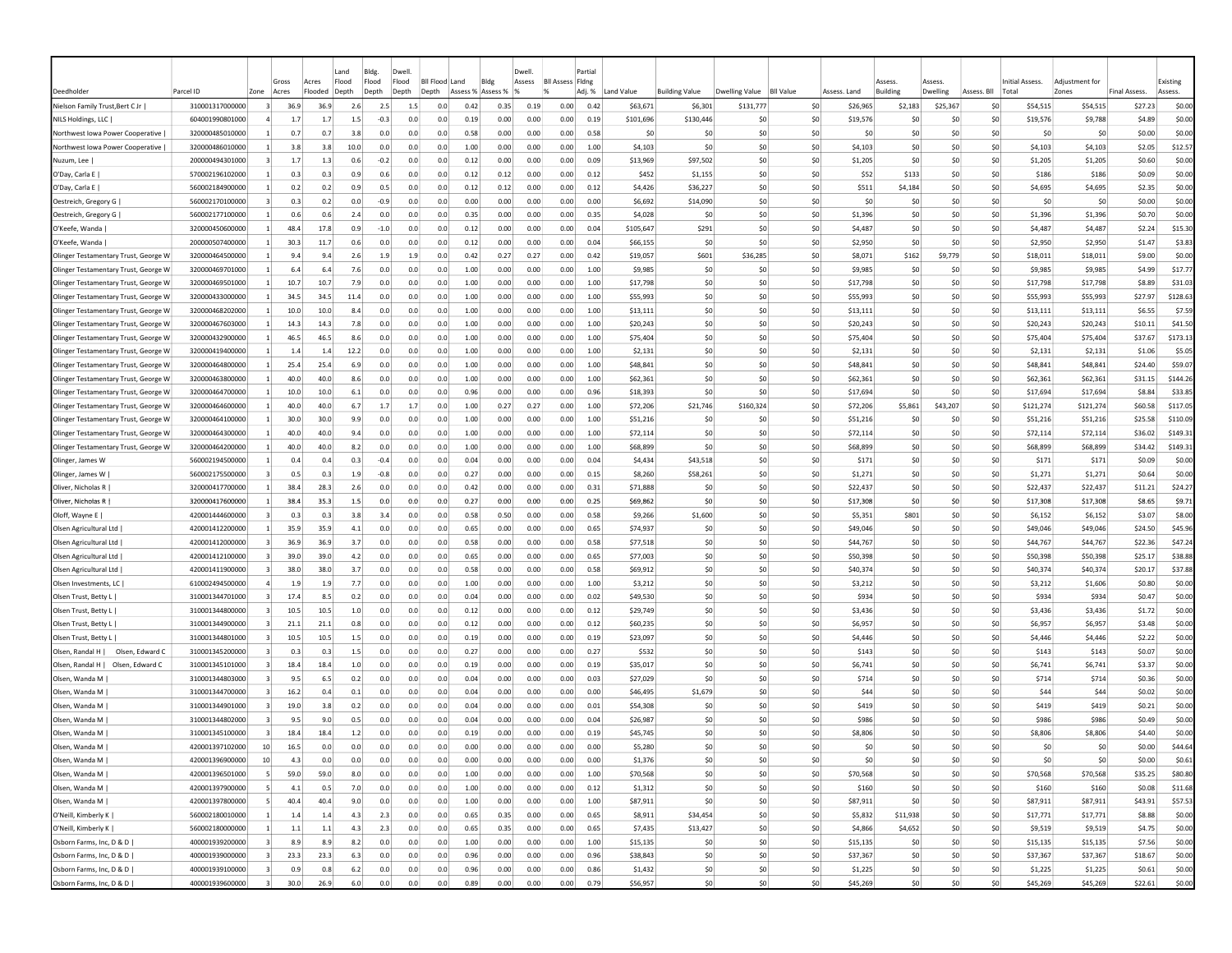| Deedholder | Parcel ID | Zone | Gross Acres | Acres Flooded | Land Flood Depth | Bldg. Flood Depth | Dwell. Flood Depth | BII Flood Depth | Land Assess % | Bldg Assess % | Dwell. Assess % | BII Assess % | Partial Flding Adj. % | Land Value | Building Value | Dwelling Value | BII Value | Assess. Land | Assess. Building | Assess. Dwelling | Assess. BII | Initial Assess. Total | Adjustment for Zones | Final Assess. | Existing Assess. |
|---|---|---|---|---|---|---|---|---|---|---|---|---|---|---|---|---|---|---|---|---|---|---|---|---|---|
| Nielson Family Trust,Bert C Jr \| | 310001317000000 | 3 | 36.9 | 36.9 | 2.6 | 2.5 | 1.5 | 0.0 | 0.42 | 0.35 | 0.19 | 0.00 | 0.42 | $63,671 | $6,301 | $131,777 | $0 | $26,965 | $2,183 | $25,367 | $0 | $54,515 | $54,515 | $27.23 | $0.00 |
| NILS Holdings, LLC \| | 604001990801000 | 4 | 1.7 | 1.7 | 1.5 | -0.3 | 0.0 | 0.0 | 0.19 | 0.00 | 0.00 | 0.00 | 0.19 | $101,696 | $130,446 | $0 | $0 | $19,576 | $0 | $0 | $0 | $19,576 | $9,788 | $4.89 | $0.00 |
| Northwest Iowa Power Cooperative \| | 320000485010000 | 1 | 0.7 | 0.7 | 3.8 | 0.0 | 0.0 | 0.0 | 0.58 | 0.00 | 0.00 | 0.00 | 0.58 | $0 | $0 | $0 | $0 | $0 | $0 | $0 | $0 | $0 | $0 | $0.00 | $0.00 |
| Northwest Iowa Power Cooperative \| | 320000486010000 | 1 | 3.8 | 3.8 | 10.0 | 0.0 | 0.0 | 0.0 | 1.00 | 0.00 | 0.00 | 0.00 | 1.00 | $4,103 | $0 | $0 | $0 | $4,103 | $0 | $0 | $0 | $4,103 | $4,103 | $2.05 | $12.57 |
| Nuzum, Lee \| | 200000494301000 | 3 | 1.7 | 1.3 | 0.6 | -0.2 | 0.0 | 0.0 | 0.12 | 0.00 | 0.00 | 0.00 | 0.09 | $13,969 | $97,502 | $0 | $0 | $1,205 | $0 | $0 | $0 | $1,205 | $1,205 | $0.60 | $0.00 |
| O'Day, Carla E \| | 570002196102000 | 1 | 0.3 | 0.3 | 0.9 | 0.6 | 0.0 | 0.0 | 0.12 | 0.12 | 0.00 | 0.00 | 0.12 | $452 | $1,155 | $0 | $0 | $52 | $133 | $0 | $0 | $186 | $186 | $0.09 | $0.00 |
| O'Day, Carla E \| | 560002184900000 | 1 | 0.2 | 0.2 | 0.9 | 0.5 | 0.0 | 0.0 | 0.12 | 0.12 | 0.00 | 0.00 | 0.12 | $4,426 | $36,227 | $0 | $0 | $511 | $4,184 | $0 | $0 | $4,695 | $4,695 | $2.35 | $0.00 |
| Oestreich, Gregory G \| | 560002170100000 | 3 | 0.3 | 0.2 | 0.0 | -0.9 | 0.0 | 0.0 | 0.00 | 0.00 | 0.00 | 0.00 | 0.00 | $6,692 | $14,090 | $0 | $0 | $0 | $0 | $0 | $0 | $0 | $0 | $0.00 | $0.00 |
| Oestreich, Gregory G \| | 560002177100000 | 1 | 0.6 | 0.6 | 2.4 | 0.0 | 0.0 | 0.0 | 0.35 | 0.00 | 0.00 | 0.00 | 0.35 | $4,028 | $0 | $0 | $0 | $1,396 | $0 | $0 | $0 | $1,396 | $1,396 | $0.70 | $0.00 |
| O'Keefe, Wanda \| | 320000450600000 | 1 | 48.4 | 17.8 | 0.9 | -1.0 | 0.0 | 0.0 | 0.12 | 0.00 | 0.00 | 0.00 | 0.04 | $105,647 | $291 | $0 | $0 | $4,487 | $0 | $0 | $0 | $4,487 | $4,487 | $2.24 | $15.30 |
| O'Keefe, Wanda \| | 200000507400000 | 1 | 30.3 | 11.7 | 0.6 | 0.0 | 0.0 | 0.0 | 0.12 | 0.00 | 0.00 | 0.00 | 0.04 | $66,155 | $0 | $0 | $0 | $2,950 | $0 | $0 | $0 | $2,950 | $2,950 | $1.47 | $3.83 |
| Olinger Testamentary Trust, George W | 320000464500000 | 1 | 9.4 | 9.4 | 2.6 | 1.9 | 1.9 | 0.0 | 0.42 | 0.27 | 0.27 | 0.00 | 0.42 | $19,057 | $601 | $36,285 | $0 | $8,071 | $162 | $9,779 | $0 | $18,011 | $18,011 | $9.00 | $0.00 |
| Olinger Testamentary Trust, George W | 320000469701000 | 1 | 6.4 | 6.4 | 7.6 | 0.0 | 0.0 | 0.0 | 1.00 | 0.00 | 0.00 | 0.00 | 1.00 | $9,985 | $0 | $0 | $0 | $9,985 | $0 | $0 | $0 | $9,985 | $9,985 | $4.99 | $17.77 |
| Olinger Testamentary Trust, George W | 320000469501000 | 1 | 10.7 | 10.7 | 7.9 | 0.0 | 0.0 | 0.0 | 1.00 | 0.00 | 0.00 | 0.00 | 1.00 | $17,798 | $0 | $0 | $0 | $17,798 | $0 | $0 | $0 | $17,798 | $17,798 | $8.89 | $31.03 |
| Olinger Testamentary Trust, George W | 320000433000000 | 1 | 34.5 | 34.5 | 11.4 | 0.0 | 0.0 | 0.0 | 1.00 | 0.00 | 0.00 | 0.00 | 1.00 | $55,993 | $0 | $0 | $0 | $55,993 | $0 | $0 | $0 | $55,993 | $55,993 | $27.97 | $128.63 |
| Olinger Testamentary Trust, George W | 320000468202000 | 1 | 10.0 | 10.0 | 8.4 | 0.0 | 0.0 | 0.0 | 1.00 | 0.00 | 0.00 | 0.00 | 1.00 | $13,111 | $0 | $0 | $0 | $13,111 | $0 | $0 | $0 | $13,111 | $13,111 | $6.55 | $7.59 |
| Olinger Testamentary Trust, George W | 320000467603000 | 1 | 14.3 | 14.3 | 7.8 | 0.0 | 0.0 | 0.0 | 1.00 | 0.00 | 0.00 | 0.00 | 1.00 | $20,243 | $0 | $0 | $0 | $20,243 | $0 | $0 | $0 | $20,243 | $20,243 | $10.11 | $41.50 |
| Olinger Testamentary Trust, George W | 320000432900000 | 1 | 46.5 | 46.5 | 8.6 | 0.0 | 0.0 | 0.0 | 1.00 | 0.00 | 0.00 | 0.00 | 1.00 | $75,404 | $0 | $0 | $0 | $75,404 | $0 | $0 | $0 | $75,404 | $75,404 | $37.67 | $173.13 |
| Olinger Testamentary Trust, George W | 320000419400000 | 1 | 1.4 | 1.4 | 12.2 | 0.0 | 0.0 | 0.0 | 1.00 | 0.00 | 0.00 | 0.00 | 1.00 | $2,131 | $0 | $0 | $0 | $2,131 | $0 | $0 | $0 | $2,131 | $2,131 | $1.06 | $5.05 |
| Olinger Testamentary Trust, George W | 320000464800000 | 1 | 25.4 | 25.4 | 6.9 | 0.0 | 0.0 | 0.0 | 1.00 | 0.00 | 0.00 | 0.00 | 1.00 | $48,841 | $0 | $0 | $0 | $48,841 | $0 | $0 | $0 | $48,841 | $48,841 | $24.40 | $59.07 |
| Olinger Testamentary Trust, George W | 320000463800000 | 1 | 40.0 | 40.0 | 8.6 | 0.0 | 0.0 | 0.0 | 1.00 | 0.00 | 0.00 | 0.00 | 1.00 | $62,361 | $0 | $0 | $0 | $62,361 | $0 | $0 | $0 | $62,361 | $62,361 | $31.15 | $144.26 |
| Olinger Testamentary Trust, George W | 320000464700000 | 1 | 10.0 | 10.0 | 6.1 | 0.0 | 0.0 | 0.0 | 0.96 | 0.00 | 0.00 | 0.00 | 0.96 | $18,393 | $0 | $0 | $0 | $17,694 | $0 | $0 | $0 | $17,694 | $17,694 | $8.84 | $33.85 |
| Olinger Testamentary Trust, George W | 320000464600000 | 1 | 40.0 | 40.0 | 6.7 | 1.7 | 1.7 | 0.0 | 1.00 | 0.27 | 0.27 | 0.00 | 1.00 | $72,206 | $21,746 | $160,324 | $0 | $72,206 | $5,861 | $43,207 | $0 | $121,274 | $121,274 | $60.58 | $117.05 |
| Olinger Testamentary Trust, George W | 320000464100000 | 1 | 30.0 | 30.0 | 9.9 | 0.0 | 0.0 | 0.0 | 1.00 | 0.00 | 0.00 | 0.00 | 1.00 | $51,216 | $0 | $0 | $0 | $51,216 | $0 | $0 | $0 | $51,216 | $51,216 | $25.58 | $110.09 |
| Olinger Testamentary Trust, George W | 320000464300000 | 1 | 40.0 | 40.0 | 9.4 | 0.0 | 0.0 | 0.0 | 1.00 | 0.00 | 0.00 | 0.00 | 1.00 | $72,114 | $0 | $0 | $0 | $72,114 | $0 | $0 | $0 | $72,114 | $72,114 | $36.02 | $149.31 |
| Olinger Testamentary Trust, George W | 320000464200000 | 1 | 40.0 | 40.0 | 8.2 | 0.0 | 0.0 | 0.0 | 1.00 | 0.00 | 0.00 | 0.00 | 1.00 | $68,899 | $0 | $0 | $0 | $68,899 | $0 | $0 | $0 | $68,899 | $68,899 | $34.42 | $149.31 |
| Olinger, James W | 560002194500000 | 1 | 0.4 | 0.4 | 0.3 | -0.4 | 0.0 | 0.0 | 0.04 | 0.00 | 0.00 | 0.00 | 0.04 | $4,434 | $43,518 | $0 | $0 | $171 | $0 | $0 | $0 | $171 | $171 | $0.09 | $0.00 |
| Olinger, James W \| | 560002175500000 | 3 | 0.5 | 0.3 | 1.9 | -0.8 | 0.0 | 0.0 | 0.27 | 0.00 | 0.00 | 0.00 | 0.15 | $8,260 | $58,261 | $0 | $0 | $1,271 | $0 | $0 | $0 | $1,271 | $1,271 | $0.64 | $0.00 |
| Oliver, Nicholas R \| | 320000417700000 | 1 | 38.4 | 28.3 | 2.6 | 0.0 | 0.0 | 0.0 | 0.42 | 0.00 | 0.00 | 0.00 | 0.31 | $71,888 | $0 | $0 | $0 | $22,437 | $0 | $0 | $0 | $22,437 | $22,437 | $11.21 | $24.27 |
| Oliver, Nicholas R \| | 320000417600000 | 1 | 38.4 | 35.3 | 1.5 | 0.0 | 0.0 | 0.0 | 0.27 | 0.00 | 0.00 | 0.00 | 0.25 | $69,862 | $0 | $0 | $0 | $17,308 | $0 | $0 | $0 | $17,308 | $17,308 | $8.65 | $9.71 |
| Oloff, Wayne E \| | 420001444600000 | 3 | 0.3 | 0.3 | 3.8 | 3.4 | 0.0 | 0.0 | 0.58 | 0.50 | 0.00 | 0.00 | 0.58 | $9,266 | $1,600 | $0 | $0 | $5,351 | $801 | $0 | $0 | $6,152 | $6,152 | $3.07 | $8.00 |
| Olsen Agricultural Ltd \| | 420001412200000 | 1 | 35.9 | 35.9 | 4.1 | 0.0 | 0.0 | 0.0 | 0.65 | 0.00 | 0.00 | 0.00 | 0.65 | $74,937 | $0 | $0 | $0 | $49,046 | $0 | $0 | $0 | $49,046 | $49,046 | $24.50 | $45.96 |
| Olsen Agricultural Ltd \| | 420001412000000 | 3 | 36.9 | 36.9 | 3.7 | 0.0 | 0.0 | 0.0 | 0.58 | 0.00 | 0.00 | 0.00 | 0.58 | $77,518 | $0 | $0 | $0 | $44,767 | $0 | $0 | $0 | $44,767 | $44,767 | $22.36 | $47.24 |
| Olsen Agricultural Ltd \| | 420001412100000 | 3 | 39.0 | 39.0 | 4.2 | 0.0 | 0.0 | 0.0 | 0.65 | 0.00 | 0.00 | 0.00 | 0.65 | $77,003 | $0 | $0 | $0 | $50,398 | $0 | $0 | $0 | $50,398 | $50,398 | $25.17 | $38.88 |
| Olsen Agricultural Ltd \| | 420001411900000 | 3 | 38.0 | 38.0 | 3.7 | 0.0 | 0.0 | 0.0 | 0.58 | 0.00 | 0.00 | 0.00 | 0.58 | $69,912 | $0 | $0 | $0 | $40,374 | $0 | $0 | $0 | $40,374 | $40,374 | $20.17 | $37.88 |
| Olsen Investments, LC \| | 610002494500000 | 4 | 1.9 | 1.9 | 7.7 | 0.0 | 0.0 | 0.0 | 1.00 | 0.00 | 0.00 | 0.00 | 1.00 | $3,212 | $0 | $0 | $0 | $3,212 | $0 | $0 | $0 | $3,212 | $1,606 | $0.80 | $0.00 |
| Olsen Trust, Betty L \| | 310001344701000 | 3 | 17.4 | 8.5 | 0.2 | 0.0 | 0.0 | 0.0 | 0.04 | 0.00 | 0.00 | 0.00 | 0.02 | $49,530 | $0 | $0 | $0 | $934 | $0 | $0 | $0 | $934 | $934 | $0.47 | $0.00 |
| Olsen Trust, Betty L \| | 310001344800000 | 3 | 10.5 | 10.5 | 1.0 | 0.0 | 0.0 | 0.0 | 0.12 | 0.00 | 0.00 | 0.00 | 0.12 | $29,749 | $0 | $0 | $0 | $3,436 | $0 | $0 | $0 | $3,436 | $3,436 | $1.72 | $0.00 |
| Olsen Trust, Betty L \| | 310001344900000 | 3 | 21.1 | 21.1 | 0.8 | 0.0 | 0.0 | 0.0 | 0.12 | 0.00 | 0.00 | 0.00 | 0.12 | $60,235 | $0 | $0 | $0 | $6,957 | $0 | $0 | $0 | $6,957 | $6,957 | $3.48 | $0.00 |
| Olsen Trust, Betty L \| | 310001344801000 | 3 | 10.5 | 10.5 | 1.5 | 0.0 | 0.0 | 0.0 | 0.19 | 0.00 | 0.00 | 0.00 | 0.19 | $23,097 | $0 | $0 | $0 | $4,446 | $0 | $0 | $0 | $4,446 | $4,446 | $2.22 | $0.00 |
| Olsen, Randal H \| Olsen, Edward C | 310001345200000 | 3 | 0.3 | 0.3 | 1.5 | 0.0 | 0.0 | 0.0 | 0.27 | 0.00 | 0.00 | 0.00 | 0.27 | $532 | $0 | $0 | $0 | $143 | $0 | $0 | $0 | $143 | $143 | $0.07 | $0.00 |
| Olsen, Randal H \| Olsen, Edward C | 310001345101000 | 3 | 18.4 | 18.4 | 1.0 | 0.0 | 0.0 | 0.0 | 0.19 | 0.00 | 0.00 | 0.00 | 0.19 | $35,017 | $0 | $0 | $0 | $6,741 | $0 | $0 | $0 | $6,741 | $6,741 | $3.37 | $0.00 |
| Olsen, Wanda M \| | 310001344803000 | 3 | 9.5 | 6.5 | 0.2 | 0.0 | 0.0 | 0.0 | 0.04 | 0.00 | 0.00 | 0.00 | 0.03 | $27,029 | $0 | $0 | $0 | $714 | $0 | $0 | $0 | $714 | $714 | $0.36 | $0.00 |
| Olsen, Wanda M \| | 310001344700000 | 3 | 16.2 | 0.4 | 0.1 | 0.0 | 0.0 | 0.0 | 0.04 | 0.00 | 0.00 | 0.00 | 0.00 | $46,495 | $1,679 | $0 | $0 | $44 | $0 | $0 | $0 | $44 | $44 | $0.02 | $0.00 |
| Olsen, Wanda M \| | 310001344901000 | 3 | 19.0 | 3.8 | 0.2 | 0.0 | 0.0 | 0.0 | 0.04 | 0.00 | 0.00 | 0.00 | 0.01 | $54,308 | $0 | $0 | $0 | $419 | $0 | $0 | $0 | $419 | $419 | $0.21 | $0.00 |
| Olsen, Wanda M \| | 310001344802000 | 3 | 9.5 | 9.0 | 0.5 | 0.0 | 0.0 | 0.0 | 0.04 | 0.00 | 0.00 | 0.00 | 0.04 | $26,987 | $0 | $0 | $0 | $986 | $0 | $0 | $0 | $986 | $986 | $0.49 | $0.00 |
| Olsen, Wanda M \| | 310001345100000 | 3 | 18.4 | 18.4 | 1.2 | 0.0 | 0.0 | 0.0 | 0.19 | 0.00 | 0.00 | 0.00 | 0.19 | $45,745 | $0 | $0 | $0 | $8,806 | $0 | $0 | $0 | $8,806 | $8,806 | $4.40 | $0.00 |
| Olsen, Wanda M \| | 420001397102000 | 10 | 16.5 | 0.0 | 0.0 | 0.0 | 0.0 | 0.0 | 0.00 | 0.00 | 0.00 | 0.00 | 0.00 | $5,280 | $0 | $0 | $0 | $0 | $0 | $0 | $0 | $0 | $0 | $0.00 | $44.64 |
| Olsen, Wanda M \| | 420001396900000 | 10 | 4.3 | 0.0 | 0.0 | 0.0 | 0.0 | 0.0 | 0.00 | 0.00 | 0.00 | 0.00 | 0.00 | $1,376 | $0 | $0 | $0 | $0 | $0 | $0 | $0 | $0 | $0 | $0.00 | $0.61 |
| Olsen, Wanda M \| | 420001396501000 | 5 | 59.0 | 59.0 | 8.0 | 0.0 | 0.0 | 0.0 | 1.00 | 0.00 | 0.00 | 0.00 | 1.00 | $70,568 | $0 | $0 | $0 | $70,568 | $0 | $0 | $0 | $70,568 | $70,568 | $35.25 | $80.80 |
| Olsen, Wanda M \| | 420001397900000 | 5 | 4.1 | 0.5 | 7.0 | 0.0 | 0.0 | 0.0 | 1.00 | 0.00 | 0.00 | 0.00 | 0.12 | $1,312 | $0 | $0 | $0 | $160 | $0 | $0 | $0 | $160 | $160 | $0.08 | $11.68 |
| Olsen, Wanda M \| | 420001397800000 | 5 | 40.4 | 40.4 | 9.0 | 0.0 | 0.0 | 0.0 | 1.00 | 0.00 | 0.00 | 0.00 | 1.00 | $87,911 | $0 | $0 | $0 | $87,911 | $0 | $0 | $0 | $87,911 | $87,911 | $43.91 | $57.53 |
| O'Neill, Kimberly K \| | 560002180010000 | 1 | 1.4 | 1.4 | 4.3 | 2.3 | 0.0 | 0.0 | 0.65 | 0.35 | 0.00 | 0.00 | 0.65 | $8,911 | $34,454 | $0 | $0 | $5,832 | $11,938 | $0 | $0 | $17,771 | $17,771 | $8.88 | $0.00 |
| O'Neill, Kimberly K \| | 560002180000000 | 1 | 1.1 | 1.1 | 4.3 | 2.3 | 0.0 | 0.0 | 0.65 | 0.35 | 0.00 | 0.00 | 0.65 | $7,435 | $13,427 | $0 | $0 | $4,866 | $4,652 | $0 | $0 | $9,519 | $9,519 | $4.75 | $0.00 |
| Osborn Farms, Inc, D & D \| | 400001939200000 | 3 | 8.9 | 8.9 | 8.2 | 0.0 | 0.0 | 0.0 | 1.00 | 0.00 | 0.00 | 0.00 | 1.00 | $15,135 | $0 | $0 | $0 | $15,135 | $0 | $0 | $0 | $15,135 | $15,135 | $7.56 | $0.00 |
| Osborn Farms, Inc, D & D \| | 400001939000000 | 3 | 23.3 | 23.3 | 6.3 | 0.0 | 0.0 | 0.0 | 0.96 | 0.00 | 0.00 | 0.00 | 0.96 | $38,843 | $0 | $0 | $0 | $37,367 | $0 | $0 | $0 | $37,367 | $37,367 | $18.67 | $0.00 |
| Osborn Farms, Inc, D & D \| | 400001939100000 | 3 | 0.9 | 0.8 | 6.2 | 0.0 | 0.0 | 0.0 | 0.96 | 0.00 | 0.00 | 0.00 | 0.86 | $1,432 | $0 | $0 | $0 | $1,225 | $0 | $0 | $0 | $1,225 | $1,225 | $0.61 | $0.00 |
| Osborn Farms, Inc, D & D \| | 400001939600000 | 3 | 30.0 | 26.9 | 6.0 | 0.0 | 0.0 | 0.0 | 0.89 | 0.00 | 0.00 | 0.00 | 0.79 | $56,957 | $0 | $0 | $0 | $45,269 | $0 | $0 | $0 | $45,269 | $45,269 | $22.61 | $0.00 |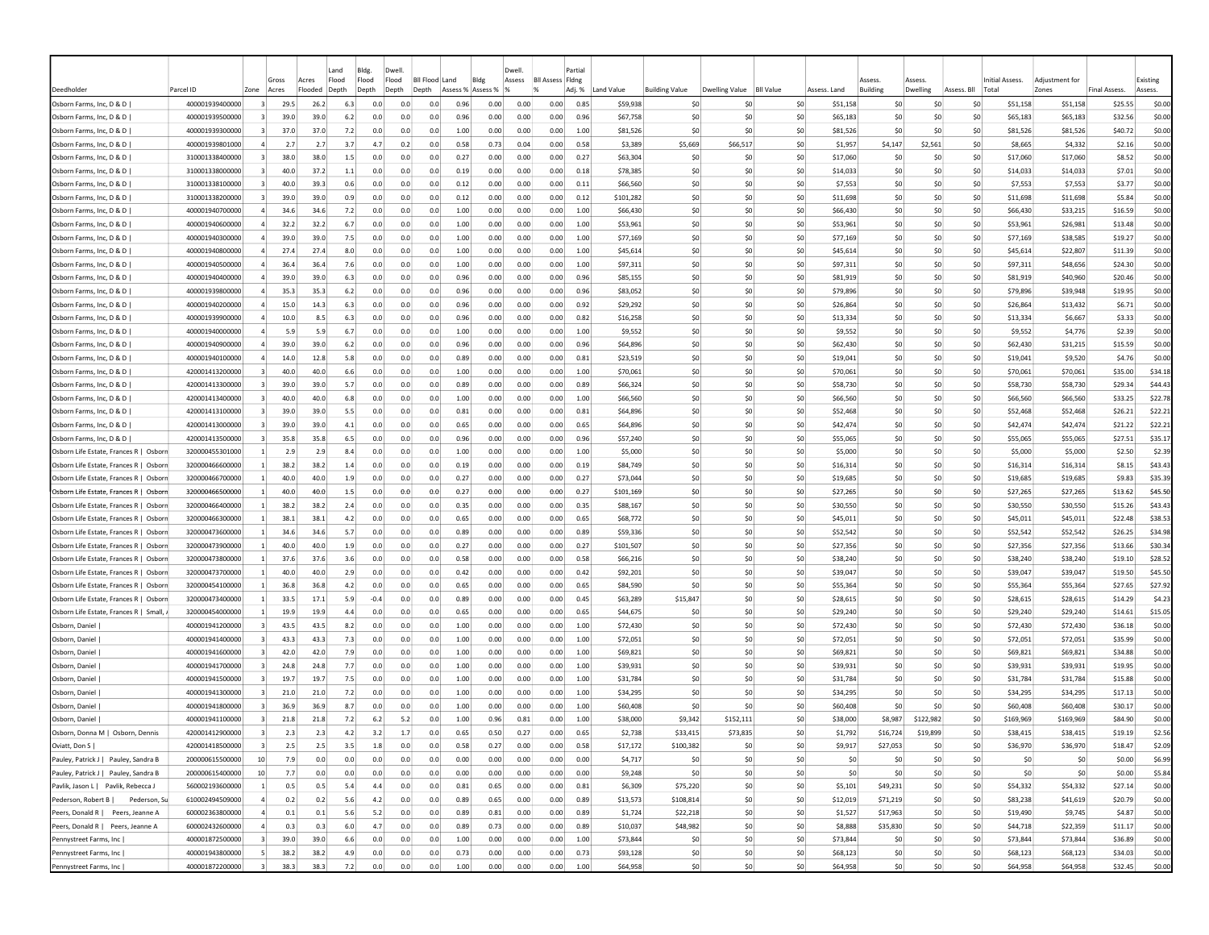| Deedholder | Parcel ID | Zone | Gross Acres | Acres Flooded | Land Flood Depth | Bldg. Flood Depth | Dwell. Flood Depth | BII Flood Depth | Land Assess % | Bldg Assess % | Dwell. Assess % | BII Assess % | Partial Flding Adj. % | Land Value | Building Value | Dwelling Value | BII Value | Assess. Land | Assess. Building | Assess. Dwelling | Assess. BII | Initial Assess. Total | Adjustment for Zones | Final Assess. | Existing Assess. |
|---|---|---|---|---|---|---|---|---|---|---|---|---|---|---|---|---|---|---|---|---|---|---|---|---|---|
| Osborn Farms, Inc, D & D \| | 400001939400000 | 3 | 29.5 | 26.2 | 6.3 | 0.0 | 0.0 | 0.0 | 0.96 | 0.00 | 0.00 | 0.00 | 0.85 | $59,938 | $0 | $0 | $0 | $51,158 | $0 | $0 | $0 | $51,158 | $51,158 | $25.55 | $0.00 |
| Osborn Farms, Inc, D & D \| | 400001939500000 | 3 | 39.0 | 39.0 | 6.2 | 0.0 | 0.0 | 0.0 | 0.96 | 0.00 | 0.00 | 0.00 | 0.96 | $67,758 | $0 | $0 | $0 | $65,183 | $0 | $0 | $0 | $65,183 | $65,183 | $32.56 | $0.00 |
| Osborn Farms, Inc, D & D \| | 400001939300000 | 3 | 37.0 | 37.0 | 7.2 | 0.0 | 0.0 | 0.0 | 1.00 | 0.00 | 0.00 | 0.00 | 1.00 | $81,526 | $0 | $0 | $0 | $81,526 | $0 | $0 | $0 | $81,526 | $81,526 | $40.72 | $0.00 |
| Osborn Farms, Inc, D & D \| | 400001939810000 | 4 | 2.7 | 2.7 | 3.7 | 4.7 | 0.2 | 0.0 | 0.58 | 0.73 | 0.04 | 0.00 | 0.58 | $3,389 | $5,669 | $66,517 | $0 | $1,957 | $4,147 | $2,561 | $0 | $8,665 | $4,332 | $2.16 | $0.00 |
| Osborn Farms, Inc, D & D \| | 310001338400000 | 3 | 38.0 | 38.0 | 1.5 | 0.0 | 0.0 | 0.0 | 0.27 | 0.00 | 0.00 | 0.00 | 0.27 | $63,304 | $0 | $0 | $0 | $17,060 | $0 | $0 | $0 | $17,060 | $17,060 | $8.52 | $0.00 |
| Osborn Farms, Inc, D & D \| | 310001338000000 | 3 | 40.0 | 37.2 | 1.1 | 0.0 | 0.0 | 0.0 | 0.19 | 0.00 | 0.00 | 0.00 | 0.18 | $78,385 | $0 | $0 | $0 | $14,033 | $0 | $0 | $0 | $14,033 | $14,033 | $7.01 | $0.00 |
| Osborn Farms, Inc, D & D \| | 310001338100000 | 3 | 40.0 | 39.3 | 0.6 | 0.0 | 0.0 | 0.0 | 0.12 | 0.00 | 0.00 | 0.00 | 0.11 | $66,560 | $0 | $0 | $0 | $7,553 | $0 | $0 | $0 | $7,553 | $7,553 | $3.77 | $0.00 |
| Osborn Farms, Inc, D & D \| | 310001338200000 | 3 | 39.0 | 39.0 | 0.9 | 0.0 | 0.0 | 0.0 | 0.12 | 0.00 | 0.00 | 0.00 | 0.12 | $101,282 | $0 | $0 | $0 | $11,698 | $0 | $0 | $0 | $11,698 | $11,698 | $5.84 | $0.00 |
| Osborn Farms, Inc, D & D \| | 400001940700000 | 4 | 34.6 | 34.6 | 7.2 | 0.0 | 0.0 | 0.0 | 1.00 | 0.00 | 0.00 | 0.00 | 1.00 | $66,430 | $0 | $0 | $0 | $66,430 | $0 | $0 | $0 | $66,430 | $33,215 | $16.59 | $0.00 |
| Osborn Farms, Inc, D & D \| | 400001940600000 | 4 | 32.2 | 32.2 | 6.7 | 0.0 | 0.0 | 0.0 | 1.00 | 0.00 | 0.00 | 0.00 | 1.00 | $53,961 | $0 | $0 | $0 | $53,961 | $0 | $0 | $0 | $53,961 | $26,981 | $13.48 | $0.00 |
| Osborn Farms, Inc, D & D \| | 400001940300000 | 4 | 39.0 | 39.0 | 7.5 | 0.0 | 0.0 | 0.0 | 1.00 | 0.00 | 0.00 | 0.00 | 1.00 | $77,169 | $0 | $0 | $0 | $77,169 | $0 | $0 | $0 | $77,169 | $38,585 | $19.27 | $0.00 |
| Osborn Farms, Inc, D & D \| | 400001940800000 | 4 | 27.4 | 27.4 | 8.0 | 0.0 | 0.0 | 0.0 | 1.00 | 0.00 | 0.00 | 0.00 | 1.00 | $45,614 | $0 | $0 | $0 | $45,614 | $0 | $0 | $0 | $45,614 | $22,807 | $11.39 | $0.00 |
| Osborn Farms, Inc, D & D \| | 400001940500000 | 4 | 36.4 | 36.4 | 7.6 | 0.0 | 0.0 | 0.0 | 1.00 | 0.00 | 0.00 | 0.00 | 1.00 | $97,311 | $0 | $0 | $0 | $97,311 | $0 | $0 | $0 | $97,311 | $48,656 | $24.30 | $0.00 |
| Osborn Farms, Inc, D & D \| | 400001940400000 | 4 | 39.0 | 39.0 | 6.3 | 0.0 | 0.0 | 0.0 | 0.96 | 0.00 | 0.00 | 0.00 | 0.96 | $85,155 | $0 | $0 | $0 | $81,919 | $0 | $0 | $0 | $81,919 | $40,960 | $20.46 | $0.00 |
| Osborn Farms, Inc, D & D \| | 400001939800000 | 4 | 35.3 | 35.3 | 6.2 | 0.0 | 0.0 | 0.0 | 0.96 | 0.00 | 0.00 | 0.00 | 0.96 | $83,052 | $0 | $0 | $0 | $79,896 | $0 | $0 | $0 | $79,896 | $39,948 | $19.95 | $0.00 |
| Osborn Farms, Inc, D & D \| | 400001940200000 | 4 | 15.0 | 14.3 | 6.3 | 0.0 | 0.0 | 0.0 | 0.96 | 0.00 | 0.00 | 0.00 | 0.92 | $29,292 | $0 | $0 | $0 | $26,864 | $0 | $0 | $0 | $26,864 | $13,432 | $6.71 | $0.00 |
| Osborn Farms, Inc, D & D \| | 400001939900000 | 4 | 10.0 | 8.5 | 6.3 | 0.0 | 0.0 | 0.0 | 0.96 | 0.00 | 0.00 | 0.00 | 0.82 | $16,258 | $0 | $0 | $0 | $13,334 | $0 | $0 | $0 | $13,334 | $6,667 | $3.33 | $0.00 |
| Osborn Farms, Inc, D & D \| | 400001940000000 | 4 | 5.9 | 5.9 | 6.7 | 0.0 | 0.0 | 0.0 | 1.00 | 0.00 | 0.00 | 0.00 | 1.00 | $9,552 | $0 | $0 | $0 | $9,552 | $0 | $0 | $0 | $9,552 | $4,776 | $2.39 | $0.00 |
| Osborn Farms, Inc, D & D \| | 400001940900000 | 4 | 39.0 | 39.0 | 6.2 | 0.0 | 0.0 | 0.0 | 0.96 | 0.00 | 0.00 | 0.00 | 0.96 | $64,896 | $0 | $0 | $0 | $62,430 | $0 | $0 | $0 | $62,430 | $31,215 | $15.59 | $0.00 |
| Osborn Farms, Inc, D & D \| | 400001940100000 | 4 | 14.0 | 12.8 | 5.8 | 0.0 | 0.0 | 0.0 | 0.89 | 0.00 | 0.00 | 0.00 | 0.81 | $23,519 | $0 | $0 | $0 | $19,041 | $0 | $0 | $0 | $19,041 | $9,520 | $4.76 | $0.00 |
| Osborn Farms, Inc, D & D \| | 420001413200000 | 3 | 40.0 | 40.0 | 6.6 | 0.0 | 0.0 | 0.0 | 1.00 | 0.00 | 0.00 | 0.00 | 1.00 | $70,061 | $0 | $0 | $0 | $70,061 | $0 | $0 | $0 | $70,061 | $70,061 | $35.00 | $34.18 |
| Osborn Farms, Inc, D & D \| | 420001413300000 | 3 | 39.0 | 39.0 | 5.7 | 0.0 | 0.0 | 0.0 | 0.89 | 0.00 | 0.00 | 0.00 | 0.89 | $66,324 | $0 | $0 | $0 | $58,730 | $0 | $0 | $0 | $58,730 | $58,730 | $29.34 | $44.43 |
| Osborn Farms, Inc, D & D \| | 420001413400000 | 3 | 40.0 | 40.0 | 6.8 | 0.0 | 0.0 | 0.0 | 1.00 | 0.00 | 0.00 | 0.00 | 1.00 | $66,560 | $0 | $0 | $0 | $66,560 | $0 | $0 | $0 | $66,560 | $66,560 | $33.25 | $22.78 |
| Osborn Farms, Inc, D & D \| | 420001413100000 | 3 | 39.0 | 39.0 | 5.5 | 0.0 | 0.0 | 0.0 | 0.81 | 0.00 | 0.00 | 0.00 | 0.81 | $64,896 | $0 | $0 | $0 | $52,468 | $0 | $0 | $0 | $52,468 | $52,468 | $26.21 | $22.21 |
| Osborn Farms, Inc, D & D \| | 420001413000000 | 3 | 39.0 | 39.0 | 4.1 | 0.0 | 0.0 | 0.0 | 0.65 | 0.00 | 0.00 | 0.00 | 0.65 | $64,896 | $0 | $0 | $0 | $42,474 | $0 | $0 | $0 | $42,474 | $42,474 | $21.22 | $22.21 |
| Osborn Farms, Inc, D & D \| | 420001413500000 | 3 | 35.8 | 35.8 | 6.5 | 0.0 | 0.0 | 0.0 | 0.96 | 0.00 | 0.00 | 0.00 | 0.96 | $57,240 | $0 | $0 | $0 | $55,065 | $0 | $0 | $0 | $55,065 | $55,065 | $27.51 | $35.17 |
| Osborn Life Estate, Frances R \| Osborn | 320000455301000 | 1 | 2.9 | 2.9 | 8.4 | 0.0 | 0.0 | 0.0 | 1.00 | 0.00 | 0.00 | 0.00 | 1.00 | $5,000 | $0 | $0 | $0 | $5,000 | $0 | $0 | $0 | $5,000 | $5,000 | $2.50 | $2.39 |
| Osborn Life Estate, Frances R \| Osborn | 320000466600000 | 1 | 38.2 | 38.2 | 1.4 | 0.0 | 0.0 | 0.0 | 0.19 | 0.00 | 0.00 | 0.00 | 0.19 | $84,749 | $0 | $0 | $0 | $16,314 | $0 | $0 | $0 | $16,314 | $16,314 | $8.15 | $43.43 |
| Osborn Life Estate, Frances R \| Osborn | 320000466700000 | 1 | 40.0 | 40.0 | 1.9 | 0.0 | 0.0 | 0.0 | 0.27 | 0.00 | 0.00 | 0.00 | 0.27 | $73,044 | $0 | $0 | $0 | $19,685 | $0 | $0 | $0 | $19,685 | $19,685 | $9.83 | $35.39 |
| Osborn Life Estate, Frances R \| Osborn | 320000466500000 | 1 | 40.0 | 40.0 | 1.5 | 0.0 | 0.0 | 0.0 | 0.27 | 0.00 | 0.00 | 0.00 | 0.27 | $101,169 | $0 | $0 | $0 | $27,265 | $0 | $0 | $0 | $27,265 | $27,265 | $13.62 | $45.50 |
| Osborn Life Estate, Frances R \| Osborn | 320000466400000 | 1 | 38.2 | 38.2 | 2.4 | 0.0 | 0.0 | 0.0 | 0.35 | 0.00 | 0.00 | 0.00 | 0.35 | $88,167 | $0 | $0 | $0 | $30,550 | $0 | $0 | $0 | $30,550 | $30,550 | $15.26 | $43.43 |
| Osborn Life Estate, Frances R \| Osborn | 320000466300000 | 1 | 38.1 | 38.1 | 4.2 | 0.0 | 0.0 | 0.0 | 0.65 | 0.00 | 0.00 | 0.00 | 0.65 | $68,772 | $0 | $0 | $0 | $45,011 | $0 | $0 | $0 | $45,011 | $45,011 | $22.48 | $38.53 |
| Osborn Life Estate, Frances R \| Osborn | 320000473600000 | 1 | 34.6 | 34.6 | 5.7 | 0.0 | 0.0 | 0.0 | 0.89 | 0.00 | 0.00 | 0.00 | 0.89 | $59,336 | $0 | $0 | $0 | $52,542 | $0 | $0 | $0 | $52,542 | $52,542 | $26.25 | $34.98 |
| Osborn Life Estate, Frances R \| Osborn | 320000473900000 | 1 | 40.0 | 40.0 | 1.9 | 0.0 | 0.0 | 0.0 | 0.27 | 0.00 | 0.00 | 0.00 | 0.27 | $101,507 | $0 | $0 | $0 | $27,356 | $0 | $0 | $0 | $27,356 | $27,356 | $13.66 | $30.34 |
| Osborn Life Estate, Frances R \| Osborn | 320000473800000 | 1 | 37.6 | 37.6 | 3.6 | 0.0 | 0.0 | 0.0 | 0.58 | 0.00 | 0.00 | 0.00 | 0.58 | $66,216 | $0 | $0 | $0 | $38,240 | $0 | $0 | $0 | $38,240 | $38,240 | $19.10 | $28.52 |
| Osborn Life Estate, Frances R \| Osborn | 320000473700000 | 1 | 40.0 | 40.0 | 2.9 | 0.0 | 0.0 | 0.0 | 0.42 | 0.00 | 0.00 | 0.00 | 0.42 | $92,201 | $0 | $0 | $0 | $39,047 | $0 | $0 | $0 | $39,047 | $39,047 | $19.50 | $45.50 |
| Osborn Life Estate, Frances R \| Osborn | 320000454100000 | 1 | 36.8 | 36.8 | 4.2 | 0.0 | 0.0 | 0.0 | 0.65 | 0.00 | 0.00 | 0.00 | 0.65 | $84,590 | $0 | $0 | $0 | $55,364 | $0 | $0 | $0 | $55,364 | $55,364 | $27.65 | $27.92 |
| Osborn Life Estate, Frances R \| Osborn | 320000473400000 | 1 | 33.5 | 17.1 | 5.9 | -0.4 | 0.0 | 0.0 | 0.89 | 0.00 | 0.00 | 0.00 | 0.45 | $63,289 | $15,847 | $0 | $0 | $28,615 | $0 | $0 | $0 | $28,615 | $28,615 | $14.29 | $4.23 |
| Osborn Life Estate, Frances R \| Small, | 320000454000000 | 1 | 19.9 | 19.9 | 4.4 | 0.0 | 0.0 | 0.0 | 0.65 | 0.00 | 0.00 | 0.00 | 0.65 | $44,675 | $0 | $0 | $0 | $29,240 | $0 | $0 | $0 | $29,240 | $29,240 | $14.61 | $15.05 |
| Osborn, Daniel \| | 400001941200000 | 3 | 43.5 | 43.5 | 8.2 | 0.0 | 0.0 | 0.0 | 1.00 | 0.00 | 0.00 | 0.00 | 1.00 | $72,430 | $0 | $0 | $0 | $72,430 | $0 | $0 | $0 | $72,430 | $72,430 | $36.18 | $0.00 |
| Osborn, Daniel \| | 400001941400000 | 3 | 43.3 | 43.3 | 7.3 | 0.0 | 0.0 | 0.0 | 1.00 | 0.00 | 0.00 | 0.00 | 1.00 | $72,051 | $0 | $0 | $0 | $72,051 | $0 | $0 | $0 | $72,051 | $72,051 | $35.99 | $0.00 |
| Osborn, Daniel \| | 400001941600000 | 3 | 42.0 | 42.0 | 7.9 | 0.0 | 0.0 | 0.0 | 1.00 | 0.00 | 0.00 | 0.00 | 1.00 | $69,821 | $0 | $0 | $0 | $69,821 | $0 | $0 | $0 | $69,821 | $69,821 | $34.88 | $0.00 |
| Osborn, Daniel \| | 400001941700000 | 3 | 24.8 | 24.8 | 7.7 | 0.0 | 0.0 | 0.0 | 1.00 | 0.00 | 0.00 | 0.00 | 1.00 | $39,931 | $0 | $0 | $0 | $39,931 | $0 | $0 | $0 | $39,931 | $39,931 | $19.95 | $0.00 |
| Osborn, Daniel \| | 400001941500000 | 3 | 19.7 | 19.7 | 7.5 | 0.0 | 0.0 | 0.0 | 1.00 | 0.00 | 0.00 | 0.00 | 1.00 | $31,784 | $0 | $0 | $0 | $31,784 | $0 | $0 | $0 | $31,784 | $31,784 | $15.88 | $0.00 |
| Osborn, Daniel \| | 400001941300000 | 3 | 21.0 | 21.0 | 7.2 | 0.0 | 0.0 | 0.0 | 1.00 | 0.00 | 0.00 | 0.00 | 1.00 | $34,295 | $0 | $0 | $0 | $34,295 | $0 | $0 | $0 | $34,295 | $34,295 | $17.13 | $0.00 |
| Osborn, Daniel \| | 400001941800000 | 3 | 36.9 | 36.9 | 8.7 | 0.0 | 0.0 | 0.0 | 1.00 | 0.00 | 0.00 | 0.00 | 1.00 | $60,408 | $0 | $0 | $0 | $60,408 | $0 | $0 | $0 | $60,408 | $60,408 | $30.17 | $0.00 |
| Osborn, Daniel \| | 400001941100000 | 3 | 21.8 | 21.8 | 7.2 | 6.2 | 5.2 | 0.0 | 1.00 | 0.96 | 0.81 | 0.00 | 1.00 | $38,000 | $9,342 | $152,111 | $0 | $38,000 | $8,987 | $122,982 | $0 | $169,969 | $169,969 | $84.90 | $0.00 |
| Osborn, Donna M \| Osborn, Dennis | 420001412900000 | 3 | 2.3 | 2.3 | 4.2 | 3.2 | 1.7 | 0.0 | 0.65 | 0.50 | 0.27 | 0.00 | 0.65 | $2,738 | $33,415 | $73,835 | $0 | $1,792 | $16,724 | $19,899 | $0 | $38,415 | $38,415 | $19.19 | $2.56 |
| Oviatt, Don S \| | 420001418500000 | 3 | 2.5 | 2.5 | 3.5 | 1.8 | 0.0 | 0.0 | 0.58 | 0.27 | 0.00 | 0.00 | 0.58 | $17,172 | $100,382 | $0 | $0 | $9,917 | $27,053 | $0 | $0 | $36,970 | $36,970 | $18.47 | $2.09 |
| Pauley, Patrick J \| Pauley, Sandra B | 200000615500000 | 10 | 7.9 | 0.0 | 0.0 | 0.0 | 0.0 | 0.0 | 0.00 | 0.00 | 0.00 | 0.00 | 0.00 | $4,717 | $0 | $0 | $0 | $0 | $0 | $0 | $0 | $0 | $0 | $0.00 | $6.99 |
| Pauley, Patrick J \| Pauley, Sandra B | 200000615400000 | 10 | 7.7 | 0.0 | 0.0 | 0.0 | 0.0 | 0.0 | 0.00 | 0.00 | 0.00 | 0.00 | 0.00 | $9,248 | $0 | $0 | $0 | $0 | $0 | $0 | $0 | $0 | $0 | $0.00 | $5.84 |
| Pavlik, Jason L \| Pavlik, Rebecca J | 560002193600000 | 1 | 0.5 | 0.5 | 5.4 | 4.4 | 0.0 | 0.0 | 0.81 | 0.65 | 0.00 | 0.00 | 0.81 | $6,309 | $75,220 | $0 | $0 | $5,101 | $49,231 | $0 | $0 | $54,332 | $54,332 | $27.14 | $0.00 |
| Pederson, Robert B \| Pederson, Su | 610002494509000 | 4 | 0.2 | 0.2 | 5.6 | 4.2 | 0.0 | 0.0 | 0.89 | 0.65 | 0.00 | 0.00 | 0.89 | $13,573 | $108,814 | $0 | $0 | $12,019 | $71,219 | $0 | $0 | $83,238 | $41,619 | $20.79 | $0.00 |
| Peers, Donald R \| Peers, Jeanne A | 600002363800000 | 4 | 0.1 | 0.1 | 5.6 | 5.2 | 0.0 | 0.0 | 0.89 | 0.81 | 0.00 | 0.00 | 0.89 | $1,724 | $22,218 | $0 | $0 | $1,527 | $17,963 | $0 | $0 | $19,490 | $9,745 | $4.87 | $0.00 |
| Peers, Donald R \| Peers, Jeanne A | 600002432600000 | 4 | 0.3 | 0.3 | 6.0 | 4.7 | 0.0 | 0.0 | 0.89 | 0.73 | 0.00 | 0.00 | 0.89 | $10,037 | $48,982 | $0 | $0 | $8,888 | $35,830 | $0 | $0 | $44,718 | $22,359 | $11.17 | $0.00 |
| Pennystreet Farms, Inc \| | 400001872500000 | 3 | 39.0 | 39.0 | 6.6 | 0.0 | 0.0 | 0.0 | 1.00 | 0.00 | 0.00 | 0.00 | 1.00 | $73,844 | $0 | $0 | $0 | $73,844 | $0 | $0 | $0 | $73,844 | $73,844 | $36.89 | $0.00 |
| Pennystreet Farms, Inc \| | 400001943800000 | 3 | 38.2 | 38.2 | 4.9 | 0.0 | 0.0 | 0.0 | 0.73 | 0.00 | 0.00 | 0.00 | 0.73 | $93,128 | $0 | $0 | $0 | $68,123 | $0 | $0 | $0 | $68,123 | $68,123 | $34.03 | $0.00 |
| Pennystreet Farms, Inc \| | 400001872200000 | 3 | 38.3 | 38.3 | 7.2 | 0.0 | 0.0 | 0.0 | 1.00 | 0.00 | 0.00 | 0.00 | 1.00 | $64,958 | $0 | $0 | $0 | $64,958 | $0 | $0 | $0 | $64,958 | $64,958 | $32.45 | $0.00 |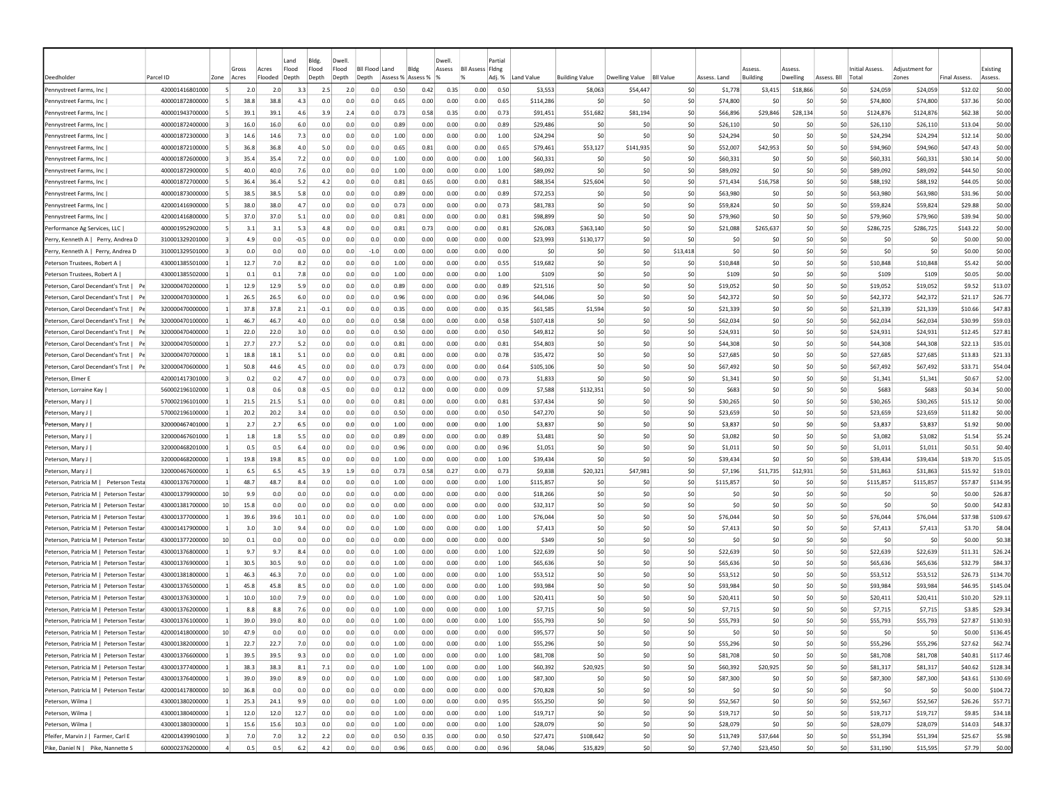| Deedholder | Parcel ID | Zone | Gross Acres | Acres Flooded | Land Flood Depth | Bldg. Flood Depth | Dwell. Flood Depth | Bll Flood Depth | Land Assess % | Bldg Assess % | Dwell. Assess % | Bll Assess % | Partial Flding Adj. % | Land Value | Building Value | Dwelling Value | Bll Value | Assess. Land | Assess. Building | Assess. Dwelling | Assess. Bll | Initial Assess. Total | Adjustment for Zones | Final Assess. | Existing Assess. |
|---|---|---|---|---|---|---|---|---|---|---|---|---|---|---|---|---|---|---|---|---|---|---|---|---|---|
| Pennystreet Farms, Inc \| | 420001416801000 | 5 | 2.0 | 2.0 | 3.3 | 2.5 | 2.0 | 0.0 | 0.50 | 0.42 | 0.35 | 0.00 | 0.50 | $3,553 | $8,063 | $54,447 | $0 | $1,778 | $3,415 | $18,866 | $0 | $24,059 | $24,059 | $12.02 | $0.00 |
| Pennystreet Farms, Inc \| | 400001872800000 | 5 | 38.8 | 38.8 | 4.3 | 0.0 | 0.0 | 0.0 | 0.65 | 0.00 | 0.00 | 0.00 | 0.65 | $114,286 | $0 | $0 | $0 | $74,800 | $0 | $0 | $0 | $74,800 | $74,800 | $37.36 | $0.00 |
| Pennystreet Farms, Inc \| | 400001943700000 | 5 | 39.1 | 39.1 | 4.6 | 3.9 | 2.4 | 0.0 | 0.73 | 0.58 | 0.35 | 0.00 | 0.73 | $91,451 | $51,682 | $81,194 | $0 | $66,896 | $29,846 | $28,134 | $0 | $124,876 | $124,876 | $62.38 | $0.00 |
| Pennystreet Farms, Inc \| | 400001872400000 | 3 | 16.0 | 16.0 | 6.0 | 0.0 | 0.0 | 0.0 | 0.89 | 0.00 | 0.00 | 0.00 | 0.89 | $29,486 | $0 | $0 | $0 | $26,110 | $0 | $0 | $0 | $26,110 | $26,110 | $13.04 | $0.00 |
| Pennystreet Farms, Inc \| | 400001872300000 | 3 | 14.6 | 14.6 | 7.3 | 0.0 | 0.0 | 0.0 | 1.00 | 0.00 | 0.00 | 0.00 | 1.00 | $24,294 | $0 | $0 | $0 | $24,294 | $0 | $0 | $0 | $24,294 | $24,294 | $12.14 | $0.00 |
| Pennystreet Farms, Inc \| | 400001872100000 | 5 | 36.8 | 36.8 | 4.0 | 5.0 | 0.0 | 0.0 | 0.65 | 0.81 | 0.00 | 0.00 | 0.65 | $79,461 | $53,127 | $141,935 | $0 | $52,007 | $42,953 | $0 | $0 | $94,960 | $94,960 | $47.43 | $0.00 |
| Pennystreet Farms, Inc \| | 400001872600000 | 3 | 35.4 | 35.4 | 7.2 | 0.0 | 0.0 | 0.0 | 1.00 | 0.00 | 0.00 | 0.00 | 1.00 | $60,331 | $0 | $0 | $0 | $60,331 | $0 | $0 | $0 | $60,331 | $60,331 | $30.14 | $0.00 |
| Pennystreet Farms, Inc \| | 400001872900000 | 5 | 40.0 | 40.0 | 7.6 | 0.0 | 0.0 | 0.0 | 1.00 | 0.00 | 0.00 | 0.00 | 1.00 | $89,092 | $0 | $0 | $0 | $89,092 | $0 | $0 | $0 | $89,092 | $89,092 | $44.50 | $0.00 |
| Pennystreet Farms, Inc \| | 400001872700000 | 5 | 36.4 | 36.4 | 5.2 | 4.2 | 0.0 | 0.0 | 0.81 | 0.65 | 0.00 | 0.00 | 0.81 | $88,354 | $25,604 | $0 | $0 | $71,434 | $16,758 | $0 | $0 | $88,192 | $88,192 | $44.05 | $0.00 |
| Pennystreet Farms, Inc \| | 400001873000000 | 5 | 38.5 | 38.5 | 5.8 | 0.0 | 0.0 | 0.0 | 0.89 | 0.00 | 0.00 | 0.00 | 0.89 | $72,253 | $0 | $0 | $0 | $63,980 | $0 | $0 | $0 | $63,980 | $63,980 | $31.96 | $0.00 |
| Pennystreet Farms, Inc \| | 420001416900000 | 5 | 38.0 | 38.0 | 4.7 | 0.0 | 0.0 | 0.0 | 0.73 | 0.00 | 0.00 | 0.00 | 0.73 | $81,783 | $0 | $0 | $0 | $59,824 | $0 | $0 | $0 | $59,824 | $59,824 | $29.88 | $0.00 |
| Pennystreet Farms, Inc \| | 420001416800000 | 5 | 37.0 | 37.0 | 5.1 | 0.0 | 0.0 | 0.0 | 0.81 | 0.00 | 0.00 | 0.00 | 0.81 | $98,899 | $0 | $0 | $0 | $79,960 | $0 | $0 | $0 | $79,960 | $79,960 | $39.94 | $0.00 |
| Performance Ag Services, LLC \| | 400001952902000 | 5 | 3.1 | 3.1 | 5.3 | 4.8 | 0.0 | 0.0 | 0.81 | 0.73 | 0.00 | 0.00 | 0.81 | $26,083 | $363,140 | $0 | $0 | $21,088 | $265,637 | $0 | $0 | $286,725 | $286,725 | $143.22 | $0.00 |
| Perry, Kenneth A \| Perry, Andrea D | 310001329201000 | 3 | 4.9 | 0.0 | -0.5 | 0.0 | 0.0 | 0.0 | 0.00 | 0.00 | 0.00 | 0.00 | 0.00 | $23,993 | $130,177 | $0 | $0 | $0 | $0 | $0 | $0 | $0 | $0 | $0.00 | $0.00 |
| Perry, Kenneth A \| Perry, Andrea D | 310001329501000 | 3 | 0.0 | 0.0 | 0.0 | 0.0 | 0.0 | -1.0 | 0.00 | 0.00 | 0.00 | 0.00 | 0.00 | $0 | $0 | $0 | $13,418 | $0 | $0 | $0 | $0 | $0 | $0 | $0.00 | $0.00 |
| Peterson Trustees, Robert A \| | 430001385501000 | 1 | 12.7 | 7.0 | 8.2 | 0.0 | 0.0 | 0.0 | 1.00 | 0.00 | 0.00 | 0.00 | 0.55 | $19,682 | $0 | $0 | $0 | $10,848 | $0 | $0 | $0 | $10,848 | $10,848 | $5.42 | $0.00 |
| Peterson Trustees, Robert A \| | 430001385502000 | 1 | 0.1 | 0.1 | 7.8 | 0.0 | 0.0 | 0.0 | 1.00 | 0.00 | 0.00 | 0.00 | 1.00 | $109 | $0 | $0 | $0 | $109 | $0 | $0 | $0 | $109 | $109 | $0.05 | $0.00 |
| Peterson, Carol Decendant's Trst \| Pe | 320000470200000 | 1 | 12.9 | 12.9 | 5.9 | 0.0 | 0.0 | 0.0 | 0.89 | 0.00 | 0.00 | 0.00 | 0.89 | $21,516 | $0 | $0 | $0 | $19,052 | $0 | $0 | $0 | $19,052 | $19,052 | $9.52 | $13.07 |
| Peterson, Carol Decendant's Trst \| Pe | 320000470300000 | 1 | 26.5 | 26.5 | 6.0 | 0.0 | 0.0 | 0.0 | 0.96 | 0.00 | 0.00 | 0.00 | 0.96 | $44,046 | $0 | $0 | $0 | $42,372 | $0 | $0 | $0 | $42,372 | $42,372 | $21.17 | $26.77 |
| Peterson, Carol Decendant's Trst \| Pe | 320000470000000 | 1 | 37.8 | 37.8 | 2.1 | -0.1 | 0.0 | 0.0 | 0.35 | 0.00 | 0.00 | 0.00 | 0.35 | $61,585 | $1,594 | $0 | $0 | $21,339 | $0 | $0 | $0 | $21,339 | $21,339 | $10.66 | $47.83 |
| Peterson, Carol Decendant's Trst \| Pe | 320000470100000 | 1 | 46.7 | 46.7 | 4.0 | 0.0 | 0.0 | 0.0 | 0.58 | 0.00 | 0.00 | 0.00 | 0.58 | $107,418 | $0 | $0 | $0 | $62,034 | $0 | $0 | $0 | $62,034 | $62,034 | $30.99 | $59.03 |
| Peterson, Carol Decendant's Trst \| Pe | 320000470400000 | 1 | 22.0 | 22.0 | 3.0 | 0.0 | 0.0 | 0.0 | 0.50 | 0.00 | 0.00 | 0.00 | 0.50 | $49,812 | $0 | $0 | $0 | $24,931 | $0 | $0 | $0 | $24,931 | $24,931 | $12.45 | $27.81 |
| Peterson, Carol Decendant's Trst \| Pe | 320000470500000 | 1 | 27.7 | 27.7 | 5.2 | 0.0 | 0.0 | 0.0 | 0.81 | 0.00 | 0.00 | 0.00 | 0.81 | $54,803 | $0 | $0 | $0 | $44,308 | $0 | $0 | $0 | $44,308 | $44,308 | $22.13 | $35.01 |
| Peterson, Carol Decendant's Trst \| Pe | 320000470700000 | 1 | 18.8 | 18.1 | 5.1 | 0.0 | 0.0 | 0.0 | 0.81 | 0.00 | 0.00 | 0.00 | 0.78 | $35,472 | $0 | $0 | $0 | $27,685 | $0 | $0 | $0 | $27,685 | $27,685 | $13.83 | $21.33 |
| Peterson, Carol Decendant's Trst \| Pe | 320000470600000 | 1 | 50.8 | 44.6 | 4.5 | 0.0 | 0.0 | 0.0 | 0.73 | 0.00 | 0.00 | 0.00 | 0.64 | $105,106 | $0 | $0 | $0 | $67,492 | $0 | $0 | $0 | $67,492 | $67,492 | $33.71 | $54.04 |
| Peterson, Elmer E | 420001417301000 | 3 | 0.2 | 0.2 | 4.7 | 0.0 | 0.0 | 0.0 | 0.73 | 0.00 | 0.00 | 0.00 | 0.73 | $1,833 | $0 | $0 | $0 | $1,341 | $0 | $0 | $0 | $1,341 | $1,341 | $0.67 | $2.00 |
| Peterson, Lorraine Kay \| | 560002196102000 | 1 | 0.8 | 0.6 | 0.8 | -0.5 | 0.0 | 0.0 | 0.12 | 0.00 | 0.00 | 0.00 | 0.09 | $7,588 | $132,351 | $0 | $0 | $683 | $0 | $0 | $0 | $683 | $683 | $0.34 | $0.00 |
| Peterson, Mary J \| | 570002196101000 | 1 | 21.5 | 21.5 | 5.1 | 0.0 | 0.0 | 0.0 | 0.81 | 0.00 | 0.00 | 0.00 | 0.81 | $37,434 | $0 | $0 | $0 | $30,265 | $0 | $0 | $0 | $30,265 | $30,265 | $15.12 | $0.00 |
| Peterson, Mary J \| | 570002196100000 | 1 | 20.2 | 20.2 | 3.4 | 0.0 | 0.0 | 0.0 | 0.50 | 0.00 | 0.00 | 0.00 | 0.50 | $47,270 | $0 | $0 | $0 | $23,659 | $0 | $0 | $0 | $23,659 | $23,659 | $11.82 | $0.00 |
| Peterson, Mary J \| | 320000467401000 | 1 | 2.7 | 2.7 | 6.5 | 0.0 | 0.0 | 0.0 | 1.00 | 0.00 | 0.00 | 0.00 | 1.00 | $3,837 | $0 | $0 | $0 | $3,837 | $0 | $0 | $0 | $3,837 | $3,837 | $1.92 | $0.00 |
| Peterson, Mary J \| | 320000467601000 | 1 | 1.8 | 1.8 | 5.5 | 0.0 | 0.0 | 0.0 | 0.89 | 0.00 | 0.00 | 0.00 | 0.89 | $3,481 | $0 | $0 | $0 | $3,082 | $0 | $0 | $0 | $3,082 | $3,082 | $1.54 | $5.24 |
| Peterson, Mary J \| | 320000468201000 | 1 | 0.5 | 0.5 | 6.4 | 0.0 | 0.0 | 0.0 | 0.96 | 0.00 | 0.00 | 0.00 | 0.96 | $1,051 | $0 | $0 | $0 | $1,011 | $0 | $0 | $0 | $1,011 | $1,011 | $0.51 | $0.40 |
| Peterson, Mary J \| | 320000468200000 | 1 | 19.8 | 19.8 | 8.5 | 0.0 | 0.0 | 0.0 | 1.00 | 0.00 | 0.00 | 0.00 | 1.00 | $39,434 | $0 | $0 | $0 | $39,434 | $0 | $0 | $0 | $39,434 | $39,434 | $19.70 | $15.05 |
| Peterson, Mary J \| | 320000467600000 | 1 | 6.5 | 6.5 | 4.5 | 3.9 | 1.9 | 0.0 | 0.73 | 0.58 | 0.27 | 0.00 | 0.73 | $9,838 | $20,321 | $47,981 | $0 | $7,196 | $11,735 | $12,931 | $0 | $31,863 | $31,863 | $15.92 | $19.01 |
| Peterson, Patricia M \| Peterson Testa | 430001376700000 | 1 | 48.7 | 48.7 | 8.4 | 0.0 | 0.0 | 0.0 | 1.00 | 0.00 | 0.00 | 0.00 | 1.00 | $115,857 | $0 | $0 | $0 | $115,857 | $0 | $0 | $0 | $115,857 | $115,857 | $57.87 | $134.95 |
| Peterson, Patricia M \| Peterson Testar | 430001379900000 | 10 | 9.9 | 0.0 | 0.0 | 0.0 | 0.0 | 0.0 | 0.00 | 0.00 | 0.00 | 0.00 | 0.00 | $18,266 | $0 | $0 | $0 | $0 | $0 | $0 | $0 | $0 | $0 | $0.00 | $26.87 |
| Peterson, Patricia M \| Peterson Testar | 430001381700000 | 10 | 15.8 | 0.0 | 0.0 | 0.0 | 0.0 | 0.0 | 0.00 | 0.00 | 0.00 | 0.00 | 0.00 | $32,317 | $0 | $0 | $0 | $0 | $0 | $0 | $0 | $0 | $0 | $0.00 | $42.83 |
| Peterson, Patricia M \| Peterson Testar | 430001377000000 | 1 | 39.6 | 39.6 | 10.1 | 0.0 | 0.0 | 0.0 | 1.00 | 0.00 | 0.00 | 0.00 | 1.00 | $76,044 | $0 | $0 | $0 | $76,044 | $0 | $0 | $0 | $76,044 | $76,044 | $37.98 | $109.67 |
| Peterson, Patricia M \| Peterson Testar | 430001417900000 | 1 | 3.0 | 3.0 | 9.4 | 0.0 | 0.0 | 0.0 | 1.00 | 0.00 | 0.00 | 0.00 | 1.00 | $7,413 | $0 | $0 | $0 | $7,413 | $0 | $0 | $0 | $7,413 | $7,413 | $3.70 | $8.04 |
| Peterson, Patricia M \| Peterson Testar | 430001377200000 | 10 | 0.1 | 0.0 | 0.0 | 0.0 | 0.0 | 0.0 | 0.00 | 0.00 | 0.00 | 0.00 | 0.00 | $349 | $0 | $0 | $0 | $0 | $0 | $0 | $0 | $0 | $0 | $0.00 | $0.38 |
| Peterson, Patricia M \| Peterson Testar | 430001376800000 | 1 | 9.7 | 9.7 | 8.4 | 0.0 | 0.0 | 0.0 | 1.00 | 0.00 | 0.00 | 0.00 | 1.00 | $22,639 | $0 | $0 | $0 | $22,639 | $0 | $0 | $0 | $22,639 | $22,639 | $11.31 | $26.24 |
| Peterson, Patricia M \| Peterson Testar | 430001376900000 | 1 | 30.5 | 30.5 | 9.0 | 0.0 | 0.0 | 0.0 | 1.00 | 0.00 | 0.00 | 0.00 | 1.00 | $65,636 | $0 | $0 | $0 | $65,636 | $0 | $0 | $0 | $65,636 | $65,636 | $32.79 | $84.37 |
| Peterson, Patricia M \| Peterson Testar | 430001381800000 | 1 | 46.3 | 46.3 | 7.0 | 0.0 | 0.0 | 0.0 | 1.00 | 0.00 | 0.00 | 0.00 | 1.00 | $53,512 | $0 | $0 | $0 | $53,512 | $0 | $0 | $0 | $53,512 | $53,512 | $26.73 | $134.70 |
| Peterson, Patricia M \| Peterson Testar | 430001376500000 | 1 | 45.8 | 45.8 | 8.5 | 0.0 | 0.0 | 0.0 | 1.00 | 0.00 | 0.00 | 0.00 | 1.00 | $93,984 | $0 | $0 | $0 | $93,984 | $0 | $0 | $0 | $93,984 | $93,984 | $46.95 | $145.04 |
| Peterson, Patricia M \| Peterson Testar | 430001376300000 | 1 | 10.0 | 10.0 | 7.9 | 0.0 | 0.0 | 0.0 | 1.00 | 0.00 | 0.00 | 0.00 | 1.00 | $20,411 | $0 | $0 | $0 | $20,411 | $0 | $0 | $0 | $20,411 | $20,411 | $10.20 | $29.11 |
| Peterson, Patricia M \| Peterson Testar | 430001376200000 | 1 | 8.8 | 8.8 | 7.6 | 0.0 | 0.0 | 0.0 | 1.00 | 0.00 | 0.00 | 0.00 | 1.00 | $7,715 | $0 | $0 | $0 | $7,715 | $0 | $0 | $0 | $7,715 | $7,715 | $3.85 | $29.34 |
| Peterson, Patricia M \| Peterson Testar | 430001376100000 | 1 | 39.0 | 39.0 | 8.0 | 0.0 | 0.0 | 0.0 | 1.00 | 0.00 | 0.00 | 0.00 | 1.00 | $55,793 | $0 | $0 | $0 | $55,793 | $0 | $0 | $0 | $55,793 | $55,793 | $27.87 | $130.93 |
| Peterson, Patricia M \| Peterson Testar | 420001418000000 | 10 | 47.9 | 0.0 | 0.0 | 0.0 | 0.0 | 0.0 | 0.00 | 0.00 | 0.00 | 0.00 | 0.00 | $95,577 | $0 | $0 | $0 | $0 | $0 | $0 | $0 | $0 | $0 | $0.00 | $136.45 |
| Peterson, Patricia M \| Peterson Testar | 430001382000000 | 1 | 22.7 | 22.7 | 7.0 | 0.0 | 0.0 | 0.0 | 1.00 | 0.00 | 0.00 | 0.00 | 1.00 | $55,296 | $0 | $0 | $0 | $55,296 | $0 | $0 | $0 | $55,296 | $55,296 | $27.62 | $62.74 |
| Peterson, Patricia M \| Peterson Testar | 430001376600000 | 1 | 39.5 | 39.5 | 9.3 | 0.0 | 0.0 | 0.0 | 1.00 | 0.00 | 0.00 | 0.00 | 1.00 | $81,708 | $0 | $0 | $0 | $81,708 | $0 | $0 | $0 | $81,708 | $81,708 | $40.81 | $117.46 |
| Peterson, Patricia M \| Peterson Testar | 430001377400000 | 1 | 38.3 | 38.3 | 8.1 | 7.1 | 0.0 | 0.0 | 1.00 | 1.00 | 0.00 | 0.00 | 1.00 | $60,392 | $20,925 | $0 | $0 | $60,392 | $20,925 | $0 | $0 | $81,317 | $81,317 | $40.62 | $128.34 |
| Peterson, Patricia M \| Peterson Testar | 430001376400000 | 1 | 39.0 | 39.0 | 8.9 | 0.0 | 0.0 | 0.0 | 1.00 | 0.00 | 0.00 | 0.00 | 1.00 | $87,300 | $0 | $0 | $0 | $87,300 | $0 | $0 | $0 | $87,300 | $87,300 | $43.61 | $130.69 |
| Peterson, Patricia M \| Peterson Testar | 420001417800000 | 10 | 36.8 | 0.0 | 0.0 | 0.0 | 0.0 | 0.0 | 0.00 | 0.00 | 0.00 | 0.00 | 0.00 | $70,828 | $0 | $0 | $0 | $0 | $0 | $0 | $0 | $0 | $0 | $0.00 | $104.72 |
| Peterson, Wilma \| | 430001380200000 | 1 | 25.3 | 24.1 | 9.9 | 0.0 | 0.0 | 0.0 | 1.00 | 0.00 | 0.00 | 0.00 | 0.95 | $55,250 | $0 | $0 | $0 | $52,567 | $0 | $0 | $0 | $52,567 | $52,567 | $26.26 | $57.71 |
| Peterson, Wilma \| | 430001380400000 | 1 | 12.0 | 12.0 | 12.7 | 0.0 | 0.0 | 0.0 | 1.00 | 0.00 | 0.00 | 0.00 | 1.00 | $19,717 | $0 | $0 | $0 | $19,717 | $0 | $0 | $0 | $19,717 | $19,717 | $9.85 | $34.18 |
| Peterson, Wilma \| | 430001380300000 | 1 | 15.6 | 15.6 | 10.3 | 0.0 | 0.0 | 0.0 | 1.00 | 0.00 | 0.00 | 0.00 | 1.00 | $28,079 | $0 | $0 | $0 | $28,079 | $0 | $0 | $0 | $28,079 | $28,079 | $14.03 | $48.37 |
| Pfeifer, Marvin J \| Farmer, Carl E | 420001439901000 | 3 | 7.0 | 7.0 | 3.2 | 2.2 | 0.0 | 0.0 | 0.50 | 0.35 | 0.00 | 0.00 | 0.50 | $27,471 | $108,642 | $0 | $0 | $13,749 | $37,644 | $0 | $0 | $51,394 | $51,394 | $25.67 | $5.98 |
| Pike, Daniel N \| Pike, Nannette S | 600002376200000 | 4 | 0.5 | 0.5 | 6.2 | 4.2 | 0.0 | 0.0 | 0.96 | 0.65 | 0.00 | 0.00 | 0.96 | $8,046 | $35,829 | $0 | $0 | $7,740 | $23,450 | $0 | $0 | $31,190 | $15,595 | $7.79 | $0.00 |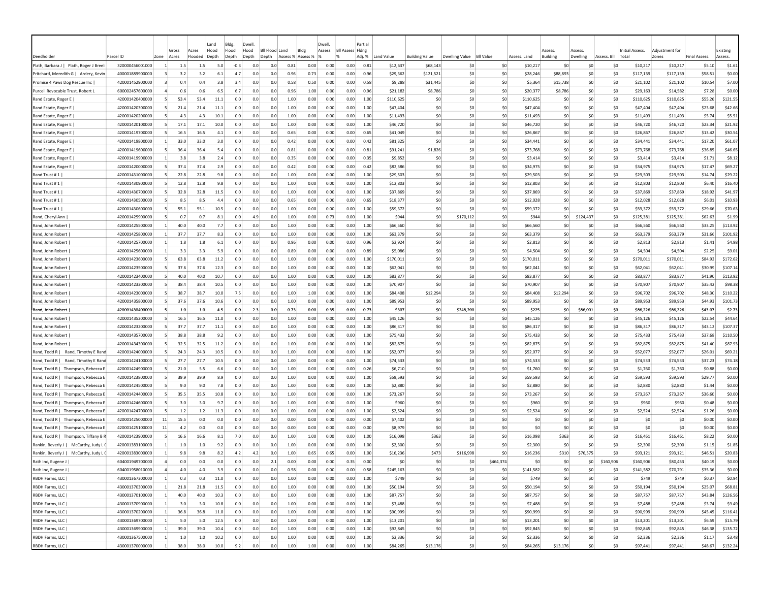| Deedholder | Parcel ID | Zone | Gross Acres | Acres Flooded | Land Flood Depth | Bldg. Flood Depth | Dwell. Flood Depth | Bll Flood Depth | Land Assess % | Bldg Assess % | Dwell. Assess % | Bll Assess % | Partial Flding Adj. % | Land Value | Building Value | Dwelling Value | Bll Value | Assess. Land | Assess. Building | Assess. Dwelling | Assess. Bll | Initial Assess. Total | Adjustment for Zones | Final Assess. | Existing Assess. |
|---|---|---|---|---|---|---|---|---|---|---|---|---|---|---|---|---|---|---|---|---|---|---|---|---|---|
| Plath, Barbara J \| Plath, Roger J Breeli | 320000456001000 | 1 | 1.5 | 1.5 | 5.0 | -0.3 | 0.0 | 0.0 | 0.81 | 0.00 | 0.00 | 0.00 | 0.81 | $12,637 | $68,143 | $0 | $0 | $10,217 | $0 | $0 | $0 | $10,217 | $10,217 | $5.10 | $1.61 |
| Pritchard, Meredith G \| Ardery, Kevin | 400001889900000 | 3 | 3.2 | 3.2 | 6.1 | 4.7 | 0.0 | 0.0 | 0.96 | 0.73 | 0.00 | 0.00 | 0.96 | $29,362 | $121,521 | $0 | $0 | $28,246 | $88,893 | $0 | $0 | $117,139 | $117,139 | $58.51 | $0.00 |
| Promise 4 Paws Dog Rescue Inc \| | 420001452900000 | 3 | 0.4 | 0.4 | 3.8 | 3.4 | 0.0 | 0.0 | 0.58 | 0.50 | 0.00 | 0.00 | 0.58 | $9,288 | $31,445 | $0 | $0 | $5,364 | $15,738 | $0 | $0 | $21,102 | $21,102 | $10.54 | $7.00 |
| Purcell Revocable Trust, Robert L | 600002457600000 | 4 | 0.6 | 0.6 | 6.5 | 6.7 | 0.0 | 0.0 | 0.96 | 1.00 | 0.00 | 0.00 | 0.96 | $21,182 | $8,786 | $0 | $0 | $20,377 | $8,786 | $0 | $0 | $29,163 | $14,582 | $7.28 | $0.00 |
| Rand Estate, Roger E \| | 420001420400000 | 5 | 53.4 | 53.4 | 11.1 | 0.0 | 0.0 | 0.0 | 1.00 | 0.00 | 0.00 | 0.00 | 1.00 | $110,625 | $0 | $0 | $0 | $110,625 | $0 | $0 | $0 | $110,625 | $110,625 | $55.26 | $121.55 |
| Rand Estate, Roger E \| | 420001420300000 | 5 | 21.4 | 21.4 | 11.1 | 0.0 | 0.0 | 0.0 | 1.00 | 0.00 | 0.00 | 0.00 | 1.00 | $47,404 | $0 | $0 | $0 | $47,404 | $0 | $0 | $0 | $47,404 | $47,404 | $23.68 | $42.66 |
| Rand Estate, Roger E \| | 420001420200000 | 5 | 4.3 | 4.3 | 10.1 | 0.0 | 0.0 | 0.0 | 1.00 | 0.00 | 0.00 | 0.00 | 1.00 | $11,493 | $0 | $0 | $0 | $11,493 | $0 | $0 | $0 | $11,493 | $11,493 | $5.74 | $5.51 |
| Rand Estate, Roger E \| | 420001420100000 | 5 | 17.1 | 17.1 | 10.0 | 0.0 | 0.0 | 0.0 | 1.00 | 0.00 | 0.00 | 0.00 | 1.00 | $46,720 | $0 | $0 | $0 | $46,720 | $0 | $0 | $0 | $46,720 | $46,720 | $23.34 | $21.92 |
| Rand Estate, Roger E \| | 420001419700000 | 5 | 16.5 | 16.5 | 4.1 | 0.0 | 0.0 | 0.0 | 0.65 | 0.00 | 0.00 | 0.00 | 0.65 | $41,049 | $0 | $0 | $0 | $26,867 | $0 | $0 | $0 | $26,867 | $26,867 | $13.42 | $30.54 |
| Rand Estate, Roger E \| | 420001419800000 | 1 | 33.0 | 33.0 | 3.0 | 0.0 | 0.0 | 0.0 | 0.42 | 0.00 | 0.00 | 0.00 | 0.42 | $81,325 | $0 | $0 | $0 | $34,441 | $0 | $0 | $0 | $34,441 | $34,441 | $17.20 | $61.07 |
| Rand Estate, Roger E \| | 420001419600000 | 5 | 36.4 | 36.4 | 5.4 | 0.0 | 0.0 | 0.0 | 0.81 | 0.00 | 0.00 | 0.00 | 0.81 | $91,241 | $1,826 | $0 | $0 | $73,768 | $0 | $0 | $0 | $73,768 | $73,768 | $36.85 | $46.65 |
| Rand Estate, Roger E \| | 420001419900000 | 1 | 3.8 | 3.8 | 2.4 | 0.0 | 0.0 | 0.0 | 0.35 | 0.00 | 0.00 | 0.00 | 0.35 | $9,852 | $0 | $0 | $0 | $3,414 | $0 | $0 | $0 | $3,414 | $3,414 | $1.71 | $8.12 |
| Rand Estate, Roger E \| | 420001420000000 | 5 | 37.4 | 37.4 | 2.9 | 0.0 | 0.0 | 0.0 | 0.42 | 0.00 | 0.00 | 0.00 | 0.42 | $82,586 | $0 | $0 | $0 | $34,975 | $0 | $0 | $0 | $34,975 | $34,975 | $17.47 | $69.27 |
| Rand Trust # 1 \| | 420001431000000 | 5 | 22.8 | 22.8 | 9.8 | 0.0 | 0.0 | 0.0 | 1.00 | 0.00 | 0.00 | 0.00 | 1.00 | $29,503 | $0 | $0 | $0 | $29,503 | $0 | $0 | $0 | $29,503 | $29,503 | $14.74 | $29.22 |
| Rand Trust # 1 \| | 420001430900000 | 5 | 12.8 | 12.8 | 9.8 | 0.0 | 0.0 | 0.0 | 1.00 | 0.00 | 0.00 | 0.00 | 1.00 | $12,803 | $0 | $0 | $0 | $12,803 | $0 | $0 | $0 | $12,803 | $12,803 | $6.40 | $16.40 |
| Rand Trust # 1 \| | 420001430700000 | 5 | 32.8 | 32.8 | 11.5 | 0.0 | 0.0 | 0.0 | 1.00 | 0.00 | 0.00 | 0.00 | 1.00 | $37,869 | $0 | $0 | $0 | $37,869 | $0 | $0 | $0 | $37,869 | $37,869 | $18.92 | $41.97 |
| Rand Trust # 1 \| | 420001430500000 | 5 | 8.5 | 8.5 | 4.4 | 0.0 | 0.0 | 0.0 | 0.65 | 0.00 | 0.00 | 0.00 | 0.65 | $18,377 | $0 | $0 | $0 | $12,028 | $0 | $0 | $0 | $12,028 | $12,028 | $6.01 | $10.93 |
| Rand Trust # 1 \| | 420001430600000 | 5 | 55.1 | 55.1 | 10.5 | 0.0 | 0.0 | 0.0 | 1.00 | 0.00 | 0.00 | 0.00 | 1.00 | $59,372 | $0 | $0 | $0 | $59,372 | $0 | $0 | $0 | $59,372 | $59,372 | $29.66 | $70.63 |
| Rand, Cheryl Ann \| | 420001425900000 | 5 | 0.7 | 0.7 | 8.1 | 0.0 | 4.9 | 0.0 | 1.00 | 0.00 | 0.73 | 0.00 | 1.00 | $944 | $0 | $170,112 | $0 | $944 | $0 | $124,437 | $0 | $125,381 | $125,381 | $62.63 | $1.99 |
| Rand, John Robert \| | 420001425500000 | 1 | 40.0 | 40.0 | 7.7 | 0.0 | 0.0 | 0.0 | 1.00 | 0.00 | 0.00 | 0.00 | 1.00 | $66,560 | $0 | $0 | $0 | $66,560 | $0 | $0 | $0 | $66,560 | $66,560 | $33.25 | $113.92 |
| Rand, John Robert \| | 420001425800000 | 1 | 37.7 | 37.7 | 8.3 | 0.0 | 0.0 | 0.0 | 1.00 | 0.00 | 0.00 | 0.00 | 1.00 | $63,379 | $0 | $0 | $0 | $63,379 | $0 | $0 | $0 | $63,379 | $63,379 | $31.66 | $101.92 |
| Rand, John Robert \| | 420001425700000 | 1 | 1.8 | 1.8 | 6.1 | 0.0 | 0.0 | 0.0 | 0.96 | 0.00 | 0.00 | 0.00 | 0.96 | $2,924 | $0 | $0 | $0 | $2,813 | $0 | $0 | $0 | $2,813 | $2,813 | $1.41 | $4.98 |
| Rand, John Robert \| | 420001425600000 | 1 | 3.3 | 3.3 | 5.9 | 0.0 | 0.0 | 0.0 | 0.89 | 0.00 | 0.00 | 0.00 | 0.89 | $5,086 | $0 | $0 | $0 | $4,504 | $0 | $0 | $0 | $4,504 | $4,504 | $2.25 | $9.01 |
| Rand, John Robert \| | 420001423600000 | 5 | 63.8 | 63.8 | 11.2 | 0.0 | 0.0 | 0.0 | 1.00 | 0.00 | 0.00 | 0.00 | 1.00 | $170,011 | $0 | $0 | $0 | $170,011 | $0 | $0 | $0 | $170,011 | $170,011 | $84.92 | $172.62 |
| Rand, John Robert \| | 420001423500000 | 5 | 37.6 | 37.6 | 12.3 | 0.0 | 0.0 | 0.0 | 1.00 | 0.00 | 0.00 | 0.00 | 1.00 | $62,041 | $0 | $0 | $0 | $62,041 | $0 | $0 | $0 | $62,041 | $62,041 | $30.99 | $107.14 |
| Rand, John Robert \| | 420001423400000 | 5 | 40.0 | 40.0 | 10.7 | 0.0 | 0.0 | 0.0 | 1.00 | 0.00 | 0.00 | 0.00 | 1.00 | $83,877 | $0 | $0 | $0 | $83,877 | $0 | $0 | $0 | $83,877 | $83,877 | $41.90 | $113.92 |
| Rand, John Robert \| | 420001423300000 | 5 | 38.4 | 38.4 | 10.5 | 0.0 | 0.0 | 0.0 | 1.00 | 0.00 | 0.00 | 0.00 | 1.00 | $70,907 | $0 | $0 | $0 | $70,907 | $0 | $0 | $0 | $70,907 | $70,907 | $35.42 | $98.38 |
| Rand, John Robert \| | 420001423000000 | 5 | 38.7 | 38.7 | 10.0 | 7.5 | 0.0 | 0.0 | 1.00 | 1.00 | 0.00 | 0.00 | 1.00 | $84,408 | $12,294 | $0 | $0 | $84,408 | $12,294 | $0 | $0 | $96,702 | $96,702 | $48.30 | $110.22 |
| Rand, John Robert \| | 420001435800000 | 5 | 37.6 | 37.6 | 10.6 | 0.0 | 0.0 | 0.0 | 1.00 | 0.00 | 0.00 | 0.00 | 1.00 | $89,953 | $0 | $0 | $0 | $89,953 | $0 | $0 | $0 | $89,953 | $89,953 | $44.93 | $101.73 |
| Rand, John Robert \| | 420001430400000 | 5 | 1.0 | 1.0 | 4.5 | 0.0 | 2.3 | 0.0 | 0.73 | 0.00 | 0.35 | 0.00 | 0.73 | $307 | $0 | $248,200 | $0 | $225 | $0 | $86,001 | $0 | $86,226 | $86,226 | $43.07 | $2.73 |
| Rand, John Robert \| | 420001435200000 | 5 | 16.5 | 16.5 | 11.0 | 0.0 | 0.0 | 0.0 | 1.00 | 0.00 | 0.00 | 0.00 | 1.00 | $45,126 | $0 | $0 | $0 | $45,126 | $0 | $0 | $0 | $45,126 | $45,126 | $22.54 | $44.64 |
| Rand, John Robert \| | 420001423200000 | 5 | 37.7 | 37.7 | 11.1 | 0.0 | 0.0 | 0.0 | 1.00 | 0.00 | 0.00 | 0.00 | 1.00 | $86,317 | $0 | $0 | $0 | $86,317 | $0 | $0 | $0 | $86,317 | $86,317 | $43.12 | $107.37 |
| Rand, John Robert \| | 420001435700000 | 5 | 38.8 | 38.8 | 9.2 | 0.0 | 0.0 | 0.0 | 1.00 | 0.00 | 0.00 | 0.00 | 1.00 | $75,433 | $0 | $0 | $0 | $75,433 | $0 | $0 | $0 | $75,433 | $75,433 | $37.68 | $110.50 |
| Rand, John Robert \| | 420001434300000 | 5 | 32.5 | 32.5 | 11.2 | 0.0 | 0.0 | 0.0 | 1.00 | 0.00 | 0.00 | 0.00 | 1.00 | $82,875 | $0 | $0 | $0 | $82,875 | $0 | $0 | $0 | $82,875 | $82,875 | $41.40 | $87.93 |
| Rand, Todd R \| Rand, Timothy E Rand | 420001424000000 | 5 | 24.3 | 24.3 | 10.5 | 0.0 | 0.0 | 0.0 | 1.00 | 0.00 | 0.00 | 0.00 | 1.00 | $52,077 | $0 | $0 | $0 | $52,077 | $0 | $0 | $0 | $52,077 | $52,077 | $26.01 | $69.21 |
| Rand, Todd R \| Rand, Timothy E Rand | 420001424100000 | 5 | 27.7 | 27.7 | 10.5 | 0.0 | 0.0 | 0.0 | 1.00 | 0.00 | 0.00 | 0.00 | 1.00 | $74,533 | $0 | $0 | $0 | $74,533 | $0 | $0 | $0 | $74,533 | $74,533 | $37.23 | $74.18 |
| Rand, Todd R \| Thompson, Rebecca E | 420001424900000 | 5 | 21.0 | 5.5 | 6.6 | 0.0 | 0.0 | 0.0 | 1.00 | 0.00 | 0.00 | 0.00 | 0.26 | $6,710 | $0 | $0 | $0 | $1,760 | $0 | $0 | $0 | $1,760 | $1,760 | $0.88 | $0.00 |
| Rand, Todd R \| Thompson, Rebecca E | 420001423800000 | 5 | 39.9 | 39.9 | 8.9 | 0.0 | 0.0 | 0.0 | 1.00 | 0.00 | 0.00 | 0.00 | 1.00 | $59,593 | $0 | $0 | $0 | $59,593 | $0 | $0 | $0 | $59,593 | $59,593 | $29.77 | $0.00 |
| Rand, Todd R \| Thompson, Rebecca E | 420001424500000 | 5 | 9.0 | 9.0 | 7.8 | 0.0 | 0.0 | 0.0 | 1.00 | 0.00 | 0.00 | 0.00 | 1.00 | $2,880 | $0 | $0 | $0 | $2,880 | $0 | $0 | $0 | $2,880 | $2,880 | $1.44 | $0.00 |
| Rand, Todd R \| Thompson, Rebecca E | 420001424400000 | 5 | 35.5 | 35.5 | 10.8 | 0.0 | 0.0 | 0.0 | 1.00 | 0.00 | 0.00 | 0.00 | 1.00 | $73,267 | $0 | $0 | $0 | $73,267 | $0 | $0 | $0 | $73,267 | $73,267 | $36.60 | $0.00 |
| Rand, Todd R \| Thompson, Rebecca E | 420001424600000 | 5 | 3.0 | 3.0 | 9.7 | 0.0 | 0.0 | 0.0 | 1.00 | 0.00 | 0.00 | 0.00 | 1.00 | $960 | $0 | $0 | $0 | $960 | $0 | $0 | $0 | $960 | $960 | $0.48 | $0.00 |
| Rand, Todd R \| Thompson, Rebecca E | 420001424700000 | 5 | 1.2 | 1.2 | 11.3 | 0.0 | 0.0 | 0.0 | 1.00 | 0.00 | 0.00 | 0.00 | 1.00 | $2,524 | $0 | $0 | $0 | $2,524 | $0 | $0 | $0 | $2,524 | $2,524 | $1.26 | $0.00 |
| Rand, Todd R \| Thompson, Rebecca E | 420001425000000 | 11 | 15.5 | 0.0 | 0.0 | 0.0 | 0.0 | 0.0 | 0.00 | 0.00 | 0.00 | 0.00 | 0.00 | $7,402 | $0 | $0 | $0 | $0 | $0 | $0 | $0 | $0 | $0 | $0.00 | $0.00 |
| Rand, Todd R \| Thompson, Rebecca E | 420001425100000 | 11 | 4.2 | 0.0 | 0.0 | 0.0 | 0.0 | 0.0 | 0.00 | 0.00 | 0.00 | 0.00 | 0.00 | $8,979 | $0 | $0 | $0 | $0 | $0 | $0 | $0 | $0 | $0 | $0.00 | $0.00 |
| Rand, Todd R \| Thompson, Tiffany B R | 420001423900000 | 5 | 16.6 | 16.6 | 8.1 | 7.0 | 0.0 | 0.0 | 1.00 | 1.00 | 0.00 | 0.00 | 1.00 | $16,098 | $363 | $0 | $0 | $16,098 | $363 | $0 | $0 | $16,461 | $16,461 | $8.22 | $0.00 |
| Rankin, Beverly J \| McCarthy, Judy L ( | 420001383100000 | 1 | 1.0 | 1.0 | 9.2 | 0.0 | 0.0 | 0.0 | 1.00 | 0.00 | 0.00 | 0.00 | 1.00 | $2,300 | $0 | $0 | $0 | $2,300 | $0 | $0 | $0 | $2,300 | $2,300 | $1.15 | $1.85 |
| Rankin, Beverly J \| McCarthy, Judy L ( | 420001383000000 | 1 | 9.8 | 9.8 | 8.2 | 4.2 | 4.2 | 0.0 | 1.00 | 0.65 | 0.65 | 0.00 | 1.00 | $16,236 | $473 | $116,998 | $0 | $16,236 | $310 | $76,575 | $0 | $93,121 | $93,121 | $46.51 | $20.83 |
| Rath Inc, Eugene J \| | 604001949700000 | 4 | 0.0 | 0.0 | 0.0 | 0.0 | 0.0 | 2.1 | 0.00 | 0.00 | 0.00 | 0.35 | 0.00 | $0 | $0 | $0 | $464,374 | $0 | $0 | $0 | $160,906 | $160,906 | $80,453 | $40.19 | $0.00 |
| Rath Inc, Eugene J \| | 604001958010000 | 4 | 4.0 | 4.0 | 3.9 | 0.0 | 0.0 | 0.0 | 0.58 | 0.00 | 0.00 | 0.00 | 0.58 | $245,163 | $0 | $0 | $0 | $141,582 | $0 | $0 | $0 | $141,582 | $70,791 | $35.36 | $0.00 |
| RBDH Farms, LLC \| | 430001367300000 | 1 | 0.3 | 0.3 | 11.0 | 0.0 | 0.0 | 0.0 | 1.00 | 0.00 | 0.00 | 0.00 | 1.00 | $749 | $0 | $0 | $0 | $749 | $0 | $0 | $0 | $749 | $749 | $0.37 | $0.94 |
| RBDH Farms, LLC \| | 430001370300000 | 1 | 21.8 | 21.8 | 11.5 | 0.0 | 0.0 | 0.0 | 1.00 | 0.00 | 0.00 | 0.00 | 1.00 | $50,194 | $0 | $0 | $0 | $50,194 | $0 | $0 | $0 | $50,194 | $50,194 | $25.07 | $68.81 |
| RBDH Farms, LLC \| | 430001370100000 | 1 | 40.0 | 40.0 | 10.3 | 0.0 | 0.0 | 0.0 | 1.00 | 0.00 | 0.00 | 0.00 | 1.00 | $87,757 | $0 | $0 | $0 | $87,757 | $0 | $0 | $0 | $87,757 | $87,757 | $43.84 | $126.56 |
| RBDH Farms, LLC \| | 430001370900000 | 1 | 3.0 | 3.0 | 10.8 | 0.0 | 0.0 | 0.0 | 1.00 | 0.00 | 0.00 | 0.00 | 1.00 | $7,488 | $0 | $0 | $0 | $7,488 | $0 | $0 | $0 | $7,488 | $7,488 | $3.74 | $9.49 |
| RBDH Farms, LLC \| | 430001370200000 | 1 | 36.8 | 36.8 | 11.0 | 0.0 | 0.0 | 0.0 | 1.00 | 0.00 | 0.00 | 0.00 | 1.00 | $90,999 | $0 | $0 | $0 | $90,999 | $0 | $0 | $0 | $90,999 | $90,999 | $45.45 | $116.41 |
| RBDH Farms, LLC \| | 430001369700000 | 1 | 5.0 | 5.0 | 12.5 | 0.0 | 0.0 | 0.0 | 1.00 | 0.00 | 0.00 | 0.00 | 1.00 | $13,201 | $0 | $0 | $0 | $13,201 | $0 | $0 | $0 | $13,201 | $13,201 | $6.59 | $15.79 |
| RBDH Farms, LLC \| | 430001369900000 | 1 | 39.0 | 39.0 | 10.4 | 0.0 | 0.0 | 0.0 | 1.00 | 0.00 | 0.00 | 0.00 | 1.00 | $92,845 | $0 | $0 | $0 | $92,845 | $0 | $0 | $0 | $92,845 | $92,845 | $46.38 | $135.72 |
| RBDH Farms, LLC \| | 430001367500000 | 1 | 1.0 | 1.0 | 10.2 | 0.0 | 0.0 | 0.0 | 1.00 | 0.00 | 0.00 | 0.00 | 1.00 | $2,336 | $0 | $0 | $0 | $2,336 | $0 | $0 | $0 | $2,336 | $2,336 | $1.17 | $3.48 |
| RBDH Farms, LLC \| | 430001370000000 | 1 | 38.0 | 38.0 | 10.0 | 9.2 | 0.0 | 0.0 | 1.00 | 1.00 | 0.00 | 0.00 | 1.00 | $84,265 | $13,176 | $0 | $0 | $84,265 | $13,176 | $0 | $0 | $97,441 | $97,441 | $48.67 | $132.24 |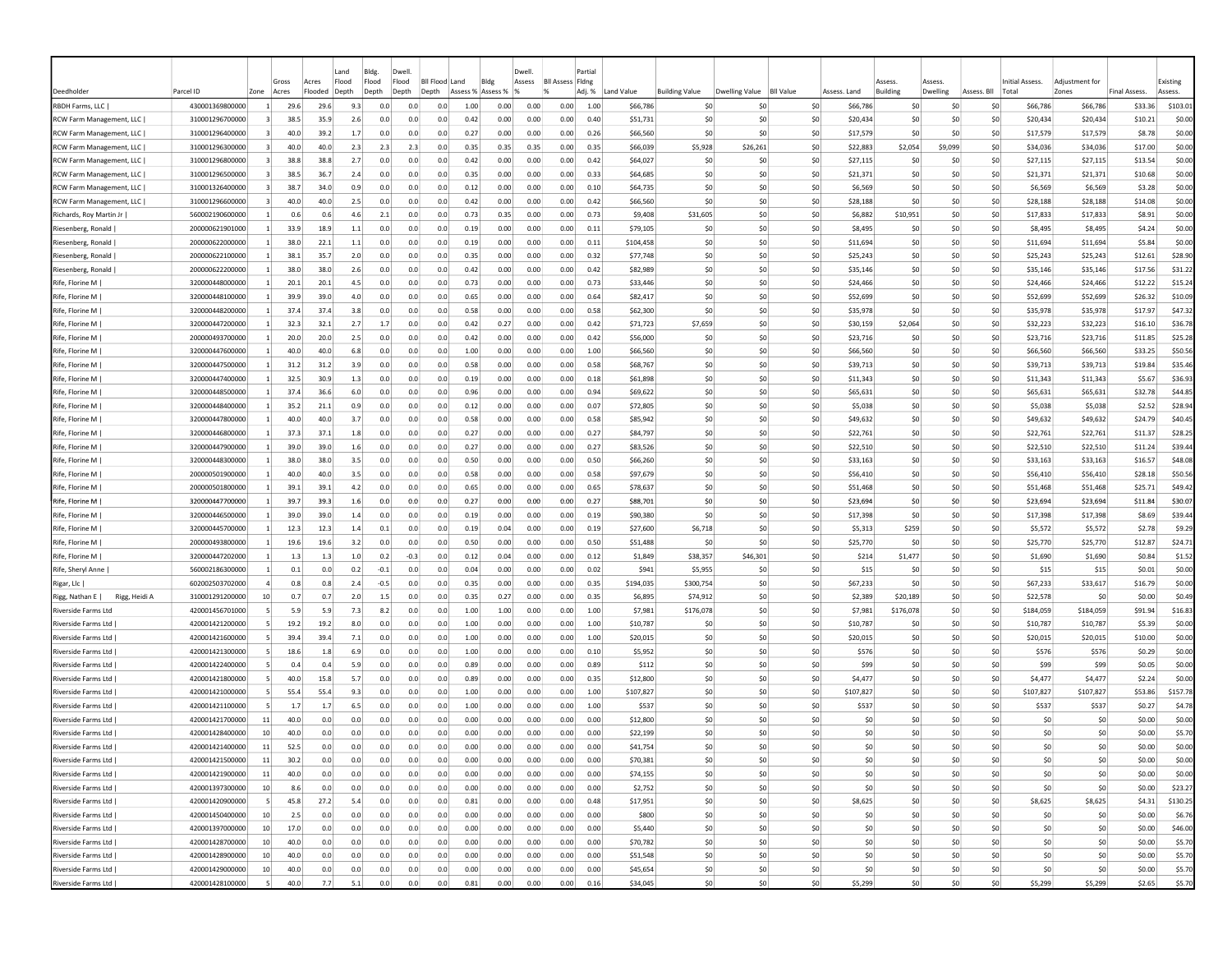| Deedholder | Parcel ID | Zone | Gross Acres | Acres Flooded | Land Flood Depth | Bldg. Flood Depth | Dwell. Flood Depth | Bll Flood Depth | Land Assess % | Bldg Assess % | Dwell. Assess % | Bll Assess % | Partial Flding Adj. % | Land Value | Building Value | Dwelling Value | Bll Value | Assess. Land | Assess. Building | Assess. Dwelling | Assess. Bll | Initial Assess. Total | Adjustment for Zones | Final Assess. | Existing Assess. |
|---|---|---|---|---|---|---|---|---|---|---|---|---|---|---|---|---|---|---|---|---|---|---|---|---|---|
| RBDH Farms, LLC \| | 430001369800000 | 1 | 29.6 | 29.6 | 9.3 | 0.0 | 0.0 | 0.0 | 1.00 | 0.00 | 0.00 | 0.00 | 1.00 | $66,786 | $0 | $0 | $0 | $66,786 | $0 | $0 | $0 | $66,786 | $66,786 | $33.36 | $103.01 |
| RCW Farm Management, LLC \| | 310001296700000 | 3 | 38.5 | 35.9 | 2.6 | 0.0 | 0.0 | 0.0 | 0.42 | 0.00 | 0.00 | 0.00 | 0.40 | $51,731 | $0 | $0 | $0 | $20,434 | $0 | $0 | $0 | $20,434 | $20,434 | $10.21 | $0.00 |
| RCW Farm Management, LLC \| | 310001296400000 | 3 | 40.0 | 39.2 | 1.7 | 0.0 | 0.0 | 0.0 | 0.27 | 0.00 | 0.00 | 0.00 | 0.26 | $66,560 | $0 | $0 | $0 | $17,579 | $0 | $0 | $0 | $17,579 | $17,579 | $8.78 | $0.00 |
| RCW Farm Management, LLC \| | 310001296300000 | 3 | 40.0 | 40.0 | 2.3 | 2.3 | 2.3 | 0.0 | 0.35 | 0.35 | 0.35 | 0.00 | 0.35 | $66,039 | $5,928 | $26,261 | $0 | $22,883 | $2,054 | $9,099 | $0 | $34,036 | $34,036 | $17.00 | $0.00 |
| RCW Farm Management, LLC \| | 310001296800000 | 3 | 38.8 | 38.8 | 2.7 | 0.0 | 0.0 | 0.0 | 0.42 | 0.00 | 0.00 | 0.00 | 0.42 | $64,027 | $0 | $0 | $0 | $27,115 | $0 | $0 | $0 | $27,115 | $27,115 | $13.54 | $0.00 |
| RCW Farm Management, LLC \| | 310001296500000 | 3 | 38.5 | 36.7 | 2.4 | 0.0 | 0.0 | 0.0 | 0.35 | 0.00 | 0.00 | 0.00 | 0.33 | $64,685 | $0 | $0 | $0 | $21,371 | $0 | $0 | $0 | $21,371 | $21,371 | $10.68 | $0.00 |
| RCW Farm Management, LLC \| | 310001326400000 | 3 | 38.7 | 34.0 | 0.9 | 0.0 | 0.0 | 0.0 | 0.12 | 0.00 | 0.00 | 0.00 | 0.10 | $64,735 | $0 | $0 | $0 | $6,569 | $0 | $0 | $0 | $6,569 | $6,569 | $3.28 | $0.00 |
| RCW Farm Management, LLC \| | 310001296600000 | 3 | 40.0 | 40.0 | 2.5 | 0.0 | 0.0 | 0.0 | 0.42 | 0.00 | 0.00 | 0.00 | 0.42 | $66,560 | $0 | $0 | $0 | $28,188 | $0 | $0 | $0 | $28,188 | $28,188 | $14.08 | $0.00 |
| Richards, Roy Martin Jr \| | 560002190600000 | 1 | 0.6 | 0.6 | 4.6 | 2.1 | 0.0 | 0.0 | 0.73 | 0.35 | 0.00 | 0.00 | 0.73 | $9,408 | $31,605 | $0 | $0 | $6,882 | $10,951 | $0 | $0 | $17,833 | $17,833 | $8.91 | $0.00 |
| Riesenberg, Ronald \| | 200000621901000 | 1 | 33.9 | 18.9 | 1.1 | 0.0 | 0.0 | 0.0 | 0.19 | 0.00 | 0.00 | 0.00 | 0.11 | $79,105 | $0 | $0 | $0 | $8,495 | $0 | $0 | $0 | $8,495 | $8,495 | $4.24 | $0.00 |
| Riesenberg, Ronald \| | 200000622000000 | 1 | 38.0 | 22.1 | 1.1 | 0.0 | 0.0 | 0.0 | 0.19 | 0.00 | 0.00 | 0.00 | 0.11 | $104,458 | $0 | $0 | $0 | $11,694 | $0 | $0 | $0 | $11,694 | $11,694 | $5.84 | $0.00 |
| Riesenberg, Ronald \| | 200000622100000 | 1 | 38.1 | 35.7 | 2.0 | 0.0 | 0.0 | 0.0 | 0.35 | 0.00 | 0.00 | 0.00 | 0.32 | $77,748 | $0 | $0 | $0 | $25,243 | $0 | $0 | $0 | $25,243 | $25,243 | $12.61 | $28.90 |
| Riesenberg, Ronald \| | 200000622200000 | 1 | 38.0 | 38.0 | 2.6 | 0.0 | 0.0 | 0.0 | 0.42 | 0.00 | 0.00 | 0.00 | 0.42 | $82,989 | $0 | $0 | $0 | $35,146 | $0 | $0 | $0 | $35,146 | $35,146 | $17.56 | $31.22 |
| Rife, Florine M \| | 320000448000000 | 1 | 20.1 | 20.1 | 4.5 | 0.0 | 0.0 | 0.0 | 0.73 | 0.00 | 0.00 | 0.00 | 0.73 | $33,446 | $0 | $0 | $0 | $24,466 | $0 | $0 | $0 | $24,466 | $24,466 | $12.22 | $15.24 |
| Rife, Florine M \| | 320000448100000 | 1 | 39.9 | 39.0 | 4.0 | 0.0 | 0.0 | 0.0 | 0.65 | 0.00 | 0.00 | 0.00 | 0.64 | $82,417 | $0 | $0 | $0 | $52,699 | $0 | $0 | $0 | $52,699 | $52,699 | $26.32 | $10.09 |
| Rife, Florine M \| | 320000448200000 | 1 | 37.4 | 37.4 | 3.8 | 0.0 | 0.0 | 0.0 | 0.58 | 0.00 | 0.00 | 0.00 | 0.58 | $62,300 | $0 | $0 | $0 | $35,978 | $0 | $0 | $0 | $35,978 | $35,978 | $17.97 | $47.32 |
| Rife, Florine M \| | 320000447200000 | 1 | 32.3 | 32.1 | 2.7 | 1.7 | 0.0 | 0.0 | 0.42 | 0.27 | 0.00 | 0.00 | 0.42 | $71,723 | $7,659 | $0 | $0 | $30,159 | $2,064 | $0 | $0 | $32,223 | $32,223 | $16.10 | $36.78 |
| Rife, Florine M \| | 200000493700000 | 1 | 20.0 | 20.0 | 2.5 | 0.0 | 0.0 | 0.0 | 0.42 | 0.00 | 0.00 | 0.00 | 0.42 | $56,000 | $0 | $0 | $0 | $23,716 | $0 | $0 | $0 | $23,716 | $23,716 | $11.85 | $25.28 |
| Rife, Florine M \| | 320000447600000 | 1 | 40.0 | 40.0 | 6.8 | 0.0 | 0.0 | 0.0 | 1.00 | 0.00 | 0.00 | 0.00 | 1.00 | $66,560 | $0 | $0 | $0 | $66,560 | $0 | $0 | $0 | $66,560 | $66,560 | $33.25 | $50.56 |
| Rife, Florine M \| | 320000447500000 | 1 | 31.2 | 31.2 | 3.9 | 0.0 | 0.0 | 0.0 | 0.58 | 0.00 | 0.00 | 0.00 | 0.58 | $68,767 | $0 | $0 | $0 | $39,713 | $0 | $0 | $0 | $39,713 | $39,713 | $19.84 | $35.46 |
| Rife, Florine M \| | 320000447400000 | 1 | 32.5 | 30.9 | 1.3 | 0.0 | 0.0 | 0.0 | 0.19 | 0.00 | 0.00 | 0.00 | 0.18 | $61,898 | $0 | $0 | $0 | $11,343 | $0 | $0 | $0 | $11,343 | $11,343 | $5.67 | $36.93 |
| Rife, Florine M \| | 320000448500000 | 1 | 37.4 | 36.6 | 6.0 | 0.0 | 0.0 | 0.0 | 0.96 | 0.00 | 0.00 | 0.00 | 0.94 | $69,622 | $0 | $0 | $0 | $65,631 | $0 | $0 | $0 | $65,631 | $65,631 | $32.78 | $44.85 |
| Rife, Florine M \| | 320000448400000 | 1 | 35.2 | 21.1 | 0.9 | 0.0 | 0.0 | 0.0 | 0.12 | 0.00 | 0.00 | 0.00 | 0.07 | $72,805 | $0 | $0 | $0 | $5,038 | $0 | $0 | $0 | $5,038 | $5,038 | $2.52 | $28.94 |
| Rife, Florine M \| | 320000447800000 | 1 | 40.0 | 40.0 | 3.7 | 0.0 | 0.0 | 0.0 | 0.58 | 0.00 | 0.00 | 0.00 | 0.58 | $85,942 | $0 | $0 | $0 | $49,632 | $0 | $0 | $0 | $49,632 | $49,632 | $24.79 | $40.45 |
| Rife, Florine M \| | 320000446800000 | 1 | 37.3 | 37.1 | 1.8 | 0.0 | 0.0 | 0.0 | 0.27 | 0.00 | 0.00 | 0.00 | 0.27 | $84,797 | $0 | $0 | $0 | $22,761 | $0 | $0 | $0 | $22,761 | $22,761 | $11.37 | $28.25 |
| Rife, Florine M \| | 320000447900000 | 1 | 39.0 | 39.0 | 1.6 | 0.0 | 0.0 | 0.0 | 0.27 | 0.00 | 0.00 | 0.00 | 0.27 | $83,526 | $0 | $0 | $0 | $22,510 | $0 | $0 | $0 | $22,510 | $22,510 | $11.24 | $39.44 |
| Rife, Florine M \| | 320000448300000 | 1 | 38.0 | 38.0 | 3.5 | 0.0 | 0.0 | 0.0 | 0.50 | 0.00 | 0.00 | 0.00 | 0.50 | $66,260 | $0 | $0 | $0 | $33,163 | $0 | $0 | $0 | $33,163 | $33,163 | $16.57 | $48.08 |
| Rife, Florine M \| | 200000501900000 | 1 | 40.0 | 40.0 | 3.5 | 0.0 | 0.0 | 0.0 | 0.58 | 0.00 | 0.00 | 0.00 | 0.58 | $97,679 | $0 | $0 | $0 | $56,410 | $0 | $0 | $0 | $56,410 | $56,410 | $28.18 | $50.56 |
| Rife, Florine M \| | 200000501800000 | 1 | 39.1 | 39.1 | 4.2 | 0.0 | 0.0 | 0.0 | 0.65 | 0.00 | 0.00 | 0.00 | 0.65 | $78,637 | $0 | $0 | $0 | $51,468 | $0 | $0 | $0 | $51,468 | $51,468 | $25.71 | $49.42 |
| Rife, Florine M \| | 320000447700000 | 1 | 39.7 | 39.3 | 1.6 | 0.0 | 0.0 | 0.0 | 0.27 | 0.00 | 0.00 | 0.00 | 0.27 | $88,701 | $0 | $0 | $0 | $23,694 | $0 | $0 | $0 | $23,694 | $23,694 | $11.84 | $30.07 |
| Rife, Florine M \| | 320000446500000 | 1 | 39.0 | 39.0 | 1.4 | 0.0 | 0.0 | 0.0 | 0.19 | 0.00 | 0.00 | 0.00 | 0.19 | $90,380 | $0 | $0 | $0 | $17,398 | $0 | $0 | $0 | $17,398 | $17,398 | $8.69 | $39.44 |
| Rife, Florine M \| | 320000445700000 | 1 | 12.3 | 12.3 | 1.4 | 0.1 | 0.0 | 0.0 | 0.19 | 0.04 | 0.00 | 0.00 | 0.19 | $27,600 | $6,718 | $0 | $0 | $5,313 | $259 | $0 | $0 | $5,572 | $5,572 | $2.78 | $9.29 |
| Rife, Florine M \| | 200000493800000 | 1 | 19.6 | 19.6 | 3.2 | 0.0 | 0.0 | 0.0 | 0.50 | 0.00 | 0.00 | 0.00 | 0.50 | $51,488 | $0 | $0 | $0 | $25,770 | $0 | $0 | $0 | $25,770 | $25,770 | $12.87 | $24.71 |
| Rife, Florine M \| | 320000447202000 | 1 | 1.3 | 1.3 | 1.0 | 0.2 | -0.3 | 0.0 | 0.12 | 0.04 | 0.00 | 0.00 | 0.12 | $1,849 | $38,357 | $46,301 | $0 | $214 | $1,477 | $0 | $0 | $1,690 | $1,690 | $0.84 | $1.52 |
| Rife, Sheryl Anne \| | 560002186300000 | 1 | 0.1 | 0.0 | 0.2 | -0.1 | 0.0 | 0.0 | 0.04 | 0.00 | 0.00 | 0.00 | 0.02 | $941 | $5,955 | $0 | $0 | $15 | $0 | $0 | $0 | $15 | $15 | $0.01 | $0.00 |
| Rigar, Llc \| | 602002503702000 | 4 | 0.8 | 0.8 | 2.4 | -0.5 | 0.0 | 0.0 | 0.35 | 0.00 | 0.00 | 0.00 | 0.35 | $194,035 | $300,754 | $0 | $0 | $67,233 | $0 | $0 | $0 | $67,233 | $33,617 | $16.79 | $0.00 |
| Rigg, Nathan E \| Rigg, Heidi A | 310001291200000 | 10 | 0.7 | 0.7 | 2.0 | 1.5 | 0.0 | 0.0 | 0.35 | 0.27 | 0.00 | 0.00 | 0.35 | $6,895 | $74,912 | $0 | $0 | $2,389 | $20,189 | $0 | $0 | $22,578 | $0 | $0.00 | $0.49 |
| Riverside Farms Ltd | 420001456701000 | 5 | 5.9 | 5.9 | 7.3 | 8.2 | 0.0 | 0.0 | 1.00 | 1.00 | 0.00 | 0.00 | 1.00 | $7,981 | $176,078 | $0 | $0 | $7,981 | $176,078 | $0 | $0 | $184,059 | $184,059 | $91.94 | $16.83 |
| Riverside Farms Ltd \| | 420001421200000 | 5 | 19.2 | 19.2 | 8.0 | 0.0 | 0.0 | 0.0 | 1.00 | 0.00 | 0.00 | 0.00 | 1.00 | $10,787 | $0 | $0 | $0 | $10,787 | $0 | $0 | $0 | $10,787 | $10,787 | $5.39 | $0.00 |
| Riverside Farms Ltd \| | 420001421600000 | 5 | 39.4 | 39.4 | 7.1 | 0.0 | 0.0 | 0.0 | 1.00 | 0.00 | 0.00 | 0.00 | 1.00 | $20,015 | $0 | $0 | $0 | $20,015 | $0 | $0 | $0 | $20,015 | $20,015 | $10.00 | $0.00 |
| Riverside Farms Ltd \| | 420001421300000 | 5 | 18.6 | 1.8 | 6.9 | 0.0 | 0.0 | 0.0 | 1.00 | 0.00 | 0.00 | 0.00 | 0.10 | $5,952 | $0 | $0 | $0 | $576 | $0 | $0 | $0 | $576 | $576 | $0.29 | $0.00 |
| Riverside Farms Ltd \| | 420001422400000 | 5 | 0.4 | 0.4 | 5.9 | 0.0 | 0.0 | 0.0 | 0.89 | 0.00 | 0.00 | 0.00 | 0.89 | $112 | $0 | $0 | $0 | $99 | $0 | $0 | $0 | $99 | $99 | $0.05 | $0.00 |
| Riverside Farms Ltd \| | 420001421800000 | 5 | 40.0 | 15.8 | 5.7 | 0.0 | 0.0 | 0.0 | 0.89 | 0.00 | 0.00 | 0.00 | 0.35 | $12,800 | $0 | $0 | $0 | $4,477 | $0 | $0 | $0 | $4,477 | $4,477 | $2.24 | $0.00 |
| Riverside Farms Ltd \| | 420001421000000 | 5 | 55.4 | 55.4 | 9.3 | 0.0 | 0.0 | 0.0 | 1.00 | 0.00 | 0.00 | 0.00 | 1.00 | $107,827 | $0 | $0 | $0 | $107,827 | $0 | $0 | $0 | $107,827 | $107,827 | $53.86 | $157.78 |
| Riverside Farms Ltd \| | 420001421100000 | 5 | 1.7 | 1.7 | 6.5 | 0.0 | 0.0 | 0.0 | 1.00 | 0.00 | 0.00 | 0.00 | 1.00 | $537 | $0 | $0 | $0 | $537 | $0 | $0 | $0 | $537 | $537 | $0.27 | $4.78 |
| Riverside Farms Ltd \| | 420001421700000 | 11 | 40.0 | 0.0 | 0.0 | 0.0 | 0.0 | 0.0 | 0.00 | 0.00 | 0.00 | 0.00 | 0.00 | $12,800 | $0 | $0 | $0 | $0 | $0 | $0 | $0 | $0 | $0 | $0.00 | $0.00 |
| Riverside Farms Ltd \| | 420001428400000 | 10 | 40.0 | 0.0 | 0.0 | 0.0 | 0.0 | 0.0 | 0.00 | 0.00 | 0.00 | 0.00 | 0.00 | $22,199 | $0 | $0 | $0 | $0 | $0 | $0 | $0 | $0 | $0 | $0.00 | $5.70 |
| Riverside Farms Ltd \| | 420001421400000 | 11 | 52.5 | 0.0 | 0.0 | 0.0 | 0.0 | 0.0 | 0.00 | 0.00 | 0.00 | 0.00 | 0.00 | $41,754 | $0 | $0 | $0 | $0 | $0 | $0 | $0 | $0 | $0 | $0.00 | $0.00 |
| Riverside Farms Ltd \| | 420001421500000 | 11 | 30.2 | 0.0 | 0.0 | 0.0 | 0.0 | 0.0 | 0.00 | 0.00 | 0.00 | 0.00 | 0.00 | $70,381 | $0 | $0 | $0 | $0 | $0 | $0 | $0 | $0 | $0 | $0.00 | $0.00 |
| Riverside Farms Ltd \| | 420001421900000 | 11 | 40.0 | 0.0 | 0.0 | 0.0 | 0.0 | 0.0 | 0.00 | 0.00 | 0.00 | 0.00 | 0.00 | $74,155 | $0 | $0 | $0 | $0 | $0 | $0 | $0 | $0 | $0 | $0.00 | $0.00 |
| Riverside Farms Ltd \| | 420001397300000 | 10 | 8.6 | 0.0 | 0.0 | 0.0 | 0.0 | 0.0 | 0.00 | 0.00 | 0.00 | 0.00 | 0.00 | $2,752 | $0 | $0 | $0 | $0 | $0 | $0 | $0 | $0 | $0 | $0.00 | $23.27 |
| Riverside Farms Ltd \| | 420001420900000 | 5 | 45.8 | 27.2 | 5.4 | 0.0 | 0.0 | 0.0 | 0.81 | 0.00 | 0.00 | 0.00 | 0.48 | $17,951 | $0 | $0 | $0 | $8,625 | $0 | $0 | $0 | $8,625 | $8,625 | $4.31 | $130.25 |
| Riverside Farms Ltd \| | 420001450400000 | 10 | 2.5 | 0.0 | 0.0 | 0.0 | 0.0 | 0.0 | 0.00 | 0.00 | 0.00 | 0.00 | 0.00 | $800 | $0 | $0 | $0 | $0 | $0 | $0 | $0 | $0 | $0 | $0.00 | $6.76 |
| Riverside Farms Ltd \| | 420001397000000 | 10 | 17.0 | 0.0 | 0.0 | 0.0 | 0.0 | 0.0 | 0.00 | 0.00 | 0.00 | 0.00 | 0.00 | $5,440 | $0 | $0 | $0 | $0 | $0 | $0 | $0 | $0 | $0 | $0.00 | $46.00 |
| Riverside Farms Ltd \| | 420001428700000 | 10 | 40.0 | 0.0 | 0.0 | 0.0 | 0.0 | 0.0 | 0.00 | 0.00 | 0.00 | 0.00 | 0.00 | $70,782 | $0 | $0 | $0 | $0 | $0 | $0 | $0 | $0 | $0 | $0.00 | $5.70 |
| Riverside Farms Ltd \| | 420001428900000 | 10 | 40.0 | 0.0 | 0.0 | 0.0 | 0.0 | 0.0 | 0.00 | 0.00 | 0.00 | 0.00 | 0.00 | $51,548 | $0 | $0 | $0 | $0 | $0 | $0 | $0 | $0 | $0 | $0.00 | $5.70 |
| Riverside Farms Ltd \| | 420001429000000 | 10 | 40.0 | 0.0 | 0.0 | 0.0 | 0.0 | 0.0 | 0.00 | 0.00 | 0.00 | 0.00 | 0.00 | $45,654 | $0 | $0 | $0 | $0 | $0 | $0 | $0 | $0 | $0 | $0.00 | $5.70 |
| Riverside Farms Ltd \| | 420001428100000 | 5 | 40.0 | 7.7 | 5.1 | 0.0 | 0.0 | 0.0 | 0.81 | 0.00 | 0.00 | 0.00 | 0.16 | $34,045 | $0 | $0 | $0 | $5,299 | $0 | $0 | $0 | $5,299 | $5,299 | $2.65 | $5.70 |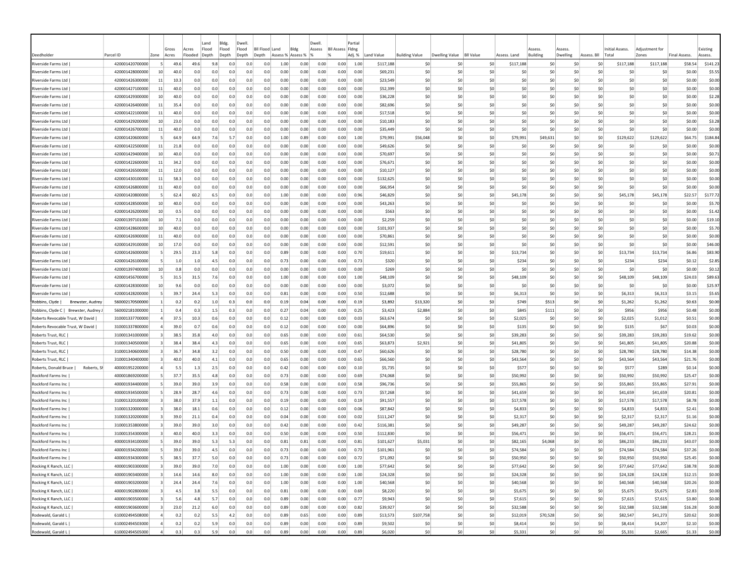| Deedholder | Parcel ID | Zone | Gross Acres | Acres Flooded | Land Flood Depth | Bldg. Flood Depth | Dwell. Flood Depth | Bll Flood Depth | Land Assess % | Bldg Assess % | Dwell. Assess % | Bll Assess % | Partial Fldng Adj. % | Land Value | Building Value | Dwelling Value | Bll Value | Assess. Land | Assess. Building | Assess. Dwelling | Assess. Bll | Initial Assess. Total | Adjustment for Zones | Final Assess. | Existing Assess. |
|---|---|---|---|---|---|---|---|---|---|---|---|---|---|---|---|---|---|---|---|---|---|---|---|---|---|
| Riverside Farms Ltd \| | 420001420700000 | 5 | 49.6 | 49.6 | 9.8 | 0.0 | 0.0 | 0.0 | 1.00 | 0.00 | 0.00 | 0.00 | 1.00 | $117,188 | $0 | $0 | $0 | $117,188 | $0 | $0 | $0 | $117,188 | $117,188 | $58.54 | $141.23 |
| Riverside Farms Ltd \| | 420001428000000 | 10 | 40.0 | 0.0 | 0.0 | 0.0 | 0.0 | 0.0 | 0.00 | 0.00 | 0.00 | 0.00 | 0.00 | $69,231 | $0 | $0 | $0 | $0 | $0 | $0 | $0 | $0 | $0 | $0.00 | $5.55 |
| Riverside Farms Ltd \| | 420001426300000 | 11 | 10.3 | 0.0 | 0.0 | 0.0 | 0.0 | 0.0 | 0.00 | 0.00 | 0.00 | 0.00 | 0.00 | $23,549 | $0 | $0 | $0 | $0 | $0 | $0 | $0 | $0 | $0 | $0.00 | $0.00 |
| Riverside Farms Ltd \| | 420001427100000 | 11 | 40.0 | 0.0 | 0.0 | 0.0 | 0.0 | 0.0 | 0.00 | 0.00 | 0.00 | 0.00 | 0.00 | $52,399 | $0 | $0 | $0 | $0 | $0 | $0 | $0 | $0 | $0 | $0.00 | $0.00 |
| Riverside Farms Ltd \| | 420001429300000 | 10 | 40.0 | 0.0 | 0.0 | 0.0 | 0.0 | 0.0 | 0.00 | 0.00 | 0.00 | 0.00 | 0.00 | $36,228 | $0 | $0 | $0 | $0 | $0 | $0 | $0 | $0 | $0 | $0.00 | $2.28 |
| Riverside Farms Ltd \| | 420001426400000 | 11 | 35.4 | 0.0 | 0.0 | 0.0 | 0.0 | 0.0 | 0.00 | 0.00 | 0.00 | 0.00 | 0.00 | $82,696 | $0 | $0 | $0 | $0 | $0 | $0 | $0 | $0 | $0 | $0.00 | $0.00 |
| Riverside Farms Ltd \| | 420001422100000 | 11 | 40.0 | 0.0 | 0.0 | 0.0 | 0.0 | 0.0 | 0.00 | 0.00 | 0.00 | 0.00 | 0.00 | $17,518 | $0 | $0 | $0 | $0 | $0 | $0 | $0 | $0 | $0 | $0.00 | $0.00 |
| Riverside Farms Ltd \| | 420001429200000 | 10 | 23.0 | 0.0 | 0.0 | 0.0 | 0.0 | 0.0 | 0.00 | 0.00 | 0.00 | 0.00 | 0.00 | $10,183 | $0 | $0 | $0 | $0 | $0 | $0 | $0 | $0 | $0 | $0.00 | $3.28 |
| Riverside Farms Ltd \| | 420001426700000 | 11 | 40.0 | 0.0 | 0.0 | 0.0 | 0.0 | 0.0 | 0.00 | 0.00 | 0.00 | 0.00 | 0.00 | $35,449 | $0 | $0 | $0 | $0 | $0 | $0 | $0 | $0 | $0 | $0.00 | $0.00 |
| Riverside Farms Ltd \| | 420001420600000 | 5 | 64.9 | 64.9 | 7.6 | 5.7 | 0.0 | 0.0 | 1.00 | 0.89 | 0.00 | 0.00 | 1.00 | $79,991 | $56,048 | $0 | $0 | $79,991 | $49,631 | $0 | $0 | $129,622 | $129,622 | $64.75 | $184.84 |
| Riverside Farms Ltd \| | 420001422500000 | 11 | 21.8 | 0.0 | 0.0 | 0.0 | 0.0 | 0.0 | 0.00 | 0.00 | 0.00 | 0.00 | 0.00 | $49,626 | $0 | $0 | $0 | $0 | $0 | $0 | $0 | $0 | $0 | $0.00 | $0.00 |
| Riverside Farms Ltd \| | 420001429400000 | 10 | 40.0 | 0.0 | 0.0 | 0.0 | 0.0 | 0.0 | 0.00 | 0.00 | 0.00 | 0.00 | 0.00 | $70,697 | $0 | $0 | $0 | $0 | $0 | $0 | $0 | $0 | $0 | $0.00 | $0.71 |
| Riverside Farms Ltd \| | 420001422600000 | 11 | 34.2 | 0.0 | 0.0 | 0.0 | 0.0 | 0.0 | 0.00 | 0.00 | 0.00 | 0.00 | 0.00 | $76,671 | $0 | $0 | $0 | $0 | $0 | $0 | $0 | $0 | $0 | $0.00 | $0.00 |
| Riverside Farms Ltd \| | 420001426500000 | 11 | 12.0 | 0.0 | 0.0 | 0.0 | 0.0 | 0.0 | 0.00 | 0.00 | 0.00 | 0.00 | 0.00 | $10,127 | $0 | $0 | $0 | $0 | $0 | $0 | $0 | $0 | $0 | $0.00 | $0.00 |
| Riverside Farms Ltd \| | 420001430100000 | 11 | 58.3 | 0.0 | 0.0 | 0.0 | 0.0 | 0.0 | 0.00 | 0.00 | 0.00 | 0.00 | 0.00 | $132,625 | $0 | $0 | $0 | $0 | $0 | $0 | $0 | $0 | $0 | $0.00 | $0.00 |
| Riverside Farms Ltd \| | 420001426800000 | 11 | 40.0 | 0.0 | 0.0 | 0.0 | 0.0 | 0.0 | 0.00 | 0.00 | 0.00 | 0.00 | 0.00 | $66,954 | $0 | $0 | $0 | $0 | $0 | $0 | $0 | $0 | $0 | $0.00 | $0.00 |
| Riverside Farms Ltd \| | 420001420800000 | 5 | 62.4 | 60.2 | 6.5 | 0.0 | 0.0 | 0.0 | 1.00 | 0.00 | 0.00 | 0.00 | 0.96 | $46,829 | $0 | $0 | $0 | $45,178 | $0 | $0 | $0 | $45,178 | $45,178 | $22.57 | $177.72 |
| Riverside Farms Ltd \| | 420001428500000 | 10 | 40.0 | 0.0 | 0.0 | 0.0 | 0.0 | 0.0 | 0.00 | 0.00 | 0.00 | 0.00 | 0.00 | $43,263 | $0 | $0 | $0 | $0 | $0 | $0 | $0 | $0 | $0 | $0.00 | $5.70 |
| Riverside Farms Ltd \| | 420001426200000 | 10 | 0.5 | 0.0 | 0.0 | 0.0 | 0.0 | 0.0 | 0.00 | 0.00 | 0.00 | 0.00 | 0.00 | $563 | $0 | $0 | $0 | $0 | $0 | $0 | $0 | $0 | $0 | $0.00 | $1.42 |
| Riverside Farms Ltd \| | 420001397101000 | 10 | 7.1 | 0.0 | 0.0 | 0.0 | 0.0 | 0.0 | 0.00 | 0.00 | 0.00 | 0.00 | 0.00 | $2,259 | $0 | $0 | $0 | $0 | $0 | $0 | $0 | $0 | $0 | $0.00 | $19.10 |
| Riverside Farms Ltd \| | 420001428600000 | 10 | 40.0 | 0.0 | 0.0 | 0.0 | 0.0 | 0.0 | 0.00 | 0.00 | 0.00 | 0.00 | 0.00 | $101,937 | $0 | $0 | $0 | $0 | $0 | $0 | $0 | $0 | $0 | $0.00 | $5.70 |
| Riverside Farms Ltd \| | 420001426900000 | 11 | 40.0 | 0.0 | 0.0 | 0.0 | 0.0 | 0.0 | 0.00 | 0.00 | 0.00 | 0.00 | 0.00 | $70,861 | $0 | $0 | $0 | $0 | $0 | $0 | $0 | $0 | $0 | $0.00 | $0.00 |
| Riverside Farms Ltd \| | 420001429100000 | 10 | 17.0 | 0.0 | 0.0 | 0.0 | 0.0 | 0.0 | 0.00 | 0.00 | 0.00 | 0.00 | 0.00 | $12,591 | $0 | $0 | $0 | $0 | $0 | $0 | $0 | $0 | $0 | $0.00 | $46.00 |
| Riverside Farms Ltd \| | 420001426000000 | 5 | 29.5 | 23.3 | 5.8 | 0.0 | 0.0 | 0.0 | 0.89 | 0.00 | 0.00 | 0.00 | 0.70 | $19,611 | $0 | $0 | $0 | $13,734 | $0 | $0 | $0 | $13,734 | $13,734 | $6.86 | $83.90 |
| Riverside Farms Ltd \| | 420001426100000 | 5 | 1.0 | 1.0 | 4.5 | 0.0 | 0.0 | 0.0 | 0.73 | 0.00 | 0.00 | 0.00 | 0.73 | $320 | $0 | $0 | $0 | $234 | $0 | $0 | $0 | $234 | $234 | $0.12 | $2.85 |
| Riverside Farms Ltd \| | 420001397400000 | 10 | 0.8 | 0.0 | 0.0 | 0.0 | 0.0 | 0.0 | 0.00 | 0.00 | 0.00 | 0.00 | 0.00 | $269 | $0 | $0 | $0 | $0 | $0 | $0 | $0 | $0 | $0 | $0.00 | $0.12 |
| Riverside Farms Ltd \| | 420001456700000 | 5 | 31.5 | 31.5 | 7.6 | 0.0 | 0.0 | 0.0 | 1.00 | 0.00 | 0.00 | 0.00 | 1.00 | $48,109 | $0 | $0 | $0 | $48,109 | $0 | $0 | $0 | $48,109 | $48,109 | $24.03 | $89.63 |
| Riverside Farms Ltd \| | 420001428300000 | 10 | 9.6 | 0.0 | 0.0 | 0.0 | 0.0 | 0.0 | 0.00 | 0.00 | 0.00 | 0.00 | 0.00 | $3,072 | $0 | $0 | $0 | $0 | $0 | $0 | $0 | $0 | $0 | $0.00 | $25.97 |
| Riverside Farms Ltd \| | 420001428200000 | 5 | 39.7 | 24.4 | 5.3 | 0.0 | 0.0 | 0.0 | 0.81 | 0.00 | 0.00 | 0.00 | 0.50 | $12,688 | $0 | $0 | $0 | $6,313 | $0 | $0 | $0 | $6,313 | $6,313 | $3.15 | $5.65 |
| Robbins, Clyde \| Brewster, Audrey | 560002170500000 | 1 | 0.2 | 0.2 | 1.0 | 0.3 | 0.0 | 0.0 | 0.19 | 0.04 | 0.00 | 0.00 | 0.19 | $3,892 | $13,320 | $0 | $0 | $749 | $513 | $0 | $0 | $1,262 | $1,262 | $0.63 | $0.00 |
| Robbins, Clyde C \| Brewster, Audrey J | 560002181000000 | 1 | 0.4 | 0.3 | 1.5 | 0.3 | 0.0 | 0.0 | 0.27 | 0.04 | 0.00 | 0.00 | 0.25 | $3,423 | $2,884 | $0 | $0 | $845 | $111 | $0 | $0 | $956 | $956 | $0.48 | $0.00 |
| Roberts Revocable Trust, W David \| | 310001337700000 | 4 | 37.5 | 10.3 | 0.6 | 0.0 | 0.0 | 0.0 | 0.12 | 0.00 | 0.00 | 0.00 | 0.03 | $63,674 | $0 | $0 | $0 | $2,025 | $0 | $0 | $0 | $2,025 | $1,012 | $0.51 | $0.00 |
| Roberts Revocable Trust, W David \| | 310001337800000 | 4 | 39.0 | 0.7 | 0.6 | 0.0 | 0.0 | 0.0 | 0.12 | 0.00 | 0.00 | 0.00 | 0.00 | $64,896 | $0 | $0 | $0 | $135 | $0 | $0 | $0 | $135 | $67 | $0.03 | $0.00 |
| Roberts Trust, RLC \| | 310001341000000 | 3 | 38.5 | 35.8 | 4.0 | 0.0 | 0.0 | 0.0 | 0.65 | 0.00 | 0.00 | 0.00 | 0.61 | $64,530 | $0 | $0 | $0 | $39,283 | $0 | $0 | $0 | $39,283 | $39,283 | $19.62 | $0.00 |
| Roberts Trust, RLC \| | 310001340500000 | 3 | 38.4 | 38.4 | 4.3 | 0.0 | 0.0 | 0.0 | 0.65 | 0.00 | 0.00 | 0.00 | 0.65 | $63,873 | $2,921 | $0 | $0 | $41,805 | $0 | $0 | $0 | $41,805 | $41,805 | $20.88 | $0.00 |
| Roberts Trust, RLC \| | 310001340600000 | 3 | 36.7 | 34.8 | 3.2 | 0.0 | 0.0 | 0.0 | 0.50 | 0.00 | 0.00 | 0.00 | 0.47 | $60,626 | $0 | $0 | $0 | $28,780 | $0 | $0 | $0 | $28,780 | $28,780 | $14.38 | $0.00 |
| Roberts Trust, RLC \| | 310001340400000 | 3 | 40.0 | 40.0 | 4.1 | 0.0 | 0.0 | 0.0 | 0.65 | 0.00 | 0.00 | 0.00 | 0.65 | $66,560 | $0 | $0 | $0 | $43,564 | $0 | $0 | $0 | $43,564 | $43,564 | $21.76 | $0.00 |
| Roberts, Donald Bruce \| Roberts, Sh | 400001952200000 | 4 | 5.5 | 1.3 | 2.5 | 0.0 | 0.0 | 0.0 | 0.42 | 0.00 | 0.00 | 0.00 | 0.10 | $5,735 | $0 | $0 | $0 | $577 | $0 | $0 | $0 | $577 | $289 | $0.14 | $0.00 |
| Rockford Farms Inc \| | 400001869200000 | 5 | 37.7 | 35.5 | 4.8 | 0.0 | 0.0 | 0.0 | 0.73 | 0.00 | 0.00 | 0.00 | 0.69 | $74,068 | $0 | $0 | $0 | $50,992 | $0 | $0 | $0 | $50,992 | $50,992 | $25.47 | $0.00 |
| Rockford Farms Inc \| | 400001934400000 | 5 | 39.0 | 39.0 | 3.9 | 0.0 | 0.0 | 0.0 | 0.58 | 0.00 | 0.00 | 0.00 | 0.58 | $96,736 | $0 | $0 | $0 | $55,865 | $0 | $0 | $0 | $55,865 | $55,865 | $27.91 | $0.00 |
| Rockford Farms Inc \| | 400001934500000 | 5 | 28.9 | 28.7 | 4.6 | 0.0 | 0.0 | 0.0 | 0.73 | 0.00 | 0.00 | 0.00 | 0.73 | $57,268 | $0 | $0 | $0 | $41,659 | $0 | $0 | $0 | $41,659 | $41,659 | $20.81 | $0.00 |
| Rockford Farms Inc \| | 310001320100000 | 3 | 38.0 | 37.9 | 1.1 | 0.0 | 0.0 | 0.0 | 0.19 | 0.00 | 0.00 | 0.00 | 0.19 | $91,557 | $0 | $0 | $0 | $17,578 | $0 | $0 | $0 | $17,578 | $17,578 | $8.78 | $0.00 |
| Rockford Farms Inc \| | 310001320000000 | 3 | 38.0 | 18.1 | 0.6 | 0.0 | 0.0 | 0.0 | 0.12 | 0.00 | 0.00 | 0.00 | 0.06 | $87,842 | $0 | $0 | $0 | $4,833 | $0 | $0 | $0 | $4,833 | $4,833 | $2.41 | $0.00 |
| Rockford Farms Inc \| | 310001320200000 | 3 | 39.0 | 21.1 | 0.4 | 0.0 | 0.0 | 0.0 | 0.04 | 0.00 | 0.00 | 0.00 | 0.02 | $111,247 | $0 | $0 | $0 | $2,317 | $0 | $0 | $0 | $2,317 | $2,317 | $1.16 | $0.00 |
| Rockford Farms Inc \| | 310001353800000 | 3 | 39.0 | 39.0 | 3.0 | 0.0 | 0.0 | 0.0 | 0.42 | 0.00 | 0.00 | 0.00 | 0.42 | $116,381 | $0 | $0 | $0 | $49,287 | $0 | $0 | $0 | $49,287 | $49,287 | $24.62 | $0.00 |
| Rockford Farms Inc \| | 310001354300000 | 3 | 40.0 | 40.0 | 3.3 | 0.0 | 0.0 | 0.0 | 0.50 | 0.00 | 0.00 | 0.00 | 0.50 | $112,830 | $0 | $0 | $0 | $56,471 | $0 | $0 | $0 | $56,471 | $56,471 | $28.21 | $0.00 |
| Rockford Farms Inc \| | 400001934100000 | 5 | 39.0 | 39.0 | 5.3 | 5.3 | 0.0 | 0.0 | 0.81 | 0.81 | 0.00 | 0.00 | 0.81 | $101,627 | $5,031 | $0 | $0 | $82,165 | $4,068 | $0 | $0 | $86,233 | $86,233 | $43.07 | $0.00 |
| Rockford Farms Inc \| | 400001934200000 | 5 | 39.0 | 39.0 | 4.5 | 0.0 | 0.0 | 0.0 | 0.73 | 0.00 | 0.00 | 0.00 | 0.73 | $101,961 | $0 | $0 | $0 | $74,584 | $0 | $0 | $0 | $74,584 | $74,584 | $37.26 | $0.00 |
| Rockford Farms Inc \| | 400001934300000 | 5 | 38.5 | 37.7 | 5.0 | 0.0 | 0.0 | 0.0 | 0.73 | 0.00 | 0.00 | 0.00 | 0.72 | $71,092 | $0 | $0 | $0 | $50,950 | $0 | $0 | $0 | $50,950 | $50,950 | $25.45 | $0.00 |
| Rocking K Ranch, LLC \| | 400001903300000 | 3 | 39.0 | 39.0 | 7.0 | 0.0 | 0.0 | 0.0 | 1.00 | 0.00 | 0.00 | 0.00 | 1.00 | $77,642 | $0 | $0 | $0 | $77,642 | $0 | $0 | $0 | $77,642 | $77,642 | $38.78 | $0.00 |
| Rocking K Ranch, LLC \| | 400001903400000 | 3 | 14.6 | 14.6 | 8.0 | 0.0 | 0.0 | 0.0 | 1.00 | 0.00 | 0.00 | 0.00 | 1.00 | $24,328 | $0 | $0 | $0 | $24,328 | $0 | $0 | $0 | $24,328 | $24,328 | $12.15 | $0.00 |
| Rocking K Ranch, LLC \| | 400001903200000 | 3 | 24.4 | 24.4 | 7.6 | 0.0 | 0.0 | 0.0 | 1.00 | 0.00 | 0.00 | 0.00 | 1.00 | $40,568 | $0 | $0 | $0 | $40,568 | $0 | $0 | $0 | $40,568 | $40,568 | $20.26 | $0.00 |
| Rocking K Ranch, LLC \| | 400001902800000 | 3 | 4.5 | 3.8 | 5.5 | 0.0 | 0.0 | 0.0 | 0.81 | 0.00 | 0.00 | 0.00 | 0.69 | $8,220 | $0 | $0 | $0 | $5,675 | $0 | $0 | $0 | $5,675 | $5,675 | $2.83 | $0.00 |
| Rocking K Ranch, LLC \| | 400001903500000 | 3 | 5.6 | 4.8 | 5.7 | 0.0 | 0.0 | 0.0 | 0.89 | 0.00 | 0.00 | 0.00 | 0.77 | $9,943 | $0 | $0 | $0 | $7,615 | $0 | $0 | $0 | $7,615 | $7,615 | $3.80 | $0.00 |
| Rocking K Ranch, LLC \| | 400001903600000 | 3 | 23.0 | 21.2 | 6.0 | 0.0 | 0.0 | 0.0 | 0.89 | 0.00 | 0.00 | 0.00 | 0.82 | $39,927 | $0 | $0 | $0 | $32,588 | $0 | $0 | $0 | $32,588 | $32,588 | $16.28 | $0.00 |
| Rodewald, Garald L \| | 610002494508000 | 4 | 0.2 | 0.2 | 5.5 | 4.2 | 0.0 | 0.0 | 0.89 | 0.65 | 0.00 | 0.00 | 0.89 | $13,573 | $107,758 | $0 | $0 | $12,019 | $70,528 | $0 | $0 | $82,547 | $41,273 | $20.62 | $0.00 |
| Rodewald, Garald L \| | 610002494503000 | 4 | 0.2 | 0.2 | 5.9 | 0.0 | 0.0 | 0.0 | 0.89 | 0.00 | 0.00 | 0.00 | 0.89 | $9,502 | $0 | $0 | $0 | $8,414 | $0 | $0 | $0 | $8,414 | $4,207 | $2.10 | $0.00 |
| Rodewald, Garald L \| | 610002494505000 | 4 | 0.3 | 0.3 | 5.9 | 0.0 | 0.0 | 0.0 | 0.89 | 0.00 | 0.00 | 0.00 | 0.89 | $6,020 | $0 | $0 | $0 | $5,331 | $0 | $0 | $0 | $5,331 | $2,665 | $1.33 | $0.00 |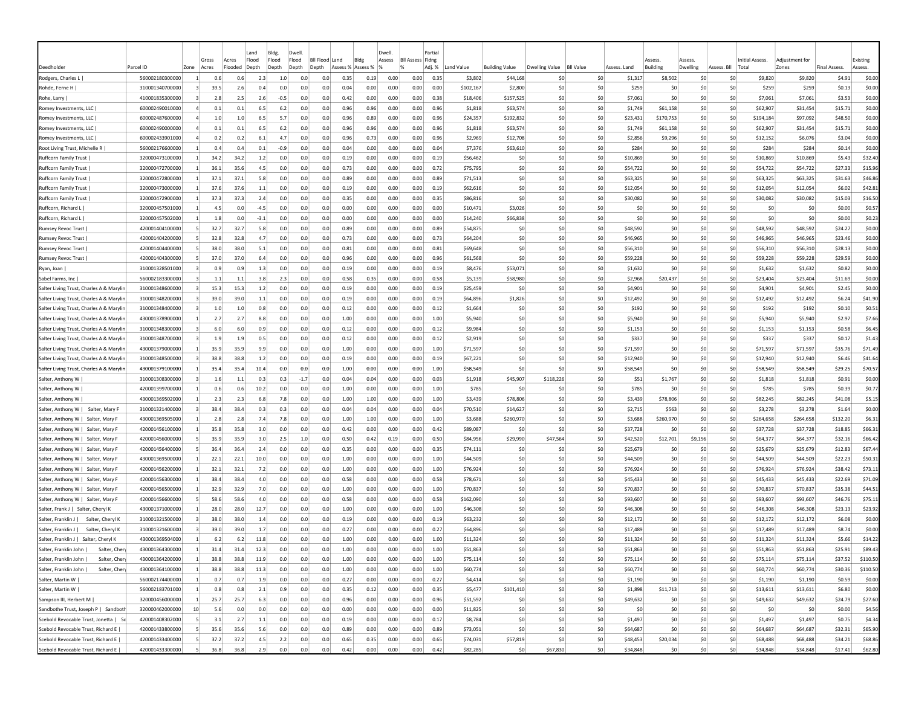| Deedholder | Parcel ID | Zone | Gross Acres | Acres Flooded | Land Flood Depth | Bldg. Flood Depth | Dwell. Flood Depth | BII Flood Depth | Land Assess % | Bldg Assess % | Dwell. Assess % | BII Assess % | Partial Fldng Adj. % | Land Value | Building Value | Dwelling Value | BII Value | Assess. Land | Assess. Building | Assess. Dwelling | Assess. BII | Initial Assess. Total | Adjustment for Zones | Final Assess. | Existing Assess. |
|---|---|---|---|---|---|---|---|---|---|---|---|---|---|---|---|---|---|---|---|---|---|---|---|---|---|
| Rodgers, Charles L \| | 560002180300000 | 1 | 0.6 | 0.6 | 2.3 | 1.0 | 0.0 | 0.0 | 0.35 | 0.19 | 0.00 | 0.00 | 0.35 | $3,802 | $44,168 | $0 | $0 | $1,317 | $8,502 | $0 | $0 | $9,820 | $9,820 | $4.91 | $0.00 |
| Rohde, Ferne H \| | 310001340700000 | 3 | 39.5 | 2.6 | 0.4 | 0.0 | 0.0 | 0.0 | 0.04 | 0.00 | 0.00 | 0.00 | 0.00 | $102,167 | $2,800 | $0 | $0 | $259 | $0 | $0 | $0 | $259 | $259 | $0.13 | $0.00 |
| Rohe, Larry \| | 410001835300000 | 3 | 2.8 | 2.5 | 2.6 | -0.5 | 0.0 | 0.0 | 0.42 | 0.00 | 0.00 | 0.00 | 0.38 | $18,406 | $157,525 | $0 | $0 | $7,061 | $0 | $0 | $0 | $7,061 | $7,061 | $3.53 | $0.00 |
| Romey Investments, LLC \| | 600002490010000 | 4 | 0.1 | 0.1 | 6.5 | 6.2 | 0.0 | 0.0 | 0.96 | 0.96 | 0.00 | 0.00 | 0.96 | $1,818 | $63,574 | $0 | $0 | $1,749 | $61,158 | $0 | $0 | $62,907 | $31,454 | $15.71 | $0.00 |
| Romey Investments, LLC \| | 600002487600000 | 4 | 1.0 | 1.0 | 6.5 | 5.7 | 0.0 | 0.0 | 0.96 | 0.89 | 0.00 | 0.00 | 0.96 | $24,357 | $192,832 | $0 | $0 | $23,431 | $170,753 | $0 | $0 | $194,184 | $97,092 | $48.50 | $0.00 |
| Romey Investments, LLC \| | 600002490000000 | 4 | 0.1 | 0.1 | 6.5 | 6.2 | 0.0 | 0.0 | 0.96 | 0.96 | 0.00 | 0.00 | 0.96 | $1,818 | $63,574 | $0 | $0 | $1,749 | $61,158 | $0 | $0 | $62,907 | $31,454 | $15.71 | $0.00 |
| Romey Investments, LLC \| | 600002433901000 | 4 | 0.2 | 0.2 | 6.1 | 4.7 | 0.0 | 0.0 | 0.96 | 0.73 | 0.00 | 0.00 | 0.96 | $2,969 | $12,708 | $0 | $0 | $2,856 | $9,296 | $0 | $0 | $12,152 | $6,076 | $3.04 | $0.00 |
| Root Living Trust, Michelle R \| | 560002176600000 | 1 | 0.4 | 0.4 | 0.1 | -0.9 | 0.0 | 0.0 | 0.04 | 0.00 | 0.00 | 0.00 | 0.04 | $7,376 | $63,610 | $0 | $0 | $284 | $0 | $0 | $0 | $284 | $284 | $0.14 | $0.00 |
| Ruffcorn Family Trust \| | 320000473100000 | 1 | 34.2 | 34.2 | 1.2 | 0.0 | 0.0 | 0.0 | 0.19 | 0.00 | 0.00 | 0.00 | 0.19 | $56,462 | $0 | $0 | $0 | $10,869 | $0 | $0 | $0 | $10,869 | $10,869 | $5.43 | $32.40 |
| Ruffcorn Family Trust \| | 320000472700000 | 1 | 36.1 | 35.6 | 4.5 | 0.0 | 0.0 | 0.0 | 0.73 | 0.00 | 0.00 | 0.00 | 0.72 | $75,795 | $0 | $0 | $0 | $54,722 | $0 | $0 | $0 | $54,722 | $54,722 | $27.33 | $15.96 |
| Ruffcorn Family Trust \| | 320000472800000 | 1 | 37.1 | 37.1 | 5.8 | 0.0 | 0.0 | 0.0 | 0.89 | 0.00 | 0.00 | 0.00 | 0.89 | $71,513 | $0 | $0 | $0 | $63,325 | $0 | $0 | $0 | $63,325 | $63,325 | $31.63 | $46.86 |
| Ruffcorn Family Trust \| | 320000473000000 | 1 | 37.6 | 37.6 | 1.1 | 0.0 | 0.0 | 0.0 | 0.19 | 0.00 | 0.00 | 0.00 | 0.19 | $62,616 | $0 | $0 | $0 | $12,054 | $0 | $0 | $0 | $12,054 | $12,054 | $6.02 | $42.81 |
| Ruffcorn Family Trust \| | 320000472900000 | 1 | 37.3 | 37.3 | 2.4 | 0.0 | 0.0 | 0.0 | 0.35 | 0.00 | 0.00 | 0.00 | 0.35 | $86,816 | $0 | $0 | $0 | $30,082 | $0 | $0 | $0 | $30,082 | $30,082 | $15.03 | $16.50 |
| Ruffcorn, Richard L \| | 320000457501000 | 1 | 4.5 | 0.0 | -4.5 | 0.0 | 0.0 | 0.0 | 0.00 | 0.00 | 0.00 | 0.00 | 0.00 | $10,471 | $3,026 | $0 | $0 | $0 | $0 | $0 | $0 | $0 | $0 | $0.00 | $0.57 |
| Ruffcorn, Richard L \| | 320000457502000 | 1 | 1.8 | 0.0 | -3.1 | 0.0 | 0.0 | 0.0 | 0.00 | 0.00 | 0.00 | 0.00 | 0.00 | $14,240 | $66,838 | $0 | $0 | $0 | $0 | $0 | $0 | $0 | $0 | $0.00 | $0.23 |
| Rumsey Revoc Trust \| | 420001404100000 | 5 | 32.7 | 32.7 | 5.8 | 0.0 | 0.0 | 0.0 | 0.89 | 0.00 | 0.00 | 0.00 | 0.89 | $54,875 | $0 | $0 | $0 | $48,592 | $0 | $0 | $0 | $48,592 | $48,592 | $24.27 | $0.00 |
| Rumsey Revoc Trust \| | 420001404200000 | 5 | 32.8 | 32.8 | 4.7 | 0.0 | 0.0 | 0.0 | 0.73 | 0.00 | 0.00 | 0.00 | 0.73 | $64,204 | $0 | $0 | $0 | $46,965 | $0 | $0 | $0 | $46,965 | $46,965 | $23.46 | $0.00 |
| Rumsey Revoc Trust \| | 420001404400000 | 5 | 38.0 | 38.0 | 5.1 | 0.0 | 0.0 | 0.0 | 0.81 | 0.00 | 0.00 | 0.00 | 0.81 | $69,648 | $0 | $0 | $0 | $56,310 | $0 | $0 | $0 | $56,310 | $56,310 | $28.13 | $0.00 |
| Rumsey Revoc Trust \| | 420001404300000 | 5 | 37.0 | 37.0 | 6.4 | 0.0 | 0.0 | 0.0 | 0.96 | 0.00 | 0.00 | 0.00 | 0.96 | $61,568 | $0 | $0 | $0 | $59,228 | $0 | $0 | $0 | $59,228 | $59,228 | $29.59 | $0.00 |
| Ryan, Joan \| | 310001328501000 | 3 | 0.9 | 0.9 | 1.3 | 0.0 | 0.0 | 0.0 | 0.19 | 0.00 | 0.00 | 0.00 | 0.19 | $8,476 | $53,071 | $0 | $0 | $1,632 | $0 | $0 | $0 | $1,632 | $1,632 | $0.82 | $0.00 |
| Sabel Farms, Inc \| | 560002183300000 | 3 | 1.1 | 1.1 | 3.8 | 2.3 | 0.0 | 0.0 | 0.58 | 0.35 | 0.00 | 0.00 | 0.58 | $5,139 | $58,980 | $0 | $0 | $2,968 | $20,437 | $0 | $0 | $23,404 | $23,404 | $11.69 | $0.00 |
| Salter Living Trust, Charles A & Marylin | 310001348600000 | 3 | 15.3 | 15.3 | 1.2 | 0.0 | 0.0 | 0.0 | 0.19 | 0.00 | 0.00 | 0.00 | 0.19 | $25,459 | $0 | $0 | $0 | $4,901 | $0 | $0 | $0 | $4,901 | $4,901 | $2.45 | $0.00 |
| Salter Living Trust, Charles A & Marylin | 310001348200000 | 3 | 39.0 | 39.0 | 1.1 | 0.0 | 0.0 | 0.0 | 0.19 | 0.00 | 0.00 | 0.00 | 0.19 | $64,896 | $1,826 | $0 | $0 | $12,492 | $0 | $0 | $0 | $12,492 | $12,492 | $6.24 | $41.90 |
| Salter Living Trust, Charles A & Marylin | 310001348400000 | 3 | 1.0 | 1.0 | 0.8 | 0.0 | 0.0 | 0.0 | 0.12 | 0.00 | 0.00 | 0.00 | 0.12 | $1,664 | $0 | $0 | $0 | $192 | $0 | $0 | $0 | $192 | $192 | $0.10 | $0.51 |
| Salter Living Trust, Charles A & Marylin | 430001378900000 | 1 | 2.7 | 2.7 | 8.8 | 0.0 | 0.0 | 0.0 | 1.00 | 0.00 | 0.00 | 0.00 | 1.00 | $5,940 | $0 | $0 | $0 | $5,940 | $0 | $0 | $0 | $5,940 | $5,940 | $2.97 | $7.66 |
| Salter Living Trust, Charles A & Marylin | 310001348300000 | 3 | 6.0 | 6.0 | 0.9 | 0.0 | 0.0 | 0.0 | 0.12 | 0.00 | 0.00 | 0.00 | 0.12 | $9,984 | $0 | $0 | $0 | $1,153 | $0 | $0 | $0 | $1,153 | $1,153 | $0.58 | $6.45 |
| Salter Living Trust, Charles A & Marylin | 310001348700000 | 3 | 1.9 | 1.9 | 0.5 | 0.0 | 0.0 | 0.0 | 0.12 | 0.00 | 0.00 | 0.00 | 0.12 | $2,919 | $0 | $0 | $0 | $337 | $0 | $0 | $0 | $337 | $337 | $0.17 | $1.43 |
| Salter Living Trust, Charles A & Marylin | 430001379000000 | 1 | 35.9 | 35.9 | 9.9 | 0.0 | 0.0 | 0.0 | 1.00 | 0.00 | 0.00 | 0.00 | 1.00 | $71,597 | $0 | $0 | $0 | $71,597 | $0 | $0 | $0 | $71,597 | $71,597 | $35.76 | $71.49 |
| Salter Living Trust, Charles A & Marylin | 310001348500000 | 3 | 38.8 | 38.8 | 1.2 | 0.0 | 0.0 | 0.0 | 0.19 | 0.00 | 0.00 | 0.00 | 0.19 | $67,221 | $0 | $0 | $0 | $12,940 | $0 | $0 | $0 | $12,940 | $12,940 | $6.46 | $41.64 |
| Salter Living Trust, Charles A & Marylin | 430001379100000 | 1 | 35.4 | 35.4 | 10.4 | 0.0 | 0.0 | 0.0 | 1.00 | 0.00 | 0.00 | 0.00 | 1.00 | $58,549 | $0 | $0 | $0 | $58,549 | $0 | $0 | $0 | $58,549 | $58,549 | $29.25 | $70.57 |
| Salter, Anthony W \| | 310001308300000 | 3 | 1.6 | 1.1 | 0.3 | 0.3 | -1.7 | 0.0 | 0.04 | 0.04 | 0.00 | 0.00 | 0.03 | $1,918 | $45,907 | $118,226 | $0 | $51 | $1,767 | $0 | $0 | $1,818 | $1,818 | $0.91 | $0.00 |
| Salter, Anthony W \| | 420001399700000 | 1 | 0.6 | 0.6 | 10.2 | 0.0 | 0.0 | 0.0 | 1.00 | 0.00 | 0.00 | 0.00 | 1.00 | $785 | $0 | $0 | $0 | $785 | $0 | $0 | $0 | $785 | $785 | $0.39 | $0.77 |
| Salter, Anthony W \| | 430001369502000 | 1 | 2.3 | 2.3 | 6.8 | 7.8 | 0.0 | 0.0 | 1.00 | 1.00 | 0.00 | 0.00 | 1.00 | $3,439 | $78,806 | $0 | $0 | $3,439 | $78,806 | $0 | $0 | $82,245 | $82,245 | $41.08 | $5.15 |
| Salter, Anthony W \| Salter, Mary F | 310001321400000 | 3 | 38.4 | 38.4 | 0.3 | 0.3 | 0.0 | 0.0 | 0.04 | 0.04 | 0.00 | 0.00 | 0.04 | $70,510 | $14,627 | $0 | $0 | $2,715 | $563 | $0 | $0 | $3,278 | $3,278 | $1.64 | $0.00 |
| Salter, Anthony W \| Salter, Mary F | 430001369505000 | 1 | 2.8 | 2.8 | 7.4 | 7.8 | 0.0 | 0.0 | 1.00 | 1.00 | 0.00 | 0.00 | 1.00 | $3,688 | $260,970 | $0 | $0 | $3,688 | $260,970 | $0 | $0 | $264,658 | $264,658 | $132.20 | $6.31 |
| Salter, Anthony W \| Salter, Mary F | 420001456100000 | 1 | 35.8 | 35.8 | 3.0 | 0.0 | 0.0 | 0.0 | 0.42 | 0.00 | 0.00 | 0.00 | 0.42 | $89,087 | $0 | $0 | $0 | $37,728 | $0 | $0 | $0 | $37,728 | $37,728 | $18.85 | $66.31 |
| Salter, Anthony W \| Salter, Mary F | 420001456000000 | 5 | 35.9 | 35.9 | 3.0 | 2.5 | 1.0 | 0.0 | 0.50 | 0.42 | 0.19 | 0.00 | 0.50 | $84,956 | $29,990 | $47,564 | $0 | $42,520 | $12,701 | $9,156 | $0 | $64,377 | $64,377 | $32.16 | $66.42 |
| Salter, Anthony W \| Salter, Mary F | 420001456400000 | 5 | 36.4 | 36.4 | 2.4 | 0.0 | 0.0 | 0.0 | 0.35 | 0.00 | 0.00 | 0.00 | 0.35 | $74,111 | $0 | $0 | $0 | $25,679 | $0 | $0 | $0 | $25,679 | $25,679 | $12.83 | $67.44 |
| Salter, Anthony W \| Salter, Mary F | 430001369500000 | 1 | 22.1 | 22.1 | 10.0 | 0.0 | 0.0 | 0.0 | 1.00 | 0.00 | 0.00 | 0.00 | 1.00 | $44,509 | $0 | $0 | $0 | $44,509 | $0 | $0 | $0 | $44,509 | $44,509 | $22.23 | $50.31 |
| Salter, Anthony W \| Salter, Mary F | 420001456200000 | 1 | 32.1 | 32.1 | 7.2 | 0.0 | 0.0 | 0.0 | 1.00 | 0.00 | 0.00 | 0.00 | 1.00 | $76,924 | $0 | $0 | $0 | $76,924 | $0 | $0 | $0 | $76,924 | $76,924 | $38.42 | $73.11 |
| Salter, Anthony W \| Salter, Mary F | 420001456300000 | 1 | 38.4 | 38.4 | 4.0 | 0.0 | 0.0 | 0.0 | 0.58 | 0.00 | 0.00 | 0.00 | 0.58 | $78,671 | $0 | $0 | $0 | $45,433 | $0 | $0 | $0 | $45,433 | $45,433 | $22.69 | $71.09 |
| Salter, Anthony W \| Salter, Mary F | 420001456500000 | 1 | 32.9 | 32.9 | 7.0 | 0.0 | 0.0 | 0.0 | 1.00 | 0.00 | 0.00 | 0.00 | 1.00 | $70,837 | $0 | $0 | $0 | $70,837 | $0 | $0 | $0 | $70,837 | $70,837 | $35.38 | $44.51 |
| Salter, Anthony W \| Salter, Mary F | 420001456600000 | 5 | 58.6 | 58.6 | 4.0 | 0.0 | 0.0 | 0.0 | 0.58 | 0.00 | 0.00 | 0.00 | 0.58 | $162,090 | $0 | $0 | $0 | $93,607 | $0 | $0 | $0 | $93,607 | $93,607 | $46.76 | $75.11 |
| Salter, Frank J \| Salter, Cheryl K | 430001371000000 | 1 | 28.0 | 28.0 | 12.7 | 0.0 | 0.0 | 0.0 | 1.00 | 0.00 | 0.00 | 0.00 | 1.00 | $46,308 | $0 | $0 | $0 | $46,308 | $0 | $0 | $0 | $46,308 | $46,308 | $23.13 | $23.92 |
| Salter, Franklin J \| Salter, Cheryl K | 310001321500000 | 3 | 38.0 | 38.0 | 1.4 | 0.0 | 0.0 | 0.0 | 0.19 | 0.00 | 0.00 | 0.00 | 0.19 | $63,232 | $0 | $0 | $0 | $12,172 | $0 | $0 | $0 | $12,172 | $12,172 | $6.08 | $0.00 |
| Salter, Franklin J \| Salter, Cheryl K | 310001321600000 | 3 | 39.0 | 39.0 | 1.7 | 0.0 | 0.0 | 0.0 | 0.27 | 0.00 | 0.00 | 0.00 | 0.27 | $64,896 | $0 | $0 | $0 | $17,489 | $0 | $0 | $0 | $17,489 | $17,489 | $8.74 | $0.00 |
| Salter, Franklin J \| Salter, Cheryl K | 430001369504000 | 1 | 6.2 | 6.2 | 11.8 | 0.0 | 0.0 | 0.0 | 1.00 | 0.00 | 0.00 | 0.00 | 1.00 | $11,324 | $0 | $0 | $0 | $11,324 | $0 | $0 | $0 | $11,324 | $11,324 | $5.66 | $14.22 |
| Salter, Franklin John \| Salter, Chery | 430001364300000 | 1 | 31.4 | 31.4 | 12.3 | 0.0 | 0.0 | 0.0 | 1.00 | 0.00 | 0.00 | 0.00 | 1.00 | $51,863 | $0 | $0 | $0 | $51,863 | $0 | $0 | $0 | $51,863 | $51,863 | $25.91 | $89.43 |
| Salter, Franklin John \| Salter, Chery | 430001364200000 | 1 | 38.8 | 38.8 | 11.9 | 0.0 | 0.0 | 0.0 | 1.00 | 0.00 | 0.00 | 0.00 | 1.00 | $75,114 | $0 | $0 | $0 | $75,114 | $0 | $0 | $0 | $75,114 | $75,114 | $37.52 | $110.50 |
| Salter, Franklin John \| Salter, Chery | 430001364100000 | 1 | 38.8 | 38.8 | 11.3 | 0.0 | 0.0 | 0.0 | 1.00 | 0.00 | 0.00 | 0.00 | 1.00 | $60,774 | $0 | $0 | $0 | $60,774 | $0 | $0 | $0 | $60,774 | $60,774 | $30.36 | $110.50 |
| Salter, Martin W \| | 560002174400000 | 1 | 0.7 | 0.7 | 1.9 | 0.0 | 0.0 | 0.0 | 0.27 | 0.00 | 0.00 | 0.00 | 0.27 | $4,414 | $0 | $0 | $0 | $1,190 | $0 | $0 | $0 | $1,190 | $1,190 | $0.59 | $0.00 |
| Salter, Martin W \| | 560002183701000 | 1 | 0.8 | 0.8 | 2.1 | 0.9 | 0.0 | 0.0 | 0.35 | 0.12 | 0.00 | 0.00 | 0.35 | $5,477 | $101,410 | $0 | $0 | $1,898 | $11,713 | $0 | $0 | $13,611 | $13,611 | $6.80 | $0.00 |
| Sampson III, Herbert M \| | 320000456000000 | 1 | 25.7 | 25.7 | 6.3 | 0.0 | 0.0 | 0.0 | 0.96 | 0.00 | 0.00 | 0.00 | 0.96 | $51,592 | $0 | $0 | $0 | $49,632 | $0 | $0 | $0 | $49,632 | $49,632 | $24.79 | $27.60 |
| Sandbothe Trust, Joseph P \| Sandboth | 320000462000000 | 10 | 5.6 | 0.0 | 0.0 | 0.0 | 0.0 | 0.0 | 0.00 | 0.00 | 0.00 | 0.00 | 0.00 | $11,825 | $0 | $0 | $0 | $0 | $0 | $0 | $0 | $0 | $0 | $0.00 | $4.56 |
| Scebold Revocable Trust, Jonetta \| Sc | 420001408302000 | 5 | 3.1 | 2.7 | 1.1 | 0.0 | 0.0 | 0.0 | 0.19 | 0.00 | 0.00 | 0.00 | 0.17 | $8,784 | $0 | $0 | $0 | $1,497 | $0 | $0 | $0 | $1,497 | $1,497 | $0.75 | $4.34 |
| Scebold Revocable Trust, Richard E \| | 420001433800000 | 5 | 35.6 | 35.6 | 5.6 | 0.0 | 0.0 | 0.0 | 0.89 | 0.00 | 0.00 | 0.00 | 0.89 | $73,051 | $0 | $0 | $0 | $64,687 | $0 | $0 | $0 | $64,687 | $64,687 | $32.31 | $65.90 |
| Scebold Revocable Trust, Richard E \| | 420001433400000 | 5 | 37.2 | 37.2 | 4.5 | 2.2 | 0.0 | 0.0 | 0.65 | 0.35 | 0.00 | 0.00 | 0.65 | $74,031 | $57,819 | $0 | $0 | $48,453 | $20,034 | $0 | $0 | $68,488 | $68,488 | $34.21 | $68.86 |
| Scebold Revocable Trust, Richard E \| | 420001433300000 | 5 | 36.8 | 36.8 | 2.9 | 0.0 | 0.0 | 0.0 | 0.42 | 0.00 | 0.00 | 0.00 | 0.42 | $82,285 | $0 | $67,830 | $0 | $34,848 | $0 | $0 | $0 | $34,848 | $34,848 | $17.41 | $62.80 |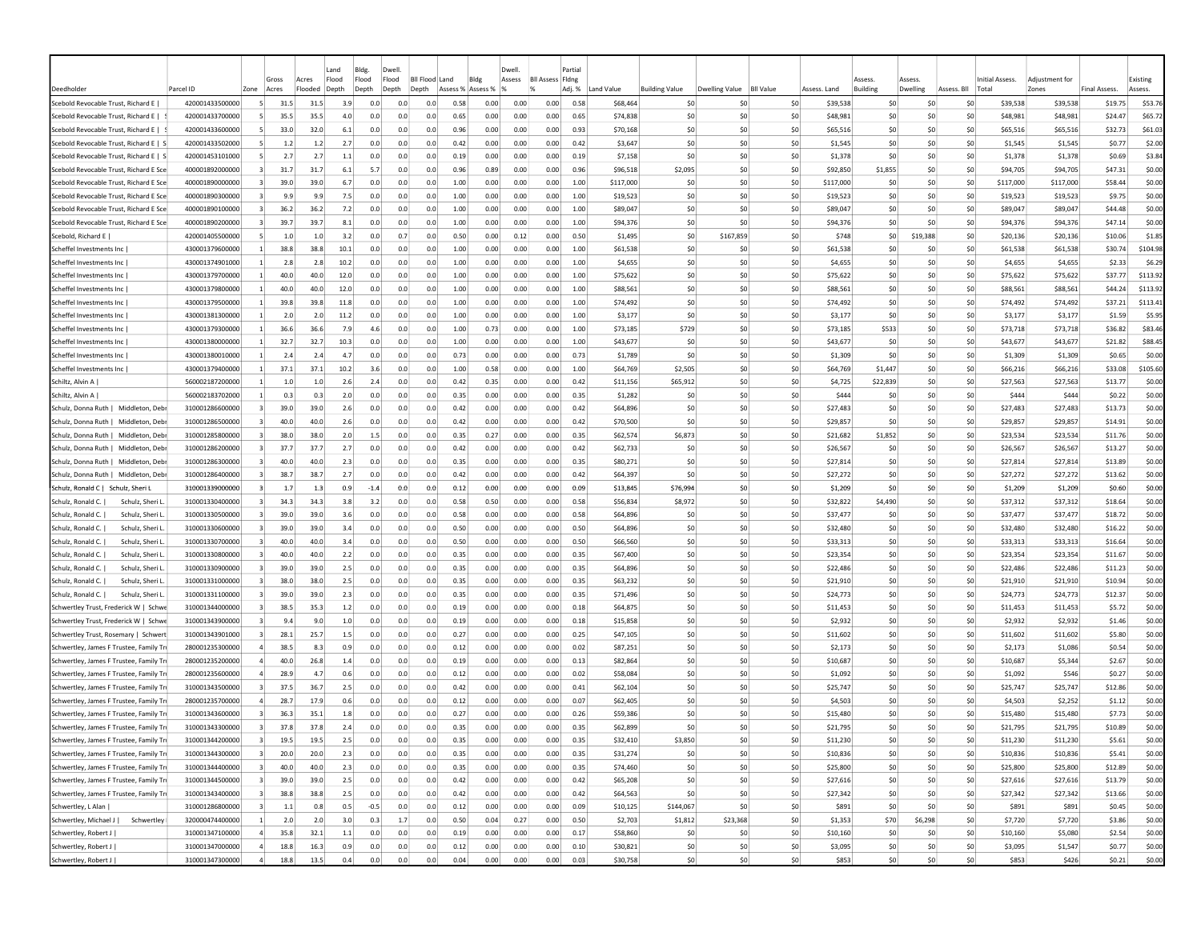| Deedholder | Parcel ID | Zone | Gross Acres | Acres Flooded | Land Flood Depth | Bldg. Flood Depth | Dwell. Flood Depth | Bll Flood Depth | Land Assess % | Bldg Assess % | Dwell. Assess % | Bll Assess % | Partial Flding Adj. % | Land Value | Building Value | Dwelling Value | Bll Value | Assess. Land | Assess. Building | Assess. Dwelling | Assess. Bll | Initial Assess. Total | Adjustment for Zones | Final Assess. | Existing Assess. |
|---|---|---|---|---|---|---|---|---|---|---|---|---|---|---|---|---|---|---|---|---|---|---|---|---|---|
| Scebold Revocable Trust, Richard E \| | 420001433500000 | 5 | 31.5 | 31.5 | 3.9 | 0.0 | 0.0 | 0.0 | 0.58 | 0.00 | 0.00 | 0.00 | 0.58 | $68,464 | $0 | $0 | $0 | $39,538 | $0 | $0 | $0 | $39,538 | $39,538 | $19.75 | $53.76 |
| Scebold Revocable Trust, Richard E \| S | 420001433700000 | 5 | 35.5 | 35.5 | 4.0 | 0.0 | 0.0 | 0.0 | 0.65 | 0.00 | 0.00 | 0.00 | 0.65 | $74,838 | $0 | $0 | $0 | $48,981 | $0 | $0 | $0 | $48,981 | $48,981 | $24.47 | $65.72 |
| Scebold Revocable Trust, Richard E \| S | 420001433600000 | 5 | 33.0 | 32.0 | 6.1 | 0.0 | 0.0 | 0.0 | 0.96 | 0.00 | 0.00 | 0.00 | 0.93 | $70,168 | $0 | $0 | $0 | $65,516 | $0 | $0 | $0 | $65,516 | $65,516 | $32.73 | $61.03 |
| Scebold Revocable Trust, Richard E \| S | 420001433502000 | 5 | 1.2 | 1.2 | 2.7 | 0.0 | 0.0 | 0.0 | 0.42 | 0.00 | 0.00 | 0.00 | 0.42 | $3,647 | $0 | $0 | $0 | $1,545 | $0 | $0 | $0 | $1,545 | $1,545 | $0.77 | $2.00 |
| Scebold Revocable Trust, Richard E \| S | 420001453101000 | 5 | 2.7 | 2.7 | 1.1 | 0.0 | 0.0 | 0.0 | 0.19 | 0.00 | 0.00 | 0.00 | 0.19 | $7,158 | $0 | $0 | $0 | $1,378 | $0 | $0 | $0 | $1,378 | $1,378 | $0.69 | $3.84 |
| Scebold Revocable Trust, Richard E Sce | 400001892000000 | 3 | 31.7 | 31.7 | 6.1 | 5.7 | 0.0 | 0.0 | 0.96 | 0.89 | 0.00 | 0.00 | 0.96 | $96,518 | $2,095 | $0 | $0 | $92,850 | $1,855 | $0 | $0 | $94,705 | $94,705 | $47.31 | $0.00 |
| Scebold Revocable Trust, Richard E Sce | 400001890000000 | 3 | 39.0 | 39.0 | 6.7 | 0.0 | 0.0 | 0.0 | 1.00 | 0.00 | 0.00 | 0.00 | 1.00 | $117,000 | $0 | $0 | $0 | $117,000 | $0 | $0 | $0 | $117,000 | $117,000 | $58.44 | $0.00 |
| Scebold Revocable Trust, Richard E Sce | 400001890300000 | 3 | 9.9 | 9.9 | 7.5 | 0.0 | 0.0 | 0.0 | 1.00 | 0.00 | 0.00 | 0.00 | 1.00 | $19,523 | $0 | $0 | $0 | $19,523 | $0 | $0 | $0 | $19,523 | $19,523 | $9.75 | $0.00 |
| Scebold Revocable Trust, Richard E Sce | 400001890100000 | 3 | 36.2 | 36.2 | 7.2 | 0.0 | 0.0 | 0.0 | 1.00 | 0.00 | 0.00 | 0.00 | 1.00 | $89,047 | $0 | $0 | $0 | $89,047 | $0 | $0 | $0 | $89,047 | $89,047 | $44.48 | $0.00 |
| Scebold Revocable Trust, Richard E Sce | 400001890200000 | 3 | 39.7 | 39.7 | 8.1 | 0.0 | 0.0 | 0.0 | 1.00 | 0.00 | 0.00 | 0.00 | 1.00 | $94,376 | $0 | $0 | $0 | $94,376 | $0 | $0 | $0 | $94,376 | $94,376 | $47.14 | $0.00 |
| Scebold, Richard E \| | 420001405500000 | 5 | 1.0 | 1.0 | 3.2 | 0.0 | 0.7 | 0.0 | 0.50 | 0.00 | 0.12 | 0.00 | 0.50 | $1,495 | $0 | $167,859 | $0 | $748 | $0 | $19,388 | $0 | $20,136 | $20,136 | $10.06 | $1.85 |
| Scheffel Investments Inc \| | 430001379600000 | 1 | 38.8 | 38.8 | 10.1 | 0.0 | 0.0 | 0.0 | 1.00 | 0.00 | 0.00 | 0.00 | 1.00 | $61,538 | $0 | $0 | $0 | $61,538 | $0 | $0 | $0 | $61,538 | $61,538 | $30.74 | $104.98 |
| Scheffel Investments Inc \| | 430001374901000 | 1 | 2.8 | 2.8 | 10.2 | 0.0 | 0.0 | 0.0 | 1.00 | 0.00 | 0.00 | 0.00 | 1.00 | $4,655 | $0 | $0 | $0 | $4,655 | $0 | $0 | $0 | $4,655 | $4,655 | $2.33 | $6.29 |
| Scheffel Investments Inc \| | 430001379700000 | 1 | 40.0 | 40.0 | 12.0 | 0.0 | 0.0 | 0.0 | 1.00 | 0.00 | 0.00 | 0.00 | 1.00 | $75,622 | $0 | $0 | $0 | $75,622 | $0 | $0 | $0 | $75,622 | $75,622 | $37.77 | $113.92 |
| Scheffel Investments Inc \| | 430001379800000 | 1 | 40.0 | 40.0 | 12.0 | 0.0 | 0.0 | 0.0 | 1.00 | 0.00 | 0.00 | 0.00 | 1.00 | $88,561 | $0 | $0 | $0 | $88,561 | $0 | $0 | $0 | $88,561 | $88,561 | $44.24 | $113.92 |
| Scheffel Investments Inc \| | 430001379500000 | 1 | 39.8 | 39.8 | 11.8 | 0.0 | 0.0 | 0.0 | 1.00 | 0.00 | 0.00 | 0.00 | 1.00 | $74,492 | $0 | $0 | $0 | $74,492 | $0 | $0 | $0 | $74,492 | $74,492 | $37.21 | $113.41 |
| Scheffel Investments Inc \| | 430001381300000 | 1 | 2.0 | 2.0 | 11.2 | 0.0 | 0.0 | 0.0 | 1.00 | 0.00 | 0.00 | 0.00 | 1.00 | $3,177 | $0 | $0 | $0 | $3,177 | $0 | $0 | $0 | $3,177 | $3,177 | $1.59 | $5.95 |
| Scheffel Investments Inc \| | 430001379300000 | 1 | 36.6 | 36.6 | 7.9 | 4.6 | 0.0 | 0.0 | 1.00 | 0.73 | 0.00 | 0.00 | 1.00 | $73,185 | $729 | $0 | $0 | $73,185 | $533 | $0 | $0 | $73,718 | $73,718 | $36.82 | $83.46 |
| Scheffel Investments Inc \| | 430001380000000 | 1 | 32.7 | 32.7 | 10.3 | 0.0 | 0.0 | 0.0 | 1.00 | 0.00 | 0.00 | 0.00 | 1.00 | $43,677 | $0 | $0 | $0 | $43,677 | $0 | $0 | $0 | $43,677 | $43,677 | $21.82 | $88.45 |
| Scheffel Investments Inc \| | 430001380010000 | 1 | 2.4 | 2.4 | 4.7 | 0.0 | 0.0 | 0.0 | 0.73 | 0.00 | 0.00 | 0.00 | 0.73 | $1,789 | $0 | $0 | $0 | $1,309 | $0 | $0 | $0 | $1,309 | $1,309 | $0.65 | $0.00 |
| Scheffel Investments Inc \| | 430001379400000 | 1 | 37.1 | 37.1 | 10.2 | 3.6 | 0.0 | 0.0 | 1.00 | 0.58 | 0.00 | 0.00 | 1.00 | $64,769 | $2,505 | $0 | $0 | $64,769 | $1,447 | $0 | $0 | $66,216 | $66,216 | $33.08 | $105.60 |
| Schiltz, Alvin A \| | 560002187200000 | 1 | 1.0 | 1.0 | 2.6 | 2.4 | 0.0 | 0.0 | 0.42 | 0.35 | 0.00 | 0.00 | 0.42 | $11,156 | $65,912 | $0 | $0 | $4,725 | $22,839 | $0 | $0 | $27,563 | $27,563 | $13.77 | $0.00 |
| Schiltz, Alvin A \| | 560002183702000 | 1 | 0.3 | 0.3 | 2.0 | 0.0 | 0.0 | 0.0 | 0.35 | 0.00 | 0.00 | 0.00 | 0.35 | $1,282 | $0 | $0 | $0 | $444 | $0 | $0 | $0 | $444 | $444 | $0.22 | $0.00 |
| Schulz, Donna Ruth \| Middleton, Debr | 310001286600000 | 3 | 39.0 | 39.0 | 2.6 | 0.0 | 0.0 | 0.0 | 0.42 | 0.00 | 0.00 | 0.00 | 0.42 | $64,896 | $0 | $0 | $0 | $27,483 | $0 | $0 | $0 | $27,483 | $27,483 | $13.73 | $0.00 |
| Schulz, Donna Ruth \| Middleton, Debr | 310001286500000 | 3 | 40.0 | 40.0 | 2.6 | 0.0 | 0.0 | 0.0 | 0.42 | 0.00 | 0.00 | 0.00 | 0.42 | $70,500 | $0 | $0 | $0 | $29,857 | $0 | $0 | $0 | $29,857 | $29,857 | $14.91 | $0.00 |
| Schulz, Donna Ruth \| Middleton, Debr | 310001285800000 | 3 | 38.0 | 38.0 | 2.0 | 1.5 | 0.0 | 0.0 | 0.35 | 0.27 | 0.00 | 0.00 | 0.35 | $62,574 | $6,873 | $0 | $0 | $21,682 | $1,852 | $0 | $0 | $23,534 | $23,534 | $11.76 | $0.00 |
| Schulz, Donna Ruth \| Middleton, Debr | 310001286200000 | 3 | 37.7 | 37.7 | 2.7 | 0.0 | 0.0 | 0.0 | 0.42 | 0.00 | 0.00 | 0.00 | 0.42 | $62,733 | $0 | $0 | $0 | $26,567 | $0 | $0 | $0 | $26,567 | $26,567 | $13.27 | $0.00 |
| Schulz, Donna Ruth \| Middleton, Debr | 310001286300000 | 3 | 40.0 | 40.0 | 2.3 | 0.0 | 0.0 | 0.0 | 0.35 | 0.00 | 0.00 | 0.00 | 0.35 | $80,271 | $0 | $0 | $0 | $27,814 | $0 | $0 | $0 | $27,814 | $27,814 | $13.89 | $0.00 |
| Schulz, Donna Ruth \| Middleton, Debr | 310001286400000 | 3 | 38.7 | 38.7 | 2.7 | 0.0 | 0.0 | 0.0 | 0.42 | 0.00 | 0.00 | 0.00 | 0.42 | $64,397 | $0 | $0 | $0 | $27,272 | $0 | $0 | $0 | $27,272 | $27,272 | $13.62 | $0.00 |
| Schulz, Ronald C \| Schulz, Sheri L | 310001339000000 | 3 | 1.7 | 1.3 | 0.9 | -1.4 | 0.0 | 0.0 | 0.12 | 0.00 | 0.00 | 0.00 | 0.09 | $13,845 | $76,994 | $0 | $0 | $1,209 | $0 | $0 | $0 | $1,209 | $1,209 | $0.60 | $0.00 |
| Schulz, Ronald C. \| Schulz, Sheri L. | 310001330400000 | 3 | 34.3 | 34.3 | 3.8 | 3.2 | 0.0 | 0.0 | 0.58 | 0.50 | 0.00 | 0.00 | 0.58 | $56,834 | $8,972 | $0 | $0 | $32,822 | $4,490 | $0 | $0 | $37,312 | $37,312 | $18.64 | $0.00 |
| Schulz, Ronald C. \| Schulz, Sheri L. | 310001330500000 | 3 | 39.0 | 39.0 | 3.6 | 0.0 | 0.0 | 0.0 | 0.58 | 0.00 | 0.00 | 0.00 | 0.58 | $64,896 | $0 | $0 | $0 | $37,477 | $0 | $0 | $0 | $37,477 | $37,477 | $18.72 | $0.00 |
| Schulz, Ronald C. \| Schulz, Sheri L. | 310001330600000 | 3 | 39.0 | 39.0 | 3.4 | 0.0 | 0.0 | 0.0 | 0.50 | 0.00 | 0.00 | 0.00 | 0.50 | $64,896 | $0 | $0 | $0 | $32,480 | $0 | $0 | $0 | $32,480 | $32,480 | $16.22 | $0.00 |
| Schulz, Ronald C. \| Schulz, Sheri L. | 310001330700000 | 3 | 40.0 | 40.0 | 3.4 | 0.0 | 0.0 | 0.0 | 0.50 | 0.00 | 0.00 | 0.00 | 0.50 | $66,560 | $0 | $0 | $0 | $33,313 | $0 | $0 | $0 | $33,313 | $33,313 | $16.64 | $0.00 |
| Schulz, Ronald C. \| Schulz, Sheri L. | 310001330800000 | 3 | 40.0 | 40.0 | 2.2 | 0.0 | 0.0 | 0.0 | 0.35 | 0.00 | 0.00 | 0.00 | 0.35 | $67,400 | $0 | $0 | $0 | $23,354 | $0 | $0 | $0 | $23,354 | $23,354 | $11.67 | $0.00 |
| Schulz, Ronald C. \| Schulz, Sheri L. | 310001330900000 | 3 | 39.0 | 39.0 | 2.5 | 0.0 | 0.0 | 0.0 | 0.35 | 0.00 | 0.00 | 0.00 | 0.35 | $64,896 | $0 | $0 | $0 | $22,486 | $0 | $0 | $0 | $22,486 | $22,486 | $11.23 | $0.00 |
| Schulz, Ronald C. \| Schulz, Sheri L. | 310001331000000 | 3 | 38.0 | 38.0 | 2.5 | 0.0 | 0.0 | 0.0 | 0.35 | 0.00 | 0.00 | 0.00 | 0.35 | $63,232 | $0 | $0 | $0 | $21,910 | $0 | $0 | $0 | $21,910 | $21,910 | $10.94 | $0.00 |
| Schulz, Ronald C. \| Schulz, Sheri L. | 310001331100000 | 3 | 39.0 | 39.0 | 2.3 | 0.0 | 0.0 | 0.0 | 0.35 | 0.00 | 0.00 | 0.00 | 0.35 | $71,496 | $0 | $0 | $0 | $24,773 | $0 | $0 | $0 | $24,773 | $24,773 | $12.37 | $0.00 |
| Schwertley Trust, Frederick W \| Schwe | 310001344000000 | 3 | 38.5 | 35.3 | 1.2 | 0.0 | 0.0 | 0.0 | 0.19 | 0.00 | 0.00 | 0.00 | 0.18 | $64,875 | $0 | $0 | $0 | $11,453 | $0 | $0 | $0 | $11,453 | $11,453 | $5.72 | $0.00 |
| Schwertley Trust, Frederick W \| Schwe | 310001343900000 | 3 | 9.4 | 9.0 | 1.0 | 0.0 | 0.0 | 0.0 | 0.19 | 0.00 | 0.00 | 0.00 | 0.18 | $15,858 | $0 | $0 | $0 | $2,932 | $0 | $0 | $0 | $2,932 | $2,932 | $1.46 | $0.00 |
| Schwertley Trust, Rosemary \| Schwert | 310001343901000 | 3 | 28.1 | 25.7 | 1.5 | 0.0 | 0.0 | 0.0 | 0.27 | 0.00 | 0.00 | 0.00 | 0.25 | $47,105 | $0 | $0 | $0 | $11,602 | $0 | $0 | $0 | $11,602 | $11,602 | $5.80 | $0.00 |
| Schwertley, James F Trustee, Family Tr | 280001235300000 | 4 | 38.5 | 8.3 | 0.9 | 0.0 | 0.0 | 0.0 | 0.12 | 0.00 | 0.00 | 0.00 | 0.02 | $87,251 | $0 | $0 | $0 | $2,173 | $0 | $0 | $0 | $2,173 | $1,086 | $0.54 | $0.00 |
| Schwertley, James F Trustee, Family Tr | 280001235200000 | 4 | 40.0 | 26.8 | 1.4 | 0.0 | 0.0 | 0.0 | 0.19 | 0.00 | 0.00 | 0.00 | 0.13 | $82,864 | $0 | $0 | $0 | $10,687 | $0 | $0 | $0 | $10,687 | $5,344 | $2.67 | $0.00 |
| Schwertley, James F Trustee, Family Tr | 280001235600000 | 4 | 28.9 | 4.7 | 0.6 | 0.0 | 0.0 | 0.0 | 0.12 | 0.00 | 0.00 | 0.00 | 0.02 | $58,084 | $0 | $0 | $0 | $1,092 | $0 | $0 | $0 | $1,092 | $546 | $0.27 | $0.00 |
| Schwertley, James F Trustee, Family Tr | 310001343500000 | 3 | 37.5 | 36.7 | 2.5 | 0.0 | 0.0 | 0.0 | 0.42 | 0.00 | 0.00 | 0.00 | 0.41 | $62,104 | $0 | $0 | $0 | $25,747 | $0 | $0 | $0 | $25,747 | $25,747 | $12.86 | $0.00 |
| Schwertley, James F Trustee, Family Tr | 280001235700000 | 4 | 28.7 | 17.9 | 0.6 | 0.0 | 0.0 | 0.0 | 0.12 | 0.00 | 0.00 | 0.00 | 0.07 | $62,405 | $0 | $0 | $0 | $4,503 | $0 | $0 | $0 | $4,503 | $2,252 | $1.12 | $0.00 |
| Schwertley, James F Trustee, Family Tr | 310001343600000 | 3 | 36.3 | 35.1 | 1.8 | 0.0 | 0.0 | 0.0 | 0.27 | 0.00 | 0.00 | 0.00 | 0.26 | $59,386 | $0 | $0 | $0 | $15,480 | $0 | $0 | $0 | $15,480 | $15,480 | $7.73 | $0.00 |
| Schwertley, James F Trustee, Family Tr | 310001343300000 | 3 | 37.8 | 37.8 | 2.4 | 0.0 | 0.0 | 0.0 | 0.35 | 0.00 | 0.00 | 0.00 | 0.35 | $62,899 | $0 | $0 | $0 | $21,795 | $0 | $0 | $0 | $21,795 | $21,795 | $10.89 | $0.00 |
| Schwertley, James F Trustee, Family Tr | 310001344200000 | 3 | 19.5 | 19.5 | 2.5 | 0.0 | 0.0 | 0.0 | 0.35 | 0.00 | 0.00 | 0.00 | 0.35 | $32,410 | $3,850 | $0 | $0 | $11,230 | $0 | $0 | $0 | $11,230 | $11,230 | $5.61 | $0.00 |
| Schwertley, James F Trustee, Family Tr | 310001344300000 | 3 | 20.0 | 20.0 | 2.3 | 0.0 | 0.0 | 0.0 | 0.35 | 0.00 | 0.00 | 0.00 | 0.35 | $31,274 | $0 | $0 | $0 | $10,836 | $0 | $0 | $0 | $10,836 | $10,836 | $5.41 | $0.00 |
| Schwertley, James F Trustee, Family Tr | 310001344400000 | 3 | 40.0 | 40.0 | 2.3 | 0.0 | 0.0 | 0.0 | 0.35 | 0.00 | 0.00 | 0.00 | 0.35 | $74,460 | $0 | $0 | $0 | $25,800 | $0 | $0 | $0 | $25,800 | $25,800 | $12.89 | $0.00 |
| Schwertley, James F Trustee, Family Tr | 310001344500000 | 3 | 39.0 | 39.0 | 2.5 | 0.0 | 0.0 | 0.0 | 0.42 | 0.00 | 0.00 | 0.00 | 0.42 | $65,208 | $0 | $0 | $0 | $27,616 | $0 | $0 | $0 | $27,616 | $27,616 | $13.79 | $0.00 |
| Schwertley, James F Trustee, Family Tr | 310001343400000 | 3 | 38.8 | 38.8 | 2.5 | 0.0 | 0.0 | 0.0 | 0.42 | 0.00 | 0.00 | 0.00 | 0.42 | $64,563 | $0 | $0 | $0 | $27,342 | $0 | $0 | $0 | $27,342 | $27,342 | $13.66 | $0.00 |
| Schwertley, L Alan \| | 310001286800000 | 3 | 1.1 | 0.8 | 0.5 | -0.5 | 0.0 | 0.0 | 0.12 | 0.00 | 0.00 | 0.00 | 0.09 | $10,125 | $144,067 | $0 | $0 | $891 | $0 | $0 | $0 | $891 | $891 | $0.45 | $0.00 |
| Schwertley, Michael J \| Schwertley | 320000474400000 | 1 | 2.0 | 2.0 | 3.0 | 0.3 | 1.7 | 0.0 | 0.50 | 0.04 | 0.27 | 0.00 | 0.50 | $2,703 | $1,812 | $23,368 | $0 | $1,353 | $70 | $6,298 | $0 | $7,720 | $7,720 | $3.86 | $0.00 |
| Schwertley, Robert J \| | 310001347100000 | 4 | 35.8 | 32.1 | 1.1 | 0.0 | 0.0 | 0.0 | 0.19 | 0.00 | 0.00 | 0.00 | 0.17 | $58,860 | $0 | $0 | $0 | $10,160 | $0 | $0 | $0 | $10,160 | $5,080 | $2.54 | $0.00 |
| Schwertley, Robert J \| | 310001347000000 | 4 | 18.8 | 16.3 | 0.9 | 0.0 | 0.0 | 0.0 | 0.12 | 0.00 | 0.00 | 0.00 | 0.10 | $30,821 | $0 | $0 | $0 | $3,095 | $0 | $0 | $0 | $3,095 | $1,547 | $0.77 | $0.00 |
| Schwertley, Robert J \| | 310001347300000 | 4 | 18.8 | 13.5 | 0.4 | 0.0 | 0.0 | 0.0 | 0.04 | 0.00 | 0.00 | 0.00 | 0.03 | $30,758 | $0 | $0 | $0 | $853 | $0 | $0 | $0 | $853 | $426 | $0.21 | $0.00 |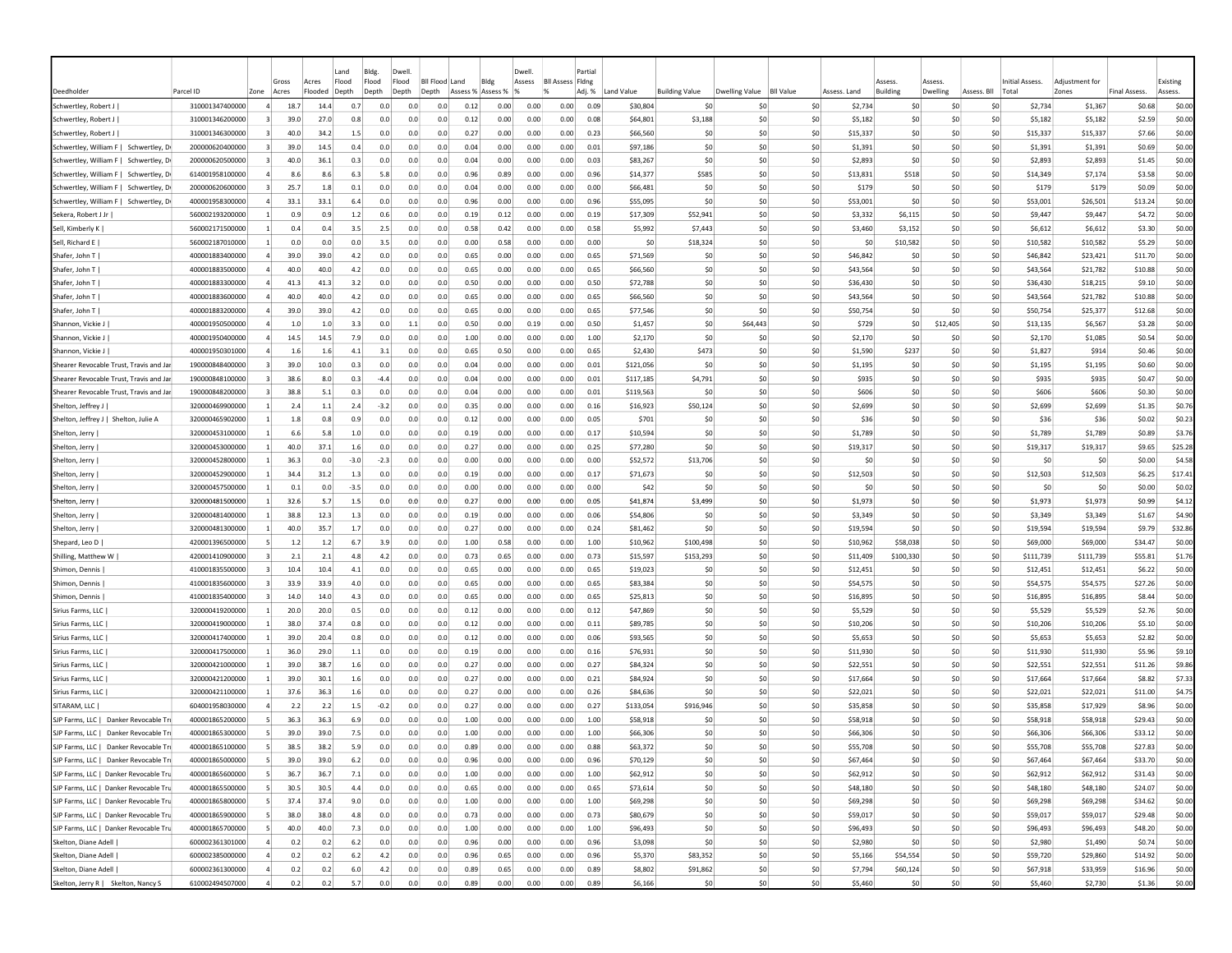| Deedholder | Parcel ID | Zone | Gross Acres | Acres Flooded | Land Flood Depth | Bldg. Flood Depth | Dwell. Flood Depth | Bll Flood Depth | Land Assess % | Bldg Assess % | Dwell. Assess % | Bll Assess % | Partial Flding Adj. % | Land Value | Building Value | Dwelling Value | Bll Value | Assess. Land | Assess. Building | Assess. Dwelling | Assess. Bll | Initial Assess. Total | Adjustment for Zones | Final Assess. | Existing Assess. |
|---|---|---|---|---|---|---|---|---|---|---|---|---|---|---|---|---|---|---|---|---|---|---|---|---|---|
| Schwertley, Robert J \| | 310001347400000 | 4 | 18.7 | 14.4 | 0.7 | 0.0 | 0.0 | 0.0 | 0.12 | 0.00 | 0.00 | 0.00 | 0.09 | $30,804 | $0 | $0 | $0 | $2,734 | $0 | $0 | $0 | $2,734 | $1,367 | $0.68 | $0.00 |
| Schwertley, Robert J \| | 310001346200000 | 3 | 39.0 | 27.0 | 0.8 | 0.0 | 0.0 | 0.0 | 0.12 | 0.00 | 0.00 | 0.00 | 0.08 | $64,801 | $3,188 | $0 | $0 | $5,182 | $0 | $0 | $0 | $5,182 | $5,182 | $2.59 | $0.00 |
| Schwertley, Robert J \| | 310001346300000 | 3 | 40.0 | 34.2 | 1.5 | 0.0 | 0.0 | 0.0 | 0.27 | 0.00 | 0.00 | 0.00 | 0.23 | $66,560 | $0 | $0 | $0 | $15,337 | $0 | $0 | $0 | $15,337 | $15,337 | $7.66 | $0.00 |
| Schwertley, William F \| Schwertley, D | 200000620400000 | 3 | 39.0 | 14.5 | 0.4 | 0.0 | 0.0 | 0.0 | 0.04 | 0.00 | 0.00 | 0.00 | 0.01 | $97,186 | $0 | $0 | $0 | $1,391 | $0 | $0 | $0 | $1,391 | $1,391 | $0.69 | $0.00 |
| Schwertley, William F \| Schwertley, D | 200000620500000 | 3 | 40.0 | 36.1 | 0.3 | 0.0 | 0.0 | 0.0 | 0.04 | 0.00 | 0.00 | 0.00 | 0.03 | $83,267 | $0 | $0 | $0 | $2,893 | $0 | $0 | $0 | $2,893 | $2,893 | $1.45 | $0.00 |
| Schwertley, William F \| Schwertley, D | 614001958100000 | 4 | 8.6 | 8.6 | 6.3 | 5.8 | 0.0 | 0.0 | 0.96 | 0.89 | 0.00 | 0.00 | 0.96 | $14,377 | $585 | $0 | $0 | $13,831 | $518 | $0 | $0 | $14,349 | $7,174 | $3.58 | $0.00 |
| Schwertley, William F \| Schwertley, D | 200000620600000 | 3 | 25.7 | 1.8 | 0.1 | 0.0 | 0.0 | 0.0 | 0.04 | 0.00 | 0.00 | 0.00 | 0.00 | $66,481 | $0 | $0 | $0 | $179 | $0 | $0 | $0 | $179 | $179 | $0.09 | $0.00 |
| Schwertley, William F \| Schwertley, D | 400001958300000 | 4 | 33.1 | 33.1 | 6.4 | 0.0 | 0.0 | 0.0 | 0.96 | 0.00 | 0.00 | 0.00 | 0.96 | $55,095 | $0 | $0 | $0 | $53,001 | $0 | $0 | $0 | $53,001 | $26,501 | $13.24 | $0.00 |
| Sekera, Robert J Jr \| | 560002193200000 | 1 | 0.9 | 0.9 | 1.2 | 0.6 | 0.0 | 0.0 | 0.19 | 0.12 | 0.00 | 0.00 | 0.19 | $17,309 | $52,941 | $0 | $0 | $3,332 | $6,115 | $0 | $0 | $9,447 | $9,447 | $4.72 | $0.00 |
| Sell, Kimberly K \| | 560002171500000 | 1 | 0.4 | 0.4 | 3.5 | 2.5 | 0.0 | 0.0 | 0.58 | 0.42 | 0.00 | 0.00 | 0.58 | $5,992 | $7,443 | $0 | $0 | $3,460 | $3,152 | $0 | $0 | $6,612 | $6,612 | $3.30 | $0.00 |
| Sell, Richard E \| | 560002187010000 | 1 | 0.0 | 0.0 | 0.0 | 3.5 | 0.0 | 0.0 | 0.00 | 0.58 | 0.00 | 0.00 | 0.00 | $0 | $18,324 | $0 | $0 | $0 | $10,582 | $0 | $0 | $10,582 | $10,582 | $5.29 | $0.00 |
| Shafer, John T \| | 400001883400000 | 4 | 39.0 | 39.0 | 4.2 | 0.0 | 0.0 | 0.0 | 0.65 | 0.00 | 0.00 | 0.00 | 0.65 | $71,569 | $0 | $0 | $0 | $46,842 | $0 | $0 | $0 | $46,842 | $23,421 | $11.70 | $0.00 |
| Shafer, John T \| | 400001883500000 | 4 | 40.0 | 40.0 | 4.2 | 0.0 | 0.0 | 0.0 | 0.65 | 0.00 | 0.00 | 0.00 | 0.65 | $66,560 | $0 | $0 | $0 | $43,564 | $0 | $0 | $0 | $43,564 | $21,782 | $10.88 | $0.00 |
| Shafer, John T \| | 400001883300000 | 4 | 41.3 | 41.3 | 3.2 | 0.0 | 0.0 | 0.0 | 0.50 | 0.00 | 0.00 | 0.00 | 0.50 | $72,788 | $0 | $0 | $0 | $36,430 | $0 | $0 | $0 | $36,430 | $18,215 | $9.10 | $0.00 |
| Shafer, John T \| | 400001883600000 | 4 | 40.0 | 40.0 | 4.2 | 0.0 | 0.0 | 0.0 | 0.65 | 0.00 | 0.00 | 0.00 | 0.65 | $66,560 | $0 | $0 | $0 | $43,564 | $0 | $0 | $0 | $43,564 | $21,782 | $10.88 | $0.00 |
| Shafer, John T \| | 400001883200000 | 4 | 39.0 | 39.0 | 4.2 | 0.0 | 0.0 | 0.0 | 0.65 | 0.00 | 0.00 | 0.00 | 0.65 | $77,546 | $0 | $0 | $0 | $50,754 | $0 | $0 | $0 | $50,754 | $25,377 | $12.68 | $0.00 |
| Shannon, Vickie J \| | 400001950500000 | 4 | 1.0 | 1.0 | 3.3 | 0.0 | 1.1 | 0.0 | 0.50 | 0.00 | 0.19 | 0.00 | 0.50 | $1,457 | $0 | $64,443 | $0 | $729 | $0 | $12,405 | $0 | $13,135 | $6,567 | $3.28 | $0.00 |
| Shannon, Vickie J \| | 400001950400000 | 4 | 14.5 | 14.5 | 7.9 | 0.0 | 0.0 | 0.0 | 1.00 | 0.00 | 0.00 | 0.00 | 1.00 | $2,170 | $0 | $0 | $0 | $2,170 | $0 | $0 | $0 | $2,170 | $1,085 | $0.54 | $0.00 |
| Shannon, Vickie J \| | 400001950301000 | 4 | 1.6 | 1.6 | 4.1 | 3.1 | 0.0 | 0.0 | 0.65 | 0.50 | 0.00 | 0.00 | 0.65 | $2,430 | $473 | $0 | $0 | $1,590 | $237 | $0 | $0 | $1,827 | $914 | $0.46 | $0.00 |
| Shearer Revocable Trust, Travis and Jar | 190000848400000 | 3 | 39.0 | 10.0 | 0.3 | 0.0 | 0.0 | 0.0 | 0.04 | 0.00 | 0.00 | 0.00 | 0.01 | $121,056 | $0 | $0 | $0 | $1,195 | $0 | $0 | $0 | $1,195 | $1,195 | $0.60 | $0.00 |
| Shearer Revocable Trust, Travis and Jar | 190000848100000 | 3 | 38.6 | 8.0 | 0.3 | -4.4 | 0.0 | 0.0 | 0.04 | 0.00 | 0.00 | 0.00 | 0.01 | $117,185 | $4,791 | $0 | $0 | $935 | $0 | $0 | $0 | $935 | $935 | $0.47 | $0.00 |
| Shearer Revocable Trust, Travis and Jar | 190000848200000 | 3 | 38.8 | 5.1 | 0.3 | 0.0 | 0.0 | 0.0 | 0.04 | 0.00 | 0.00 | 0.00 | 0.01 | $119,563 | $0 | $0 | $0 | $606 | $0 | $0 | $0 | $606 | $606 | $0.30 | $0.00 |
| Shelton, Jeffrey J \| | 320000469900000 | 1 | 2.4 | 1.1 | 2.4 | -3.2 | 0.0 | 0.0 | 0.35 | 0.00 | 0.00 | 0.00 | 0.16 | $16,923 | $50,124 | $0 | $0 | $2,699 | $0 | $0 | $0 | $2,699 | $2,699 | $1.35 | $0.76 |
| Shelton, Jeffrey J \| Shelton, Julie A | 320000465902000 | 1 | 1.8 | 0.8 | 0.9 | 0.0 | 0.0 | 0.0 | 0.12 | 0.00 | 0.00 | 0.00 | 0.05 | $701 | $0 | $0 | $0 | $36 | $0 | $0 | $0 | $36 | $36 | $0.02 | $0.23 |
| Shelton, Jerry \| | 320000453100000 | 1 | 6.6 | 5.8 | 1.0 | 0.0 | 0.0 | 0.0 | 0.19 | 0.00 | 0.00 | 0.00 | 0.17 | $10,594 | $0 | $0 | $0 | $1,789 | $0 | $0 | $0 | $1,789 | $1,789 | $0.89 | $3.76 |
| Shelton, Jerry \| | 320000453000000 | 1 | 40.0 | 37.1 | 1.6 | 0.0 | 0.0 | 0.0 | 0.27 | 0.00 | 0.00 | 0.00 | 0.25 | $77,280 | $0 | $0 | $0 | $19,317 | $0 | $0 | $0 | $19,317 | $19,317 | $9.65 | $25.28 |
| Shelton, Jerry \| | 320000452800000 | 1 | 36.3 | 0.0 | -3.0 | -2.3 | 0.0 | 0.0 | 0.00 | 0.00 | 0.00 | 0.00 | 0.00 | $52,572 | $13,706 | $0 | $0 | $0 | $0 | $0 | $0 | $0 | $0 | $0.00 | $4.58 |
| Shelton, Jerry \| | 320000452900000 | 1 | 34.4 | 31.2 | 1.3 | 0.0 | 0.0 | 0.0 | 0.19 | 0.00 | 0.00 | 0.00 | 0.17 | $71,673 | $0 | $0 | $0 | $12,503 | $0 | $0 | $0 | $12,503 | $12,503 | $6.25 | $17.41 |
| Shelton, Jerry \| | 320000457500000 | 1 | 0.1 | 0.0 | -3.5 | 0.0 | 0.0 | 0.0 | 0.00 | 0.00 | 0.00 | 0.00 | 0.00 | $42 | $0 | $0 | $0 | $0 | $0 | $0 | $0 | $0 | $0 | $0.00 | $0.02 |
| Shelton, Jerry \| | 320000481500000 | 1 | 32.6 | 5.7 | 1.5 | 0.0 | 0.0 | 0.0 | 0.27 | 0.00 | 0.00 | 0.00 | 0.05 | $41,874 | $3,499 | $0 | $0 | $1,973 | $0 | $0 | $0 | $1,973 | $1,973 | $0.99 | $4.12 |
| Shelton, Jerry \| | 320000481400000 | 1 | 38.8 | 12.3 | 1.3 | 0.0 | 0.0 | 0.0 | 0.19 | 0.00 | 0.00 | 0.00 | 0.06 | $54,806 | $0 | $0 | $0 | $3,349 | $0 | $0 | $0 | $3,349 | $3,349 | $1.67 | $4.90 |
| Shelton, Jerry \| | 320000481300000 | 1 | 40.0 | 35.7 | 1.7 | 0.0 | 0.0 | 0.0 | 0.27 | 0.00 | 0.00 | 0.00 | 0.24 | $81,462 | $0 | $0 | $0 | $19,594 | $0 | $0 | $0 | $19,594 | $19,594 | $9.79 | $32.86 |
| Shepard, Leo D \| | 420001396500000 | 5 | 1.2 | 1.2 | 6.7 | 3.9 | 0.0 | 0.0 | 1.00 | 0.58 | 0.00 | 0.00 | 1.00 | $10,962 | $100,498 | $0 | $0 | $10,962 | $58,038 | $0 | $0 | $69,000 | $69,000 | $34.47 | $0.00 |
| Shilling, Matthew W \| | 420001410900000 | 3 | 2.1 | 2.1 | 4.8 | 4.2 | 0.0 | 0.0 | 0.73 | 0.65 | 0.00 | 0.00 | 0.73 | $15,597 | $153,293 | $0 | $0 | $11,409 | $100,330 | $0 | $0 | $111,739 | $111,739 | $55.81 | $1.76 |
| Shimon, Dennis \| | 410001835500000 | 3 | 10.4 | 10.4 | 4.1 | 0.0 | 0.0 | 0.0 | 0.65 | 0.00 | 0.00 | 0.00 | 0.65 | $19,023 | $0 | $0 | $0 | $12,451 | $0 | $0 | $0 | $12,451 | $12,451 | $6.22 | $0.00 |
| Shimon, Dennis \| | 410001835600000 | 3 | 33.9 | 33.9 | 4.0 | 0.0 | 0.0 | 0.0 | 0.65 | 0.00 | 0.00 | 0.00 | 0.65 | $83,384 | $0 | $0 | $0 | $54,575 | $0 | $0 | $0 | $54,575 | $54,575 | $27.26 | $0.00 |
| Shimon, Dennis \| | 410001835400000 | 3 | 14.0 | 14.0 | 4.3 | 0.0 | 0.0 | 0.0 | 0.65 | 0.00 | 0.00 | 0.00 | 0.65 | $25,813 | $0 | $0 | $0 | $16,895 | $0 | $0 | $0 | $16,895 | $16,895 | $8.44 | $0.00 |
| Sirius Farms, LLC \| | 320000419200000 | 1 | 20.0 | 20.0 | 0.5 | 0.0 | 0.0 | 0.0 | 0.12 | 0.00 | 0.00 | 0.00 | 0.12 | $47,869 | $0 | $0 | $0 | $5,529 | $0 | $0 | $0 | $5,529 | $5,529 | $2.76 | $0.00 |
| Sirius Farms, LLC \| | 320000419000000 | 1 | 38.0 | 37.4 | 0.8 | 0.0 | 0.0 | 0.0 | 0.12 | 0.00 | 0.00 | 0.00 | 0.11 | $89,785 | $0 | $0 | $0 | $10,206 | $0 | $0 | $0 | $10,206 | $10,206 | $5.10 | $0.00 |
| Sirius Farms, LLC \| | 320000417400000 | 1 | 39.0 | 20.4 | 0.8 | 0.0 | 0.0 | 0.0 | 0.12 | 0.00 | 0.00 | 0.00 | 0.06 | $93,565 | $0 | $0 | $0 | $5,653 | $0 | $0 | $0 | $5,653 | $5,653 | $2.82 | $0.00 |
| Sirius Farms, LLC \| | 320000417500000 | 1 | 36.0 | 29.0 | 1.1 | 0.0 | 0.0 | 0.0 | 0.19 | 0.00 | 0.00 | 0.00 | 0.16 | $76,931 | $0 | $0 | $0 | $11,930 | $0 | $0 | $0 | $11,930 | $11,930 | $5.96 | $9.10 |
| Sirius Farms, LLC \| | 320000421000000 | 1 | 39.0 | 38.7 | 1.6 | 0.0 | 0.0 | 0.0 | 0.27 | 0.00 | 0.00 | 0.00 | 0.27 | $84,324 | $0 | $0 | $0 | $22,551 | $0 | $0 | $0 | $22,551 | $22,551 | $11.26 | $9.86 |
| Sirius Farms, LLC \| | 320000421200000 | 1 | 39.0 | 30.1 | 1.6 | 0.0 | 0.0 | 0.0 | 0.27 | 0.00 | 0.00 | 0.00 | 0.21 | $84,924 | $0 | $0 | $0 | $17,664 | $0 | $0 | $0 | $17,664 | $17,664 | $8.82 | $7.33 |
| Sirius Farms, LLC \| | 320000421100000 | 1 | 37.6 | 36.3 | 1.6 | 0.0 | 0.0 | 0.0 | 0.27 | 0.00 | 0.00 | 0.00 | 0.26 | $84,636 | $0 | $0 | $0 | $22,021 | $0 | $0 | $0 | $22,021 | $22,021 | $11.00 | $4.75 |
| SITARAM, LLC \| | 604001958030000 | 4 | 2.2 | 2.2 | 1.5 | -0.2 | 0.0 | 0.0 | 0.27 | 0.00 | 0.00 | 0.00 | 0.27 | $133,054 | $916,946 | $0 | $0 | $35,858 | $0 | $0 | $0 | $35,858 | $17,929 | $8.96 | $0.00 |
| SJP Farms, LLC \| Danker Revocable Tr | 400001865200000 | 5 | 36.3 | 36.3 | 6.9 | 0.0 | 0.0 | 0.0 | 1.00 | 0.00 | 0.00 | 0.00 | 1.00 | $58,918 | $0 | $0 | $0 | $58,918 | $0 | $0 | $0 | $58,918 | $58,918 | $29.43 | $0.00 |
| SJP Farms, LLC \| Danker Revocable Tr | 400001865300000 | 5 | 39.0 | 39.0 | 7.5 | 0.0 | 0.0 | 0.0 | 1.00 | 0.00 | 0.00 | 0.00 | 1.00 | $66,306 | $0 | $0 | $0 | $66,306 | $0 | $0 | $0 | $66,306 | $66,306 | $33.12 | $0.00 |
| SJP Farms, LLC \| Danker Revocable Tr | 400001865100000 | 5 | 38.5 | 38.2 | 5.9 | 0.0 | 0.0 | 0.0 | 0.89 | 0.00 | 0.00 | 0.00 | 0.88 | $63,372 | $0 | $0 | $0 | $55,708 | $0 | $0 | $0 | $55,708 | $55,708 | $27.83 | $0.00 |
| SJP Farms, LLC \| Danker Revocable Tr | 400001865000000 | 5 | 39.0 | 39.0 | 6.2 | 0.0 | 0.0 | 0.0 | 0.96 | 0.00 | 0.00 | 0.00 | 0.96 | $70,129 | $0 | $0 | $0 | $67,464 | $0 | $0 | $0 | $67,464 | $67,464 | $33.70 | $0.00 |
| SJP Farms, LLC \| Danker Revocable Tru | 400001865600000 | 5 | 36.7 | 36.7 | 7.1 | 0.0 | 0.0 | 0.0 | 1.00 | 0.00 | 0.00 | 0.00 | 1.00 | $62,912 | $0 | $0 | $0 | $62,912 | $0 | $0 | $0 | $62,912 | $62,912 | $31.43 | $0.00 |
| SJP Farms, LLC \| Danker Revocable Tru | 400001865500000 | 5 | 30.5 | 30.5 | 4.4 | 0.0 | 0.0 | 0.0 | 0.65 | 0.00 | 0.00 | 0.00 | 0.65 | $73,614 | $0 | $0 | $0 | $48,180 | $0 | $0 | $0 | $48,180 | $48,180 | $24.07 | $0.00 |
| SJP Farms, LLC \| Danker Revocable Tru | 400001865800000 | 5 | 37.4 | 37.4 | 9.0 | 0.0 | 0.0 | 0.0 | 1.00 | 0.00 | 0.00 | 0.00 | 1.00 | $69,298 | $0 | $0 | $0 | $69,298 | $0 | $0 | $0 | $69,298 | $69,298 | $34.62 | $0.00 |
| SJP Farms, LLC \| Danker Revocable Tru | 400001865900000 | 5 | 38.0 | 38.0 | 4.8 | 0.0 | 0.0 | 0.0 | 0.73 | 0.00 | 0.00 | 0.00 | 0.73 | $80,679 | $0 | $0 | $0 | $59,017 | $0 | $0 | $0 | $59,017 | $59,017 | $29.48 | $0.00 |
| SJP Farms, LLC \| Danker Revocable Tru | 400001865700000 | 5 | 40.0 | 40.0 | 7.3 | 0.0 | 0.0 | 0.0 | 1.00 | 0.00 | 0.00 | 0.00 | 1.00 | $96,493 | $0 | $0 | $0 | $96,493 | $0 | $0 | $0 | $96,493 | $96,493 | $48.20 | $0.00 |
| Skelton, Diane Adell \| | 600002361301000 | 4 | 0.2 | 0.2 | 6.2 | 0.0 | 0.0 | 0.0 | 0.96 | 0.00 | 0.00 | 0.00 | 0.96 | $3,098 | $0 | $0 | $0 | $2,980 | $0 | $0 | $0 | $2,980 | $1,490 | $0.74 | $0.00 |
| Skelton, Diane Adell \| | 600002385000000 | 4 | 0.2 | 0.2 | 6.2 | 4.2 | 0.0 | 0.0 | 0.96 | 0.65 | 0.00 | 0.00 | 0.96 | $5,370 | $83,352 | $0 | $0 | $5,166 | $54,554 | $0 | $0 | $59,720 | $29,860 | $14.92 | $0.00 |
| Skelton, Diane Adell \| | 600002361300000 | 4 | 0.2 | 0.2 | 6.0 | 4.2 | 0.0 | 0.0 | 0.89 | 0.65 | 0.00 | 0.00 | 0.89 | $8,802 | $91,862 | $0 | $0 | $7,794 | $60,124 | $0 | $0 | $67,918 | $33,959 | $16.96 | $0.00 |
| Skelton, Jerry R \| Skelton, Nancy S | 610002494507000 | 4 | 0.2 | 0.2 | 5.7 | 0.0 | 0.0 | 0.0 | 0.89 | 0.00 | 0.00 | 0.00 | 0.89 | $6,166 | $0 | $0 | $0 | $5,460 | $0 | $0 | $0 | $5,460 | $2,730 | $1.36 | $0.00 |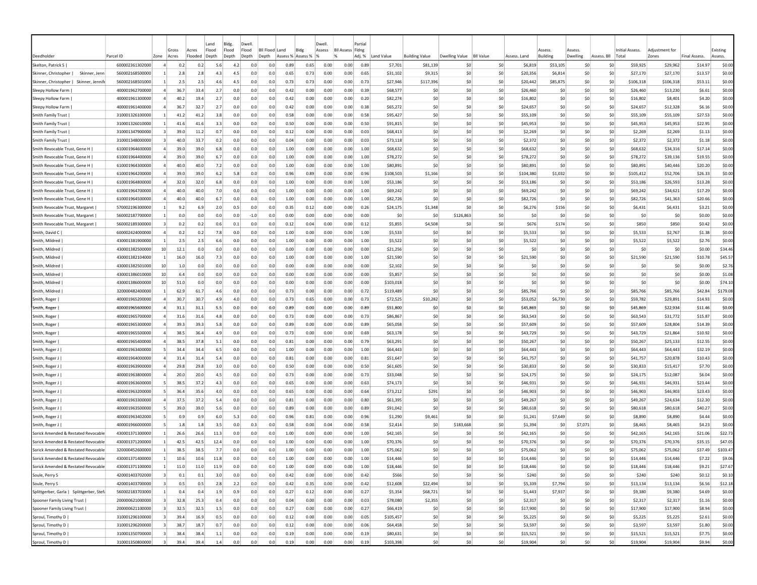| Deedholder | Parcel ID | Zone | Gross Acres | Acres Flooded | Land Flood Depth | Bldg. Flood Depth | Dwell. Flood Depth | Bll Flood Depth | Land Assess % | Bldg Assess % | Dwell. Assess % | Bll Assess % | Partial Fldng Adj. % | Land Value | Building Value | Dwelling Value | Bll Value | Assess. Land | Assess. Building | Assess. Dwelling | Assess. Bll | Initial Assess. Total | Adjustment for Zones | Final Assess. | Existing Assess. |
|---|---|---|---|---|---|---|---|---|---|---|---|---|---|---|---|---|---|---|---|---|---|---|---|---|---|
| Skelton, Patrick S \| | 600002361302000 | 4 | 0.2 | 0.2 | 5.6 | 4.2 | 0.0 | 0.0 | 0.89 | 0.65 | 0.00 | 0.00 | 0.89 | $7,701 | $81,139 | $0 | $0 | $6,819 | $53,105 | $0 | $0 | $59,925 | $29,962 | $14.97 | $0.00 |
| Skinner, Christopher \| Skinner, Jenn | 560002168500000 | 1 | 2.8 | 2.8 | 4.3 | 4.5 | 0.0 | 0.0 | 0.65 | 0.73 | 0.00 | 0.00 | 0.65 | $31,102 | $9,315 | $0 | $0 | $20,356 | $6,814 | $0 | $0 | $27,170 | $27,170 | $13.57 | $0.00 |
| Skinner, Christopher \| Skinner, Jennife | 560002168501000 | 1 | 2.5 | 2.5 | 4.6 | 4.5 | 0.0 | 0.0 | 0.73 | 0.73 | 0.00 | 0.00 | 0.73 | $27,946 | $117,396 | $0 | $0 | $20,442 | $85,875 | $0 | $0 | $106,318 | $106,318 | $53.11 | $0.00 |
| Sleepy Hollow Farm \| | 400001962700000 | 4 | 36.7 | 33.4 | 2.7 | 0.0 | 0.0 | 0.0 | 0.42 | 0.00 | 0.00 | 0.00 | 0.39 | $68,577 | $0 | $0 | $0 | $26,460 | $0 | $0 | $0 | $26,460 | $13,230 | $6.61 | $0.00 |
| Sleepy Hollow Farm \| | 400001961300000 | 4 | 40.2 | 19.4 | 2.7 | 0.0 | 0.0 | 0.0 | 0.42 | 0.00 | 0.00 | 0.00 | 0.20 | $82,274 | $0 | $0 | $0 | $16,802 | $0 | $0 | $0 | $16,802 | $8,401 | $4.20 | $0.00 |
| Sleepy Hollow Farm \| | 400001961400000 | 4 | 36.7 | 32.7 | 2.7 | 0.0 | 0.0 | 0.0 | 0.42 | 0.00 | 0.00 | 0.00 | 0.38 | $65,272 | $0 | $0 | $0 | $24,657 | $0 | $0 | $0 | $24,657 | $12,328 | $6.16 | $0.00 |
| Smith Family Trust \| | 310001326100000 | 1 | 41.2 | 41.2 | 3.8 | 0.0 | 0.0 | 0.0 | 0.58 | 0.00 | 0.00 | 0.00 | 0.58 | $95,427 | $0 | $0 | $0 | $55,109 | $0 | $0 | $0 | $55,109 | $55,109 | $27.53 | $0.00 |
| Smith Family Trust \| | 310001326010000 | 1 | 41.6 | 41.6 | 3.3 | 0.0 | 0.0 | 0.0 | 0.50 | 0.00 | 0.00 | 0.00 | 0.50 | $91,815 | $0 | $0 | $0 | $45,953 | $0 | $0 | $0 | $45,953 | $45,953 | $22.95 | $0.00 |
| Smith Family Trust \| | 310001347900000 | 3 | 39.0 | 11.2 | 0.7 | 0.0 | 0.0 | 0.0 | 0.12 | 0.00 | 0.00 | 0.00 | 0.03 | $68,413 | $0 | $0 | $0 | $2,269 | $0 | $0 | $0 | $2,269 | $2,269 | $1.13 | $0.00 |
| Smith Family Trust \| | 310001348000000 | 3 | 40.0 | 33.7 | 0.2 | 0.0 | 0.0 | 0.0 | 0.04 | 0.00 | 0.00 | 0.00 | 0.03 | $73,118 | $0 | $0 | $0 | $2,372 | $0 | $0 | $0 | $2,372 | $2,372 | $1.18 | $0.00 |
| Smith Revocable Trust, Gene H \| | 610001964600000 | 4 | 39.0 | 39.0 | 6.8 | 0.0 | 0.0 | 0.0 | 1.00 | 0.00 | 0.00 | 0.00 | 1.00 | $68,632 | $0 | $0 | $0 | $68,632 | $0 | $0 | $0 | $68,632 | $34,316 | $17.14 | $0.00 |
| Smith Revocable Trust, Gene H \| | 610001964400000 | 4 | 39.0 | 39.0 | 6.7 | 0.0 | 0.0 | 0.0 | 1.00 | 0.00 | 0.00 | 0.00 | 1.00 | $78,272 | $0 | $0 | $0 | $78,272 | $0 | $0 | $0 | $78,272 | $39,136 | $19.55 | $0.00 |
| Smith Revocable Trust, Gene H \| | 610001964300000 | 4 | 40.0 | 40.0 | 7.2 | 0.0 | 0.0 | 0.0 | 1.00 | 0.00 | 0.00 | 0.00 | 1.00 | $80,891 | $0 | $0 | $0 | $80,891 | $0 | $0 | $0 | $80,891 | $40,446 | $20.20 | $0.00 |
| Smith Revocable Trust, Gene H \| | 610001964200000 | 4 | 39.0 | 39.0 | 6.2 | 5.8 | 0.0 | 0.0 | 0.96 | 0.89 | 0.00 | 0.00 | 0.96 | $108,503 | $1,166 | $0 | $0 | $104,380 | $1,032 | $0 | $0 | $105,412 | $52,706 | $26.33 | $0.00 |
| Smith Revocable Trust, Gene H \| | 610001964800000 | 4 | 32.0 | 32.0 | 6.8 | 0.0 | 0.0 | 0.0 | 1.00 | 0.00 | 0.00 | 0.00 | 1.00 | $53,186 | $0 | $0 | $0 | $53,186 | $0 | $0 | $0 | $53,186 | $26,593 | $13.28 | $0.00 |
| Smith Revocable Trust, Gene H \| | 610001964700000 | 4 | 40.0 | 40.0 | 7.0 | 0.0 | 0.0 | 0.0 | 1.00 | 0.00 | 0.00 | 0.00 | 1.00 | $69,242 | $0 | $0 | $0 | $69,242 | $0 | $0 | $0 | $69,242 | $34,621 | $17.29 | $0.00 |
| Smith Revocable Trust, Gene H \| | 610001964500000 | 4 | 40.0 | 40.0 | 6.7 | 0.0 | 0.0 | 0.0 | 1.00 | 0.00 | 0.00 | 0.00 | 1.00 | $82,726 | $0 | $0 | $0 | $82,726 | $0 | $0 | $0 | $82,726 | $41,363 | $20.66 | $0.00 |
| Smith Revocable Trust, Margaret \| | 570002196300000 | 1 | 9.2 | 6.9 | 2.0 | 0.5 | 0.0 | 0.0 | 0.35 | 0.12 | 0.00 | 0.00 | 0.26 | $24,175 | $1,348 | $0 | $0 | $6,276 | $156 | $0 | $0 | $6,431 | $6,431 | $3.21 | $0.00 |
| Smith Revocable Trust, Margaret \| | 560002187700000 | 1 | 0.0 | 0.0 | 0.0 | 0.0 | -1.0 | 0.0 | 0.00 | 0.00 | 0.00 | 0.00 | 0.00 | $0 | $0 | $126,863 | $0 | $0 | $0 | $0 | $0 | $0 | $0 | $0.00 | $0.00 |
| Smith Revocable Trust, Margaret \| | 560002189300000 | 3 | 0.2 | 0.2 | 0.6 | 0.1 | 0.0 | 0.0 | 0.12 | 0.04 | 0.00 | 0.00 | 0.12 | $5,855 | $4,508 | $0 | $0 | $676 | $174 | $0 | $0 | $850 | $850 | $0.42 | $0.00 |
| Smith, David C \| | 600002424000000 | 4 | 0.2 | 0.2 | 7.8 | 0.0 | 0.0 | 0.0 | 1.00 | 0.00 | 0.00 | 0.00 | 1.00 | $5,533 | $0 | $0 | $0 | $5,533 | $0 | $0 | $0 | $5,533 | $2,767 | $1.38 | $0.00 |
| Smith, Mildred \| | 430001381900000 | 1 | 2.5 | 2.5 | 6.6 | 0.0 | 0.0 | 0.0 | 1.00 | 0.00 | 0.00 | 0.00 | 1.00 | $5,522 | $0 | $0 | $0 | $5,522 | $0 | $0 | $0 | $5,522 | $5,522 | $2.76 | $0.00 |
| Smith, Mildred \| | 430001382500000 | 10 | 12.1 | 0.0 | 0.0 | 0.0 | 0.0 | 0.0 | 0.00 | 0.00 | 0.00 | 0.00 | 0.00 | $21,256 | $0 | $0 | $0 | $0 | $0 | $0 | $0 | $0 | $0 | $0.00 | $34.46 |
| Smith, Mildred \| | 430001382104000 | 1 | 16.0 | 16.0 | 7.3 | 0.0 | 0.0 | 0.0 | 1.00 | 0.00 | 0.00 | 0.00 | 1.00 | $21,590 | $0 | $0 | $0 | $21,590 | $0 | $0 | $0 | $21,590 | $21,590 | $10.78 | $45.57 |
| Smith, Mildred \| | 430001382501000 | 10 | 1.0 | 0.0 | 0.0 | 0.0 | 0.0 | 0.0 | 0.00 | 0.00 | 0.00 | 0.00 | 0.00 | $2,102 | $0 | $0 | $0 | $0 | $0 | $0 | $0 | $0 | $0 | $0.00 | $2.76 |
| Smith, Mildred \| | 430001386010000 | 10 | 6.4 | 0.0 | 0.0 | 0.0 | 0.0 | 0.0 | 0.00 | 0.00 | 0.00 | 0.00 | 0.00 | $5,857 | $0 | $0 | $0 | $0 | $0 | $0 | $0 | $0 | $0 | $0.00 | $1.08 |
| Smith, Mildred \| | 430001386000000 | 10 | 51.0 | 0.0 | 0.0 | 0.0 | 0.0 | 0.0 | 0.00 | 0.00 | 0.00 | 0.00 | 0.00 | $103,018 | $0 | $0 | $0 | $0 | $0 | $0 | $0 | $0 | $0 | $0.00 | $74.10 |
| Smith, Mildred \| | 320000482400000 | 1 | 62.9 | 61.7 | 4.6 | 0.0 | 0.0 | 0.0 | 0.73 | 0.00 | 0.00 | 0.00 | 0.72 | $119,489 | $0 | $0 | $0 | $85,766 | $0 | $0 | $0 | $85,766 | $85,766 | $42.84 | $179.08 |
| Smith, Roger \| | 400001965200000 | 4 | 30.7 | 30.7 | 4.9 | 4.0 | 0.0 | 0.0 | 0.73 | 0.65 | 0.00 | 0.00 | 0.73 | $72,525 | $10,282 | $0 | $0 | $53,052 | $6,730 | $0 | $0 | $59,782 | $29,891 | $14.93 | $0.00 |
| Smith, Roger \| | 400001965600000 | 4 | 31.1 | 31.1 | 5.5 | 0.0 | 0.0 | 0.0 | 0.89 | 0.00 | 0.00 | 0.00 | 0.89 | $51,800 | $0 | $0 | $0 | $45,869 | $0 | $0 | $0 | $45,869 | $22,934 | $11.46 | $0.00 |
| Smith, Roger \| | 400001965700000 | 4 | 31.6 | 31.6 | 4.8 | 0.0 | 0.0 | 0.0 | 0.73 | 0.00 | 0.00 | 0.00 | 0.73 | $86,867 | $0 | $0 | $0 | $63,543 | $0 | $0 | $0 | $63,543 | $31,772 | $15.87 | $0.00 |
| Smith, Roger \| | 400001965300000 | 4 | 39.3 | 39.3 | 5.8 | 0.0 | 0.0 | 0.0 | 0.89 | 0.00 | 0.00 | 0.00 | 0.89 | $65,058 | $0 | $0 | $0 | $57,609 | $0 | $0 | $0 | $57,609 | $28,804 | $14.39 | $0.00 |
| Smith, Roger \| | 400001965500000 | 4 | 38.5 | 36.4 | 4.9 | 0.0 | 0.0 | 0.0 | 0.73 | 0.00 | 0.00 | 0.00 | 0.69 | $63,178 | $0 | $0 | $0 | $43,729 | $0 | $0 | $0 | $43,729 | $21,864 | $10.92 | $0.00 |
| Smith, Roger \| | 400001965400000 | 4 | 38.5 | 37.8 | 5.1 | 0.0 | 0.0 | 0.0 | 0.81 | 0.00 | 0.00 | 0.00 | 0.79 | $63,291 | $0 | $0 | $0 | $50,267 | $0 | $0 | $0 | $50,267 | $25,133 | $12.55 | $0.00 |
| Smith, Roger J \| | 400001963400000 | 5 | 34.4 | 34.4 | 6.5 | 0.0 | 0.0 | 0.0 | 1.00 | 0.00 | 0.00 | 0.00 | 1.00 | $64,443 | $0 | $0 | $0 | $64,443 | $0 | $0 | $0 | $64,443 | $64,443 | $32.19 | $0.00 |
| Smith, Roger J \| | 400001964000000 | 4 | 31.4 | 31.4 | 5.4 | 0.0 | 0.0 | 0.0 | 0.81 | 0.00 | 0.00 | 0.00 | 0.81 | $51,647 | $0 | $0 | $0 | $41,757 | $0 | $0 | $0 | $41,757 | $20,878 | $10.43 | $0.00 |
| Smith, Roger J \| | 400001963900000 | 4 | 29.8 | 29.8 | 3.0 | 0.0 | 0.0 | 0.0 | 0.50 | 0.00 | 0.00 | 0.00 | 0.50 | $61,605 | $0 | $0 | $0 | $30,833 | $0 | $0 | $0 | $30,833 | $15,417 | $7.70 | $0.00 |
| Smith, Roger J \| | 400001963800000 | 4 | 20.0 | 20.0 | 4.5 | 0.0 | 0.0 | 0.0 | 0.73 | 0.00 | 0.00 | 0.00 | 0.73 | $33,048 | $0 | $0 | $0 | $24,175 | $0 | $0 | $0 | $24,175 | $12,087 | $6.04 | $0.00 |
| Smith, Roger J \| | 400001963600000 | 5 | 38.5 | 37.2 | 4.3 | 0.0 | 0.0 | 0.0 | 0.65 | 0.00 | 0.00 | 0.00 | 0.63 | $74,173 | $0 | $0 | $0 | $46,931 | $0 | $0 | $0 | $46,931 | $46,931 | $23.44 | $0.00 |
| Smith, Roger J \| | 400001963200000 | 5 | 36.4 | 35.6 | 4.0 | 0.0 | 0.0 | 0.0 | 0.65 | 0.00 | 0.00 | 0.00 | 0.64 | $73,212 | $291 | $0 | $0 | $46,903 | $0 | $0 | $0 | $46,903 | $46,903 | $23.43 | $0.00 |
| Smith, Roger J \| | 400001963300000 | 4 | 37.5 | 37.2 | 5.4 | 0.0 | 0.0 | 0.0 | 0.81 | 0.00 | 0.00 | 0.00 | 0.80 | $61,395 | $0 | $0 | $0 | $49,267 | $0 | $0 | $0 | $49,267 | $24,634 | $12.30 | $0.00 |
| Smith, Roger J \| | 400001963500000 | 5 | 39.0 | 39.0 | 5.6 | 0.0 | 0.0 | 0.0 | 0.89 | 0.00 | 0.00 | 0.00 | 0.89 | $91,042 | $0 | $0 | $0 | $80,618 | $0 | $0 | $0 | $80,618 | $80,618 | $40.27 | $0.00 |
| Smith, Roger J \| | 400001963402000 | 5 | 0.9 | 0.9 | 6.0 | 5.3 | 0.0 | 0.0 | 0.96 | 0.81 | 0.00 | 0.00 | 0.96 | $1,290 | $9,461 | $0 | $0 | $1,241 | $7,649 | $0 | $0 | $8,890 | $8,890 | $4.44 | $0.00 |
| Smith, Roger J \| | 400001966000000 | 5 | 1.8 | 1.8 | 3.5 | 0.0 | 0.3 | 0.0 | 0.58 | 0.00 | 0.04 | 0.00 | 0.58 | $2,414 | $0 | $183,668 | $0 | $1,394 | $0 | $7,071 | $0 | $8,465 | $8,465 | $4.23 | $0.00 |
| Sorick Amended & Restated Revocable | 430001371300000 | 1 | 26.6 | 26.6 | 11.3 | 0.0 | 0.0 | 0.0 | 1.00 | 0.00 | 0.00 | 0.00 | 1.00 | $42,165 | $0 | $0 | $0 | $42,165 | $0 | $0 | $0 | $42,165 | $42,165 | $21.06 | $22.73 |
| Sorick Amended & Restated Revocable | 430001371200000 | 1 | 42.5 | 42.5 | 12.4 | 0.0 | 0.0 | 0.0 | 1.00 | 0.00 | 0.00 | 0.00 | 1.00 | $70,376 | $0 | $0 | $0 | $70,376 | $0 | $0 | $0 | $70,376 | $70,376 | $35.15 | $47.05 |
| Sorick Amended & Restated Revocable | 320000452600000 | 1 | 38.5 | 38.5 | 7.7 | 0.0 | 0.0 | 0.0 | 1.00 | 0.00 | 0.00 | 0.00 | 1.00 | $75,062 | $0 | $0 | $0 | $75,062 | $0 | $0 | $0 | $75,062 | $75,062 | $37.49 | $103.47 |
| Sorick Amended & Restated Revocable | 430001371400000 | 1 | 10.6 | 10.6 | 11.8 | 0.0 | 0.0 | 0.0 | 1.00 | 0.00 | 0.00 | 0.00 | 1.00 | $14,446 | $0 | $0 | $0 | $14,446 | $0 | $0 | $0 | $14,446 | $14,446 | $7.22 | $9.06 |
| Sorick Amended & Restated Revocable | 430001371100000 | 1 | 11.0 | 11.0 | 11.9 | 0.0 | 0.0 | 0.0 | 1.00 | 0.00 | 0.00 | 0.00 | 1.00 | $18,446 | $0 | $0 | $0 | $18,446 | $0 | $0 | $0 | $18,446 | $18,446 | $9.21 | $27.67 |
| Soule, Perry S | 420001403702000 | 3 | 0.1 | 0.1 | 3.0 | 0.0 | 0.0 | 0.0 | 0.42 | 0.00 | 0.00 | 0.00 | 0.42 | $566 | $0 | $0 | $0 | $240 | $0 | $0 | $0 | $240 | $240 | $0.12 | $0.10 |
| Soule, Perry S | 420001403700000 | 3 | 0.5 | 0.5 | 2.8 | 2.2 | 0.0 | 0.0 | 0.42 | 0.35 | 0.00 | 0.00 | 0.42 | $12,608 | $22,494 | $0 | $0 | $5,339 | $7,794 | $0 | $0 | $13,134 | $13,134 | $6.56 | $12.18 |
| Splittgerber, Garla \| Splittgerber, Stef | 560002183703000 | 1 | 0.4 | 0.4 | 1.9 | 0.9 | 0.0 | 0.0 | 0.27 | 0.12 | 0.00 | 0.00 | 0.27 | $5,354 | $68,721 | $0 | $0 | $1,443 | $7,937 | $0 | $0 | $9,380 | $9,380 | $4.69 | $0.00 |
| Spooner Family Living Trust \| | 200000621000000 | 3 | 32.8 | 25.3 | 0.4 | 0.0 | 0.0 | 0.0 | 0.04 | 0.00 | 0.00 | 0.00 | 0.03 | $78,080 | $2,355 | $0 | $0 | $2,317 | $0 | $0 | $0 | $2,317 | $2,317 | $1.16 | $0.00 |
| Spooner Family Living Trust \| | 200000621100000 | 3 | 32.5 | 32.5 | 1.5 | 0.0 | 0.0 | 0.0 | 0.27 | 0.00 | 0.00 | 0.00 | 0.27 | $66,419 | $0 | $0 | $0 | $17,900 | $0 | $0 | $0 | $17,900 | $17,900 | $8.94 | $0.00 |
| Sproul, Timothy D \| | 310001296100000 | 3 | 39.4 | 16.9 | 0.5 | 0.0 | 0.0 | 0.0 | 0.12 | 0.00 | 0.00 | 0.00 | 0.05 | $105,457 | $0 | $0 | $0 | $5,225 | $0 | $0 | $0 | $5,225 | $5,225 | $2.61 | $0.00 |
| Sproul, Timothy D \| | 310001296200000 | 3 | 38.7 | 18.7 | 0.7 | 0.0 | 0.0 | 0.0 | 0.12 | 0.00 | 0.00 | 0.00 | 0.06 | $64,458 | $0 | $0 | $0 | $3,597 | $0 | $0 | $0 | $3,597 | $3,597 | $1.80 | $0.00 |
| Sproul, Timothy D \| | 310001350700000 | 3 | 38.4 | 38.4 | 1.1 | 0.0 | 0.0 | 0.0 | 0.19 | 0.00 | 0.00 | 0.00 | 0.19 | $80,631 | $0 | $0 | $0 | $15,521 | $0 | $0 | $0 | $15,521 | $15,521 | $7.75 | $0.00 |
| Sproul, Timothy D \| | 310001350800000 | 3 | 39.4 | 39.4 | 1.4 | 0.0 | 0.0 | 0.0 | 0.19 | 0.00 | 0.00 | 0.00 | 0.19 | $103,398 | $0 | $0 | $0 | $19,904 | $0 | $0 | $0 | $19,904 | $19,904 | $9.94 | $0.00 |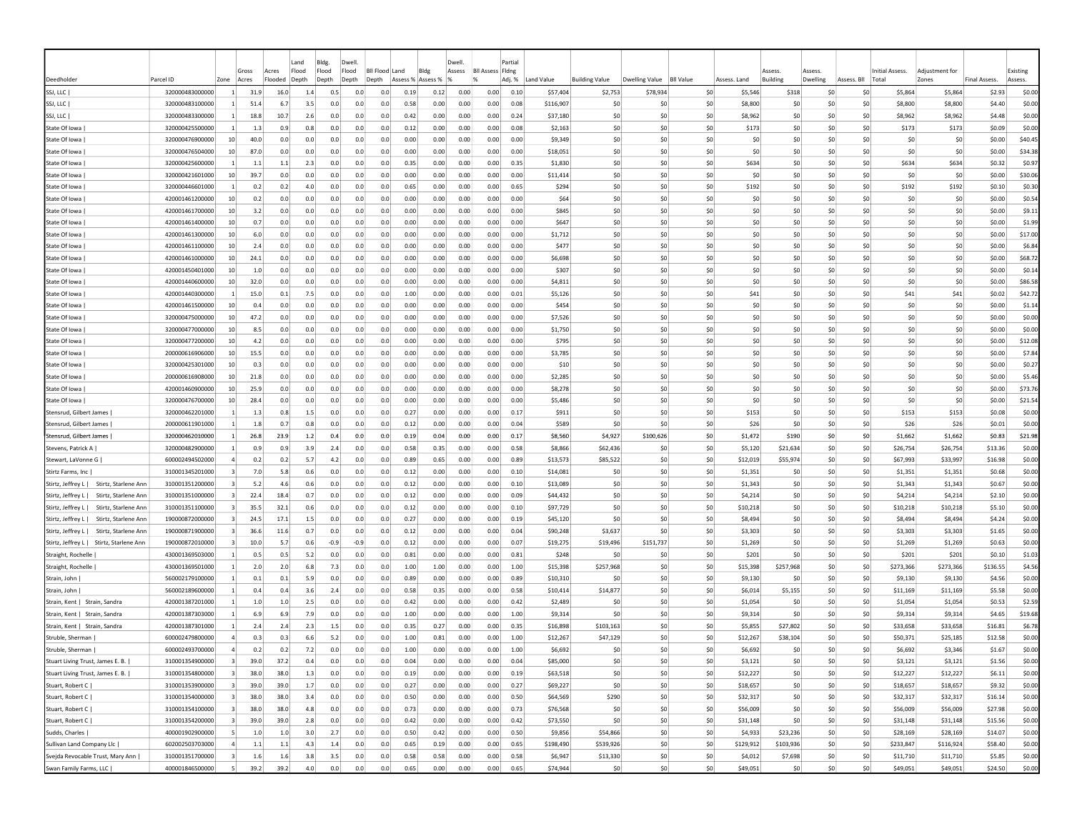| Deedholder | Parcel ID | Zone | Gross Acres | Acres Flooded | Land Flood Depth | Bldg. Flood Depth | Dwell. Flood Depth | Bll Flood Depth | Land Assess % | Bldg Assess % | Dwell. Assess % | Bll Assess % | Partial Fldng Adj. % | Land Value | Building Value | Dwelling Value | Bll Value | Assess. Land | Assess. Building | Assess. Dwelling | Assess. Bll | Initial Assess. Total | Adjustment for Zones | Final Assess. | Existing Assess. |
|---|---|---|---|---|---|---|---|---|---|---|---|---|---|---|---|---|---|---|---|---|---|---|---|---|---|
| SSJ, LLC \| | 320000483000000 | 1 | 31.9 | 16.0 | 1.4 | 0.5 | 0.0 | 0.0 | 0.19 | 0.12 | 0.00 | 0.00 | 0.10 | $57,404 | $2,753 | $78,934 | $0 | $5,546 | $318 | $0 | $0 | $5,864 | $5,864 | $2.93 | $0.00 |
| SSJ, LLC \| | 320000483100000 | 1 | 51.4 | 6.7 | 3.5 | 0.0 | 0.0 | 0.0 | 0.58 | 0.00 | 0.00 | 0.00 | 0.08 | $116,907 | $0 | $0 | $0 | $8,800 | $0 | $0 | $0 | $8,800 | $8,800 | $4.40 | $0.00 |
| SSJ, LLC \| | 320000483300000 | 1 | 18.8 | 10.7 | 2.6 | 0.0 | 0.0 | 0.0 | 0.42 | 0.00 | 0.00 | 0.00 | 0.24 | $37,180 | $0 | $0 | $0 | $8,962 | $0 | $0 | $0 | $8,962 | $8,962 | $4.48 | $0.00 |
| State Of Iowa \| | 320000425500000 | 1 | 1.3 | 0.9 | 0.8 | 0.0 | 0.0 | 0.0 | 0.12 | 0.00 | 0.00 | 0.00 | 0.08 | $2,163 | $0 | $0 | $0 | $173 | $0 | $0 | $0 | $173 | $173 | $0.09 | $0.00 |
| State Of Iowa \| | 320000476900000 | 10 | 40.0 | 0.0 | 0.0 | 0.0 | 0.0 | 0.0 | 0.00 | 0.00 | 0.00 | 0.00 | 0.00 | $9,349 | $0 | $0 | $0 | $0 | $0 | $0 | $0 | $0 | $0 | $0.00 | $40.45 |
| State Of Iowa \| | 320000476504000 | 10 | 87.0 | 0.0 | 0.0 | 0.0 | 0.0 | 0.0 | 0.00 | 0.00 | 0.00 | 0.00 | 0.00 | $18,051 | $0 | $0 | $0 | $0 | $0 | $0 | $0 | $0 | $0 | $0.00 | $34.38 |
| State Of Iowa \| | 320000425600000 | 1 | 1.1 | 1.1 | 2.3 | 0.0 | 0.0 | 0.0 | 0.35 | 0.00 | 0.00 | 0.00 | 0.35 | $1,830 | $0 | $0 | $0 | $634 | $0 | $0 | $0 | $634 | $634 | $0.32 | $0.97 |
| State Of Iowa \| | 320000421601000 | 10 | 39.7 | 0.0 | 0.0 | 0.0 | 0.0 | 0.0 | 0.00 | 0.00 | 0.00 | 0.00 | 0.00 | $11,414 | $0 | $0 | $0 | $0 | $0 | $0 | $0 | $0 | $0 | $0.00 | $30.06 |
| State Of Iowa \| | 320000446601000 | 1 | 0.2 | 0.2 | 4.0 | 0.0 | 0.0 | 0.0 | 0.65 | 0.00 | 0.00 | 0.00 | 0.65 | $294 | $0 | $0 | $0 | $192 | $0 | $0 | $0 | $192 | $192 | $0.10 | $0.30 |
| State Of Iowa \| | 420001461200000 | 10 | 0.2 | 0.0 | 0.0 | 0.0 | 0.0 | 0.0 | 0.00 | 0.00 | 0.00 | 0.00 | 0.00 | $64 | $0 | $0 | $0 | $0 | $0 | $0 | $0 | $0 | $0 | $0.00 | $0.54 |
| State Of Iowa \| | 420001461700000 | 10 | 3.2 | 0.0 | 0.0 | 0.0 | 0.0 | 0.0 | 0.00 | 0.00 | 0.00 | 0.00 | 0.00 | $845 | $0 | $0 | $0 | $0 | $0 | $0 | $0 | $0 | $0 | $0.00 | $9.11 |
| State Of Iowa \| | 420001461400000 | 10 | 0.7 | 0.0 | 0.0 | 0.0 | 0.0 | 0.0 | 0.00 | 0.00 | 0.00 | 0.00 | 0.00 | $647 | $0 | $0 | $0 | $0 | $0 | $0 | $0 | $0 | $0 | $0.00 | $1.99 |
| State Of Iowa \| | 420001461300000 | 10 | 6.0 | 0.0 | 0.0 | 0.0 | 0.0 | 0.0 | 0.00 | 0.00 | 0.00 | 0.00 | 0.00 | $1,712 | $0 | $0 | $0 | $0 | $0 | $0 | $0 | $0 | $0 | $0.00 | $17.00 |
| State Of Iowa \| | 420001461100000 | 10 | 2.4 | 0.0 | 0.0 | 0.0 | 0.0 | 0.0 | 0.00 | 0.00 | 0.00 | 0.00 | 0.00 | $477 | $0 | $0 | $0 | $0 | $0 | $0 | $0 | $0 | $0 | $0.00 | $6.84 |
| State Of Iowa \| | 420001461000000 | 10 | 24.1 | 0.0 | 0.0 | 0.0 | 0.0 | 0.0 | 0.00 | 0.00 | 0.00 | 0.00 | 0.00 | $6,698 | $0 | $0 | $0 | $0 | $0 | $0 | $0 | $0 | $0 | $0.00 | $68.72 |
| State Of Iowa \| | 420001450401000 | 10 | 1.0 | 0.0 | 0.0 | 0.0 | 0.0 | 0.0 | 0.00 | 0.00 | 0.00 | 0.00 | 0.00 | $307 | $0 | $0 | $0 | $0 | $0 | $0 | $0 | $0 | $0 | $0.00 | $0.14 |
| State Of Iowa \| | 420001440600000 | 10 | 32.0 | 0.0 | 0.0 | 0.0 | 0.0 | 0.0 | 0.00 | 0.00 | 0.00 | 0.00 | 0.00 | $4,811 | $0 | $0 | $0 | $0 | $0 | $0 | $0 | $0 | $0 | $0.00 | $86.58 |
| State Of Iowa \| | 420001440300000 | 1 | 15.0 | 0.1 | 7.5 | 0.0 | 0.0 | 0.0 | 1.00 | 0.00 | 0.00 | 0.00 | 0.01 | $5,126 | $0 | $0 | $0 | $41 | $0 | $0 | $0 | $41 | $41 | $0.02 | $42.72 |
| State Of Iowa \| | 420001461500000 | 10 | 0.4 | 0.0 | 0.0 | 0.0 | 0.0 | 0.0 | 0.00 | 0.00 | 0.00 | 0.00 | 0.00 | $454 | $0 | $0 | $0 | $0 | $0 | $0 | $0 | $0 | $0 | $0.00 | $1.14 |
| State Of Iowa \| | 320000475000000 | 10 | 47.2 | 0.0 | 0.0 | 0.0 | 0.0 | 0.0 | 0.00 | 0.00 | 0.00 | 0.00 | 0.00 | $7,526 | $0 | $0 | $0 | $0 | $0 | $0 | $0 | $0 | $0 | $0.00 | $0.00 |
| State Of Iowa \| | 320000477000000 | 10 | 8.5 | 0.0 | 0.0 | 0.0 | 0.0 | 0.0 | 0.00 | 0.00 | 0.00 | 0.00 | 0.00 | $1,750 | $0 | $0 | $0 | $0 | $0 | $0 | $0 | $0 | $0 | $0.00 | $0.00 |
| State Of Iowa \| | 320000477200000 | 10 | 4.2 | 0.0 | 0.0 | 0.0 | 0.0 | 0.0 | 0.00 | 0.00 | 0.00 | 0.00 | 0.00 | $795 | $0 | $0 | $0 | $0 | $0 | $0 | $0 | $0 | $0 | $0.00 | $12.08 |
| State Of Iowa \| | 200000616906000 | 10 | 15.5 | 0.0 | 0.0 | 0.0 | 0.0 | 0.0 | 0.00 | 0.00 | 0.00 | 0.00 | 0.00 | $3,785 | $0 | $0 | $0 | $0 | $0 | $0 | $0 | $0 | $0 | $0.00 | $7.84 |
| State Of Iowa \| | 320000425301000 | 10 | 0.3 | 0.0 | 0.0 | 0.0 | 0.0 | 0.0 | 0.00 | 0.00 | 0.00 | 0.00 | 0.00 | $10 | $0 | $0 | $0 | $0 | $0 | $0 | $0 | $0 | $0 | $0.00 | $0.27 |
| State Of Iowa \| | 200000616908000 | 10 | 21.8 | 0.0 | 0.0 | 0.0 | 0.0 | 0.0 | 0.00 | 0.00 | 0.00 | 0.00 | 0.00 | $2,285 | $0 | $0 | $0 | $0 | $0 | $0 | $0 | $0 | $0 | $0.00 | $5.46 |
| State Of Iowa \| | 420001460900000 | 10 | 25.9 | 0.0 | 0.0 | 0.0 | 0.0 | 0.0 | 0.00 | 0.00 | 0.00 | 0.00 | 0.00 | $8,278 | $0 | $0 | $0 | $0 | $0 | $0 | $0 | $0 | $0 | $0.00 | $73.76 |
| State Of Iowa \| | 320000476700000 | 10 | 28.4 | 0.0 | 0.0 | 0.0 | 0.0 | 0.0 | 0.00 | 0.00 | 0.00 | 0.00 | 0.00 | $5,486 | $0 | $0 | $0 | $0 | $0 | $0 | $0 | $0 | $0 | $0.00 | $21.54 |
| Stensrud, Gilbert James \| | 320000462201000 | 1 | 1.3 | 0.8 | 1.5 | 0.0 | 0.0 | 0.0 | 0.27 | 0.00 | 0.00 | 0.00 | 0.17 | $911 | $0 | $0 | $0 | $153 | $0 | $0 | $0 | $153 | $153 | $0.08 | $0.00 |
| Stensrud, Gilbert James \| | 200000611901000 | 1 | 1.8 | 0.7 | 0.8 | 0.0 | 0.0 | 0.0 | 0.12 | 0.00 | 0.00 | 0.00 | 0.04 | $589 | $0 | $0 | $0 | $26 | $0 | $0 | $0 | $26 | $26 | $0.01 | $0.00 |
| Stensrud, Gilbert James \| | 320000462010000 | 1 | 26.8 | 23.9 | 1.2 | 0.4 | 0.0 | 0.0 | 0.19 | 0.04 | 0.00 | 0.00 | 0.17 | $8,560 | $4,927 | $100,626 | $0 | $1,472 | $190 | $0 | $0 | $1,662 | $1,662 | $0.83 | $21.98 |
| Stevens, Patrick A \| | 320000482900000 | 1 | 0.9 | 0.9 | 3.9 | 2.4 | 0.0 | 0.0 | 0.58 | 0.35 | 0.00 | 0.00 | 0.58 | $8,866 | $62,436 | $0 | $0 | $5,120 | $21,634 | $0 | $0 | $26,754 | $26,754 | $13.36 | $0.00 |
| Stewart, LaVonne G \| | 600002494502000 | 4 | 0.2 | 0.2 | 5.7 | 4.2 | 0.0 | 0.0 | 0.89 | 0.65 | 0.00 | 0.00 | 0.89 | $13,573 | $85,522 | $0 | $0 | $12,019 | $55,974 | $0 | $0 | $67,993 | $33,997 | $16.98 | $0.00 |
| Stirtz Farms, Inc \| | 310001345201000 | 3 | 7.0 | 5.8 | 0.6 | 0.0 | 0.0 | 0.0 | 0.12 | 0.00 | 0.00 | 0.00 | 0.10 | $14,081 | $0 | $0 | $0 | $1,351 | $0 | $0 | $0 | $1,351 | $1,351 | $0.68 | $0.00 |
| Stirtz, Jeffrey L \| Stirtz, Starlene Ann | 310001351200000 | 3 | 5.2 | 4.6 | 0.6 | 0.0 | 0.0 | 0.0 | 0.12 | 0.00 | 0.00 | 0.00 | 0.10 | $13,089 | $0 | $0 | $0 | $1,343 | $0 | $0 | $0 | $1,343 | $1,343 | $0.67 | $0.00 |
| Stirtz, Jeffrey L \| Stirtz, Starlene Ann | 310001351000000 | 3 | 22.4 | 18.4 | 0.7 | 0.0 | 0.0 | 0.0 | 0.12 | 0.00 | 0.00 | 0.00 | 0.09 | $44,432 | $0 | $0 | $0 | $4,214 | $0 | $0 | $0 | $4,214 | $4,214 | $2.10 | $0.00 |
| Stirtz, Jeffrey L \| Stirtz, Starlene Ann | 310001351100000 | 3 | 35.5 | 32.1 | 0.6 | 0.0 | 0.0 | 0.0 | 0.12 | 0.00 | 0.00 | 0.00 | 0.10 | $97,729 | $0 | $0 | $0 | $10,218 | $0 | $0 | $0 | $10,218 | $10,218 | $5.10 | $0.00 |
| Stirtz, Jeffrey L \| Stirtz, Starlene Ann | 190000872000000 | 3 | 24.5 | 17.1 | 1.5 | 0.0 | 0.0 | 0.0 | 0.27 | 0.00 | 0.00 | 0.00 | 0.19 | $45,120 | $0 | $0 | $0 | $8,494 | $0 | $0 | $0 | $8,494 | $8,494 | $4.24 | $0.00 |
| Stirtz, Jeffrey L \| Stirtz, Starlene Ann | 190000871900000 | 3 | 36.6 | 11.6 | 0.7 | 0.0 | 0.0 | 0.0 | 0.12 | 0.00 | 0.00 | 0.00 | 0.04 | $90,248 | $3,637 | $0 | $0 | $3,303 | $0 | $0 | $0 | $3,303 | $3,303 | $1.65 | $0.00 |
| Stirtz, Jeffrey L \| Stirtz, Starlene Ann | 190000872010000 | 3 | 10.0 | 5.7 | 0.6 | -0.9 | -0.9 | 0.0 | 0.12 | 0.00 | 0.00 | 0.00 | 0.07 | $19,275 | $19,496 | $151,737 | $0 | $1,269 | $0 | $0 | $0 | $1,269 | $1,269 | $0.63 | $0.00 |
| Straight, Rochelle \| | 430001369503000 | 1 | 0.5 | 0.5 | 5.2 | 0.0 | 0.0 | 0.0 | 0.81 | 0.00 | 0.00 | 0.00 | 0.81 | $248 | $0 | $0 | $0 | $201 | $0 | $0 | $0 | $201 | $201 | $0.10 | $1.03 |
| Straight, Rochelle \| | 430001369501000 | 1 | 2.0 | 2.0 | 6.8 | 7.3 | 0.0 | 0.0 | 1.00 | 1.00 | 0.00 | 0.00 | 1.00 | $15,398 | $257,968 | $0 | $0 | $15,398 | $257,968 | $0 | $0 | $273,366 | $273,366 | $136.55 | $4.56 |
| Strain, John \| | 560002179100000 | 1 | 0.1 | 0.1 | 5.9 | 0.0 | 0.0 | 0.0 | 0.89 | 0.00 | 0.00 | 0.00 | 0.89 | $10,310 | $0 | $0 | $0 | $9,130 | $0 | $0 | $0 | $9,130 | $9,130 | $4.56 | $0.00 |
| Strain, John \| | 560002189600000 | 1 | 0.4 | 0.4 | 3.6 | 2.4 | 0.0 | 0.0 | 0.58 | 0.35 | 0.00 | 0.00 | 0.58 | $10,414 | $14,877 | $0 | $0 | $6,014 | $5,155 | $0 | $0 | $11,169 | $11,169 | $5.58 | $0.00 |
| Strain, Kent \| Strain, Sandra | 420001387201000 | 1 | 1.0 | 1.0 | 2.5 | 0.0 | 0.0 | 0.0 | 0.42 | 0.00 | 0.00 | 0.00 | 0.42 | $2,489 | $0 | $0 | $0 | $1,054 | $0 | $0 | $0 | $1,054 | $1,054 | $0.53 | $2.59 |
| Strain, Kent \| Strain, Sandra | 420001387303000 | 1 | 6.9 | 6.9 | 7.9 | 0.0 | 0.0 | 0.0 | 1.00 | 0.00 | 0.00 | 0.00 | 1.00 | $9,314 | $0 | $0 | $0 | $9,314 | $0 | $0 | $0 | $9,314 | $9,314 | $4.65 | $19.68 |
| Strain, Kent \| Strain, Sandra | 420001387301000 | 1 | 2.4 | 2.4 | 2.3 | 1.5 | 0.0 | 0.0 | 0.35 | 0.27 | 0.00 | 0.00 | 0.35 | $16,898 | $103,163 | $0 | $0 | $5,855 | $27,802 | $0 | $0 | $33,658 | $33,658 | $16.81 | $6.78 |
| Struble, Sherman \| | 600002479800000 | 4 | 0.3 | 0.3 | 6.6 | 5.2 | 0.0 | 0.0 | 1.00 | 0.81 | 0.00 | 0.00 | 1.00 | $12,267 | $47,129 | $0 | $0 | $12,267 | $38,104 | $0 | $0 | $50,371 | $25,185 | $12.58 | $0.00 |
| Struble, Sherman \| | 600002493700000 | 4 | 0.2 | 0.2 | 7.2 | 0.0 | 0.0 | 0.0 | 1.00 | 0.00 | 0.00 | 0.00 | 1.00 | $6,692 | $0 | $0 | $0 | $6,692 | $0 | $0 | $0 | $6,692 | $3,346 | $1.67 | $0.00 |
| Stuart Living Trust, James E. B. \| | 310001354900000 | 3 | 39.0 | 37.2 | 0.4 | 0.0 | 0.0 | 0.0 | 0.04 | 0.00 | 0.00 | 0.00 | 0.04 | $85,000 | $0 | $0 | $0 | $3,121 | $0 | $0 | $0 | $3,121 | $3,121 | $1.56 | $0.00 |
| Stuart Living Trust, James E. B. \| | 310001354800000 | 3 | 38.0 | 38.0 | 1.3 | 0.0 | 0.0 | 0.0 | 0.19 | 0.00 | 0.00 | 0.00 | 0.19 | $63,518 | $0 | $0 | $0 | $12,227 | $0 | $0 | $0 | $12,227 | $12,227 | $6.11 | $0.00 |
| Stuart, Robert C \| | 310001353900000 | 3 | 39.0 | 39.0 | 1.7 | 0.0 | 0.0 | 0.0 | 0.27 | 0.00 | 0.00 | 0.00 | 0.27 | $69,227 | $0 | $0 | $0 | $18,657 | $0 | $0 | $0 | $18,657 | $18,657 | $9.32 | $0.00 |
| Stuart, Robert C \| | 310001354000000 | 3 | 38.0 | 38.0 | 3.4 | 0.0 | 0.0 | 0.0 | 0.50 | 0.00 | 0.00 | 0.00 | 0.50 | $64,569 | $290 | $0 | $0 | $32,317 | $0 | $0 | $0 | $32,317 | $32,317 | $16.14 | $0.00 |
| Stuart, Robert C \| | 310001354100000 | 3 | 38.0 | 38.0 | 4.8 | 0.0 | 0.0 | 0.0 | 0.73 | 0.00 | 0.00 | 0.00 | 0.73 | $76,568 | $0 | $0 | $0 | $56,009 | $0 | $0 | $0 | $56,009 | $56,009 | $27.98 | $0.00 |
| Stuart, Robert C \| | 310001354200000 | 3 | 39.0 | 39.0 | 2.8 | 0.0 | 0.0 | 0.0 | 0.42 | 0.00 | 0.00 | 0.00 | 0.42 | $73,550 | $0 | $0 | $0 | $31,148 | $0 | $0 | $0 | $31,148 | $31,148 | $15.56 | $0.00 |
| Sudds, Charles \| | 400001902900000 | 5 | 1.0 | 1.0 | 3.0 | 2.7 | 0.0 | 0.0 | 0.50 | 0.42 | 0.00 | 0.00 | 0.50 | $9,856 | $54,866 | $0 | $0 | $4,933 | $23,236 | $0 | $0 | $28,169 | $28,169 | $14.07 | $0.00 |
| Sullivan Land Company Llc \| | 602002503703000 | 4 | 1.1 | 1.1 | 4.3 | 1.4 | 0.0 | 0.0 | 0.65 | 0.19 | 0.00 | 0.00 | 0.65 | $198,490 | $539,926 | $0 | $0 | $129,912 | $103,936 | $0 | $0 | $233,847 | $116,924 | $58.40 | $0.00 |
| Svejda Revocable Trust, Mary Ann \| | 310001351700000 | 3 | 1.6 | 1.6 | 3.8 | 3.5 | 0.0 | 0.0 | 0.58 | 0.58 | 0.00 | 0.00 | 0.58 | $6,947 | $13,330 | $0 | $0 | $4,012 | $7,698 | $0 | $0 | $11,710 | $11,710 | $5.85 | $0.00 |
| Swan Family Farms, LLC \| | 400001846500000 | 5 | 39.2 | 39.2 | 4.0 | 0.0 | 0.0 | 0.0 | 0.65 | 0.00 | 0.00 | 0.00 | 0.65 | $74,944 | $0 | $0 | $0 | $49,051 | $0 | $0 | $0 | $49,051 | $49,051 | $24.50 | $0.00 |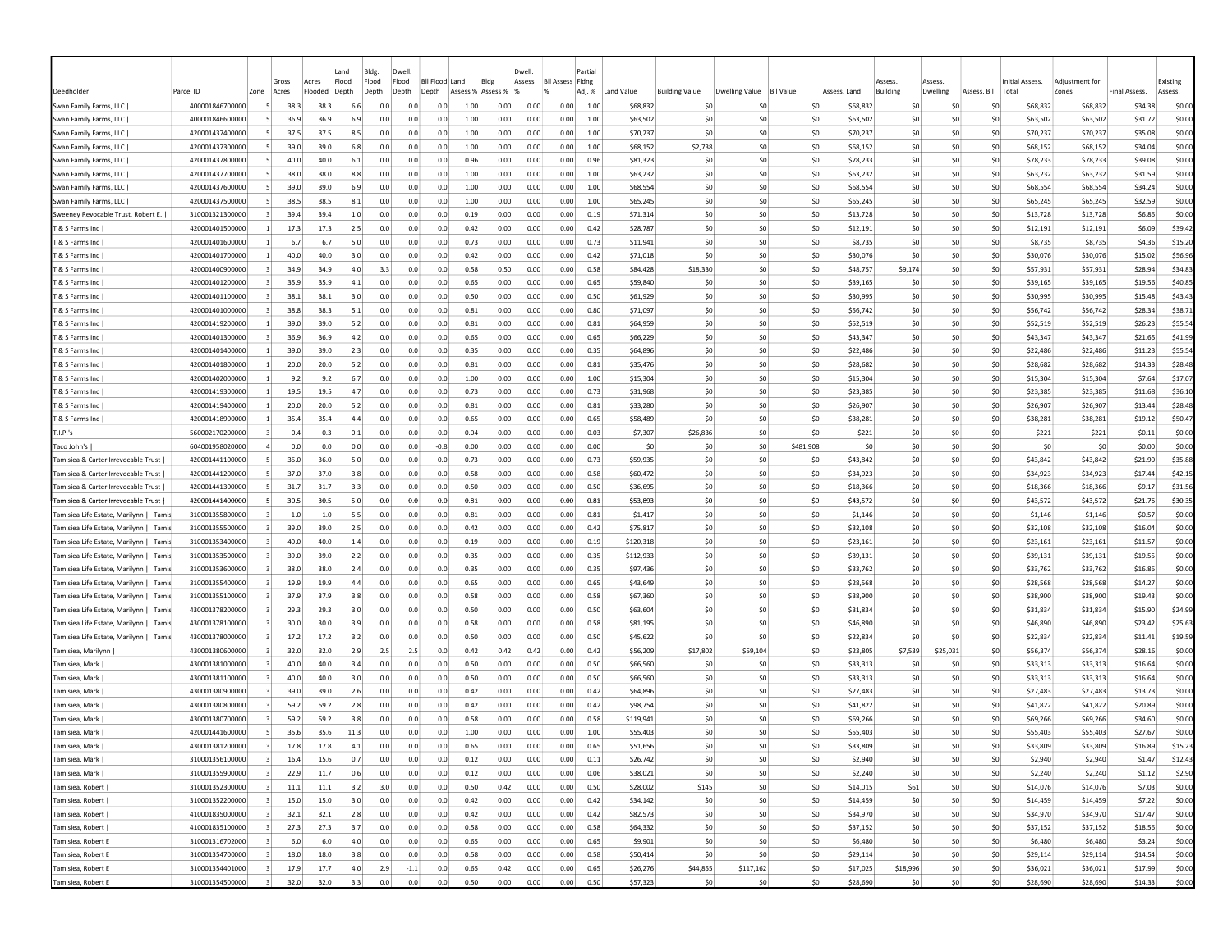| Deedholder | Parcel ID | Zone | Gross Acres | Acres Flooded | Land Flood Depth | Bldg. Flood Depth | Dwell. Flood Depth | BII Flood Depth | Land Assess % | Bldg Assess % | Dwell. Assess % | BII Assess % | Partial Flding Adj. % | Land Value | Building Value | Dwelling Value | BII Value | Assess. Land | Assess. Building | Assess. Dwelling | Assess. BII | Initial Assess. Total | Adjustment for Zones | Final Assess. | Existing Assess. |
|---|---|---|---|---|---|---|---|---|---|---|---|---|---|---|---|---|---|---|---|---|---|---|---|---|---|
| Swan Family Farms, LLC \| | 400001846700000 | 5 | 38.3 | 38.3 | 6.6 | 0.0 | 0.0 | 0.0 | 1.00 | 0.00 | 0.00 | 0.00 | 1.00 | $68,832 | $0 | $0 | $0 | $68,832 | $0 | $0 | $0 | $68,832 | $68,832 | $34.38 | $0.00 |
| Swan Family Farms, LLC \| | 400001846600000 | 5 | 36.9 | 36.9 | 6.9 | 0.0 | 0.0 | 0.0 | 1.00 | 0.00 | 0.00 | 0.00 | 1.00 | $63,502 | $0 | $0 | $0 | $63,502 | $0 | $0 | $0 | $63,502 | $63,502 | $31.72 | $0.00 |
| Swan Family Farms, LLC \| | 420001437400000 | 5 | 37.5 | 37.5 | 8.5 | 0.0 | 0.0 | 0.0 | 1.00 | 0.00 | 0.00 | 0.00 | 1.00 | $70,237 | $0 | $0 | $0 | $70,237 | $0 | $0 | $0 | $70,237 | $70,237 | $35.08 | $0.00 |
| Swan Family Farms, LLC \| | 420001437300000 | 5 | 39.0 | 39.0 | 6.8 | 0.0 | 0.0 | 0.0 | 1.00 | 0.00 | 0.00 | 0.00 | 1.00 | $68,152 | $2,738 | $0 | $0 | $68,152 | $0 | $0 | $0 | $68,152 | $68,152 | $34.04 | $0.00 |
| Swan Family Farms, LLC \| | 420001437800000 | 5 | 40.0 | 40.0 | 6.1 | 0.0 | 0.0 | 0.0 | 0.96 | 0.00 | 0.00 | 0.00 | 0.96 | $81,323 | $0 | $0 | $0 | $78,233 | $0 | $0 | $0 | $78,233 | $78,233 | $39.08 | $0.00 |
| Swan Family Farms, LLC \| | 420001437700000 | 5 | 38.0 | 38.0 | 8.8 | 0.0 | 0.0 | 0.0 | 1.00 | 0.00 | 0.00 | 0.00 | 1.00 | $63,232 | $0 | $0 | $0 | $63,232 | $0 | $0 | $0 | $63,232 | $63,232 | $31.59 | $0.00 |
| Swan Family Farms, LLC \| | 420001437600000 | 5 | 39.0 | 39.0 | 6.9 | 0.0 | 0.0 | 0.0 | 1.00 | 0.00 | 0.00 | 0.00 | 1.00 | $68,554 | $0 | $0 | $0 | $68,554 | $0 | $0 | $0 | $68,554 | $68,554 | $34.24 | $0.00 |
| Swan Family Farms, LLC \| | 420001437500000 | 5 | 38.5 | 38.5 | 8.1 | 0.0 | 0.0 | 0.0 | 1.00 | 0.00 | 0.00 | 0.00 | 1.00 | $65,245 | $0 | $0 | $0 | $65,245 | $0 | $0 | $0 | $65,245 | $65,245 | $32.59 | $0.00 |
| Sweeney Revocable Trust, Robert E. \| | 310001321300000 | 3 | 39.4 | 39.4 | 1.0 | 0.0 | 0.0 | 0.0 | 0.19 | 0.00 | 0.00 | 0.00 | 0.19 | $71,314 | $0 | $0 | $0 | $13,728 | $0 | $0 | $0 | $13,728 | $13,728 | $6.86 | $0.00 |
| T & S Farms Inc \| | 420001401500000 | 1 | 17.3 | 17.3 | 2.5 | 0.0 | 0.0 | 0.0 | 0.42 | 0.00 | 0.00 | 0.00 | 0.42 | $28,787 | $0 | $0 | $0 | $12,191 | $0 | $0 | $0 | $12,191 | $12,191 | $6.09 | $39.42 |
| T & S Farms Inc \| | 420001401600000 | 1 | 6.7 | 6.7 | 5.0 | 0.0 | 0.0 | 0.0 | 0.73 | 0.00 | 0.00 | 0.00 | 0.73 | $11,941 | $0 | $0 | $0 | $8,735 | $0 | $0 | $0 | $8,735 | $8,735 | $4.36 | $15.20 |
| T & S Farms Inc \| | 420001401700000 | 1 | 40.0 | 40.0 | 3.0 | 0.0 | 0.0 | 0.0 | 0.42 | 0.00 | 0.00 | 0.00 | 0.42 | $71,018 | $0 | $0 | $0 | $30,076 | $0 | $0 | $0 | $30,076 | $30,076 | $15.02 | $56.96 |
| T & S Farms Inc \| | 420001400900000 | 3 | 34.9 | 34.9 | 4.0 | 3.3 | 0.0 | 0.0 | 0.58 | 0.50 | 0.00 | 0.00 | 0.58 | $84,428 | $18,330 | $0 | $0 | $48,757 | $9,174 | $0 | $0 | $57,931 | $57,931 | $28.94 | $34.83 |
| T & S Farms Inc \| | 420001401200000 | 3 | 35.9 | 35.9 | 4.1 | 0.0 | 0.0 | 0.0 | 0.65 | 0.00 | 0.00 | 0.00 | 0.65 | $59,840 | $0 | $0 | $0 | $39,165 | $0 | $0 | $0 | $39,165 | $39,165 | $19.56 | $40.85 |
| T & S Farms Inc \| | 420001401100000 | 3 | 38.1 | 38.1 | 3.0 | 0.0 | 0.0 | 0.0 | 0.50 | 0.00 | 0.00 | 0.00 | 0.50 | $61,929 | $0 | $0 | $0 | $30,995 | $0 | $0 | $0 | $30,995 | $30,995 | $15.48 | $43.43 |
| T & S Farms Inc \| | 420001401000000 | 3 | 38.8 | 38.3 | 5.1 | 0.0 | 0.0 | 0.0 | 0.81 | 0.00 | 0.00 | 0.00 | 0.80 | $71,097 | $0 | $0 | $0 | $56,742 | $0 | $0 | $0 | $56,742 | $56,742 | $28.34 | $38.71 |
| T & S Farms Inc \| | 420001419200000 | 1 | 39.0 | 39.0 | 5.2 | 0.0 | 0.0 | 0.0 | 0.81 | 0.00 | 0.00 | 0.00 | 0.81 | $64,959 | $0 | $0 | $0 | $52,519 | $0 | $0 | $0 | $52,519 | $52,519 | $26.23 | $55.54 |
| T & S Farms Inc \| | 420001401300000 | 3 | 36.9 | 36.9 | 4.2 | 0.0 | 0.0 | 0.0 | 0.65 | 0.00 | 0.00 | 0.00 | 0.65 | $66,229 | $0 | $0 | $0 | $43,347 | $0 | $0 | $0 | $43,347 | $43,347 | $21.65 | $41.99 |
| T & S Farms Inc \| | 420001401400000 | 1 | 39.0 | 39.0 | 2.3 | 0.0 | 0.0 | 0.0 | 0.35 | 0.00 | 0.00 | 0.00 | 0.35 | $64,896 | $0 | $0 | $0 | $22,486 | $0 | $0 | $0 | $22,486 | $22,486 | $11.23 | $55.54 |
| T & S Farms Inc \| | 420001401800000 | 1 | 20.0 | 20.0 | 5.2 | 0.0 | 0.0 | 0.0 | 0.81 | 0.00 | 0.00 | 0.00 | 0.81 | $35,476 | $0 | $0 | $0 | $28,682 | $0 | $0 | $0 | $28,682 | $28,682 | $14.33 | $28.48 |
| T & S Farms Inc \| | 420001402000000 | 1 | 9.2 | 9.2 | 6.7 | 0.0 | 0.0 | 0.0 | 1.00 | 0.00 | 0.00 | 0.00 | 1.00 | $15,304 | $0 | $0 | $0 | $15,304 | $0 | $0 | $0 | $15,304 | $15,304 | $7.64 | $17.07 |
| T & S Farms Inc \| | 420001419300000 | 1 | 19.5 | 19.5 | 4.7 | 0.0 | 0.0 | 0.0 | 0.73 | 0.00 | 0.00 | 0.00 | 0.73 | $31,968 | $0 | $0 | $0 | $23,385 | $0 | $0 | $0 | $23,385 | $23,385 | $11.68 | $36.10 |
| T & S Farms Inc \| | 420001419400000 | 1 | 20.0 | 20.0 | 5.2 | 0.0 | 0.0 | 0.0 | 0.81 | 0.00 | 0.00 | 0.00 | 0.81 | $33,280 | $0 | $0 | $0 | $26,907 | $0 | $0 | $0 | $26,907 | $26,907 | $13.44 | $28.48 |
| T & S Farms Inc \| | 420001418900000 | 1 | 35.4 | 35.4 | 4.4 | 0.0 | 0.0 | 0.0 | 0.65 | 0.00 | 0.00 | 0.00 | 0.65 | $58,489 | $0 | $0 | $0 | $38,281 | $0 | $0 | $0 | $38,281 | $38,281 | $19.12 | $50.47 |
| T.I.P.'s | 560002170200000 | 3 | 0.4 | 0.3 | 0.1 | 0.0 | 0.0 | 0.0 | 0.04 | 0.00 | 0.00 | 0.00 | 0.03 | $7,307 | $26,836 | $0 | $0 | $221 | $0 | $0 | $0 | $221 | $221 | $0.11 | $0.00 |
| Taco John's \| | 604001958020000 | 4 | 0.0 | 0.0 | 0.0 | 0.0 | 0.0 | -0.8 | 0.00 | 0.00 | 0.00 | 0.00 | 0.00 | $0 | $0 | $0 | $481,908 | $0 | $0 | $0 | $0 | $0 | $0 | $0.00 | $0.00 |
| Tamisiea & Carter Irrevocable Trust \| | 420001441100000 | 5 | 36.0 | 36.0 | 5.0 | 0.0 | 0.0 | 0.0 | 0.73 | 0.00 | 0.00 | 0.00 | 0.73 | $59,935 | $0 | $0 | $0 | $43,842 | $0 | $0 | $0 | $43,842 | $43,842 | $21.90 | $35.88 |
| Tamisiea & Carter Irrevocable Trust \| | 420001441200000 | 5 | 37.0 | 37.0 | 3.8 | 0.0 | 0.0 | 0.0 | 0.58 | 0.00 | 0.00 | 0.00 | 0.58 | $60,472 | $0 | $0 | $0 | $34,923 | $0 | $0 | $0 | $34,923 | $34,923 | $17.44 | $42.15 |
| Tamisiea & Carter Irrevocable Trust \| | 420001441300000 | 5 | 31.7 | 31.7 | 3.3 | 0.0 | 0.0 | 0.0 | 0.50 | 0.00 | 0.00 | 0.00 | 0.50 | $36,695 | $0 | $0 | $0 | $18,366 | $0 | $0 | $0 | $18,366 | $18,366 | $9.17 | $31.56 |
| Tamisiea & Carter Irrevocable Trust \| | 420001441400000 | 5 | 30.5 | 30.5 | 5.0 | 0.0 | 0.0 | 0.0 | 0.81 | 0.00 | 0.00 | 0.00 | 0.81 | $53,893 | $0 | $0 | $0 | $43,572 | $0 | $0 | $0 | $43,572 | $43,572 | $21.76 | $30.35 |
| Tamisiea Life Estate, Marilynn \| Tamis | 310001355800000 | 3 | 1.0 | 1.0 | 5.5 | 0.0 | 0.0 | 0.0 | 0.81 | 0.00 | 0.00 | 0.00 | 0.81 | $1,417 | $0 | $0 | $0 | $1,146 | $0 | $0 | $0 | $1,146 | $1,146 | $0.57 | $0.00 |
| Tamisiea Life Estate, Marilynn \| Tamis | 310001355500000 | 3 | 39.0 | 39.0 | 2.5 | 0.0 | 0.0 | 0.0 | 0.42 | 0.00 | 0.00 | 0.00 | 0.42 | $75,817 | $0 | $0 | $0 | $32,108 | $0 | $0 | $0 | $32,108 | $32,108 | $16.04 | $0.00 |
| Tamisiea Life Estate, Marilynn \| Tamis | 310001353400000 | 3 | 40.0 | 40.0 | 1.4 | 0.0 | 0.0 | 0.0 | 0.19 | 0.00 | 0.00 | 0.00 | 0.19 | $120,318 | $0 | $0 | $0 | $23,161 | $0 | $0 | $0 | $23,161 | $23,161 | $11.57 | $0.00 |
| Tamisiea Life Estate, Marilynn \| Tamis | 310001353500000 | 3 | 39.0 | 39.0 | 2.2 | 0.0 | 0.0 | 0.0 | 0.35 | 0.00 | 0.00 | 0.00 | 0.35 | $112,933 | $0 | $0 | $0 | $39,131 | $0 | $0 | $0 | $39,131 | $39,131 | $19.55 | $0.00 |
| Tamisiea Life Estate, Marilynn \| Tamis | 310001353600000 | 3 | 38.0 | 38.0 | 2.4 | 0.0 | 0.0 | 0.0 | 0.35 | 0.00 | 0.00 | 0.00 | 0.35 | $97,436 | $0 | $0 | $0 | $33,762 | $0 | $0 | $0 | $33,762 | $33,762 | $16.86 | $0.00 |
| Tamisiea Life Estate, Marilynn \| Tamis | 310001355400000 | 3 | 19.9 | 19.9 | 4.4 | 0.0 | 0.0 | 0.0 | 0.65 | 0.00 | 0.00 | 0.00 | 0.65 | $43,649 | $0 | $0 | $0 | $28,568 | $0 | $0 | $0 | $28,568 | $28,568 | $14.27 | $0.00 |
| Tamisiea Life Estate, Marilynn \| Tamis | 310001355100000 | 3 | 37.9 | 37.9 | 3.8 | 0.0 | 0.0 | 0.0 | 0.58 | 0.00 | 0.00 | 0.00 | 0.58 | $67,360 | $0 | $0 | $0 | $38,900 | $0 | $0 | $0 | $38,900 | $38,900 | $19.43 | $0.00 |
| Tamisiea Life Estate, Marilynn \| Tamis | 430001378200000 | 3 | 29.3 | 29.3 | 3.0 | 0.0 | 0.0 | 0.0 | 0.50 | 0.00 | 0.00 | 0.00 | 0.50 | $63,604 | $0 | $0 | $0 | $31,834 | $0 | $0 | $0 | $31,834 | $31,834 | $15.90 | $24.99 |
| Tamisiea Life Estate, Marilynn \| Tamis | 430001378100000 | 3 | 30.0 | 30.0 | 3.9 | 0.0 | 0.0 | 0.0 | 0.58 | 0.00 | 0.00 | 0.00 | 0.58 | $81,195 | $0 | $0 | $0 | $46,890 | $0 | $0 | $0 | $46,890 | $46,890 | $23.42 | $25.63 |
| Tamisiea Life Estate, Marilynn \| Tamis | 430001378000000 | 3 | 17.2 | 17.2 | 3.2 | 0.0 | 0.0 | 0.0 | 0.50 | 0.00 | 0.00 | 0.00 | 0.50 | $45,622 | $0 | $0 | $0 | $22,834 | $0 | $0 | $0 | $22,834 | $22,834 | $11.41 | $19.59 |
| Tamisiea, Marilynn \| | 430001380600000 | 3 | 32.0 | 32.0 | 2.9 | 2.5 | 2.5 | 0.0 | 0.42 | 0.42 | 0.42 | 0.00 | 0.42 | $56,209 | $17,802 | $59,104 | $0 | $23,805 | $7,539 | $25,031 | $0 | $56,374 | $56,374 | $28.16 | $0.00 |
| Tamisiea, Mark \| | 430001381000000 | 3 | 40.0 | 40.0 | 3.4 | 0.0 | 0.0 | 0.0 | 0.50 | 0.00 | 0.00 | 0.00 | 0.50 | $66,560 | $0 | $0 | $0 | $33,313 | $0 | $0 | $0 | $33,313 | $33,313 | $16.64 | $0.00 |
| Tamisiea, Mark \| | 430001381100000 | 3 | 40.0 | 40.0 | 3.0 | 0.0 | 0.0 | 0.0 | 0.50 | 0.00 | 0.00 | 0.00 | 0.50 | $66,560 | $0 | $0 | $0 | $33,313 | $0 | $0 | $0 | $33,313 | $33,313 | $16.64 | $0.00 |
| Tamisiea, Mark \| | 430001380900000 | 3 | 39.0 | 39.0 | 2.6 | 0.0 | 0.0 | 0.0 | 0.42 | 0.00 | 0.00 | 0.00 | 0.42 | $64,896 | $0 | $0 | $0 | $27,483 | $0 | $0 | $0 | $27,483 | $27,483 | $13.73 | $0.00 |
| Tamisiea, Mark \| | 430001380800000 | 3 | 59.2 | 59.2 | 2.8 | 0.0 | 0.0 | 0.0 | 0.42 | 0.00 | 0.00 | 0.00 | 0.42 | $98,754 | $0 | $0 | $0 | $41,822 | $0 | $0 | $0 | $41,822 | $41,822 | $20.89 | $0.00 |
| Tamisiea, Mark \| | 430001380700000 | 3 | 59.2 | 59.2 | 3.8 | 0.0 | 0.0 | 0.0 | 0.58 | 0.00 | 0.00 | 0.00 | 0.58 | $119,941 | $0 | $0 | $0 | $69,266 | $0 | $0 | $0 | $69,266 | $69,266 | $34.60 | $0.00 |
| Tamisiea, Mark \| | 420001441600000 | 5 | 35.6 | 35.6 | 11.3 | 0.0 | 0.0 | 0.0 | 1.00 | 0.00 | 0.00 | 0.00 | 1.00 | $55,403 | $0 | $0 | $0 | $55,403 | $0 | $0 | $0 | $55,403 | $55,403 | $27.67 | $0.00 |
| Tamisiea, Mark \| | 430001381200000 | 3 | 17.8 | 17.8 | 4.1 | 0.0 | 0.0 | 0.0 | 0.65 | 0.00 | 0.00 | 0.00 | 0.65 | $51,656 | $0 | $0 | $0 | $33,809 | $0 | $0 | $0 | $33,809 | $33,809 | $16.89 | $15.23 |
| Tamisiea, Mark \| | 310001356100000 | 3 | 16.4 | 15.6 | 0.7 | 0.0 | 0.0 | 0.0 | 0.12 | 0.00 | 0.00 | 0.00 | 0.11 | $26,742 | $0 | $0 | $0 | $2,940 | $0 | $0 | $0 | $2,940 | $2,940 | $1.47 | $12.43 |
| Tamisiea, Mark \| | 310001355900000 | 3 | 22.9 | 11.7 | 0.6 | 0.0 | 0.0 | 0.0 | 0.12 | 0.00 | 0.00 | 0.00 | 0.06 | $38,021 | $0 | $0 | $0 | $2,240 | $0 | $0 | $0 | $2,240 | $2,240 | $1.12 | $2.90 |
| Tamisiea, Robert \| | 310001352300000 | 3 | 11.1 | 11.1 | 3.2 | 3.0 | 0.0 | 0.0 | 0.50 | 0.42 | 0.00 | 0.00 | 0.50 | $28,002 | $145 | $0 | $0 | $14,015 | $61 | $0 | $0 | $14,076 | $14,076 | $7.03 | $0.00 |
| Tamisiea, Robert \| | 310001352200000 | 3 | 15.0 | 15.0 | 3.0 | 0.0 | 0.0 | 0.0 | 0.42 | 0.00 | 0.00 | 0.00 | 0.42 | $34,142 | $0 | $0 | $0 | $14,459 | $0 | $0 | $0 | $14,459 | $14,459 | $7.22 | $0.00 |
| Tamisiea, Robert \| | 410001835000000 | 3 | 32.1 | 32.1 | 2.8 | 0.0 | 0.0 | 0.0 | 0.42 | 0.00 | 0.00 | 0.00 | 0.42 | $82,573 | $0 | $0 | $0 | $34,970 | $0 | $0 | $0 | $34,970 | $34,970 | $17.47 | $0.00 |
| Tamisiea, Robert \| | 410001835100000 | 3 | 27.3 | 27.3 | 3.7 | 0.0 | 0.0 | 0.0 | 0.58 | 0.00 | 0.00 | 0.00 | 0.58 | $64,332 | $0 | $0 | $0 | $37,152 | $0 | $0 | $0 | $37,152 | $37,152 | $18.56 | $0.00 |
| Tamisiea, Robert E \| | 310001316702000 | 3 | 6.0 | 6.0 | 4.0 | 0.0 | 0.0 | 0.0 | 0.65 | 0.00 | 0.00 | 0.00 | 0.65 | $9,901 | $0 | $0 | $0 | $6,480 | $0 | $0 | $0 | $6,480 | $6,480 | $3.24 | $0.00 |
| Tamisiea, Robert E \| | 310001354700000 | 3 | 18.0 | 18.0 | 3.8 | 0.0 | 0.0 | 0.0 | 0.58 | 0.00 | 0.00 | 0.00 | 0.58 | $50,414 | $0 | $0 | $0 | $29,114 | $0 | $0 | $0 | $29,114 | $29,114 | $14.54 | $0.00 |
| Tamisiea, Robert E \| | 310001354401000 | 3 | 17.9 | 17.7 | 4.0 | 2.9 | -1.1 | 0.0 | 0.65 | 0.42 | 0.00 | 0.00 | 0.65 | $26,276 | $44,855 | $117,162 | $0 | $17,025 | $18,996 | $0 | $0 | $36,021 | $36,021 | $17.99 | $0.00 |
| Tamisiea, Robert E \| | 310001354500000 | 3 | 32.0 | 32.0 | 3.3 | 0.0 | 0.0 | 0.0 | 0.50 | 0.00 | 0.00 | 0.00 | 0.50 | $57,323 | $0 | $0 | $0 | $28,690 | $0 | $0 | $0 | $28,690 | $28,690 | $14.33 | $0.00 |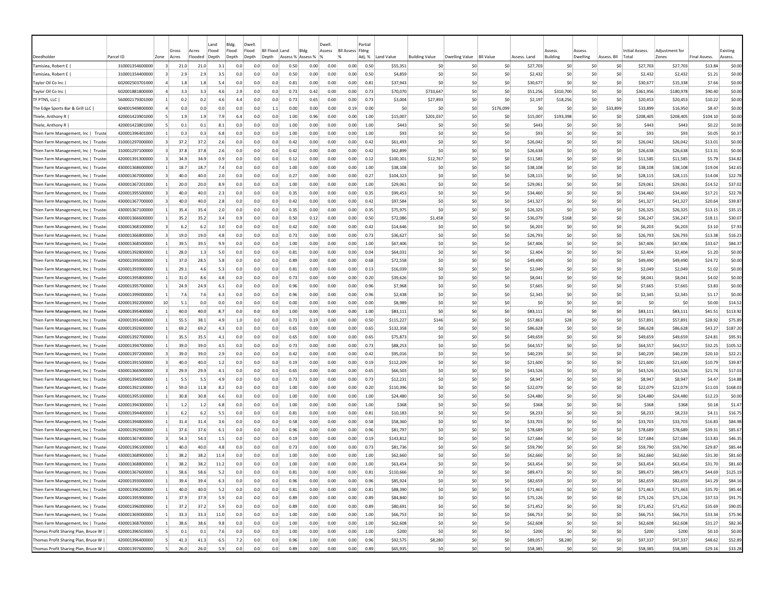| Deedholder | Parcel ID | Zone | Gross Acres | Acres Flooded | Land Flood Depth | Bldg. Flood Depth | Dwell. Flood Depth | Bll Flood Depth | Land Assess % | Bldg Assess % | Dwell. Assess % | Bll Assess % | Partial Flding Adj. % | Land Value | Building Value | Dwelling Value | Bll Value | Assess. Land | Assess. Building | Assess. Dwelling | Assess. Bll | Initial Assess. Total | Adjustment for Zones | Final Assess. | Existing Assess. |
|---|---|---|---|---|---|---|---|---|---|---|---|---|---|---|---|---|---|---|---|---|---|---|---|---|---|
| Tamisiea, Robert E \| | 310001354600000 | 3 | 21.0 | 21.0 | 3.1 | 0.0 | 0.0 | 0.0 | 0.50 | 0.00 | 0.00 | 0.00 | 0.50 | $55,351 | $0 | $0 | $0 | $27,703 | $0 | $0 | $0 | $27,703 | $27,703 | $13.84 | $0.00 |
| Tamisiea, Robert E \| | 310001354400000 | 3 | 2.9 | 2.9 | 3.5 | 0.0 | 0.0 | 0.0 | 0.50 | 0.00 | 0.00 | 0.00 | 0.50 | $4,859 | $0 | $0 | $0 | $2,432 | $0 | $0 | $0 | $2,432 | $2,432 | $1.21 | $0.00 |
| Taylor Oil Co Inc \| | 602002503701000 | 4 | 1.8 | 1.8 | 5.4 | 0.0 | 0.0 | 0.0 | 0.81 | 0.00 | 0.00 | 0.00 | 0.81 | $37,943 | $0 | $0 | $0 | $30,677 | $0 | $0 | $0 | $30,677 | $15,338 | $7.66 | $0.00 |
| Taylor Oil Co Inc \| | 602001881800000 | 4 | 3.3 | 3.3 | 4.6 | 2.9 | 0.0 | 0.0 | 0.73 | 0.42 | 0.00 | 0.00 | 0.73 | $70,070 | $733,647 | $0 | $0 | $51,256 | $310,700 | $0 | $0 | $361,956 | $180,978 | $90.40 | $0.00 |
| TF PTNS, LLC \| | 560002179301000 | 1 | 0.2 | 0.2 | 4.6 | 4.4 | 0.0 | 0.0 | 0.73 | 0.65 | 0.00 | 0.00 | 0.73 | $3,004 | $27,893 | $0 | $0 | $2,197 | $18,256 | $0 | $0 | $20,453 | $20,453 | $10.22 | $0.00 |
| The Edge Sports Bar & Grill LLC \| | 604001949800000 | 4 | 0.0 | 0.0 | 0.0 | 0.0 | 0.0 | 1.1 | 0.00 | 0.00 | 0.00 | 0.19 | 0.00 | $0 | $0 | $0 | $176,099 | $0 | $0 | $0 | $33,899 | $33,899 | $16,950 | $8.47 | $0.00 |
| Thiele, Anthony R \| | 420001423901000 | 5 | 1.9 | 1.9 | 7.9 | 6.4 | 0.0 | 0.0 | 1.00 | 0.96 | 0.00 | 0.00 | 1.00 | $15,007 | $201,037 | $0 | $0 | $15,007 | $193,398 | $0 | $0 | $208,405 | $208,405 | $104.10 | $0.00 |
| Thiele, Anthony R \| | 420001423801000 | 5 | 0.1 | 0.1 | 8.1 | 0.0 | 0.0 | 0.0 | 1.00 | 0.00 | 0.00 | 0.00 | 1.00 | $443 | $0 | $0 | $0 | $443 | $0 | $0 | $0 | $443 | $443 | $0.22 | $0.00 |
| Thien Farm Management, Inc \| Truste | 420001396401000 | 1 | 0.3 | 0.3 | 6.8 | 0.0 | 0.0 | 0.0 | 1.00 | 0.00 | 0.00 | 0.00 | 1.00 | $93 | $0 | $0 | $0 | $93 | $0 | $0 | $0 | $93 | $93 | $0.05 | $0.37 |
| Thien Farm Management, Inc \| Truste | 310001297000000 | 3 | 37.2 | 37.2 | 2.6 | 0.0 | 0.0 | 0.0 | 0.42 | 0.00 | 0.00 | 0.00 | 0.42 | $61,493 | $0 | $0 | $0 | $26,042 | $0 | $0 | $0 | $26,042 | $26,042 | $13.01 | $0.00 |
| Thien Farm Management, Inc \| Truste | 310001297100000 | 3 | 37.8 | 37.8 | 2.6 | 0.0 | 0.0 | 0.0 | 0.42 | 0.00 | 0.00 | 0.00 | 0.42 | $62,899 | $0 | $0 | $0 | $26,638 | $0 | $0 | $0 | $26,638 | $26,638 | $13.31 | $0.00 |
| Thien Farm Management, Inc \| Truste | 420001391300000 | 3 | 34.9 | 34.9 | 0.9 | 0.0 | 0.0 | 0.0 | 0.12 | 0.00 | 0.00 | 0.00 | 0.12 | $100,301 | $12,767 | $0 | $0 | $11,585 | $0 | $0 | $0 | $11,585 | $11,585 | $5.79 | $34.82 |
| Thien Farm Management, Inc \| Truste | 430001368600000 | 1 | 18.7 | 18.7 | 7.4 | 0.0 | 0.0 | 0.0 | 1.00 | 0.00 | 0.00 | 0.00 | 1.00 | $38,108 | $0 | $0 | $0 | $38,108 | $0 | $0 | $0 | $38,108 | $38,108 | $19.04 | $42.65 |
| Thien Farm Management, Inc \| Truste | 430001367000000 | 3 | 40.0 | 40.0 | 2.0 | 0.0 | 0.0 | 0.0 | 0.27 | 0.00 | 0.00 | 0.00 | 0.27 | $104,323 | $0 | $0 | $0 | $28,115 | $0 | $0 | $0 | $28,115 | $28,115 | $14.04 | $22.78 |
| Thien Farm Management, Inc \| Truste | 430001367201000 | 1 | 20.0 | 20.0 | 8.9 | 0.0 | 0.0 | 0.0 | 1.00 | 0.00 | 0.00 | 0.00 | 1.00 | $29,061 | $0 | $0 | $0 | $29,061 | $0 | $0 | $0 | $29,061 | $29,061 | $14.52 | $37.02 |
| Thien Farm Management, Inc \| Truste | 420001395500000 | 3 | 40.0 | 40.0 | 2.3 | 0.0 | 0.0 | 0.0 | 0.35 | 0.00 | 0.00 | 0.00 | 0.35 | $99,453 | $0 | $0 | $0 | $34,460 | $0 | $0 | $0 | $34,460 | $34,460 | $17.21 | $22.78 |
| Thien Farm Management, Inc \| Truste | 430001367700000 | 3 | 40.0 | 40.0 | 2.8 | 0.0 | 0.0 | 0.0 | 0.42 | 0.00 | 0.00 | 0.00 | 0.42 | $97,584 | $0 | $0 | $0 | $41,327 | $0 | $0 | $0 | $41,327 | $41,327 | $20.64 | $39.87 |
| Thien Farm Management, Inc \| Truste | 430001367100000 | 1 | 35.4 | 35.4 | 2.0 | 0.0 | 0.0 | 0.0 | 0.35 | 0.00 | 0.00 | 0.00 | 0.35 | $75,975 | $0 | $0 | $0 | $26,325 | $0 | $0 | $0 | $26,325 | $26,325 | $13.15 | $35.15 |
| Thien Farm Management, Inc \| Truste | 430001366600000 | 1 | 35.2 | 35.2 | 3.4 | 0.9 | 0.0 | 0.0 | 0.50 | 0.12 | 0.00 | 0.00 | 0.50 | $72,086 | $1,458 | $0 | $0 | $36,079 | $168 | $0 | $0 | $36,247 | $36,247 | $18.11 | $30.07 |
| Thien Farm Management, Inc \| Truste | 430001368100000 | 3 | 6.2 | 6.2 | 3.0 | 0.0 | 0.0 | 0.0 | 0.42 | 0.00 | 0.00 | 0.00 | 0.42 | $14,646 | $0 | $0 | $0 | $6,203 | $0 | $0 | $0 | $6,203 | $6,203 | $3.10 | $7.93 |
| Thien Farm Management, Inc \| Truste | 430001366800000 | 3 | 19.0 | 19.0 | 4.8 | 0.0 | 0.0 | 0.0 | 0.73 | 0.00 | 0.00 | 0.00 | 0.73 | $36,627 | $0 | $0 | $0 | $26,793 | $0 | $0 | $0 | $26,793 | $26,793 | $13.38 | $16.23 |
| Thien Farm Management, Inc \| Truste | 430001368500000 | 1 | 39.5 | 39.5 | 9.9 | 0.0 | 0.0 | 0.0 | 1.00 | 0.00 | 0.00 | 0.00 | 1.00 | $67,406 | $0 | $0 | $0 | $67,406 | $0 | $0 | $0 | $67,406 | $67,406 | $33.67 | $84.37 |
| Thien Farm Management, Inc \| Truste | 420001392800000 | 1 | 28.0 | 1.3 | 5.0 | 0.0 | 0.0 | 0.0 | 0.81 | 0.00 | 0.00 | 0.00 | 0.04 | $64,031 | $0 | $0 | $0 | $2,404 | $0 | $0 | $0 | $2,404 | $2,404 | $1.20 | $0.00 |
| Thien Farm Management, Inc \| Truste | 420001395000000 | 1 | 37.0 | 28.5 | 5.8 | 0.0 | 0.0 | 0.0 | 0.89 | 0.00 | 0.00 | 0.00 | 0.68 | $72,558 | $0 | $0 | $0 | $49,490 | $0 | $0 | $0 | $49,490 | $49,490 | $24.72 | $0.00 |
| Thien Farm Management, Inc \| Truste | 420001393900000 | 1 | 29.1 | 4.6 | 5.3 | 0.0 | 0.0 | 0.0 | 0.81 | 0.00 | 0.00 | 0.00 | 0.13 | $16,039 | $0 | $0 | $0 | $2,049 | $0 | $0 | $0 | $2,049 | $2,049 | $1.02 | $0.00 |
| Thien Farm Management, Inc \| Truste | 420001395800000 | 1 | 31.0 | 8.6 | 4.8 | 0.0 | 0.0 | 0.0 | 0.73 | 0.00 | 0.00 | 0.00 | 0.20 | $39,626 | $0 | $0 | $0 | $8,041 | $0 | $0 | $0 | $8,041 | $8,041 | $4.02 | $0.00 |
| Thien Farm Management, Inc \| Truste | 420001395700000 | 1 | 24.9 | 24.9 | 6.1 | 0.0 | 0.0 | 0.0 | 0.96 | 0.00 | 0.00 | 0.00 | 0.96 | $7,968 | $0 | $0 | $0 | $7,665 | $0 | $0 | $0 | $7,665 | $7,665 | $3.83 | $0.00 |
| Thien Farm Management, Inc \| Truste | 420001399000000 | 1 | 7.6 | 7.6 | 6.3 | 0.0 | 0.0 | 0.0 | 0.96 | 0.00 | 0.00 | 0.00 | 0.96 | $2,438 | $0 | $0 | $0 | $2,345 | $0 | $0 | $0 | $2,345 | $2,345 | $1.17 | $0.00 |
| Thien Farm Management, Inc \| Truste | 420001392200000 | 10 | 5.1 | 0.0 | 0.0 | 0.0 | 0.0 | 0.0 | 0.00 | 0.00 | 0.00 | 0.00 | 0.00 | $8,989 | $0 | $0 | $0 | $0 | $0 | $0 | $0 | $0 | $0 | $0.00 | $14.52 |
| Thien Farm Management, Inc \| Truste | 420001395400000 | 1 | 40.0 | 40.0 | 8.7 | 0.0 | 0.0 | 0.0 | 1.00 | 0.00 | 0.00 | 0.00 | 1.00 | $83,111 | $0 | $0 | $0 | $83,111 | $0 | $0 | $0 | $83,111 | $83,111 | $41.51 | $113.92 |
| Thien Farm Management, Inc \| Truste | 420001391400000 | 1 | 55.5 | 38.1 | 4.9 | 1.0 | 0.0 | 0.0 | 0.73 | 0.19 | 0.00 | 0.00 | 0.50 | $115,227 | $146 | $0 | $0 | $57,863 | $28 | $0 | $0 | $57,891 | $57,891 | $28.92 | $75.89 |
| Thien Farm Management, Inc \| Truste | 420001392600000 | 1 | 69.2 | 69.2 | 4.3 | 0.0 | 0.0 | 0.0 | 0.65 | 0.00 | 0.00 | 0.00 | 0.65 | $132,358 | $0 | $0 | $0 | $86,628 | $0 | $0 | $0 | $86,628 | $86,628 | $43.27 | $187.20 |
| Thien Farm Management, Inc \| Truste | 420001392700000 | 1 | 35.5 | 35.5 | 4.1 | 0.0 | 0.0 | 0.0 | 0.65 | 0.00 | 0.00 | 0.00 | 0.65 | $75,873 | $0 | $0 | $0 | $49,659 | $0 | $0 | $0 | $49,659 | $49,659 | $24.81 | $95.91 |
| Thien Farm Management, Inc \| Truste | 420001394700000 | 1 | 39.0 | 39.0 | 4.5 | 0.0 | 0.0 | 0.0 | 0.73 | 0.00 | 0.00 | 0.00 | 0.73 | $88,253 | $0 | $0 | $0 | $64,557 | $0 | $0 | $0 | $64,557 | $64,557 | $32.25 | $105.52 |
| Thien Farm Management, Inc \| Truste | 420001397200000 | 3 | 39.0 | 39.0 | 2.9 | 0.0 | 0.0 | 0.0 | 0.42 | 0.00 | 0.00 | 0.00 | 0.42 | $95,016 | $0 | $0 | $0 | $40,239 | $0 | $0 | $0 | $40,239 | $40,239 | $20.10 | $22.21 |
| Thien Farm Management, Inc \| Truste | 420001391500000 | 3 | 40.0 | 40.0 | 1.2 | 0.0 | 0.0 | 0.0 | 0.19 | 0.00 | 0.00 | 0.00 | 0.19 | $112,209 | $0 | $0 | $0 | $21,600 | $0 | $0 | $0 | $21,600 | $21,600 | $10.79 | $39.87 |
| Thien Farm Management, Inc \| Truste | 430001366900000 | 3 | 29.9 | 29.9 | 4.1 | 0.0 | 0.0 | 0.0 | 0.65 | 0.00 | 0.00 | 0.00 | 0.65 | $66,503 | $0 | $0 | $0 | $43,526 | $0 | $0 | $0 | $43,526 | $43,526 | $21.74 | $17.03 |
| Thien Farm Management, Inc \| Truste | 420001394500000 | 1 | 5.5 | 5.5 | 4.9 | 0.0 | 0.0 | 0.0 | 0.73 | 0.00 | 0.00 | 0.00 | 0.73 | $12,231 | $0 | $0 | $0 | $8,947 | $0 | $0 | $0 | $8,947 | $8,947 | $4.47 | $14.88 |
| Thien Farm Management, Inc \| Truste | 420001392100000 | 1 | 59.0 | 11.8 | 8.2 | 0.0 | 0.0 | 0.0 | 1.00 | 0.00 | 0.00 | 0.00 | 0.20 | $110,396 | $0 | $0 | $0 | $22,079 | $0 | $0 | $0 | $22,079 | $22,079 | $11.03 | $168.03 |
| Thien Farm Management, Inc \| Truste | 420001395100000 | 1 | 30.8 | 30.8 | 6.6 | 0.0 | 0.0 | 0.0 | 1.00 | 0.00 | 0.00 | 0.00 | 1.00 | $24,480 | $0 | $0 | $0 | $24,480 | $0 | $0 | $0 | $24,480 | $24,480 | $12.23 | $0.00 |
| Thien Farm Management, Inc \| Truste | 420001394300000 | 1 | 1.2 | 1.2 | 6.8 | 0.0 | 0.0 | 0.0 | 1.00 | 0.00 | 0.00 | 0.00 | 1.00 | $368 | $0 | $0 | $0 | $368 | $0 | $0 | $0 | $368 | $368 | $0.18 | $1.47 |
| Thien Farm Management, Inc \| Truste | 420001394400000 | 1 | 6.2 | 6.2 | 5.5 | 0.0 | 0.0 | 0.0 | 0.81 | 0.00 | 0.00 | 0.00 | 0.81 | $10,183 | $0 | $0 | $0 | $8,233 | $0 | $0 | $0 | $8,233 | $8,233 | $4.11 | $16.75 |
| Thien Farm Management, Inc \| Truste | 420001394800000 | 1 | 31.4 | 31.4 | 3.6 | 0.0 | 0.0 | 0.0 | 0.58 | 0.00 | 0.00 | 0.00 | 0.58 | $58,360 | $0 | $0 | $0 | $33,703 | $0 | $0 | $0 | $33,703 | $33,703 | $16.83 | $84.98 |
| Thien Farm Management, Inc \| Truste | 420001392900000 | 1 | 37.6 | 37.6 | 6.1 | 0.0 | 0.0 | 0.0 | 0.96 | 0.00 | 0.00 | 0.00 | 0.96 | $81,797 | $0 | $0 | $0 | $78,689 | $0 | $0 | $0 | $78,689 | $78,689 | $39.31 | $85.67 |
| Thien Farm Management, Inc \| Truste | 430001367400000 | 3 | 54.3 | 54.3 | 1.5 | 0.0 | 0.0 | 0.0 | 0.19 | 0.00 | 0.00 | 0.00 | 0.19 | $143,812 | $0 | $0 | $0 | $27,684 | $0 | $0 | $0 | $27,684 | $27,684 | $13.83 | $46.35 |
| Thien Farm Management, Inc \| Truste | 420001396100000 | 1 | 40.0 | 40.0 | 4.8 | 0.0 | 0.0 | 0.0 | 0.73 | 0.00 | 0.00 | 0.00 | 0.73 | $81,736 | $0 | $0 | $0 | $59,790 | $0 | $0 | $0 | $59,790 | $59,790 | $29.87 | $85.44 |
| Thien Farm Management, Inc \| Truste | 430001368900000 | 1 | 38.2 | 38.2 | 11.4 | 0.0 | 0.0 | 0.0 | 1.00 | 0.00 | 0.00 | 0.00 | 1.00 | $62,660 | $0 | $0 | $0 | $62,660 | $0 | $0 | $0 | $62,660 | $62,660 | $31.30 | $81.60 |
| Thien Farm Management, Inc \| Truste | 430001368800000 | 1 | 38.2 | 38.2 | 11.2 | 0.0 | 0.0 | 0.0 | 1.00 | 0.00 | 0.00 | 0.00 | 1.00 | $63,454 | $0 | $0 | $0 | $63,454 | $0 | $0 | $0 | $63,454 | $63,454 | $31.70 | $81.60 |
| Thien Farm Management, Inc \| Truste | 430001367600000 | 1 | 58.6 | 58.6 | 5.2 | 0.0 | 0.0 | 0.0 | 0.81 | 0.00 | 0.00 | 0.00 | 0.81 | $110,666 | $0 | $0 | $0 | $89,473 | $0 | $0 | $0 | $89,473 | $89,473 | $44.69 | $125.19 |
| Thien Farm Management, Inc \| Truste | 420001393000000 | 1 | 39.4 | 39.4 | 6.3 | 0.0 | 0.0 | 0.0 | 0.96 | 0.00 | 0.00 | 0.00 | 0.96 | $85,924 | $0 | $0 | $0 | $82,659 | $0 | $0 | $0 | $82,659 | $82,659 | $41.29 | $84.16 |
| Thien Farm Management, Inc \| Truste | 420001396200000 | 1 | 40.0 | 40.0 | 5.2 | 0.0 | 0.0 | 0.0 | 0.81 | 0.00 | 0.00 | 0.00 | 0.81 | $88,390 | $0 | $0 | $0 | $71,463 | $0 | $0 | $0 | $71,463 | $71,463 | $35.70 | $85.44 |
| Thien Farm Management, Inc \| Truste | 420001395900000 | 1 | 37.9 | 37.9 | 5.9 | 0.0 | 0.0 | 0.0 | 0.89 | 0.00 | 0.00 | 0.00 | 0.89 | $84,840 | $0 | $0 | $0 | $75,126 | $0 | $0 | $0 | $75,126 | $75,126 | $37.53 | $91.75 |
| Thien Farm Management, Inc \| Truste | 420001396000000 | 1 | 37.2 | 37.2 | 5.9 | 0.0 | 0.0 | 0.0 | 0.89 | 0.00 | 0.00 | 0.00 | 0.89 | $80,691 | $0 | $0 | $0 | $71,452 | $0 | $0 | $0 | $71,452 | $71,452 | $35.69 | $90.05 |
| Thien Farm Management, Inc \| Truste | 430001369000000 | 1 | 33.3 | 33.3 | 11.0 | 0.0 | 0.0 | 0.0 | 1.00 | 0.00 | 0.00 | 0.00 | 1.00 | $66,753 | $0 | $0 | $0 | $66,753 | $0 | $0 | $0 | $66,753 | $66,753 | $33.34 | $75.96 |
| Thien Farm Management, Inc \| Truste | 430001368700000 | 1 | 38.6 | 38.6 | 9.8 | 0.0 | 0.0 | 0.0 | 1.00 | 0.00 | 0.00 | 0.00 | 1.00 | $62,608 | $0 | $0 | $0 | $62,608 | $0 | $0 | $0 | $62,608 | $62,608 | $31.27 | $82.36 |
| Thomas Profit Sharing Plan, Bruce W \| | 420001396501000 | 5 | 0.1 | 0.1 | 7.6 | 0.0 | 0.0 | 0.0 | 1.00 | 0.00 | 0.00 | 0.00 | 1.00 | $200 | $0 | $0 | $0 | $200 | $0 | $0 | $0 | $200 | $200 | $0.10 | $0.00 |
| Thomas Profit Sharing Plan, Bruce W \| | 420001396400000 | 5 | 41.3 | 41.3 | 6.5 | 7.2 | 0.0 | 0.0 | 0.96 | 1.00 | 0.00 | 0.00 | 0.96 | $92,575 | $8,280 | $0 | $0 | $89,057 | $8,280 | $0 | $0 | $97,337 | $97,337 | $48.62 | $52.89 |
| Thomas Profit Sharing Plan, Bruce W \| | 420001397600000 | 5 | 26.0 | 26.0 | 5.9 | 0.0 | 0.0 | 0.0 | 0.89 | 0.00 | 0.00 | 0.00 | 0.89 | $65,935 | $0 | $0 | $0 | $58,385 | $0 | $0 | $0 | $58,385 | $58,385 | $29.16 | $33.28 |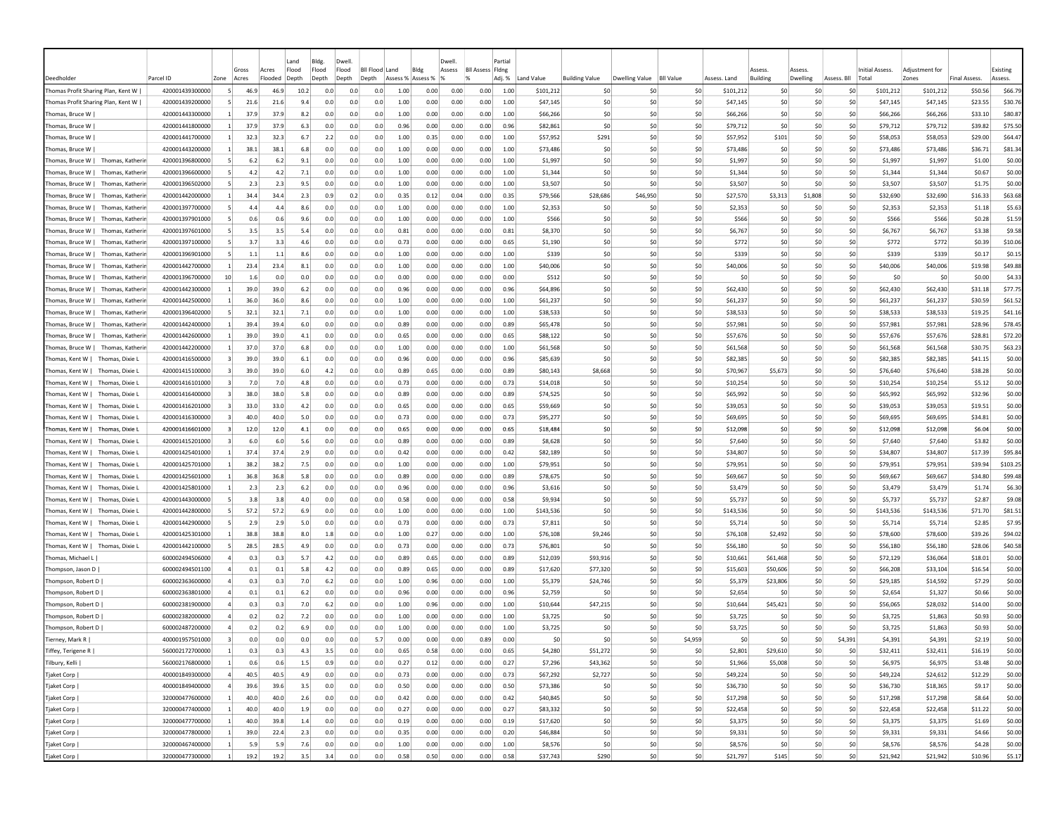| Deedholder | Parcel ID | Zone | Gross Acres | Acres Flooded | Land Flood Depth | Bldg. Flood Depth | Dwell. Flood Depth | Bll Flood Depth | Land Assess % | Bldg Assess % | Dwell. Assess % | Bll Assess % | Partial Fldng Adj. % | Land Value | Building Value | Dwelling Value | Bll Value | Assess. Land | Assess. Building | Assess. Dwelling | Assess. Bll | Initial Assess. Total | Adjustment for Zones | Final Assess. | Existing Assess. |
|---|---|---|---|---|---|---|---|---|---|---|---|---|---|---|---|---|---|---|---|---|---|---|---|---|---|
| Thomas Profit Sharing Plan, Kent W \| | 420001439300000 | 5 | 46.9 | 46.9 | 10.2 | 0.0 | 0.0 | 0.0 | 1.00 | 0.00 | 0.00 | 0.00 | 1.00 | $101,212 | $0 | $0 | $0 | $101,212 | $0 | $0 | $0 | $101,212 | $101,212 | $50.56 | $66.79 |
| Thomas Profit Sharing Plan, Kent W \| | 420001439200000 | 5 | 21.6 | 21.6 | 9.4 | 0.0 | 0.0 | 0.0 | 1.00 | 0.00 | 0.00 | 0.00 | 1.00 | $47,145 | $0 | $0 | $0 | $47,145 | $0 | $0 | $0 | $47,145 | $47,145 | $23.55 | $30.76 |
| Thomas, Bruce W \| | 420001443300000 | 1 | 37.9 | 37.9 | 8.2 | 0.0 | 0.0 | 0.0 | 1.00 | 0.00 | 0.00 | 0.00 | 1.00 | $66,266 | $0 | $0 | $0 | $66,266 | $0 | $0 | $0 | $66,266 | $66,266 | $33.10 | $80.87 |
| Thomas, Bruce W \| | 420001441800000 | 1 | 37.9 | 37.9 | 6.3 | 0.0 | 0.0 | 0.0 | 0.96 | 0.00 | 0.00 | 0.00 | 0.96 | $82,861 | $0 | $0 | $0 | $79,712 | $0 | $0 | $0 | $79,712 | $79,712 | $39.82 | $75.50 |
| Thomas, Bruce W \| | 420001441700000 | 1 | 32.3 | 32.3 | 6.7 | 2.2 | 0.0 | 0.0 | 1.00 | 0.35 | 0.00 | 0.00 | 1.00 | $57,952 | $291 | $0 | $0 | $57,952 | $101 | $0 | $0 | $58,053 | $58,053 | $29.00 | $64.47 |
| Thomas, Bruce W \| | 420001443200000 | 1 | 38.1 | 38.1 | 6.8 | 0.0 | 0.0 | 0.0 | 1.00 | 0.00 | 0.00 | 0.00 | 1.00 | $73,486 | $0 | $0 | $0 | $73,486 | $0 | $0 | $0 | $73,486 | $73,486 | $36.71 | $81.34 |
| Thomas, Bruce W \| Thomas, Katherin | 420001396800000 | 5 | 6.2 | 6.2 | 9.1 | 0.0 | 0.0 | 0.0 | 1.00 | 0.00 | 0.00 | 0.00 | 1.00 | $1,997 | $0 | $0 | $0 | $1,997 | $0 | $0 | $0 | $1,997 | $1,997 | $1.00 | $0.00 |
| Thomas, Bruce W \| Thomas, Katherin | 420001396600000 | 5 | 4.2 | 4.2 | 7.1 | 0.0 | 0.0 | 0.0 | 1.00 | 0.00 | 0.00 | 0.00 | 1.00 | $1,344 | $0 | $0 | $0 | $1,344 | $0 | $0 | $0 | $1,344 | $1,344 | $0.67 | $0.00 |
| Thomas, Bruce W \| Thomas, Katherin | 420001396502000 | 5 | 2.3 | 2.3 | 9.5 | 0.0 | 0.0 | 0.0 | 1.00 | 0.00 | 0.00 | 0.00 | 1.00 | $3,507 | $0 | $0 | $0 | $3,507 | $0 | $0 | $0 | $3,507 | $3,507 | $1.75 | $0.00 |
| Thomas, Bruce W \| Thomas, Katherin | 420001442000000 | 1 | 34.4 | 34.4 | 2.3 | 0.9 | 0.2 | 0.0 | 0.35 | 0.12 | 0.04 | 0.00 | 0.35 | $79,566 | $28,686 | $46,950 | $0 | $27,570 | $3,313 | $1,808 | $0 | $32,690 | $32,690 | $16.33 | $63.68 |
| Thomas, Bruce W \| Thomas, Katherin | 420001397700000 | 5 | 4.4 | 4.4 | 8.6 | 0.0 | 0.0 | 0.0 | 1.00 | 0.00 | 0.00 | 0.00 | 1.00 | $2,353 | $0 | $0 | $0 | $2,353 | $0 | $0 | $0 | $2,353 | $2,353 | $1.18 | $5.63 |
| Thomas, Bruce W \| Thomas, Katherin | 420001397901000 | 5 | 0.6 | 0.6 | 9.6 | 0.0 | 0.0 | 0.0 | 1.00 | 0.00 | 0.00 | 0.00 | 1.00 | $566 | $0 | $0 | $0 | $566 | $0 | $0 | $0 | $566 | $566 | $0.28 | $1.59 |
| Thomas, Bruce W \| Thomas, Katherin | 420001397601000 | 5 | 3.5 | 3.5 | 5.4 | 0.0 | 0.0 | 0.0 | 0.81 | 0.00 | 0.00 | 0.00 | 0.81 | $8,370 | $0 | $0 | $0 | $6,767 | $0 | $0 | $0 | $6,767 | $6,767 | $3.38 | $9.58 |
| Thomas, Bruce W \| Thomas, Katherin | 420001397100000 | 5 | 3.7 | 3.3 | 4.6 | 0.0 | 0.0 | 0.0 | 0.73 | 0.00 | 0.00 | 0.00 | 0.65 | $1,190 | $0 | $0 | $0 | $772 | $0 | $0 | $0 | $772 | $772 | $0.39 | $10.06 |
| Thomas, Bruce W \| Thomas, Katherin | 420001396901000 | 5 | 1.1 | 1.1 | 8.6 | 0.0 | 0.0 | 0.0 | 1.00 | 0.00 | 0.00 | 0.00 | 1.00 | $339 | $0 | $0 | $0 | $339 | $0 | $0 | $0 | $339 | $339 | $0.17 | $0.15 |
| Thomas, Bruce W \| Thomas, Katherin | 420001442700000 | 1 | 23.4 | 23.4 | 8.1 | 0.0 | 0.0 | 0.0 | 1.00 | 0.00 | 0.00 | 0.00 | 1.00 | $40,006 | $0 | $0 | $0 | $40,006 | $0 | $0 | $0 | $40,006 | $40,006 | $19.98 | $49.88 |
| Thomas, Bruce W \| Thomas, Katherin | 420001396700000 | 10 | 1.6 | 0.0 | 0.0 | 0.0 | 0.0 | 0.0 | 0.00 | 0.00 | 0.00 | 0.00 | 0.00 | $512 | $0 | $0 | $0 | $0 | $0 | $0 | $0 | $0 | $0 | $0.00 | $4.33 |
| Thomas, Bruce W \| Thomas, Katherin | 420001442300000 | 1 | 39.0 | 39.0 | 6.2 | 0.0 | 0.0 | 0.0 | 0.96 | 0.00 | 0.00 | 0.00 | 0.96 | $64,896 | $0 | $0 | $0 | $62,430 | $0 | $0 | $0 | $62,430 | $62,430 | $31.18 | $77.75 |
| Thomas, Bruce W \| Thomas, Katherin | 420001442500000 | 1 | 36.0 | 36.0 | 8.6 | 0.0 | 0.0 | 0.0 | 1.00 | 0.00 | 0.00 | 0.00 | 1.00 | $61,237 | $0 | $0 | $0 | $61,237 | $0 | $0 | $0 | $61,237 | $61,237 | $30.59 | $61.52 |
| Thomas, Bruce W \| Thomas, Katherin | 420001396402000 | 5 | 32.1 | 32.1 | 7.1 | 0.0 | 0.0 | 0.0 | 1.00 | 0.00 | 0.00 | 0.00 | 1.00 | $38,533 | $0 | $0 | $0 | $38,533 | $0 | $0 | $0 | $38,533 | $38,533 | $19.25 | $41.16 |
| Thomas, Bruce W \| Thomas, Katherin | 420001442400000 | 1 | 39.4 | 39.4 | 6.0 | 0.0 | 0.0 | 0.0 | 0.89 | 0.00 | 0.00 | 0.00 | 0.89 | $65,478 | $0 | $0 | $0 | $57,981 | $0 | $0 | $0 | $57,981 | $57,981 | $28.96 | $78.45 |
| Thomas, Bruce W \| Thomas, Katherin | 420001442600000 | 1 | 39.0 | 39.0 | 4.1 | 0.0 | 0.0 | 0.0 | 0.65 | 0.00 | 0.00 | 0.00 | 0.65 | $88,122 | $0 | $0 | $0 | $57,676 | $0 | $0 | $0 | $57,676 | $57,676 | $28.81 | $72.20 |
| Thomas, Bruce W \| Thomas, Katherin | 420001442200000 | 1 | 37.0 | 37.0 | 6.8 | 0.0 | 0.0 | 0.0 | 1.00 | 0.00 | 0.00 | 0.00 | 1.00 | $61,568 | $0 | $0 | $0 | $61,568 | $0 | $0 | $0 | $61,568 | $61,568 | $30.75 | $63.23 |
| Thomas, Kent W \| Thomas, Dixie L | 420001416500000 | 3 | 39.0 | 39.0 | 6.1 | 0.0 | 0.0 | 0.0 | 0.96 | 0.00 | 0.00 | 0.00 | 0.96 | $85,639 | $0 | $0 | $0 | $82,385 | $0 | $0 | $0 | $82,385 | $82,385 | $41.15 | $0.00 |
| Thomas, Kent W \| Thomas, Dixie L | 420001415100000 | 3 | 39.0 | 39.0 | 6.0 | 4.2 | 0.0 | 0.0 | 0.89 | 0.65 | 0.00 | 0.00 | 0.89 | $80,143 | $8,668 | $0 | $0 | $70,967 | $5,673 | $0 | $0 | $76,640 | $76,640 | $38.28 | $0.00 |
| Thomas, Kent W \| Thomas, Dixie L | 420001416101000 | 3 | 7.0 | 7.0 | 4.8 | 0.0 | 0.0 | 0.0 | 0.73 | 0.00 | 0.00 | 0.00 | 0.73 | $14,018 | $0 | $0 | $0 | $10,254 | $0 | $0 | $0 | $10,254 | $10,254 | $5.12 | $0.00 |
| Thomas, Kent W \| Thomas, Dixie L | 420001416400000 | 3 | 38.0 | 38.0 | 5.8 | 0.0 | 0.0 | 0.0 | 0.89 | 0.00 | 0.00 | 0.00 | 0.89 | $74,525 | $0 | $0 | $0 | $65,992 | $0 | $0 | $0 | $65,992 | $65,992 | $32.96 | $0.00 |
| Thomas, Kent W \| Thomas, Dixie L | 420001416201000 | 3 | 33.0 | 33.0 | 4.2 | 0.0 | 0.0 | 0.0 | 0.65 | 0.00 | 0.00 | 0.00 | 0.65 | $59,669 | $0 | $0 | $0 | $39,053 | $0 | $0 | $0 | $39,053 | $39,053 | $19.51 | $0.00 |
| Thomas, Kent W \| Thomas, Dixie L | 420001416300000 | 3 | 40.0 | 40.0 | 5.0 | 0.0 | 0.0 | 0.0 | 0.73 | 0.00 | 0.00 | 0.00 | 0.73 | $95,277 | $0 | $0 | $0 | $69,695 | $0 | $0 | $0 | $69,695 | $69,695 | $34.81 | $0.00 |
| Thomas, Kent W \| Thomas, Dixie L | 420001416601000 | 3 | 12.0 | 12.0 | 4.1 | 0.0 | 0.0 | 0.0 | 0.65 | 0.00 | 0.00 | 0.00 | 0.65 | $18,484 | $0 | $0 | $0 | $12,098 | $0 | $0 | $0 | $12,098 | $12,098 | $6.04 | $0.00 |
| Thomas, Kent W \| Thomas, Dixie L | 420001415201000 | 3 | 6.0 | 6.0 | 5.6 | 0.0 | 0.0 | 0.0 | 0.89 | 0.00 | 0.00 | 0.00 | 0.89 | $8,628 | $0 | $0 | $0 | $7,640 | $0 | $0 | $0 | $7,640 | $7,640 | $3.82 | $0.00 |
| Thomas, Kent W \| Thomas, Dixie L | 420001425401000 | 1 | 37.4 | 37.4 | 2.9 | 0.0 | 0.0 | 0.0 | 0.42 | 0.00 | 0.00 | 0.00 | 0.42 | $82,189 | $0 | $0 | $0 | $34,807 | $0 | $0 | $0 | $34,807 | $34,807 | $17.39 | $95.84 |
| Thomas, Kent W \| Thomas, Dixie L | 420001425701000 | 1 | 38.2 | 38.2 | 7.5 | 0.0 | 0.0 | 0.0 | 1.00 | 0.00 | 0.00 | 0.00 | 1.00 | $79,951 | $0 | $0 | $0 | $79,951 | $0 | $0 | $0 | $79,951 | $79,951 | $39.94 | $103.25 |
| Thomas, Kent W \| Thomas, Dixie L | 420001425601000 | 1 | 36.8 | 36.8 | 5.8 | 0.0 | 0.0 | 0.0 | 0.89 | 0.00 | 0.00 | 0.00 | 0.89 | $78,675 | $0 | $0 | $0 | $69,667 | $0 | $0 | $0 | $69,667 | $69,667 | $34.80 | $99.48 |
| Thomas, Kent W \| Thomas, Dixie L | 420001425801000 | 1 | 2.3 | 2.3 | 6.2 | 0.0 | 0.0 | 0.0 | 0.96 | 0.00 | 0.00 | 0.00 | 0.96 | $3,616 | $0 | $0 | $0 | $3,479 | $0 | $0 | $0 | $3,479 | $3,479 | $1.74 | $6.30 |
| Thomas, Kent W \| Thomas, Dixie L | 420001443000000 | 5 | 3.8 | 3.8 | 4.0 | 0.0 | 0.0 | 0.0 | 0.58 | 0.00 | 0.00 | 0.00 | 0.58 | $9,934 | $0 | $0 | $0 | $5,737 | $0 | $0 | $0 | $5,737 | $5,737 | $2.87 | $9.08 |
| Thomas, Kent W \| Thomas, Dixie L | 420001442800000 | 5 | 57.2 | 57.2 | 6.9 | 0.0 | 0.0 | 0.0 | 1.00 | 0.00 | 0.00 | 0.00 | 1.00 | $143,536 | $0 | $0 | $0 | $143,536 | $0 | $0 | $0 | $143,536 | $143,536 | $71.70 | $81.51 |
| Thomas, Kent W \| Thomas, Dixie L | 420001442900000 | 5 | 2.9 | 2.9 | 5.0 | 0.0 | 0.0 | 0.0 | 0.73 | 0.00 | 0.00 | 0.00 | 0.73 | $7,811 | $0 | $0 | $0 | $5,714 | $0 | $0 | $0 | $5,714 | $5,714 | $2.85 | $7.95 |
| Thomas, Kent W \| Thomas, Dixie L | 420001425301000 | 1 | 38.8 | 38.8 | 8.0 | 1.8 | 0.0 | 0.0 | 1.00 | 0.27 | 0.00 | 0.00 | 1.00 | $76,108 | $9,246 | $0 | $0 | $76,108 | $2,492 | $0 | $0 | $78,600 | $78,600 | $39.26 | $94.02 |
| Thomas, Kent W \| Thomas, Dixie L | 420001442100000 | 5 | 28.5 | 28.5 | 4.9 | 0.0 | 0.0 | 0.0 | 0.73 | 0.00 | 0.00 | 0.00 | 0.73 | $76,801 | $0 | $0 | $0 | $56,180 | $0 | $0 | $0 | $56,180 | $56,180 | $28.06 | $40.58 |
| Thomas, Michael L \| | 600002494506000 | 4 | 0.3 | 0.3 | 5.7 | 4.2 | 0.0 | 0.0 | 0.89 | 0.65 | 0.00 | 0.00 | 0.89 | $12,039 | $93,916 | $0 | $0 | $10,661 | $61,468 | $0 | $0 | $72,129 | $36,064 | $18.01 | $0.00 |
| Thompson, Jason D \| | 600002494501100 | 4 | 0.1 | 0.1 | 5.8 | 4.2 | 0.0 | 0.0 | 0.89 | 0.65 | 0.00 | 0.00 | 0.89 | $17,620 | $77,320 | $0 | $0 | $15,603 | $50,606 | $0 | $0 | $66,208 | $33,104 | $16.54 | $0.00 |
| Thompson, Robert D \| | 600002363600000 | 4 | 0.3 | 0.3 | 7.0 | 6.2 | 0.0 | 0.0 | 1.00 | 0.96 | 0.00 | 0.00 | 1.00 | $5,379 | $24,746 | $0 | $0 | $5,379 | $23,806 | $0 | $0 | $29,185 | $14,592 | $7.29 | $0.00 |
| Thompson, Robert D \| | 600002363801000 | 4 | 0.1 | 0.1 | 6.2 | 0.0 | 0.0 | 0.0 | 0.96 | 0.00 | 0.00 | 0.00 | 0.96 | $2,759 | $0 | $0 | $0 | $2,654 | $0 | $0 | $0 | $2,654 | $1,327 | $0.66 | $0.00 |
| Thompson, Robert D \| | 600002381900000 | 4 | 0.3 | 0.3 | 7.0 | 6.2 | 0.0 | 0.0 | 1.00 | 0.96 | 0.00 | 0.00 | 1.00 | $10,644 | $47,215 | $0 | $0 | $10,644 | $45,421 | $0 | $0 | $56,065 | $28,032 | $14.00 | $0.00 |
| Thompson, Robert D \| | 600002382000000 | 4 | 0.2 | 0.2 | 7.2 | 0.0 | 0.0 | 0.0 | 1.00 | 0.00 | 0.00 | 0.00 | 1.00 | $3,725 | $0 | $0 | $0 | $3,725 | $0 | $0 | $0 | $3,725 | $1,863 | $0.93 | $0.00 |
| Thompson, Robert D \| | 600002487200000 | 4 | 0.2 | 0.2 | 6.9 | 0.0 | 0.0 | 0.0 | 1.00 | 0.00 | 0.00 | 0.00 | 1.00 | $3,725 | $0 | $0 | $0 | $3,725 | $0 | $0 | $0 | $3,725 | $1,863 | $0.93 | $0.00 |
| Tierney, Mark R \| | 400001957501000 | 3 | 0.0 | 0.0 | 0.0 | 0.0 | 0.0 | 5.7 | 0.00 | 0.00 | 0.00 | 0.89 | 0.00 | $0 | $0 | $0 | $4,959 | $0 | $0 | $0 | $4,391 | $4,391 | $4,391 | $2.19 | $0.00 |
| Tiffey, Terigene R \| | 560002172700000 | 1 | 0.3 | 0.3 | 4.3 | 3.5 | 0.0 | 0.0 | 0.65 | 0.58 | 0.00 | 0.00 | 0.65 | $4,280 | $51,272 | $0 | $0 | $2,801 | $29,610 | $0 | $0 | $32,411 | $32,411 | $16.19 | $0.00 |
| Tilbury, Kelli \| | 560002176800000 | 1 | 0.6 | 0.6 | 1.5 | 0.9 | 0.0 | 0.0 | 0.27 | 0.12 | 0.00 | 0.00 | 0.27 | $7,296 | $43,362 | $0 | $0 | $1,966 | $5,008 | $0 | $0 | $6,975 | $6,975 | $3.48 | $0.00 |
| Tjaket Corp \| | 400001849300000 | 4 | 40.5 | 40.5 | 4.9 | 0.0 | 0.0 | 0.0 | 0.73 | 0.00 | 0.00 | 0.00 | 0.73 | $67,292 | $2,727 | $0 | $0 | $49,224 | $0 | $0 | $0 | $49,224 | $24,612 | $12.29 | $0.00 |
| Tjaket Corp \| | 400001849400000 | 4 | 39.6 | 39.6 | 3.5 | 0.0 | 0.0 | 0.0 | 0.50 | 0.00 | 0.00 | 0.00 | 0.50 | $73,386 | $0 | $0 | $0 | $36,730 | $0 | $0 | $0 | $36,730 | $18,365 | $9.17 | $0.00 |
| Tjaket Corp \| | 320000477600000 | 1 | 40.0 | 40.0 | 2.6 | 0.0 | 0.0 | 0.0 | 0.42 | 0.00 | 0.00 | 0.00 | 0.42 | $40,845 | $0 | $0 | $0 | $17,298 | $0 | $0 | $0 | $17,298 | $17,298 | $8.64 | $0.00 |
| Tjaket Corp \| | 320000477400000 | 1 | 40.0 | 40.0 | 1.9 | 0.0 | 0.0 | 0.0 | 0.27 | 0.00 | 0.00 | 0.00 | 0.27 | $83,332 | $0 | $0 | $0 | $22,458 | $0 | $0 | $0 | $22,458 | $22,458 | $11.22 | $0.00 |
| Tjaket Corp \| | 320000477700000 | 1 | 40.0 | 39.8 | 1.4 | 0.0 | 0.0 | 0.0 | 0.19 | 0.00 | 0.00 | 0.00 | 0.19 | $17,620 | $0 | $0 | $0 | $3,375 | $0 | $0 | $0 | $3,375 | $3,375 | $1.69 | $0.00 |
| Tjaket Corp \| | 320000477800000 | 1 | 39.0 | 22.4 | 2.3 | 0.0 | 0.0 | 0.0 | 0.35 | 0.00 | 0.00 | 0.00 | 0.20 | $46,884 | $0 | $0 | $0 | $9,331 | $0 | $0 | $0 | $9,331 | $9,331 | $4.66 | $0.00 |
| Tjaket Corp \| | 320000467400000 | 1 | 5.9 | 5.9 | 7.6 | 0.0 | 0.0 | 0.0 | 1.00 | 0.00 | 0.00 | 0.00 | 1.00 | $8,576 | $0 | $0 | $0 | $8,576 | $0 | $0 | $0 | $8,576 | $8,576 | $4.28 | $0.00 |
| Tjaket Corp \| | 320000477300000 | 1 | 19.2 | 19.2 | 3.5 | 3.4 | 0.0 | 0.0 | 0.58 | 0.50 | 0.00 | 0.00 | 0.58 | $37,743 | $290 | $0 | $0 | $21,797 | $145 | $0 | $0 | $21,942 | $21,942 | $10.96 | $5.17 |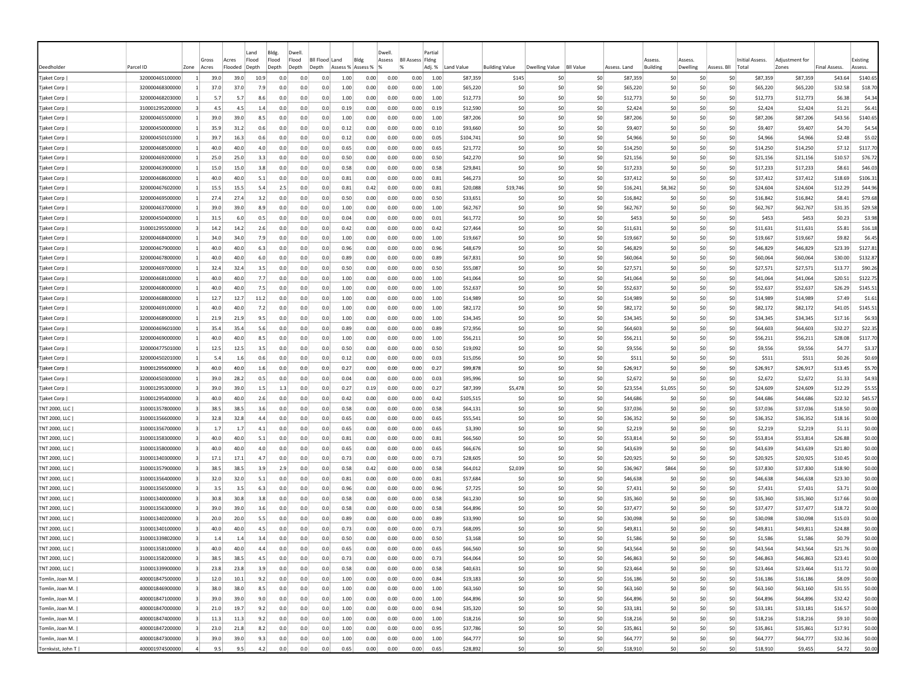| Deedholder | Parcel ID | Zone | Gross Acres | Acres Flooded | Land Flood Depth | Bldg. Flood Depth | Dwell. Flood Depth | Bll Flood Depth | Land Assess % | Bldg Assess % | Dwell. Assess % | Bll Assess % | Partial Flding Adj. % | Land Value | Building Value | Dwelling Value | Bll Value | Assess. Land | Assess. Building | Assess. Dwelling | Assess. Bll | Initial Assess. Total | Adjustment for Zones | Final Assess. | Existing Assess. |
|---|---|---|---|---|---|---|---|---|---|---|---|---|---|---|---|---|---|---|---|---|---|---|---|---|---|
| Tjaket Corp \| | 320000465100000 | 1 | 39.0 | 39.0 | 10.9 | 0.0 | 0.0 | 0.0 | 1.00 | 0.00 | 0.00 | 0.00 | 1.00 | $87,359 | $145 | $0 | $0 | $87,359 | $0 | $0 | $0 | $87,359 | $87,359 | $43.64 | $140.65 |
| Tjaket Corp \| | 320000468300000 | 1 | 37.0 | 37.0 | 7.9 | 0.0 | 0.0 | 0.0 | 1.00 | 0.00 | 0.00 | 0.00 | 1.00 | $65,220 | $0 | $0 | $0 | $65,220 | $0 | $0 | $0 | $65,220 | $65,220 | $32.58 | $18.70 |
| Tjaket Corp \| | 320000468203000 | 1 | 5.7 | 5.7 | 8.6 | 0.0 | 0.0 | 0.0 | 1.00 | 0.00 | 0.00 | 0.00 | 1.00 | $12,773 | $0 | $0 | $0 | $12,773 | $0 | $0 | $0 | $12,773 | $12,773 | $6.38 | $4.34 |
| Tjaket Corp \| | 310001295200000 | 3 | 4.5 | 4.5 | 1.4 | 0.0 | 0.0 | 0.0 | 0.19 | 0.00 | 0.00 | 0.00 | 0.19 | $12,590 | $0 | $0 | $0 | $2,424 | $0 | $0 | $0 | $2,424 | $2,424 | $1.21 | $6.41 |
| Tjaket Corp \| | 320000465500000 | 1 | 39.0 | 39.0 | 8.5 | 0.0 | 0.0 | 0.0 | 1.00 | 0.00 | 0.00 | 0.00 | 1.00 | $87,206 | $0 | $0 | $0 | $87,206 | $0 | $0 | $0 | $87,206 | $87,206 | $43.56 | $140.65 |
| Tjaket Corp \| | 320000450000000 | 1 | 35.9 | 31.2 | 0.6 | 0.0 | 0.0 | 0.0 | 0.12 | 0.00 | 0.00 | 0.00 | 0.10 | $93,660 | $0 | $0 | $0 | $9,407 | $0 | $0 | $0 | $9,407 | $9,407 | $4.70 | $4.54 |
| Tjaket Corp \| | 320000450101000 | 1 | 39.7 | 16.3 | 0.6 | 0.0 | 0.0 | 0.0 | 0.12 | 0.00 | 0.00 | 0.00 | 0.05 | $104,741 | $0 | $0 | $0 | $4,966 | $0 | $0 | $0 | $4,966 | $4,966 | $2.48 | $5.02 |
| Tjaket Corp \| | 320000468500000 | 1 | 40.0 | 40.0 | 4.0 | 0.0 | 0.0 | 0.0 | 0.65 | 0.00 | 0.00 | 0.00 | 0.65 | $21,772 | $0 | $0 | $0 | $14,250 | $0 | $0 | $0 | $14,250 | $14,250 | $7.12 | $117.70 |
| Tjaket Corp \| | 320000469200000 | 1 | 25.0 | 25.0 | 3.3 | 0.0 | 0.0 | 0.0 | 0.50 | 0.00 | 0.00 | 0.00 | 0.50 | $42,270 | $0 | $0 | $0 | $21,156 | $0 | $0 | $0 | $21,156 | $21,156 | $10.57 | $76.72 |
| Tjaket Corp \| | 320000463900000 | 1 | 15.0 | 15.0 | 3.8 | 0.0 | 0.0 | 0.0 | 0.58 | 0.00 | 0.00 | 0.00 | 0.58 | $29,841 | $0 | $0 | $0 | $17,233 | $0 | $0 | $0 | $17,233 | $17,233 | $8.61 | $46.03 |
| Tjaket Corp \| | 320000468600000 | 1 | 40.0 | 40.0 | 5.1 | 0.0 | 0.0 | 0.0 | 0.81 | 0.00 | 0.00 | 0.00 | 0.81 | $46,273 | $0 | $0 | $0 | $37,412 | $0 | $0 | $0 | $37,412 | $37,412 | $18.69 | $106.31 |
| Tjaket Corp \| | 320000467602000 | 1 | 15.5 | 15.5 | 5.4 | 2.5 | 0.0 | 0.0 | 0.81 | 0.42 | 0.00 | 0.00 | 0.81 | $20,088 | $19,746 | $0 | $0 | $16,241 | $8,362 | $0 | $0 | $24,604 | $24,604 | $12.29 | $44.96 |
| Tjaket Corp \| | 320000469500000 | 1 | 27.4 | 27.4 | 3.2 | 0.0 | 0.0 | 0.0 | 0.50 | 0.00 | 0.00 | 0.00 | 0.50 | $33,651 | $0 | $0 | $0 | $16,842 | $0 | $0 | $0 | $16,842 | $16,842 | $8.41 | $79.68 |
| Tjaket Corp \| | 320000463700000 | 1 | 39.0 | 39.0 | 8.9 | 0.0 | 0.0 | 0.0 | 1.00 | 0.00 | 0.00 | 0.00 | 1.00 | $62,767 | $0 | $0 | $0 | $62,767 | $0 | $0 | $0 | $62,767 | $62,767 | $31.35 | $29.58 |
| Tjaket Corp \| | 320000450400000 | 1 | 31.5 | 6.0 | 0.5 | 0.0 | 0.0 | 0.0 | 0.04 | 0.00 | 0.00 | 0.00 | 0.01 | $61,772 | $0 | $0 | $0 | $453 | $0 | $0 | $0 | $453 | $453 | $0.23 | $3.98 |
| Tjaket Corp \| | 310001295500000 | 3 | 14.2 | 14.2 | 2.6 | 0.0 | 0.0 | 0.0 | 0.42 | 0.00 | 0.00 | 0.00 | 0.42 | $27,464 | $0 | $0 | $0 | $11,631 | $0 | $0 | $0 | $11,631 | $11,631 | $5.81 | $16.18 |
| Tjaket Corp \| | 320000468400000 | 1 | 34.0 | 34.0 | 7.9 | 0.0 | 0.0 | 0.0 | 1.00 | 0.00 | 0.00 | 0.00 | 1.00 | $19,667 | $0 | $0 | $0 | $19,667 | $0 | $0 | $0 | $19,667 | $19,667 | $9.82 | $6.45 |
| Tjaket Corp \| | 320000467900000 | 1 | 40.0 | 40.0 | 6.3 | 0.0 | 0.0 | 0.0 | 0.96 | 0.00 | 0.00 | 0.00 | 0.96 | $48,679 | $0 | $0 | $0 | $46,829 | $0 | $0 | $0 | $46,829 | $46,829 | $23.39 | $127.81 |
| Tjaket Corp \| | 320000467800000 | 1 | 40.0 | 40.0 | 6.0 | 0.0 | 0.0 | 0.0 | 0.89 | 0.00 | 0.00 | 0.00 | 0.89 | $67,831 | $0 | $0 | $0 | $60,064 | $0 | $0 | $0 | $60,064 | $60,064 | $30.00 | $132.87 |
| Tjaket Corp \| | 320000469700000 | 1 | 32.4 | 32.4 | 3.5 | 0.0 | 0.0 | 0.0 | 0.50 | 0.00 | 0.00 | 0.00 | 0.50 | $55,087 | $0 | $0 | $0 | $27,571 | $0 | $0 | $0 | $27,571 | $27,571 | $13.77 | $90.26 |
| Tjaket Corp \| | 320000468100000 | 1 | 40.0 | 40.0 | 7.7 | 0.0 | 0.0 | 0.0 | 1.00 | 0.00 | 0.00 | 0.00 | 1.00 | $41,064 | $0 | $0 | $0 | $41,064 | $0 | $0 | $0 | $41,064 | $41,064 | $20.51 | $122.75 |
| Tjaket Corp \| | 320000468000000 | 1 | 40.0 | 40.0 | 7.5 | 0.0 | 0.0 | 0.0 | 1.00 | 0.00 | 0.00 | 0.00 | 1.00 | $52,637 | $0 | $0 | $0 | $52,637 | $0 | $0 | $0 | $52,637 | $52,637 | $26.29 | $145.51 |
| Tjaket Corp \| | 320000468800000 | 1 | 12.7 | 12.7 | 11.2 | 0.0 | 0.0 | 0.0 | 1.00 | 0.00 | 0.00 | 0.00 | 1.00 | $14,989 | $0 | $0 | $0 | $14,989 | $0 | $0 | $0 | $14,989 | $14,989 | $7.49 | $1.61 |
| Tjaket Corp \| | 320000469100000 | 1 | 40.0 | 40.0 | 7.2 | 0.0 | 0.0 | 0.0 | 1.00 | 0.00 | 0.00 | 0.00 | 1.00 | $82,172 | $0 | $0 | $0 | $82,172 | $0 | $0 | $0 | $82,172 | $82,172 | $41.05 | $145.51 |
| Tjaket Corp \| | 320000468900000 | 1 | 21.9 | 21.9 | 9.5 | 0.0 | 0.0 | 0.0 | 1.00 | 0.00 | 0.00 | 0.00 | 1.00 | $34,345 | $0 | $0 | $0 | $34,345 | $0 | $0 | $0 | $34,345 | $34,345 | $17.16 | $6.93 |
| Tjaket Corp \| | 320000469601000 | 1 | 35.4 | 35.4 | 5.6 | 0.0 | 0.0 | 0.0 | 0.89 | 0.00 | 0.00 | 0.00 | 0.89 | $72,956 | $0 | $0 | $0 | $64,603 | $0 | $0 | $0 | $64,603 | $64,603 | $32.27 | $22.35 |
| Tjaket Corp \| | 320000469000000 | 1 | 40.0 | 40.0 | 8.5 | 0.0 | 0.0 | 0.0 | 1.00 | 0.00 | 0.00 | 0.00 | 1.00 | $56,211 | $0 | $0 | $0 | $56,211 | $0 | $0 | $0 | $56,211 | $56,211 | $28.08 | $117.70 |
| Tjaket Corp \| | 320000477501000 | 1 | 12.5 | 12.5 | 3.5 | 0.0 | 0.0 | 0.0 | 0.50 | 0.00 | 0.00 | 0.00 | 0.50 | $19,092 | $0 | $0 | $0 | $9,556 | $0 | $0 | $0 | $9,556 | $9,556 | $4.77 | $3.37 |
| Tjaket Corp \| | 320000450201000 | 1 | 5.4 | 1.6 | 0.6 | 0.0 | 0.0 | 0.0 | 0.12 | 0.00 | 0.00 | 0.00 | 0.03 | $15,056 | $0 | $0 | $0 | $511 | $0 | $0 | $0 | $511 | $511 | $0.26 | $0.69 |
| Tjaket Corp \| | 310001295600000 | 3 | 40.0 | 40.0 | 1.6 | 0.0 | 0.0 | 0.0 | 0.27 | 0.00 | 0.00 | 0.00 | 0.27 | $99,878 | $0 | $0 | $0 | $26,917 | $0 | $0 | $0 | $26,917 | $26,917 | $13.45 | $5.70 |
| Tjaket Corp \| | 320000450300000 | 1 | 39.0 | 28.2 | 0.5 | 0.0 | 0.0 | 0.0 | 0.04 | 0.00 | 0.00 | 0.00 | 0.03 | $95,996 | $0 | $0 | $0 | $2,672 | $0 | $0 | $0 | $2,672 | $2,672 | $1.33 | $4.93 |
| Tjaket Corp \| | 310001295300000 | 3 | 39.0 | 39.0 | 1.5 | 1.3 | 0.0 | 0.0 | 0.27 | 0.19 | 0.00 | 0.00 | 0.27 | $87,399 | $5,478 | $0 | $0 | $23,554 | $1,055 | $0 | $0 | $24,609 | $24,609 | $12.29 | $5.55 |
| Tjaket Corp \| | 310001295400000 | 3 | 40.0 | 40.0 | 2.6 | 0.0 | 0.0 | 0.0 | 0.42 | 0.00 | 0.00 | 0.00 | 0.42 | $105,515 | $0 | $0 | $0 | $44,686 | $0 | $0 | $0 | $44,686 | $44,686 | $22.32 | $45.57 |
| TNT 2000, LLC \| | 310001357800000 | 3 | 38.5 | 38.5 | 3.6 | 0.0 | 0.0 | 0.0 | 0.58 | 0.00 | 0.00 | 0.00 | 0.58 | $64,131 | $0 | $0 | $0 | $37,036 | $0 | $0 | $0 | $37,036 | $37,036 | $18.50 | $0.00 |
| TNT 2000, LLC \| | 310001356600000 | 3 | 32.8 | 32.8 | 4.4 | 0.0 | 0.0 | 0.0 | 0.65 | 0.00 | 0.00 | 0.00 | 0.65 | $55,541 | $0 | $0 | $0 | $36,352 | $0 | $0 | $0 | $36,352 | $36,352 | $18.16 | $0.00 |
| TNT 2000, LLC \| | 310001356700000 | 3 | 1.7 | 1.7 | 4.1 | 0.0 | 0.0 | 0.0 | 0.65 | 0.00 | 0.00 | 0.00 | 0.65 | $3,390 | $0 | $0 | $0 | $2,219 | $0 | $0 | $0 | $2,219 | $2,219 | $1.11 | $0.00 |
| TNT 2000, LLC \| | 310001358300000 | 3 | 40.0 | 40.0 | 5.1 | 0.0 | 0.0 | 0.0 | 0.81 | 0.00 | 0.00 | 0.00 | 0.81 | $66,560 | $0 | $0 | $0 | $53,814 | $0 | $0 | $0 | $53,814 | $53,814 | $26.88 | $0.00 |
| TNT 2000, LLC \| | 310001358000000 | 3 | 40.0 | 40.0 | 4.0 | 0.0 | 0.0 | 0.0 | 0.65 | 0.00 | 0.00 | 0.00 | 0.65 | $66,676 | $0 | $0 | $0 | $43,639 | $0 | $0 | $0 | $43,639 | $43,639 | $21.80 | $0.00 |
| TNT 2000, LLC \| | 310001340300000 | 3 | 17.1 | 17.1 | 4.7 | 0.0 | 0.0 | 0.0 | 0.73 | 0.00 | 0.00 | 0.00 | 0.73 | $28,605 | $0 | $0 | $0 | $20,925 | $0 | $0 | $0 | $20,925 | $20,925 | $10.45 | $0.00 |
| TNT 2000, LLC \| | 310001357900000 | 3 | 38.5 | 38.5 | 3.9 | 2.9 | 0.0 | 0.0 | 0.58 | 0.42 | 0.00 | 0.00 | 0.58 | $64,012 | $2,039 | $0 | $0 | $36,967 | $864 | $0 | $0 | $37,830 | $37,830 | $18.90 | $0.00 |
| TNT 2000, LLC \| | 310001356400000 | 3 | 32.0 | 32.0 | 5.1 | 0.0 | 0.0 | 0.0 | 0.81 | 0.00 | 0.00 | 0.00 | 0.81 | $57,684 | $0 | $0 | $0 | $46,638 | $0 | $0 | $0 | $46,638 | $46,638 | $23.30 | $0.00 |
| TNT 2000, LLC \| | 310001356500000 | 3 | 3.5 | 3.5 | 6.3 | 0.0 | 0.0 | 0.0 | 0.96 | 0.00 | 0.00 | 0.00 | 0.96 | $7,725 | $0 | $0 | $0 | $7,431 | $0 | $0 | $0 | $7,431 | $7,431 | $3.71 | $0.00 |
| TNT 2000, LLC \| | 310001340000000 | 3 | 30.8 | 30.8 | 3.8 | 0.0 | 0.0 | 0.0 | 0.58 | 0.00 | 0.00 | 0.00 | 0.58 | $61,230 | $0 | $0 | $0 | $35,360 | $0 | $0 | $0 | $35,360 | $35,360 | $17.66 | $0.00 |
| TNT 2000, LLC \| | 310001356300000 | 3 | 39.0 | 39.0 | 3.6 | 0.0 | 0.0 | 0.0 | 0.58 | 0.00 | 0.00 | 0.00 | 0.58 | $64,896 | $0 | $0 | $0 | $37,477 | $0 | $0 | $0 | $37,477 | $37,477 | $18.72 | $0.00 |
| TNT 2000, LLC \| | 310001340200000 | 3 | 20.0 | 20.0 | 5.5 | 0.0 | 0.0 | 0.0 | 0.89 | 0.00 | 0.00 | 0.00 | 0.89 | $33,990 | $0 | $0 | $0 | $30,098 | $0 | $0 | $0 | $30,098 | $30,098 | $15.03 | $0.00 |
| TNT 2000, LLC \| | 310001340100000 | 3 | 40.0 | 40.0 | 4.5 | 0.0 | 0.0 | 0.0 | 0.73 | 0.00 | 0.00 | 0.00 | 0.73 | $68,095 | $0 | $0 | $0 | $49,811 | $0 | $0 | $0 | $49,811 | $49,811 | $24.88 | $0.00 |
| TNT 2000, LLC \| | 310001339802000 | 3 | 1.4 | 1.4 | 3.4 | 0.0 | 0.0 | 0.0 | 0.50 | 0.00 | 0.00 | 0.00 | 0.50 | $3,168 | $0 | $0 | $0 | $1,586 | $0 | $0 | $0 | $1,586 | $1,586 | $0.79 | $0.00 |
| TNT 2000, LLC \| | 310001358100000 | 3 | 40.0 | 40.0 | 4.4 | 0.0 | 0.0 | 0.0 | 0.65 | 0.00 | 0.00 | 0.00 | 0.65 | $66,560 | $0 | $0 | $0 | $43,564 | $0 | $0 | $0 | $43,564 | $43,564 | $21.76 | $0.00 |
| TNT 2000, LLC \| | 310001358200000 | 3 | 38.5 | 38.5 | 4.5 | 0.0 | 0.0 | 0.0 | 0.73 | 0.00 | 0.00 | 0.00 | 0.73 | $64,064 | $0 | $0 | $0 | $46,863 | $0 | $0 | $0 | $46,863 | $46,863 | $23.41 | $0.00 |
| TNT 2000, LLC \| | 310001339900000 | 3 | 23.8 | 23.8 | 3.9 | 0.0 | 0.0 | 0.0 | 0.58 | 0.00 | 0.00 | 0.00 | 0.58 | $40,631 | $0 | $0 | $0 | $23,464 | $0 | $0 | $0 | $23,464 | $23,464 | $11.72 | $0.00 |
| Tomlin, Joan M. \| | 400001847500000 | 3 | 12.0 | 10.1 | 9.2 | 0.0 | 0.0 | 0.0 | 1.00 | 0.00 | 0.00 | 0.00 | 0.84 | $19,183 | $0 | $0 | $0 | $16,186 | $0 | $0 | $0 | $16,186 | $16,186 | $8.09 | $0.00 |
| Tomlin, Joan M. \| | 400001846900000 | 3 | 38.0 | 38.0 | 8.5 | 0.0 | 0.0 | 0.0 | 1.00 | 0.00 | 0.00 | 0.00 | 1.00 | $63,160 | $0 | $0 | $0 | $63,160 | $0 | $0 | $0 | $63,160 | $63,160 | $31.55 | $0.00 |
| Tomlin, Joan M. \| | 400001847100000 | 3 | 39.0 | 39.0 | 9.0 | 0.0 | 0.0 | 0.0 | 1.00 | 0.00 | 0.00 | 0.00 | 1.00 | $64,896 | $0 | $0 | $0 | $64,896 | $0 | $0 | $0 | $64,896 | $64,896 | $32.42 | $0.00 |
| Tomlin, Joan M. \| | 400001847000000 | 3 | 21.0 | 19.7 | 9.2 | 0.0 | 0.0 | 0.0 | 1.00 | 0.00 | 0.00 | 0.00 | 0.94 | $35,320 | $0 | $0 | $0 | $33,181 | $0 | $0 | $0 | $33,181 | $33,181 | $16.57 | $0.00 |
| Tomlin, Joan M. \| | 400001847400000 | 3 | 11.3 | 11.3 | 9.2 | 0.0 | 0.0 | 0.0 | 1.00 | 0.00 | 0.00 | 0.00 | 1.00 | $18,216 | $0 | $0 | $0 | $18,216 | $0 | $0 | $0 | $18,216 | $18,216 | $9.10 | $0.00 |
| Tomlin, Joan M. \| | 400001847200000 | 3 | 23.0 | 21.8 | 8.2 | 0.0 | 0.0 | 0.0 | 1.00 | 0.00 | 0.00 | 0.00 | 0.95 | $37,786 | $0 | $0 | $0 | $35,861 | $0 | $0 | $0 | $35,861 | $35,861 | $17.91 | $0.00 |
| Tomlin, Joan M. \| | 400001847300000 | 3 | 39.0 | 39.0 | 9.3 | 0.0 | 0.0 | 0.0 | 1.00 | 0.00 | 0.00 | 0.00 | 1.00 | $64,777 | $0 | $0 | $0 | $64,777 | $0 | $0 | $0 | $64,777 | $64,777 | $32.36 | $0.00 |
| Tornkvist, John T \| | 400001974500000 | 4 | 9.5 | 9.5 | 4.2 | 0.0 | 0.0 | 0.0 | 0.65 | 0.00 | 0.00 | 0.00 | 0.65 | $28,892 | $0 | $0 | $0 | $18,910 | $0 | $0 | $0 | $18,910 | $9,455 | $4.72 | $0.00 |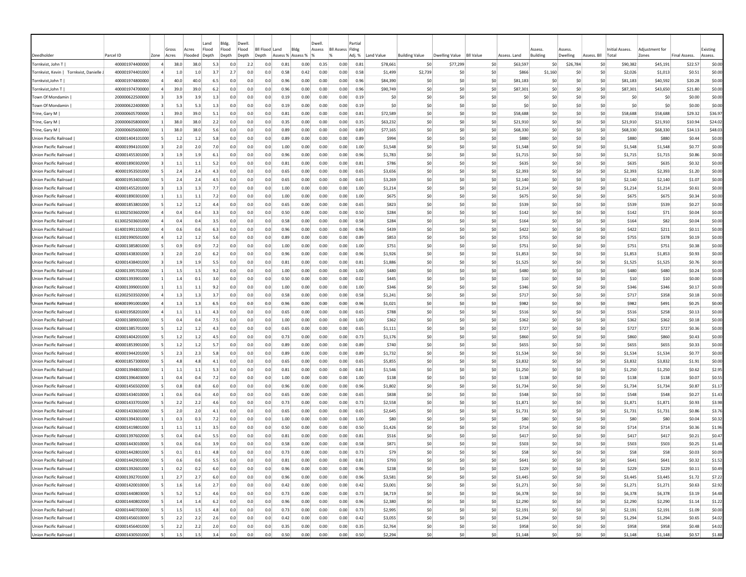| Deedholder | Parcel ID | Zone | Gross Acres | Acres Flooded | Land Flood Depth | Bldg. Flood Depth | Dwell. Flood Depth | Bll Flood Depth | Land Assess % | Bldg Assess % | Dwell. Assess % | Bll Assess % | Partial Flding Adj. % | Land Value | Building Value | Dwelling Value | Bll Value | Assess. Land | Assess. Building | Assess. Dwelling | Assess. Bll | Initial Assess. Total | Adjustment for Zones | Final Assess. | Existing Assess. |
|---|---|---|---|---|---|---|---|---|---|---|---|---|---|---|---|---|---|---|---|---|---|---|---|---|---|
| Tornkvist, John T \| | 400001974400000 | 4 | 38.0 | 38.0 | 5.3 | 0.0 | 2.2 | 0.0 | 0.81 | 0.00 | 0.35 | 0.00 | 0.81 | $78,661 | $0 | $77,299 | $0 | $63,597 | $0 | $26,784 | $0 | $90,382 | $45,191 | $22.57 | $0.00 |
| Tornkvist, Kevin \| Tornkvist, Danielle J | 400001974401000 | 4 | 1.0 | 1.0 | 3.7 | 2.7 | 0.0 | 0.0 | 0.58 | 0.42 | 0.00 | 0.00 | 0.58 | $1,499 | $2,739 | $0 | $0 | $866 | $1,160 | $0 | $0 | $2,026 | $1,013 | $0.51 | $0.00 |
| Tornkvist,John T \| | 400001974800000 | 4 | 40.0 | 40.0 | 6.5 | 0.0 | 0.0 | 0.0 | 0.96 | 0.00 | 0.00 | 0.00 | 0.96 | $84,390 | $0 | $0 | $0 | $81,183 | $0 | $0 | $0 | $81,183 | $40,592 | $20.28 | $0.00 |
| Tornkvist,John T \| | 400001974700000 | 4 | 39.0 | 39.0 | 6.2 | 0.0 | 0.0 | 0.0 | 0.96 | 0.00 | 0.00 | 0.00 | 0.96 | $90,749 | $0 | $0 | $0 | $87,301 | $0 | $0 | $0 | $87,301 | $43,650 | $21.80 | $0.00 |
| Town Of Mondamin \| | 200000622500000 | 3 | 3.9 | 3.9 | 1.3 | 0.0 | 0.0 | 0.0 | 0.19 | 0.00 | 0.00 | 0.00 | 0.19 | $0 | $0 | $0 | $0 | $0 | $0 | $0 | $0 | $0 | $0 | $0.00 | $0.00 |
| Town Of Mondamin \| | 200000622400000 | 3 | 5.3 | 5.3 | 1.3 | 0.0 | 0.0 | 0.0 | 0.19 | 0.00 | 0.00 | 0.00 | 0.19 | $0 | $0 | $0 | $0 | $0 | $0 | $0 | $0 | $0 | $0 | $0.00 | $0.00 |
| Trine, Gary M \| | 200000605700000 | 1 | 39.0 | 39.0 | 5.1 | 0.0 | 0.0 | 0.0 | 0.81 | 0.00 | 0.00 | 0.00 | 0.81 | $72,589 | $0 | $0 | $0 | $58,688 | $0 | $0 | $0 | $58,688 | $58,688 | $29.32 | $36.97 |
| Trine, Gary M \| | 200000605800000 | 1 | 38.0 | 38.0 | 2.2 | 0.0 | 0.0 | 0.0 | 0.35 | 0.00 | 0.00 | 0.00 | 0.35 | $63,232 | $0 | $0 | $0 | $21,910 | $0 | $0 | $0 | $21,910 | $21,910 | $10.94 | $24.02 |
| Trine, Gary M \| | 200000605600000 | 1 | 38.0 | 38.0 | 5.6 | 0.0 | 0.0 | 0.0 | 0.89 | 0.00 | 0.00 | 0.00 | 0.89 | $77,165 | $0 | $0 | $0 | $68,330 | $0 | $0 | $0 | $68,330 | $68,330 | $34.13 | $48.03 |
| Union Pacific Railroad \| | 420001404101000 | 5 | 1.2 | 1.2 | 5.8 | 0.0 | 0.0 | 0.0 | 0.89 | 0.00 | 0.00 | 0.00 | 0.89 | $994 | $0 | $0 | $0 | $880 | $0 | $0 | $0 | $880 | $880 | $0.44 | $0.00 |
| Union Pacific Railroad \| | 400001994101000 | 3 | 2.0 | 2.0 | 7.0 | 0.0 | 0.0 | 0.0 | 1.00 | 0.00 | 0.00 | 0.00 | 1.00 | $1,548 | $0 | $0 | $0 | $1,548 | $0 | $0 | $0 | $1,548 | $1,548 | $0.77 | $0.00 |
| Union Pacific Railroad \| | 420001455301000 | 3 | 1.9 | 1.9 | 6.1 | 0.0 | 0.0 | 0.0 | 0.96 | 0.00 | 0.00 | 0.00 | 0.96 | $1,783 | $0 | $0 | $0 | $1,715 | $0 | $0 | $0 | $1,715 | $1,715 | $0.86 | $0.00 |
| Union Pacific Railroad \| | 400001890302000 | 3 | 1.1 | 1.1 | 5.2 | 0.0 | 0.0 | 0.0 | 0.81 | 0.00 | 0.00 | 0.00 | 0.81 | $786 | $0 | $0 | $0 | $635 | $0 | $0 | $0 | $635 | $635 | $0.32 | $0.00 |
| Union Pacific Railroad \| | 400001953501000 | 5 | 2.4 | 2.4 | 4.3 | 0.0 | 0.0 | 0.0 | 0.65 | 0.00 | 0.00 | 0.00 | 0.65 | $3,656 | $0 | $0 | $0 | $2,393 | $0 | $0 | $0 | $2,393 | $2,393 | $1.20 | $0.00 |
| Union Pacific Railroad \| | 400001953401000 | 5 | 2.4 | 2.4 | 4.5 | 0.0 | 0.0 | 0.0 | 0.65 | 0.00 | 0.00 | 0.00 | 0.65 | $3,269 | $0 | $0 | $0 | $2,140 | $0 | $0 | $0 | $2,140 | $2,140 | $1.07 | $0.00 |
| Union Pacific Railroad \| | 420001455201000 | 3 | 1.3 | 1.3 | 7.7 | 0.0 | 0.0 | 0.0 | 1.00 | 0.00 | 0.00 | 0.00 | 1.00 | $1,214 | $0 | $0 | $0 | $1,214 | $0 | $0 | $0 | $1,214 | $1,214 | $0.61 | $0.00 |
| Union Pacific Railroad \| | 400001890301000 | 1 | 1.1 | 1.1 | 7.2 | 0.0 | 0.0 | 0.0 | 1.00 | 0.00 | 0.00 | 0.00 | 1.00 | $675 | $0 | $0 | $0 | $675 | $0 | $0 | $0 | $675 | $675 | $0.34 | $0.00 |
| Union Pacific Railroad \| | 400001853801000 | 5 | 1.2 | 1.2 | 4.4 | 0.0 | 0.0 | 0.0 | 0.65 | 0.00 | 0.00 | 0.00 | 0.65 | $823 | $0 | $0 | $0 | $539 | $0 | $0 | $0 | $539 | $539 | $0.27 | $0.00 |
| Union Pacific Railroad \| | 613002503602000 | 4 | 0.4 | 0.4 | 3.3 | 0.0 | 0.0 | 0.0 | 0.50 | 0.00 | 0.00 | 0.00 | 0.50 | $284 | $0 | $0 | $0 | $142 | $0 | $0 | $0 | $142 | $71 | $0.04 | $0.00 |
| Union Pacific Railroad \| | 613002503601000 | 4 | 0.4 | 0.4 | 3.5 | 0.0 | 0.0 | 0.0 | 0.58 | 0.00 | 0.00 | 0.00 | 0.58 | $284 | $0 | $0 | $0 | $164 | $0 | $0 | $0 | $164 | $82 | $0.04 | $0.00 |
| Union Pacific Railroad \| | 614001991101000 | 4 | 0.6 | 0.6 | 6.3 | 0.0 | 0.0 | 0.0 | 0.96 | 0.00 | 0.00 | 0.00 | 0.96 | $439 | $0 | $0 | $0 | $422 | $0 | $0 | $0 | $422 | $211 | $0.11 | $0.00 |
| Union Pacific Railroad \| | 612001990501000 | 4 | 1.2 | 1.2 | 5.6 | 0.0 | 0.0 | 0.0 | 0.89 | 0.00 | 0.00 | 0.00 | 0.89 | $853 | $0 | $0 | $0 | $755 | $0 | $0 | $0 | $755 | $378 | $0.19 | $0.00 |
| Union Pacific Railroad \| | 420001385801000 | 5 | 0.9 | 0.9 | 7.2 | 0.0 | 0.0 | 0.0 | 1.00 | 0.00 | 0.00 | 0.00 | 1.00 | $751 | $0 | $0 | $0 | $751 | $0 | $0 | $0 | $751 | $751 | $0.38 | $0.00 |
| Union Pacific Railroad \| | 420001438301000 | 3 | 2.0 | 2.0 | 6.2 | 0.0 | 0.0 | 0.0 | 0.96 | 0.00 | 0.00 | 0.00 | 0.96 | $1,926 | $0 | $0 | $0 | $1,853 | $0 | $0 | $0 | $1,853 | $1,853 | $0.93 | $0.00 |
| Union Pacific Railroad \| | 420001438401000 | 3 | 1.9 | 1.9 | 5.5 | 0.0 | 0.0 | 0.0 | 0.81 | 0.00 | 0.00 | 0.00 | 0.81 | $1,886 | $0 | $0 | $0 | $1,525 | $0 | $0 | $0 | $1,525 | $1,525 | $0.76 | $0.00 |
| Union Pacific Railroad \| | 420001395701000 | 1 | 1.5 | 1.5 | 9.2 | 0.0 | 0.0 | 0.0 | 1.00 | 0.00 | 0.00 | 0.00 | 1.00 | $480 | $0 | $0 | $0 | $480 | $0 | $0 | $0 | $480 | $480 | $0.24 | $0.00 |
| Union Pacific Railroad \| | 420001393901000 | 1 | 1.4 | 0.1 | 3.0 | 0.0 | 0.0 | 0.0 | 0.50 | 0.00 | 0.00 | 0.00 | 0.02 | $445 | $0 | $0 | $0 | $10 | $0 | $0 | $0 | $10 | $10 | $0.00 | $0.00 |
| Union Pacific Railroad \| | 420001399001000 | 1 | 1.1 | 1.1 | 9.2 | 0.0 | 0.0 | 0.0 | 1.00 | 0.00 | 0.00 | 0.00 | 1.00 | $346 | $0 | $0 | $0 | $346 | $0 | $0 | $0 | $346 | $346 | $0.17 | $0.00 |
| Union Pacific Railroad \| | 612002503502000 | 4 | 1.3 | 1.3 | 3.7 | 0.0 | 0.0 | 0.0 | 0.58 | 0.00 | 0.00 | 0.00 | 0.58 | $1,241 | $0 | $0 | $0 | $717 | $0 | $0 | $0 | $717 | $358 | $0.18 | $0.00 |
| Union Pacific Railroad \| | 604001991001000 | 4 | 1.3 | 1.3 | 6.5 | 0.0 | 0.0 | 0.0 | 0.96 | 0.00 | 0.00 | 0.00 | 0.96 | $1,021 | $0 | $0 | $0 | $982 | $0 | $0 | $0 | $982 | $491 | $0.25 | $0.00 |
| Union Pacific Railroad \| | 614001958201000 | 4 | 1.1 | 1.1 | 4.3 | 0.0 | 0.0 | 0.0 | 0.65 | 0.00 | 0.00 | 0.00 | 0.65 | $788 | $0 | $0 | $0 | $516 | $0 | $0 | $0 | $516 | $258 | $0.13 | $0.00 |
| Union Pacific Railroad \| | 420001389001000 | 5 | 0.4 | 0.4 | 7.5 | 0.0 | 0.0 | 0.0 | 1.00 | 0.00 | 0.00 | 0.00 | 1.00 | $362 | $0 | $0 | $0 | $362 | $0 | $0 | $0 | $362 | $362 | $0.18 | $0.00 |
| Union Pacific Railroad \| | 420001385701000 | 5 | 1.2 | 1.2 | 4.3 | 0.0 | 0.0 | 0.0 | 0.65 | 0.00 | 0.00 | 0.00 | 0.65 | $1,111 | $0 | $0 | $0 | $727 | $0 | $0 | $0 | $727 | $727 | $0.36 | $0.00 |
| Union Pacific Railroad \| | 420001404201000 | 5 | 1.2 | 1.2 | 4.5 | 0.0 | 0.0 | 0.0 | 0.73 | 0.00 | 0.00 | 0.00 | 0.73 | $1,176 | $0 | $0 | $0 | $860 | $0 | $0 | $0 | $860 | $860 | $0.43 | $0.00 |
| Union Pacific Railroad \| | 400001853901000 | 5 | 1.2 | 1.2 | 5.7 | 0.0 | 0.0 | 0.0 | 0.89 | 0.00 | 0.00 | 0.00 | 0.89 | $740 | $0 | $0 | $0 | $655 | $0 | $0 | $0 | $655 | $655 | $0.33 | $0.00 |
| Union Pacific Railroad \| | 400001944201000 | 5 | 2.3 | 2.3 | 5.8 | 0.0 | 0.0 | 0.0 | 0.89 | 0.00 | 0.00 | 0.00 | 0.89 | $1,732 | $0 | $0 | $0 | $1,534 | $0 | $0 | $0 | $1,534 | $1,534 | $0.77 | $0.00 |
| Union Pacific Railroad \| | 400001857300000 | 5 | 4.8 | 4.8 | 4.1 | 0.0 | 0.0 | 0.0 | 0.65 | 0.00 | 0.00 | 0.00 | 0.65 | $5,855 | $0 | $0 | $0 | $3,832 | $0 | $0 | $0 | $3,832 | $3,832 | $1.91 | $0.00 |
| Union Pacific Railroad \| | 420001394801000 | 1 | 1.1 | 1.1 | 5.3 | 0.0 | 0.0 | 0.0 | 0.81 | 0.00 | 0.00 | 0.00 | 0.81 | $1,546 | $0 | $0 | $0 | $1,250 | $0 | $0 | $0 | $1,250 | $1,250 | $0.62 | $2.95 |
| Union Pacific Railroad \| | 420001396403000 | 1 | 0.4 | 0.4 | 7.2 | 0.0 | 0.0 | 0.0 | 1.00 | 0.00 | 0.00 | 0.00 | 1.00 | $138 | $0 | $0 | $0 | $138 | $0 | $0 | $0 | $138 | $138 | $0.07 | $0.55 |
| Union Pacific Railroad \| | 420001456502000 | 5 | 0.8 | 0.8 | 6.0 | 0.0 | 0.0 | 0.0 | 0.96 | 0.00 | 0.00 | 0.00 | 0.96 | $1,802 | $0 | $0 | $0 | $1,734 | $0 | $0 | $0 | $1,734 | $1,734 | $0.87 | $1.17 |
| Union Pacific Railroad \| | 420001434010000 | 1 | 0.6 | 0.6 | 4.0 | 0.0 | 0.0 | 0.0 | 0.65 | 0.00 | 0.00 | 0.00 | 0.65 | $838 | $0 | $0 | $0 | $548 | $0 | $0 | $0 | $548 | $548 | $0.27 | $1.43 |
| Union Pacific Railroad \| | 420001433701000 | 5 | 2.2 | 2.2 | 4.6 | 0.0 | 0.0 | 0.0 | 0.73 | 0.00 | 0.00 | 0.00 | 0.73 | $2,558 | $0 | $0 | $0 | $1,871 | $0 | $0 | $0 | $1,871 | $1,871 | $0.93 | $3.98 |
| Union Pacific Railroad \| | 420001433601000 | 5 | 2.0 | 2.0 | 4.1 | 0.0 | 0.0 | 0.0 | 0.65 | 0.00 | 0.00 | 0.00 | 0.65 | $2,645 | $0 | $0 | $0 | $1,731 | $0 | $0 | $0 | $1,731 | $1,731 | $0.86 | $3.76 |
| Union Pacific Railroad \| | 420001394301000 | 1 | 0.3 | 0.3 | 7.2 | 0.0 | 0.0 | 0.0 | 1.00 | 0.00 | 0.00 | 0.00 | 1.00 | $80 | $0 | $0 | $0 | $80 | $0 | $0 | $0 | $80 | $80 | $0.04 | $0.32 |
| Union Pacific Railroad \| | 420001419801000 | 1 | 1.1 | 1.1 | 3.5 | 0.0 | 0.0 | 0.0 | 0.50 | 0.00 | 0.00 | 0.00 | 0.50 | $1,426 | $0 | $0 | $0 | $714 | $0 | $0 | $0 | $714 | $714 | $0.36 | $1.96 |
| Union Pacific Railroad \| | 420001397602000 | 5 | 0.4 | 0.4 | 5.5 | 0.0 | 0.0 | 0.0 | 0.81 | 0.00 | 0.00 | 0.00 | 0.81 | $516 | $0 | $0 | $0 | $417 | $0 | $0 | $0 | $417 | $417 | $0.21 | $0.47 |
| Union Pacific Railroad \| | 420001443010000 | 5 | 0.6 | 0.6 | 3.9 | 0.0 | 0.0 | 0.0 | 0.58 | 0.00 | 0.00 | 0.00 | 0.58 | $871 | $0 | $0 | $0 | $503 | $0 | $0 | $0 | $503 | $503 | $0.25 | $1.48 |
| Union Pacific Railroad \| | 420001442801000 | 5 | 0.1 | 0.1 | 4.8 | 0.0 | 0.0 | 0.0 | 0.73 | 0.00 | 0.00 | 0.00 | 0.73 | $79 | $0 | $0 | $0 | $58 | $0 | $0 | $0 | $58 | $58 | $0.03 | $0.09 |
| Union Pacific Railroad \| | 420001442901000 | 5 | 0.6 | 0.6 | 5.5 | 0.0 | 0.0 | 0.0 | 0.81 | 0.00 | 0.00 | 0.00 | 0.81 | $793 | $0 | $0 | $0 | $641 | $0 | $0 | $0 | $641 | $641 | $0.32 | $1.52 |
| Union Pacific Railroad \| | 420001392601000 | 1 | 0.2 | 0.2 | 6.0 | 0.0 | 0.0 | 0.0 | 0.96 | 0.00 | 0.00 | 0.00 | 0.96 | $238 | $0 | $0 | $0 | $229 | $0 | $0 | $0 | $229 | $229 | $0.11 | $0.49 |
| Union Pacific Railroad \| | 420001392701000 | 1 | 2.7 | 2.7 | 6.0 | 0.0 | 0.0 | 0.0 | 0.96 | 0.00 | 0.00 | 0.00 | 0.96 | $3,581 | $0 | $0 | $0 | $3,445 | $0 | $0 | $0 | $3,445 | $3,445 | $1.72 | $7.22 |
| Union Pacific Railroad \| | 420001420010000 | 5 | 1.6 | 1.6 | 2.7 | 0.0 | 0.0 | 0.0 | 0.42 | 0.00 | 0.00 | 0.00 | 0.42 | $3,001 | $0 | $0 | $0 | $1,271 | $0 | $0 | $0 | $1,271 | $1,271 | $0.63 | $2.92 |
| Union Pacific Railroad \| | 420001440803000 | 5 | 5.2 | 5.2 | 4.6 | 0.0 | 0.0 | 0.0 | 0.73 | 0.00 | 0.00 | 0.00 | 0.73 | $8,719 | $0 | $0 | $0 | $6,378 | $0 | $0 | $0 | $6,378 | $6,378 | $3.19 | $4.48 |
| Union Pacific Railroad \| | 420001440802000 | 5 | 1.4 | 1.4 | 6.2 | 0.0 | 0.0 | 0.0 | 0.96 | 0.00 | 0.00 | 0.00 | 0.96 | $2,380 | $0 | $0 | $0 | $2,290 | $0 | $0 | $0 | $2,290 | $2,290 | $1.14 | $1.22 |
| Union Pacific Railroad \| | 420001440703000 | 5 | 1.5 | 1.5 | 4.8 | 0.0 | 0.0 | 0.0 | 0.73 | 0.00 | 0.00 | 0.00 | 0.73 | $2,995 | $0 | $0 | $0 | $2,191 | $0 | $0 | $0 | $2,191 | $2,191 | $1.09 | $0.00 |
| Union Pacific Railroad \| | 420001456010000 | 5 | 2.2 | 2.2 | 2.6 | 0.0 | 0.0 | 0.0 | 0.42 | 0.00 | 0.00 | 0.00 | 0.42 | $3,055 | $0 | $0 | $0 | $1,294 | $0 | $0 | $0 | $1,294 | $1,294 | $0.65 | $4.02 |
| Union Pacific Railroad \| | 420001456401000 | 5 | 2.2 | 2.2 | 2.0 | 0.0 | 0.0 | 0.0 | 0.35 | 0.00 | 0.00 | 0.00 | 0.35 | $2,764 | $0 | $0 | $0 | $958 | $0 | $0 | $0 | $958 | $958 | $0.48 | $4.02 |
| Union Pacific Railroad \| | 420001430501000 | 5 | 1.5 | 1.5 | 3.4 | 0.0 | 0.0 | 0.0 | 0.50 | 0.00 | 0.00 | 0.00 | 0.50 | $2,294 | $0 | $0 | $0 | $1,148 | $0 | $0 | $0 | $1,148 | $1,148 | $0.57 | $1.88 |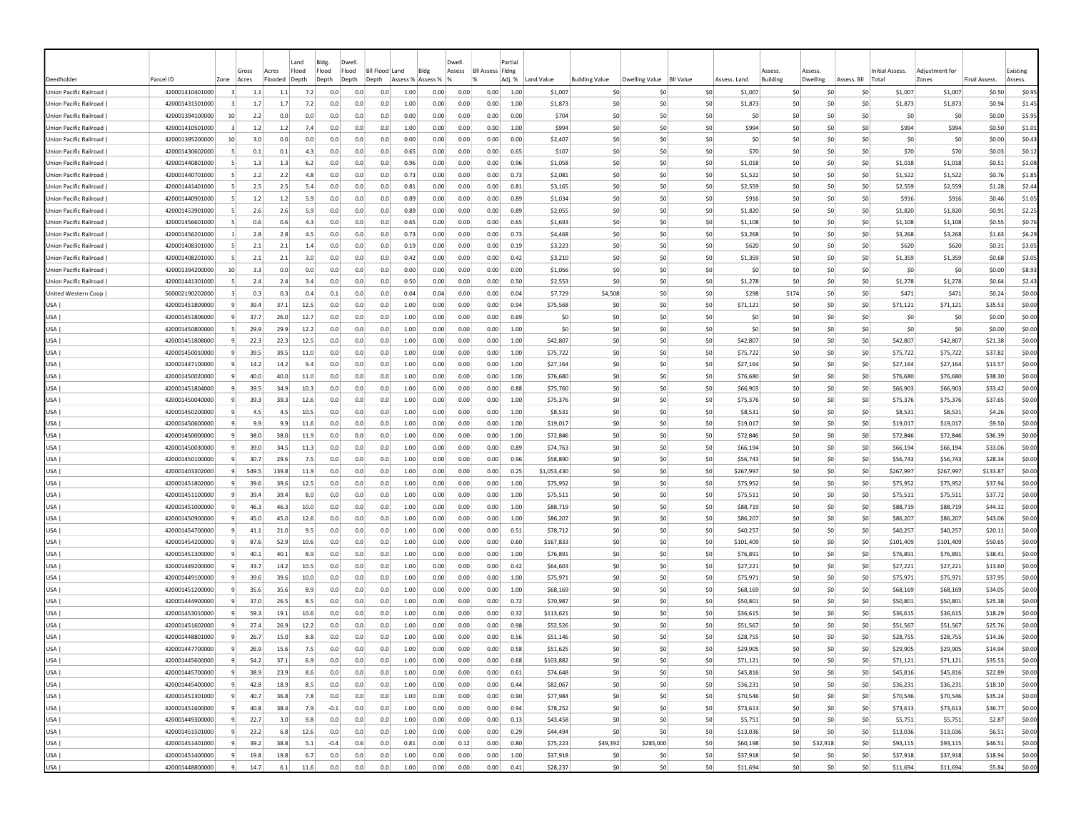| Deedholder | Parcel ID | Zone | Gross Acres | Acres Flooded | Land Flood Depth | Bldg. Flood Depth | Dwell. Flood Depth | Bll Flood Depth | Land Assess % | Bldg Assess % | Dwell. Assess % | Bll Assess % | Partial Flding Adj. % | Land Value | Building Value | Dwelling Value | Bll Value | Assess. Land | Assess. Building | Assess. Dwelling | Assess. Bll | Initial Assess. Total | Adjustment for Zones | Final Assess. | Existing Assess. |
|---|---|---|---|---|---|---|---|---|---|---|---|---|---|---|---|---|---|---|---|---|---|---|---|---|---|
| Union Pacific Railroad \| | 420001410401000 | 3 | 1.1 | 1.1 | 7.2 | 0.0 | 0.0 | 0.0 | 1.00 | 0.00 | 0.00 | 0.00 | 1.00 | $1,007 | $0 | $0 | $0 | $1,007 | $0 | $0 | $0 | $1,007 | $1,007 | $0.50 | $0.95 |
| Union Pacific Railroad \| | 420001431501000 | 3 | 1.7 | 1.7 | 7.2 | 0.0 | 0.0 | 0.0 | 1.00 | 0.00 | 0.00 | 0.00 | 1.00 | $1,873 | $0 | $0 | $0 | $1,873 | $0 | $0 | $0 | $1,873 | $1,873 | $0.94 | $1.45 |
| Union Pacific Railroad \| | 420001394100000 | 10 | 2.2 | 0.0 | 0.0 | 0.0 | 0.0 | 0.0 | 0.00 | 0.00 | 0.00 | 0.00 | 0.00 | $704 | $0 | $0 | $0 | $0 | $0 | $0 | $0 | $0 | $0 | $0.00 | $5.95 |
| Union Pacific Railroad \| | 420001410501000 | 3 | 1.2 | 1.2 | 7.4 | 0.0 | 0.0 | 0.0 | 1.00 | 0.00 | 0.00 | 0.00 | 1.00 | $994 | $0 | $0 | $0 | $994 | $0 | $0 | $0 | $994 | $994 | $0.50 | $1.01 |
| Union Pacific Railroad \| | 420001395200000 | 10 | 3.0 | 0.0 | 0.0 | 0.0 | 0.0 | 0.0 | 0.00 | 0.00 | 0.00 | 0.00 | 0.00 | $2,407 | $0 | $0 | $0 | $0 | $0 | $0 | $0 | $0 | $0 | $0.00 | $0.43 |
| Union Pacific Railroad \| | 420001430602000 | 5 | 0.1 | 0.1 | 4.3 | 0.0 | 0.0 | 0.0 | 0.65 | 0.00 | 0.00 | 0.00 | 0.65 | $107 | $0 | $0 | $0 | $70 | $0 | $0 | $0 | $70 | $70 | $0.03 | $0.12 |
| Union Pacific Railroad \| | 420001440801000 | 5 | 1.3 | 1.3 | 6.2 | 0.0 | 0.0 | 0.0 | 0.96 | 0.00 | 0.00 | 0.00 | 0.96 | $1,058 | $0 | $0 | $0 | $1,018 | $0 | $0 | $0 | $1,018 | $1,018 | $0.51 | $1.08 |
| Union Pacific Railroad \| | 420001440701000 | 5 | 2.2 | 2.2 | 4.8 | 0.0 | 0.0 | 0.0 | 0.73 | 0.00 | 0.00 | 0.00 | 0.73 | $2,081 | $0 | $0 | $0 | $1,522 | $0 | $0 | $0 | $1,522 | $1,522 | $0.76 | $1.85 |
| Union Pacific Railroad \| | 420001441401000 | 5 | 2.5 | 2.5 | 5.4 | 0.0 | 0.0 | 0.0 | 0.81 | 0.00 | 0.00 | 0.00 | 0.81 | $3,165 | $0 | $0 | $0 | $2,559 | $0 | $0 | $0 | $2,559 | $2,559 | $1.28 | $2.44 |
| Union Pacific Railroad \| | 420001440901000 | 5 | 1.2 | 1.2 | 5.9 | 0.0 | 0.0 | 0.0 | 0.89 | 0.00 | 0.00 | 0.00 | 0.89 | $1,034 | $0 | $0 | $0 | $916 | $0 | $0 | $0 | $916 | $916 | $0.46 | $1.05 |
| Union Pacific Railroad \| | 420001453901000 | 5 | 2.6 | 2.6 | 5.9 | 0.0 | 0.0 | 0.0 | 0.89 | 0.00 | 0.00 | 0.00 | 0.89 | $2,055 | $0 | $0 | $0 | $1,820 | $0 | $0 | $0 | $1,820 | $1,820 | $0.91 | $2.25 |
| Union Pacific Railroad \| | 420001456601000 | 5 | 0.6 | 0.6 | 4.3 | 0.0 | 0.0 | 0.0 | 0.65 | 0.00 | 0.00 | 0.00 | 0.65 | $1,693 | $0 | $0 | $0 | $1,108 | $0 | $0 | $0 | $1,108 | $1,108 | $0.55 | $0.76 |
| Union Pacific Railroad \| | 420001456201000 | 1 | 2.8 | 2.8 | 4.5 | 0.0 | 0.0 | 0.0 | 0.73 | 0.00 | 0.00 | 0.00 | 0.73 | $4,468 | $0 | $0 | $0 | $3,268 | $0 | $0 | $0 | $3,268 | $3,268 | $1.63 | $6.29 |
| Union Pacific Railroad \| | 420001408301000 | 5 | 2.1 | 2.1 | 1.4 | 0.0 | 0.0 | 0.0 | 0.19 | 0.00 | 0.00 | 0.00 | 0.19 | $3,223 | $0 | $0 | $0 | $620 | $0 | $0 | $0 | $620 | $620 | $0.31 | $3.05 |
| Union Pacific Railroad \| | 420001408201000 | 5 | 2.1 | 2.1 | 3.0 | 0.0 | 0.0 | 0.0 | 0.42 | 0.00 | 0.00 | 0.00 | 0.42 | $3,210 | $0 | $0 | $0 | $1,359 | $0 | $0 | $0 | $1,359 | $1,359 | $0.68 | $3.05 |
| Union Pacific Railroad \| | 420001394200000 | 10 | 3.3 | 0.0 | 0.0 | 0.0 | 0.0 | 0.0 | 0.00 | 0.00 | 0.00 | 0.00 | 0.00 | $1,056 | $0 | $0 | $0 | $0 | $0 | $0 | $0 | $0 | $0 | $0.00 | $8.93 |
| Union Pacific Railroad \| | 420001441301000 | 5 | 2.4 | 2.4 | 3.4 | 0.0 | 0.0 | 0.0 | 0.50 | 0.00 | 0.00 | 0.00 | 0.50 | $2,553 | $0 | $0 | $0 | $1,278 | $0 | $0 | $0 | $1,278 | $1,278 | $0.64 | $2.43 |
| United Western Coop \| | 560002190202000 | 3 | 0.3 | 0.3 | 0.4 | 0.1 | 0.0 | 0.0 | 0.04 | 0.04 | 0.00 | 0.00 | 0.04 | $7,729 | $4,508 | $0 | $0 | $298 | $174 | $0 | $0 | $471 | $471 | $0.24 | $0.00 |
| USA \| | 420001451809000 | 9 | 39.4 | 37.1 | 12.5 | 0.0 | 0.0 | 0.0 | 1.00 | 0.00 | 0.00 | 0.00 | 0.94 | $75,568 | $0 | $0 | $0 | $71,121 | $0 | $0 | $0 | $71,121 | $71,121 | $35.53 | $0.00 |
| USA \| | 420001451806000 | 9 | 37.7 | 26.0 | 12.7 | 0.0 | 0.0 | 0.0 | 1.00 | 0.00 | 0.00 | 0.00 | 0.69 | $0 | $0 | $0 | $0 | $0 | $0 | $0 | $0 | $0 | $0 | $0.00 | $0.00 |
| USA \| | 420001450800000 | 5 | 29.9 | 29.9 | 12.2 | 0.0 | 0.0 | 0.0 | 1.00 | 0.00 | 0.00 | 0.00 | 1.00 | $0 | $0 | $0 | $0 | $0 | $0 | $0 | $0 | $0 | $0 | $0.00 | $0.00 |
| USA \| | 420001451808000 | 9 | 22.3 | 22.3 | 12.5 | 0.0 | 0.0 | 0.0 | 1.00 | 0.00 | 0.00 | 0.00 | 1.00 | $42,807 | $0 | $0 | $0 | $42,807 | $0 | $0 | $0 | $42,807 | $42,807 | $21.38 | $0.00 |
| USA \| | 420001450010000 | 9 | 39.5 | 39.5 | 11.0 | 0.0 | 0.0 | 0.0 | 1.00 | 0.00 | 0.00 | 0.00 | 1.00 | $75,722 | $0 | $0 | $0 | $75,722 | $0 | $0 | $0 | $75,722 | $75,722 | $37.82 | $0.00 |
| USA \| | 420001447100000 | 9 | 14.2 | 14.2 | 9.4 | 0.0 | 0.0 | 0.0 | 1.00 | 0.00 | 0.00 | 0.00 | 1.00 | $27,164 | $0 | $0 | $0 | $27,164 | $0 | $0 | $0 | $27,164 | $27,164 | $13.57 | $0.00 |
| USA \| | 420001450020000 | 9 | 40.0 | 40.0 | 11.0 | 0.0 | 0.0 | 0.0 | 1.00 | 0.00 | 0.00 | 0.00 | 1.00 | $76,680 | $0 | $0 | $0 | $76,680 | $0 | $0 | $0 | $76,680 | $76,680 | $38.30 | $0.00 |
| USA \| | 420001451804000 | 9 | 39.5 | 34.9 | 10.3 | 0.0 | 0.0 | 0.0 | 1.00 | 0.00 | 0.00 | 0.00 | 0.88 | $75,760 | $0 | $0 | $0 | $66,903 | $0 | $0 | $0 | $66,903 | $66,903 | $33.42 | $0.00 |
| USA \| | 420001450040000 | 9 | 39.3 | 39.3 | 12.6 | 0.0 | 0.0 | 0.0 | 1.00 | 0.00 | 0.00 | 0.00 | 1.00 | $75,376 | $0 | $0 | $0 | $75,376 | $0 | $0 | $0 | $75,376 | $75,376 | $37.65 | $0.00 |
| USA \| | 420001450200000 | 9 | 4.5 | 4.5 | 10.5 | 0.0 | 0.0 | 0.0 | 1.00 | 0.00 | 0.00 | 0.00 | 1.00 | $8,531 | $0 | $0 | $0 | $8,531 | $0 | $0 | $0 | $8,531 | $8,531 | $4.26 | $0.00 |
| USA \| | 420001450600000 | 9 | 9.9 | 9.9 | 11.6 | 0.0 | 0.0 | 0.0 | 1.00 | 0.00 | 0.00 | 0.00 | 1.00 | $19,017 | $0 | $0 | $0 | $19,017 | $0 | $0 | $0 | $19,017 | $19,017 | $9.50 | $0.00 |
| USA \| | 420001450000000 | 9 | 38.0 | 38.0 | 11.9 | 0.0 | 0.0 | 0.0 | 1.00 | 0.00 | 0.00 | 0.00 | 1.00 | $72,846 | $0 | $0 | $0 | $72,846 | $0 | $0 | $0 | $72,846 | $72,846 | $36.39 | $0.00 |
| USA \| | 420001450030000 | 9 | 39.0 | 34.5 | 11.3 | 0.0 | 0.0 | 0.0 | 1.00 | 0.00 | 0.00 | 0.00 | 0.89 | $74,763 | $0 | $0 | $0 | $66,194 | $0 | $0 | $0 | $66,194 | $66,194 | $33.06 | $0.00 |
| USA \| | 420001450100000 | 9 | 30.7 | 29.6 | 7.5 | 0.0 | 0.0 | 0.0 | 1.00 | 0.00 | 0.00 | 0.00 | 0.96 | $58,890 | $0 | $0 | $0 | $56,743 | $0 | $0 | $0 | $56,743 | $56,743 | $28.34 | $0.00 |
| USA \| | 420001403302000 | 9 | 549.5 | 139.8 | 11.9 | 0.0 | 0.0 | 0.0 | 1.00 | 0.00 | 0.00 | 0.00 | 0.25 | $1,053,430 | $0 | $0 | $0 | $267,997 | $0 | $0 | $0 | $267,997 | $267,997 | $133.87 | $0.00 |
| USA \| | 420001451802000 | 9 | 39.6 | 39.6 | 12.5 | 0.0 | 0.0 | 0.0 | 1.00 | 0.00 | 0.00 | 0.00 | 1.00 | $75,952 | $0 | $0 | $0 | $75,952 | $0 | $0 | $0 | $75,952 | $75,952 | $37.94 | $0.00 |
| USA \| | 420001451100000 | 9 | 39.4 | 39.4 | 8.0 | 0.0 | 0.0 | 0.0 | 1.00 | 0.00 | 0.00 | 0.00 | 1.00 | $75,511 | $0 | $0 | $0 | $75,511 | $0 | $0 | $0 | $75,511 | $75,511 | $37.72 | $0.00 |
| USA \| | 420001451000000 | 9 | 46.3 | 46.3 | 10.0 | 0.0 | 0.0 | 0.0 | 1.00 | 0.00 | 0.00 | 0.00 | 1.00 | $88,719 | $0 | $0 | $0 | $88,719 | $0 | $0 | $0 | $88,719 | $88,719 | $44.32 | $0.00 |
| USA \| | 420001450900000 | 9 | 45.0 | 45.0 | 12.6 | 0.0 | 0.0 | 0.0 | 1.00 | 0.00 | 0.00 | 0.00 | 1.00 | $86,207 | $0 | $0 | $0 | $86,207 | $0 | $0 | $0 | $86,207 | $86,207 | $43.06 | $0.00 |
| USA \| | 420001454700000 | 9 | 41.1 | 21.0 | 9.5 | 0.0 | 0.0 | 0.0 | 1.00 | 0.00 | 0.00 | 0.00 | 0.51 | $78,712 | $0 | $0 | $0 | $40,257 | $0 | $0 | $0 | $40,257 | $40,257 | $20.11 | $0.00 |
| USA \| | 420001454200000 | 9 | 87.6 | 52.9 | 10.6 | 0.0 | 0.0 | 0.0 | 1.00 | 0.00 | 0.00 | 0.00 | 0.60 | $167,833 | $0 | $0 | $0 | $101,409 | $0 | $0 | $0 | $101,409 | $101,409 | $50.65 | $0.00 |
| USA \| | 420001451300000 | 9 | 40.1 | 40.1 | 8.9 | 0.0 | 0.0 | 0.0 | 1.00 | 0.00 | 0.00 | 0.00 | 1.00 | $76,891 | $0 | $0 | $0 | $76,891 | $0 | $0 | $0 | $76,891 | $76,891 | $38.41 | $0.00 |
| USA \| | 420001449200000 | 9 | 33.7 | 14.2 | 10.5 | 0.0 | 0.0 | 0.0 | 1.00 | 0.00 | 0.00 | 0.00 | 0.42 | $64,603 | $0 | $0 | $0 | $27,221 | $0 | $0 | $0 | $27,221 | $27,221 | $13.60 | $0.00 |
| USA \| | 420001449100000 | 9 | 39.6 | 39.6 | 10.0 | 0.0 | 0.0 | 0.0 | 1.00 | 0.00 | 0.00 | 0.00 | 1.00 | $75,971 | $0 | $0 | $0 | $75,971 | $0 | $0 | $0 | $75,971 | $75,971 | $37.95 | $0.00 |
| USA \| | 420001451200000 | 9 | 35.6 | 35.6 | 8.9 | 0.0 | 0.0 | 0.0 | 1.00 | 0.00 | 0.00 | 0.00 | 1.00 | $68,169 | $0 | $0 | $0 | $68,169 | $0 | $0 | $0 | $68,169 | $68,169 | $34.05 | $0.00 |
| USA \| | 420001444900000 | 9 | 37.0 | 26.5 | 8.5 | 0.0 | 0.0 | 0.0 | 1.00 | 0.00 | 0.00 | 0.00 | 0.72 | $70,987 | $0 | $0 | $0 | $50,801 | $0 | $0 | $0 | $50,801 | $50,801 | $25.38 | $0.00 |
| USA \| | 420001453010000 | 9 | 59.3 | 19.1 | 10.6 | 0.0 | 0.0 | 0.0 | 1.00 | 0.00 | 0.00 | 0.00 | 0.32 | $113,621 | $0 | $0 | $0 | $36,615 | $0 | $0 | $0 | $36,615 | $36,615 | $18.29 | $0.00 |
| USA \| | 420001451602000 | 9 | 27.4 | 26.9 | 12.2 | 0.0 | 0.0 | 0.0 | 1.00 | 0.00 | 0.00 | 0.00 | 0.98 | $52,526 | $0 | $0 | $0 | $51,567 | $0 | $0 | $0 | $51,567 | $51,567 | $25.76 | $0.00 |
| USA \| | 420001448801000 | 9 | 26.7 | 15.0 | 8.8 | 0.0 | 0.0 | 0.0 | 1.00 | 0.00 | 0.00 | 0.00 | 0.56 | $51,146 | $0 | $0 | $0 | $28,755 | $0 | $0 | $0 | $28,755 | $28,755 | $14.36 | $0.00 |
| USA \| | 420001447700000 | 9 | 26.9 | 15.6 | 7.5 | 0.0 | 0.0 | 0.0 | 1.00 | 0.00 | 0.00 | 0.00 | 0.58 | $51,625 | $0 | $0 | $0 | $29,905 | $0 | $0 | $0 | $29,905 | $29,905 | $14.94 | $0.00 |
| USA \| | 420001445600000 | 9 | 54.2 | 37.1 | 6.9 | 0.0 | 0.0 | 0.0 | 1.00 | 0.00 | 0.00 | 0.00 | 0.68 | $103,882 | $0 | $0 | $0 | $71,121 | $0 | $0 | $0 | $71,121 | $71,121 | $35.53 | $0.00 |
| USA \| | 420001445700000 | 9 | 38.9 | 23.9 | 8.6 | 0.0 | 0.0 | 0.0 | 1.00 | 0.00 | 0.00 | 0.00 | 0.61 | $74,648 | $0 | $0 | $0 | $45,816 | $0 | $0 | $0 | $45,816 | $45,816 | $22.89 | $0.00 |
| USA \| | 420001445400000 | 9 | 42.8 | 18.9 | 8.5 | 0.0 | 0.0 | 0.0 | 1.00 | 0.00 | 0.00 | 0.00 | 0.44 | $82,067 | $0 | $0 | $0 | $36,231 | $0 | $0 | $0 | $36,231 | $36,231 | $18.10 | $0.00 |
| USA \| | 420001451301000 | 9 | 40.7 | 36.8 | 7.8 | 0.0 | 0.0 | 0.0 | 1.00 | 0.00 | 0.00 | 0.00 | 0.90 | $77,984 | $0 | $0 | $0 | $70,546 | $0 | $0 | $0 | $70,546 | $70,546 | $35.24 | $0.00 |
| USA \| | 420001451600000 | 9 | 40.8 | 38.4 | 7.9 | -0.1 | 0.0 | 0.0 | 1.00 | 0.00 | 0.00 | 0.00 | 0.94 | $78,252 | $0 | $0 | $0 | $73,613 | $0 | $0 | $0 | $73,613 | $73,613 | $36.77 | $0.00 |
| USA \| | 420001449300000 | 9 | 22.7 | 3.0 | 9.8 | 0.0 | 0.0 | 0.0 | 1.00 | 0.00 | 0.00 | 0.00 | 0.13 | $43,458 | $0 | $0 | $0 | $5,751 | $0 | $0 | $0 | $5,751 | $5,751 | $2.87 | $0.00 |
| USA \| | 420001451501000 | 9 | 23.2 | 6.8 | 12.6 | 0.0 | 0.0 | 0.0 | 1.00 | 0.00 | 0.00 | 0.00 | 0.29 | $44,494 | $0 | $0 | $0 | $13,036 | $0 | $0 | $0 | $13,036 | $13,036 | $6.51 | $0.00 |
| USA \| | 420001451401000 | 9 | 39.2 | 38.8 | 5.1 | -0.4 | 0.6 | 0.0 | 0.81 | 0.00 | 0.12 | 0.00 | 0.80 | $75,223 | $49,392 | $285,000 | $0 | $60,198 | $0 | $32,918 | $0 | $93,115 | $93,115 | $46.51 | $0.00 |
| USA \| | 420001451400000 | 9 | 19.8 | 19.8 | 6.7 | 0.0 | 0.0 | 0.0 | 1.00 | 0.00 | 0.00 | 0.00 | 1.00 | $37,918 | $0 | $0 | $0 | $37,918 | $0 | $0 | $0 | $37,918 | $37,918 | $18.94 | $0.00 |
| USA \| | 420001448800000 | 9 | 14.7 | 6.1 | 11.6 | 0.0 | 0.0 | 0.0 | 1.00 | 0.00 | 0.00 | 0.00 | 0.41 | $28,237 | $0 | $0 | $0 | $11,694 | $0 | $0 | $0 | $11,694 | $11,694 | $5.84 | $0.00 |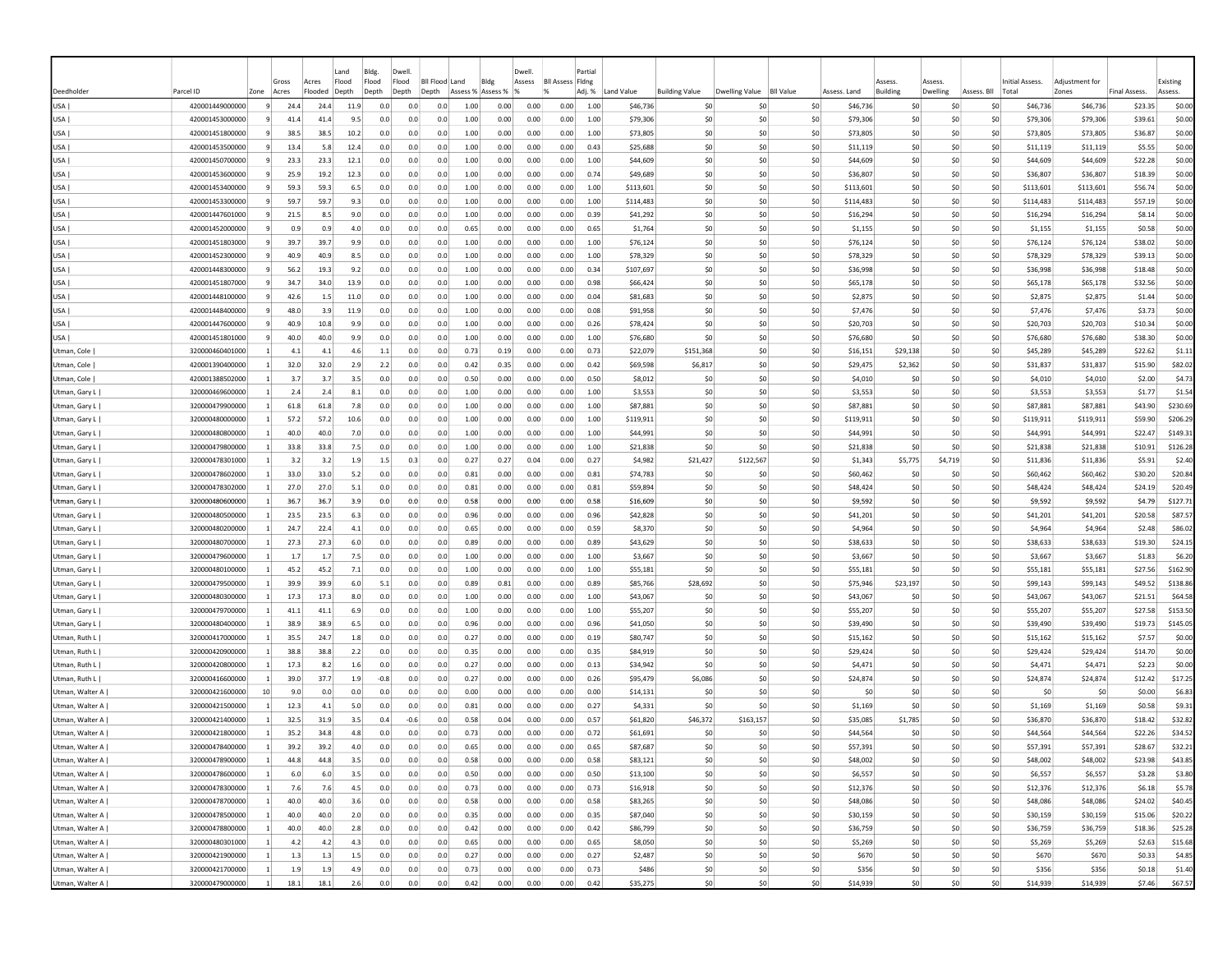| Deedholder | Parcel ID | Zone | Gross Acres | Acres Flooded | Land Flood Depth | Bldg. Flood Depth | Dwell. Flood Depth | Bll Flood Depth | Land Assess % | Bldg Assess % | Dwell. Assess % | Bll Assess % | Partial Flding Adj. % | Land Value | Building Value | Dwelling Value | Bll Value | Assess. Land | Assess. Building | Assess. Dwelling | Assess. Bll | Initial Assess. Total | Adjustment for Zones | Final Assess. | Existing Assess. |
|---|---|---|---|---|---|---|---|---|---|---|---|---|---|---|---|---|---|---|---|---|---|---|---|---|---|
| USA \| | 420001449000000 | 9 | 24.4 | 24.4 | 11.9 | 0.0 | 0.0 | 0.0 | 1.00 | 0.00 | 0.00 | 0.00 | 1.00 | $46,736 | $0 | $0 | $0 | $46,736 | $0 | $0 | $0 | $46,736 | $46,736 | $23.35 | $0.00 |
| USA \| | 420001453000000 | 9 | 41.4 | 41.4 | 9.5 | 0.0 | 0.0 | 0.0 | 1.00 | 0.00 | 0.00 | 0.00 | 1.00 | $79,306 | $0 | $0 | $0 | $79,306 | $0 | $0 | $0 | $79,306 | $79,306 | $39.61 | $0.00 |
| USA \| | 420001451800000 | 9 | 38.5 | 38.5 | 10.2 | 0.0 | 0.0 | 0.0 | 1.00 | 0.00 | 0.00 | 0.00 | 1.00 | $73,805 | $0 | $0 | $0 | $73,805 | $0 | $0 | $0 | $73,805 | $73,805 | $36.87 | $0.00 |
| USA \| | 420001453500000 | 9 | 13.4 | 5.8 | 12.4 | 0.0 | 0.0 | 0.0 | 1.00 | 0.00 | 0.00 | 0.00 | 0.43 | $25,688 | $0 | $0 | $0 | $11,119 | $0 | $0 | $0 | $11,119 | $11,119 | $5.55 | $0.00 |
| USA \| | 420001450700000 | 9 | 23.3 | 23.3 | 12.1 | 0.0 | 0.0 | 0.0 | 1.00 | 0.00 | 0.00 | 0.00 | 1.00 | $44,609 | $0 | $0 | $0 | $44,609 | $0 | $0 | $0 | $44,609 | $44,609 | $22.28 | $0.00 |
| USA \| | 420001453600000 | 9 | 25.9 | 19.2 | 12.3 | 0.0 | 0.0 | 0.0 | 1.00 | 0.00 | 0.00 | 0.00 | 0.74 | $49,689 | $0 | $0 | $0 | $36,807 | $0 | $0 | $0 | $36,807 | $36,807 | $18.39 | $0.00 |
| USA \| | 420001453400000 | 9 | 59.3 | 59.3 | 6.5 | 0.0 | 0.0 | 0.0 | 1.00 | 0.00 | 0.00 | 0.00 | 1.00 | $113,601 | $0 | $0 | $0 | $113,601 | $0 | $0 | $0 | $113,601 | $113,601 | $56.74 | $0.00 |
| USA \| | 420001453300000 | 9 | 59.7 | 59.7 | 9.3 | 0.0 | 0.0 | 0.0 | 1.00 | 0.00 | 0.00 | 0.00 | 1.00 | $114,483 | $0 | $0 | $0 | $114,483 | $0 | $0 | $0 | $114,483 | $114,483 | $57.19 | $0.00 |
| USA \| | 420001447601000 | 9 | 21.5 | 8.5 | 9.0 | 0.0 | 0.0 | 0.0 | 1.00 | 0.00 | 0.00 | 0.00 | 0.39 | $41,292 | $0 | $0 | $0 | $16,294 | $0 | $0 | $0 | $16,294 | $16,294 | $8.14 | $0.00 |
| USA \| | 420001452000000 | 9 | 0.9 | 0.9 | 4.0 | 0.0 | 0.0 | 0.0 | 0.65 | 0.00 | 0.00 | 0.00 | 0.65 | $1,764 | $0 | $0 | $0 | $1,155 | $0 | $0 | $0 | $1,155 | $1,155 | $0.58 | $0.00 |
| USA \| | 420001451803000 | 9 | 39.7 | 39.7 | 9.9 | 0.0 | 0.0 | 0.0 | 1.00 | 0.00 | 0.00 | 0.00 | 1.00 | $76,124 | $0 | $0 | $0 | $76,124 | $0 | $0 | $0 | $76,124 | $76,124 | $38.02 | $0.00 |
| USA \| | 420001452300000 | 9 | 40.9 | 40.9 | 8.5 | 0.0 | 0.0 | 0.0 | 1.00 | 0.00 | 0.00 | 0.00 | 1.00 | $78,329 | $0 | $0 | $0 | $78,329 | $0 | $0 | $0 | $78,329 | $78,329 | $39.13 | $0.00 |
| USA \| | 420001448300000 | 9 | 56.2 | 19.3 | 9.2 | 0.0 | 0.0 | 0.0 | 1.00 | 0.00 | 0.00 | 0.00 | 0.34 | $107,697 | $0 | $0 | $0 | $36,998 | $0 | $0 | $0 | $36,998 | $36,998 | $18.48 | $0.00 |
| USA \| | 420001451807000 | 9 | 34.7 | 34.0 | 13.9 | 0.0 | 0.0 | 0.0 | 1.00 | 0.00 | 0.00 | 0.00 | 0.98 | $66,424 | $0 | $0 | $0 | $65,178 | $0 | $0 | $0 | $65,178 | $65,178 | $32.56 | $0.00 |
| USA \| | 420001448100000 | 9 | 42.6 | 1.5 | 11.0 | 0.0 | 0.0 | 0.0 | 1.00 | 0.00 | 0.00 | 0.00 | 0.04 | $81,683 | $0 | $0 | $0 | $2,875 | $0 | $0 | $0 | $2,875 | $2,875 | $1.44 | $0.00 |
| USA \| | 420001448400000 | 9 | 48.0 | 3.9 | 11.9 | 0.0 | 0.0 | 0.0 | 1.00 | 0.00 | 0.00 | 0.00 | 0.08 | $91,958 | $0 | $0 | $0 | $7,476 | $0 | $0 | $0 | $7,476 | $7,476 | $3.73 | $0.00 |
| USA \| | 420001447600000 | 9 | 40.9 | 10.8 | 9.9 | 0.0 | 0.0 | 0.0 | 1.00 | 0.00 | 0.00 | 0.00 | 0.26 | $78,424 | $0 | $0 | $0 | $20,703 | $0 | $0 | $0 | $20,703 | $20,703 | $10.34 | $0.00 |
| USA \| | 420001451801000 | 9 | 40.0 | 40.0 | 9.9 | 0.0 | 0.0 | 0.0 | 1.00 | 0.00 | 0.00 | 0.00 | 1.00 | $76,680 | $0 | $0 | $0 | $76,680 | $0 | $0 | $0 | $76,680 | $76,680 | $38.30 | $0.00 |
| Utman, Cole \| | 320000460401000 | 1 | 4.1 | 4.1 | 4.6 | 1.1 | 0.0 | 0.0 | 0.73 | 0.19 | 0.00 | 0.00 | 0.73 | $22,079 | $151,368 | $0 | $0 | $16,151 | $29,138 | $0 | $0 | $45,289 | $45,289 | $22.62 | $1.11 |
| Utman, Cole \| | 420001390400000 | 1 | 32.0 | 32.0 | 2.9 | 2.2 | 0.0 | 0.0 | 0.42 | 0.35 | 0.00 | 0.00 | 0.42 | $69,598 | $6,817 | $0 | $0 | $29,475 | $2,362 | $0 | $0 | $31,837 | $31,837 | $15.90 | $82.02 |
| Utman, Cole \| | 420001388502000 | 1 | 3.7 | 3.7 | 3.5 | 0.0 | 0.0 | 0.0 | 0.50 | 0.00 | 0.00 | 0.00 | 0.50 | $8,012 | $0 | $0 | $0 | $4,010 | $0 | $0 | $0 | $4,010 | $4,010 | $2.00 | $4.73 |
| Utman, Gary L \| | 320000469600000 | 1 | 2.4 | 2.4 | 8.1 | 0.0 | 0.0 | 0.0 | 1.00 | 0.00 | 0.00 | 0.00 | 1.00 | $3,553 | $0 | $0 | $0 | $3,553 | $0 | $0 | $0 | $3,553 | $3,553 | $1.77 | $1.54 |
| Utman, Gary L \| | 320000479900000 | 1 | 61.8 | 61.8 | 7.8 | 0.0 | 0.0 | 0.0 | 1.00 | 0.00 | 0.00 | 0.00 | 1.00 | $87,881 | $0 | $0 | $0 | $87,881 | $0 | $0 | $0 | $87,881 | $87,881 | $43.90 | $230.69 |
| Utman, Gary L \| | 320000480000000 | 1 | 57.2 | 57.2 | 10.6 | 0.0 | 0.0 | 0.0 | 1.00 | 0.00 | 0.00 | 0.00 | 1.00 | $119,911 | $0 | $0 | $0 | $119,911 | $0 | $0 | $0 | $119,911 | $119,911 | $59.90 | $206.29 |
| Utman, Gary L \| | 320000480800000 | 1 | 40.0 | 40.0 | 7.0 | 0.0 | 0.0 | 0.0 | 1.00 | 0.00 | 0.00 | 0.00 | 1.00 | $44,991 | $0 | $0 | $0 | $44,991 | $0 | $0 | $0 | $44,991 | $44,991 | $22.47 | $149.31 |
| Utman, Gary L \| | 320000479800000 | 1 | 33.8 | 33.8 | 7.5 | 0.0 | 0.0 | 0.0 | 1.00 | 0.00 | 0.00 | 0.00 | 1.00 | $21,838 | $0 | $0 | $0 | $21,838 | $0 | $0 | $0 | $21,838 | $21,838 | $10.91 | $126.28 |
| Utman, Gary L \| | 320000478301000 | 1 | 3.2 | 3.2 | 1.9 | 1.5 | 0.3 | 0.0 | 0.27 | 0.27 | 0.04 | 0.00 | 0.27 | $4,982 | $21,427 | $122,567 | $0 | $1,343 | $5,775 | $4,719 | $0 | $11,836 | $11,836 | $5.91 | $2.40 |
| Utman, Gary L \| | 320000478602000 | 1 | 33.0 | 33.0 | 5.2 | 0.0 | 0.0 | 0.0 | 0.81 | 0.00 | 0.00 | 0.00 | 0.81 | $74,783 | $0 | $0 | $0 | $60,462 | $0 | $0 | $0 | $60,462 | $60,462 | $30.20 | $20.84 |
| Utman, Gary L \| | 320000478302000 | 1 | 27.0 | 27.0 | 5.1 | 0.0 | 0.0 | 0.0 | 0.81 | 0.00 | 0.00 | 0.00 | 0.81 | $59,894 | $0 | $0 | $0 | $48,424 | $0 | $0 | $0 | $48,424 | $48,424 | $24.19 | $20.49 |
| Utman, Gary L \| | 320000480600000 | 1 | 36.7 | 36.7 | 3.9 | 0.0 | 0.0 | 0.0 | 0.58 | 0.00 | 0.00 | 0.00 | 0.58 | $16,609 | $0 | $0 | $0 | $9,592 | $0 | $0 | $0 | $9,592 | $9,592 | $4.79 | $127.71 |
| Utman, Gary L \| | 320000480500000 | 1 | 23.5 | 23.5 | 6.3 | 0.0 | 0.0 | 0.0 | 0.96 | 0.00 | 0.00 | 0.00 | 0.96 | $42,828 | $0 | $0 | $0 | $41,201 | $0 | $0 | $0 | $41,201 | $41,201 | $20.58 | $87.57 |
| Utman, Gary L \| | 320000480200000 | 1 | 24.7 | 22.4 | 4.1 | 0.0 | 0.0 | 0.0 | 0.65 | 0.00 | 0.00 | 0.00 | 0.59 | $8,370 | $0 | $0 | $0 | $4,964 | $0 | $0 | $0 | $4,964 | $4,964 | $2.48 | $86.02 |
| Utman, Gary L \| | 320000480700000 | 1 | 27.3 | 27.3 | 6.0 | 0.0 | 0.0 | 0.0 | 0.89 | 0.00 | 0.00 | 0.00 | 0.89 | $43,629 | $0 | $0 | $0 | $38,633 | $0 | $0 | $0 | $38,633 | $38,633 | $19.30 | $24.15 |
| Utman, Gary L \| | 320000479600000 | 1 | 1.7 | 1.7 | 7.5 | 0.0 | 0.0 | 0.0 | 1.00 | 0.00 | 0.00 | 0.00 | 1.00 | $3,667 | $0 | $0 | $0 | $3,667 | $0 | $0 | $0 | $3,667 | $3,667 | $1.83 | $6.20 |
| Utman, Gary L \| | 320000480100000 | 1 | 45.2 | 45.2 | 7.1 | 0.0 | 0.0 | 0.0 | 1.00 | 0.00 | 0.00 | 0.00 | 1.00 | $55,181 | $0 | $0 | $0 | $55,181 | $0 | $0 | $0 | $55,181 | $55,181 | $27.56 | $162.90 |
| Utman, Gary L \| | 320000479500000 | 1 | 39.9 | 39.9 | 6.0 | 5.1 | 0.0 | 0.0 | 0.89 | 0.81 | 0.00 | 0.00 | 0.89 | $85,766 | $28,692 | $0 | $0 | $75,946 | $23,197 | $0 | $0 | $99,143 | $99,143 | $49.52 | $138.86 |
| Utman, Gary L \| | 320000480300000 | 1 | 17.3 | 17.3 | 8.0 | 0.0 | 0.0 | 0.0 | 1.00 | 0.00 | 0.00 | 0.00 | 1.00 | $43,067 | $0 | $0 | $0 | $43,067 | $0 | $0 | $0 | $43,067 | $43,067 | $21.51 | $64.58 |
| Utman, Gary L \| | 320000479700000 | 1 | 41.1 | 41.1 | 6.9 | 0.0 | 0.0 | 0.0 | 1.00 | 0.00 | 0.00 | 0.00 | 1.00 | $55,207 | $0 | $0 | $0 | $55,207 | $0 | $0 | $0 | $55,207 | $55,207 | $27.58 | $153.50 |
| Utman, Gary L \| | 320000480400000 | 1 | 38.9 | 38.9 | 6.5 | 0.0 | 0.0 | 0.0 | 0.96 | 0.00 | 0.00 | 0.00 | 0.96 | $41,050 | $0 | $0 | $0 | $39,490 | $0 | $0 | $0 | $39,490 | $39,490 | $19.73 | $145.05 |
| Utman, Ruth L \| | 320000417000000 | 1 | 35.5 | 24.7 | 1.8 | 0.0 | 0.0 | 0.0 | 0.27 | 0.00 | 0.00 | 0.00 | 0.19 | $80,747 | $0 | $0 | $0 | $15,162 | $0 | $0 | $0 | $15,162 | $15,162 | $7.57 | $0.00 |
| Utman, Ruth L \| | 320000420900000 | 1 | 38.8 | 38.8 | 2.2 | 0.0 | 0.0 | 0.0 | 0.35 | 0.00 | 0.00 | 0.00 | 0.35 | $84,919 | $0 | $0 | $0 | $29,424 | $0 | $0 | $0 | $29,424 | $29,424 | $14.70 | $0.00 |
| Utman, Ruth L \| | 320000420800000 | 1 | 17.3 | 8.2 | 1.6 | 0.0 | 0.0 | 0.0 | 0.27 | 0.00 | 0.00 | 0.00 | 0.13 | $34,942 | $0 | $0 | $0 | $4,471 | $0 | $0 | $0 | $4,471 | $4,471 | $2.23 | $0.00 |
| Utman, Ruth L \| | 320000416600000 | 1 | 39.0 | 37.7 | 1.9 | -0.8 | 0.0 | 0.0 | 0.27 | 0.00 | 0.00 | 0.00 | 0.26 | $95,479 | $6,086 | $0 | $0 | $24,874 | $0 | $0 | $0 | $24,874 | $24,874 | $12.42 | $17.25 |
| Utman, Walter A \| | 320000421600000 | 10 | 9.0 | 0.0 | 0.0 | 0.0 | 0.0 | 0.0 | 0.00 | 0.00 | 0.00 | 0.00 | 0.00 | $14,131 | $0 | $0 | $0 | $0 | $0 | $0 | $0 | $0 | $0 | $0.00 | $6.83 |
| Utman, Walter A \| | 320000421500000 | 1 | 12.3 | 4.1 | 5.0 | 0.0 | 0.0 | 0.0 | 0.81 | 0.00 | 0.00 | 0.00 | 0.27 | $4,331 | $0 | $0 | $0 | $1,169 | $0 | $0 | $0 | $1,169 | $1,169 | $0.58 | $9.31 |
| Utman, Walter A \| | 320000421400000 | 1 | 32.5 | 31.9 | 3.5 | 0.4 | -0.6 | 0.0 | 0.58 | 0.04 | 0.00 | 0.00 | 0.57 | $61,820 | $46,372 | $163,157 | $0 | $35,085 | $1,785 | $0 | $0 | $36,870 | $36,870 | $18.42 | $32.82 |
| Utman, Walter A \| | 320000421800000 | 1 | 35.2 | 34.8 | 4.8 | 0.0 | 0.0 | 0.0 | 0.73 | 0.00 | 0.00 | 0.00 | 0.72 | $61,691 | $0 | $0 | $0 | $44,564 | $0 | $0 | $0 | $44,564 | $44,564 | $22.26 | $34.52 |
| Utman, Walter A \| | 320000478400000 | 1 | 39.2 | 39.2 | 4.0 | 0.0 | 0.0 | 0.0 | 0.65 | 0.00 | 0.00 | 0.00 | 0.65 | $87,687 | $0 | $0 | $0 | $57,391 | $0 | $0 | $0 | $57,391 | $57,391 | $28.67 | $32.21 |
| Utman, Walter A \| | 320000478900000 | 1 | 44.8 | 44.8 | 3.5 | 0.0 | 0.0 | 0.0 | 0.58 | 0.00 | 0.00 | 0.00 | 0.58 | $83,121 | $0 | $0 | $0 | $48,002 | $0 | $0 | $0 | $48,002 | $48,002 | $23.98 | $43.85 |
| Utman, Walter A \| | 320000478600000 | 1 | 6.0 | 6.0 | 3.5 | 0.0 | 0.0 | 0.0 | 0.50 | 0.00 | 0.00 | 0.00 | 0.50 | $13,100 | $0 | $0 | $0 | $6,557 | $0 | $0 | $0 | $6,557 | $6,557 | $3.28 | $3.80 |
| Utman, Walter A \| | 320000478300000 | 1 | 7.6 | 7.6 | 4.5 | 0.0 | 0.0 | 0.0 | 0.73 | 0.00 | 0.00 | 0.00 | 0.73 | $16,918 | $0 | $0 | $0 | $12,376 | $0 | $0 | $0 | $12,376 | $12,376 | $6.18 | $5.78 |
| Utman, Walter A \| | 320000478700000 | 1 | 40.0 | 40.0 | 3.6 | 0.0 | 0.0 | 0.0 | 0.58 | 0.00 | 0.00 | 0.00 | 0.58 | $83,265 | $0 | $0 | $0 | $48,086 | $0 | $0 | $0 | $48,086 | $48,086 | $24.02 | $40.45 |
| Utman, Walter A \| | 320000478500000 | 1 | 40.0 | 40.0 | 2.0 | 0.0 | 0.0 | 0.0 | 0.35 | 0.00 | 0.00 | 0.00 | 0.35 | $87,040 | $0 | $0 | $0 | $30,159 | $0 | $0 | $0 | $30,159 | $30,159 | $15.06 | $20.22 |
| Utman, Walter A \| | 320000478800000 | 1 | 40.0 | 40.0 | 2.8 | 0.0 | 0.0 | 0.0 | 0.42 | 0.00 | 0.00 | 0.00 | 0.42 | $86,799 | $0 | $0 | $0 | $36,759 | $0 | $0 | $0 | $36,759 | $36,759 | $18.36 | $25.28 |
| Utman, Walter A \| | 320000480301000 | 1 | 4.2 | 4.2 | 4.3 | 0.0 | 0.0 | 0.0 | 0.65 | 0.00 | 0.00 | 0.00 | 0.65 | $8,050 | $0 | $0 | $0 | $5,269 | $0 | $0 | $0 | $5,269 | $5,269 | $2.63 | $15.68 |
| Utman, Walter A \| | 320000421900000 | 1 | 1.3 | 1.3 | 1.5 | 0.0 | 0.0 | 0.0 | 0.27 | 0.00 | 0.00 | 0.00 | 0.27 | $2,487 | $0 | $0 | $0 | $670 | $0 | $0 | $0 | $670 | $670 | $0.33 | $4.85 |
| Utman, Walter A \| | 320000421700000 | 1 | 1.9 | 1.9 | 4.9 | 0.0 | 0.0 | 0.0 | 0.73 | 0.00 | 0.00 | 0.00 | 0.73 | $486 | $0 | $0 | $0 | $356 | $0 | $0 | $0 | $356 | $356 | $0.18 | $1.40 |
| Utman, Walter A \| | 320000479000000 | 1 | 18.1 | 18.1 | 2.6 | 0.0 | 0.0 | 0.0 | 0.42 | 0.00 | 0.00 | 0.00 | 0.42 | $35,275 | $0 | $0 | $0 | $14,939 | $0 | $0 | $0 | $14,939 | $14,939 | $7.46 | $67.57 |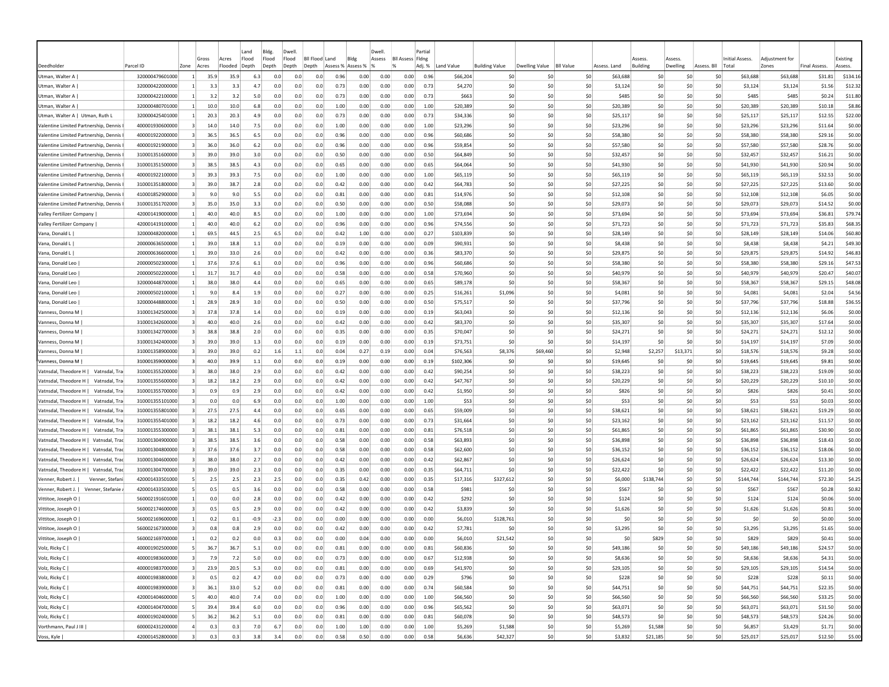| Deedholder | Parcel ID | Zone | Gross Acres | Acres Flooded | Land Flood Depth | Bldg. Flood Depth | Dwell. Flood Depth | Bll Flood Depth | Land Assess % | Bldg Assess % | Dwell. Assess % | Bll Assess % | Partial Fldng Adj. % | Land Value | Building Value | Dwelling Value | Bll Value | Assess. Land | Assess. Building | Assess. Dwelling | Assess. Bll | Initial Assess. Total | Adjustment for Zones | Final Assess. | Existing Assess. |
|---|---|---|---|---|---|---|---|---|---|---|---|---|---|---|---|---|---|---|---|---|---|---|---|---|---|
| Utman, Walter A \| | 320000479601000 | 1 | 35.9 | 35.9 | 6.3 | 0.0 | 0.0 | 0.0 | 0.96 | 0.00 | 0.00 | 0.00 | 0.96 | $66,204 | $0 | $0 | $0 | $63,688 | $0 | $0 | $0 | $63,688 | $63,688 | $31.81 | $134.16 |
| Utman, Walter A \| | 320000422000000 | 1 | 3.3 | 3.3 | 4.7 | 0.0 | 0.0 | 0.0 | 0.73 | 0.00 | 0.00 | 0.00 | 0.73 | $4,270 | $0 | $0 | $0 | $3,124 | $0 | $0 | $0 | $3,124 | $3,124 | $1.56 | $12.32 |
| Utman, Walter A \| | 320000422100000 | 1 | 3.2 | 3.2 | 5.0 | 0.0 | 0.0 | 0.0 | 0.73 | 0.00 | 0.00 | 0.00 | 0.73 | $663 | $0 | $0 | $0 | $485 | $0 | $0 | $0 | $485 | $485 | $0.24 | $11.80 |
| Utman, Walter A \| | 320000480701000 | 1 | 10.0 | 10.0 | 6.8 | 0.0 | 0.0 | 0.0 | 1.00 | 0.00 | 0.00 | 0.00 | 1.00 | $20,389 | $0 | $0 | $0 | $20,389 | $0 | $0 | $0 | $20,389 | $20,389 | $10.18 | $8.86 |
| Utman, Walter A \| Utman, Ruth L | 320000425401000 | 1 | 20.3 | 20.3 | 4.9 | 0.0 | 0.0 | 0.0 | 0.73 | 0.00 | 0.00 | 0.00 | 0.73 | $34,336 | $0 | $0 | $0 | $25,117 | $0 | $0 | $0 | $25,117 | $25,117 | $12.55 | $22.00 |
| Valentine Limited Partnership, Dennis I | 400001930600000 | 3 | 14.0 | 14.0 | 7.5 | 0.0 | 0.0 | 0.0 | 1.00 | 0.00 | 0.00 | 0.00 | 1.00 | $23,296 | $0 | $0 | $0 | $23,296 | $0 | $0 | $0 | $23,296 | $23,296 | $11.64 | $0.00 |
| Valentine Limited Partnership, Dennis I | 400001922000000 | 3 | 36.5 | 36.5 | 6.5 | 0.0 | 0.0 | 0.0 | 0.96 | 0.00 | 0.00 | 0.00 | 0.96 | $60,686 | $0 | $0 | $0 | $58,380 | $0 | $0 | $0 | $58,380 | $58,380 | $29.16 | $0.00 |
| Valentine Limited Partnership, Dennis I | 400001921900000 | 3 | 36.0 | 36.0 | 6.2 | 0.0 | 0.0 | 0.0 | 0.96 | 0.00 | 0.00 | 0.00 | 0.96 | $59,854 | $0 | $0 | $0 | $57,580 | $0 | $0 | $0 | $57,580 | $57,580 | $28.76 | $0.00 |
| Valentine Limited Partnership, Dennis I | 310001351600000 | 3 | 39.0 | 39.0 | 3.0 | 0.0 | 0.0 | 0.0 | 0.50 | 0.00 | 0.00 | 0.00 | 0.50 | $64,849 | $0 | $0 | $0 | $32,457 | $0 | $0 | $0 | $32,457 | $32,457 | $16.21 | $0.00 |
| Valentine Limited Partnership, Dennis I | 310001351500000 | 3 | 38.5 | 38.5 | 4.3 | 0.0 | 0.0 | 0.0 | 0.65 | 0.00 | 0.00 | 0.00 | 0.65 | $64,064 | $0 | $0 | $0 | $41,930 | $0 | $0 | $0 | $41,930 | $41,930 | $20.94 | $0.00 |
| Valentine Limited Partnership, Dennis I | 400001922100000 | 3 | 39.3 | 39.3 | 7.5 | 0.0 | 0.0 | 0.0 | 1.00 | 0.00 | 0.00 | 0.00 | 1.00 | $65,119 | $0 | $0 | $0 | $65,119 | $0 | $0 | $0 | $65,119 | $65,119 | $32.53 | $0.00 |
| Valentine Limited Partnership, Dennis I | 310001351800000 | 3 | 39.0 | 38.7 | 2.8 | 0.0 | 0.0 | 0.0 | 0.42 | 0.00 | 0.00 | 0.00 | 0.42 | $64,783 | $0 | $0 | $0 | $27,225 | $0 | $0 | $0 | $27,225 | $27,225 | $13.60 | $0.00 |
| Valentine Limited Partnership, Dennis I | 410001852900000 | 3 | 9.0 | 9.0 | 5.5 | 0.0 | 0.0 | 0.0 | 0.81 | 0.00 | 0.00 | 0.00 | 0.81 | $14,976 | $0 | $0 | $0 | $12,108 | $0 | $0 | $0 | $12,108 | $12,108 | $6.05 | $0.00 |
| Valentine Limited Partnership, Dennis I | 310001351702000 | 3 | 35.0 | 35.0 | 3.3 | 0.0 | 0.0 | 0.0 | 0.50 | 0.00 | 0.00 | 0.00 | 0.50 | $58,088 | $0 | $0 | $0 | $29,073 | $0 | $0 | $0 | $29,073 | $29,073 | $14.52 | $0.00 |
| Valley Fertilizer Company \| | 420001419000000 | 1 | 40.0 | 40.0 | 8.5 | 0.0 | 0.0 | 0.0 | 1.00 | 0.00 | 0.00 | 0.00 | 1.00 | $73,694 | $0 | $0 | $0 | $73,694 | $0 | $0 | $0 | $73,694 | $73,694 | $36.81 | $79.74 |
| Valley Fertilizer Company \| | 420001419100000 | 1 | 40.0 | 40.0 | 6.2 | 0.0 | 0.0 | 0.0 | 0.96 | 0.00 | 0.00 | 0.00 | 0.96 | $74,556 | $0 | $0 | $0 | $71,723 | $0 | $0 | $0 | $71,723 | $71,723 | $35.83 | $68.35 |
| Vana, Donald L \| | 320000482000000 | 1 | 69.5 | 44.5 | 2.5 | 6.5 | 0.0 | 0.0 | 0.42 | 1.00 | 0.00 | 0.00 | 0.27 | $103,839 | $0 | $0 | $0 | $28,149 | $0 | $0 | $0 | $28,149 | $28,149 | $14.06 | $60.80 |
| Vana, Donald L \| | 200000636500000 | 1 | 39.0 | 18.8 | 1.1 | 0.0 | 0.0 | 0.0 | 0.19 | 0.00 | 0.00 | 0.00 | 0.09 | $90,931 | $0 | $0 | $0 | $8,438 | $0 | $0 | $0 | $8,438 | $8,438 | $4.21 | $49.30 |
| Vana, Donald L \| | 200000636600000 | 1 | 39.0 | 33.0 | 2.6 | 0.0 | 0.0 | 0.0 | 0.42 | 0.00 | 0.00 | 0.00 | 0.36 | $83,370 | $0 | $0 | $0 | $29,875 | $0 | $0 | $0 | $29,875 | $29,875 | $14.92 | $46.83 |
| Vana, Donald Leo \| | 200000502300000 | 1 | 37.6 | 37.6 | 6.1 | 0.0 | 0.0 | 0.0 | 0.96 | 0.00 | 0.00 | 0.00 | 0.96 | $60,686 | $0 | $0 | $0 | $58,380 | $0 | $0 | $0 | $58,380 | $58,380 | $29.16 | $47.53 |
| Vana, Donald Leo \| | 200000502200000 | 1 | 31.7 | 31.7 | 4.0 | 0.0 | 0.0 | 0.0 | 0.58 | 0.00 | 0.00 | 0.00 | 0.58 | $70,960 | $0 | $0 | $0 | $40,979 | $0 | $0 | $0 | $40,979 | $40,979 | $20.47 | $40.07 |
| Vana, Donald Leo \| | 320000448700000 | 1 | 38.0 | 38.0 | 4.4 | 0.0 | 0.0 | 0.0 | 0.65 | 0.00 | 0.00 | 0.00 | 0.65 | $89,178 | $0 | $0 | $0 | $58,367 | $0 | $0 | $0 | $58,367 | $58,367 | $29.15 | $48.08 |
| Vana, Donald Leo \| | 200000502100000 | 1 | 9.0 | 8.4 | 1.9 | 0.0 | 0.0 | 0.0 | 0.27 | 0.00 | 0.00 | 0.00 | 0.25 | $16,261 | $1,096 | $0 | $0 | $4,081 | $0 | $0 | $0 | $4,081 | $4,081 | $2.04 | $4.56 |
| Vana, Donald Leo \| | 320000448800000 | 1 | 28.9 | 28.9 | 3.0 | 0.0 | 0.0 | 0.0 | 0.50 | 0.00 | 0.00 | 0.00 | 0.50 | $75,517 | $0 | $0 | $0 | $37,796 | $0 | $0 | $0 | $37,796 | $37,796 | $18.88 | $36.55 |
| Vanness, Donna M \| | 310001342500000 | 3 | 37.8 | 37.8 | 1.4 | 0.0 | 0.0 | 0.0 | 0.19 | 0.00 | 0.00 | 0.00 | 0.19 | $63,043 | $0 | $0 | $0 | $12,136 | $0 | $0 | $0 | $12,136 | $12,136 | $6.06 | $0.00 |
| Vanness, Donna M \| | 310001342600000 | 3 | 40.0 | 40.0 | 2.6 | 0.0 | 0.0 | 0.0 | 0.42 | 0.00 | 0.00 | 0.00 | 0.42 | $83,370 | $0 | $0 | $0 | $35,307 | $0 | $0 | $0 | $35,307 | $35,307 | $17.64 | $0.00 |
| Vanness, Donna M \| | 310001342700000 | 3 | 38.8 | 38.8 | 2.0 | 0.0 | 0.0 | 0.0 | 0.35 | 0.00 | 0.00 | 0.00 | 0.35 | $70,047 | $0 | $0 | $0 | $24,271 | $0 | $0 | $0 | $24,271 | $24,271 | $12.12 | $0.00 |
| Vanness, Donna M \| | 310001342400000 | 3 | 39.0 | 39.0 | 1.3 | 0.0 | 0.0 | 0.0 | 0.19 | 0.00 | 0.00 | 0.00 | 0.19 | $73,751 | $0 | $0 | $0 | $14,197 | $0 | $0 | $0 | $14,197 | $14,197 | $7.09 | $0.00 |
| Vanness, Donna M \| | 310001358900000 | 3 | 39.0 | 39.0 | 0.2 | 1.6 | 1.1 | 0.0 | 0.04 | 0.27 | 0.19 | 0.00 | 0.04 | $76,563 | $8,376 | $69,460 | $0 | $2,948 | $2,257 | $13,371 | $0 | $18,576 | $18,576 | $9.28 | $0.00 |
| Vanness, Donna M \| | 310001359000000 | 3 | 40.0 | 39.9 | 1.1 | 0.0 | 0.0 | 0.0 | 0.19 | 0.00 | 0.00 | 0.00 | 0.19 | $102,306 | $0 | $0 | $0 | $19,645 | $0 | $0 | $0 | $19,645 | $19,645 | $9.81 | $0.00 |
| Vatnsdal, Theodore H \| Vatnsdal, Tra | 310001355200000 | 3 | 38.0 | 38.0 | 2.9 | 0.0 | 0.0 | 0.0 | 0.42 | 0.00 | 0.00 | 0.00 | 0.42 | $90,254 | $0 | $0 | $0 | $38,223 | $0 | $0 | $0 | $38,223 | $38,223 | $19.09 | $0.00 |
| Vatnsdal, Theodore H \| Vatnsdal, Tra | 310001355600000 | 3 | 18.2 | 18.2 | 2.9 | 0.0 | 0.0 | 0.0 | 0.42 | 0.00 | 0.00 | 0.00 | 0.42 | $47,767 | $0 | $0 | $0 | $20,229 | $0 | $0 | $0 | $20,229 | $20,229 | $10.10 | $0.00 |
| Vatnsdal, Theodore H \| Vatnsdal, Tra | 310001355700000 | 3 | 0.9 | 0.9 | 2.9 | 0.0 | 0.0 | 0.0 | 0.42 | 0.00 | 0.00 | 0.00 | 0.42 | $1,950 | $0 | $0 | $0 | $826 | $0 | $0 | $0 | $826 | $826 | $0.41 | $0.00 |
| Vatnsdal, Theodore H \| Vatnsdal, Tra | 310001355101000 | 3 | 0.0 | 0.0 | 6.9 | 0.0 | 0.0 | 0.0 | 1.00 | 0.00 | 0.00 | 0.00 | 1.00 | $53 | $0 | $0 | $0 | $53 | $0 | $0 | $0 | $53 | $53 | $0.03 | $0.00 |
| Vatnsdal, Theodore H \| Vatnsdal, Tra | 310001355801000 | 3 | 27.5 | 27.5 | 4.4 | 0.0 | 0.0 | 0.0 | 0.65 | 0.00 | 0.00 | 0.00 | 0.65 | $59,009 | $0 | $0 | $0 | $38,621 | $0 | $0 | $0 | $38,621 | $38,621 | $19.29 | $0.00 |
| Vatnsdal, Theodore H \| Vatnsdal, Tra | 310001355401000 | 3 | 18.2 | 18.2 | 4.6 | 0.0 | 0.0 | 0.0 | 0.73 | 0.00 | 0.00 | 0.00 | 0.73 | $31,664 | $0 | $0 | $0 | $23,162 | $0 | $0 | $0 | $23,162 | $23,162 | $11.57 | $0.00 |
| Vatnsdal, Theodore H \| Vatnsdal, Tra | 310001355300000 | 3 | 38.1 | 38.1 | 5.3 | 0.0 | 0.0 | 0.0 | 0.81 | 0.00 | 0.00 | 0.00 | 0.81 | $76,518 | $0 | $0 | $0 | $61,865 | $0 | $0 | $0 | $61,865 | $61,865 | $30.90 | $0.00 |
| Vatnsdal, Theodore H \| Vatnsdal, Trac | 310001304900000 | 3 | 38.5 | 38.5 | 3.6 | 0.0 | 0.0 | 0.0 | 0.58 | 0.00 | 0.00 | 0.00 | 0.58 | $63,893 | $0 | $0 | $0 | $36,898 | $0 | $0 | $0 | $36,898 | $36,898 | $18.43 | $0.00 |
| Vatnsdal, Theodore H \| Vatnsdal, Trac | 310001304800000 | 3 | 37.6 | 37.6 | 3.7 | 0.0 | 0.0 | 0.0 | 0.58 | 0.00 | 0.00 | 0.00 | 0.58 | $62,600 | $0 | $0 | $0 | $36,152 | $0 | $0 | $0 | $36,152 | $36,152 | $18.06 | $0.00 |
| Vatnsdal, Theodore H \| Vatnsdal, Trac | 310001304600000 | 3 | 38.0 | 38.0 | 2.7 | 0.0 | 0.0 | 0.0 | 0.42 | 0.00 | 0.00 | 0.00 | 0.42 | $62,867 | $0 | $0 | $0 | $26,624 | $0 | $0 | $0 | $26,624 | $26,624 | $13.30 | $0.00 |
| Vatnsdal, Theodore H \| Vatnsdal, Trac | 310001304700000 | 3 | 39.0 | 39.0 | 2.3 | 0.0 | 0.0 | 0.0 | 0.35 | 0.00 | 0.00 | 0.00 | 0.35 | $64,711 | $0 | $0 | $0 | $22,422 | $0 | $0 | $0 | $22,422 | $22,422 | $11.20 | $0.00 |
| Venner, Robert J. \| Venner, Stefani | 420001433501000 | 5 | 2.5 | 2.5 | 2.3 | 2.5 | 0.0 | 0.0 | 0.35 | 0.42 | 0.00 | 0.00 | 0.35 | $17,316 | $327,612 | $0 | $0 | $6,000 | $138,744 | $0 | $0 | $144,744 | $144,744 | $72.30 | $4.25 |
| Venner, Robert J. \| Venner, Stefanie A | 420001433503000 | 5 | 0.5 | 0.5 | 3.6 | 0.0 | 0.0 | 0.0 | 0.58 | 0.00 | 0.00 | 0.00 | 0.58 | $981 | $0 | $0 | $0 | $567 | $0 | $0 | $0 | $567 | $567 | $0.28 | $0.82 |
| Vittitoe, Joseph O \| | 560002191601000 | 1 | 0.0 | 0.0 | 2.8 | 0.0 | 0.0 | 0.0 | 0.42 | 0.00 | 0.00 | 0.00 | 0.42 | $292 | $0 | $0 | $0 | $124 | $0 | $0 | $0 | $124 | $124 | $0.06 | $0.00 |
| Vittitoe, Joseph O \| | 560002174600000 | 3 | 0.5 | 0.5 | 2.9 | 0.0 | 0.0 | 0.0 | 0.42 | 0.00 | 0.00 | 0.00 | 0.42 | $3,839 | $0 | $0 | $0 | $1,626 | $0 | $0 | $0 | $1,626 | $1,626 | $0.81 | $0.00 |
| Vittitoe, Joseph O \| | 560002169600000 | 1 | 0.2 | 0.1 | -0.9 | -2.3 | 0.0 | 0.0 | 0.00 | 0.00 | 0.00 | 0.00 | 0.00 | $6,010 | $128,761 | $0 | $0 | $0 | $0 | $0 | $0 | $0 | $0 | $0.00 | $0.00 |
| Vittitoe, Joseph O \| | 560002167300000 | 3 | 0.8 | 0.8 | 2.9 | 0.0 | 0.0 | 0.0 | 0.42 | 0.00 | 0.00 | 0.00 | 0.42 | $7,781 | $0 | $0 | $0 | $3,295 | $0 | $0 | $0 | $3,295 | $3,295 | $1.65 | $0.00 |
| Vittitoe, Joseph O \| | 560002169700000 | 1 | 0.2 | 0.2 | 0.0 | 0.3 | 0.0 | 0.0 | 0.00 | 0.04 | 0.00 | 0.00 | 0.00 | $6,010 | $21,542 | $0 | $0 | $0 | $829 | $0 | $0 | $829 | $829 | $0.41 | $0.00 |
| Volz, Ricky C \| | 400001902500000 | 5 | 36.7 | 36.7 | 5.1 | 0.0 | 0.0 | 0.0 | 0.81 | 0.00 | 0.00 | 0.00 | 0.81 | $60,836 | $0 | $0 | $0 | $49,186 | $0 | $0 | $0 | $49,186 | $49,186 | $24.57 | $0.00 |
| Volz, Ricky C \| | 400001983600000 | 3 | 7.9 | 7.2 | 5.0 | 0.0 | 0.0 | 0.0 | 0.73 | 0.00 | 0.00 | 0.00 | 0.67 | $12,938 | $0 | $0 | $0 | $8,636 | $0 | $0 | $0 | $8,636 | $8,636 | $4.31 | $0.00 |
| Volz, Ricky C \| | 400001983700000 | 3 | 23.9 | 20.5 | 5.3 | 0.0 | 0.0 | 0.0 | 0.81 | 0.00 | 0.00 | 0.00 | 0.69 | $41,970 | $0 | $0 | $0 | $29,105 | $0 | $0 | $0 | $29,105 | $29,105 | $14.54 | $0.00 |
| Volz, Ricky C \| | 400001983800000 | 3 | 0.5 | 0.2 | 4.7 | 0.0 | 0.0 | 0.0 | 0.73 | 0.00 | 0.00 | 0.00 | 0.29 | $796 | $0 | $0 | $0 | $228 | $0 | $0 | $0 | $228 | $228 | $0.11 | $0.00 |
| Volz, Ricky C \| | 400001983900000 | 3 | 36.1 | 33.0 | 5.2 | 0.0 | 0.0 | 0.0 | 0.81 | 0.00 | 0.00 | 0.00 | 0.74 | $60,584 | $0 | $0 | $0 | $44,751 | $0 | $0 | $0 | $44,751 | $44,751 | $22.35 | $0.00 |
| Volz, Ricky C \| | 420001404600000 | 5 | 40.0 | 40.0 | 7.4 | 0.0 | 0.0 | 0.0 | 1.00 | 0.00 | 0.00 | 0.00 | 1.00 | $66,560 | $0 | $0 | $0 | $66,560 | $0 | $0 | $0 | $66,560 | $66,560 | $33.25 | $0.00 |
| Volz, Ricky C \| | 420001404700000 | 5 | 39.4 | 39.4 | 6.0 | 0.0 | 0.0 | 0.0 | 0.96 | 0.00 | 0.00 | 0.00 | 0.96 | $65,562 | $0 | $0 | $0 | $63,071 | $0 | $0 | $0 | $63,071 | $63,071 | $31.50 | $0.00 |
| Volz, Ricky C \| | 400001902400000 | 5 | 36.2 | 36.2 | 5.1 | 0.0 | 0.0 | 0.0 | 0.81 | 0.00 | 0.00 | 0.00 | 0.81 | $60,078 | $0 | $0 | $0 | $48,573 | $0 | $0 | $0 | $48,573 | $48,573 | $24.26 | $0.00 |
| Vorthmann, Paul J III \| | 600002431200000 | 4 | 0.3 | 0.3 | 7.0 | 6.7 | 0.0 | 0.0 | 1.00 | 1.00 | 0.00 | 0.00 | 1.00 | $5,269 | $1,588 | $0 | $0 | $5,269 | $1,588 | $0 | $0 | $6,857 | $3,429 | $1.71 | $0.00 |
| Voss, Kyle \| | 420001452800000 | 3 | 0.3 | 0.3 | 3.8 | 3.4 | 0.0 | 0.0 | 0.58 | 0.50 | 0.00 | 0.00 | 0.58 | $6,636 | $42,327 | $0 | $0 | $3,832 | $21,185 | $0 | $0 | $25,017 | $25,017 | $12.50 | $5.00 |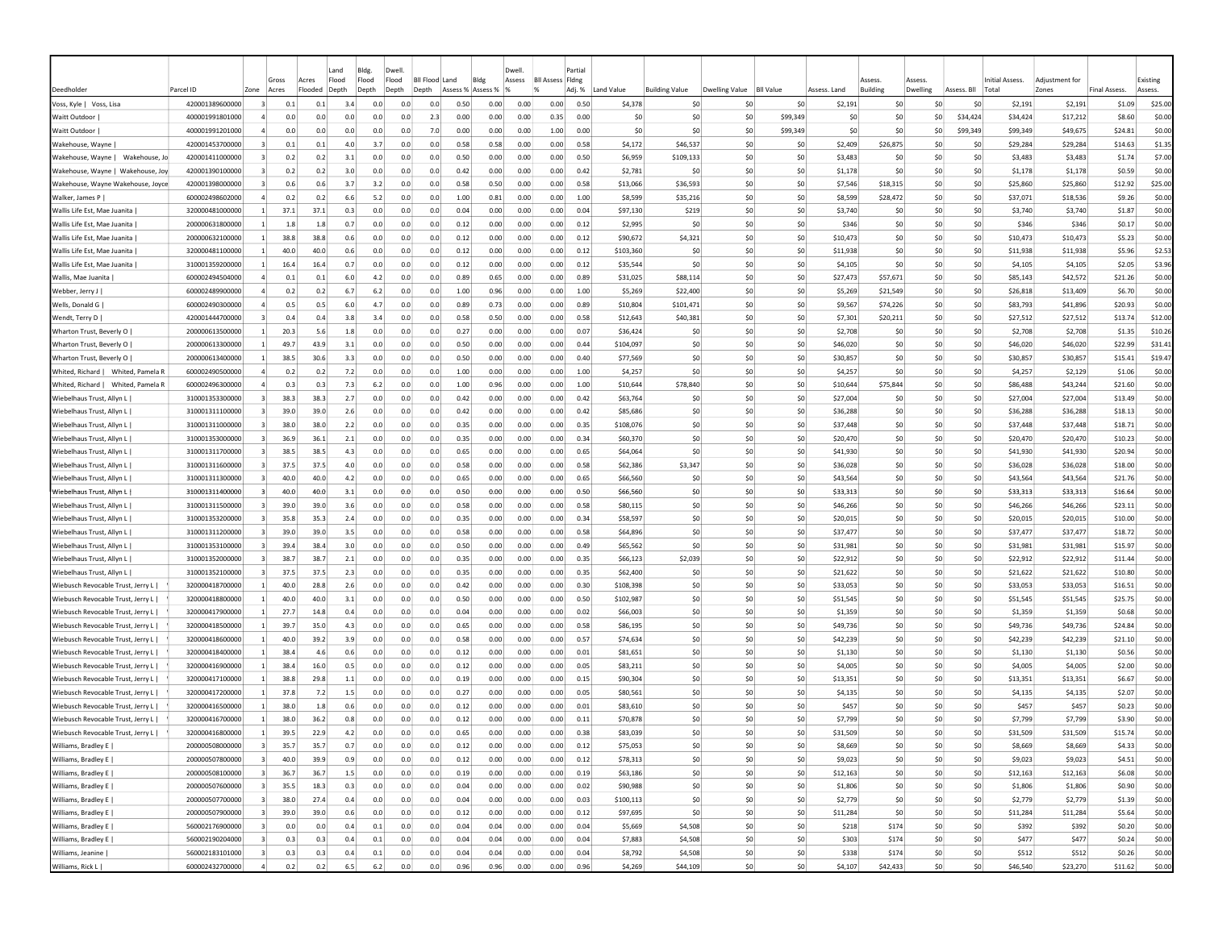| Deedholder | Parcel ID | Zone | Gross Acres | Acres Flooded | Land Flood Depth | Bldg. Flood Depth | Dwell. Flood Depth | Bll Flood Depth | Land Assess % | Bldg Assess % | Dwell. Assess % | Bll Assess % | Partial Flding Adj. % | Land Value | Building Value | Dwelling Value | Bll Value | Assess. Land | Assess. Building | Assess. Dwelling | Assess. Bll | Initial Assess. Total | Adjustment for Zones | Final Assess. | Existing Assess. |
|---|---|---|---|---|---|---|---|---|---|---|---|---|---|---|---|---|---|---|---|---|---|---|---|---|---|
| Voss, Kyle \| Voss, Lisa | 420001389600000 | 3 | 0.1 | 0.1 | 3.4 | 0.0 | 0.0 | 0.0 | 0.50 | 0.00 | 0.00 | 0.00 | 0.50 | $4,378 | $0 | $0 | $0 | $2,191 | $0 | $0 | $0 | $2,191 | $2,191 | $1.09 | $25.00 |
| Waitt Outdoor \| | 400001991801000 | 4 | 0.0 | 0.0 | 0.0 | 0.0 | 0.0 | 2.3 | 0.00 | 0.00 | 0.00 | 0.35 | 0.00 | $0 | $0 | $0 | $99,349 | $0 | $0 | $0 | $34,424 | $34,424 | $17,212 | $8.60 | $0.00 |
| Waitt Outdoor \| | 400001991201000 | 4 | 0.0 | 0.0 | 0.0 | 0.0 | 0.0 | 7.0 | 0.00 | 0.00 | 0.00 | 1.00 | 0.00 | $0 | $0 | $0 | $99,349 | $0 | $0 | $0 | $99,349 | $99,349 | $49,675 | $24.81 | $0.00 |
| Wakehouse, Wayne \| | 420001453700000 | 3 | 0.1 | 0.1 | 4.0 | 3.7 | 0.0 | 0.0 | 0.58 | 0.58 | 0.00 | 0.00 | 0.58 | $4,172 | $46,537 | $0 | $0 | $2,409 | $26,875 | $0 | $0 | $29,284 | $29,284 | $14.63 | $1.35 |
| Wakehouse, Wayne \| Wakehouse, Jo | 420001411000000 | 3 | 0.2 | 0.2 | 3.1 | 0.0 | 0.0 | 0.0 | 0.50 | 0.00 | 0.00 | 0.00 | 0.50 | $6,959 | $109,133 | $0 | $0 | $3,483 | $0 | $0 | $0 | $3,483 | $3,483 | $1.74 | $7.00 |
| Wakehouse, Wayne \| Wakehouse, Joy | 420001390100000 | 3 | 0.2 | 0.2 | 3.0 | 0.0 | 0.0 | 0.0 | 0.42 | 0.00 | 0.00 | 0.00 | 0.42 | $2,781 | $0 | $0 | $0 | $1,178 | $0 | $0 | $0 | $1,178 | $1,178 | $0.59 | $0.00 |
| Wakehouse, Wayne Wakehouse, Joyce | 420001398000000 | 3 | 0.6 | 0.6 | 3.7 | 3.2 | 0.0 | 0.0 | 0.58 | 0.50 | 0.00 | 0.00 | 0.58 | $13,066 | $36,593 | $0 | $0 | $7,546 | $18,315 | $0 | $0 | $25,860 | $25,860 | $12.92 | $25.00 |
| Walker, James P \| | 600002498602000 | 4 | 0.2 | 0.2 | 6.6 | 5.2 | 0.0 | 0.0 | 1.00 | 0.81 | 0.00 | 0.00 | 1.00 | $8,599 | $35,216 | $0 | $0 | $8,599 | $28,472 | $0 | $0 | $37,071 | $18,536 | $9.26 | $0.00 |
| Wallis Life Est, Mae Juanita \| | 320000481000000 | 1 | 37.1 | 37.1 | 0.3 | 0.0 | 0.0 | 0.0 | 0.04 | 0.00 | 0.00 | 0.00 | 0.04 | $97,130 | $219 | $0 | $0 | $3,740 | $0 | $0 | $0 | $3,740 | $3,740 | $1.87 | $0.00 |
| Wallis Life Est, Mae Juanita \| | 200000631800000 | 1 | 1.8 | 1.8 | 0.7 | 0.0 | 0.0 | 0.0 | 0.12 | 0.00 | 0.00 | 0.00 | 0.12 | $2,995 | $0 | $0 | $0 | $346 | $0 | $0 | $0 | $346 | $346 | $0.17 | $0.00 |
| Wallis Life Est, Mae Juanita \| | 200000632100000 | 1 | 38.8 | 38.8 | 0.6 | 0.0 | 0.0 | 0.0 | 0.12 | 0.00 | 0.00 | 0.00 | 0.12 | $90,672 | $4,321 | $0 | $0 | $10,473 | $0 | $0 | $0 | $10,473 | $10,473 | $5.23 | $0.00 |
| Wallis Life Est, Mae Juanita \| | 320000481100000 | 1 | 40.0 | 40.0 | 0.6 | 0.0 | 0.0 | 0.0 | 0.12 | 0.00 | 0.00 | 0.00 | 0.12 | $103,360 | $0 | $0 | $0 | $11,938 | $0 | $0 | $0 | $11,938 | $11,938 | $5.96 | $2.53 |
| Wallis Life Est, Mae Juanita \| | 310001359200000 | 1 | 16.4 | 16.4 | 0.7 | 0.0 | 0.0 | 0.0 | 0.12 | 0.00 | 0.00 | 0.00 | 0.12 | $35,544 | $0 | $0 | $0 | $4,105 | $0 | $0 | $0 | $4,105 | $4,105 | $2.05 | $3.96 |
| Wallis, Mae Juanita \| | 600002494504000 | 4 | 0.1 | 0.1 | 6.0 | 4.2 | 0.0 | 0.0 | 0.89 | 0.65 | 0.00 | 0.00 | 0.89 | $31,025 | $88,114 | $0 | $0 | $27,473 | $57,671 | $0 | $0 | $85,143 | $42,572 | $21.26 | $0.00 |
| Webber, Jerry J \| | 600002489900000 | 4 | 0.2 | 0.2 | 6.7 | 6.2 | 0.0 | 0.0 | 1.00 | 0.96 | 0.00 | 0.00 | 1.00 | $5,269 | $22,400 | $0 | $0 | $5,269 | $21,549 | $0 | $0 | $26,818 | $13,409 | $6.70 | $0.00 |
| Wells, Donald G \| | 600002490300000 | 4 | 0.5 | 0.5 | 6.0 | 4.7 | 0.0 | 0.0 | 0.89 | 0.73 | 0.00 | 0.00 | 0.89 | $10,804 | $101,471 | $0 | $0 | $9,567 | $74,226 | $0 | $0 | $83,793 | $41,896 | $20.93 | $0.00 |
| Wendt, Terry D \| | 420001444700000 | 3 | 0.4 | 0.4 | 3.8 | 3.4 | 0.0 | 0.0 | 0.58 | 0.50 | 0.00 | 0.00 | 0.58 | $12,643 | $40,381 | $0 | $0 | $7,301 | $20,211 | $0 | $0 | $27,512 | $27,512 | $13.74 | $12.00 |
| Wharton Trust, Beverly O \| | 200000613500000 | 1 | 20.3 | 5.6 | 1.8 | 0.0 | 0.0 | 0.0 | 0.27 | 0.00 | 0.00 | 0.00 | 0.07 | $36,424 | $0 | $0 | $0 | $2,708 | $0 | $0 | $0 | $2,708 | $2,708 | $1.35 | $10.26 |
| Wharton Trust, Beverly O \| | 200000613300000 | 1 | 49.7 | 43.9 | 3.1 | 0.0 | 0.0 | 0.0 | 0.50 | 0.00 | 0.00 | 0.00 | 0.44 | $104,097 | $0 | $0 | $0 | $46,020 | $0 | $0 | $0 | $46,020 | $46,020 | $22.99 | $31.41 |
| Wharton Trust, Beverly O \| | 200000613400000 | 1 | 38.5 | 30.6 | 3.3 | 0.0 | 0.0 | 0.0 | 0.50 | 0.00 | 0.00 | 0.00 | 0.40 | $77,569 | $0 | $0 | $0 | $30,857 | $0 | $0 | $0 | $30,857 | $30,857 | $15.41 | $19.47 |
| Whited, Richard \| Whited, Pamela R | 600002490500000 | 4 | 0.2 | 0.2 | 7.2 | 0.0 | 0.0 | 0.0 | 1.00 | 0.00 | 0.00 | 0.00 | 1.00 | $4,257 | $0 | $0 | $0 | $4,257 | $0 | $0 | $0 | $4,257 | $2,129 | $1.06 | $0.00 |
| Whited, Richard \| Whited, Pamela R | 600002496300000 | 4 | 0.3 | 0.3 | 7.3 | 6.2 | 0.0 | 0.0 | 1.00 | 0.96 | 0.00 | 0.00 | 1.00 | $10,644 | $78,840 | $0 | $0 | $10,644 | $75,844 | $0 | $0 | $86,488 | $43,244 | $21.60 | $0.00 |
| Wiebelhaus Trust, Allyn L \| | 310001353300000 | 3 | 38.3 | 38.3 | 2.7 | 0.0 | 0.0 | 0.0 | 0.42 | 0.00 | 0.00 | 0.00 | 0.42 | $63,764 | $0 | $0 | $0 | $27,004 | $0 | $0 | $0 | $27,004 | $27,004 | $13.49 | $0.00 |
| Wiebelhaus Trust, Allyn L \| | 310001311100000 | 3 | 39.0 | 39.0 | 2.6 | 0.0 | 0.0 | 0.0 | 0.42 | 0.00 | 0.00 | 0.00 | 0.42 | $85,686 | $0 | $0 | $0 | $36,288 | $0 | $0 | $0 | $36,288 | $36,288 | $18.13 | $0.00 |
| Wiebelhaus Trust, Allyn L \| | 310001311000000 | 3 | 38.0 | 38.0 | 2.2 | 0.0 | 0.0 | 0.0 | 0.35 | 0.00 | 0.00 | 0.00 | 0.35 | $108,076 | $0 | $0 | $0 | $37,448 | $0 | $0 | $0 | $37,448 | $37,448 | $18.71 | $0.00 |
| Wiebelhaus Trust, Allyn L \| | 310001353000000 | 3 | 36.9 | 36.1 | 2.1 | 0.0 | 0.0 | 0.0 | 0.35 | 0.00 | 0.00 | 0.00 | 0.34 | $60,370 | $0 | $0 | $0 | $20,470 | $0 | $0 | $0 | $20,470 | $20,470 | $10.23 | $0.00 |
| Wiebelhaus Trust, Allyn L \| | 310001311700000 | 3 | 38.5 | 38.5 | 4.3 | 0.0 | 0.0 | 0.0 | 0.65 | 0.00 | 0.00 | 0.00 | 0.65 | $64,064 | $0 | $0 | $0 | $41,930 | $0 | $0 | $0 | $41,930 | $41,930 | $20.94 | $0.00 |
| Wiebelhaus Trust, Allyn L \| | 310001311600000 | 3 | 37.5 | 37.5 | 4.0 | 0.0 | 0.0 | 0.0 | 0.58 | 0.00 | 0.00 | 0.00 | 0.58 | $62,386 | $3,347 | $0 | $0 | $36,028 | $0 | $0 | $0 | $36,028 | $36,028 | $18.00 | $0.00 |
| Wiebelhaus Trust, Allyn L \| | 310001311300000 | 3 | 40.0 | 40.0 | 4.2 | 0.0 | 0.0 | 0.0 | 0.65 | 0.00 | 0.00 | 0.00 | 0.65 | $66,560 | $0 | $0 | $0 | $43,564 | $0 | $0 | $0 | $43,564 | $43,564 | $21.76 | $0.00 |
| Wiebelhaus Trust, Allyn L \| | 310001311400000 | 3 | 40.0 | 40.0 | 3.1 | 0.0 | 0.0 | 0.0 | 0.50 | 0.00 | 0.00 | 0.00 | 0.50 | $66,560 | $0 | $0 | $0 | $33,313 | $0 | $0 | $0 | $33,313 | $33,313 | $16.64 | $0.00 |
| Wiebelhaus Trust, Allyn L \| | 310001311500000 | 3 | 39.0 | 39.0 | 3.6 | 0.0 | 0.0 | 0.0 | 0.58 | 0.00 | 0.00 | 0.00 | 0.58 | $80,115 | $0 | $0 | $0 | $46,266 | $0 | $0 | $0 | $46,266 | $46,266 | $23.11 | $0.00 |
| Wiebelhaus Trust, Allyn L \| | 310001353200000 | 3 | 35.8 | 35.3 | 2.4 | 0.0 | 0.0 | 0.0 | 0.35 | 0.00 | 0.00 | 0.00 | 0.34 | $58,597 | $0 | $0 | $0 | $20,015 | $0 | $0 | $0 | $20,015 | $20,015 | $10.00 | $0.00 |
| Wiebelhaus Trust, Allyn L \| | 310001311200000 | 3 | 39.0 | 39.0 | 3.5 | 0.0 | 0.0 | 0.0 | 0.58 | 0.00 | 0.00 | 0.00 | 0.58 | $64,896 | $0 | $0 | $0 | $37,477 | $0 | $0 | $0 | $37,477 | $37,477 | $18.72 | $0.00 |
| Wiebelhaus Trust, Allyn L \| | 310001353100000 | 3 | 39.4 | 38.4 | 3.0 | 0.0 | 0.0 | 0.0 | 0.50 | 0.00 | 0.00 | 0.00 | 0.49 | $65,562 | $0 | $0 | $0 | $31,981 | $0 | $0 | $0 | $31,981 | $31,981 | $15.97 | $0.00 |
| Wiebelhaus Trust, Allyn L \| | 310001352000000 | 3 | 38.7 | 38.7 | 2.1 | 0.0 | 0.0 | 0.0 | 0.35 | 0.00 | 0.00 | 0.00 | 0.35 | $66,123 | $2,039 | $0 | $0 | $22,912 | $0 | $0 | $0 | $22,912 | $22,912 | $11.44 | $0.00 |
| Wiebelhaus Trust, Allyn L \| | 310001352100000 | 3 | 37.5 | 37.5 | 2.3 | 0.0 | 0.0 | 0.0 | 0.35 | 0.00 | 0.00 | 0.00 | 0.35 | $62,400 | $0 | $0 | $0 | $21,622 | $0 | $0 | $0 | $21,622 | $21,622 | $10.80 | $0.00 |
| Wiebusch Revocable Trust, Jerry L \| | 320000418700000 | 1 | 40.0 | 28.8 | 2.6 | 0.0 | 0.0 | 0.0 | 0.42 | 0.00 | 0.00 | 0.00 | 0.30 | $108,398 | $0 | $0 | $0 | $33,053 | $0 | $0 | $0 | $33,053 | $33,053 | $16.51 | $0.00 |
| Wiebusch Revocable Trust, Jerry L \| | 320000418800000 | 1 | 40.0 | 40.0 | 3.1 | 0.0 | 0.0 | 0.0 | 0.50 | 0.00 | 0.00 | 0.00 | 0.50 | $102,987 | $0 | $0 | $0 | $51,545 | $0 | $0 | $0 | $51,545 | $51,545 | $25.75 | $0.00 |
| Wiebusch Revocable Trust, Jerry L \| | 320000417900000 | 1 | 27.7 | 14.8 | 0.4 | 0.0 | 0.0 | 0.0 | 0.04 | 0.00 | 0.00 | 0.00 | 0.02 | $66,003 | $0 | $0 | $0 | $1,359 | $0 | $0 | $0 | $1,359 | $1,359 | $0.68 | $0.00 |
| Wiebusch Revocable Trust, Jerry L \| | 320000418500000 | 1 | 39.7 | 35.0 | 4.3 | 0.0 | 0.0 | 0.0 | 0.65 | 0.00 | 0.00 | 0.00 | 0.58 | $86,195 | $0 | $0 | $0 | $49,736 | $0 | $0 | $0 | $49,736 | $49,736 | $24.84 | $0.00 |
| Wiebusch Revocable Trust, Jerry L \| | 320000418600000 | 1 | 40.0 | 39.2 | 3.9 | 0.0 | 0.0 | 0.0 | 0.58 | 0.00 | 0.00 | 0.00 | 0.57 | $74,634 | $0 | $0 | $0 | $42,239 | $0 | $0 | $0 | $42,239 | $42,239 | $21.10 | $0.00 |
| Wiebusch Revocable Trust, Jerry L \| | 320000418400000 | 1 | 38.4 | 4.6 | 0.6 | 0.0 | 0.0 | 0.0 | 0.12 | 0.00 | 0.00 | 0.00 | 0.01 | $81,651 | $0 | $0 | $0 | $1,130 | $0 | $0 | $0 | $1,130 | $1,130 | $0.56 | $0.00 |
| Wiebusch Revocable Trust, Jerry L \| | 320000416900000 | 1 | 38.4 | 16.0 | 0.5 | 0.0 | 0.0 | 0.0 | 0.12 | 0.00 | 0.00 | 0.00 | 0.05 | $83,211 | $0 | $0 | $0 | $4,005 | $0 | $0 | $0 | $4,005 | $4,005 | $2.00 | $0.00 |
| Wiebusch Revocable Trust, Jerry L \| | 320000417100000 | 1 | 38.8 | 29.8 | 1.1 | 0.0 | 0.0 | 0.0 | 0.19 | 0.00 | 0.00 | 0.00 | 0.15 | $90,304 | $0 | $0 | $0 | $13,351 | $0 | $0 | $0 | $13,351 | $13,351 | $6.67 | $0.00 |
| Wiebusch Revocable Trust, Jerry L \| | 320000417200000 | 1 | 37.8 | 7.2 | 1.5 | 0.0 | 0.0 | 0.0 | 0.27 | 0.00 | 0.00 | 0.00 | 0.05 | $80,561 | $0 | $0 | $0 | $4,135 | $0 | $0 | $0 | $4,135 | $4,135 | $2.07 | $0.00 |
| Wiebusch Revocable Trust, Jerry L \| | 320000416500000 | 1 | 38.0 | 1.8 | 0.6 | 0.0 | 0.0 | 0.0 | 0.12 | 0.00 | 0.00 | 0.00 | 0.01 | $83,610 | $0 | $0 | $0 | $457 | $0 | $0 | $0 | $457 | $457 | $0.23 | $0.00 |
| Wiebusch Revocable Trust, Jerry L \| | 320000416700000 | 1 | 38.0 | 36.2 | 0.8 | 0.0 | 0.0 | 0.0 | 0.12 | 0.00 | 0.00 | 0.00 | 0.11 | $70,878 | $0 | $0 | $0 | $7,799 | $0 | $0 | $0 | $7,799 | $7,799 | $3.90 | $0.00 |
| Wiebusch Revocable Trust, Jerry L \| | 320000416800000 | 1 | 39.5 | 22.9 | 4.2 | 0.0 | 0.0 | 0.0 | 0.65 | 0.00 | 0.00 | 0.00 | 0.38 | $83,039 | $0 | $0 | $0 | $31,509 | $0 | $0 | $0 | $31,509 | $31,509 | $15.74 | $0.00 |
| Williams, Bradley E \| | 200000508000000 | 3 | 35.7 | 35.7 | 0.7 | 0.0 | 0.0 | 0.0 | 0.12 | 0.00 | 0.00 | 0.00 | 0.12 | $75,053 | $0 | $0 | $0 | $8,669 | $0 | $0 | $0 | $8,669 | $8,669 | $4.33 | $0.00 |
| Williams, Bradley E \| | 200000507800000 | 3 | 40.0 | 39.9 | 0.9 | 0.0 | 0.0 | 0.0 | 0.12 | 0.00 | 0.00 | 0.00 | 0.12 | $78,313 | $0 | $0 | $0 | $9,023 | $0 | $0 | $0 | $9,023 | $9,023 | $4.51 | $0.00 |
| Williams, Bradley E \| | 200000508100000 | 3 | 36.7 | 36.7 | 1.5 | 0.0 | 0.0 | 0.0 | 0.19 | 0.00 | 0.00 | 0.00 | 0.19 | $63,186 | $0 | $0 | $0 | $12,163 | $0 | $0 | $0 | $12,163 | $12,163 | $6.08 | $0.00 |
| Williams, Bradley E \| | 200000507600000 | 3 | 35.5 | 18.3 | 0.3 | 0.0 | 0.0 | 0.0 | 0.04 | 0.00 | 0.00 | 0.00 | 0.02 | $90,988 | $0 | $0 | $0 | $1,806 | $0 | $0 | $0 | $1,806 | $1,806 | $0.90 | $0.00 |
| Williams, Bradley E \| | 200000507700000 | 3 | 38.0 | 27.4 | 0.4 | 0.0 | 0.0 | 0.0 | 0.04 | 0.00 | 0.00 | 0.00 | 0.03 | $100,113 | $0 | $0 | $0 | $2,779 | $0 | $0 | $0 | $2,779 | $2,779 | $1.39 | $0.00 |
| Williams, Bradley E \| | 200000507900000 | 3 | 39.0 | 39.0 | 0.6 | 0.0 | 0.0 | 0.0 | 0.12 | 0.00 | 0.00 | 0.00 | 0.12 | $97,695 | $0 | $0 | $0 | $11,284 | $0 | $0 | $0 | $11,284 | $11,284 | $5.64 | $0.00 |
| Williams, Bradley E \| | 560002176900000 | 3 | 0.0 | 0.0 | 0.4 | 0.1 | 0.0 | 0.0 | 0.04 | 0.04 | 0.00 | 0.00 | 0.04 | $5,669 | $4,508 | $0 | $0 | $218 | $174 | $0 | $0 | $392 | $392 | $0.20 | $0.00 |
| Williams, Bradley E \| | 560002190204000 | 3 | 0.3 | 0.3 | 0.4 | 0.1 | 0.0 | 0.0 | 0.04 | 0.04 | 0.00 | 0.00 | 0.04 | $7,883 | $4,508 | $0 | $0 | $303 | $174 | $0 | $0 | $477 | $477 | $0.24 | $0.00 |
| Williams, Jeanine \| | 560002183101000 | 3 | 0.3 | 0.3 | 0.4 | 0.1 | 0.0 | 0.0 | 0.04 | 0.04 | 0.00 | 0.00 | 0.04 | $8,792 | $4,508 | $0 | $0 | $338 | $174 | $0 | $0 | $512 | $512 | $0.26 | $0.00 |
| Williams, Rick L \| | 600002432700000 | 4 | 0.2 | 0.2 | 6.5 | 6.2 | 0.0 | 0.0 | 0.96 | 0.96 | 0.00 | 0.00 | 0.96 | $4,269 | $44,109 | $0 | $0 | $4,107 | $42,433 | $0 | $0 | $46,540 | $23,270 | $11.62 | $0.00 |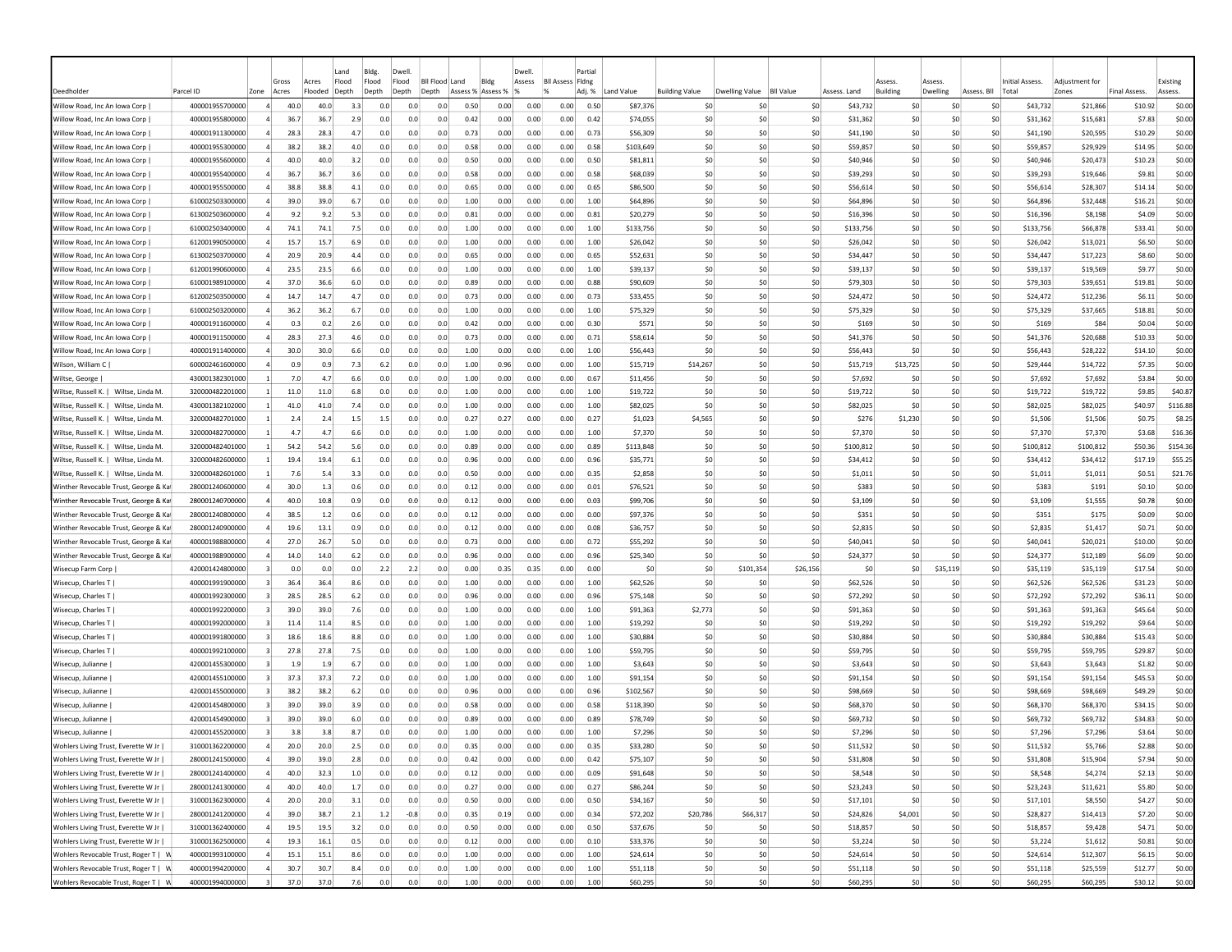| Deedholder | Parcel ID | Zone | Gross Acres | Acres Flooded | Land Flood Depth | Bldg. Flood Depth | Dwell. Flood Depth | Bll Flood Depth | Land Assess % | Bldg Assess % | Dwell. Assess % | Bll Assess % | Partial Flding Adj. % | Land Value | Building Value | Dwelling Value | Bll Value | Assess. Land | Assess. Building | Assess. Dwelling | Assess. Bll | Initial Assess. Total | Adjustment for Zones | Final Assess. | Existing Assess. |
|---|---|---|---|---|---|---|---|---|---|---|---|---|---|---|---|---|---|---|---|---|---|---|---|---|---|
| Willow Road, Inc An Iowa Corp \| | 400001955700000 | 4 | 40.0 | 40.0 | 3.3 | 0.0 | 0.0 | 0.0 | 0.50 | 0.00 | 0.00 | 0.00 | 0.50 | $87,376 | $0 | $0 | $0 | $43,732 | $0 | $0 | $0 | $43,732 | $21,866 | $10.92 | $0.00 |
| Willow Road, Inc An Iowa Corp \| | 400001955800000 | 4 | 36.7 | 36.7 | 2.9 | 0.0 | 0.0 | 0.0 | 0.42 | 0.00 | 0.00 | 0.00 | 0.42 | $74,055 | $0 | $0 | $0 | $31,362 | $0 | $0 | $0 | $31,362 | $15,681 | $7.83 | $0.00 |
| Willow Road, Inc An Iowa Corp \| | 400001911300000 | 4 | 28.3 | 28.3 | 4.7 | 0.0 | 0.0 | 0.0 | 0.73 | 0.00 | 0.00 | 0.00 | 0.73 | $56,309 | $0 | $0 | $0 | $41,190 | $0 | $0 | $0 | $41,190 | $20,595 | $10.29 | $0.00 |
| Willow Road, Inc An Iowa Corp \| | 400001955300000 | 4 | 38.2 | 38.2 | 4.0 | 0.0 | 0.0 | 0.0 | 0.58 | 0.00 | 0.00 | 0.00 | 0.58 | $103,649 | $0 | $0 | $0 | $59,857 | $0 | $0 | $0 | $59,857 | $29,929 | $14.95 | $0.00 |
| Willow Road, Inc An Iowa Corp \| | 400001955600000 | 4 | 40.0 | 40.0 | 3.2 | 0.0 | 0.0 | 0.0 | 0.50 | 0.00 | 0.00 | 0.00 | 0.50 | $81,811 | $0 | $0 | $0 | $40,946 | $0 | $0 | $0 | $40,946 | $20,473 | $10.23 | $0.00 |
| Willow Road, Inc An Iowa Corp \| | 400001955400000 | 4 | 36.7 | 36.7 | 3.6 | 0.0 | 0.0 | 0.0 | 0.58 | 0.00 | 0.00 | 0.00 | 0.58 | $68,039 | $0 | $0 | $0 | $39,293 | $0 | $0 | $0 | $39,293 | $19,646 | $9.81 | $0.00 |
| Willow Road, Inc An Iowa Corp \| | 400001955500000 | 4 | 38.8 | 38.8 | 4.1 | 0.0 | 0.0 | 0.0 | 0.65 | 0.00 | 0.00 | 0.00 | 0.65 | $86,500 | $0 | $0 | $0 | $56,614 | $0 | $0 | $0 | $56,614 | $28,307 | $14.14 | $0.00 |
| Willow Road, Inc An Iowa Corp \| | 610002503300000 | 4 | 39.0 | 39.0 | 6.7 | 0.0 | 0.0 | 0.0 | 1.00 | 0.00 | 0.00 | 0.00 | 1.00 | $64,896 | $0 | $0 | $0 | $64,896 | $0 | $0 | $0 | $64,896 | $32,448 | $16.21 | $0.00 |
| Willow Road, Inc An Iowa Corp \| | 613002503600000 | 4 | 9.2 | 9.2 | 5.3 | 0.0 | 0.0 | 0.0 | 0.81 | 0.00 | 0.00 | 0.00 | 0.81 | $20,279 | $0 | $0 | $0 | $16,396 | $0 | $0 | $0 | $16,396 | $8,198 | $4.09 | $0.00 |
| Willow Road, Inc An Iowa Corp \| | 610002503400000 | 4 | 74.1 | 74.1 | 7.5 | 0.0 | 0.0 | 0.0 | 1.00 | 0.00 | 0.00 | 0.00 | 1.00 | $133,756 | $0 | $0 | $0 | $133,756 | $0 | $0 | $0 | $133,756 | $66,878 | $33.41 | $0.00 |
| Willow Road, Inc An Iowa Corp \| | 612001990500000 | 4 | 15.7 | 15.7 | 6.9 | 0.0 | 0.0 | 0.0 | 1.00 | 0.00 | 0.00 | 0.00 | 1.00 | $26,042 | $0 | $0 | $0 | $26,042 | $0 | $0 | $0 | $26,042 | $13,021 | $6.50 | $0.00 |
| Willow Road, Inc An Iowa Corp \| | 613002503700000 | 4 | 20.9 | 20.9 | 4.4 | 0.0 | 0.0 | 0.0 | 0.65 | 0.00 | 0.00 | 0.00 | 0.65 | $52,631 | $0 | $0 | $0 | $34,447 | $0 | $0 | $0 | $34,447 | $17,223 | $8.60 | $0.00 |
| Willow Road, Inc An Iowa Corp \| | 612001990600000 | 4 | 23.5 | 23.5 | 6.6 | 0.0 | 0.0 | 0.0 | 1.00 | 0.00 | 0.00 | 0.00 | 1.00 | $39,137 | $0 | $0 | $0 | $39,137 | $0 | $0 | $0 | $39,137 | $19,569 | $9.77 | $0.00 |
| Willow Road, Inc An Iowa Corp \| | 610001989100000 | 4 | 37.0 | 36.6 | 6.0 | 0.0 | 0.0 | 0.0 | 0.89 | 0.00 | 0.00 | 0.00 | 0.88 | $90,609 | $0 | $0 | $0 | $79,303 | $0 | $0 | $0 | $79,303 | $39,651 | $19.81 | $0.00 |
| Willow Road, Inc An Iowa Corp \| | 612002503500000 | 4 | 14.7 | 14.7 | 4.7 | 0.0 | 0.0 | 0.0 | 0.73 | 0.00 | 0.00 | 0.00 | 0.73 | $33,455 | $0 | $0 | $0 | $24,472 | $0 | $0 | $0 | $24,472 | $12,236 | $6.11 | $0.00 |
| Willow Road, Inc An Iowa Corp \| | 610002503200000 | 4 | 36.2 | 36.2 | 6.7 | 0.0 | 0.0 | 0.0 | 1.00 | 0.00 | 0.00 | 0.00 | 1.00 | $75,329 | $0 | $0 | $0 | $75,329 | $0 | $0 | $0 | $75,329 | $37,665 | $18.81 | $0.00 |
| Willow Road, Inc An Iowa Corp \| | 400001911600000 | 4 | 0.3 | 0.2 | 2.6 | 0.0 | 0.0 | 0.0 | 0.42 | 0.00 | 0.00 | 0.00 | 0.30 | $571 | $0 | $0 | $0 | $169 | $0 | $0 | $0 | $169 | $84 | $0.04 | $0.00 |
| Willow Road, Inc An Iowa Corp \| | 400001911500000 | 4 | 28.3 | 27.3 | 4.6 | 0.0 | 0.0 | 0.0 | 0.73 | 0.00 | 0.00 | 0.00 | 0.71 | $58,614 | $0 | $0 | $0 | $41,376 | $0 | $0 | $0 | $41,376 | $20,688 | $10.33 | $0.00 |
| Willow Road, Inc An Iowa Corp \| | 400001911400000 | 4 | 30.0 | 30.0 | 6.6 | 0.0 | 0.0 | 0.0 | 1.00 | 0.00 | 0.00 | 0.00 | 1.00 | $56,443 | $0 | $0 | $0 | $56,443 | $0 | $0 | $0 | $56,443 | $28,222 | $14.10 | $0.00 |
| Wilson, William C \| | 600002461600000 | 4 | 0.9 | 0.9 | 7.3 | 6.2 | 0.0 | 0.0 | 1.00 | 0.96 | 0.00 | 0.00 | 1.00 | $15,719 | $14,267 | $0 | $0 | $15,719 | $13,725 | $0 | $0 | $29,444 | $14,722 | $7.35 | $0.00 |
| Wiltse, George \| | 430001382301000 | 1 | 7.0 | 4.7 | 6.6 | 0.0 | 0.0 | 0.0 | 1.00 | 0.00 | 0.00 | 0.00 | 0.67 | $11,456 | $0 | $0 | $0 | $7,692 | $0 | $0 | $0 | $7,692 | $7,692 | $3.84 | $0.00 |
| Wiltse, Russell K. \| Wiltse, Linda M. | 320000482201000 | 1 | 11.0 | 11.0 | 6.8 | 0.0 | 0.0 | 0.0 | 1.00 | 0.00 | 0.00 | 0.00 | 1.00 | $19,722 | $0 | $0 | $0 | $19,722 | $0 | $0 | $0 | $19,722 | $19,722 | $9.85 | $40.87 |
| Wiltse, Russell K. \| Wiltse, Linda M. | 430001382102000 | 1 | 41.0 | 41.0 | 7.4 | 0.0 | 0.0 | 0.0 | 1.00 | 0.00 | 0.00 | 0.00 | 1.00 | $82,025 | $0 | $0 | $0 | $82,025 | $0 | $0 | $0 | $82,025 | $82,025 | $40.97 | $116.88 |
| Wiltse, Russell K. \| Wiltse, Linda M. | 320000482701000 | 1 | 2.4 | 2.4 | 1.5 | 1.5 | 0.0 | 0.0 | 0.27 | 0.27 | 0.00 | 0.00 | 0.27 | $1,023 | $4,565 | $0 | $0 | $276 | $1,230 | $0 | $0 | $1,506 | $1,506 | $0.75 | $8.25 |
| Wiltse, Russell K. \| Wiltse, Linda M. | 320000482700000 | 1 | 4.7 | 4.7 | 6.6 | 0.0 | 0.0 | 0.0 | 1.00 | 0.00 | 0.00 | 0.00 | 1.00 | $7,370 | $0 | $0 | $0 | $7,370 | $0 | $0 | $0 | $7,370 | $7,370 | $3.68 | $16.36 |
| Wiltse, Russell K. \| Wiltse, Linda M. | 320000482401000 | 1 | 54.2 | 54.2 | 5.6 | 0.0 | 0.0 | 0.0 | 0.89 | 0.00 | 0.00 | 0.00 | 0.89 | $113,848 | $0 | $0 | $0 | $100,812 | $0 | $0 | $0 | $100,812 | $100,812 | $50.36 | $154.36 |
| Wiltse, Russell K. \| Wiltse, Linda M. | 320000482600000 | 1 | 19.4 | 19.4 | 6.1 | 0.0 | 0.0 | 0.0 | 0.96 | 0.00 | 0.00 | 0.00 | 0.96 | $35,771 | $0 | $0 | $0 | $34,412 | $0 | $0 | $0 | $34,412 | $34,412 | $17.19 | $55.25 |
| Wiltse, Russell K. \| Wiltse, Linda M. | 320000482601000 | 1 | 7.6 | 5.4 | 3.3 | 0.0 | 0.0 | 0.0 | 0.50 | 0.00 | 0.00 | 0.00 | 0.35 | $2,858 | $0 | $0 | $0 | $1,011 | $0 | $0 | $0 | $1,011 | $1,011 | $0.51 | $21.76 |
| Winther Revocable Trust, George & Kat | 280001240600000 | 4 | 30.0 | 1.3 | 0.6 | 0.0 | 0.0 | 0.0 | 0.12 | 0.00 | 0.00 | 0.00 | 0.01 | $76,521 | $0 | $0 | $0 | $383 | $0 | $0 | $0 | $383 | $191 | $0.10 | $0.00 |
| Winther Revocable Trust, George & Kat | 280001240700000 | 4 | 40.0 | 10.8 | 0.9 | 0.0 | 0.0 | 0.0 | 0.12 | 0.00 | 0.00 | 0.00 | 0.03 | $99,706 | $0 | $0 | $0 | $3,109 | $0 | $0 | $0 | $3,109 | $1,555 | $0.78 | $0.00 |
| Winther Revocable Trust, George & Kat | 280001240800000 | 4 | 38.5 | 1.2 | 0.6 | 0.0 | 0.0 | 0.0 | 0.12 | 0.00 | 0.00 | 0.00 | 0.00 | $97,376 | $0 | $0 | $0 | $351 | $0 | $0 | $0 | $351 | $175 | $0.09 | $0.00 |
| Winther Revocable Trust, George & Kat | 280001240900000 | 4 | 19.6 | 13.1 | 0.9 | 0.0 | 0.0 | 0.0 | 0.12 | 0.00 | 0.00 | 0.00 | 0.08 | $36,757 | $0 | $0 | $0 | $2,835 | $0 | $0 | $0 | $2,835 | $1,417 | $0.71 | $0.00 |
| Winther Revocable Trust, George & Kat | 400001988800000 | 4 | 27.0 | 26.7 | 5.0 | 0.0 | 0.0 | 0.0 | 0.73 | 0.00 | 0.00 | 0.00 | 0.72 | $55,292 | $0 | $0 | $0 | $40,041 | $0 | $0 | $0 | $40,041 | $20,021 | $10.00 | $0.00 |
| Winther Revocable Trust, George & Kat | 400001988900000 | 4 | 14.0 | 14.0 | 6.2 | 0.0 | 0.0 | 0.0 | 0.96 | 0.00 | 0.00 | 0.00 | 0.96 | $25,340 | $0 | $0 | $0 | $24,377 | $0 | $0 | $0 | $24,377 | $12,189 | $6.09 | $0.00 |
| Wisecup Farm Corp \| | 420001424800000 | 3 | 0.0 | 0.0 | 0.0 | 2.2 | 2.2 | 0.0 | 0.00 | 0.35 | 0.35 | 0.00 | 0.00 | $0 | $0 | $101,354 | $26,156 | $0 | $0 | $35,119 | $0 | $35,119 | $35,119 | $17.54 | $0.00 |
| Wisecup, Charles T \| | 400001991900000 | 3 | 36.4 | 36.4 | 8.6 | 0.0 | 0.0 | 0.0 | 1.00 | 0.00 | 0.00 | 0.00 | 1.00 | $62,526 | $0 | $0 | $0 | $62,526 | $0 | $0 | $0 | $62,526 | $62,526 | $31.23 | $0.00 |
| Wisecup, Charles T \| | 400001992300000 | 3 | 28.5 | 28.5 | 6.2 | 0.0 | 0.0 | 0.0 | 0.96 | 0.00 | 0.00 | 0.00 | 0.96 | $75,148 | $0 | $0 | $0 | $72,292 | $0 | $0 | $0 | $72,292 | $72,292 | $36.11 | $0.00 |
| Wisecup, Charles T \| | 400001992200000 | 3 | 39.0 | 39.0 | 7.6 | 0.0 | 0.0 | 0.0 | 1.00 | 0.00 | 0.00 | 0.00 | 1.00 | $91,363 | $2,773 | $0 | $0 | $91,363 | $0 | $0 | $0 | $91,363 | $91,363 | $45.64 | $0.00 |
| Wisecup, Charles T \| | 400001992000000 | 3 | 11.4 | 11.4 | 8.5 | 0.0 | 0.0 | 0.0 | 1.00 | 0.00 | 0.00 | 0.00 | 1.00 | $19,292 | $0 | $0 | $0 | $19,292 | $0 | $0 | $0 | $19,292 | $19,292 | $9.64 | $0.00 |
| Wisecup, Charles T \| | 400001991800000 | 3 | 18.6 | 18.6 | 8.8 | 0.0 | 0.0 | 0.0 | 1.00 | 0.00 | 0.00 | 0.00 | 1.00 | $30,884 | $0 | $0 | $0 | $30,884 | $0 | $0 | $0 | $30,884 | $30,884 | $15.43 | $0.00 |
| Wisecup, Charles T \| | 400001992100000 | 3 | 27.8 | 27.8 | 7.5 | 0.0 | 0.0 | 0.0 | 1.00 | 0.00 | 0.00 | 0.00 | 1.00 | $59,795 | $0 | $0 | $0 | $59,795 | $0 | $0 | $0 | $59,795 | $59,795 | $29.87 | $0.00 |
| Wisecup, Julianne \| | 420001455300000 | 3 | 1.9 | 1.9 | 6.7 | 0.0 | 0.0 | 0.0 | 1.00 | 0.00 | 0.00 | 0.00 | 1.00 | $3,643 | $0 | $0 | $0 | $3,643 | $0 | $0 | $0 | $3,643 | $3,643 | $1.82 | $0.00 |
| Wisecup, Julianne \| | 420001455100000 | 3 | 37.3 | 37.3 | 7.2 | 0.0 | 0.0 | 0.0 | 1.00 | 0.00 | 0.00 | 0.00 | 1.00 | $91,154 | $0 | $0 | $0 | $91,154 | $0 | $0 | $0 | $91,154 | $91,154 | $45.53 | $0.00 |
| Wisecup, Julianne \| | 420001455000000 | 3 | 38.2 | 38.2 | 6.2 | 0.0 | 0.0 | 0.0 | 0.96 | 0.00 | 0.00 | 0.00 | 0.96 | $102,567 | $0 | $0 | $0 | $98,669 | $0 | $0 | $0 | $98,669 | $98,669 | $49.29 | $0.00 |
| Wisecup, Julianne \| | 420001454800000 | 3 | 39.0 | 39.0 | 3.9 | 0.0 | 0.0 | 0.0 | 0.58 | 0.00 | 0.00 | 0.00 | 0.58 | $118,390 | $0 | $0 | $0 | $68,370 | $0 | $0 | $0 | $68,370 | $68,370 | $34.15 | $0.00 |
| Wisecup, Julianne \| | 420001454900000 | 3 | 39.0 | 39.0 | 6.0 | 0.0 | 0.0 | 0.0 | 0.89 | 0.00 | 0.00 | 0.00 | 0.89 | $78,749 | $0 | $0 | $0 | $69,732 | $0 | $0 | $0 | $69,732 | $69,732 | $34.83 | $0.00 |
| Wisecup, Julianne \| | 420001455200000 | 3 | 3.8 | 3.8 | 8.7 | 0.0 | 0.0 | 0.0 | 1.00 | 0.00 | 0.00 | 0.00 | 1.00 | $7,296 | $0 | $0 | $0 | $7,296 | $0 | $0 | $0 | $7,296 | $7,296 | $3.64 | $0.00 |
| Wohlers Living Trust, Everette W Jr \| | 310001362200000 | 4 | 20.0 | 20.0 | 2.5 | 0.0 | 0.0 | 0.0 | 0.35 | 0.00 | 0.00 | 0.00 | 0.35 | $33,280 | $0 | $0 | $0 | $11,532 | $0 | $0 | $0 | $11,532 | $5,766 | $2.88 | $0.00 |
| Wohlers Living Trust, Everette W Jr \| | 280001241500000 | 4 | 39.0 | 39.0 | 2.8 | 0.0 | 0.0 | 0.0 | 0.42 | 0.00 | 0.00 | 0.00 | 0.42 | $75,107 | $0 | $0 | $0 | $31,808 | $0 | $0 | $0 | $31,808 | $15,904 | $7.94 | $0.00 |
| Wohlers Living Trust, Everette W Jr \| | 280001241400000 | 4 | 40.0 | 32.3 | 1.0 | 0.0 | 0.0 | 0.0 | 0.12 | 0.00 | 0.00 | 0.00 | 0.09 | $91,648 | $0 | $0 | $0 | $8,548 | $0 | $0 | $0 | $8,548 | $4,274 | $2.13 | $0.00 |
| Wohlers Living Trust, Everette W Jr \| | 280001241300000 | 4 | 40.0 | 40.0 | 1.7 | 0.0 | 0.0 | 0.0 | 0.27 | 0.00 | 0.00 | 0.00 | 0.27 | $86,244 | $0 | $0 | $0 | $23,243 | $0 | $0 | $0 | $23,243 | $11,621 | $5.80 | $0.00 |
| Wohlers Living Trust, Everette W Jr \| | 310001362300000 | 4 | 20.0 | 20.0 | 3.1 | 0.0 | 0.0 | 0.0 | 0.50 | 0.00 | 0.00 | 0.00 | 0.50 | $34,167 | $0 | $0 | $0 | $17,101 | $0 | $0 | $0 | $17,101 | $8,550 | $4.27 | $0.00 |
| Wohlers Living Trust, Everette W Jr \| | 280001241200000 | 4 | 39.0 | 38.7 | 2.1 | 1.2 | -0.8 | 0.0 | 0.35 | 0.19 | 0.00 | 0.00 | 0.34 | $72,202 | $20,786 | $66,317 | $0 | $24,826 | $4,001 | $0 | $0 | $28,827 | $14,413 | $7.20 | $0.00 |
| Wohlers Living Trust, Everette W Jr \| | 310001362400000 | 4 | 19.5 | 19.5 | 3.2 | 0.0 | 0.0 | 0.0 | 0.50 | 0.00 | 0.00 | 0.00 | 0.50 | $37,676 | $0 | $0 | $0 | $18,857 | $0 | $0 | $0 | $18,857 | $9,428 | $4.71 | $0.00 |
| Wohlers Living Trust, Everette W Jr \| | 310001362500000 | 4 | 19.3 | 16.1 | 0.5 | 0.0 | 0.0 | 0.0 | 0.12 | 0.00 | 0.00 | 0.00 | 0.10 | $33,376 | $0 | $0 | $0 | $3,224 | $0 | $0 | $0 | $3,224 | $1,612 | $0.81 | $0.00 |
| Wohlers Revocable Trust, Roger T \| W | 400001993100000 | 4 | 15.1 | 15.1 | 8.6 | 0.0 | 0.0 | 0.0 | 1.00 | 0.00 | 0.00 | 0.00 | 1.00 | $24,614 | $0 | $0 | $0 | $24,614 | $0 | $0 | $0 | $24,614 | $12,307 | $6.15 | $0.00 |
| Wohlers Revocable Trust, Roger T \| W | 400001994200000 | 4 | 30.7 | 30.7 | 8.4 | 0.0 | 0.0 | 0.0 | 1.00 | 0.00 | 0.00 | 0.00 | 1.00 | $51,118 | $0 | $0 | $0 | $51,118 | $0 | $0 | $0 | $51,118 | $25,559 | $12.77 | $0.00 |
| Wohlers Revocable Trust, Roger T \| W | 400001994000000 | 3 | 37.0 | 37.0 | 7.6 | 0.0 | 0.0 | 0.0 | 1.00 | 0.00 | 0.00 | 0.00 | 1.00 | $60,295 | $0 | $0 | $0 | $60,295 | $0 | $0 | $0 | $60,295 | $60,295 | $30.12 | $0.00 |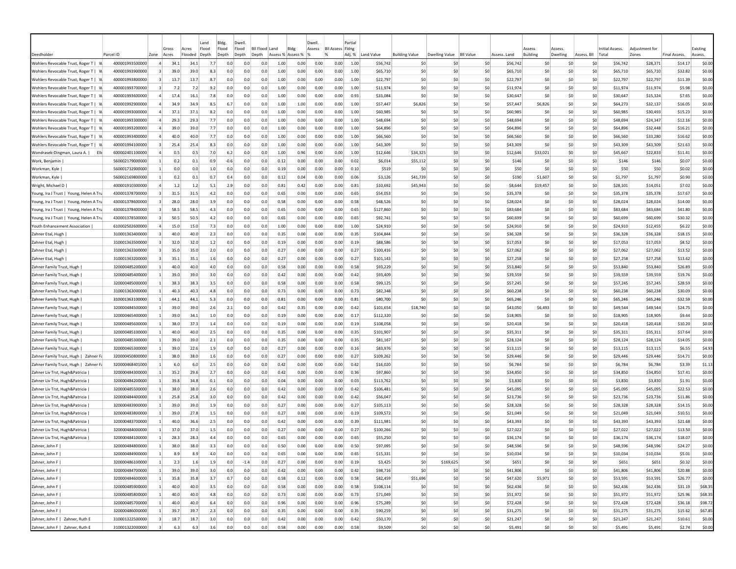| Deedholder | Parcel ID | Zone | Gross Acres | Acres Flooded | Land Flood Depth | Bldg. Flood Depth | Dwell. Flood Depth | Bll Flood Depth | Land Assess % | Bldg Assess % | Dwell. Assess % | Bll Assess % | Partial Flding Adj. % | Land Value | Building Value | Dwelling Value | Bll Value | Assess. Land | Assess. Building | Assess. Dwelling | Assess. Bll | Initial Assess. Total | Adjustment for Zones | Final Assess. | Existing Assess. |
|---|---|---|---|---|---|---|---|---|---|---|---|---|---|---|---|---|---|---|---|---|---|---|---|---|---|
| Wohlers Revocable Trust, Roger T \| W | 400001993500000 | 4 | 34.1 | 34.1 | 7.7 | 0.0 | 0.0 | 0.0 | 1.00 | 0.00 | 0.00 | 0.00 | 1.00 | $56,742 | $0 | $0 | $0 | $56,742 | $0 | $0 | $0 | $56,742 | $28,371 | $14.17 | $0.00 |
| Wohlers Revocable Trust, Roger T \| W | 400001993900000 | 3 | 39.0 | 39.0 | 8.3 | 0.0 | 0.0 | 0.0 | 1.00 | 0.00 | 0.00 | 0.00 | 1.00 | $65,710 | $0 | $0 | $0 | $65,710 | $0 | $0 | $0 | $65,710 | $65,710 | $32.82 | $0.00 |
| Wohlers Revocable Trust, Roger T \| W | 400001993800000 | 3 | 13.7 | 13.7 | 8.7 | 0.0 | 0.0 | 0.0 | 1.00 | 0.00 | 0.00 | 0.00 | 1.00 | $22,797 | $0 | $0 | $0 | $22,797 | $0 | $0 | $0 | $22,797 | $22,797 | $11.39 | $0.00 |
| Wohlers Revocable Trust, Roger T \| W | 400001993700000 | 3 | 7.2 | 7.2 | 9.2 | 0.0 | 0.0 | 0.0 | 1.00 | 0.00 | 0.00 | 0.00 | 1.00 | $11,974 | $0 | $0 | $0 | $11,974 | $0 | $0 | $0 | $11,974 | $11,974 | $5.98 | $0.00 |
| Wohlers Revocable Trust, Roger T \| W | 400001993600000 | 4 | 17.4 | 16.1 | 7.8 | 0.0 | 0.0 | 0.0 | 1.00 | 0.00 | 0.00 | 0.00 | 0.93 | $33,084 | $0 | $0 | $0 | $30,647 | $0 | $0 | $0 | $30,647 | $15,324 | $7.65 | $0.00 |
| Wohlers Revocable Trust, Roger T \| W | 400001992900000 | 4 | 34.9 | 34.9 | 8.5 | 6.7 | 0.0 | 0.0 | 1.00 | 1.00 | 0.00 | 0.00 | 1.00 | $57,447 | $6,826 | $0 | $0 | $57,447 | $6,826 | $0 | $0 | $64,273 | $32,137 | $16.05 | $0.00 |
| Wohlers Revocable Trust, Roger T \| W | 400001993000000 | 4 | 37.1 | 37.1 | 8.2 | 0.0 | 0.0 | 0.0 | 1.00 | 0.00 | 0.00 | 0.00 | 1.00 | $60,985 | $0 | $0 | $0 | $60,985 | $0 | $0 | $0 | $60,985 | $30,493 | $15.23 | $0.00 |
| Wohlers Revocable Trust, Roger T \| W | 400001993300000 | 4 | 29.3 | 29.3 | 7.7 | 0.0 | 0.0 | 0.0 | 1.00 | 0.00 | 0.00 | 0.00 | 1.00 | $48,694 | $0 | $0 | $0 | $48,694 | $0 | $0 | $0 | $48,694 | $24,347 | $12.16 | $0.00 |
| Wohlers Revocable Trust, Roger T \| W | 400001993200000 | 4 | 39.0 | 39.0 | 7.7 | 0.0 | 0.0 | 0.0 | 1.00 | 0.00 | 0.00 | 0.00 | 1.00 | $64,896 | $0 | $0 | $0 | $64,896 | $0 | $0 | $0 | $64,896 | $32,448 | $16.21 | $0.00 |
| Wohlers Revocable Trust, Roger T \| W | 400001993400000 | 4 | 40.0 | 40.0 | 7.7 | 0.0 | 0.0 | 0.0 | 1.00 | 0.00 | 0.00 | 0.00 | 1.00 | $66,560 | $0 | $0 | $0 | $66,560 | $0 | $0 | $0 | $66,560 | $33,280 | $16.62 | $0.00 |
| Wohlers Revocable Trust, Roger T \| W | 400001994100000 | 3 | 25.4 | 25.4 | 8.3 | 0.0 | 0.0 | 0.0 | 1.00 | 0.00 | 0.00 | 0.00 | 1.00 | $43,309 | $0 | $0 | $0 | $43,309 | $0 | $0 | $0 | $43,309 | $43,309 | $21.63 | $0.00 |
| Wondrasek-Dingman, Laura A. \| Elle | 600002401100000 | 4 | 0.5 | 0.5 | 7.0 | 6.2 | 0.0 | 0.0 | 1.00 | 0.96 | 0.00 | 0.00 | 1.00 | $12,646 | $34,325 | $0 | $0 | $12,646 | $33,021 | $0 | $0 | $45,667 | $22,833 | $11.41 | $0.00 |
| Work, Benjamin \| | 560002179000000 | 1 | 0.2 | 0.1 | 0.9 | -0.6 | 0.0 | 0.0 | 0.12 | 0.00 | 0.00 | 0.00 | 0.02 | $6,014 | $55,112 | $0 | $0 | $146 | $0 | $0 | $0 | $146 | $146 | $0.07 | $0.00 |
| Workman, Kyle \| | 560001732900000 | 1 | 0.0 | 0.0 | 1.0 | 0.0 | 0.0 | 0.0 | 0.19 | 0.00 | 0.00 | 0.00 | 0.10 | $519 | $0 | $0 | $0 | $50 | $0 | $0 | $0 | $50 | $50 | $0.02 | $0.00 |
| Workman, Kyle \| | 560002169800000 | 1 | 0.2 | 0.1 | 0.7 | 0.4 | 0.0 | 0.0 | 0.12 | 0.04 | 0.00 | 0.00 | 0.06 | $3,126 | $41,739 | $0 | $0 | $190 | $1,607 | $0 | $0 | $1,797 | $1,797 | $0.90 | $0.00 |
| Wright, Michael D \| | 400001910300000 | 4 | 1.2 | 1.2 | 5.1 | 2.9 | 0.0 | 0.0 | 0.81 | 0.42 | 0.00 | 0.00 | 0.81 | $10,692 | $45,943 | $0 | $0 | $8,644 | $19,457 | $0 | $0 | $28,101 | $14,051 | $7.02 | $0.00 |
| Young, Ira J Trust \| Young, Helen A Tru | 430001378700000 | 3 | 31.5 | 31.5 | 4.2 | 0.0 | 0.0 | 0.0 | 0.65 | 0.00 | 0.00 | 0.00 | 0.65 | $54,053 | $0 | $0 | $0 | $35,378 | $0 | $0 | $0 | $35,378 | $35,378 | $17.67 | $0.00 |
| Young, Ira J Trust \| Young, Helen A Tru | 430001378600000 | 3 | 28.0 | 28.0 | 3.9 | 0.0 | 0.0 | 0.0 | 0.58 | 0.00 | 0.00 | 0.00 | 0.58 | $48,526 | $0 | $0 | $0 | $28,024 | $0 | $0 | $0 | $28,024 | $28,024 | $14.00 | $0.00 |
| Young, Ira J Trust \| Young, Helen A Tru | 430001378400000 | 3 | 58.5 | 58.5 | 4.3 | 0.0 | 0.0 | 0.0 | 0.65 | 0.00 | 0.00 | 0.00 | 0.65 | $127,860 | $0 | $0 | $0 | $83,684 | $0 | $0 | $0 | $83,684 | $83,684 | $41.80 | $0.00 |
| Young, Ira J Trust \| Young, Helen A Tru | 430001378500000 | 3 | 50.5 | 50.5 | 4.2 | 0.0 | 0.0 | 0.0 | 0.65 | 0.00 | 0.00 | 0.00 | 0.65 | $92,741 | $0 | $0 | $0 | $60,699 | $0 | $0 | $0 | $60,699 | $60,699 | $30.32 | $0.00 |
| Youth Enhancement Association \| | 610002502600000 | 4 | 15.0 | 15.0 | 7.3 | 0.0 | 0.0 | 0.0 | 1.00 | 0.00 | 0.00 | 0.00 | 1.00 | $24,910 | $0 | $0 | $0 | $24,910 | $0 | $0 | $0 | $24,910 | $12,455 | $6.22 | $0.00 |
| Zahner Etal, Hugh \| | 310001363400000 | 3 | 40.0 | 40.0 | 2.3 | 0.0 | 0.0 | 0.0 | 0.35 | 0.00 | 0.00 | 0.00 | 0.35 | $104,844 | $0 | $0 | $0 | $36,328 | $0 | $0 | $0 | $36,328 | $36,328 | $18.15 | $0.00 |
| Zahner Etal, Hugh \| | 310001363500000 | 3 | 32.0 | 32.0 | 1.2 | 0.0 | 0.0 | 0.0 | 0.19 | 0.00 | 0.00 | 0.00 | 0.19 | $88,586 | $0 | $0 | $0 | $17,053 | $0 | $0 | $0 | $17,053 | $17,053 | $8.52 | $0.00 |
| Zahner Etal, Hugh \| | 310001363300000 | 3 | 35.0 | 35.0 | 2.0 | 0.0 | 0.0 | 0.0 | 0.27 | 0.00 | 0.00 | 0.00 | 0.27 | $100,416 | $0 | $0 | $0 | $27,062 | $0 | $0 | $0 | $27,062 | $27,062 | $13.52 | $0.00 |
| Zahner Etal, Hugh \| | 310001363200000 | 3 | 35.1 | 35.1 | 1.6 | 0.0 | 0.0 | 0.0 | 0.27 | 0.00 | 0.00 | 0.00 | 0.27 | $101,143 | $0 | $0 | $0 | $27,258 | $0 | $0 | $0 | $27,258 | $27,258 | $13.62 | $0.00 |
| Zahner Family Trust, Hugh \| | 320000485200000 | 1 | 40.0 | 40.0 | 4.0 | 0.0 | 0.0 | 0.0 | 0.58 | 0.00 | 0.00 | 0.00 | 0.58 | $93,229 | $0 | $0 | $0 | $53,840 | $0 | $0 | $0 | $53,840 | $53,840 | $26.89 | $0.00 |
| Zahner Family Trust, Hugh \| | 320000485400000 | 1 | 39.0 | 39.0 | 3.0 | 0.0 | 0.0 | 0.0 | 0.42 | 0.00 | 0.00 | 0.00 | 0.42 | $93,409 | $0 | $0 | $0 | $39,559 | $0 | $0 | $0 | $39,559 | $39,559 | $19.76 | $0.00 |
| Zahner Family Trust, Hugh \| | 320000485000000 | 1 | 38.3 | 38.3 | 3.5 | 0.0 | 0.0 | 0.0 | 0.58 | 0.00 | 0.00 | 0.00 | 0.58 | $99,125 | $0 | $0 | $0 | $57,245 | $0 | $0 | $0 | $57,245 | $57,245 | $28.59 | $0.00 |
| Zahner Family Trust, Hugh \| | 310001363000000 | 1 | 40.3 | 40.3 | 4.8 | 0.0 | 0.0 | 0.0 | 0.73 | 0.00 | 0.00 | 0.00 | 0.73 | $82,348 | $0 | $0 | $0 | $60,238 | $0 | $0 | $0 | $60,238 | $60,238 | $30.09 | $0.00 |
| Zahner Family Trust, Hugh \| | 310001363100000 | 1 | 44.1 | 44.1 | 5.3 | 0.0 | 0.0 | 0.0 | 0.81 | 0.00 | 0.00 | 0.00 | 0.81 | $80,700 | $0 | $0 | $0 | $65,246 | $0 | $0 | $0 | $65,246 | $65,246 | $32.59 | $0.00 |
| Zahner Family Trust, Hugh \| | 320000484500000 | 1 | 39.0 | 39.0 | 2.6 | 2.1 | 0.0 | 0.0 | 0.42 | 0.35 | 0.00 | 0.00 | 0.42 | $101,654 | $18,740 | $0 | $0 | $43,050 | $6,493 | $0 | $0 | $49,544 | $49,544 | $24.75 | $0.00 |
| Zahner Family Trust, Hugh \| | 320000465400000 | 1 | 39.0 | 34.1 | 1.0 | 0.0 | 0.0 | 0.0 | 0.19 | 0.00 | 0.00 | 0.00 | 0.17 | $112,320 | $0 | $0 | $0 | $18,905 | $0 | $0 | $0 | $18,905 | $18,905 | $9.44 | $0.00 |
| Zahner Family Trust, Hugh \| | 320000485600000 | 1 | 38.0 | 37.3 | 1.4 | 0.0 | 0.0 | 0.0 | 0.19 | 0.00 | 0.00 | 0.00 | 0.19 | $108,058 | $0 | $0 | $0 | $20,418 | $0 | $0 | $0 | $20,418 | $20,418 | $10.20 | $0.00 |
| Zahner Family Trust, Hugh \| | 320000485100000 | 1 | 40.0 | 40.0 | 2.5 | 0.0 | 0.0 | 0.0 | 0.35 | 0.00 | 0.00 | 0.00 | 0.35 | $101,907 | $0 | $0 | $0 | $35,311 | $0 | $0 | $0 | $35,311 | $35,311 | $17.64 | $0.00 |
| Zahner Family Trust, Hugh \| | 320000485300000 | 1 | 39.0 | 39.0 | 2.1 | 0.0 | 0.0 | 0.0 | 0.35 | 0.00 | 0.00 | 0.00 | 0.35 | $81,167 | $0 | $0 | $0 | $28,124 | $0 | $0 | $0 | $28,124 | $28,124 | $14.05 | $0.00 |
| Zahner Family Trust, Hugh \| | 320000465300000 | 1 | 39.0 | 22.6 | 1.9 | 0.0 | 0.0 | 0.0 | 0.27 | 0.00 | 0.00 | 0.00 | 0.16 | $83,976 | $0 | $0 | $0 | $13,115 | $0 | $0 | $0 | $13,115 | $13,115 | $6.55 | $4.93 |
| Zahner Family Trust, Hugh \| Zahner Fa | 320000450800000 | 1 | 38.0 | 38.0 | 1.6 | 0.0 | 0.0 | 0.0 | 0.27 | 0.00 | 0.00 | 0.00 | 0.27 | $109,262 | $0 | $0 | $0 | $29,446 | $0 | $0 | $0 | $29,446 | $29,446 | $14.71 | $0.00 |
| Zahner Family Trust, Hugh \| Zahner Fa | 320000468401000 | 1 | 6.0 | 6.0 | 2.5 | 0.0 | 0.0 | 0.0 | 0.42 | 0.00 | 0.00 | 0.00 | 0.42 | $16,020 | $0 | $0 | $0 | $6,784 | $0 | $0 | $0 | $6,784 | $6,784 | $3.39 | $1.13 |
| Zahner Liv Trst, Hugh&Patricia \| | 320000484300000 | 1 | 35.2 | 29.6 | 2.7 | 0.0 | 0.0 | 0.0 | 0.42 | 0.00 | 0.00 | 0.00 | 0.36 | $97,860 | $0 | $0 | $0 | $34,850 | $0 | $0 | $0 | $34,850 | $34,850 | $17.41 | $0.00 |
| Zahner Liv Trst, Hugh&Patricia \| | 320000484200000 | 1 | 39.8 | 34.8 | 0.1 | 0.0 | 0.0 | 0.0 | 0.04 | 0.00 | 0.00 | 0.00 | 0.03 | $113,762 | $0 | $0 | $0 | $3,830 | $0 | $0 | $0 | $3,830 | $3,830 | $1.91 | $0.00 |
| Zahner Liv Trst, Hugh&Patricia \| | 320000485500000 | 1 | 38.0 | 38.0 | 2.6 | 0.0 | 0.0 | 0.0 | 0.42 | 0.00 | 0.00 | 0.00 | 0.42 | $106,481 | $0 | $0 | $0 | $45,095 | $0 | $0 | $0 | $45,095 | $45,095 | $22.53 | $0.00 |
| Zahner Liv Trst, Hugh&Patricia \| | 320000484400000 | 1 | 25.8 | 25.8 | 3.0 | 0.0 | 0.0 | 0.0 | 0.42 | 0.00 | 0.00 | 0.00 | 0.42 | $56,047 | $0 | $0 | $0 | $23,736 | $0 | $0 | $0 | $23,736 | $23,736 | $11.86 | $0.00 |
| Zahner Liv Trst, Hugh&Patricia \| | 320000483900000 | 1 | 39.0 | 39.0 | 1.9 | 0.0 | 0.0 | 0.0 | 0.27 | 0.00 | 0.00 | 0.00 | 0.27 | $105,113 | $0 | $0 | $0 | $28,328 | $0 | $0 | $0 | $28,328 | $28,328 | $14.15 | $0.00 |
| Zahner Liv Trst, Hugh&Patricia \| | 320000483800000 | 1 | 39.0 | 27.8 | 1.5 | 0.0 | 0.0 | 0.0 | 0.27 | 0.00 | 0.00 | 0.00 | 0.19 | $109,572 | $0 | $0 | $0 | $21,049 | $0 | $0 | $0 | $21,049 | $21,049 | $10.51 | $0.00 |
| Zahner Liv Trst, Hugh&Patricia \| | 320000483700000 | 1 | 40.0 | 36.6 | 2.5 | 0.0 | 0.0 | 0.0 | 0.42 | 0.00 | 0.00 | 0.00 | 0.39 | $111,981 | $0 | $0 | $0 | $43,393 | $0 | $0 | $0 | $43,393 | $43,393 | $21.68 | $0.00 |
| Zahner Liv Trst, Hugh&Patricia \| | 320000484000000 | 1 | 37.0 | 37.0 | 1.5 | 0.0 | 0.0 | 0.0 | 0.27 | 0.00 | 0.00 | 0.00 | 0.27 | $100,266 | $0 | $0 | $0 | $27,022 | $0 | $0 | $0 | $27,022 | $27,022 | $13.50 | $0.00 |
| Zahner Liv Trst, Hugh&Patricia \| | 320000484100000 | 1 | 28.3 | 28.3 | 4.4 | 0.0 | 0.0 | 0.0 | 0.65 | 0.00 | 0.00 | 0.00 | 0.65 | $55,250 | $0 | $0 | $0 | $36,174 | $0 | $0 | $0 | $36,174 | $36,174 | $18.07 | $0.00 |
| Zahner, John F \| | 320000484800000 | 1 | 38.0 | 38.0 | 3.3 | 0.0 | 0.0 | 0.0 | 0.50 | 0.00 | 0.00 | 0.00 | 0.50 | $97,095 | $0 | $0 | $0 | $48,596 | $0 | $0 | $0 | $48,596 | $48,596 | $24.27 | $0.00 |
| Zahner, John F \| | 320000484900000 | 1 | 8.9 | 8.9 | 4.0 | 0.0 | 0.0 | 0.0 | 0.65 | 0.00 | 0.00 | 0.00 | 0.65 | $15,331 | $0 | $0 | $0 | $10,034 | $0 | $0 | $0 | $10,034 | $10,034 | $5.01 | $0.00 |
| Zahner, John F \| | 320000486100000 | 1 | 2.3 | 1.6 | 1.9 | 0.0 | -1.4 | 0.0 | 0.27 | 0.00 | 0.00 | 0.00 | 0.19 | $3,425 | $0 | $169,625 | $0 | $651 | $0 | $0 | $0 | $651 | $651 | $0.32 | $0.00 |
| Zahner, John F \| | 320000484700000 | 1 | 39.0 | 39.0 | 3.0 | 0.0 | 0.0 | 0.0 | 0.42 | 0.00 | 0.00 | 0.00 | 0.42 | $98,716 | $0 | $0 | $0 | $41,806 | $0 | $0 | $0 | $41,806 | $41,806 | $20.88 | $0.00 |
| Zahner, John F \| | 320000484600000 | 1 | 35.8 | 35.8 | 3.7 | 0.7 | 0.0 | 0.0 | 0.58 | 0.12 | 0.00 | 0.00 | 0.58 | $82,459 | $51,696 | $0 | $0 | $47,620 | $5,971 | $0 | $0 | $53,591 | $53,591 | $26.77 | $0.00 |
| Zahner, John F \| | 320000485900000 | 1 | 40.0 | 40.0 | 3.5 | 0.0 | 0.0 | 0.0 | 0.58 | 0.00 | 0.00 | 0.00 | 0.58 | $108,114 | $0 | $0 | $0 | $62,436 | $0 | $0 | $0 | $62,436 | $62,436 | $31.19 | $68.35 |
| Zahner, John F \| | 320000485800000 | 1 | 40.0 | 40.0 | 4.8 | 0.0 | 0.0 | 0.0 | 0.73 | 0.00 | 0.00 | 0.00 | 0.73 | $71,049 | $0 | $0 | $0 | $51,972 | $0 | $0 | $0 | $51,972 | $51,972 | $25.96 | $68.35 |
| Zahner, John F \| | 320000485700000 | 1 | 40.0 | 40.0 | 6.4 | 0.0 | 0.0 | 0.0 | 0.96 | 0.00 | 0.00 | 0.00 | 0.96 | $75,289 | $0 | $0 | $0 | $72,428 | $0 | $0 | $0 | $72,428 | $72,428 | $36.18 | $98.72 |
| Zahner, John F \| | 320000486000000 | 1 | 39.7 | 39.7 | 2.3 | 0.0 | 0.0 | 0.0 | 0.35 | 0.00 | 0.00 | 0.00 | 0.35 | $90,259 | $0 | $0 | $0 | $31,275 | $0 | $0 | $0 | $31,275 | $31,275 | $15.62 | $67.85 |
| Zahner, John F \| Zahner, Ruth E | 310001322500000 | 3 | 18.7 | 18.7 | 3.0 | 0.0 | 0.0 | 0.0 | 0.42 | 0.00 | 0.00 | 0.00 | 0.42 | $50,170 | $0 | $0 | $0 | $21,247 | $0 | $0 | $0 | $21,247 | $21,247 | $10.61 | $0.00 |
| Zahner, John F \| Zahner, Ruth E | 310001322000000 | 3 | 6.3 | 6.3 | 3.6 | 0.0 | 0.0 | 0.0 | 0.58 | 0.00 | 0.00 | 0.00 | 0.58 | $9,509 | $0 | $0 | $0 | $5,491 | $0 | $0 | $0 | $5,491 | $5,491 | $2.74 | $0.00 |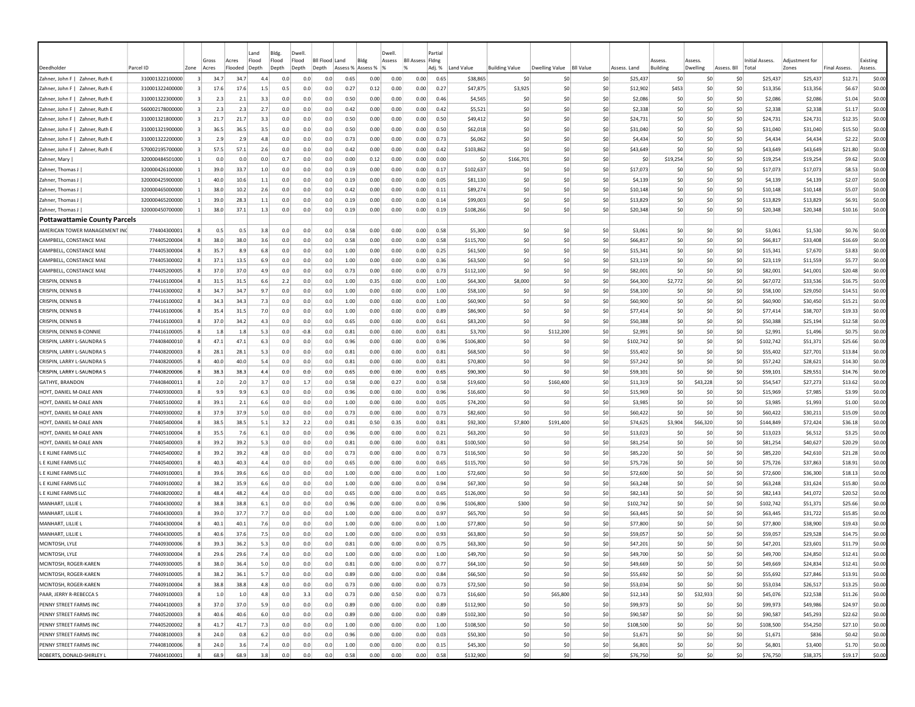| Deedholder | Parcel ID | Zone | Gross Acres | Acres Flooded | Land Flood Depth | Bldg. Flood Depth | Dwell. Flood Depth | Bll Flood Depth | Land Assess % | Bldg Assess % | Dwell. Assess % | Bll Assess % | Partial Fldng Adj. % | Land Value | Building Value | Dwelling Value | Bll Value | Assess. Land | Assess. Building | Assess. Dwelling | Assess. Bll | Initial Assess. Total | Adjustment for Zones | Final Assess. | Existing Assess. |
|---|---|---|---|---|---|---|---|---|---|---|---|---|---|---|---|---|---|---|---|---|---|---|---|---|---|
| Zahner, John F \| Zahner, Ruth E | 310001322100000 | 3 | 34.7 | 34.7 | 4.4 | 0.0 | 0.0 | 0.0 | 0.65 | 0.00 | 0.00 | 0.00 | 0.65 | $38,865 | $0 | $0 | $0 | $25,437 | $0 | $0 | $0 | $25,437 | $25,437 | $12.71 | $0.00 |
| Zahner, John F \| Zahner, Ruth E | 310001322400000 | 3 | 17.6 | 17.6 | 1.5 | 0.5 | 0.0 | 0.0 | 0.27 | 0.12 | 0.00 | 0.00 | 0.27 | $47,875 | $3,925 | $0 | $0 | $12,902 | $453 | $0 | $0 | $13,356 | $13,356 | $6.67 | $0.00 |
| Zahner, John F \| Zahner, Ruth E | 310001322300000 | 3 | 2.3 | 2.1 | 3.3 | 0.0 | 0.0 | 0.0 | 0.50 | 0.00 | 0.00 | 0.00 | 0.46 | $4,565 | $0 | $0 | $0 | $2,086 | $0 | $0 | $0 | $2,086 | $2,086 | $1.04 | $0.00 |
| Zahner, John F \| Zahner, Ruth E | 560002178000000 | 3 | 2.3 | 2.3 | 2.7 | 0.0 | 0.0 | 0.0 | 0.42 | 0.00 | 0.00 | 0.00 | 0.42 | $5,521 | $0 | $0 | $0 | $2,338 | $0 | $0 | $0 | $2,338 | $2,338 | $1.17 | $0.00 |
| Zahner, John F \| Zahner, Ruth E | 310001321800000 | 3 | 21.7 | 21.7 | 3.3 | 0.0 | 0.0 | 0.0 | 0.50 | 0.00 | 0.00 | 0.00 | 0.50 | $49,412 | $0 | $0 | $0 | $24,731 | $0 | $0 | $0 | $24,731 | $24,731 | $12.35 | $0.00 |
| Zahner, John F \| Zahner, Ruth E | 310001321900000 | 3 | 36.5 | 36.5 | 3.5 | 0.0 | 0.0 | 0.0 | 0.50 | 0.00 | 0.00 | 0.00 | 0.50 | $62,018 | $0 | $0 | $0 | $31,040 | $0 | $0 | $0 | $31,040 | $31,040 | $15.50 | $0.00 |
| Zahner, John F \| Zahner, Ruth E | 310001322200000 | 3 | 2.9 | 2.9 | 4.8 | 0.0 | 0.0 | 0.0 | 0.73 | 0.00 | 0.00 | 0.00 | 0.73 | $6,062 | $0 | $0 | $0 | $4,434 | $0 | $0 | $0 | $4,434 | $4,434 | $2.22 | $0.00 |
| Zahner, John F \| Zahner, Ruth E | 570002195700000 | 3 | 57.5 | 57.1 | 2.6 | 0.0 | 0.0 | 0.0 | 0.42 | 0.00 | 0.00 | 0.00 | 0.42 | $103,862 | $0 | $0 | $0 | $43,649 | $0 | $0 | $0 | $43,649 | $43,649 | $21.80 | $0.00 |
| Zahner, Mary \| | 320000484501000 | 1 | 0.0 | 0.0 | 0.0 | 0.7 | 0.0 | 0.0 | 0.00 | 0.12 | 0.00 | 0.00 | 0.00 | $0 | $166,701 | $0 | $0 | $0 | $19,254 | $0 | $0 | $19,254 | $19,254 | $9.62 | $0.00 |
| Zahner, Thomas J \| | 320000426100000 | 1 | 39.0 | 33.7 | 1.0 | 0.0 | 0.0 | 0.0 | 0.19 | 0.00 | 0.00 | 0.00 | 0.17 | $102,637 | $0 | $0 | $0 | $17,073 | $0 | $0 | $0 | $17,073 | $17,073 | $8.53 | $0.00 |
| Zahner, Thomas J \| | 320000425900000 | 1 | 40.0 | 10.6 | 1.1 | 0.0 | 0.0 | 0.0 | 0.19 | 0.00 | 0.00 | 0.00 | 0.05 | $81,130 | $0 | $0 | $0 | $4,139 | $0 | $0 | $0 | $4,139 | $4,139 | $2.07 | $0.00 |
| Zahner, Thomas J \| | 320000465000000 | 1 | 38.0 | 10.2 | 2.6 | 0.0 | 0.0 | 0.0 | 0.42 | 0.00 | 0.00 | 0.00 | 0.11 | $89,274 | $0 | $0 | $0 | $10,148 | $0 | $0 | $0 | $10,148 | $10,148 | $5.07 | $0.00 |
| Zahner, Thomas J \| | 320000465200000 | 1 | 39.0 | 28.3 | 1.1 | 0.0 | 0.0 | 0.0 | 0.19 | 0.00 | 0.00 | 0.00 | 0.14 | $99,003 | $0 | $0 | $0 | $13,829 | $0 | $0 | $0 | $13,829 | $13,829 | $6.91 | $0.00 |
| Zahner, Thomas J \| | 320000450700000 | 1 | 38.0 | 37.1 | 1.3 | 0.0 | 0.0 | 0.0 | 0.19 | 0.00 | 0.00 | 0.00 | 0.19 | $108,266 | $0 | $0 | $0 | $20,348 | $0 | $0 | $0 | $20,348 | $20,348 | $10.16 | $0.00 |
| **Pottawattamie County Parcels** | | | | | | | | | | | | | | | | | | | | | | | | | |
| AMERICAN TOWER MANAGEMENT INC | 774404300001 | 8 | 0.5 | 0.5 | 3.8 | 0.0 | 0.0 | 0.0 | 0.58 | 0.00 | 0.00 | 0.00 | 0.58 | $5,300 | $0 | $0 | $0 | $3,061 | $0 | $0 | $0 | $3,061 | $1,530 | $0.76 | $0.00 |
| CAMPBELL, CONSTANCE MAE | 774405200004 | 8 | 38.0 | 38.0 | 3.6 | 0.0 | 0.0 | 0.0 | 0.58 | 0.00 | 0.00 | 0.00 | 0.58 | $115,700 | $0 | $0 | $0 | $66,817 | $0 | $0 | $0 | $66,817 | $33,408 | $16.69 | $0.00 |
| CAMPBELL, CONSTANCE MAE | 774405300004 | 8 | 35.7 | 8.9 | 6.8 | 0.0 | 0.0 | 0.0 | 1.00 | 0.00 | 0.00 | 0.00 | 0.25 | $61,500 | $0 | $0 | $0 | $15,341 | $0 | $0 | $0 | $15,341 | $7,670 | $3.83 | $0.00 |
| CAMPBELL, CONSTANCE MAE | 774405300002 | 8 | 37.1 | 13.5 | 6.9 | 0.0 | 0.0 | 0.0 | 1.00 | 0.00 | 0.00 | 0.00 | 0.36 | $63,500 | $0 | $0 | $0 | $23,119 | $0 | $0 | $0 | $23,119 | $11,559 | $5.77 | $0.00 |
| CAMPBELL, CONSTANCE MAE | 774405200005 | 8 | 37.0 | 37.0 | 4.9 | 0.0 | 0.0 | 0.0 | 0.73 | 0.00 | 0.00 | 0.00 | 0.73 | $112,100 | $0 | $0 | $0 | $82,001 | $0 | $0 | $0 | $82,001 | $41,001 | $20.48 | $0.00 |
| CRISPIN, DENNIS B | 774416100004 | 8 | 31.5 | 31.5 | 6.6 | 2.2 | 0.0 | 0.0 | 1.00 | 0.35 | 0.00 | 0.00 | 1.00 | $64,300 | $8,000 | $0 | $0 | $64,300 | $2,772 | $0 | $0 | $67,072 | $33,536 | $16.75 | $0.00 |
| CRISPIN, DENNIS B | 774416300002 | 8 | 34.7 | 34.7 | 9.7 | 0.0 | 0.0 | 0.0 | 1.00 | 0.00 | 0.00 | 0.00 | 1.00 | $58,100 | $0 | $0 | $0 | $58,100 | $0 | $0 | $0 | $58,100 | $29,050 | $14.51 | $0.00 |
| CRISPIN, DENNIS B | 774416100002 | 8 | 34.3 | 34.3 | 7.3 | 0.0 | 0.0 | 0.0 | 1.00 | 0.00 | 0.00 | 0.00 | 1.00 | $60,900 | $0 | $0 | $0 | $60,900 | $0 | $0 | $0 | $60,900 | $30,450 | $15.21 | $0.00 |
| CRISPIN, DENNIS B | 774416100006 | 8 | 35.4 | 31.5 | 7.0 | 0.0 | 0.0 | 0.0 | 1.00 | 0.00 | 0.00 | 0.00 | 0.89 | $86,900 | $0 | $0 | $0 | $77,414 | $0 | $0 | $0 | $77,414 | $38,707 | $19.33 | $0.00 |
| CRISPIN, DENNIS B | 774416100003 | 8 | 37.0 | 34.2 | 4.3 | 0.0 | 0.0 | 0.0 | 0.65 | 0.00 | 0.00 | 0.00 | 0.61 | $83,200 | $0 | $0 | $0 | $50,388 | $0 | $0 | $0 | $50,388 | $25,194 | $12.58 | $0.00 |
| CRISPIN, DENNIS B-CONNIE | 774416100005 | 8 | 1.8 | 1.8 | 5.3 | 0.0 | -0.8 | 0.0 | 0.81 | 0.00 | 0.00 | 0.00 | 0.81 | $3,700 | $0 | $112,200 | $0 | $2,991 | $0 | $0 | $0 | $2,991 | $1,496 | $0.75 | $0.00 |
| CRISPIN, LARRY L-SAUNDRA S | 774408400010 | 8 | 47.1 | 47.1 | 6.3 | 0.0 | 0.0 | 0.0 | 0.96 | 0.00 | 0.00 | 0.00 | 0.96 | $106,800 | $0 | $0 | $0 | $102,742 | $0 | $0 | $0 | $102,742 | $51,371 | $25.66 | $0.00 |
| CRISPIN, LARRY L-SAUNDRA S | 774408200003 | 8 | 28.1 | 28.1 | 5.3 | 0.0 | 0.0 | 0.0 | 0.81 | 0.00 | 0.00 | 0.00 | 0.81 | $68,500 | $0 | $0 | $0 | $55,402 | $0 | $0 | $0 | $55,402 | $27,701 | $13.84 | $0.00 |
| CRISPIN, LARRY L-SAUNDRA S | 774408200005 | 8 | 40.0 | 40.0 | 5.4 | 0.0 | 0.0 | 0.0 | 0.81 | 0.00 | 0.00 | 0.00 | 0.81 | $70,800 | $0 | $0 | $0 | $57,242 | $0 | $0 | $0 | $57,242 | $28,621 | $14.30 | $0.00 |
| CRISPIN, LARRY L-SAUNDRA S | 774408200006 | 8 | 38.3 | 38.3 | 4.4 | 0.0 | 0.0 | 0.0 | 0.65 | 0.00 | 0.00 | 0.00 | 0.65 | $90,300 | $0 | $0 | $0 | $59,101 | $0 | $0 | $0 | $59,101 | $29,551 | $14.76 | $0.00 |
| GATHYE, BRANDON | 774408400011 | 8 | 2.0 | 2.0 | 3.7 | 0.0 | 1.7 | 0.0 | 0.58 | 0.00 | 0.27 | 0.00 | 0.58 | $19,600 | $0 | $160,400 | $0 | $11,319 | $0 | $43,228 | $0 | $54,547 | $27,273 | $13.62 | $0.00 |
| HOYT, DANIEL M-DALE ANN | 774409300003 | 8 | 9.9 | 9.9 | 6.3 | 0.0 | 0.0 | 0.0 | 0.96 | 0.00 | 0.00 | 0.00 | 0.96 | $16,600 | $0 | $0 | $0 | $15,969 | $0 | $0 | $0 | $15,969 | $7,985 | $3.99 | $0.00 |
| HOYT, DANIEL M-DALE ANN | 774405100002 | 8 | 39.1 | 2.1 | 6.6 | 0.0 | 0.0 | 0.0 | 1.00 | 0.00 | 0.00 | 0.00 | 0.05 | $74,200 | $0 | $0 | $0 | $3,985 | $0 | $0 | $0 | $3,985 | $1,993 | $1.00 | $0.00 |
| HOYT, DANIEL M-DALE ANN | 774409300002 | 8 | 37.9 | 37.9 | 5.0 | 0.0 | 0.0 | 0.0 | 0.73 | 0.00 | 0.00 | 0.00 | 0.73 | $82,600 | $0 | $0 | $0 | $60,422 | $0 | $0 | $0 | $60,422 | $30,211 | $15.09 | $0.00 |
| HOYT, DANIEL M-DALE ANN | 774405400004 | 8 | 38.5 | 38.5 | 5.1 | 3.2 | 2.2 | 0.0 | 0.81 | 0.50 | 0.35 | 0.00 | 0.81 | $92,300 | $7,800 | $191,400 | $0 | $74,625 | $3,904 | $66,320 | $0 | $144,849 | $72,424 | $36.18 | $0.00 |
| HOYT, DANIEL M-DALE ANN | 774405100004 | 8 | 35.5 | 7.6 | 6.1 | 0.0 | 0.0 | 0.0 | 0.96 | 0.00 | 0.00 | 0.00 | 0.21 | $63,200 | $0 | $0 | $0 | $13,023 | $0 | $0 | $0 | $13,023 | $6,512 | $3.25 | $0.00 |
| HOYT, DANIEL M-DALE ANN | 774405400003 | 8 | 39.2 | 39.2 | 5.3 | 0.0 | 0.0 | 0.0 | 0.81 | 0.00 | 0.00 | 0.00 | 0.81 | $100,500 | $0 | $0 | $0 | $81,254 | $0 | $0 | $0 | $81,254 | $40,627 | $20.29 | $0.00 |
| L E KLINE FARMS LLC | 774405400002 | 8 | 39.2 | 39.2 | 4.8 | 0.0 | 0.0 | 0.0 | 0.73 | 0.00 | 0.00 | 0.00 | 0.73 | $116,500 | $0 | $0 | $0 | $85,220 | $0 | $0 | $0 | $85,220 | $42,610 | $21.28 | $0.00 |
| L E KLINE FARMS LLC | 774405400001 | 8 | 40.3 | 40.3 | 4.4 | 0.0 | 0.0 | 0.0 | 0.65 | 0.00 | 0.00 | 0.00 | 0.65 | $115,700 | $0 | $0 | $0 | $75,726 | $0 | $0 | $0 | $75,726 | $37,863 | $18.91 | $0.00 |
| L E KLINE FARMS LLC | 774409100001 | 8 | 39.6 | 39.6 | 6.6 | 0.0 | 0.0 | 0.0 | 1.00 | 0.00 | 0.00 | 0.00 | 1.00 | $72,600 | $0 | $0 | $0 | $72,600 | $0 | $0 | $0 | $72,600 | $36,300 | $18.13 | $0.00 |
| L E KLINE FARMS LLC | 774409100002 | 8 | 38.2 | 35.9 | 6.6 | 0.0 | 0.0 | 0.0 | 1.00 | 0.00 | 0.00 | 0.00 | 0.94 | $67,300 | $0 | $0 | $0 | $63,248 | $0 | $0 | $0 | $63,248 | $31,624 | $15.80 | $0.00 |
| L E KLINE FARMS LLC | 774408200002 | 8 | 48.4 | 48.2 | 4.4 | 0.0 | 0.0 | 0.0 | 0.65 | 0.00 | 0.00 | 0.00 | 0.65 | $126,000 | $0 | $0 | $0 | $82,143 | $0 | $0 | $0 | $82,143 | $41,072 | $20.52 | $0.00 |
| MANHART, LILLIE L | 774404300002 | 8 | 38.8 | 38.8 | 6.1 | 0.0 | 0.0 | 0.0 | 0.96 | 0.00 | 0.00 | 0.00 | 0.96 | $106,800 | $300 | $0 | $0 | $102,742 | $0 | $0 | $0 | $102,742 | $51,371 | $25.66 | $0.00 |
| MANHART, LILLIE L | 774404300003 | 8 | 39.0 | 37.7 | 7.7 | 0.0 | 0.0 | 0.0 | 1.00 | 0.00 | 0.00 | 0.00 | 0.97 | $65,700 | $0 | $0 | $0 | $63,445 | $0 | $0 | $0 | $63,445 | $31,722 | $15.85 | $0.00 |
| MANHART, LILLIE L | 774404300004 | 8 | 40.1 | 40.1 | 7.6 | 0.0 | 0.0 | 0.0 | 1.00 | 0.00 | 0.00 | 0.00 | 1.00 | $77,800 | $0 | $0 | $0 | $77,800 | $0 | $0 | $0 | $77,800 | $38,900 | $19.43 | $0.00 |
| MANHART, LILLIE L | 774404300005 | 8 | 40.6 | 37.6 | 7.5 | 0.0 | 0.0 | 0.0 | 1.00 | 0.00 | 0.00 | 0.00 | 0.93 | $63,800 | $0 | $0 | $0 | $59,057 | $0 | $0 | $0 | $59,057 | $29,528 | $14.75 | $0.00 |
| MCINTOSH, LYLE | 774409300006 | 8 | 39.3 | 36.2 | 5.3 | 0.0 | 0.0 | 0.0 | 0.81 | 0.00 | 0.00 | 0.00 | 0.75 | $63,300 | $0 | $0 | $0 | $47,201 | $0 | $0 | $0 | $47,201 | $23,601 | $11.79 | $0.00 |
| MCINTOSH, LYLE | 774409300004 | 8 | 29.6 | 29.6 | 7.4 | 0.0 | 0.0 | 0.0 | 1.00 | 0.00 | 0.00 | 0.00 | 1.00 | $49,700 | $0 | $0 | $0 | $49,700 | $0 | $0 | $0 | $49,700 | $24,850 | $12.41 | $0.00 |
| MCINTOSH, ROGER-KAREN | 774409300005 | 8 | 38.0 | 36.4 | 5.0 | 0.0 | 0.0 | 0.0 | 0.81 | 0.00 | 0.00 | 0.00 | 0.77 | $64,100 | $0 | $0 | $0 | $49,669 | $0 | $0 | $0 | $49,669 | $24,834 | $12.41 | $0.00 |
| MCINTOSH, ROGER-KAREN | 774409100005 | 8 | 38.2 | 36.1 | 5.7 | 0.0 | 0.0 | 0.0 | 0.89 | 0.00 | 0.00 | 0.00 | 0.84 | $66,500 | $0 | $0 | $0 | $55,692 | $0 | $0 | $0 | $55,692 | $27,846 | $13.91 | $0.00 |
| MCINTOSH, ROGER-KAREN | 774409100004 | 8 | 38.8 | 38.8 | 4.8 | 0.0 | 0.0 | 0.0 | 0.73 | 0.00 | 0.00 | 0.00 | 0.73 | $72,500 | $0 | $0 | $0 | $53,034 | $0 | $0 | $0 | $53,034 | $26,517 | $13.25 | $0.00 |
| PAAR, JERRY R-REBECCA S | 774409100003 | 8 | 1.0 | 1.0 | 4.8 | 0.0 | 3.3 | 0.0 | 0.73 | 0.00 | 0.50 | 0.00 | 0.73 | $16,600 | $0 | $65,800 | $0 | $12,143 | $0 | $32,933 | $0 | $45,076 | $22,538 | $11.26 | $0.00 |
| PENNY STREET FARMS INC | 774404100003 | 8 | 37.0 | 37.0 | 5.9 | 0.0 | 0.0 | 0.0 | 0.89 | 0.00 | 0.00 | 0.00 | 0.89 | $112,900 | $0 | $0 | $0 | $99,973 | $0 | $0 | $0 | $99,973 | $49,986 | $24.97 | $0.00 |
| PENNY STREET FARMS INC | 774405200003 | 8 | 40.6 | 40.6 | 6.0 | 0.0 | 0.0 | 0.0 | 0.89 | 0.00 | 0.00 | 0.00 | 0.89 | $102,300 | $0 | $0 | $0 | $90,587 | $0 | $0 | $0 | $90,587 | $45,293 | $22.62 | $0.00 |
| PENNY STREET FARMS INC | 774405200002 | 8 | 41.7 | 41.7 | 7.3 | 0.0 | 0.0 | 0.0 | 1.00 | 0.00 | 0.00 | 0.00 | 1.00 | $108,500 | $0 | $0 | $0 | $108,500 | $0 | $0 | $0 | $108,500 | $54,250 | $27.10 | $0.00 |
| PENNY STREET FARMS INC | 774408100003 | 8 | 24.0 | 0.8 | 6.2 | 0.0 | 0.0 | 0.0 | 0.96 | 0.00 | 0.00 | 0.00 | 0.03 | $50,300 | $0 | $0 | $0 | $1,671 | $0 | $0 | $0 | $1,671 | $836 | $0.42 | $0.00 |
| PENNY STREET FARMS INC | 774408100006 | 8 | 24.0 | 3.6 | 7.4 | 0.0 | 0.0 | 0.0 | 1.00 | 0.00 | 0.00 | 0.00 | 0.15 | $45,300 | $0 | $0 | $0 | $6,801 | $0 | $0 | $0 | $6,801 | $3,400 | $1.70 | $0.00 |
| ROBERTS, DONALD-SHIRLEY L | 774404100001 | 8 | 68.9 | 68.9 | 3.8 | 0.0 | 0.0 | 0.0 | 0.58 | 0.00 | 0.00 | 0.00 | 0.58 | $132,900 | $0 | $0 | $0 | $76,750 | $0 | $0 | $0 | $76,750 | $38,375 | $19.17 | $0.00 |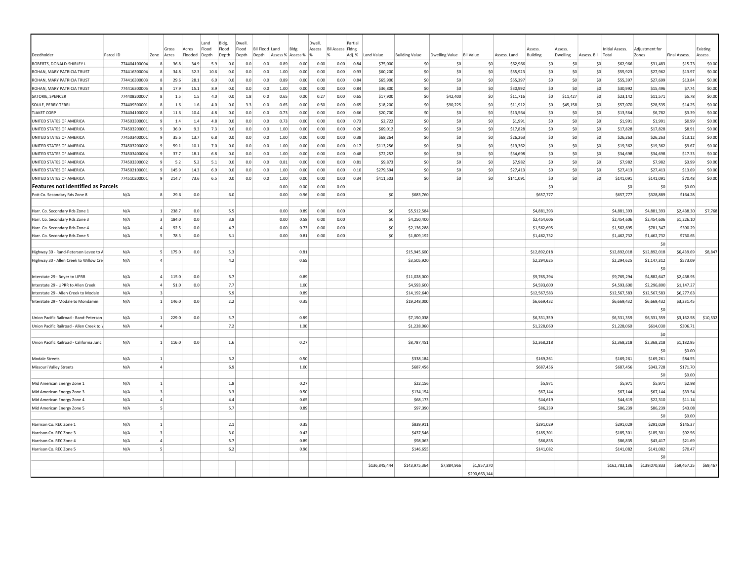| Deedholder | Parcel ID | Zone | Gross Acres | Acres Flooded | Land Flood Depth | Bldg. Flood Depth | Dwell. Flood Depth | Bll Flood Depth | Land Assess % | Bldg Assess % | Dwell. Assess % | Bll Assess % | Partial Fldng Adj. % | Land Value | Building Value | Dwelling Value | Bll Value | Assess. Land | Assess. Building | Assess. Dwelling | Assess. Bll | Initial Assess. Total | Adjustment for Zones | Final Assess. | Existing Assess. |
|---|---|---|---|---|---|---|---|---|---|---|---|---|---|---|---|---|---|---|---|---|---|---|---|---|---|
| ROBERTS, DONALD-SHIRLEY L | 774404100004 | 8 | 36.8 | 34.9 | 5.9 | 0.0 | 0.0 | 0.0 | 0.89 | 0.00 | 0.00 | 0.00 | 0.84 | $75,000 | $0 | $0 | $0 | $62,966 | $0 | $0 | $0 | $62,966 | $31,483 | $15.73 | $0.00 |
| ROHAN, MARY PATRICIA TRUST | 774416300004 | 8 | 34.8 | 32.3 | 10.6 | 0.0 | 0.0 | 0.0 | 1.00 | 0.00 | 0.00 | 0.00 | 0.93 | $60,200 | $0 | $0 | $0 | $55,923 | $0 | $0 | $0 | $55,923 | $27,962 | $13.97 | $0.00 |
| ROHAN, MARY PATRICIA TRUST | 774416300003 | 8 | 29.6 | 28.1 | 6.0 | 0.0 | 0.0 | 0.0 | 0.89 | 0.00 | 0.00 | 0.00 | 0.84 | $65,900 | $0 | $0 | $0 | $55,397 | $0 | $0 | $0 | $55,397 | $27,699 | $13.84 | $0.00 |
| ROHAN, MARY PATRICIA TRUST | 774416300005 | 8 | 17.9 | 15.1 | 8.9 | 0.0 | 0.0 | 0.0 | 1.00 | 0.00 | 0.00 | 0.00 | 0.84 | $36,800 | $0 | $0 | $0 | $30,992 | $0 | $0 | $0 | $30,992 | $15,496 | $7.74 | $0.00 |
| SATORIE, SPENCER | 774408200007 | 8 | 1.5 | 1.5 | 4.0 | 0.0 | 1.8 | 0.0 | 0.65 | 0.00 | 0.27 | 0.00 | 0.65 | $17,900 | $0 | $42,400 | $0 | $11,716 | $0 | $11,427 | $0 | $23,142 | $11,571 | $5.78 | $0.00 |
| SOULE, PERRY-TERRI | 774409300001 | 8 | 1.6 | 1.6 | 4.0 | 0.0 | 3.3 | 0.0 | 0.65 | 0.00 | 0.50 | 0.00 | 0.65 | $18,200 | $0 | $90,225 | $0 | $11,912 | $0 | $45,158 | $0 | $57,070 | $28,535 | $14.25 | $0.00 |
| TJAKET CORP | 774404100002 | 8 | 11.6 | 10.4 | 4.8 | 0.0 | 0.0 | 0.0 | 0.73 | 0.00 | 0.00 | 0.00 | 0.66 | $20,700 | $0 | $0 | $0 | $13,564 | $0 | $0 | $0 | $13,564 | $6,782 | $3.39 | $0.00 |
| UNITED STATES OF AMERICA | 774503300001 | 9 | 1.4 | 1.4 | 4.8 | 0.0 | 0.0 | 0.0 | 0.73 | 0.00 | 0.00 | 0.00 | 0.73 | $2,722 | $0 | $0 | $0 | $1,991 | $0 | $0 | $0 | $1,991 | $1,991 | $0.99 | $0.00 |
| UNITED STATES OF AMERICA | 774503200001 | 9 | 36.0 | 9.3 | 7.3 | 0.0 | 0.0 | 0.0 | 1.00 | 0.00 | 0.00 | 0.00 | 0.26 | $69,012 | $0 | $0 | $0 | $17,828 | $0 | $0 | $0 | $17,828 | $17,828 | $8.91 | $0.00 |
| UNITED STATES OF AMERICA | 774503400001 | 9 | 35.6 | 13.7 | 6.8 | 0.0 | 0.0 | 0.0 | 1.00 | 0.00 | 0.00 | 0.00 | 0.38 | $68,264 | $0 | $0 | $0 | $26,263 | $0 | $0 | $0 | $26,263 | $26,263 | $13.12 | $0.00 |
| UNITED STATES OF AMERICA | 774503200002 | 9 | 59.1 | 10.1 | 7.0 | 0.0 | 0.0 | 0.0 | 1.00 | 0.00 | 0.00 | 0.00 | 0.17 | $113,256 | $0 | $0 | $0 | $19,362 | $0 | $0 | $0 | $19,362 | $19,362 | $9.67 | $0.00 |
| UNITED STATES OF AMERICA | 774503400004 | 9 | 37.7 | 18.1 | 6.8 | 0.0 | 0.0 | 0.0 | 1.00 | 0.00 | 0.00 | 0.00 | 0.48 | $72,252 | $0 | $0 | $0 | $34,698 | $0 | $0 | $0 | $34,698 | $34,698 | $17.33 | $0.00 |
| UNITED STATES OF AMERICA | 774503300002 | 9 | 5.2 | 5.2 | 5.1 | 0.0 | 0.0 | 0.0 | 0.81 | 0.00 | 0.00 | 0.00 | 0.81 | $9,873 | $0 | $0 | $0 | $7,982 | $0 | $0 | $0 | $7,982 | $7,982 | $3.99 | $0.00 |
| UNITED STATES OF AMERICA | 774502100001 | 9 | 145.9 | 14.3 | 6.9 | 0.0 | 0.0 | 0.0 | 1.00 | 0.00 | 0.00 | 0.00 | 0.10 | $279,594 | $0 | $0 | $0 | $27,413 | $0 | $0 | $0 | $27,413 | $27,413 | $13.69 | $0.00 |
| UNITED STATES OF AMERICA | 774510200001 | 9 | 214.7 | 73.6 | 6.5 | 0.0 | 0.0 | 0.0 | 1.00 | 0.00 | 0.00 | 0.00 | 0.34 | $411,503 | $0 | $0 | $0 | $141,091 | $0 | $0 | $0 | $141,091 | $141,091 | $70.48 | $0.00 |
| **Features not Identified as Parcels** | | | | | | | | | 0.00 | 0.00 | 0.00 | 0.00 | | | | | | | $0 | | | $0 | $0 | $0.00 | |
| Pott Co. Secondary Rds Zone 8 | N/A | 8 | 29.6 | 0.0 | | 6.0 | | | 0.00 | 0.96 | 0.00 | 0.00 | | $0 | $683,760 | | | | $657,777 | | | $657,777 | $328,889 | $164.28 | |
| | | | | | | | | | | | | | | | | | | | | | | | | | |
| Harr. Co. Secondary Rds Zone 1 | N/A | 1 | 238.7 | 0.0 | | 5.5 | | | 0.00 | 0.89 | 0.00 | 0.00 | | $0 | $5,512,584 | | | | $4,881,393 | | | $4,881,393 | $4,881,393 | $2,438.30 | $7,768 |
| Harr. Co. Secondary Rds Zone 3 | N/A | 3 | 184.0 | 0.0 | | 3.8 | | | 0.00 | 0.58 | 0.00 | 0.00 | | $0 | $4,250,400 | | | | $2,454,606 | | | $2,454,606 | $2,454,606 | $1,226.10 | |
| Harr. Co. Secondary Rds Zone 4 | N/A | 4 | 92.5 | 0.0 | | 4.7 | | | 0.00 | 0.73 | 0.00 | 0.00 | | $0 | $2,136,288 | | | | $1,562,695 | | | $1,562,695 | $781,347 | $390.29 | |
| Harr. Co. Secondary Rds Zone 5 | N/A | 5 | 78.3 | 0.0 | | 5.1 | | | 0.00 | 0.81 | 0.00 | 0.00 | | $0 | $1,809,192 | | | | $1,462,732 | | | $1,462,732 | $1,462,732 | $730.65 | |
| | | | | | | | | | | | | | | | | | | | | | | | $0 | | |
| Highway 30 - Rand-Peterson Levee to A | N/A | 5 | 175.0 | 0.0 | | 5.3 | | | | 0.81 | | | | | $15,945,600 | | | | $12,892,018 | | | $12,892,018 | $12,892,018 | $6,439.69 | $8,847 |
| Highway 30 - Allen Creek to Willow Cre | N/A | 4 | | | | 4.2 | | | | 0.65 | | | | | $3,505,920 | | | | $2,294,625 | | | $2,294,625 | $1,147,312 | $573.09 | |
| | | | | | | | | | | | | | | | | | | | | | | | $0 | | |
| Interstate 29 - Boyer to UPRR | N/A | 4 | 115.0 | 0.0 | | 5.7 | | | | 0.89 | | | | | $11,028,000 | | | | $9,765,294 | | | $9,765,294 | $4,882,647 | $2,438.93 | |
| Interstate 29 - UPRR to Allen Creek | N/A | 4 | 51.0 | 0.0 | | 7.7 | | | | 1.00 | | | | | $4,593,600 | | | | $4,593,600 | | | $4,593,600 | $2,296,800 | $1,147.27 | |
| Interstate 29 - Allen Creek to Modale | N/A | 3 | | | | 5.9 | | | | 0.89 | | | | | $14,192,640 | | | | $12,567,583 | | | $12,567,583 | $12,567,583 | $6,277.63 | |
| Interstate 29 - Modale to Mondamin | N/A | 1 | 146.0 | 0.0 | | 2.2 | | | | 0.35 | | | | | $19,248,000 | | | | $6,669,432 | | | $6,669,432 | $6,669,432 | $3,331.45 | |
| | | | | | | | | | | | | | | | | | | | | | | | $0 | | |
| Union Pacific Railroad - Rand-Peterson | N/A | 1 | 229.0 | 0.0 | | 5.7 | | | | 0.89 | | | | | $7,150,038 | | | | $6,331,359 | | | $6,331,359 | $6,331,359 | $3,162.58 | $10,532 |
| Union Pacific Railroad - Allen Creek to \ | N/A | 4 | | | | 7.2 | | | | 1.00 | | | | | $1,228,060 | | | | $1,228,060 | | | $1,228,060 | $614,030 | $306.71 | |
| | | | | | | | | | | | | | | | | | | | | | | | $0 | | |
| Union Pacific Railroad - California Junc. | N/A | 1 | 116.0 | 0.0 | | 1.6 | | | | 0.27 | | | | | $8,787,451 | | | | $2,368,218 | | | $2,368,218 | $2,368,218 | $1,182.95 | |
| | | | | | | | | | | | | | | | | | | | | | | | $0 | $0.00 | |
| Modale Streets | N/A | 1 | | | | 3.2 | | | | 0.50 | | | | | $338,184 | | | | $169,261 | | | $169,261 | $169,261 | $84.55 | |
| Missouri Valley Streets | N/A | 4 | | | | 6.9 | | | | 1.00 | | | | | $687,456 | | | | $687,456 | | | $687,456 | $343,728 | $171.70 | |
| | | | | | | | | | | | | | | | | | | | | | | | $0 | $0.00 | |
| Mid American Energy Zone 1 | N/A | 1 | | | | 1.8 | | | | 0.27 | | | | | $22,156 | | | | $5,971 | | | $5,971 | $5,971 | $2.98 | |
| Mid American Energy Zone 3 | N/A | 3 | | | | 3.3 | | | | 0.50 | | | | | $134,154 | | | | $67,144 | | | $67,144 | $67,144 | $33.54 | |
| Mid American Energy Zone 4 | N/A | 4 | | | | 4.4 | | | | 0.65 | | | | | $68,173 | | | | $44,619 | | | $44,619 | $22,310 | $11.14 | |
| Mid American Energy Zone 5 | N/A | 5 | | | | 5.7 | | | | 0.89 | | | | | $97,390 | | | | $86,239 | | | $86,239 | $86,239 | $43.08 | |
| | | | | | | | | | | | | | | | | | | | | | | | $0 | $0.00 | |
| Harrison Co. REC Zone 1 | N/A | 1 | | | | 2.1 | | | | 0.35 | | | | | $839,911 | | | | $291,029 | | | $291,029 | $291,029 | $145.37 | |
| Harrison Co. REC Zone 3 | N/A | 3 | | | | 3.0 | | | | 0.42 | | | | | $437,546 | | | | $185,301 | | | $185,301 | $185,301 | $92.56 | |
| Harrison Co. REC Zone 4 | N/A | 4 | | | | 5.7 | | | | 0.89 | | | | | $98,063 | | | | $86,835 | | | $86,835 | $43,417 | $21.69 | |
| Harrison Co. REC Zone 5 | N/A | 5 | | | | 6.2 | | | | 0.96 | | | | | $146,655 | | | | $141,082 | | | $141,082 | $141,082 | $70.47 | |
| | | | | | | | | | | | | | | | | | | | | | | | $0 | | |
| | | | | | | | | | | | | | | $136,845,444 | $143,975,364 | $7,884,966 | $1,957,370 | | | | | $162,783,186 | $139,070,833 | $69,467.25 | $69,467 |
| | | | | | | | | | | | | | | | | | $290,663,144 | | | | | | | | |